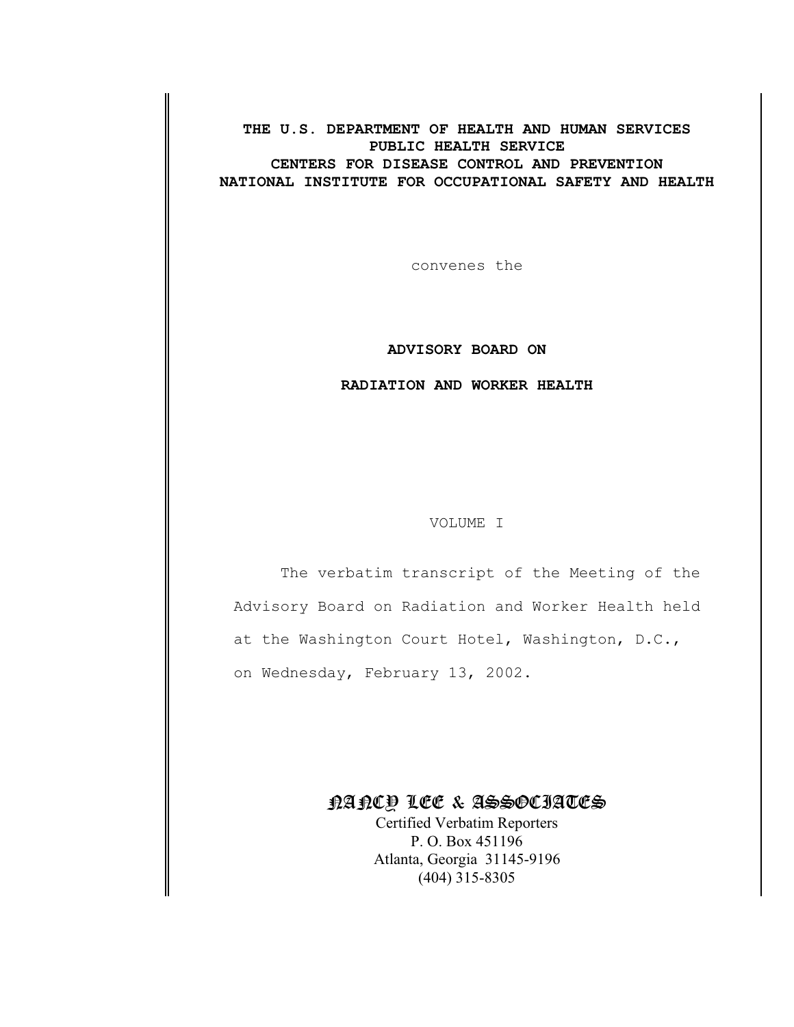**THE U.S. DEPARTMENT OF HEALTH AND HUMAN SERVICES**
**PUBLIC HEALTH SERVICE**
**CENTERS FOR DISEASE CONTROL AND PREVENTION**
**NATIONAL INSTITUTE FOR OCCUPATIONAL SAFETY AND HEALTH**

convenes the

# ADVISORY BOARD ON

# RADIATION AND WORKER HEALTH

VOLUME I

The verbatim transcript of the Meeting of the Advisory Board on Radiation and Worker Health held at the Washington Court Hotel, Washington, D.C., on Wednesday, February 13, 2002.

NANCY LEE & ASSOCIATES
Certified Verbatim Reporters
P. O. Box 451196
Atlanta, Georgia 31145-9196
(404) 315-8305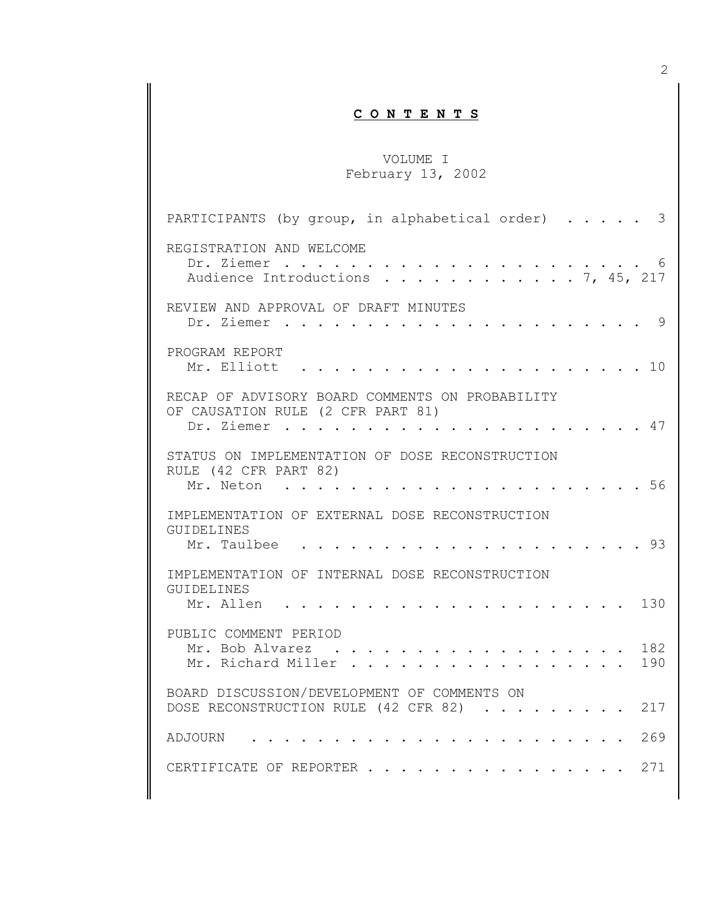**C O N T E N T S**

VOLUME I
February 13, 2002

PARTICIPANTS (by group, in alphabetical order) . . . . . 3

REGISTRATION AND WELCOME
Dr. Ziemer . . . . . . . . . . . . . . . . . . . . . 6
Audience Introductions . . . . . . . . . . . . 7, 45, 217

REVIEW AND APPROVAL OF DRAFT MINUTES
Dr. Ziemer . . . . . . . . . . . . . . . . . . . . . 9

PROGRAM REPORT
Mr. Elliott . . . . . . . . . . . . . . . . . . . . 10

RECAP OF ADVISORY BOARD COMMENTS ON PROBABILITY OF CAUSATION RULE (2 CFR PART 81)
Dr. Ziemer . . . . . . . . . . . . . . . . . . . . 47

STATUS ON IMPLEMENTATION OF DOSE RECONSTRUCTION RULE (42 CFR PART 82)
Mr. Neton . . . . . . . . . . . . . . . . . . . . 56

IMPLEMENTATION OF EXTERNAL DOSE RECONSTRUCTION GUIDELINES
Mr. Taulbee . . . . . . . . . . . . . . . . . . . 93

IMPLEMENTATION OF INTERNAL DOSE RECONSTRUCTION GUIDELINES
Mr. Allen . . . . . . . . . . . . . . . . . . . . 130

PUBLIC COMMENT PERIOD
Mr. Bob Alvarez . . . . . . . . . . . . . . . . . 182
Mr. Richard Miller . . . . . . . . . . . . . . . . 190

BOARD DISCUSSION/DEVELOPMENT OF COMMENTS ON DOSE RECONSTRUCTION RULE (42 CFR 82) . . . . . . . . . 217

ADJOURN . . . . . . . . . . . . . . . . . . . . . . 269

CERTIFICATE OF REPORTER . . . . . . . . . . . . . . . 271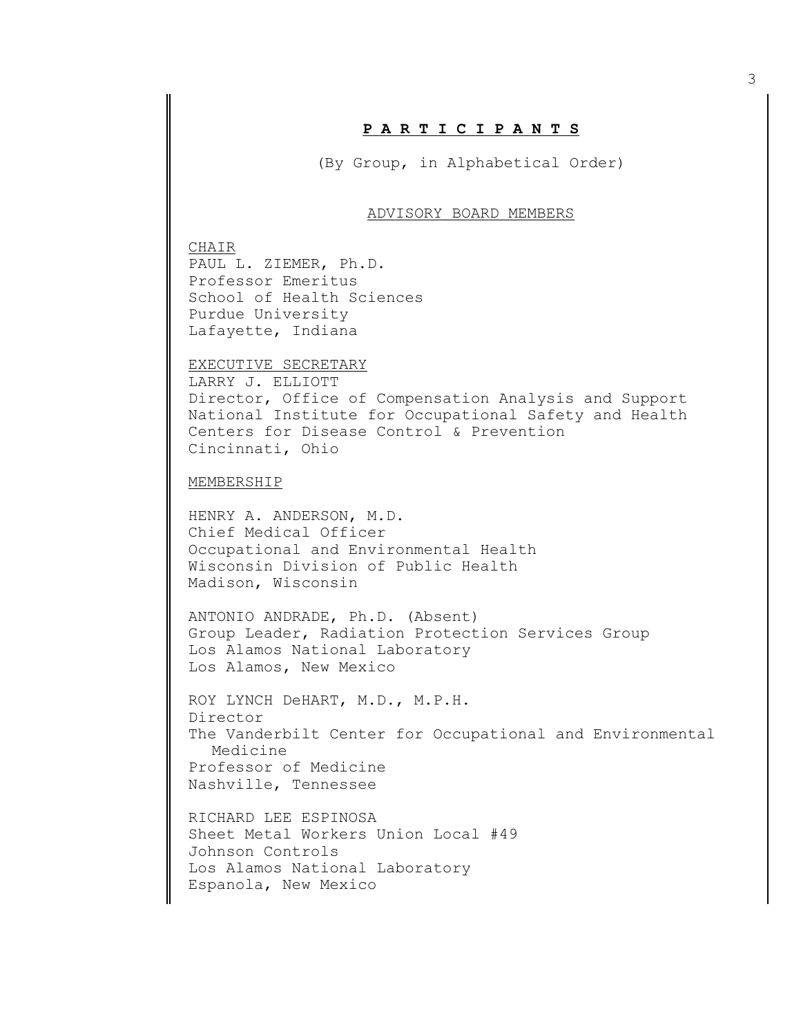# **P A R T I C I P A N T S**

(By Group, in Alphabetical Order)

## ADVISORY BOARD MEMBERS

CHAIR
PAUL L. ZIEMER, Ph.D.
Professor Emeritus
School of Health Sciences
Purdue University
Lafayette, Indiana

EXECUTIVE SECRETARY
LARRY J. ELLIOTT
Director, Office of Compensation Analysis and Support
National Institute for Occupational Safety and Health
Centers for Disease Control & Prevention
Cincinnati, Ohio

MEMBERSHIP

HENRY A. ANDERSON, M.D.
Chief Medical Officer
Occupational and Environmental Health
Wisconsin Division of Public Health
Madison, Wisconsin

ANTONIO ANDRADE, Ph.D. (Absent)
Group Leader, Radiation Protection Services Group
Los Alamos National Laboratory
Los Alamos, New Mexico

ROY LYNCH DeHART, M.D., M.P.H.
Director
The Vanderbilt Center for Occupational and Environmental Medicine
Professor of Medicine
Nashville, Tennessee

RICHARD LEE ESPINOSA
Sheet Metal Workers Union Local #49
Johnson Controls
Los Alamos National Laboratory
Espanola, New Mexico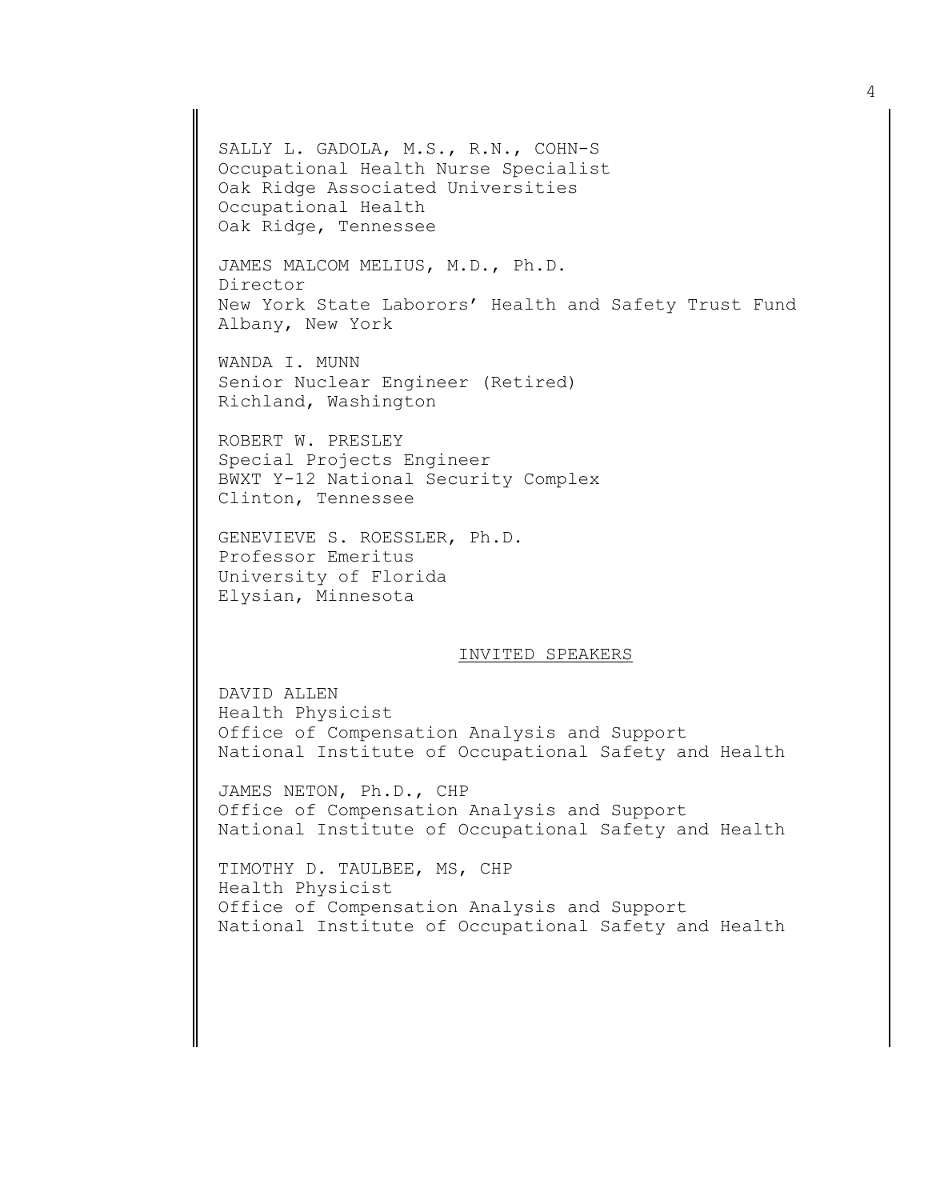SALLY L. GADOLA, M.S., R.N., COHN-S
Occupational Health Nurse Specialist
Oak Ridge Associated Universities
Occupational Health
Oak Ridge, Tennessee

JAMES MALCOM MELIUS, M.D., Ph.D.
Director
New York State Laborors' Health and Safety Trust Fund
Albany, New York

WANDA I. MUNN
Senior Nuclear Engineer (Retired)
Richland, Washington

ROBERT W. PRESLEY
Special Projects Engineer
BWXT Y-12 National Security Complex
Clinton, Tennessee

GENEVIEVE S. ROESSLER, Ph.D.
Professor Emeritus
University of Florida
Elysian, Minnesota

## INVITED SPEAKERS

DAVID ALLEN
Health Physicist
Office of Compensation Analysis and Support
National Institute of Occupational Safety and Health

JAMES NETON, Ph.D., CHP
Office of Compensation Analysis and Support
National Institute of Occupational Safety and Health

TIMOTHY D. TAULBEE, MS, CHP
Health Physicist
Office of Compensation Analysis and Support
National Institute of Occupational Safety and Health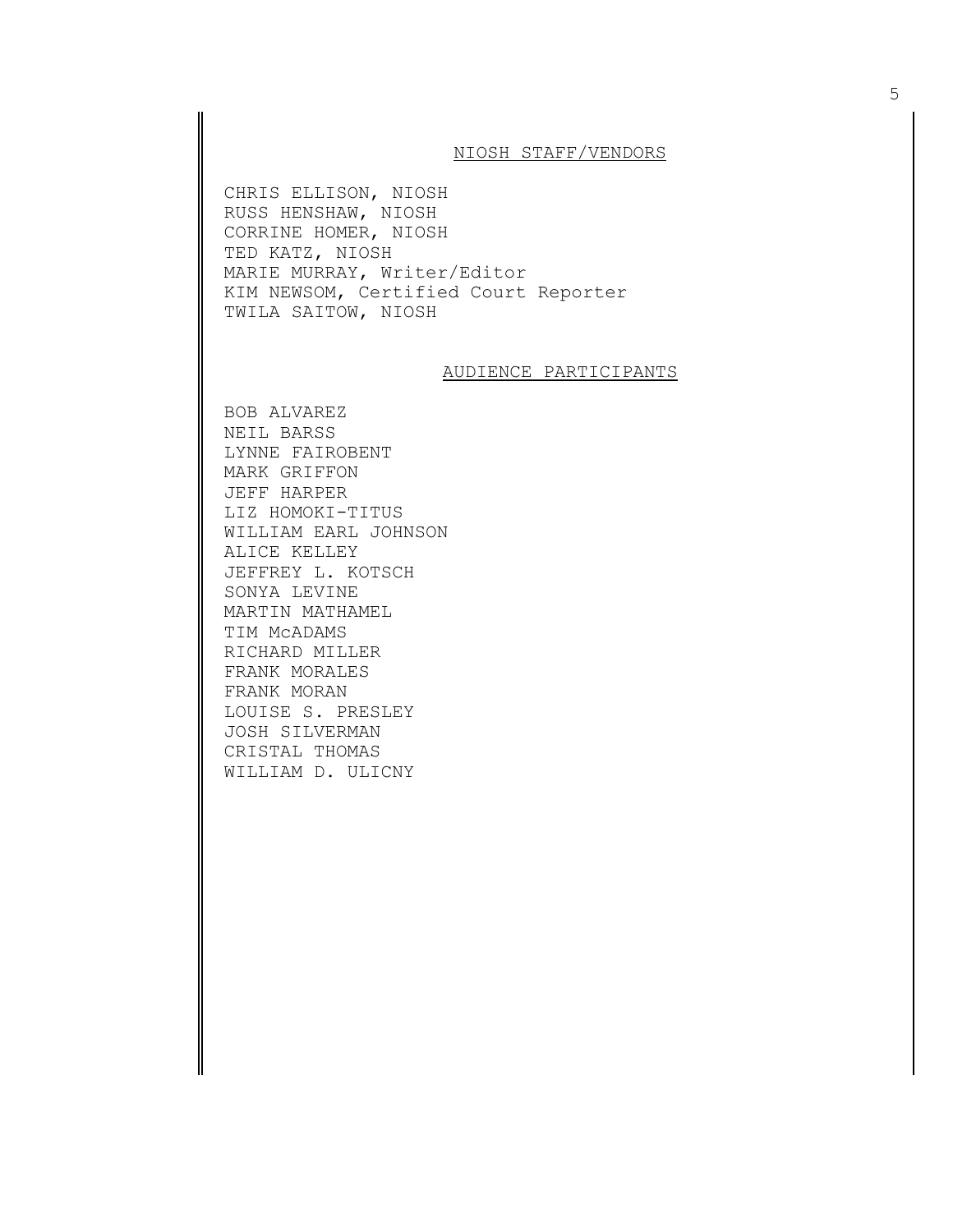## NIOSH STAFF/VENDORS

CHRIS ELLISON, NIOSH
RUSS HENSHAW, NIOSH
CORRINE HOMER, NIOSH
TED KATZ, NIOSH
MARIE MURRAY, Writer/Editor
KIM NEWSOM, Certified Court Reporter
TWILA SAITOW, NIOSH

## AUDIENCE PARTICIPANTS

BOB ALVAREZ
NEIL BARSS
LYNNE FAIROBENT
MARK GRIFFON
JEFF HARPER
LIZ HOMOKI-TITUS
WILLIAM EARL JOHNSON
ALICE KELLEY
JEFFREY L. KOTSCH
SONYA LEVINE
MARTIN MATHAMEL
TIM McADAMS
RICHARD MILLER
FRANK MORALES
FRANK MORAN
LOUISE S. PRESLEY
JOSH SILVERMAN
CRISTAL THOMAS
WILLIAM D. ULICNY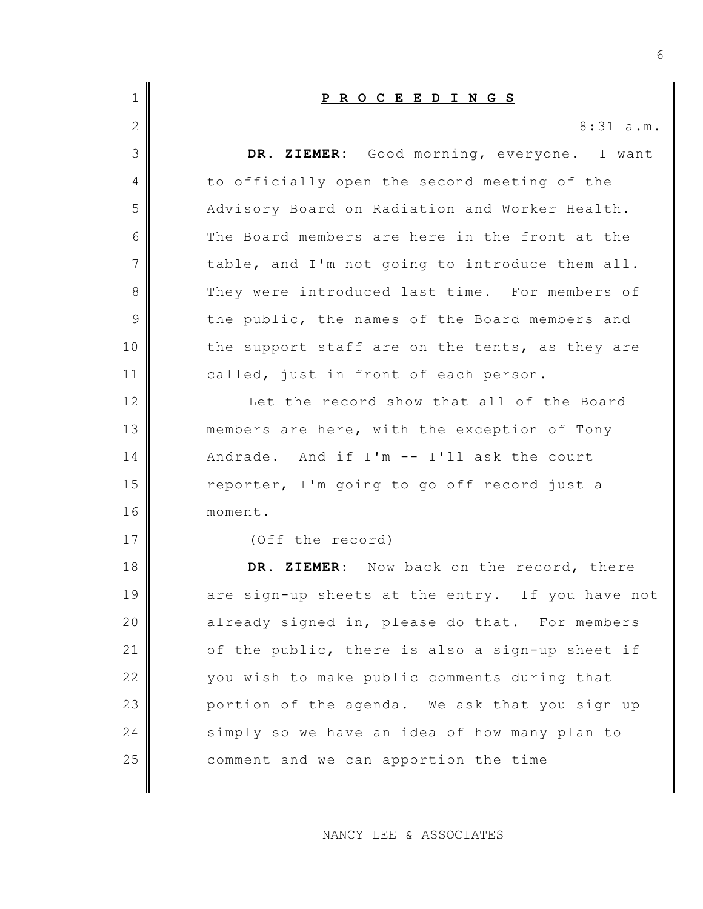**P R O C E E D I N G S**

8:31 a.m.

**DR. ZIEMER:** Good morning, everyone. I want to officially open the second meeting of the Advisory Board on Radiation and Worker Health. The Board members are here in the front at the table, and I'm not going to introduce them all. They were introduced last time. For members of the public, the names of the Board members and the support staff are on the tents, as they are called, just in front of each person.

Let the record show that all of the Board members are here, with the exception of Tony Andrade. And if I'm -- I'll ask the court reporter, I'm going to go off record just a moment.

(Off the record)

**DR. ZIEMER:** Now back on the record, there are sign-up sheets at the entry. If you have not already signed in, please do that. For members of the public, there is also a sign-up sheet if you wish to make public comments during that portion of the agenda. We ask that you sign up simply so we have an idea of how many plan to comment and we can apportion the time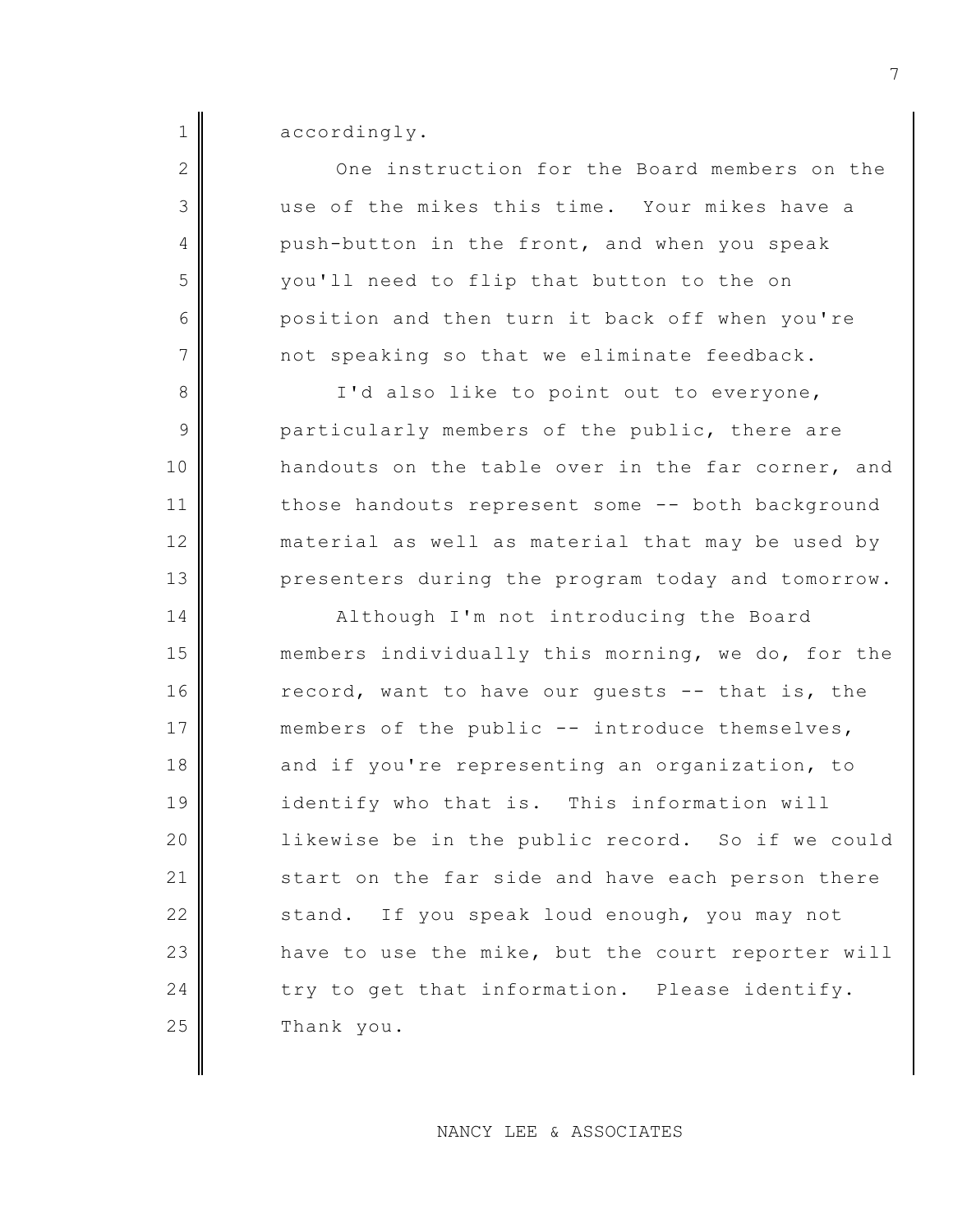accordingly.

One instruction for the Board members on the use of the mikes this time. Your mikes have a push-button in the front, and when you speak you'll need to flip that button to the on position and then turn it back off when you're not speaking so that we eliminate feedback.

I'd also like to point out to everyone, particularly members of the public, there are handouts on the table over in the far corner, and those handouts represent some -- both background material as well as material that may be used by presenters during the program today and tomorrow.

Although I'm not introducing the Board members individually this morning, we do, for the record, want to have our guests -- that is, the members of the public -- introduce themselves, and if you're representing an organization, to identify who that is. This information will likewise be in the public record. So if we could start on the far side and have each person there stand. If you speak loud enough, you may not have to use the mike, but the court reporter will try to get that information. Please identify. Thank you.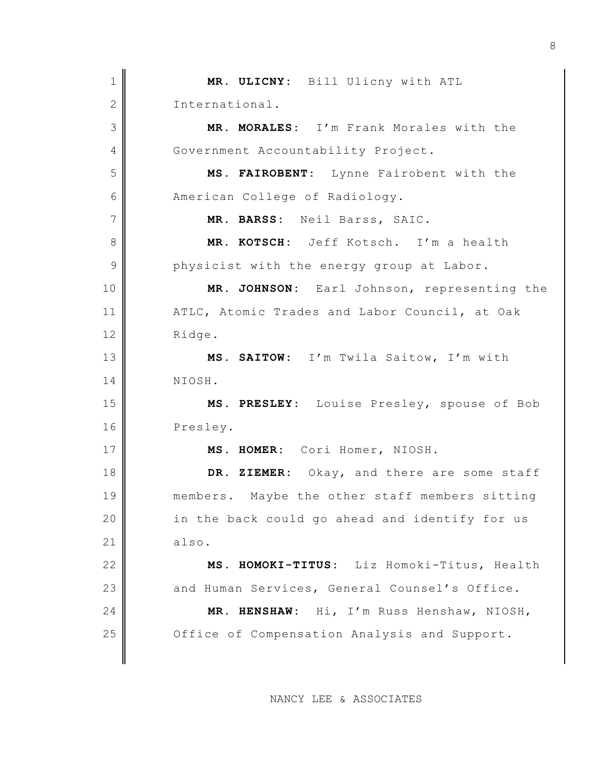**MR. ULICNY**: Bill Ulicny with ATL International.

**MR. MORALES**: I'm Frank Morales with the Government Accountability Project.

**MS. FAIROBENT**: Lynne Fairobent with the American College of Radiology.

**MR. BARSS**: Neil Barss, SAIC.

**MR. KOTSCH**: Jeff Kotsch. I'm a health physicist with the energy group at Labor.

**MR. JOHNSON**: Earl Johnson, representing the ATLC, Atomic Trades and Labor Council, at Oak Ridge.

**MS. SAITOW**: I'm Twila Saitow, I'm with NIOSH.

**MS. PRESLEY**: Louise Presley, spouse of Bob Presley.

**MS. HOMER**: Cori Homer, NIOSH.

**DR. ZIEMER**: Okay, and there are some staff members. Maybe the other staff members sitting in the back could go ahead and identify for us also.

**MS. HOMOKI-TITUS**: Liz Homoki-Titus, Health and Human Services, General Counsel's Office.

**MR. HENSHAW**: Hi, I'm Russ Henshaw, NIOSH, Office of Compensation Analysis and Support.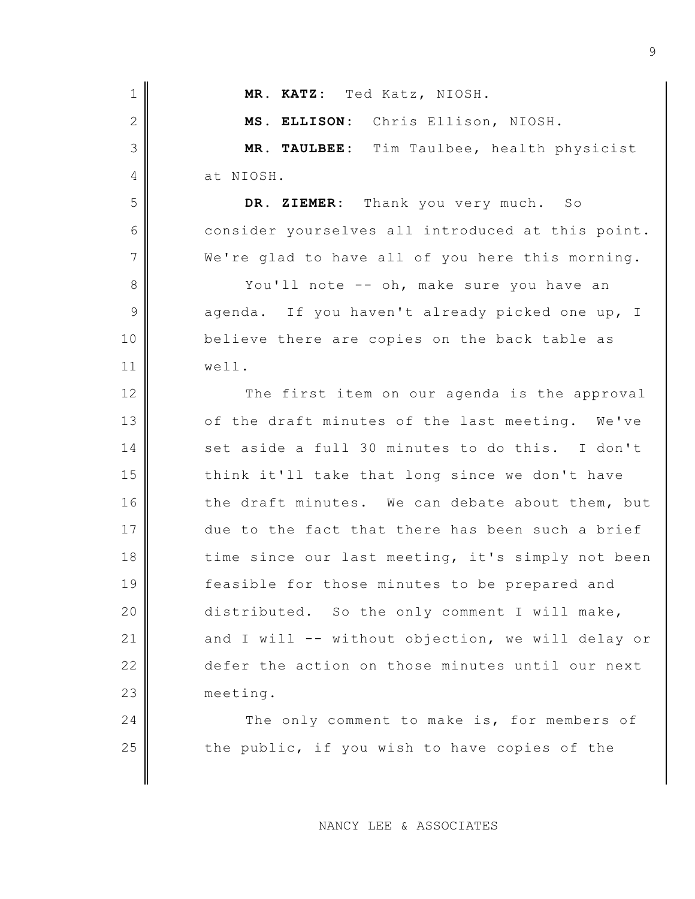**MR. KATZ:** Ted Katz, NIOSH.

**MS. ELLISON:** Chris Ellison, NIOSH.

**MR. TAULBEE:** Tim Taulbee, health physicist at NIOSH.

**DR. ZIEMER:** Thank you very much. So consider yourselves all introduced at this point. We're glad to have all of you here this morning.

You'll note -- oh, make sure you have an agenda. If you haven't already picked one up, I believe there are copies on the back table as well.

The first item on our agenda is the approval of the draft minutes of the last meeting. We've set aside a full 30 minutes to do this. I don't think it'll take that long since we don't have the draft minutes. We can debate about them, but due to the fact that there has been such a brief time since our last meeting, it's simply not been feasible for those minutes to be prepared and distributed. So the only comment I will make, and I will -- without objection, we will delay or defer the action on those minutes until our next meeting.

The only comment to make is, for members of the public, if you wish to have copies of the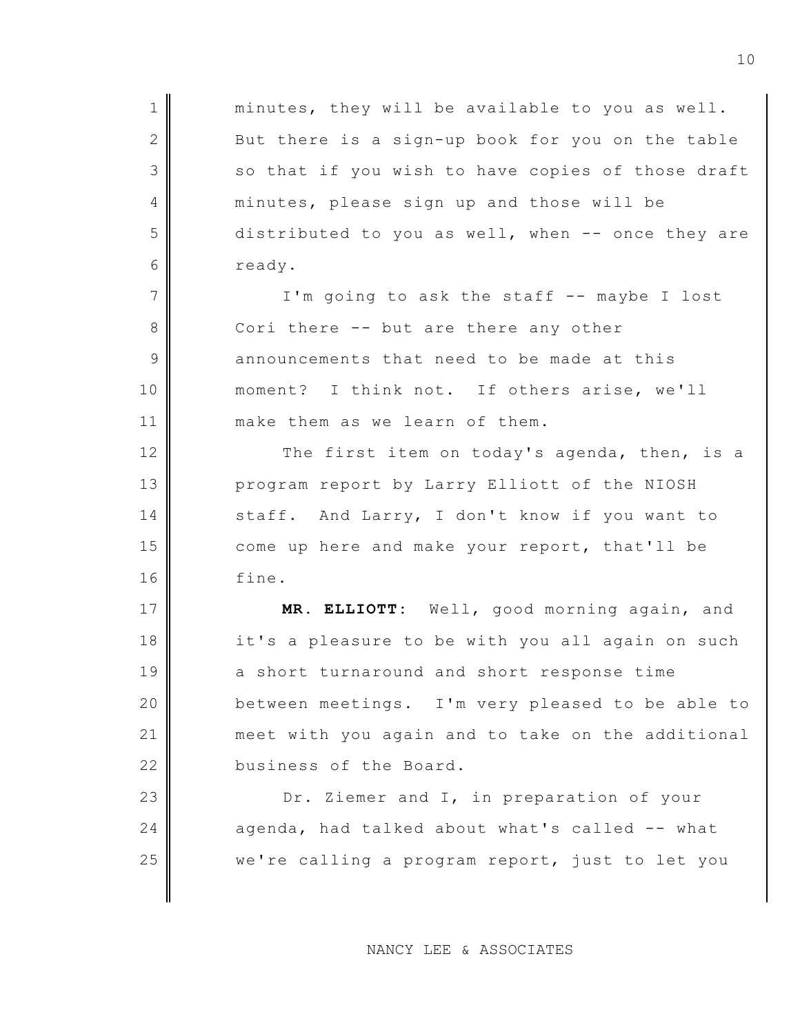minutes, they will be available to you as well. But there is a sign-up book for you on the table so that if you wish to have copies of those draft minutes, please sign up and those will be distributed to you as well, when -- once they are ready.

I'm going to ask the staff -- maybe I lost Cori there -- but are there any other announcements that need to be made at this moment? I think not. If others arise, we'll make them as we learn of them.

The first item on today's agenda, then, is a program report by Larry Elliott of the NIOSH staff. And Larry, I don't know if you want to come up here and make your report, that'll be fine.

**MR. ELLIOTT:** Well, good morning again, and it's a pleasure to be with you all again on such a short turnaround and short response time between meetings. I'm very pleased to be able to meet with you again and to take on the additional business of the Board.

Dr. Ziemer and I, in preparation of your agenda, had talked about what's called -- what we're calling a program report, just to let you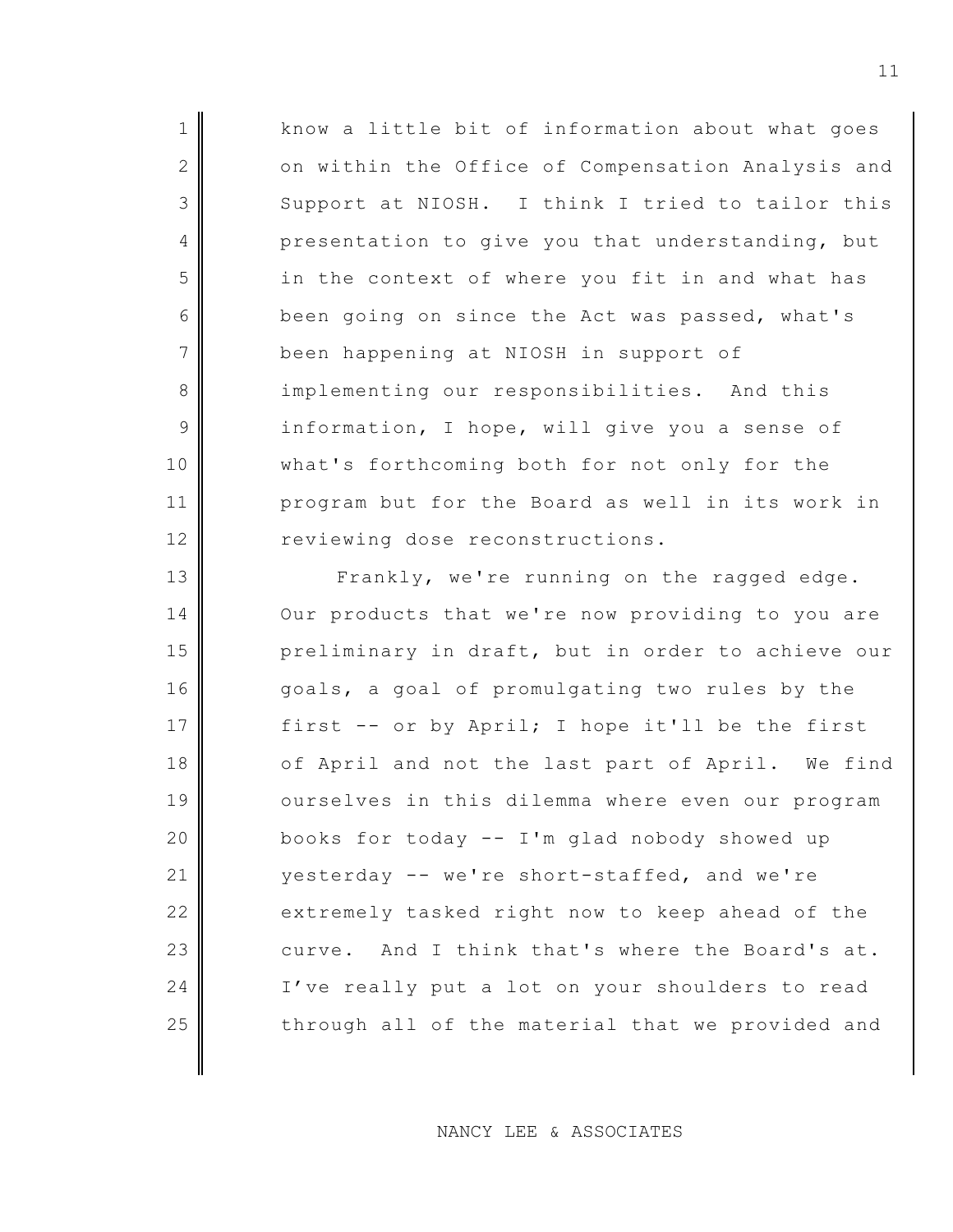know a little bit of information about what goes on within the Office of Compensation Analysis and Support at NIOSH. I think I tried to tailor this presentation to give you that understanding, but in the context of where you fit in and what has been going on since the Act was passed, what's been happening at NIOSH in support of implementing our responsibilities. And this information, I hope, will give you a sense of what's forthcoming both for not only for the program but for the Board as well in its work in reviewing dose reconstructions.

Frankly, we're running on the ragged edge. Our products that we're now providing to you are preliminary in draft, but in order to achieve our goals, a goal of promulgating two rules by the first -- or by April; I hope it'll be the first of April and not the last part of April. We find ourselves in this dilemma where even our program books for today -- I'm glad nobody showed up yesterday -- we're short-staffed, and we're extremely tasked right now to keep ahead of the curve. And I think that's where the Board's at. I've really put a lot on your shoulders to read through all of the material that we provided and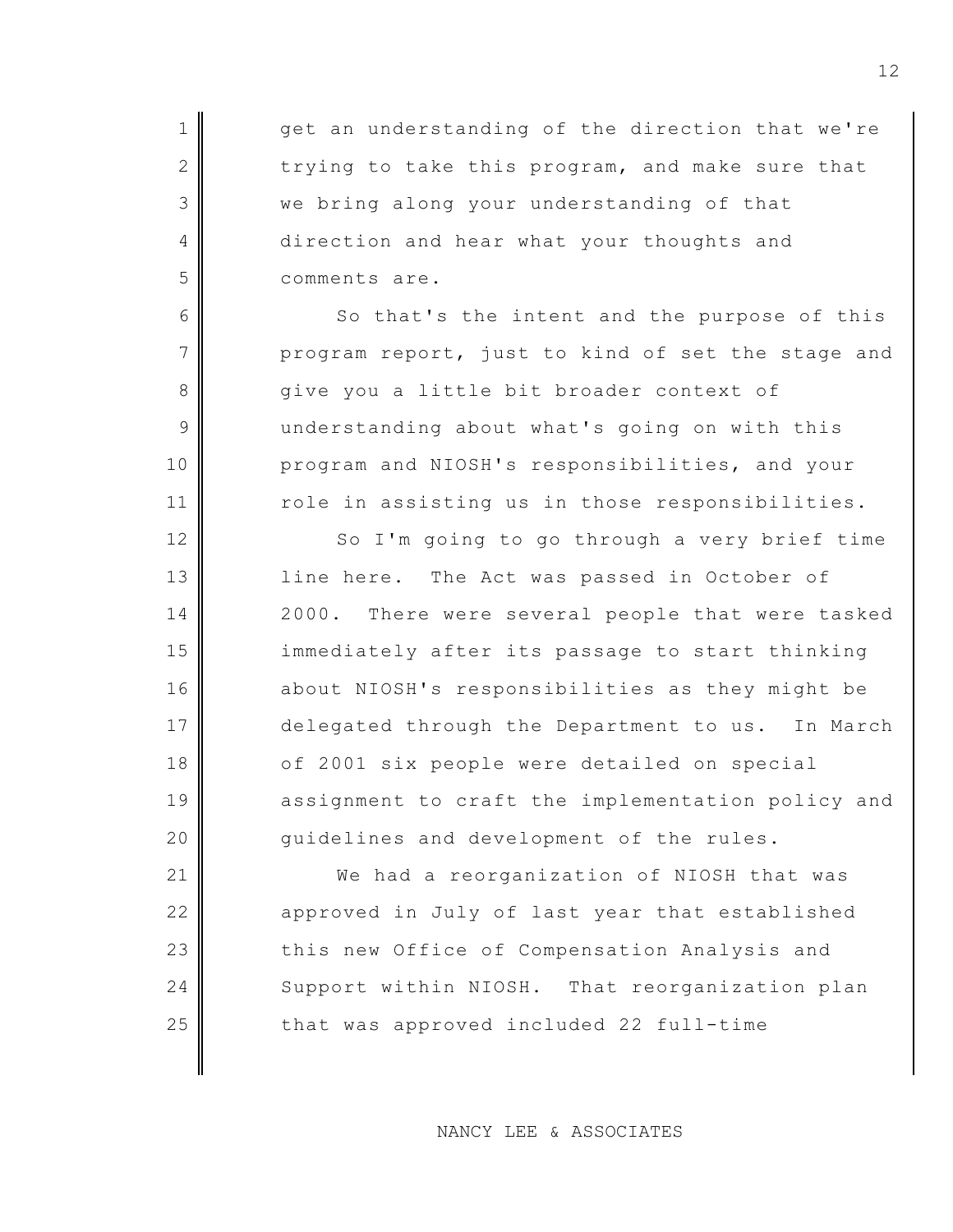get an understanding of the direction that we're trying to take this program, and make sure that we bring along your understanding of that direction and hear what your thoughts and comments are.

So that's the intent and the purpose of this program report, just to kind of set the stage and give you a little bit broader context of understanding about what's going on with this program and NIOSH's responsibilities, and your role in assisting us in those responsibilities.

So I'm going to go through a very brief time line here. The Act was passed in October of 2000. There were several people that were tasked immediately after its passage to start thinking about NIOSH's responsibilities as they might be delegated through the Department to us. In March of 2001 six people were detailed on special assignment to craft the implementation policy and guidelines and development of the rules.

We had a reorganization of NIOSH that was approved in July of last year that established this new Office of Compensation Analysis and Support within NIOSH. That reorganization plan that was approved included 22 full-time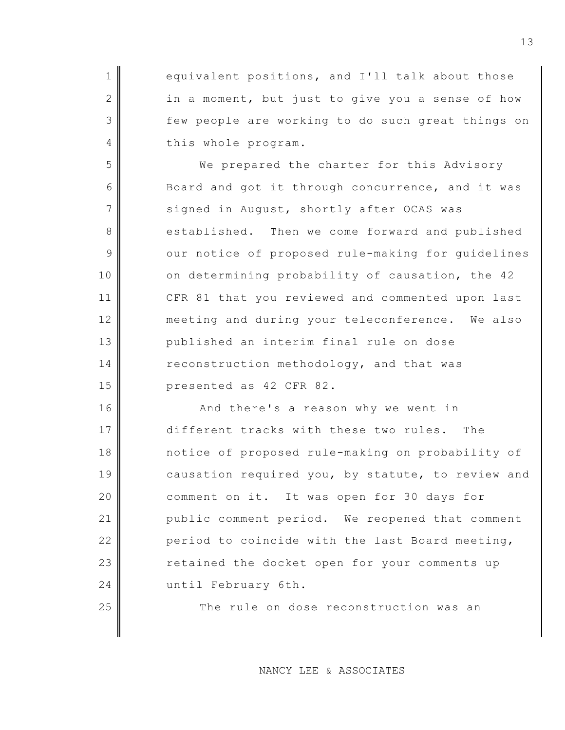equivalent positions, and I'll talk about those in a moment, but just to give you a sense of how few people are working to do such great things on this whole program.

We prepared the charter for this Advisory Board and got it through concurrence, and it was signed in August, shortly after OCAS was established. Then we come forward and published our notice of proposed rule-making for guidelines on determining probability of causation, the 42 CFR 81 that you reviewed and commented upon last meeting and during your teleconference. We also published an interim final rule on dose reconstruction methodology, and that was presented as 42 CFR 82.

And there's a reason why we went in different tracks with these two rules. The notice of proposed rule-making on probability of causation required you, by statute, to review and comment on it. It was open for 30 days for public comment period. We reopened that comment period to coincide with the last Board meeting, retained the docket open for your comments up until February 6th.

The rule on dose reconstruction was an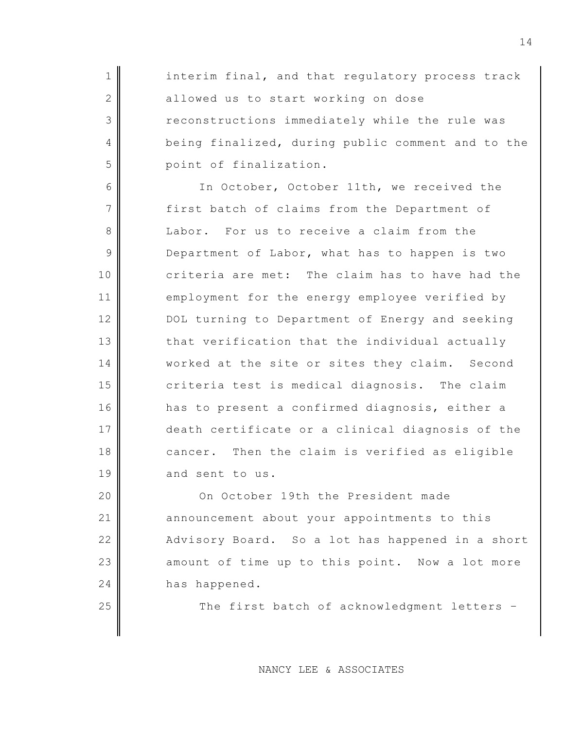interim final, and that regulatory process track allowed us to start working on dose reconstructions immediately while the rule was being finalized, during public comment and to the point of finalization.

In October, October 11th, we received the first batch of claims from the Department of Labor. For us to receive a claim from the Department of Labor, what has to happen is two criteria are met: The claim has to have had the employment for the energy employee verified by DOL turning to Department of Energy and seeking that verification that the individual actually worked at the site or sites they claim. Second criteria test is medical diagnosis. The claim has to present a confirmed diagnosis, either a death certificate or a clinical diagnosis of the cancer. Then the claim is verified as eligible and sent to us.

On October 19th the President made announcement about your appointments to this Advisory Board. So a lot has happened in a short amount of time up to this point. Now a lot more has happened.

The first batch of acknowledgment letters -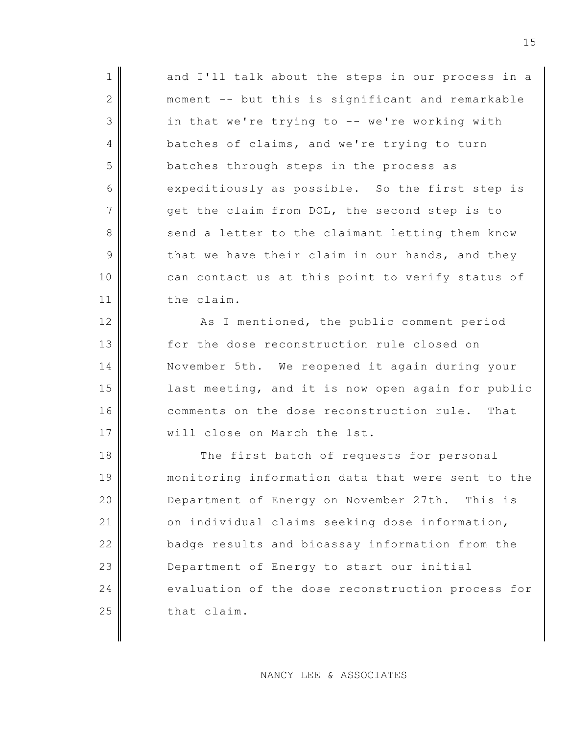and I'll talk about the steps in our process in a moment -- but this is significant and remarkable in that we're trying to -- we're working with batches of claims, and we're trying to turn batches through steps in the process as expeditiously as possible. So the first step is get the claim from DOL, the second step is to send a letter to the claimant letting them know that we have their claim in our hands, and they can contact us at this point to verify status of the claim.

As I mentioned, the public comment period for the dose reconstruction rule closed on November 5th. We reopened it again during your last meeting, and it is now open again for public comments on the dose reconstruction rule. That will close on March the 1st.

The first batch of requests for personal monitoring information data that were sent to the Department of Energy on November 27th. This is on individual claims seeking dose information, badge results and bioassay information from the Department of Energy to start our initial evaluation of the dose reconstruction process for that claim.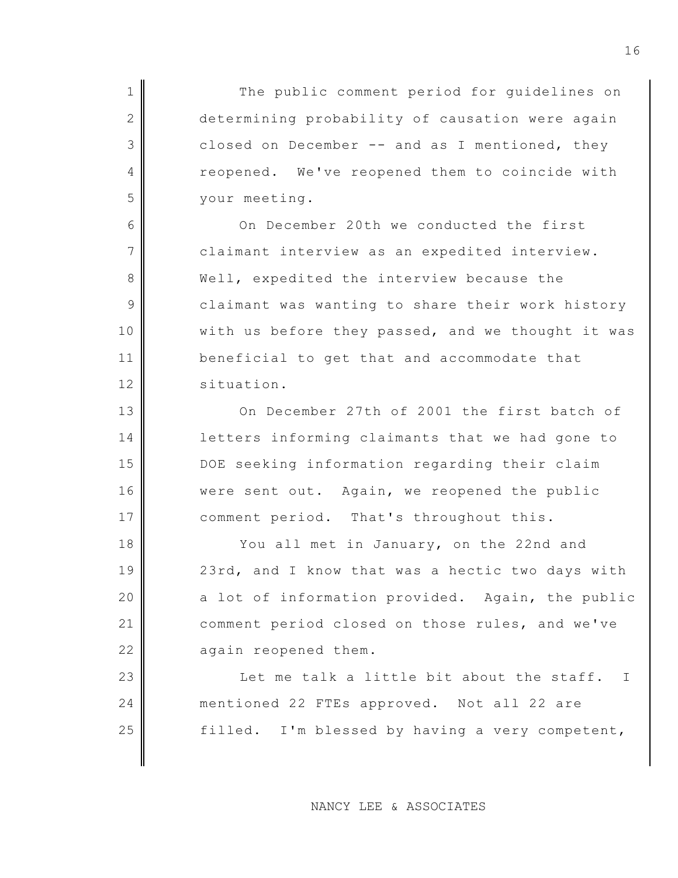The public comment period for guidelines on determining probability of causation were again closed on December -- and as I mentioned, they reopened. We've reopened them to coincide with your meeting.

On December 20th we conducted the first claimant interview as an expedited interview. Well, expedited the interview because the claimant was wanting to share their work history with us before they passed, and we thought it was beneficial to get that and accommodate that situation.

On December 27th of 2001 the first batch of letters informing claimants that we had gone to DOE seeking information regarding their claim were sent out. Again, we reopened the public comment period. That's throughout this.

You all met in January, on the 22nd and 23rd, and I know that was a hectic two days with a lot of information provided. Again, the public comment period closed on those rules, and we've again reopened them.

Let me talk a little bit about the staff. I mentioned 22 FTEs approved. Not all 22 are filled. I'm blessed by having a very competent,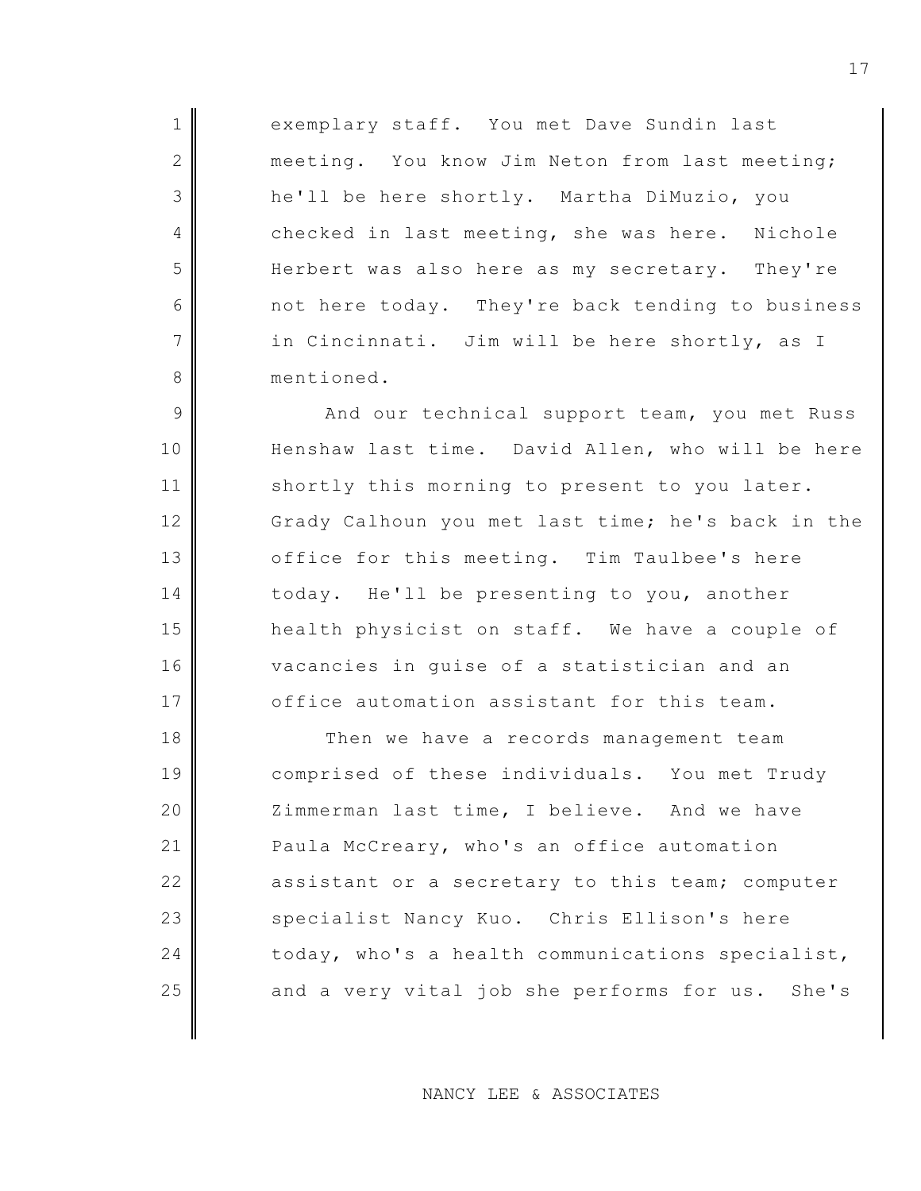exemplary staff. You met Dave Sundin last meeting. You know Jim Neton from last meeting; he'll be here shortly. Martha DiMuzio, you checked in last meeting, she was here. Nichole Herbert was also here as my secretary. They're not here today. They're back tending to business in Cincinnati. Jim will be here shortly, as I mentioned.

And our technical support team, you met Russ Henshaw last time. David Allen, who will be here shortly this morning to present to you later. Grady Calhoun you met last time; he's back in the office for this meeting. Tim Taulbee's here today. He'll be presenting to you, another health physicist on staff. We have a couple of vacancies in guise of a statistician and an office automation assistant for this team.

Then we have a records management team comprised of these individuals. You met Trudy Zimmerman last time, I believe. And we have Paula McCreary, who's an office automation assistant or a secretary to this team; computer specialist Nancy Kuo. Chris Ellison's here today, who's a health communications specialist, and a very vital job she performs for us. She's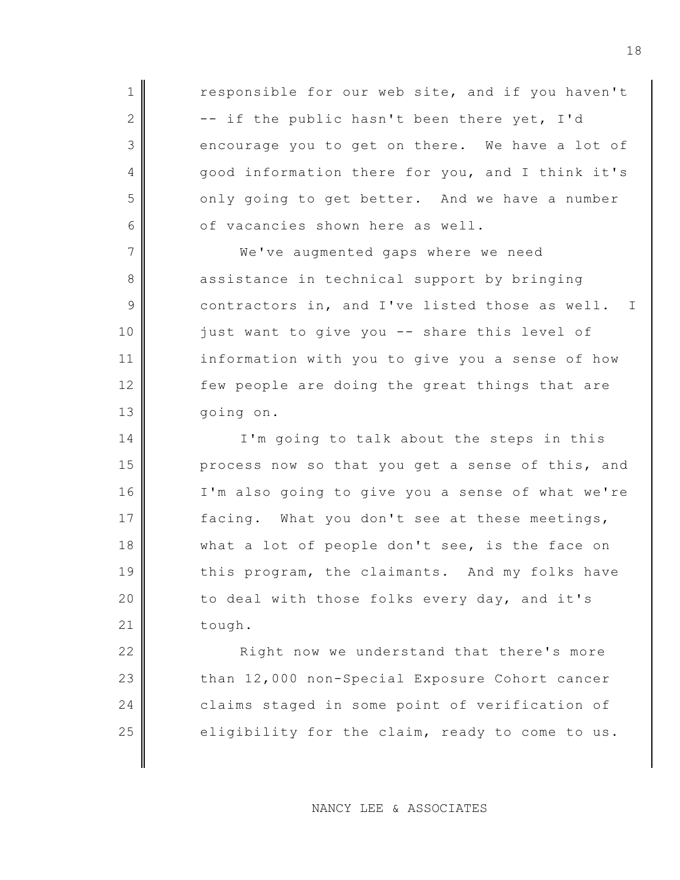responsible for our web site, and if you haven't -- if the public hasn't been there yet, I'd encourage you to get on there. We have a lot of good information there for you, and I think it's only going to get better. And we have a number of vacancies shown here as well.

We've augmented gaps where we need assistance in technical support by bringing contractors in, and I've listed those as well. I just want to give you -- share this level of information with you to give you a sense of how few people are doing the great things that are going on.

I'm going to talk about the steps in this process now so that you get a sense of this, and I'm also going to give you a sense of what we're facing. What you don't see at these meetings, what a lot of people don't see, is the face on this program, the claimants. And my folks have to deal with those folks every day, and it's tough.

Right now we understand that there's more than 12,000 non-Special Exposure Cohort cancer claims staged in some point of verification of eligibility for the claim, ready to come to us.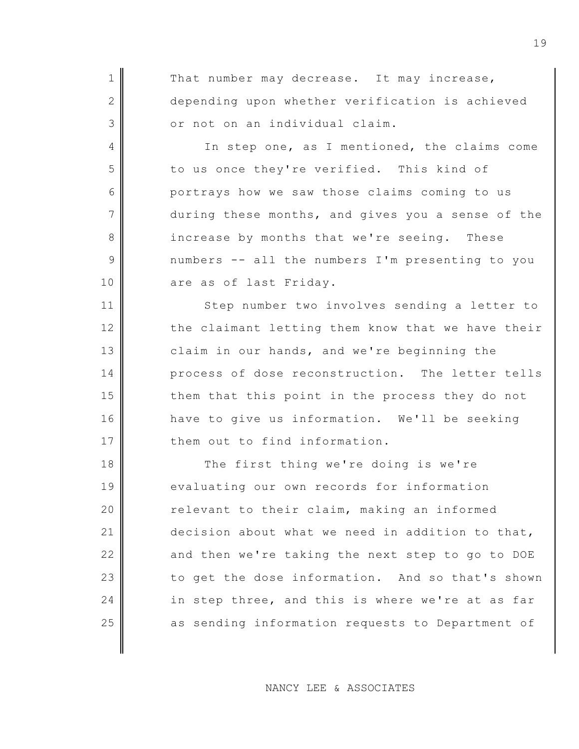That number may decrease. It may increase, depending upon whether verification is achieved or not on an individual claim.

In step one, as I mentioned, the claims come to us once they're verified. This kind of portrays how we saw those claims coming to us during these months, and gives you a sense of the increase by months that we're seeing. These numbers -- all the numbers I'm presenting to you are as of last Friday.

Step number two involves sending a letter to the claimant letting them know that we have their claim in our hands, and we're beginning the process of dose reconstruction. The letter tells them that this point in the process they do not have to give us information. We'll be seeking them out to find information.

The first thing we're doing is we're evaluating our own records for information relevant to their claim, making an informed decision about what we need in addition to that, and then we're taking the next step to go to DOE to get the dose information. And so that's shown in step three, and this is where we're at as far as sending information requests to Department of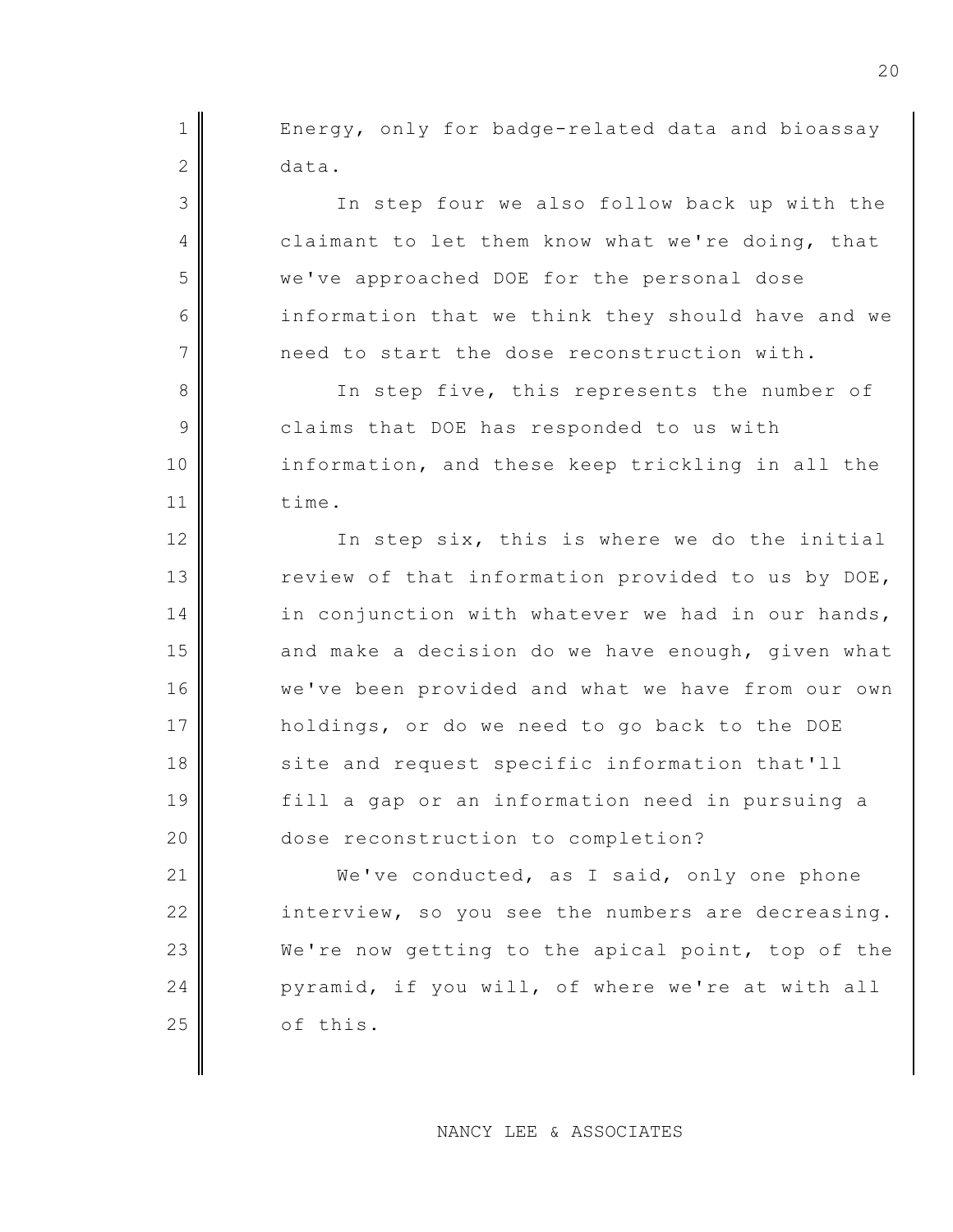Energy, only for badge-related data and bioassay data.

In step four we also follow back up with the claimant to let them know what we're doing, that we've approached DOE for the personal dose information that we think they should have and we need to start the dose reconstruction with.

In step five, this represents the number of claims that DOE has responded to us with information, and these keep trickling in all the time.

In step six, this is where we do the initial review of that information provided to us by DOE, in conjunction with whatever we had in our hands, and make a decision do we have enough, given what we've been provided and what we have from our own holdings, or do we need to go back to the DOE site and request specific information that'll fill a gap or an information need in pursuing a dose reconstruction to completion?

We've conducted, as I said, only one phone interview, so you see the numbers are decreasing. We're now getting to the apical point, top of the pyramid, if you will, of where we're at with all of this.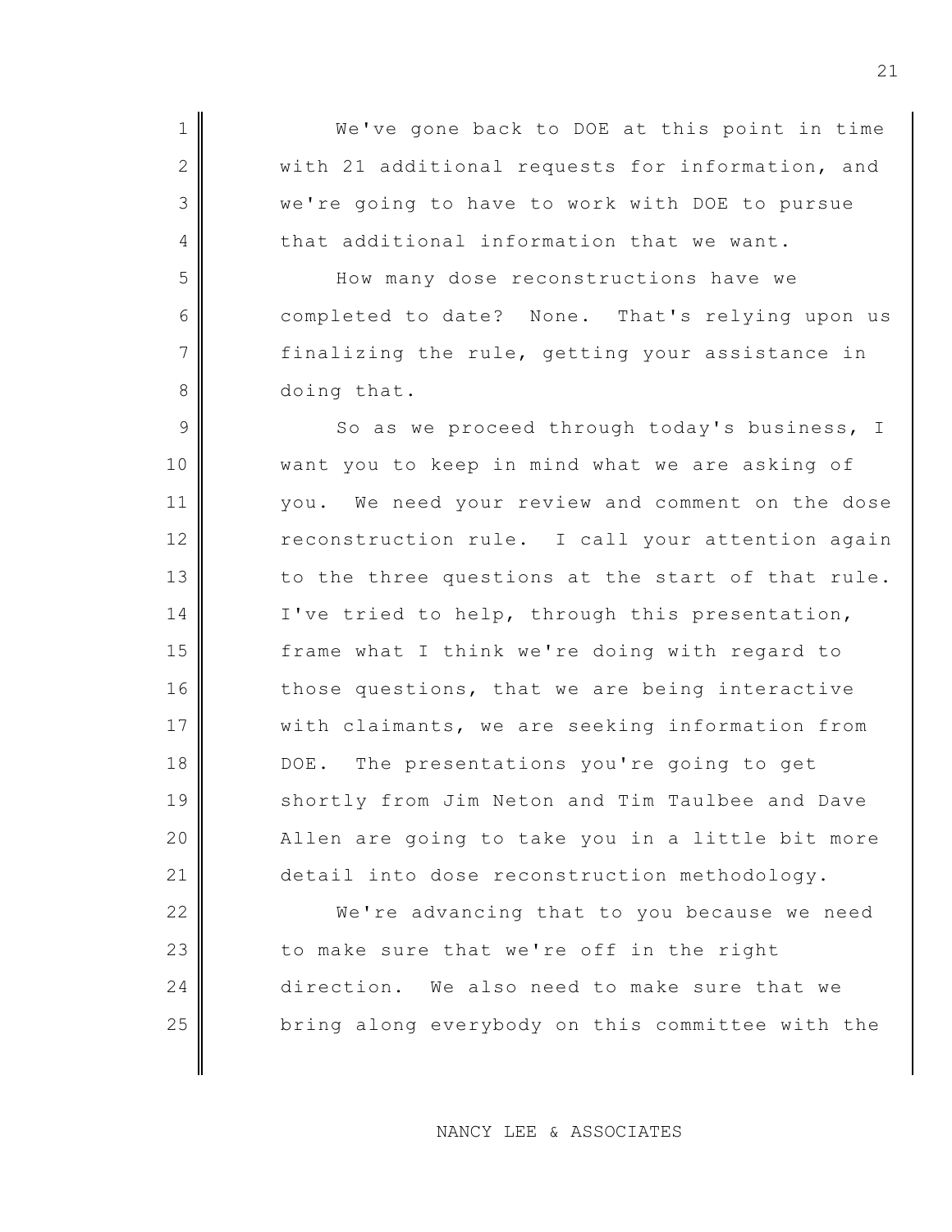We've gone back to DOE at this point in time with 21 additional requests for information, and we're going to have to work with DOE to pursue that additional information that we want.

How many dose reconstructions have we completed to date? None. That's relying upon us finalizing the rule, getting your assistance in doing that.

So as we proceed through today's business, I want you to keep in mind what we are asking of you. We need your review and comment on the dose reconstruction rule. I call your attention again to the three questions at the start of that rule. I've tried to help, through this presentation, frame what I think we're doing with regard to those questions, that we are being interactive with claimants, we are seeking information from DOE. The presentations you're going to get shortly from Jim Neton and Tim Taulbee and Dave Allen are going to take you in a little bit more detail into dose reconstruction methodology.

We're advancing that to you because we need to make sure that we're off in the right direction. We also need to make sure that we bring along everybody on this committee with the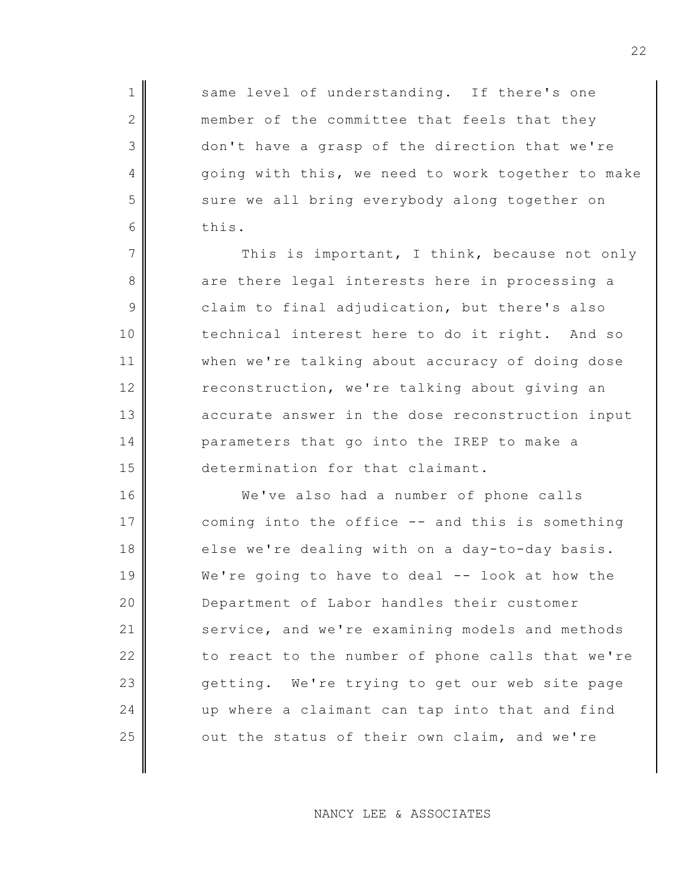same level of understanding. If there's one member of the committee that feels that they don't have a grasp of the direction that we're going with this, we need to work together to make sure we all bring everybody along together on this.

This is important, I think, because not only are there legal interests here in processing a claim to final adjudication, but there's also technical interest here to do it right. And so when we're talking about accuracy of doing dose reconstruction, we're talking about giving an accurate answer in the dose reconstruction input parameters that go into the IREP to make a determination for that claimant.

We've also had a number of phone calls coming into the office -- and this is something else we're dealing with on a day-to-day basis. We're going to have to deal -- look at how the Department of Labor handles their customer service, and we're examining models and methods to react to the number of phone calls that we're getting. We're trying to get our web site page up where a claimant can tap into that and find out the status of their own claim, and we're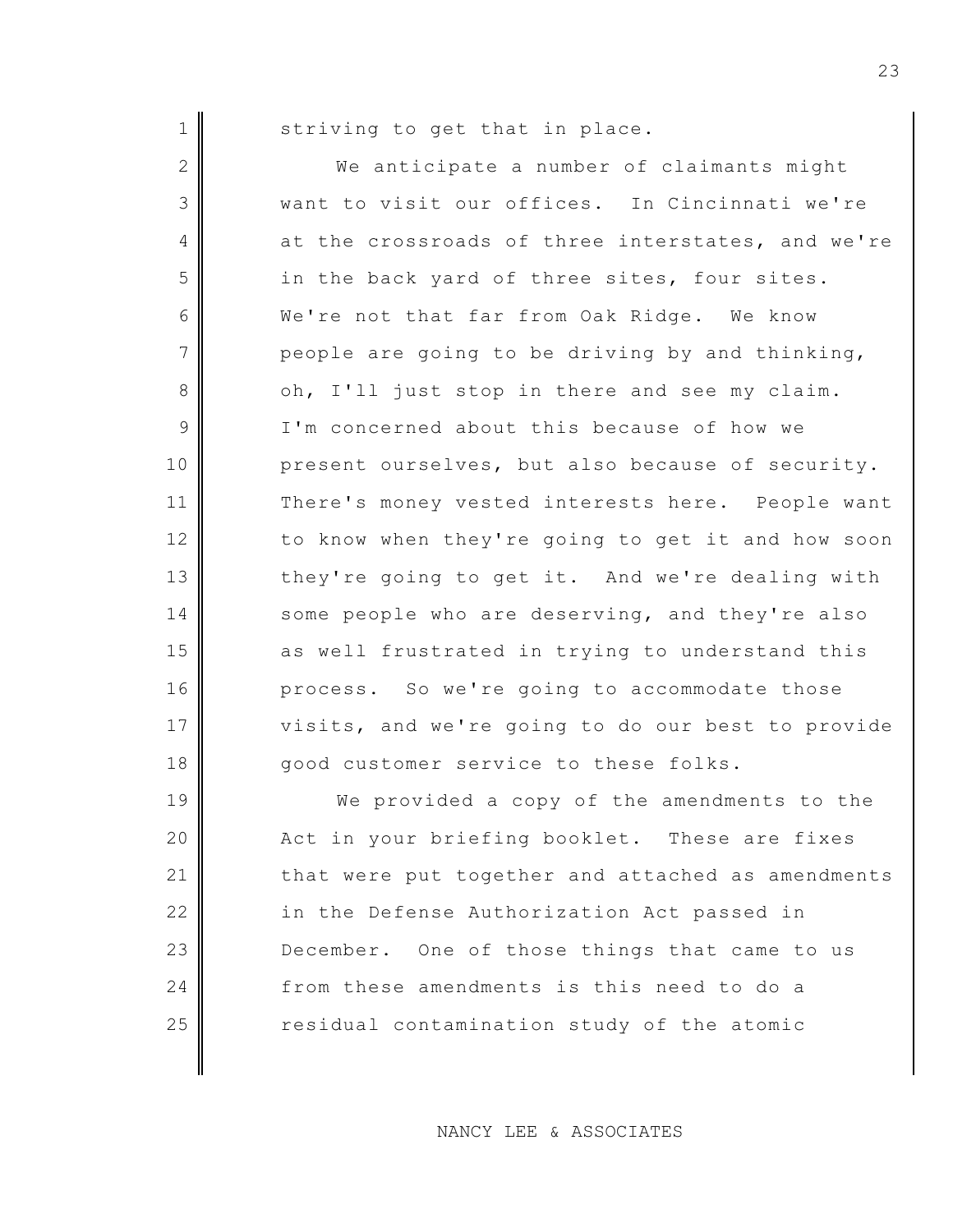striving to get that in place.

We anticipate a number of claimants might want to visit our offices. In Cincinnati we're at the crossroads of three interstates, and we're in the back yard of three sites, four sites. We're not that far from Oak Ridge. We know people are going to be driving by and thinking, oh, I'll just stop in there and see my claim. I'm concerned about this because of how we present ourselves, but also because of security. There's money vested interests here. People want to know when they're going to get it and how soon they're going to get it. And we're dealing with some people who are deserving, and they're also as well frustrated in trying to understand this process. So we're going to accommodate those visits, and we're going to do our best to provide good customer service to these folks.

We provided a copy of the amendments to the Act in your briefing booklet. These are fixes that were put together and attached as amendments in the Defense Authorization Act passed in December. One of those things that came to us from these amendments is this need to do a residual contamination study of the atomic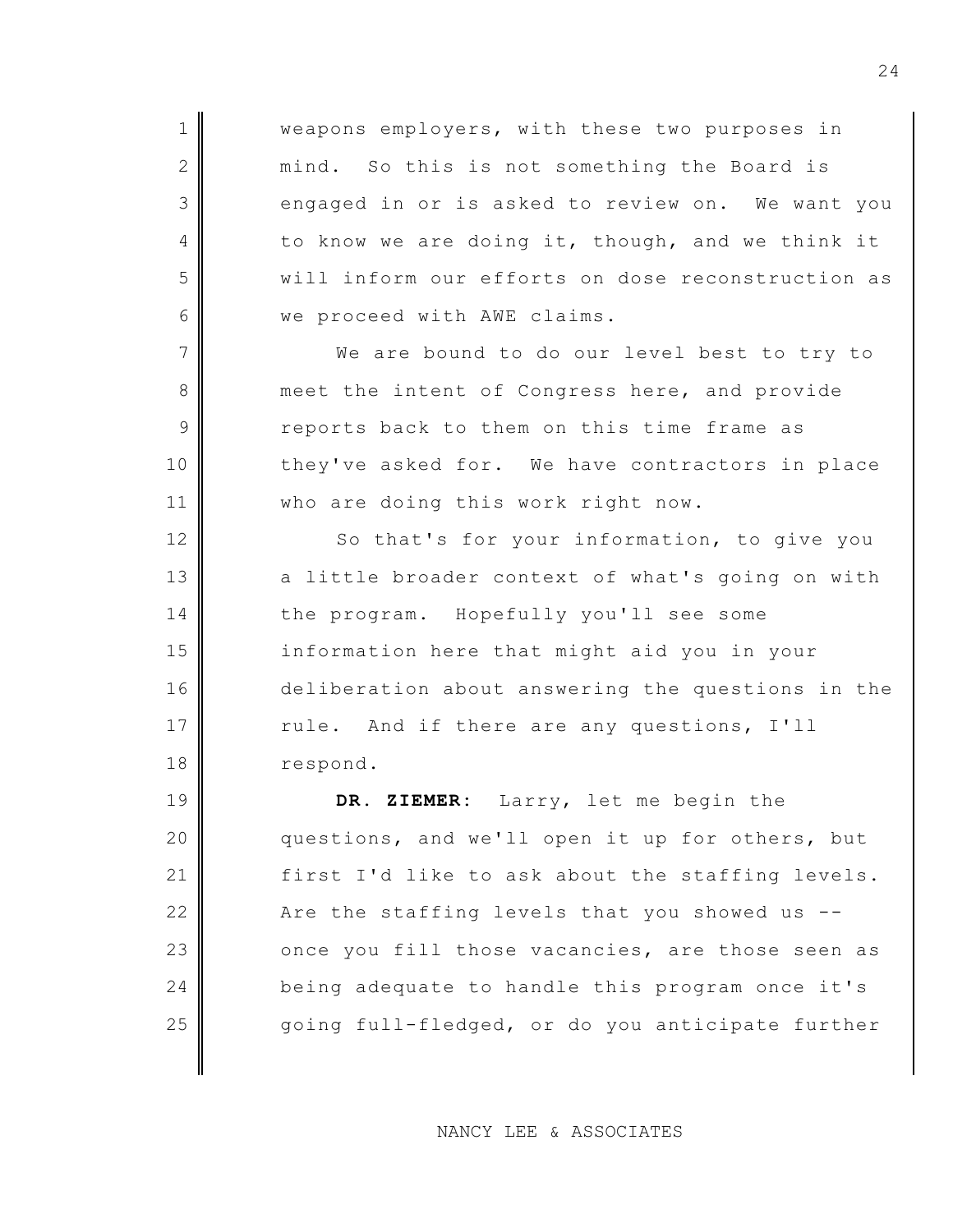weapons employers, with these two purposes in mind. So this is not something the Board is engaged in or is asked to review on. We want you to know we are doing it, though, and we think it will inform our efforts on dose reconstruction as we proceed with AWE claims.

We are bound to do our level best to try to meet the intent of Congress here, and provide reports back to them on this time frame as they've asked for. We have contractors in place who are doing this work right now.

So that's for your information, to give you a little broader context of what's going on with the program. Hopefully you'll see some information here that might aid you in your deliberation about answering the questions in the rule. And if there are any questions, I'll respond.

**DR. ZIEMER:** Larry, let me begin the questions, and we'll open it up for others, but first I'd like to ask about the staffing levels. Are the staffing levels that you showed us -- once you fill those vacancies, are those seen as being adequate to handle this program once it's going full-fledged, or do you anticipate further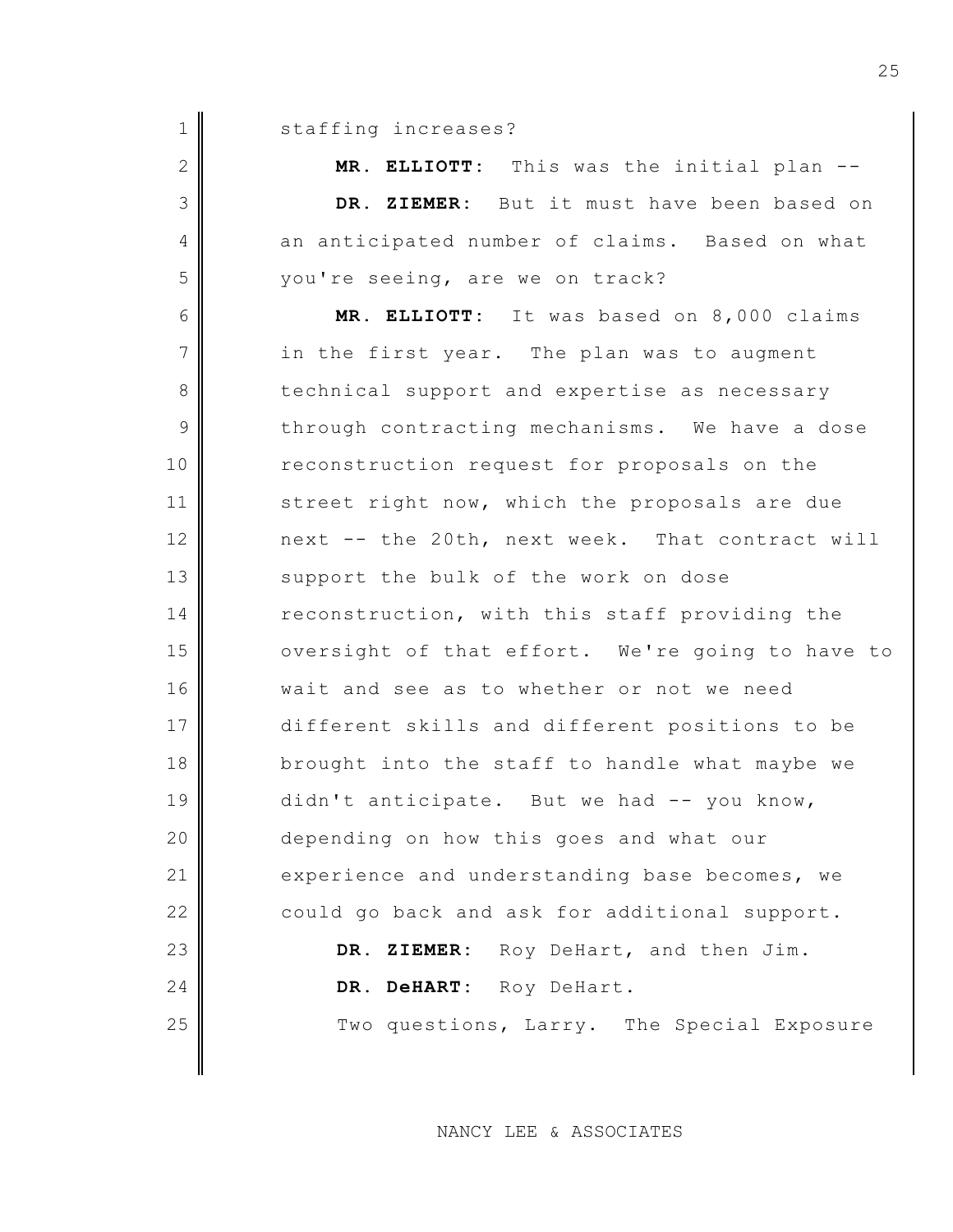staffing increases?

**MR. ELLIOTT:** This was the initial plan --

**DR. ZIEMER:** But it must have been based on an anticipated number of claims. Based on what you're seeing, are we on track?

**MR. ELLIOTT:** It was based on 8,000 claims in the first year. The plan was to augment technical support and expertise as necessary through contracting mechanisms. We have a dose reconstruction request for proposals on the street right now, which the proposals are due next -- the 20th, next week. That contract will support the bulk of the work on dose reconstruction, with this staff providing the oversight of that effort. We're going to have to wait and see as to whether or not we need different skills and different positions to be brought into the staff to handle what maybe we didn't anticipate. But we had -- you know, depending on how this goes and what our experience and understanding base becomes, we could go back and ask for additional support.

**DR. ZIEMER:** Roy DeHart, and then Jim.

**DR. DeHART:** Roy DeHart.

Two questions, Larry. The Special Exposure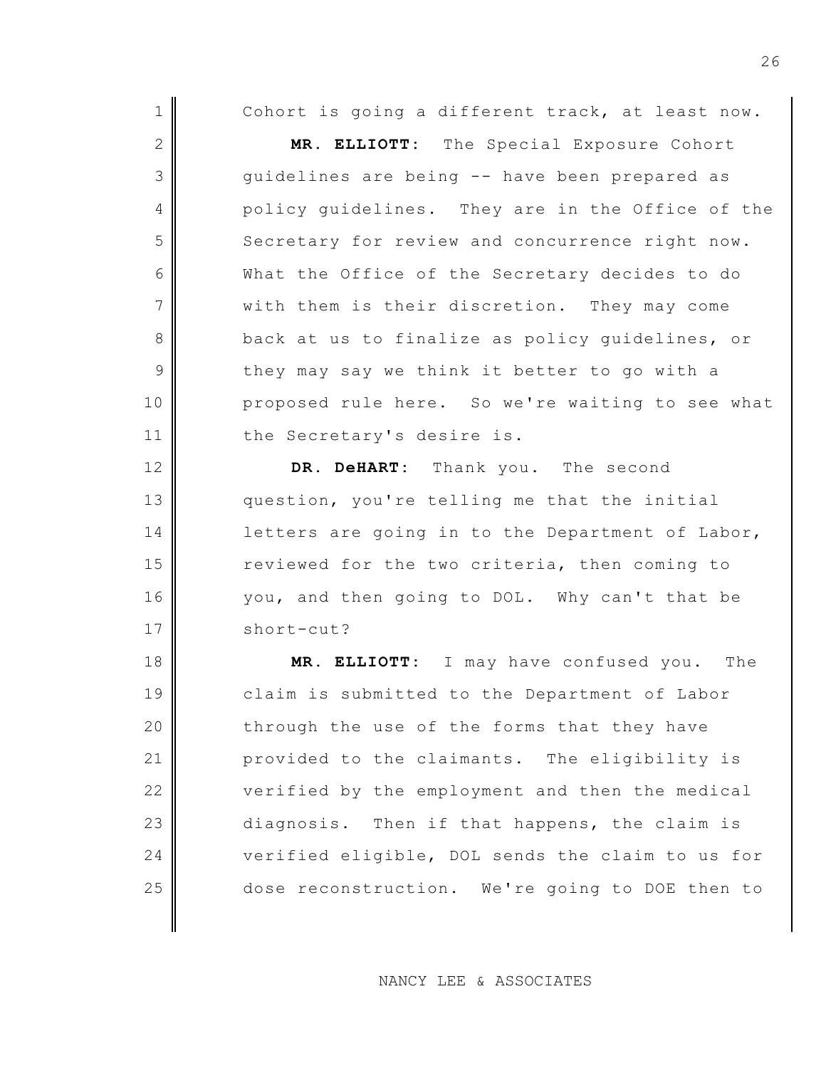Cohort is going a different track, at least now.

**MR. ELLIOTT:** The Special Exposure Cohort guidelines are being -- have been prepared as policy guidelines. They are in the Office of the Secretary for review and concurrence right now. What the Office of the Secretary decides to do with them is their discretion. They may come back at us to finalize as policy guidelines, or they may say we think it better to go with a proposed rule here. So we're waiting to see what the Secretary's desire is.

**DR. DeHART:** Thank you. The second question, you're telling me that the initial letters are going in to the Department of Labor, reviewed for the two criteria, then coming to you, and then going to DOL. Why can't that be short-cut?

**MR. ELLIOTT:** I may have confused you. The claim is submitted to the Department of Labor through the use of the forms that they have provided to the claimants. The eligibility is verified by the employment and then the medical diagnosis. Then if that happens, the claim is verified eligible, DOL sends the claim to us for dose reconstruction. We're going to DOE then to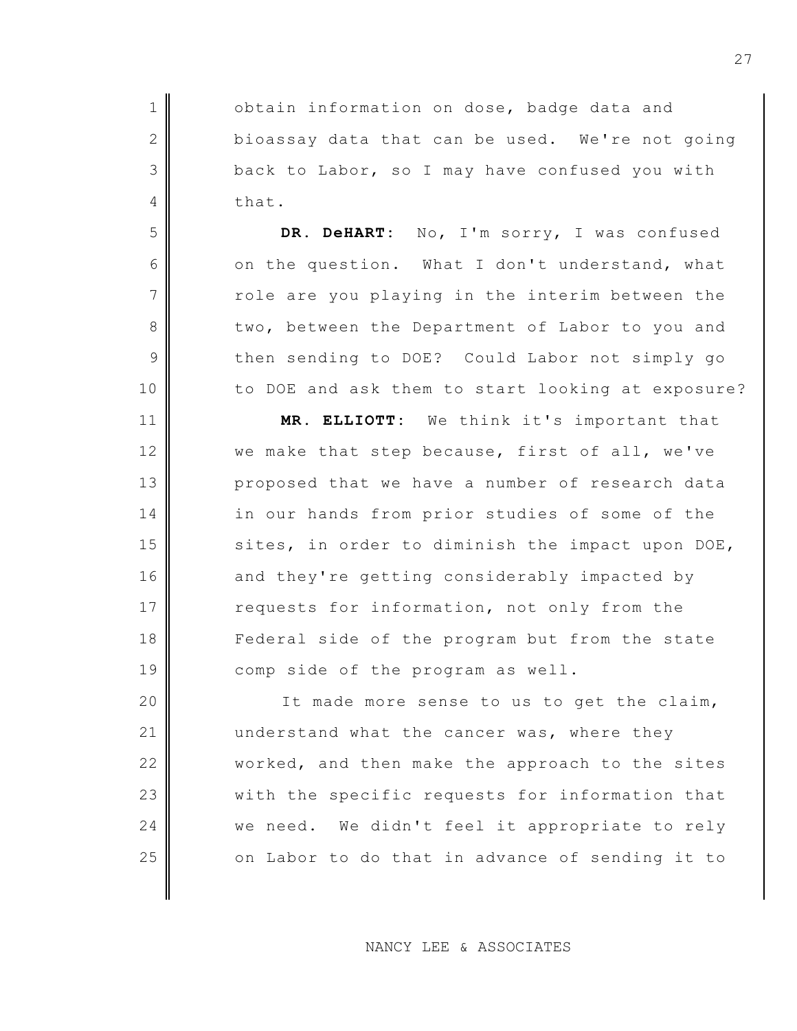obtain information on dose, badge data and bioassay data that can be used. We're not going back to Labor, so I may have confused you with that.

**DR. DeHART:** No, I'm sorry, I was confused on the question. What I don't understand, what role are you playing in the interim between the two, between the Department of Labor to you and then sending to DOE? Could Labor not simply go to DOE and ask them to start looking at exposure?

**MR. ELLIOTT:** We think it's important that we make that step because, first of all, we've proposed that we have a number of research data in our hands from prior studies of some of the sites, in order to diminish the impact upon DOE, and they're getting considerably impacted by requests for information, not only from the Federal side of the program but from the state comp side of the program as well.

It made more sense to us to get the claim, understand what the cancer was, where they worked, and then make the approach to the sites with the specific requests for information that we need. We didn't feel it appropriate to rely on Labor to do that in advance of sending it to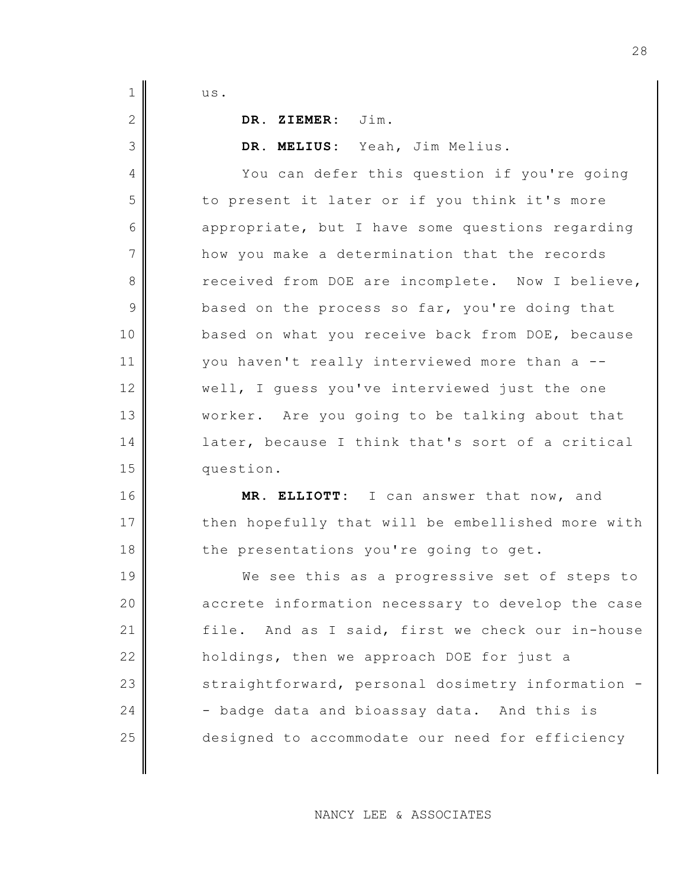us.

**DR. ZIEMER:** Jim.

**DR. MELIUS:** Yeah, Jim Melius.

You can defer this question if you're going to present it later or if you think it's more appropriate, but I have some questions regarding how you make a determination that the records received from DOE are incomplete. Now I believe, based on the process so far, you're doing that based on what you receive back from DOE, because you haven't really interviewed more than a -- well, I guess you've interviewed just the one worker. Are you going to be talking about that later, because I think that's sort of a critical question.

**MR. ELLIOTT:** I can answer that now, and then hopefully that will be embellished more with the presentations you're going to get.

We see this as a progressive set of steps to accrete information necessary to develop the case file. And as I said, first we check our in-house holdings, then we approach DOE for just a straightforward, personal dosimetry information -- badge data and bioassay data. And this is designed to accommodate our need for efficiency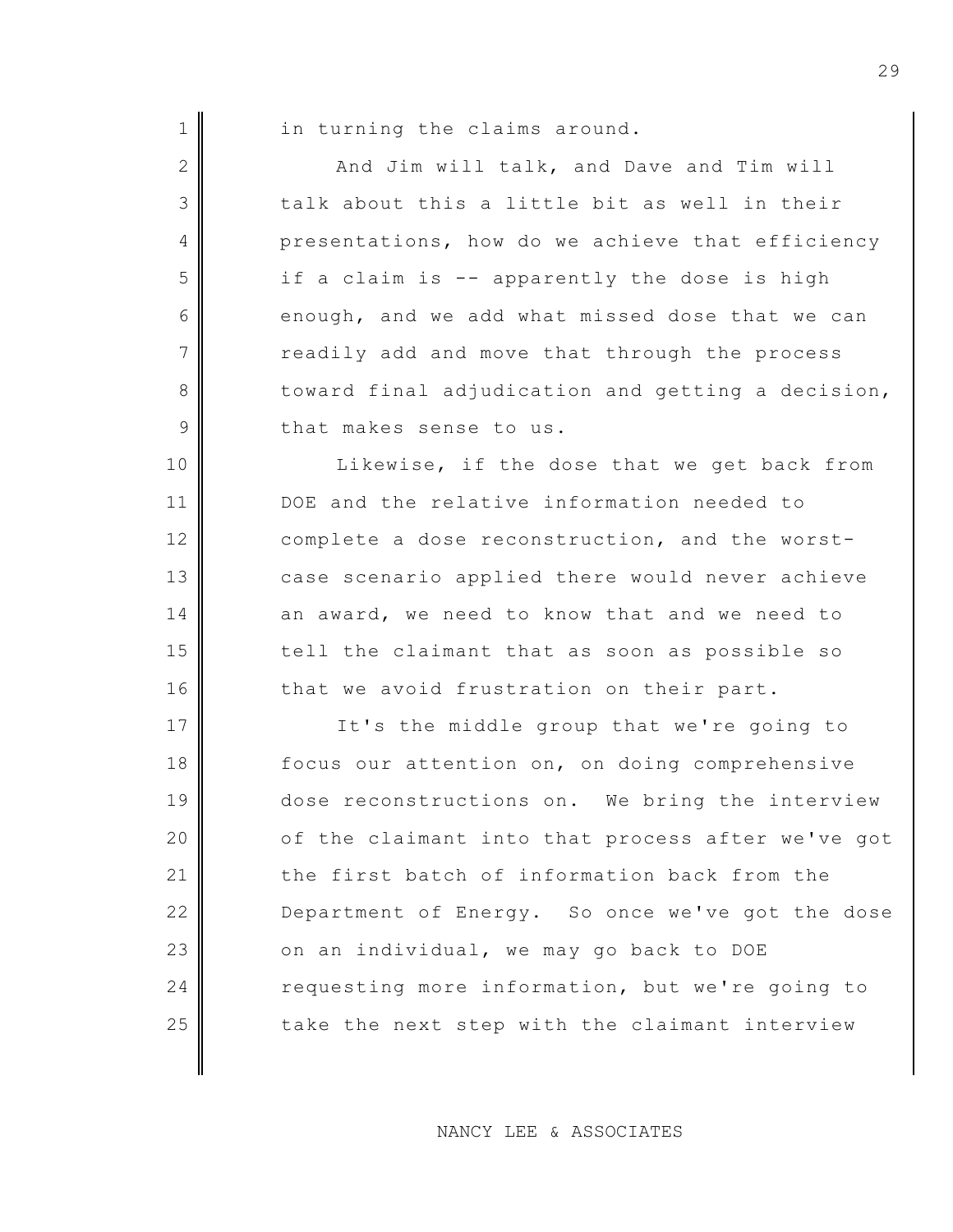in turning the claims around.

And Jim will talk, and Dave and Tim will talk about this a little bit as well in their presentations, how do we achieve that efficiency if a claim is -- apparently the dose is high enough, and we add what missed dose that we can readily add and move that through the process toward final adjudication and getting a decision, that makes sense to us.

Likewise, if the dose that we get back from DOE and the relative information needed to complete a dose reconstruction, and the worst-case scenario applied there would never achieve an award, we need to know that and we need to tell the claimant that as soon as possible so that we avoid frustration on their part.

It's the middle group that we're going to focus our attention on, on doing comprehensive dose reconstructions on. We bring the interview of the claimant into that process after we've got the first batch of information back from the Department of Energy. So once we've got the dose on an individual, we may go back to DOE requesting more information, but we're going to take the next step with the claimant interview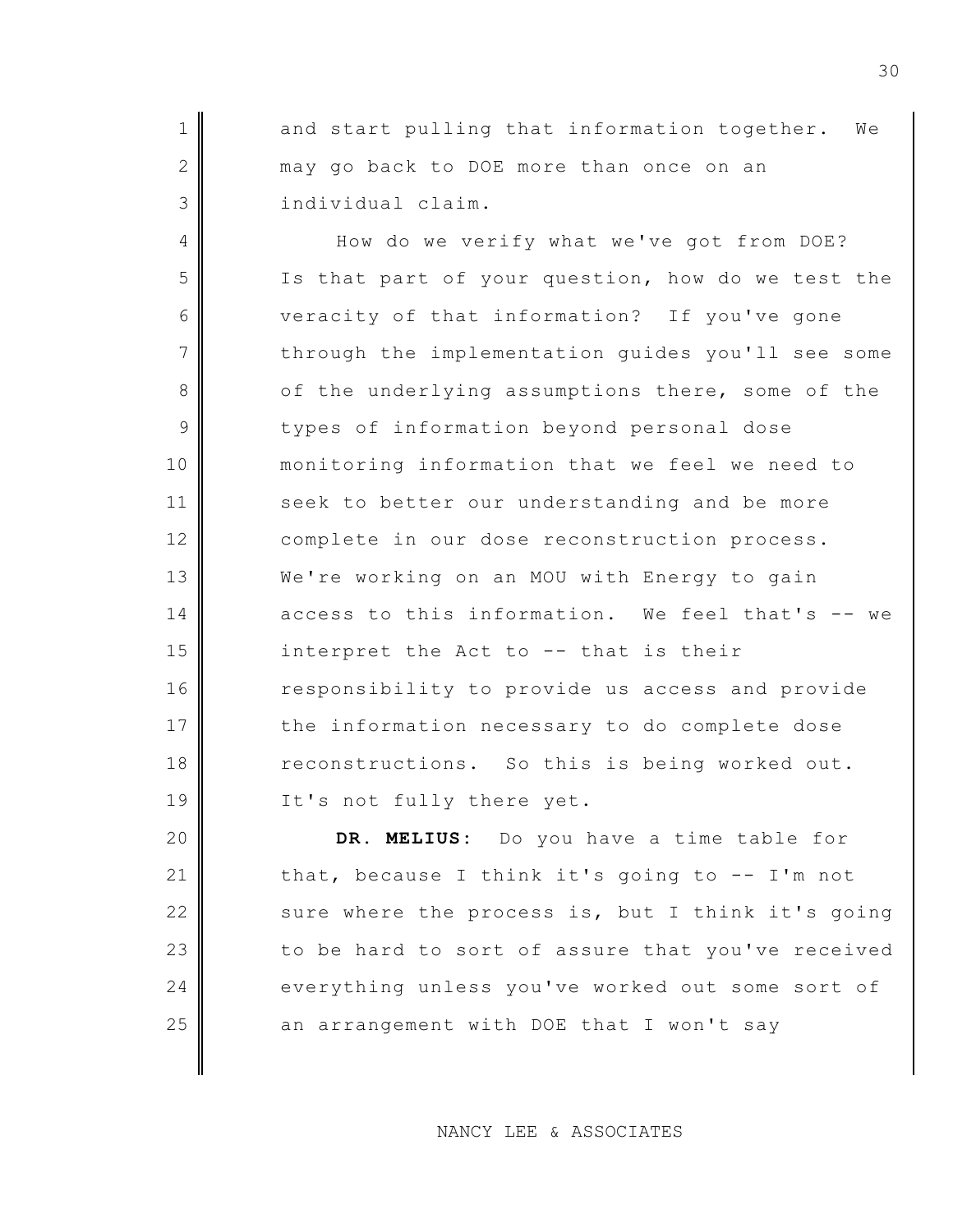and start pulling that information together. We may go back to DOE more than once on an individual claim.

How do we verify what we've got from DOE? Is that part of your question, how do we test the veracity of that information? If you've gone through the implementation guides you'll see some of the underlying assumptions there, some of the types of information beyond personal dose monitoring information that we feel we need to seek to better our understanding and be more complete in our dose reconstruction process. We're working on an MOU with Energy to gain access to this information. We feel that's -- we interpret the Act to -- that is their responsibility to provide us access and provide the information necessary to do complete dose reconstructions. So this is being worked out. It's not fully there yet.

**DR. MELIUS:** Do you have a time table for that, because I think it's going to -- I'm not sure where the process is, but I think it's going to be hard to sort of assure that you've received everything unless you've worked out some sort of an arrangement with DOE that I won't say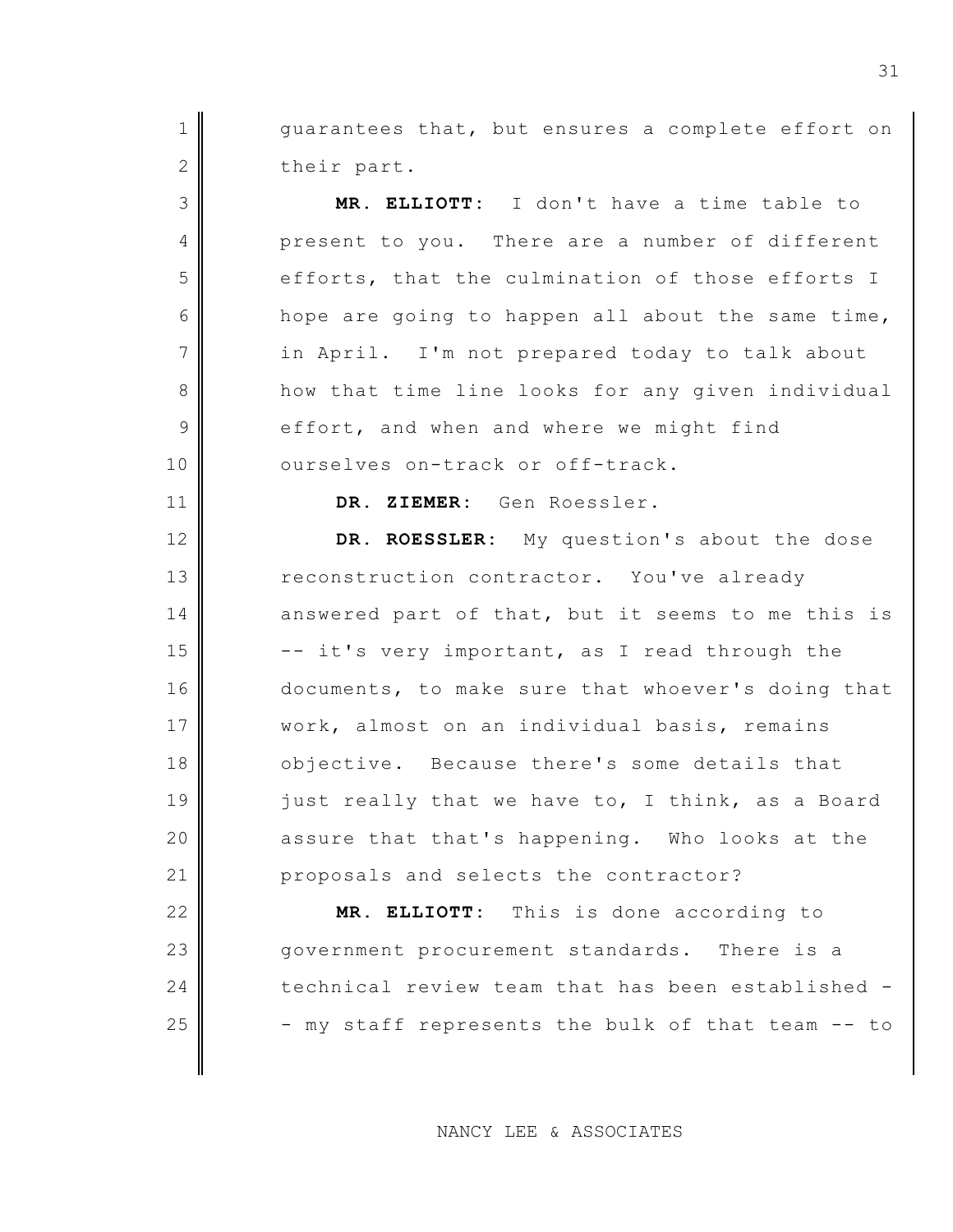guarantees that, but ensures a complete effort on their part.

**MR. ELLIOTT:** I don't have a time table to present to you. There are a number of different efforts, that the culmination of those efforts I hope are going to happen all about the same time, in April. I'm not prepared today to talk about how that time line looks for any given individual effort, and when and where we might find ourselves on-track or off-track.

**DR. ZIEMER:** Gen Roessler.

**DR. ROESSLER:** My question's about the dose reconstruction contractor. You've already answered part of that, but it seems to me this is -- it's very important, as I read through the documents, to make sure that whoever's doing that work, almost on an individual basis, remains objective. Because there's some details that just really that we have to, I think, as a Board assure that that's happening. Who looks at the proposals and selects the contractor?

**MR. ELLIOTT:** This is done according to government procurement standards. There is a technical review team that has been established -- my staff represents the bulk of that team -- to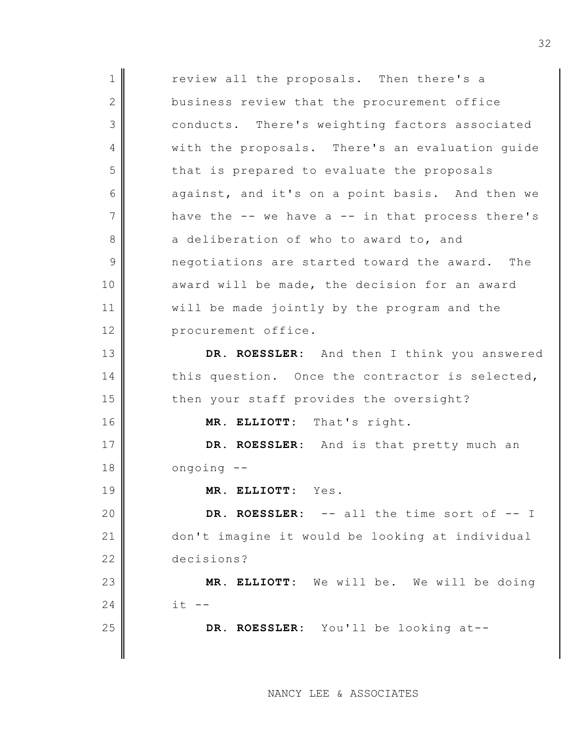review all the proposals. Then there's a business review that the procurement office conducts. There's weighting factors associated with the proposals. There's an evaluation guide that is prepared to evaluate the proposals against, and it's on a point basis. And then we have the -- we have a -- in that process there's a deliberation of who to award to, and negotiations are started toward the award. The award will be made, the decision for an award will be made jointly by the program and the procurement office.

**DR. ROESSLER**: And then I think you answered this question. Once the contractor is selected, then your staff provides the oversight?

**MR. ELLIOTT**: That's right.

**DR. ROESSLER**: And is that pretty much an ongoing --

**MR. ELLIOTT**: Yes.

**DR. ROESSLER**: -- all the time sort of -- I don't imagine it would be looking at individual decisions?

**MR. ELLIOTT**: We will be. We will be doing it --

**DR. ROESSLER**: You'll be looking at--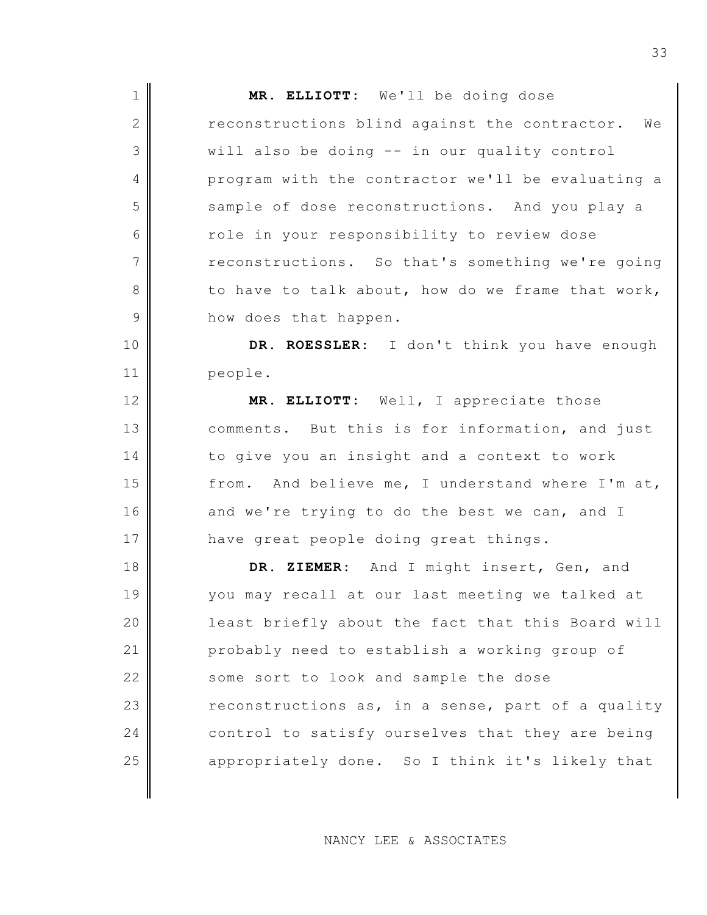**MR. ELLIOTT:** We'll be doing dose reconstructions blind against the contractor. We will also be doing -- in our quality control program with the contractor we'll be evaluating a sample of dose reconstructions. And you play a role in your responsibility to review dose reconstructions. So that's something we're going to have to talk about, how do we frame that work, how does that happen.

**DR. ROESSLER:** I don't think you have enough people.

**MR. ELLIOTT:** Well, I appreciate those comments. But this is for information, and just to give you an insight and a context to work from. And believe me, I understand where I'm at, and we're trying to do the best we can, and I have great people doing great things.

**DR. ZIEMER:** And I might insert, Gen, and you may recall at our last meeting we talked at least briefly about the fact that this Board will probably need to establish a working group of some sort to look and sample the dose reconstructions as, in a sense, part of a quality control to satisfy ourselves that they are being appropriately done. So I think it's likely that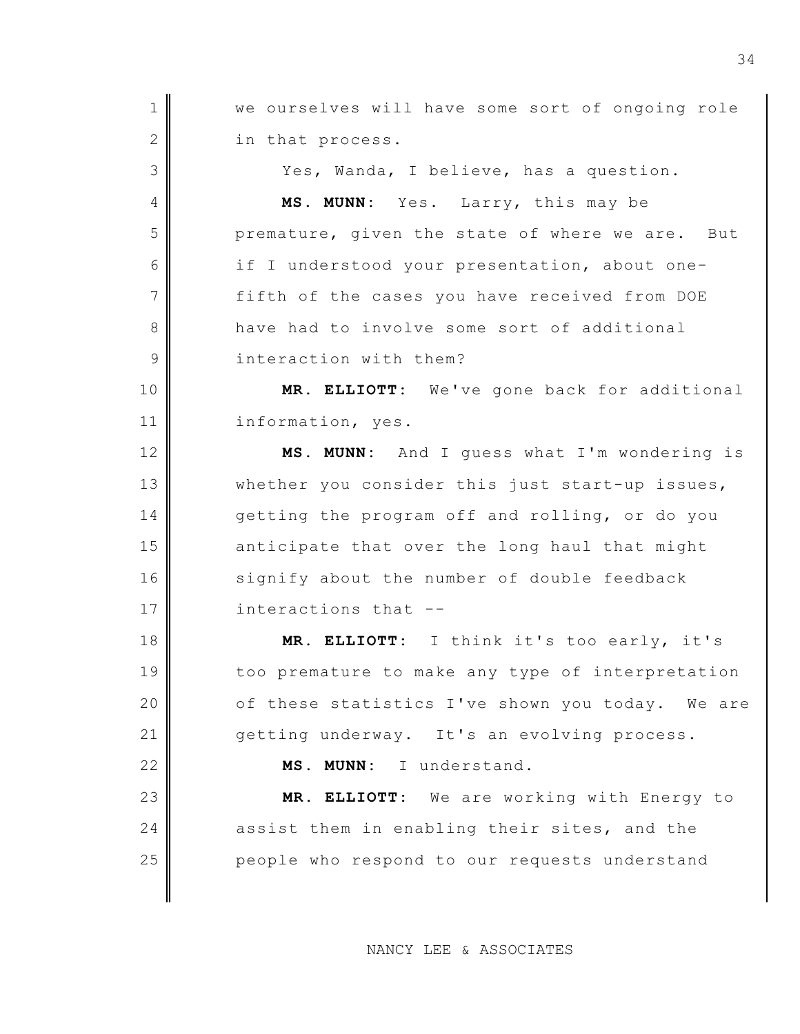we ourselves will have some sort of ongoing role in that process.

Yes, Wanda, I believe, has a question.

**MS. MUNN:** Yes. Larry, this may be premature, given the state of where we are. But if I understood your presentation, about one-fifth of the cases you have received from DOE have had to involve some sort of additional interaction with them?

**MR. ELLIOTT:** We've gone back for additional information, yes.

**MS. MUNN:** And I guess what I'm wondering is whether you consider this just start-up issues, getting the program off and rolling, or do you anticipate that over the long haul that might signify about the number of double feedback interactions that --

**MR. ELLIOTT:** I think it's too early, it's too premature to make any type of interpretation of these statistics I've shown you today. We are getting underway. It's an evolving process.

**MS. MUNN:** I understand.

**MR. ELLIOTT:** We are working with Energy to assist them in enabling their sites, and the people who respond to our requests understand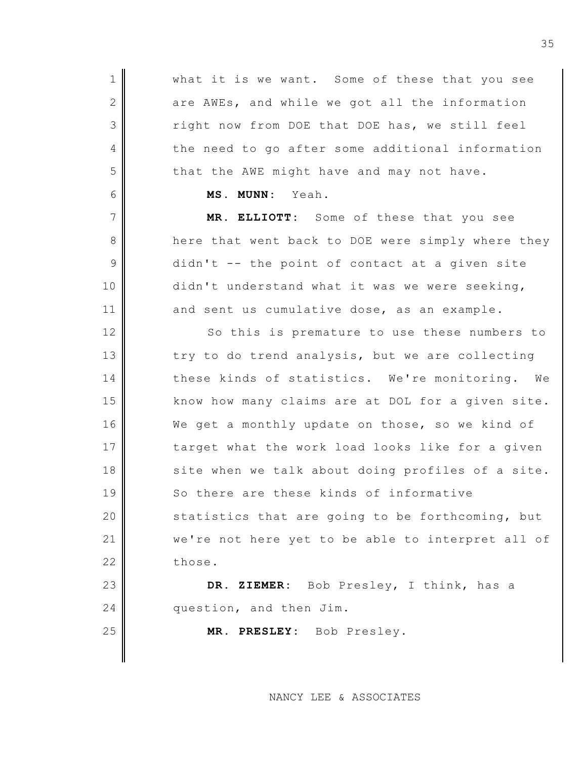what it is we want. Some of these that you see are AWEs, and while we got all the information right now from DOE that DOE has, we still feel the need to go after some additional information that the AWE might have and may not have.

**MS. MUNN:** Yeah.

**MR. ELLIOTT:** Some of these that you see here that went back to DOE were simply where they didn't -- the point of contact at a given site didn't understand what it was we were seeking, and sent us cumulative dose, as an example.

So this is premature to use these numbers to try to do trend analysis, but we are collecting these kinds of statistics. We're monitoring. We know how many claims are at DOL for a given site. We get a monthly update on those, so we kind of target what the work load looks like for a given site when we talk about doing profiles of a site. So there are these kinds of informative statistics that are going to be forthcoming, but we're not here yet to be able to interpret all of those.

**DR. ZIEMER:** Bob Presley, I think, has a question, and then Jim.

**MR. PRESLEY:** Bob Presley.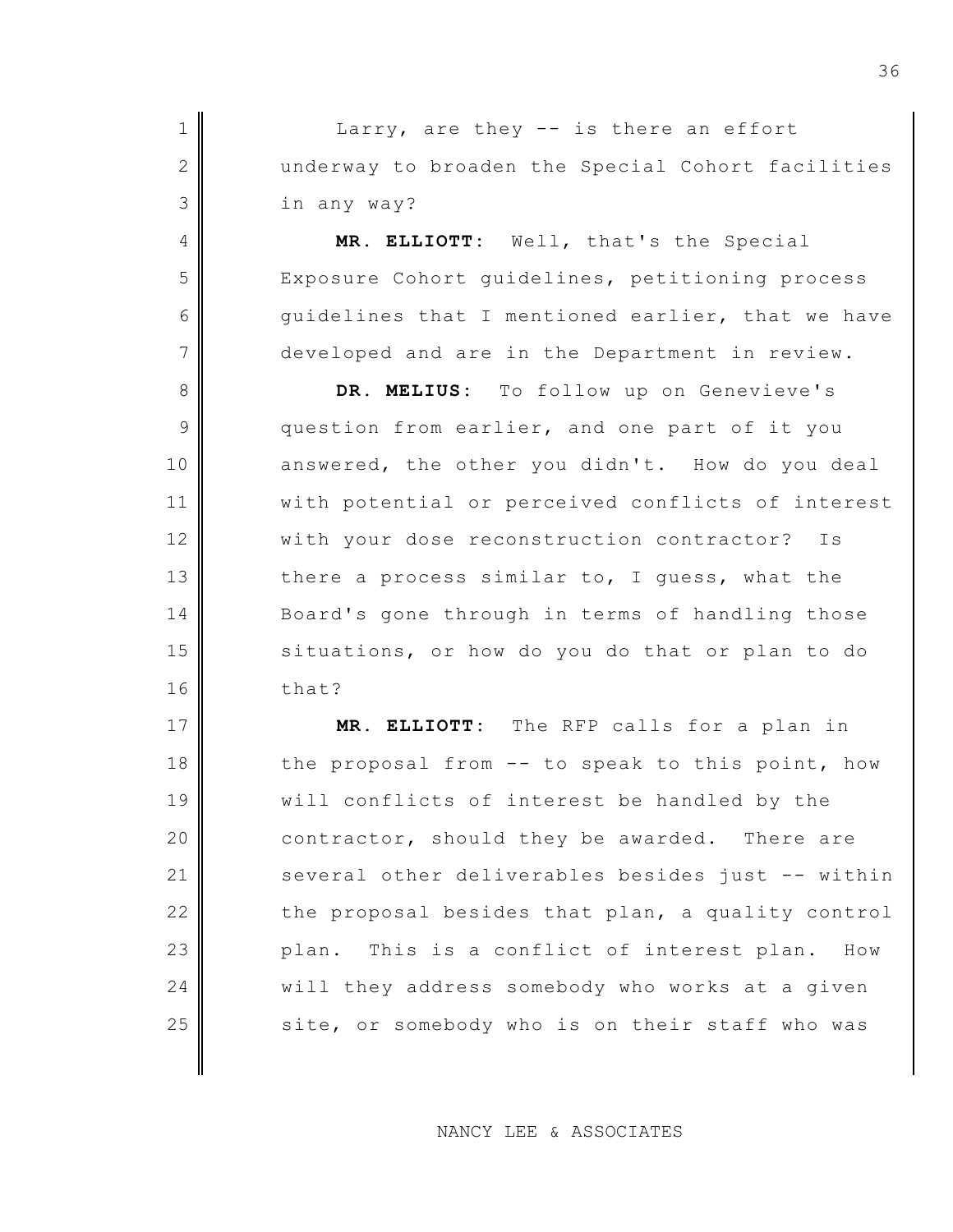Larry, are they -- is there an effort underway to broaden the Special Cohort facilities in any way?

**MR. ELLIOTT:** Well, that's the Special Exposure Cohort guidelines, petitioning process guidelines that I mentioned earlier, that we have developed and are in the Department in review.

**DR. MELIUS:** To follow up on Genevieve's question from earlier, and one part of it you answered, the other you didn't. How do you deal with potential or perceived conflicts of interest with your dose reconstruction contractor? Is there a process similar to, I guess, what the Board's gone through in terms of handling those situations, or how do you do that or plan to do that?

**MR. ELLIOTT:** The RFP calls for a plan in the proposal from -- to speak to this point, how will conflicts of interest be handled by the contractor, should they be awarded. There are several other deliverables besides just -- within the proposal besides that plan, a quality control plan. This is a conflict of interest plan. How will they address somebody who works at a given site, or somebody who is on their staff who was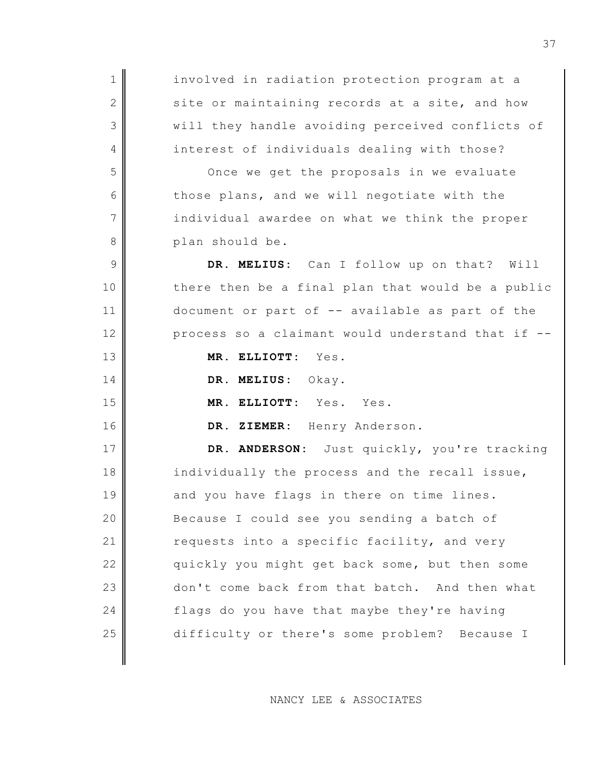involved in radiation protection program at a site or maintaining records at a site, and how will they handle avoiding perceived conflicts of interest of individuals dealing with those?

Once we get the proposals in we evaluate those plans, and we will negotiate with the individual awardee on what we think the proper plan should be.

**DR. MELIUS:** Can I follow up on that? Will there then be a final plan that would be a public document or part of -- available as part of the process so a claimant would understand that if --

**MR. ELLIOTT:** Yes.

**DR. MELIUS:** Okay.

**MR. ELLIOTT:** Yes. Yes.

**DR. ZIEMER:** Henry Anderson.

**DR. ANDERSON:** Just quickly, you're tracking individually the process and the recall issue, and you have flags in there on time lines. Because I could see you sending a batch of requests into a specific facility, and very quickly you might get back some, but then some don't come back from that batch. And then what flags do you have that maybe they're having difficulty or there's some problem? Because I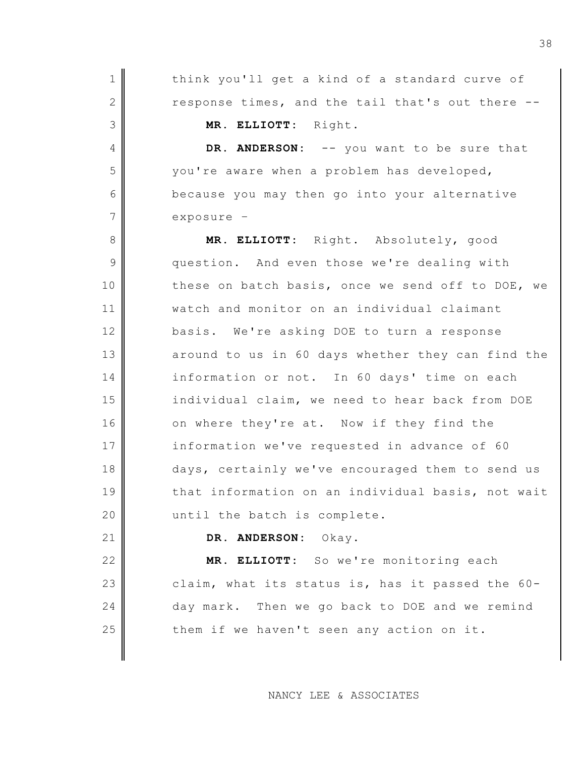think you'll get a kind of a standard curve of response times, and the tail that's out there --

**MR. ELLIOTT:** Right.

**DR. ANDERSON:** -- you want to be sure that you're aware when a problem has developed, because you may then go into your alternative exposure –

**MR. ELLIOTT:** Right. Absolutely, good question. And even those we're dealing with these on batch basis, once we send off to DOE, we watch and monitor on an individual claimant basis. We're asking DOE to turn a response around to us in 60 days whether they can find the information or not. In 60 days' time on each individual claim, we need to hear back from DOE on where they're at. Now if they find the information we've requested in advance of 60 days, certainly we've encouraged them to send us that information on an individual basis, not wait until the batch is complete.

**DR. ANDERSON:** Okay.

**MR. ELLIOTT:** So we're monitoring each claim, what its status is, has it passed the 60-day mark. Then we go back to DOE and we remind them if we haven't seen any action on it.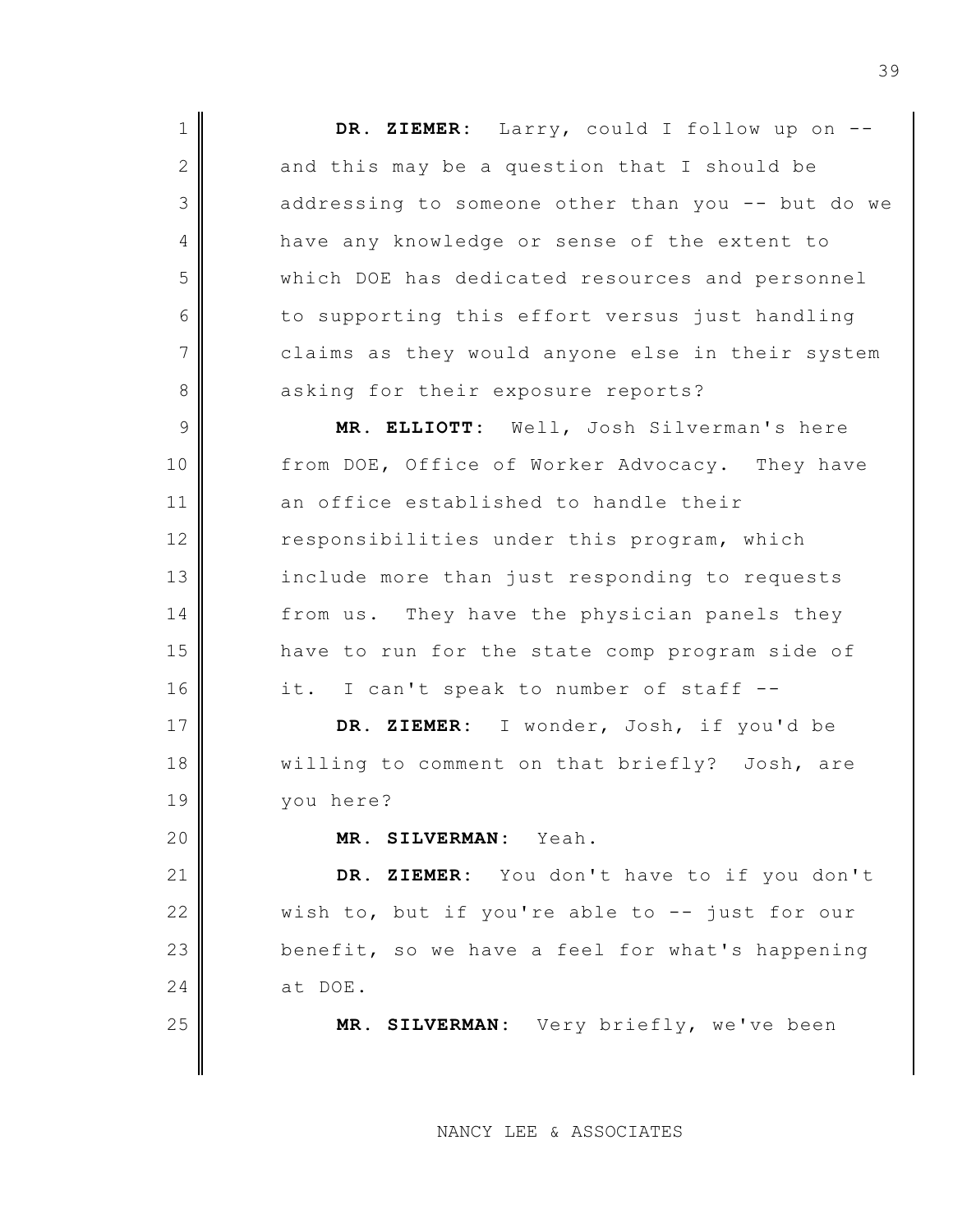**DR. ZIEMER:** Larry, could I follow up on -- and this may be a question that I should be addressing to someone other than you -- but do we have any knowledge or sense of the extent to which DOE has dedicated resources and personnel to supporting this effort versus just handling claims as they would anyone else in their system asking for their exposure reports?

**MR. ELLIOTT:** Well, Josh Silverman's here from DOE, Office of Worker Advocacy. They have an office established to handle their responsibilities under this program, which include more than just responding to requests from us. They have the physician panels they have to run for the state comp program side of it. I can't speak to number of staff --

**DR. ZIEMER:** I wonder, Josh, if you'd be willing to comment on that briefly? Josh, are you here?

**MR. SILVERMAN:** Yeah.

**DR. ZIEMER:** You don't have to if you don't wish to, but if you're able to -- just for our benefit, so we have a feel for what's happening at DOE.

**MR. SILVERMAN:** Very briefly, we've been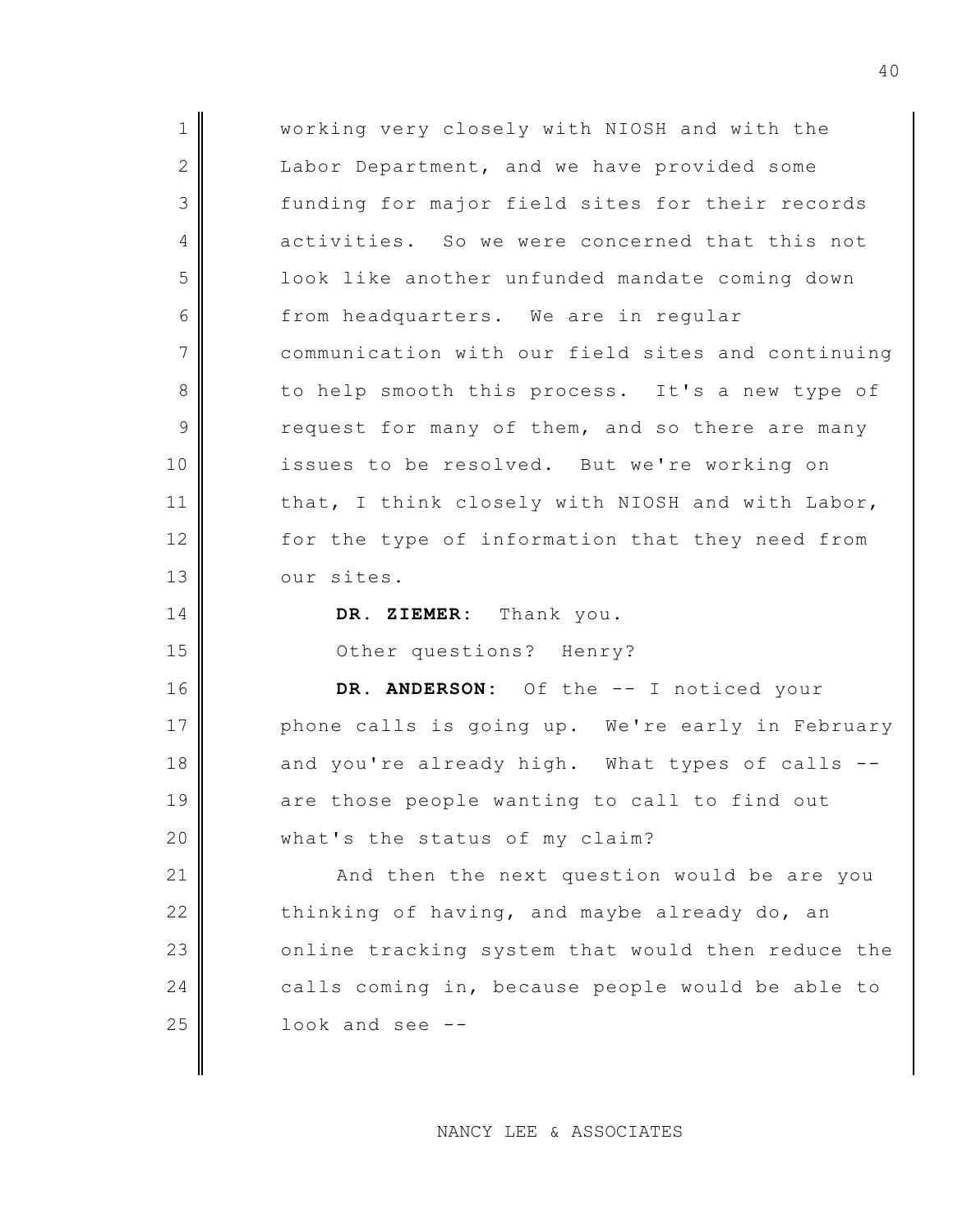working very closely with NIOSH and with the Labor Department, and we have provided some funding for major field sites for their records activities. So we were concerned that this not look like another unfunded mandate coming down from headquarters. We are in regular communication with our field sites and continuing to help smooth this process. It's a new type of request for many of them, and so there are many issues to be resolved. But we're working on that, I think closely with NIOSH and with Labor, for the type of information that they need from our sites.

**DR. ZIEMER:** Thank you.

Other questions? Henry?

**DR. ANDERSON:** Of the -- I noticed your phone calls is going up. We're early in February and you're already high. What types of calls -- are those people wanting to call to find out what's the status of my claim?

And then the next question would be are you thinking of having, and maybe already do, an online tracking system that would then reduce the calls coming in, because people would be able to look and see --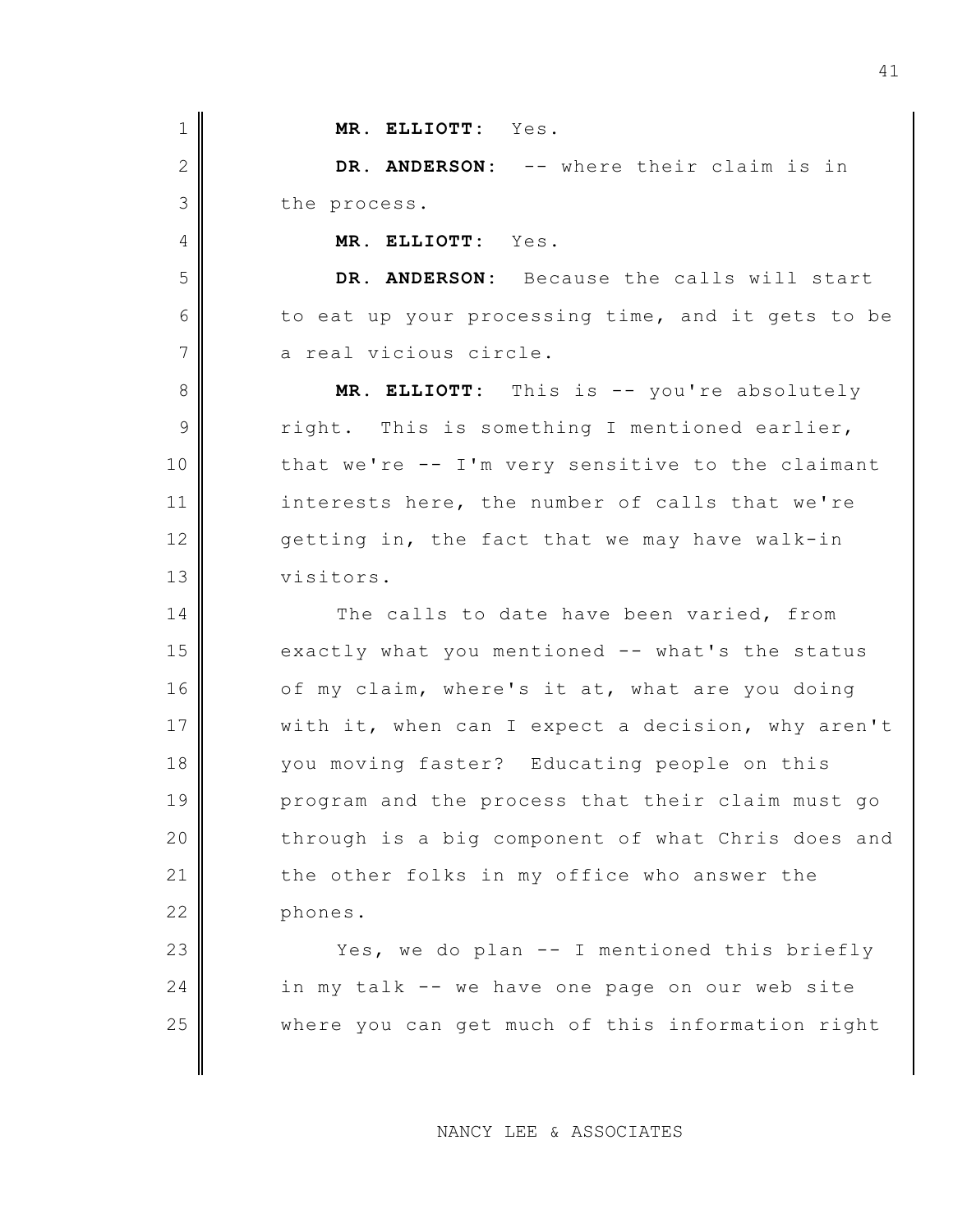**MR. ELLIOTT:** Yes.

**DR. ANDERSON:** -- where their claim is in the process.

**MR. ELLIOTT:** Yes.

**DR. ANDERSON:** Because the calls will start to eat up your processing time, and it gets to be a real vicious circle.

**MR. ELLIOTT:** This is -- you're absolutely right. This is something I mentioned earlier, that we're -- I'm very sensitive to the claimant interests here, the number of calls that we're getting in, the fact that we may have walk-in visitors.

The calls to date have been varied, from exactly what you mentioned -- what's the status of my claim, where's it at, what are you doing with it, when can I expect a decision, why aren't you moving faster? Educating people on this program and the process that their claim must go through is a big component of what Chris does and the other folks in my office who answer the phones.

Yes, we do plan -- I mentioned this briefly in my talk -- we have one page on our web site where you can get much of this information right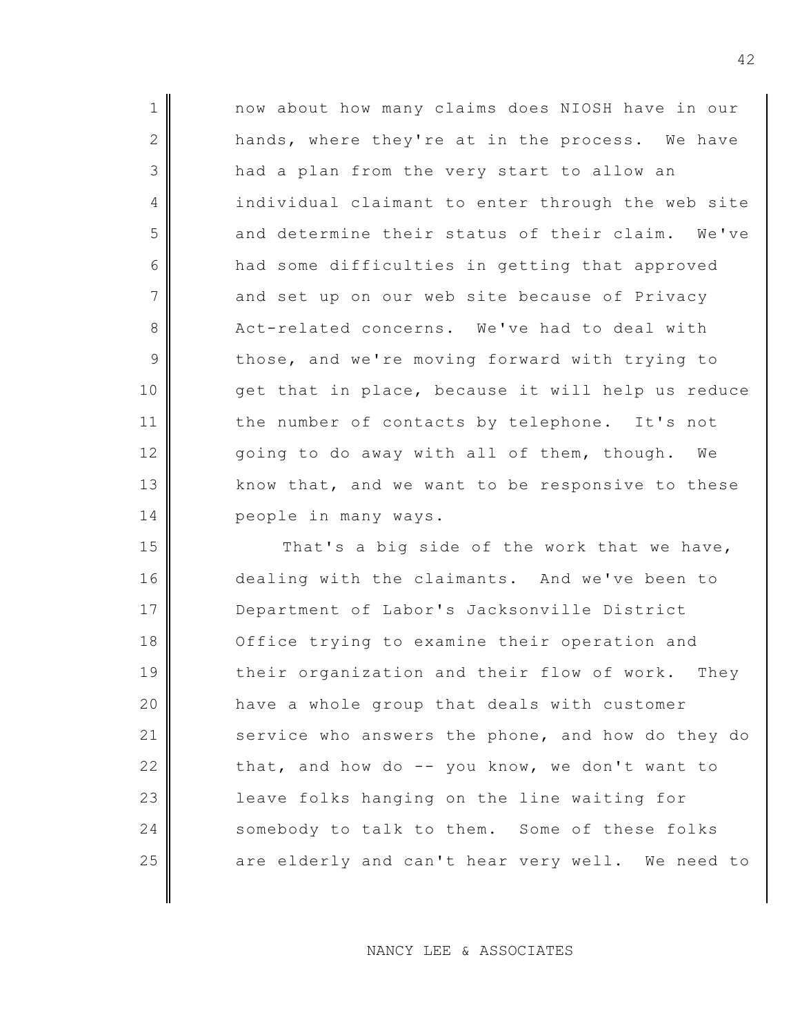now about how many claims does NIOSH have in our hands, where they're at in the process. We have had a plan from the very start to allow an individual claimant to enter through the web site and determine their status of their claim. We've had some difficulties in getting that approved and set up on our web site because of Privacy Act-related concerns. We've had to deal with those, and we're moving forward with trying to get that in place, because it will help us reduce the number of contacts by telephone. It's not going to do away with all of them, though. We know that, and we want to be responsive to these people in many ways.

That's a big side of the work that we have, dealing with the claimants. And we've been to Department of Labor's Jacksonville District Office trying to examine their operation and their organization and their flow of work. They have a whole group that deals with customer service who answers the phone, and how do they do that, and how do -- you know, we don't want to leave folks hanging on the line waiting for somebody to talk to them. Some of these folks are elderly and can't hear very well. We need to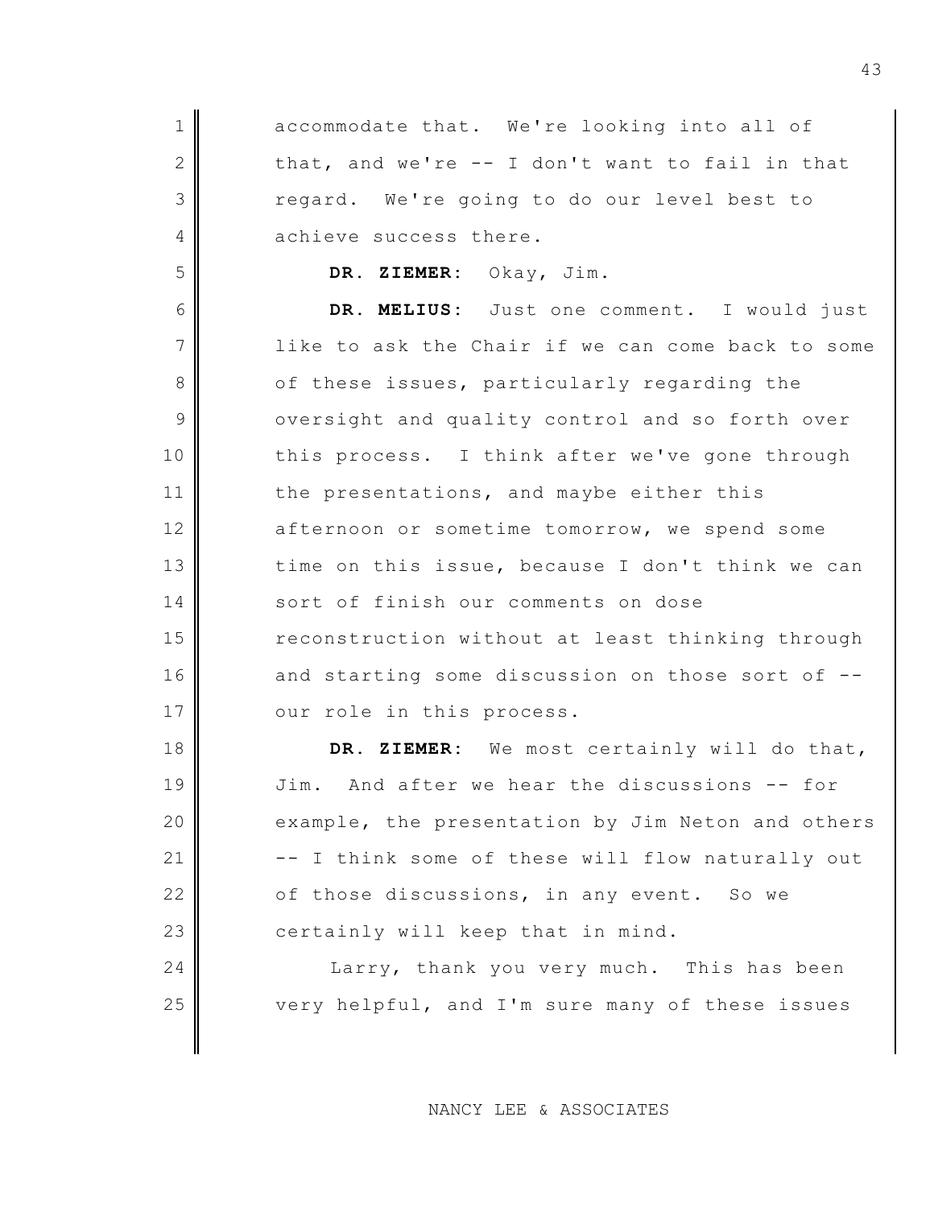accommodate that. We're looking into all of that, and we're -- I don't want to fail in that regard. We're going to do our level best to achieve success there.

**DR. ZIEMER:** Okay, Jim.

**DR. MELIUS:** Just one comment. I would just like to ask the Chair if we can come back to some of these issues, particularly regarding the oversight and quality control and so forth over this process. I think after we've gone through the presentations, and maybe either this afternoon or sometime tomorrow, we spend some time on this issue, because I don't think we can sort of finish our comments on dose reconstruction without at least thinking through and starting some discussion on those sort of -- our role in this process.

**DR. ZIEMER:** We most certainly will do that, Jim. And after we hear the discussions -- for example, the presentation by Jim Neton and others -- I think some of these will flow naturally out of those discussions, in any event. So we certainly will keep that in mind.

Larry, thank you very much. This has been very helpful, and I'm sure many of these issues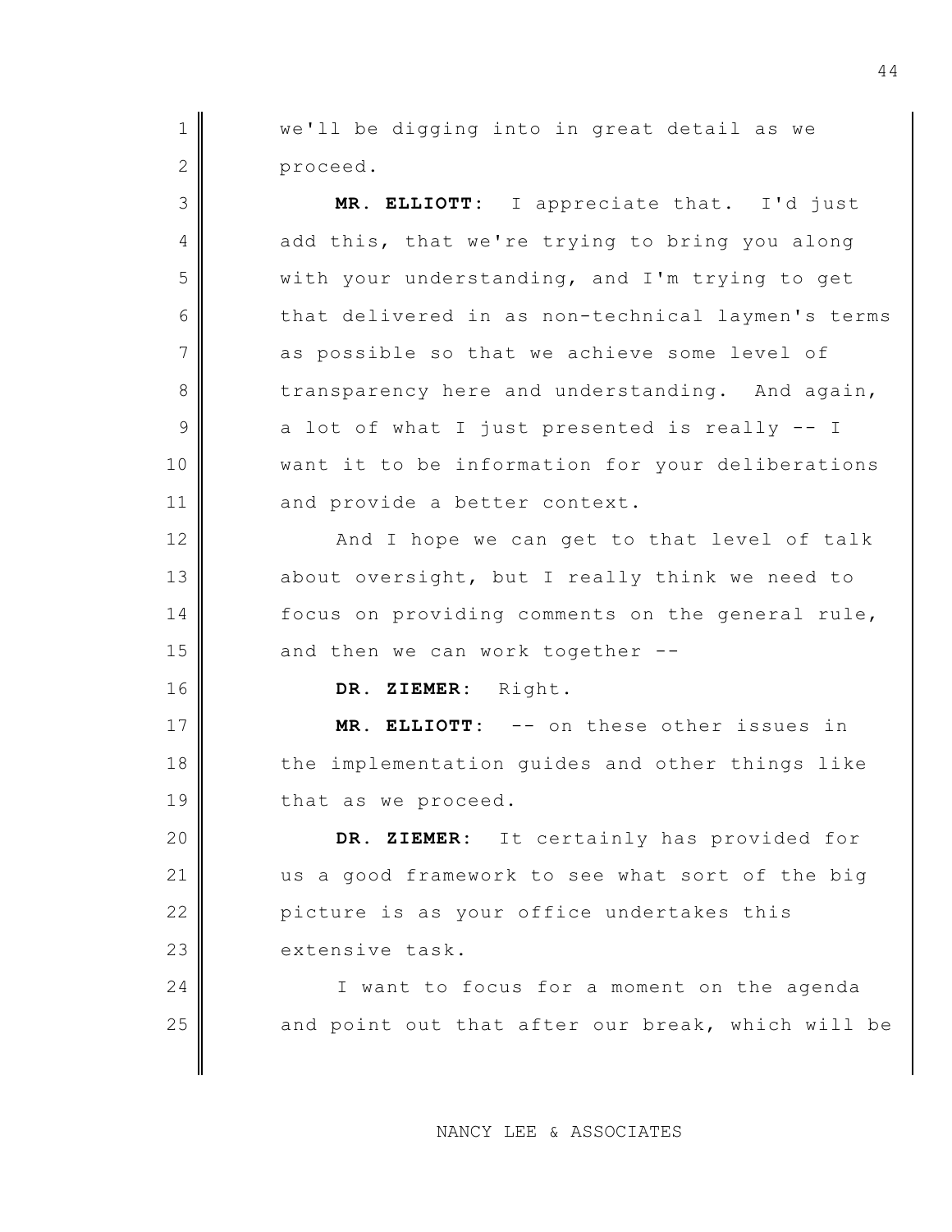we'll be digging into in great detail as we proceed.

**MR. ELLIOTT:** I appreciate that. I'd just add this, that we're trying to bring you along with your understanding, and I'm trying to get that delivered in as non-technical laymen's terms as possible so that we achieve some level of transparency here and understanding. And again, a lot of what I just presented is really -- I want it to be information for your deliberations and provide a better context.

And I hope we can get to that level of talk about oversight, but I really think we need to focus on providing comments on the general rule, and then we can work together --

**DR. ZIEMER:** Right.

**MR. ELLIOTT:** -- on these other issues in the implementation guides and other things like that as we proceed.

**DR. ZIEMER:** It certainly has provided for us a good framework to see what sort of the big picture is as your office undertakes this extensive task.

I want to focus for a moment on the agenda and point out that after our break, which will be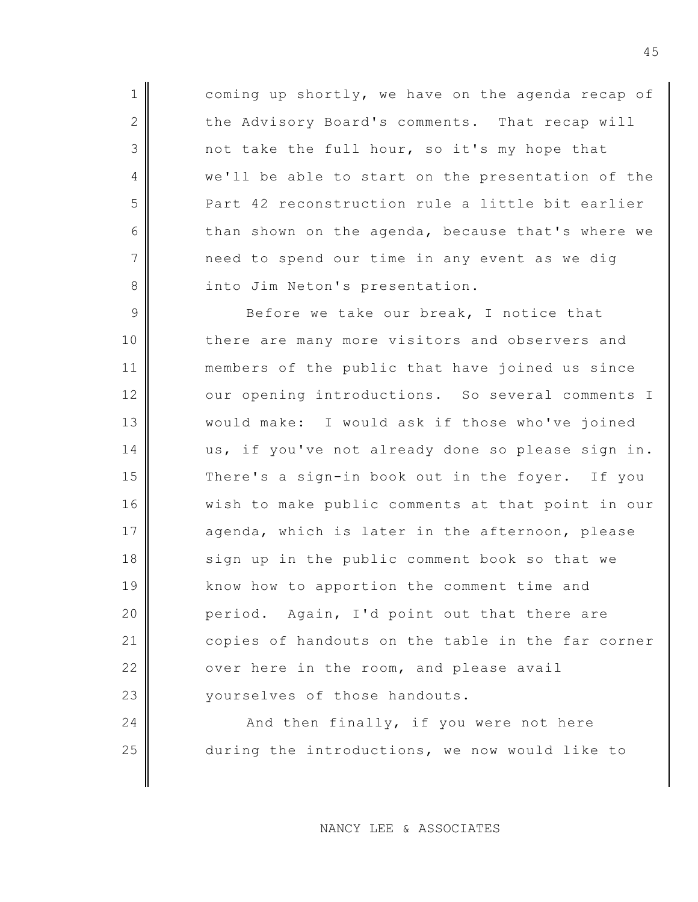coming up shortly, we have on the agenda recap of the Advisory Board's comments. That recap will not take the full hour, so it's my hope that we'll be able to start on the presentation of the Part 42 reconstruction rule a little bit earlier than shown on the agenda, because that's where we need to spend our time in any event as we dig into Jim Neton's presentation.

Before we take our break, I notice that there are many more visitors and observers and members of the public that have joined us since our opening introductions. So several comments I would make: I would ask if those who've joined us, if you've not already done so please sign in. There's a sign-in book out in the foyer. If you wish to make public comments at that point in our agenda, which is later in the afternoon, please sign up in the public comment book so that we know how to apportion the comment time and period. Again, I'd point out that there are copies of handouts on the table in the far corner over here in the room, and please avail yourselves of those handouts.

And then finally, if you were not here during the introductions, we now would like to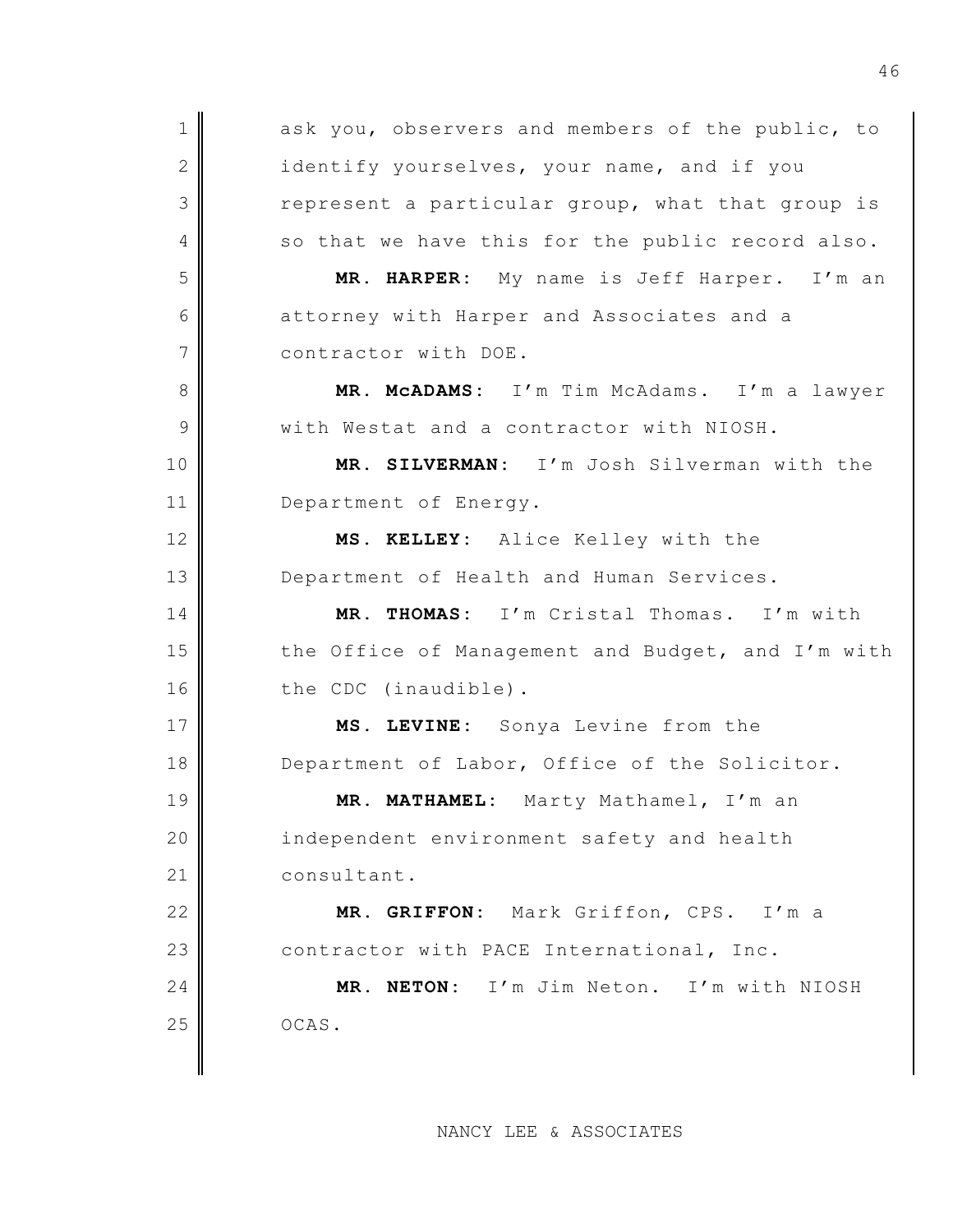ask you, observers and members of the public, to identify yourselves, your name, and if you represent a particular group, what that group is so that we have this for the public record also.

**MR. HARPER**: My name is Jeff Harper. I'm an attorney with Harper and Associates and a contractor with DOE.

**MR. McADAMS**: I'm Tim McAdams. I'm a lawyer with Westat and a contractor with NIOSH.

**MR. SILVERMAN**: I'm Josh Silverman with the Department of Energy.

**MS. KELLEY**: Alice Kelley with the Department of Health and Human Services.

**MR. THOMAS**: I'm Cristal Thomas. I'm with the Office of Management and Budget, and I'm with the CDC (inaudible).

**MS. LEVINE**: Sonya Levine from the Department of Labor, Office of the Solicitor.

**MR. MATHAMEL**: Marty Mathamel, I'm an independent environment safety and health consultant.

**MR. GRIFFON**: Mark Griffon, CPS. I'm a contractor with PACE International, Inc.

**MR. NETON**: I'm Jim Neton. I'm with NIOSH OCAS.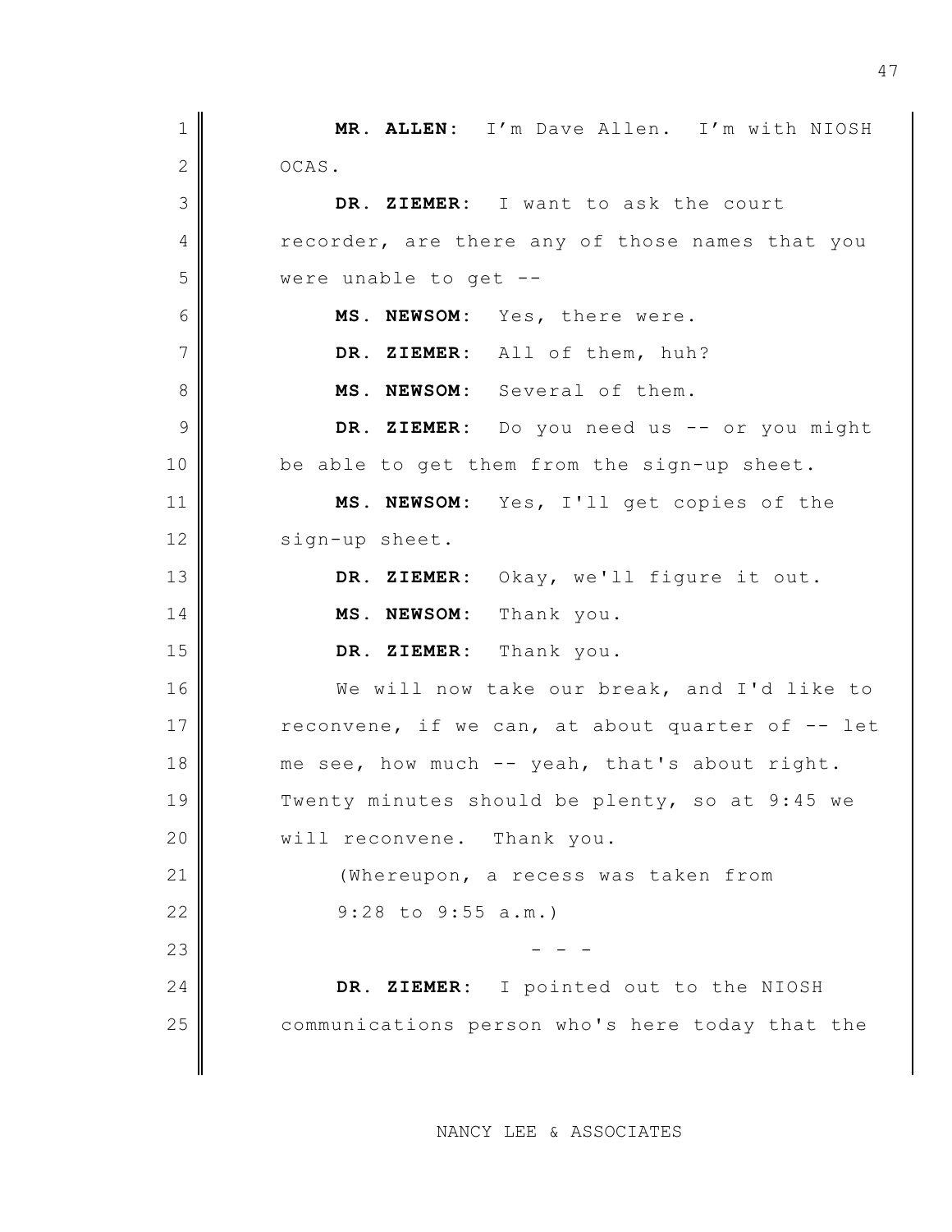**MR. ALLEN:** I'm Dave Allen. I'm with NIOSH OCAS.

**DR. ZIEMER:** I want to ask the court recorder, are there any of those names that you were unable to get --

**MS. NEWSOM:** Yes, there were.

**DR. ZIEMER:** All of them, huh?

**MS. NEWSOM:** Several of them.

**DR. ZIEMER:** Do you need us -- or you might be able to get them from the sign-up sheet.

**MS. NEWSOM:** Yes, I'll get copies of the sign-up sheet.

**DR. ZIEMER:** Okay, we'll figure it out.

**MS. NEWSOM:** Thank you.

**DR. ZIEMER:** Thank you.

We will now take our break, and I'd like to reconvene, if we can, at about quarter of -- let me see, how much -- yeah, that's about right. Twenty minutes should be plenty, so at 9:45 we will reconvene. Thank you.

(Whereupon, a recess was taken from 9:28 to 9:55 a.m.)

\- - -

**DR. ZIEMER:** I pointed out to the NIOSH communications person who's here today that the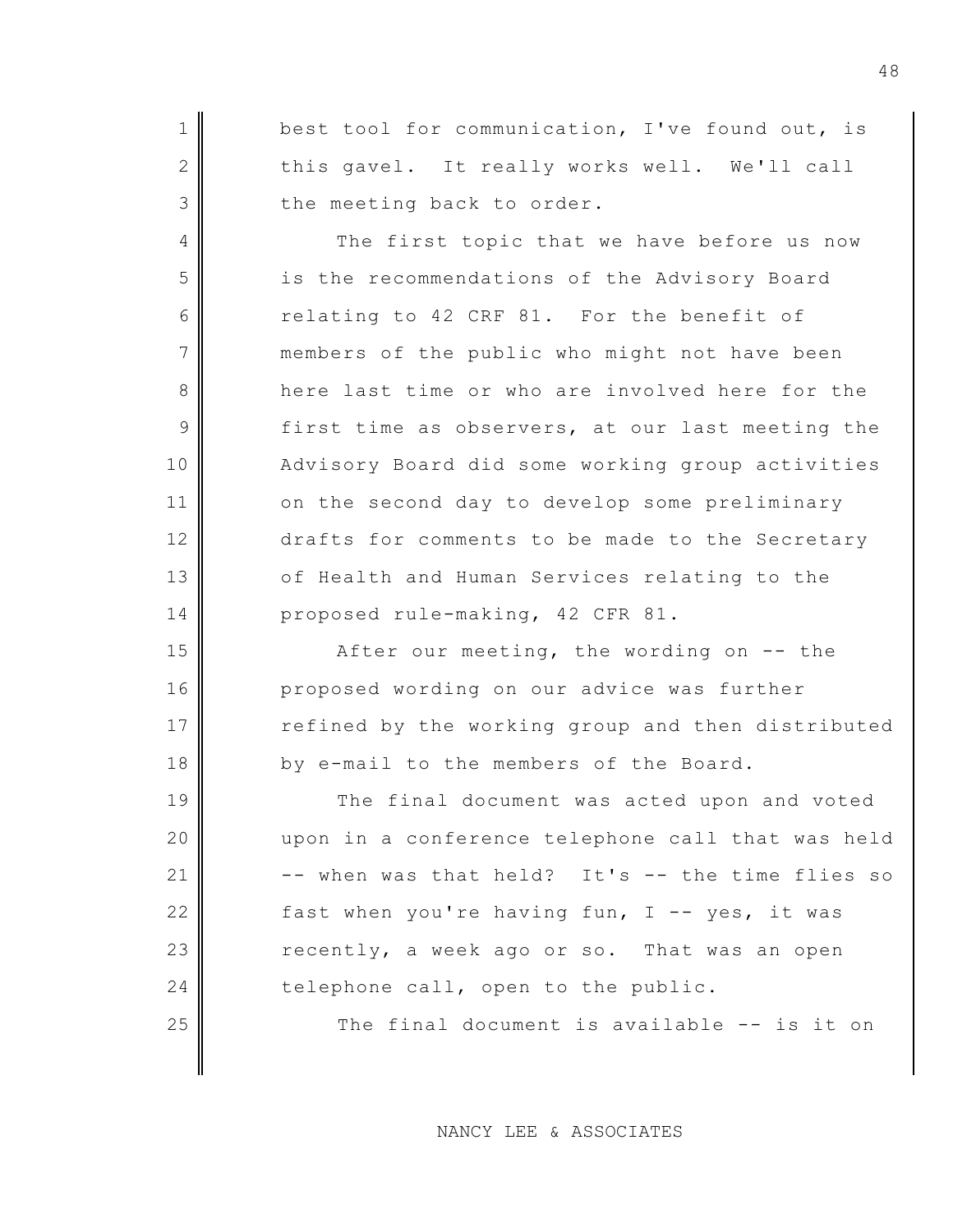best tool for communication, I've found out, is this gavel. It really works well. We'll call the meeting back to order.

The first topic that we have before us now is the recommendations of the Advisory Board relating to 42 CRF 81. For the benefit of members of the public who might not have been here last time or who are involved here for the first time as observers, at our last meeting the Advisory Board did some working group activities on the second day to develop some preliminary drafts for comments to be made to the Secretary of Health and Human Services relating to the proposed rule-making, 42 CFR 81.

After our meeting, the wording on -- the proposed wording on our advice was further refined by the working group and then distributed by e-mail to the members of the Board.

The final document was acted upon and voted upon in a conference telephone call that was held -- when was that held? It's -- the time flies so fast when you're having fun, I -- yes, it was recently, a week ago or so. That was an open telephone call, open to the public.

The final document is available -- is it on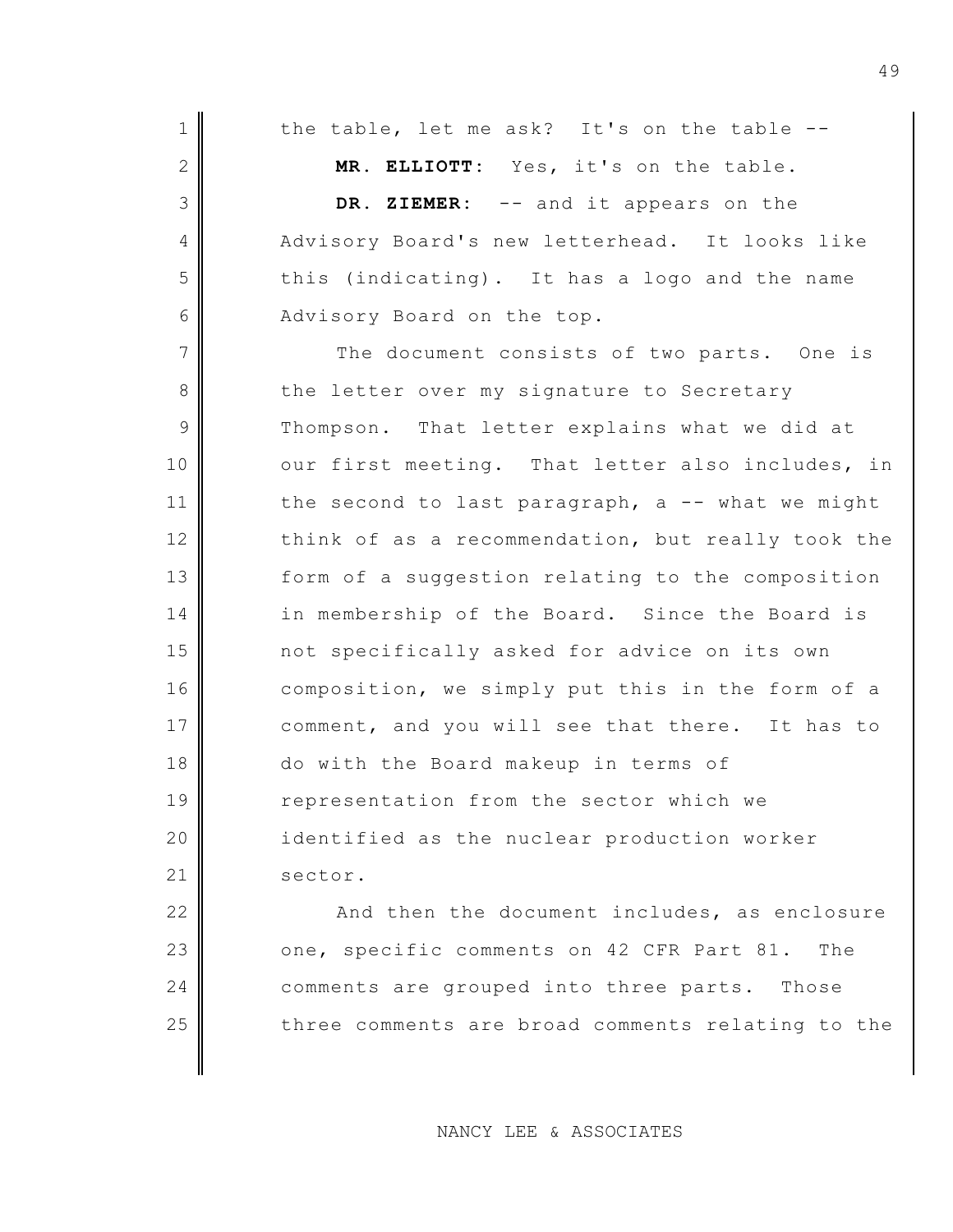the table, let me ask? It's on the table --

**MR. ELLIOTT:** Yes, it's on the table.

**DR. ZIEMER:** -- and it appears on the Advisory Board's new letterhead. It looks like this (indicating). It has a logo and the name Advisory Board on the top.

The document consists of two parts. One is the letter over my signature to Secretary Thompson. That letter explains what we did at our first meeting. That letter also includes, in the second to last paragraph, a -- what we might think of as a recommendation, but really took the form of a suggestion relating to the composition in membership of the Board. Since the Board is not specifically asked for advice on its own composition, we simply put this in the form of a comment, and you will see that there. It has to do with the Board makeup in terms of representation from the sector which we identified as the nuclear production worker sector.

And then the document includes, as enclosure one, specific comments on 42 CFR Part 81. The comments are grouped into three parts. Those three comments are broad comments relating to the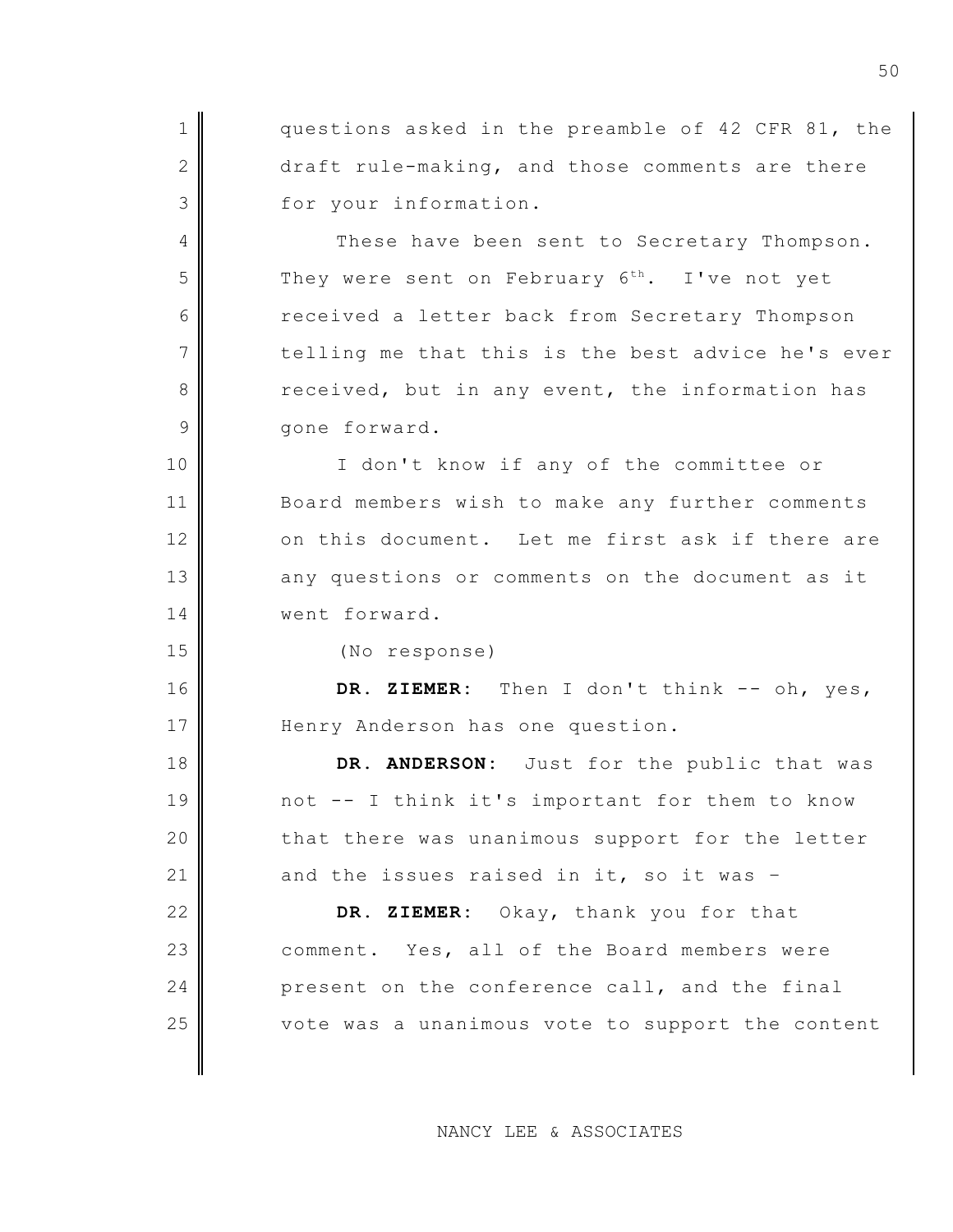questions asked in the preamble of 42 CFR 81, the draft rule-making, and those comments are there for your information.

These have been sent to Secretary Thompson. They were sent on February 6th. I've not yet received a letter back from Secretary Thompson telling me that this is the best advice he's ever received, but in any event, the information has gone forward.

I don't know if any of the committee or Board members wish to make any further comments on this document. Let me first ask if there are any questions or comments on the document as it went forward.

(No response)

**DR. ZIEMER:** Then I don't think -- oh, yes, Henry Anderson has one question.

**DR. ANDERSON:** Just for the public that was not -- I think it's important for them to know that there was unanimous support for the letter and the issues raised in it, so it was –

**DR. ZIEMER:** Okay, thank you for that comment. Yes, all of the Board members were present on the conference call, and the final vote was a unanimous vote to support the content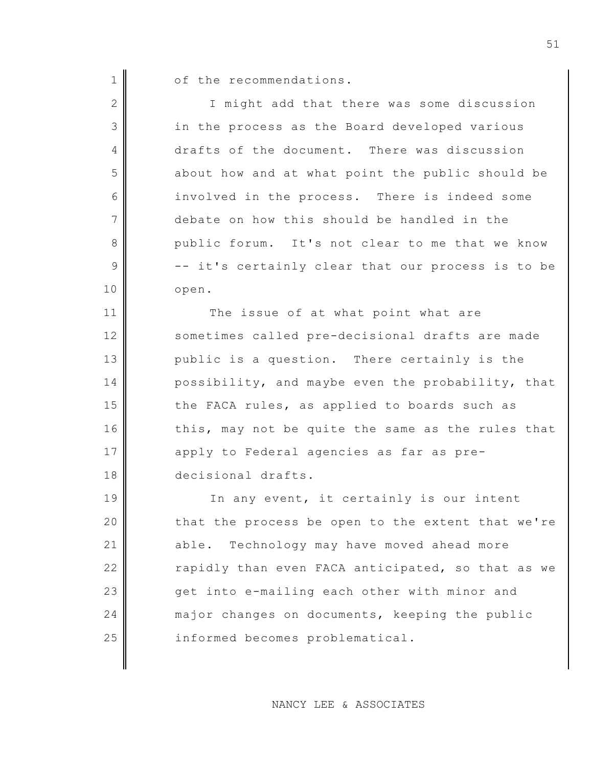of the recommendations.

I might add that there was some discussion in the process as the Board developed various drafts of the document. There was discussion about how and at what point the public should be involved in the process. There is indeed some debate on how this should be handled in the public forum. It's not clear to me that we know -- it's certainly clear that our process is to be open.

The issue of at what point what are sometimes called pre-decisional drafts are made public is a question. There certainly is the possibility, and maybe even the probability, that the FACA rules, as applied to boards such as this, may not be quite the same as the rules that apply to Federal agencies as far as pre-decisional drafts.

In any event, it certainly is our intent that the process be open to the extent that we're able. Technology may have moved ahead more rapidly than even FACA anticipated, so that as we get into e-mailing each other with minor and major changes on documents, keeping the public informed becomes problematical.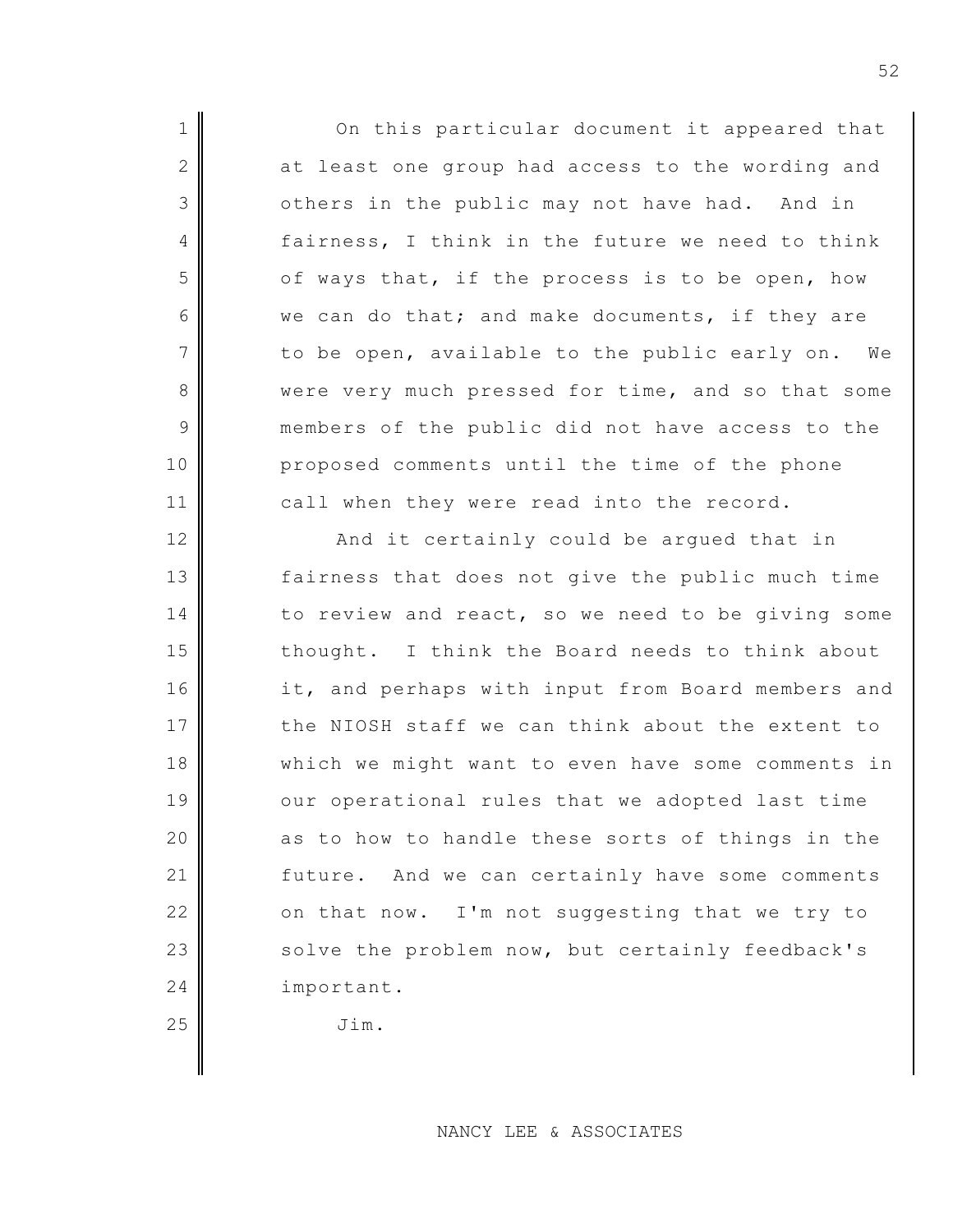On this particular document it appeared that at least one group had access to the wording and others in the public may not have had. And in fairness, I think in the future we need to think of ways that, if the process is to be open, how we can do that; and make documents, if they are to be open, available to the public early on. We were very much pressed for time, and so that some members of the public did not have access to the proposed comments until the time of the phone call when they were read into the record.

And it certainly could be argued that in fairness that does not give the public much time to review and react, so we need to be giving some thought. I think the Board needs to think about it, and perhaps with input from Board members and the NIOSH staff we can think about the extent to which we might want to even have some comments in our operational rules that we adopted last time as to how to handle these sorts of things in the future. And we can certainly have some comments on that now. I'm not suggesting that we try to solve the problem now, but certainly feedback's important.

Jim.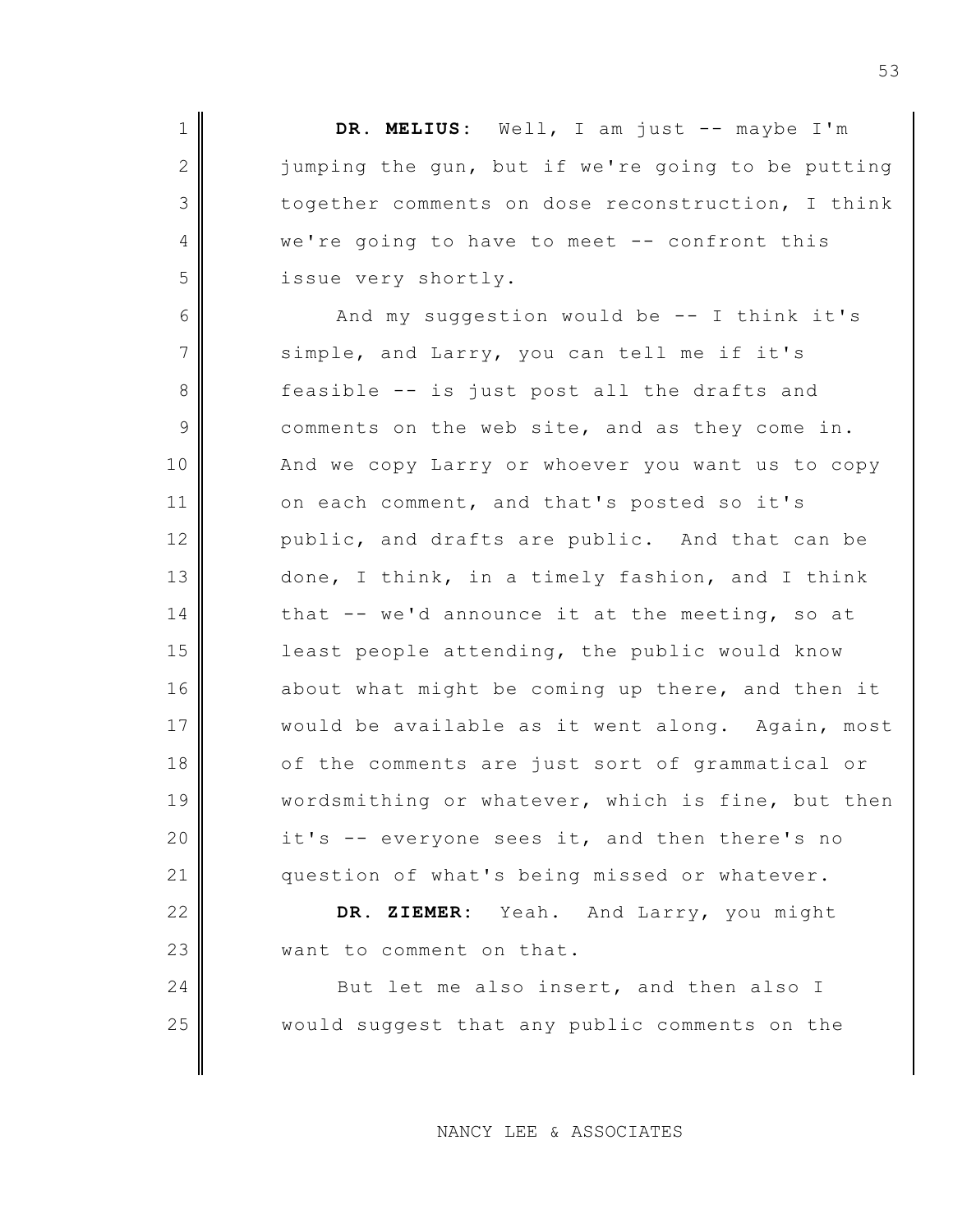**DR. MELIUS:** Well, I am just -- maybe I'm jumping the gun, but if we're going to be putting together comments on dose reconstruction, I think we're going to have to meet -- confront this issue very shortly.

And my suggestion would be -- I think it's simple, and Larry, you can tell me if it's feasible -- is just post all the drafts and comments on the web site, and as they come in. And we copy Larry or whoever you want us to copy on each comment, and that's posted so it's public, and drafts are public. And that can be done, I think, in a timely fashion, and I think that -- we'd announce it at the meeting, so at least people attending, the public would know about what might be coming up there, and then it would be available as it went along. Again, most of the comments are just sort of grammatical or wordsmithing or whatever, which is fine, but then it's -- everyone sees it, and then there's no question of what's being missed or whatever.

**DR. ZIEMER:** Yeah. And Larry, you might want to comment on that.

But let me also insert, and then also I would suggest that any public comments on the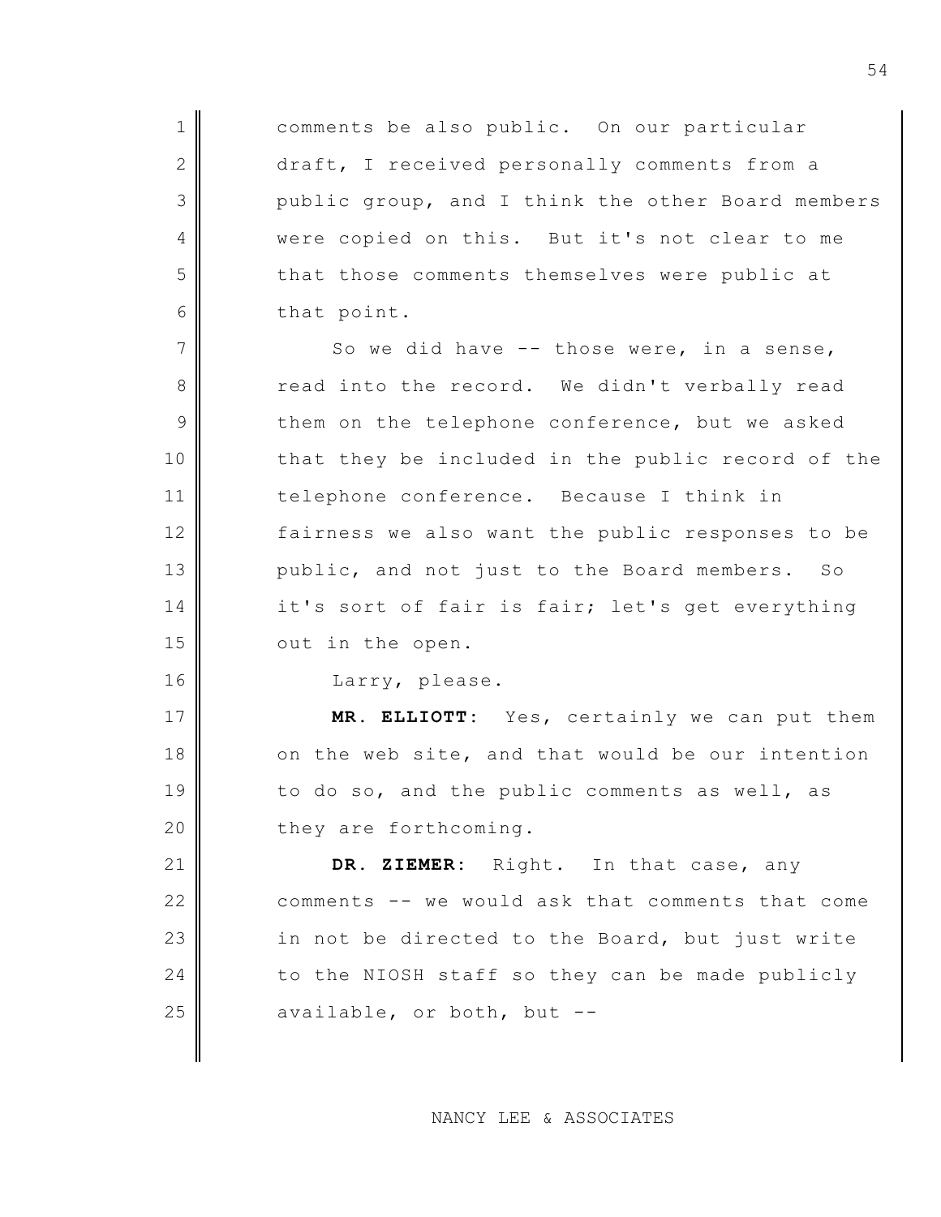comments be also public. On our particular draft, I received personally comments from a public group, and I think the other Board members were copied on this. But it's not clear to me that those comments themselves were public at that point.

So we did have -- those were, in a sense, read into the record. We didn't verbally read them on the telephone conference, but we asked that they be included in the public record of the telephone conference. Because I think in fairness we also want the public responses to be public, and not just to the Board members. So it's sort of fair is fair; let's get everything out in the open.

Larry, please.

**MR. ELLIOTT:** Yes, certainly we can put them on the web site, and that would be our intention to do so, and the public comments as well, as they are forthcoming.

**DR. ZIEMER:** Right. In that case, any comments -- we would ask that comments that come in not be directed to the Board, but just write to the NIOSH staff so they can be made publicly available, or both, but --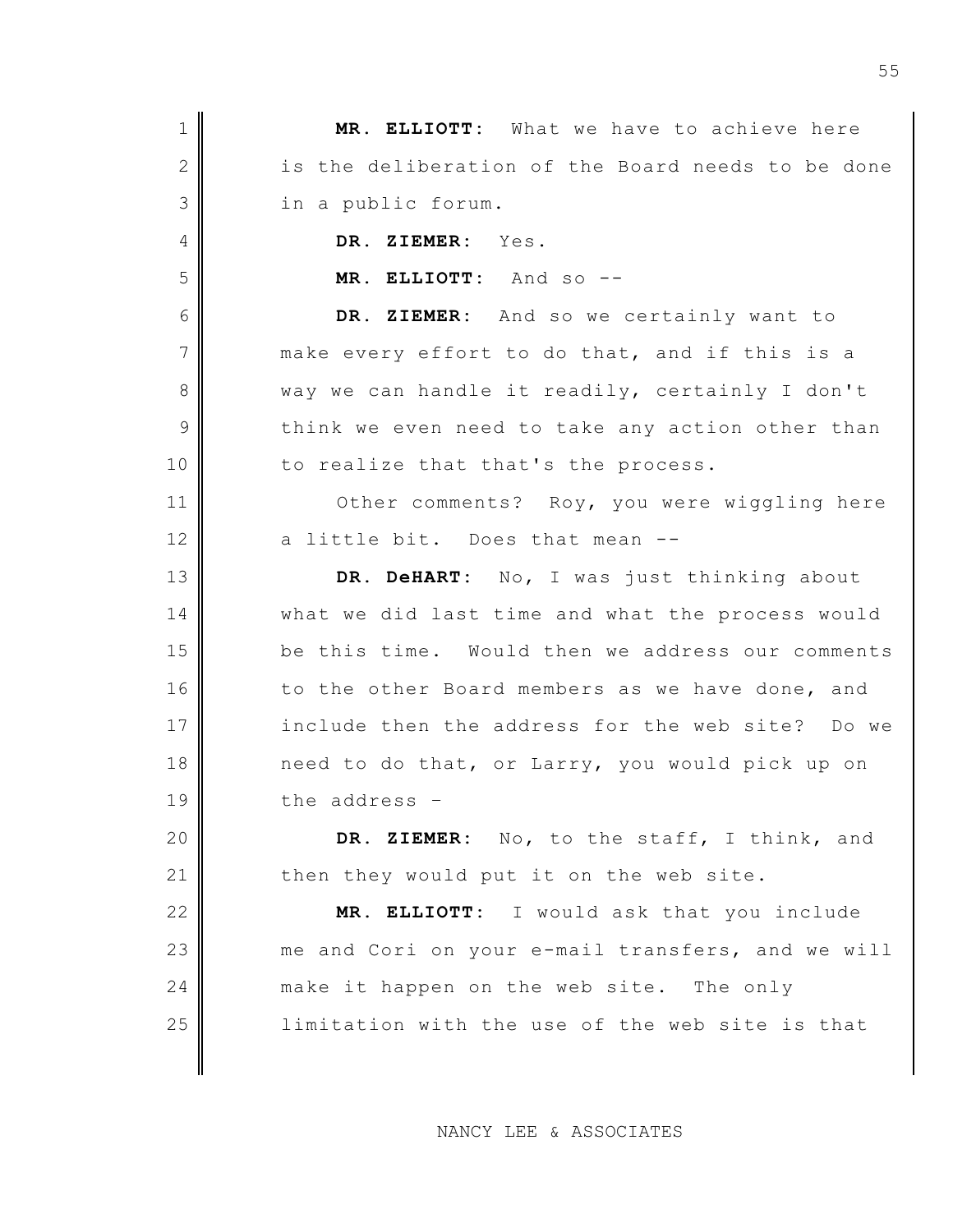**MR. ELLIOTT:** What we have to achieve here is the deliberation of the Board needs to be done in a public forum.

**DR. ZIEMER:** Yes.

**MR. ELLIOTT:** And so --

**DR. ZIEMER:** And so we certainly want to make every effort to do that, and if this is a way we can handle it readily, certainly I don't think we even need to take any action other than to realize that that's the process.

Other comments? Roy, you were wiggling here a little bit. Does that mean --

**DR. DeHART:** No, I was just thinking about what we did last time and what the process would be this time. Would then we address our comments to the other Board members as we have done, and include then the address for the web site? Do we need to do that, or Larry, you would pick up on the address –

**DR. ZIEMER:** No, to the staff, I think, and then they would put it on the web site.

**MR. ELLIOTT:** I would ask that you include me and Cori on your e-mail transfers, and we will make it happen on the web site. The only limitation with the use of the web site is that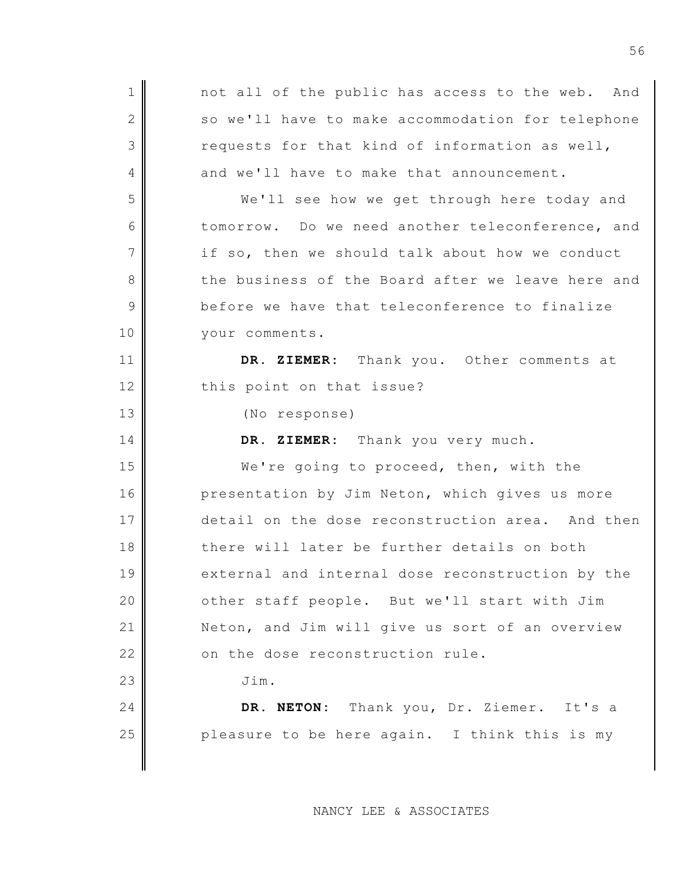not all of the public has access to the web. And so we'll have to make accommodation for telephone requests for that kind of information as well, and we'll have to make that announcement.

We'll see how we get through here today and tomorrow. Do we need another teleconference, and if so, then we should talk about how we conduct the business of the Board after we leave here and before we have that teleconference to finalize your comments.

**DR. ZIEMER:** Thank you. Other comments at this point on that issue?

(No response)

**DR. ZIEMER:** Thank you very much.

We're going to proceed, then, with the presentation by Jim Neton, which gives us more detail on the dose reconstruction area. And then there will later be further details on both external and internal dose reconstruction by the other staff people. But we'll start with Jim Neton, and Jim will give us sort of an overview on the dose reconstruction rule.

Jim.

**DR. NETON:** Thank you, Dr. Ziemer. It's a pleasure to be here again. I think this is my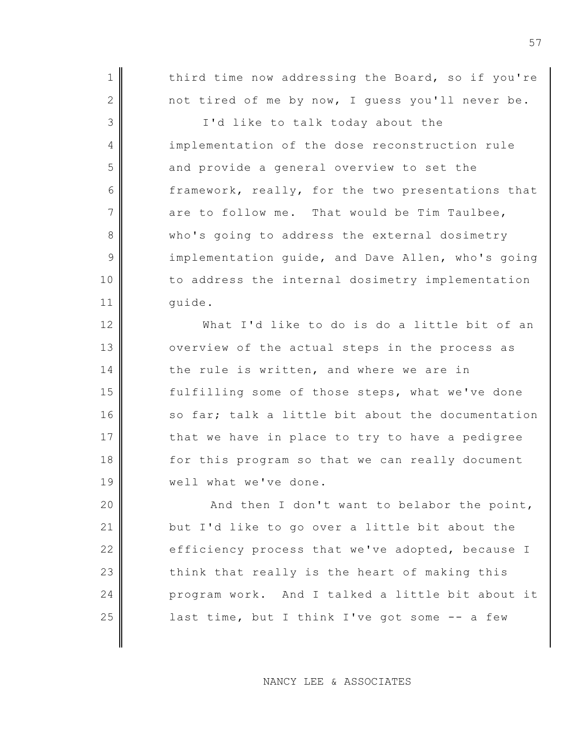third time now addressing the Board, so if you're not tired of me by now, I guess you'll never be.

I'd like to talk today about the implementation of the dose reconstruction rule and provide a general overview to set the framework, really, for the two presentations that are to follow me. That would be Tim Taulbee, who's going to address the external dosimetry implementation guide, and Dave Allen, who's going to address the internal dosimetry implementation guide.

What I'd like to do is do a little bit of an overview of the actual steps in the process as the rule is written, and where we are in fulfilling some of those steps, what we've done so far; talk a little bit about the documentation that we have in place to try to have a pedigree for this program so that we can really document well what we've done.

And then I don't want to belabor the point, but I'd like to go over a little bit about the efficiency process that we've adopted, because I think that really is the heart of making this program work. And I talked a little bit about it last time, but I think I've got some -- a few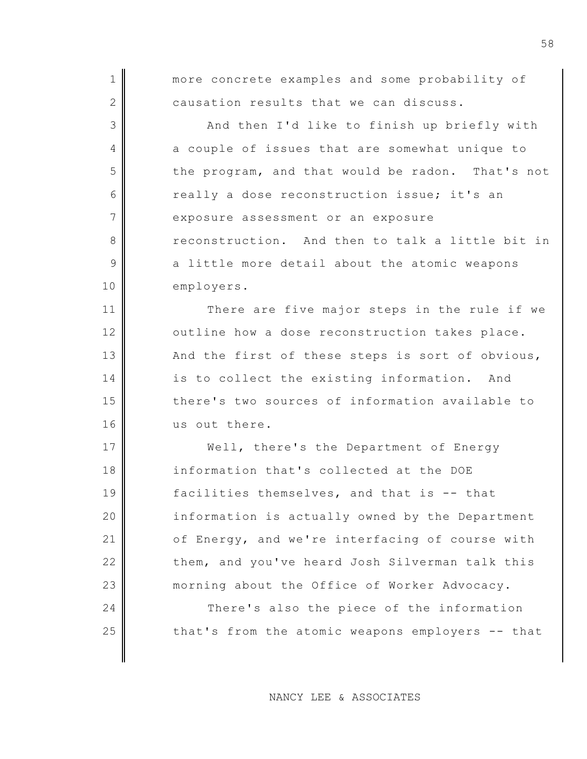more concrete examples and some probability of causation results that we can discuss.

And then I'd like to finish up briefly with a couple of issues that are somewhat unique to the program, and that would be radon. That's not really a dose reconstruction issue; it's an exposure assessment or an exposure reconstruction. And then to talk a little bit in a little more detail about the atomic weapons employers.

There are five major steps in the rule if we outline how a dose reconstruction takes place. And the first of these steps is sort of obvious, is to collect the existing information. And there's two sources of information available to us out there.

Well, there's the Department of Energy information that's collected at the DOE facilities themselves, and that is -- that information is actually owned by the Department of Energy, and we're interfacing of course with them, and you've heard Josh Silverman talk this morning about the Office of Worker Advocacy.

There's also the piece of the information that's from the atomic weapons employers -- that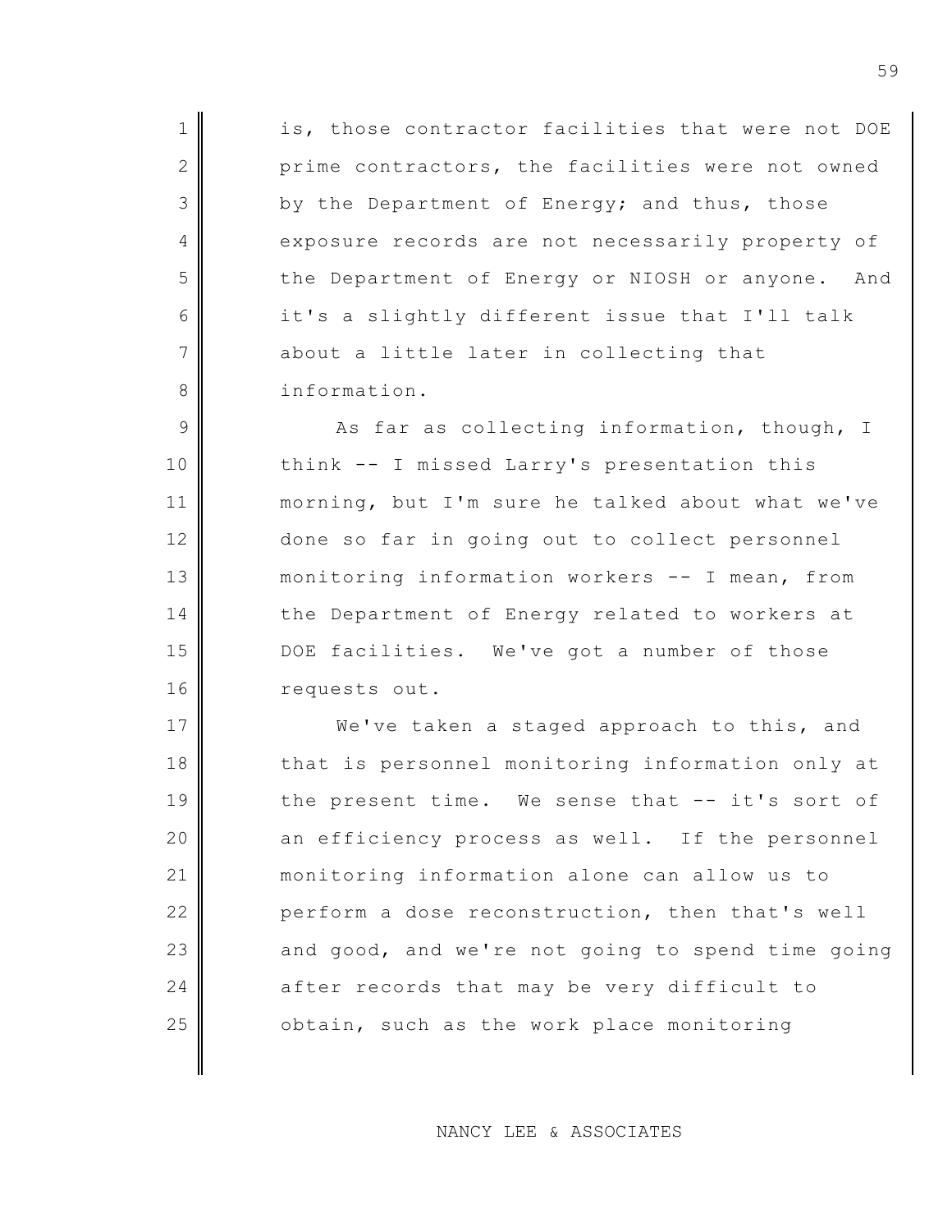is, those contractor facilities that were not DOE prime contractors, the facilities were not owned by the Department of Energy; and thus, those exposure records are not necessarily property of the Department of Energy or NIOSH or anyone. And it's a slightly different issue that I'll talk about a little later in collecting that information.

As far as collecting information, though, I think -- I missed Larry's presentation this morning, but I'm sure he talked about what we've done so far in going out to collect personnel monitoring information workers -- I mean, from the Department of Energy related to workers at DOE facilities. We've got a number of those requests out.

We've taken a staged approach to this, and that is personnel monitoring information only at the present time. We sense that -- it's sort of an efficiency process as well. If the personnel monitoring information alone can allow us to perform a dose reconstruction, then that's well and good, and we're not going to spend time going after records that may be very difficult to obtain, such as the work place monitoring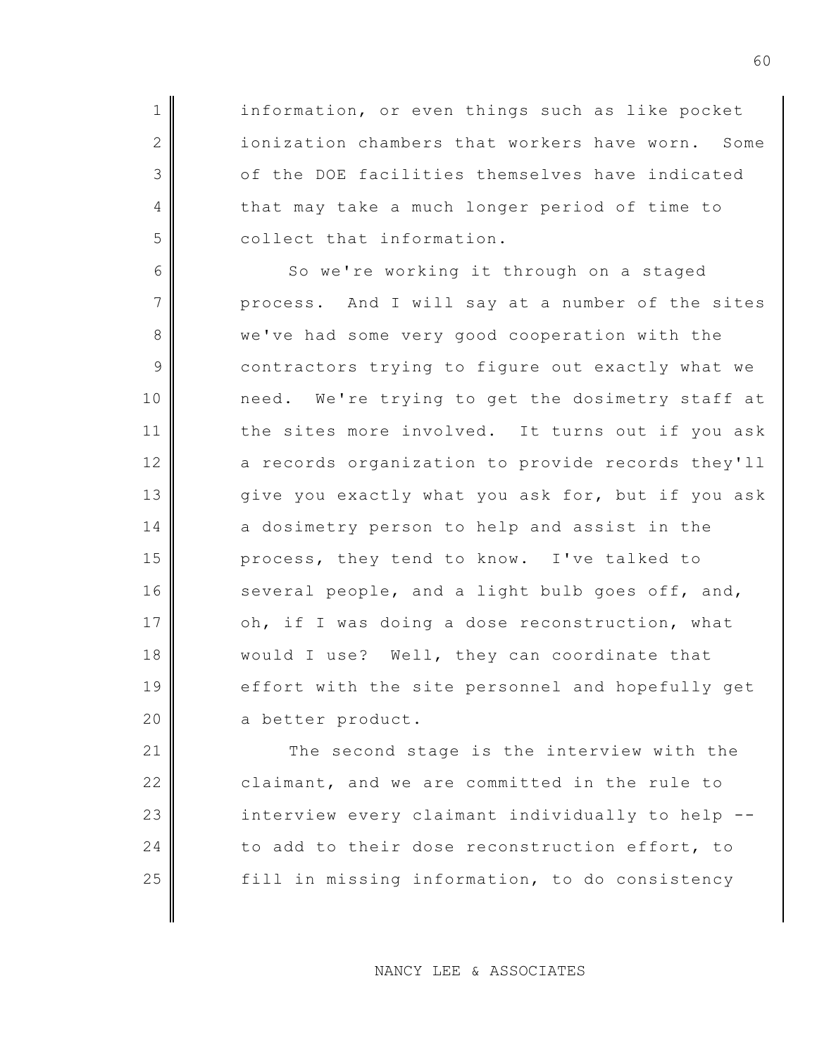information, or even things such as like pocket ionization chambers that workers have worn. Some of the DOE facilities themselves have indicated that may take a much longer period of time to collect that information.

So we're working it through on a staged process. And I will say at a number of the sites we've had some very good cooperation with the contractors trying to figure out exactly what we need. We're trying to get the dosimetry staff at the sites more involved. It turns out if you ask a records organization to provide records they'll give you exactly what you ask for, but if you ask a dosimetry person to help and assist in the process, they tend to know. I've talked to several people, and a light bulb goes off, and, oh, if I was doing a dose reconstruction, what would I use? Well, they can coordinate that effort with the site personnel and hopefully get a better product.

The second stage is the interview with the claimant, and we are committed in the rule to interview every claimant individually to help -- to add to their dose reconstruction effort, to fill in missing information, to do consistency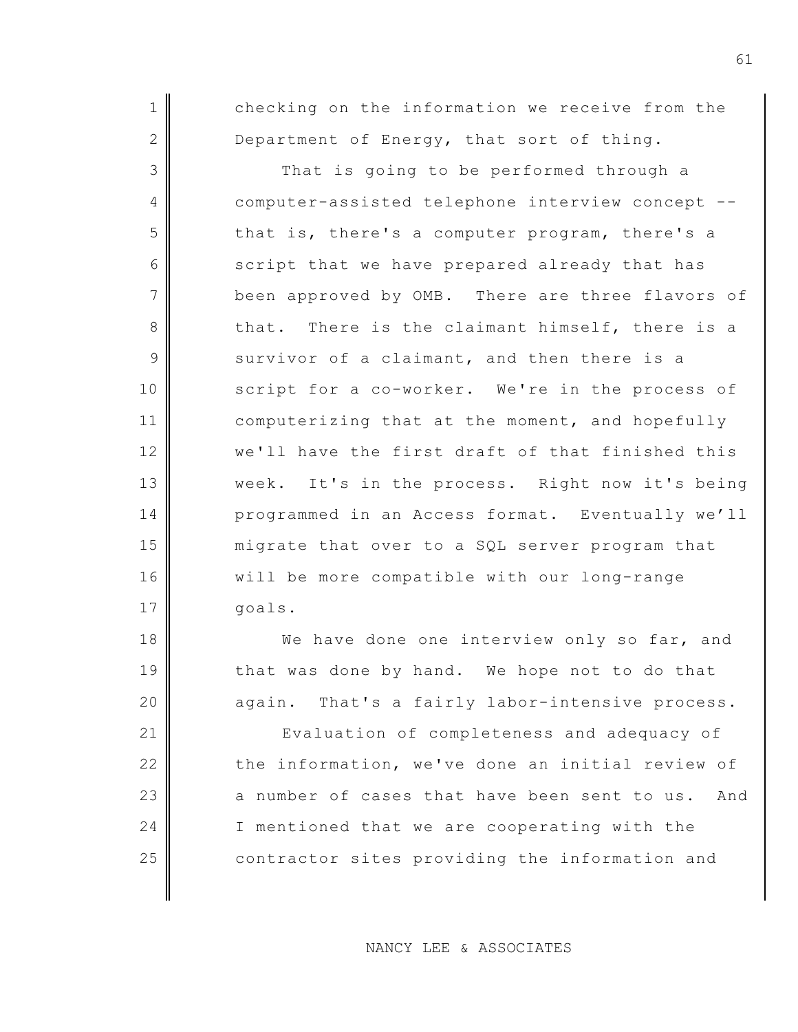checking on the information we receive from the Department of Energy, that sort of thing.

That is going to be performed through a computer-assisted telephone interview concept -- that is, there's a computer program, there's a script that we have prepared already that has been approved by OMB. There are three flavors of that. There is the claimant himself, there is a survivor of a claimant, and then there is a script for a co-worker. We're in the process of computerizing that at the moment, and hopefully we'll have the first draft of that finished this week. It's in the process. Right now it's being programmed in an Access format. Eventually we'll migrate that over to a SQL server program that will be more compatible with our long-range goals.

We have done one interview only so far, and that was done by hand. We hope not to do that again. That's a fairly labor-intensive process.

Evaluation of completeness and adequacy of the information, we've done an initial review of a number of cases that have been sent to us. And I mentioned that we are cooperating with the contractor sites providing the information and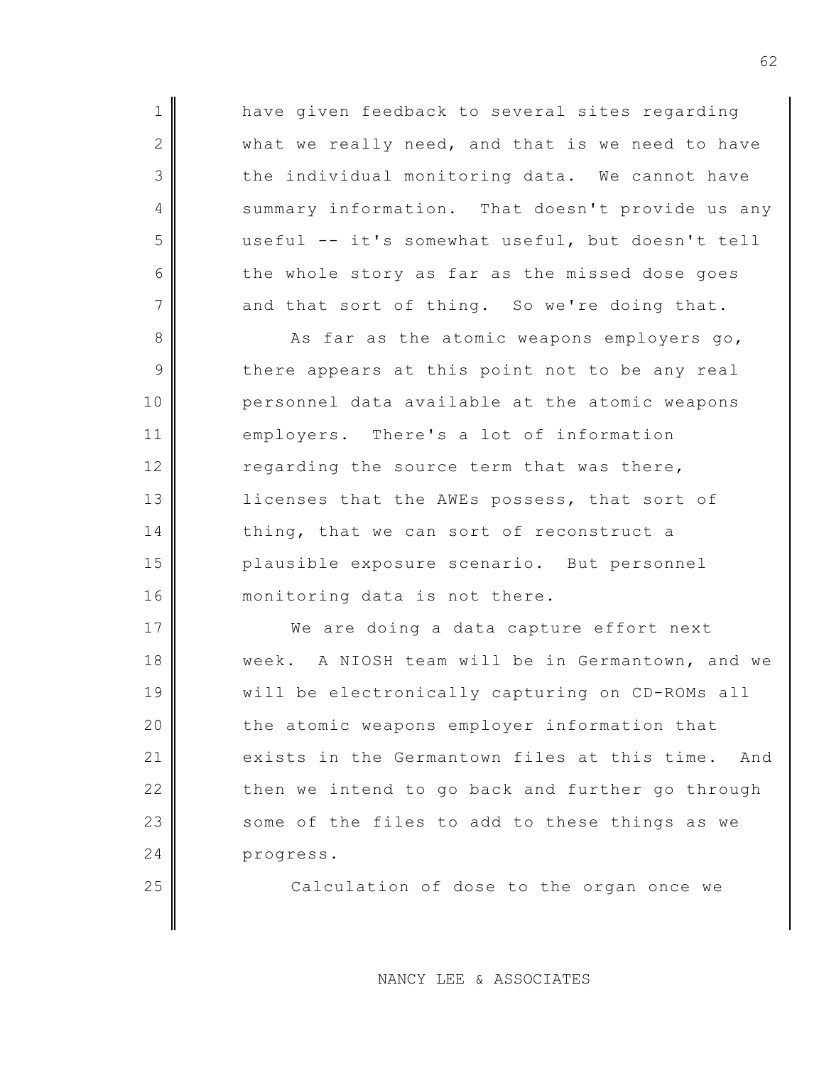have given feedback to several sites regarding what we really need, and that is we need to have the individual monitoring data. We cannot have summary information. That doesn't provide us any useful -- it's somewhat useful, but doesn't tell the whole story as far as the missed dose goes and that sort of thing. So we're doing that.

As far as the atomic weapons employers go, there appears at this point not to be any real personnel data available at the atomic weapons employers. There's a lot of information regarding the source term that was there, licenses that the AWEs possess, that sort of thing, that we can sort of reconstruct a plausible exposure scenario. But personnel monitoring data is not there.

We are doing a data capture effort next week. A NIOSH team will be in Germantown, and we will be electronically capturing on CD-ROMs all the atomic weapons employer information that exists in the Germantown files at this time. And then we intend to go back and further go through some of the files to add to these things as we progress.

Calculation of dose to the organ once we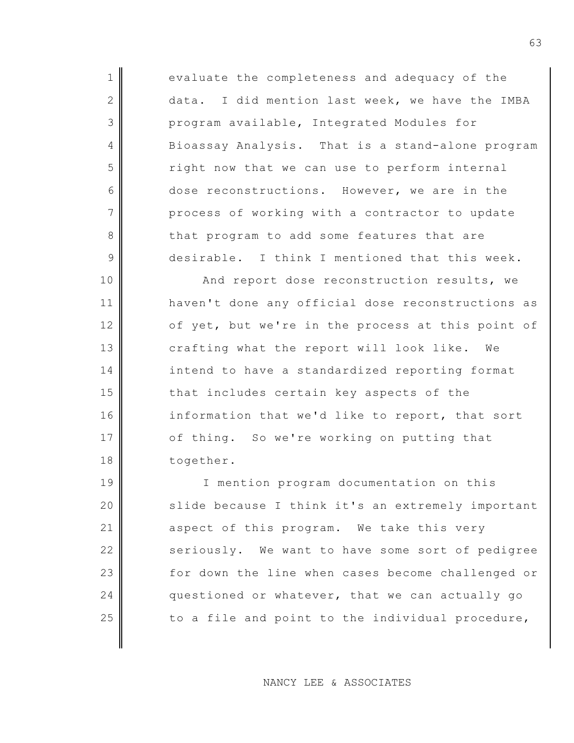evaluate the completeness and adequacy of the data. I did mention last week, we have the IMBA program available, Integrated Modules for Bioassay Analysis. That is a stand-alone program right now that we can use to perform internal dose reconstructions. However, we are in the process of working with a contractor to update that program to add some features that are desirable. I think I mentioned that this week.

And report dose reconstruction results, we haven't done any official dose reconstructions as of yet, but we're in the process at this point of crafting what the report will look like. We intend to have a standardized reporting format that includes certain key aspects of the information that we'd like to report, that sort of thing. So we're working on putting that together.

I mention program documentation on this slide because I think it's an extremely important aspect of this program. We take this very seriously. We want to have some sort of pedigree for down the line when cases become challenged or questioned or whatever, that we can actually go to a file and point to the individual procedure,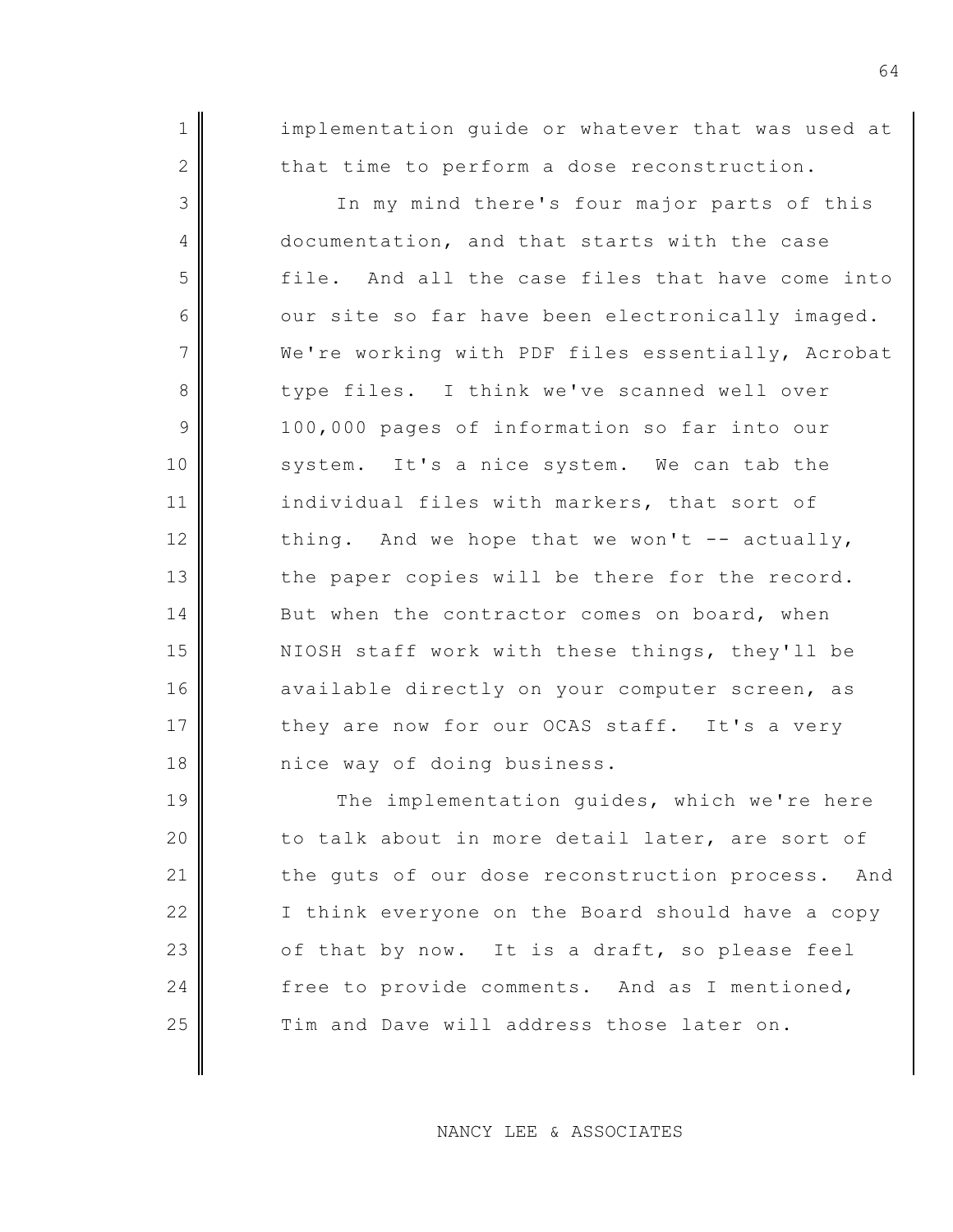implementation guide or whatever that was used at that time to perform a dose reconstruction.

In my mind there's four major parts of this documentation, and that starts with the case file. And all the case files that have come into our site so far have been electronically imaged. We're working with PDF files essentially, Acrobat type files. I think we've scanned well over 100,000 pages of information so far into our system. It's a nice system. We can tab the individual files with markers, that sort of thing. And we hope that we won't -- actually, the paper copies will be there for the record. But when the contractor comes on board, when NIOSH staff work with these things, they'll be available directly on your computer screen, as they are now for our OCAS staff. It's a very nice way of doing business.

The implementation guides, which we're here to talk about in more detail later, are sort of the guts of our dose reconstruction process. And I think everyone on the Board should have a copy of that by now. It is a draft, so please feel free to provide comments. And as I mentioned, Tim and Dave will address those later on.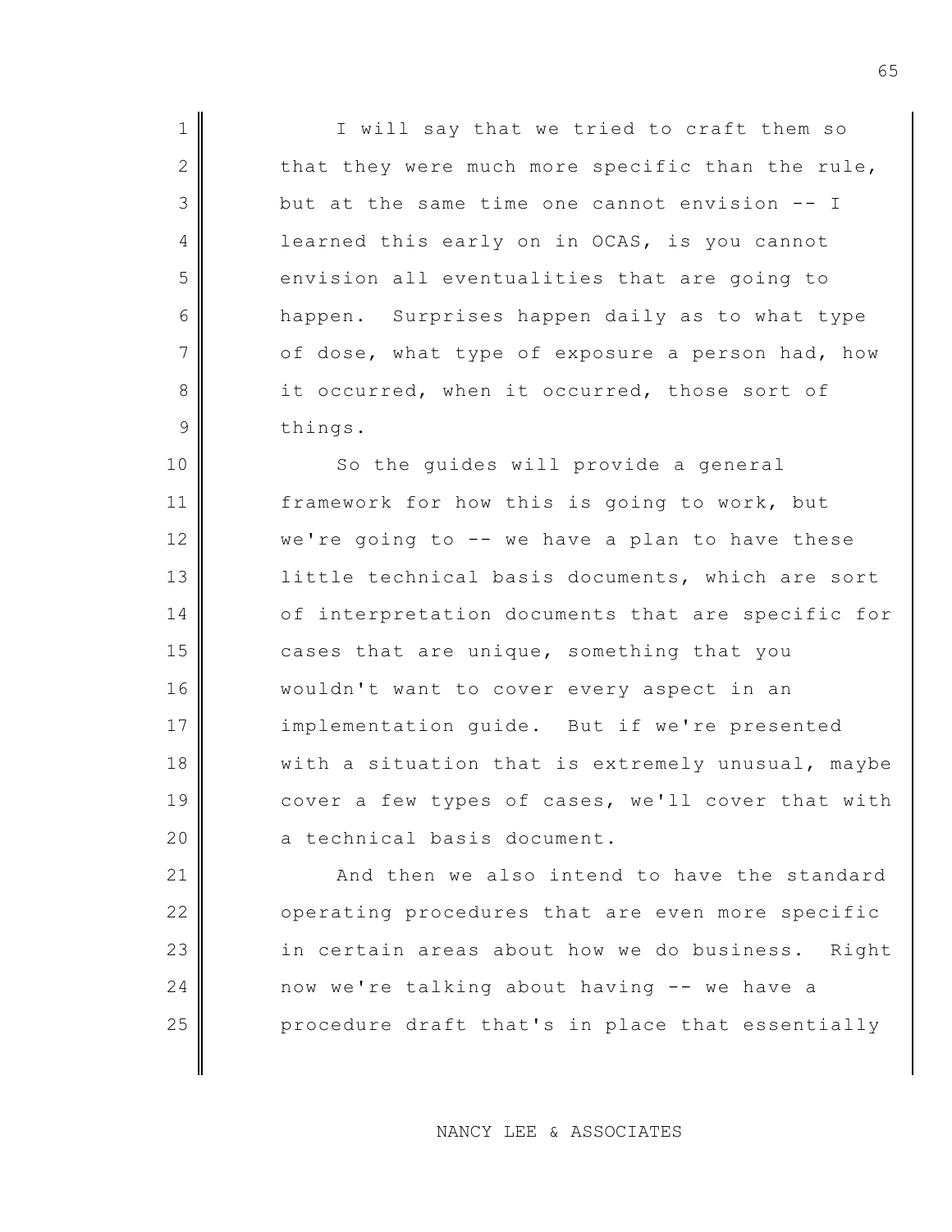I will say that we tried to craft them so that they were much more specific than the rule, but at the same time one cannot envision -- I learned this early on in OCAS, is you cannot envision all eventualities that are going to happen. Surprises happen daily as to what type of dose, what type of exposure a person had, how it occurred, when it occurred, those sort of things.

So the guides will provide a general framework for how this is going to work, but we're going to -- we have a plan to have these little technical basis documents, which are sort of interpretation documents that are specific for cases that are unique, something that you wouldn't want to cover every aspect in an implementation guide. But if we're presented with a situation that is extremely unusual, maybe cover a few types of cases, we'll cover that with a technical basis document.

And then we also intend to have the standard operating procedures that are even more specific in certain areas about how we do business. Right now we're talking about having -- we have a procedure draft that's in place that essentially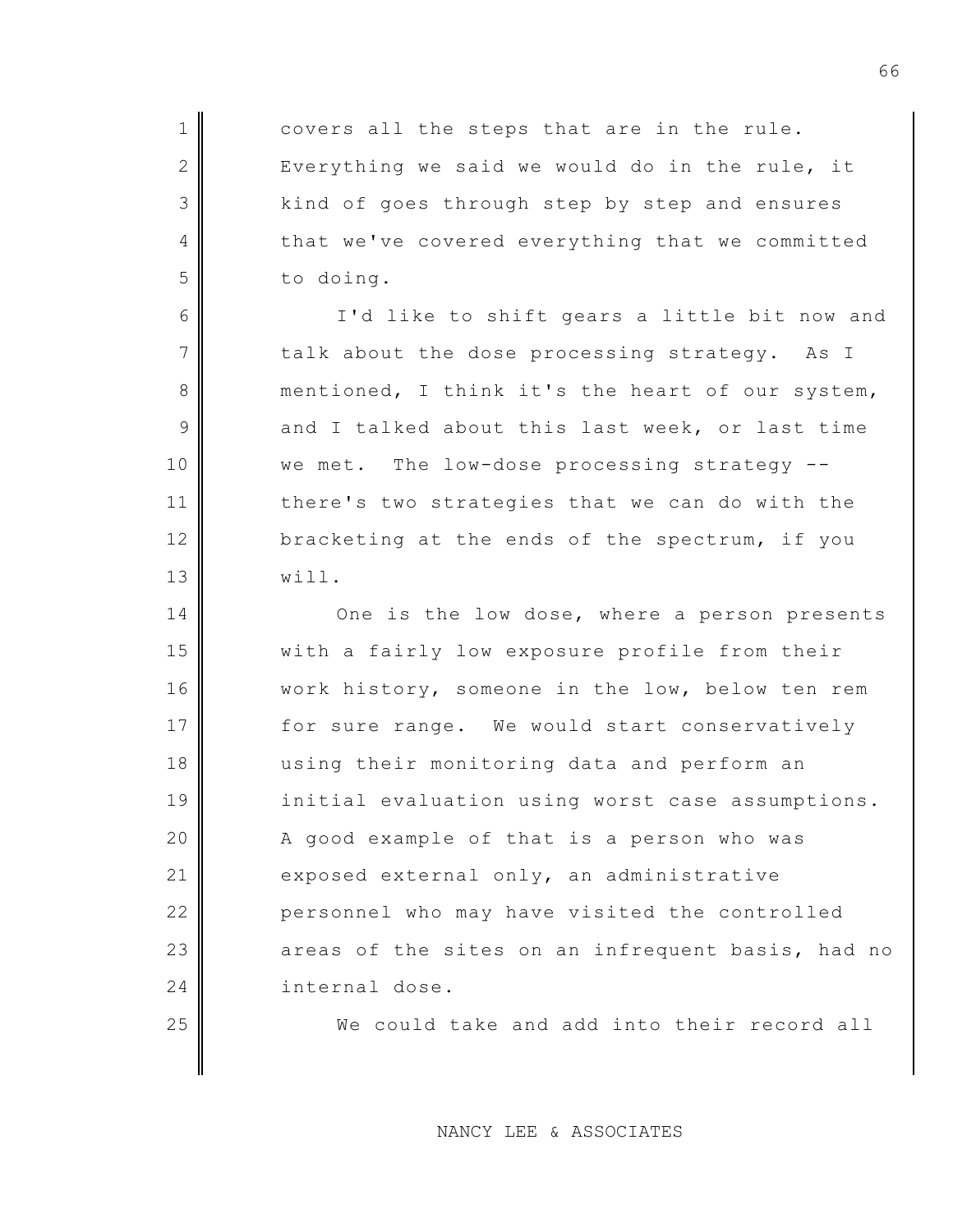covers all the steps that are in the rule. Everything we said we would do in the rule, it kind of goes through step by step and ensures that we've covered everything that we committed to doing.

I'd like to shift gears a little bit now and talk about the dose processing strategy. As I mentioned, I think it's the heart of our system, and I talked about this last week, or last time we met. The low-dose processing strategy -- there's two strategies that we can do with the bracketing at the ends of the spectrum, if you will.

One is the low dose, where a person presents with a fairly low exposure profile from their work history, someone in the low, below ten rem for sure range. We would start conservatively using their monitoring data and perform an initial evaluation using worst case assumptions. A good example of that is a person who was exposed external only, an administrative personnel who may have visited the controlled areas of the sites on an infrequent basis, had no internal dose.

We could take and add into their record all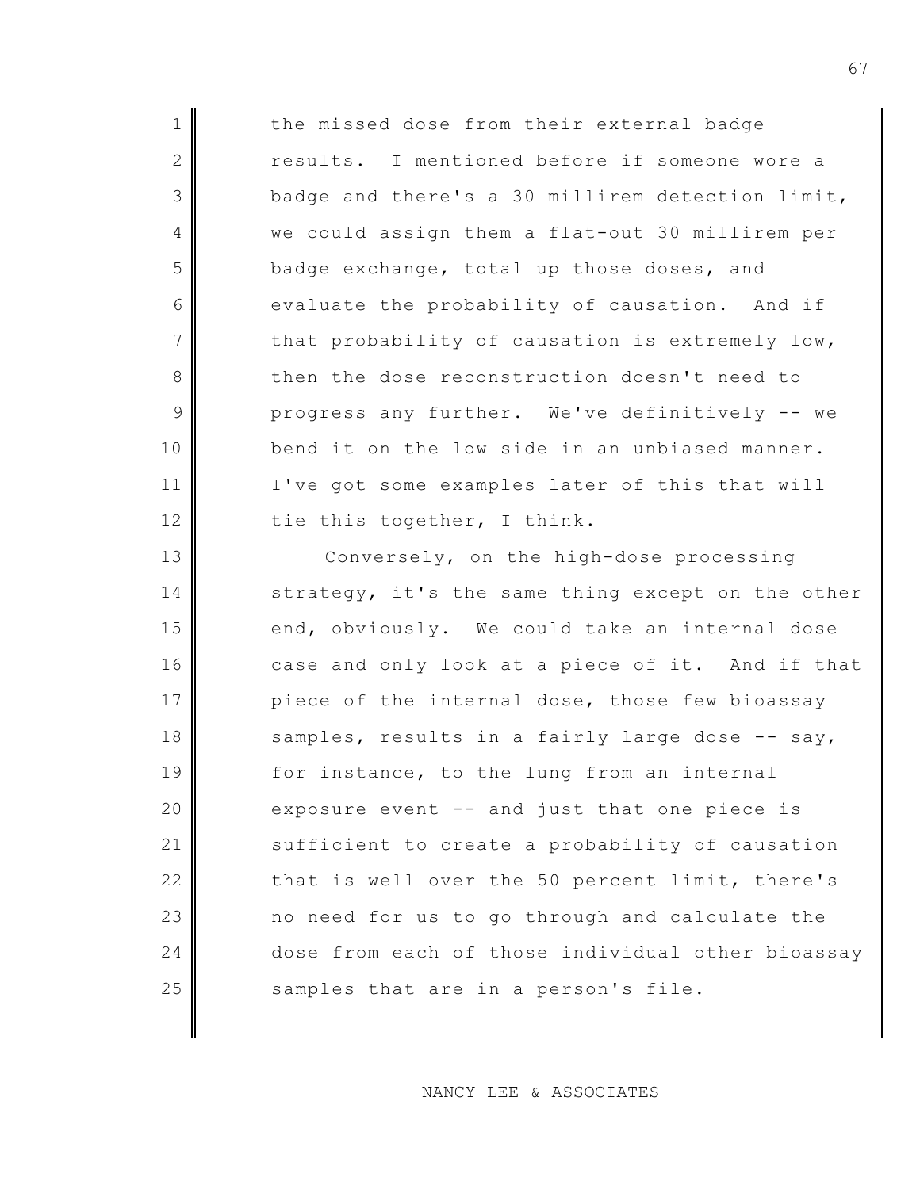the missed dose from their external badge results. I mentioned before if someone wore a badge and there's a 30 millirem detection limit, we could assign them a flat-out 30 millirem per badge exchange, total up those doses, and evaluate the probability of causation. And if that probability of causation is extremely low, then the dose reconstruction doesn't need to progress any further. We've definitively -- we bend it on the low side in an unbiased manner. I've got some examples later of this that will tie this together, I think.

Conversely, on the high-dose processing strategy, it's the same thing except on the other end, obviously. We could take an internal dose case and only look at a piece of it. And if that piece of the internal dose, those few bioassay samples, results in a fairly large dose -- say, for instance, to the lung from an internal exposure event -- and just that one piece is sufficient to create a probability of causation that is well over the 50 percent limit, there's no need for us to go through and calculate the dose from each of those individual other bioassay samples that are in a person's file.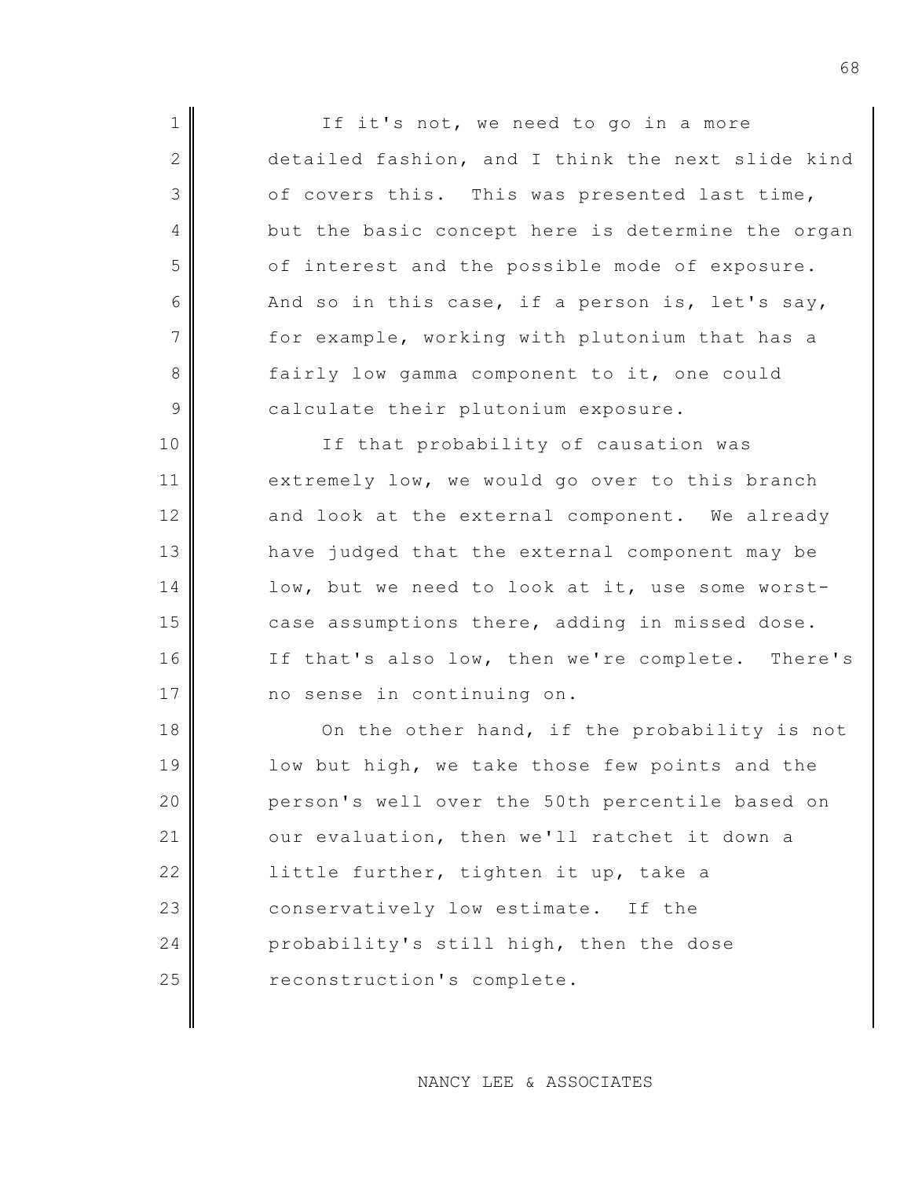If it's not, we need to go in a more detailed fashion, and I think the next slide kind of covers this. This was presented last time, but the basic concept here is determine the organ of interest and the possible mode of exposure. And so in this case, if a person is, let's say, for example, working with plutonium that has a fairly low gamma component to it, one could calculate their plutonium exposure.

If that probability of causation was extremely low, we would go over to this branch and look at the external component. We already have judged that the external component may be low, but we need to look at it, use some worst-case assumptions there, adding in missed dose. If that's also low, then we're complete. There's no sense in continuing on.

On the other hand, if the probability is not low but high, we take those few points and the person's well over the 50th percentile based on our evaluation, then we'll ratchet it down a little further, tighten it up, take a conservatively low estimate. If the probability's still high, then the dose reconstruction's complete.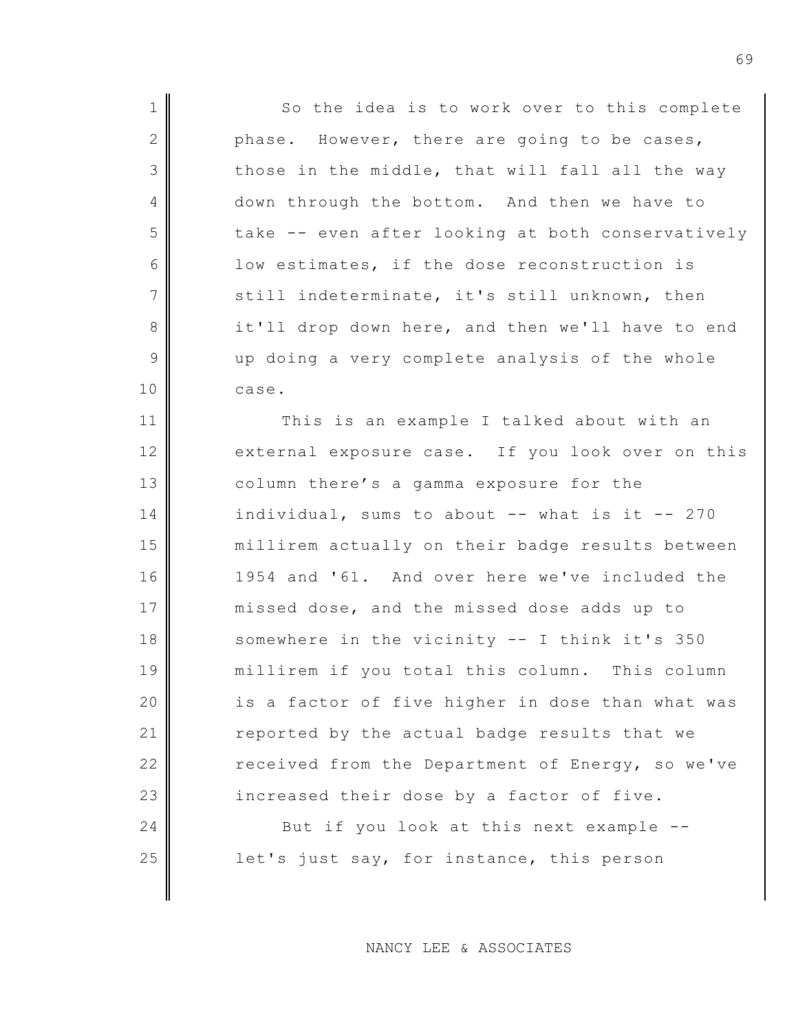So the idea is to work over to this complete phase. However, there are going to be cases, those in the middle, that will fall all the way down through the bottom. And then we have to take -- even after looking at both conservatively low estimates, if the dose reconstruction is still indeterminate, it's still unknown, then it'll drop down here, and then we'll have to end up doing a very complete analysis of the whole case.

This is an example I talked about with an external exposure case. If you look over on this column there's a gamma exposure for the individual, sums to about -- what is it -- 270 millirem actually on their badge results between 1954 and '61. And over here we've included the missed dose, and the missed dose adds up to somewhere in the vicinity -- I think it's 350 millirem if you total this column. This column is a factor of five higher in dose than what was reported by the actual badge results that we received from the Department of Energy, so we've increased their dose by a factor of five.

But if you look at this next example -- let's just say, for instance, this person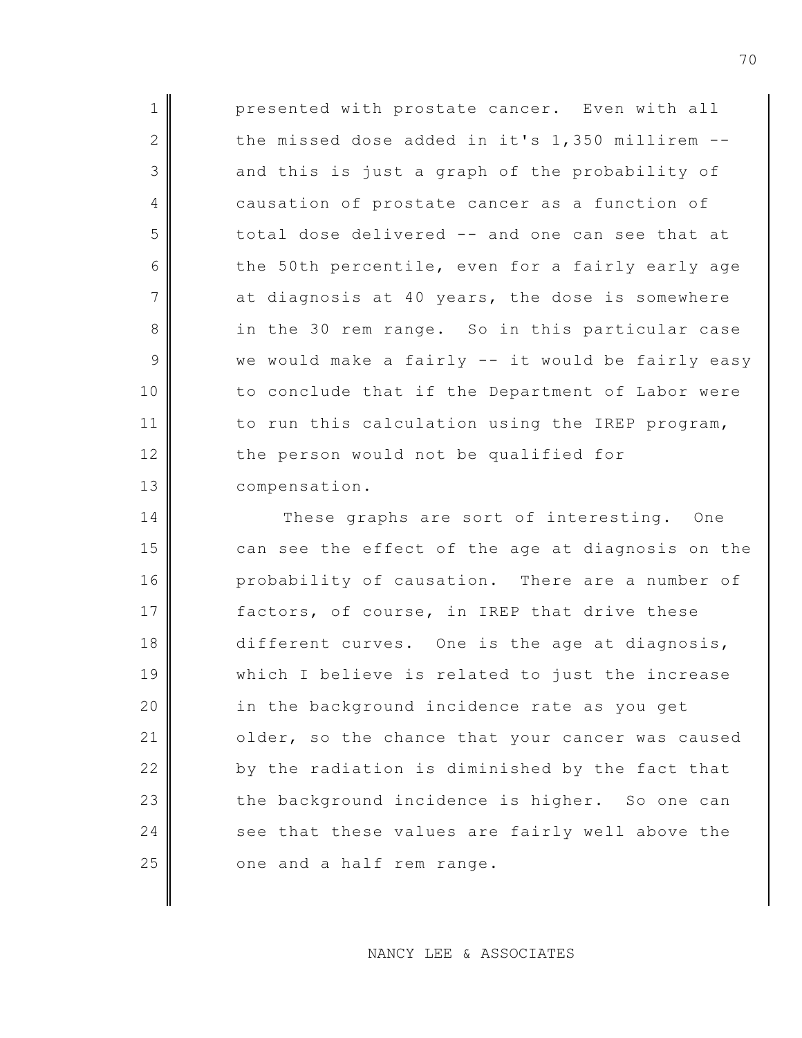presented with prostate cancer. Even with all the missed dose added in it's 1,350 millirem -- and this is just a graph of the probability of causation of prostate cancer as a function of total dose delivered -- and one can see that at the 50th percentile, even for a fairly early age at diagnosis at 40 years, the dose is somewhere in the 30 rem range. So in this particular case we would make a fairly -- it would be fairly easy to conclude that if the Department of Labor were to run this calculation using the IREP program, the person would not be qualified for compensation.

These graphs are sort of interesting. One can see the effect of the age at diagnosis on the probability of causation. There are a number of factors, of course, in IREP that drive these different curves. One is the age at diagnosis, which I believe is related to just the increase in the background incidence rate as you get older, so the chance that your cancer was caused by the radiation is diminished by the fact that the background incidence is higher. So one can see that these values are fairly well above the one and a half rem range.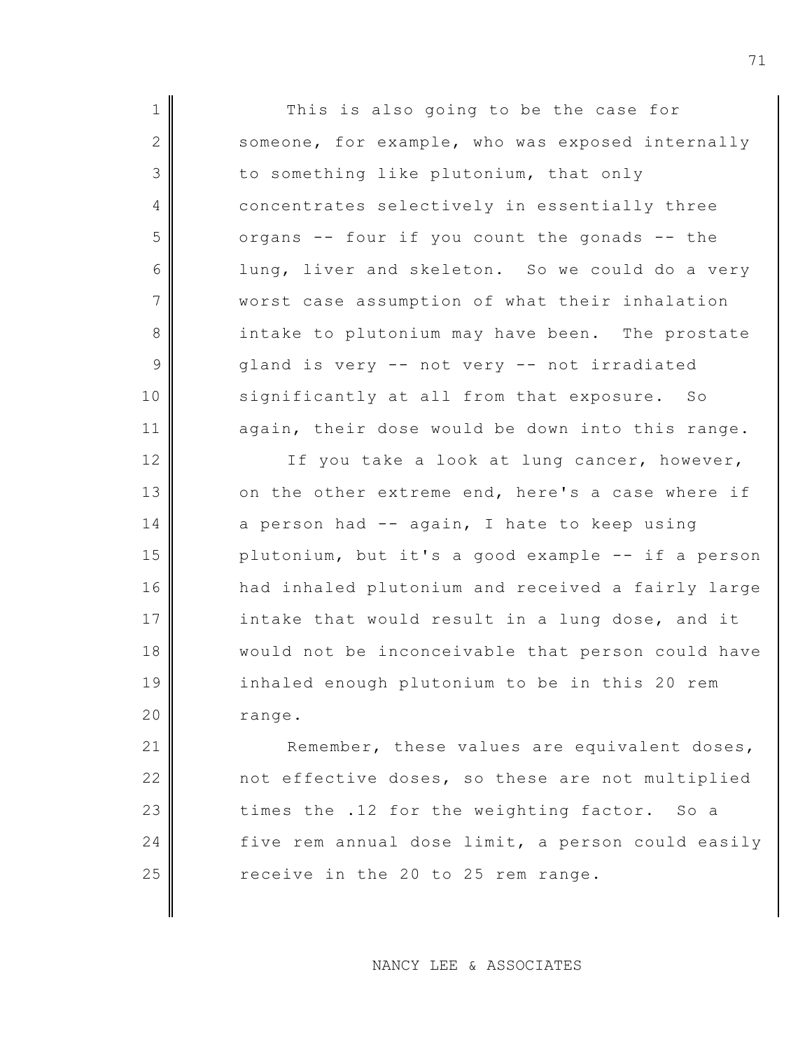This is also going to be the case for someone, for example, who was exposed internally to something like plutonium, that only concentrates selectively in essentially three organs -- four if you count the gonads -- the lung, liver and skeleton. So we could do a very worst case assumption of what their inhalation intake to plutonium may have been. The prostate gland is very -- not very -- not irradiated significantly at all from that exposure. So again, their dose would be down into this range.

If you take a look at lung cancer, however, on the other extreme end, here's a case where if a person had -- again, I hate to keep using plutonium, but it's a good example -- if a person had inhaled plutonium and received a fairly large intake that would result in a lung dose, and it would not be inconceivable that person could have inhaled enough plutonium to be in this 20 rem range.

Remember, these values are equivalent doses, not effective doses, so these are not multiplied times the .12 for the weighting factor. So a five rem annual dose limit, a person could easily receive in the 20 to 25 rem range.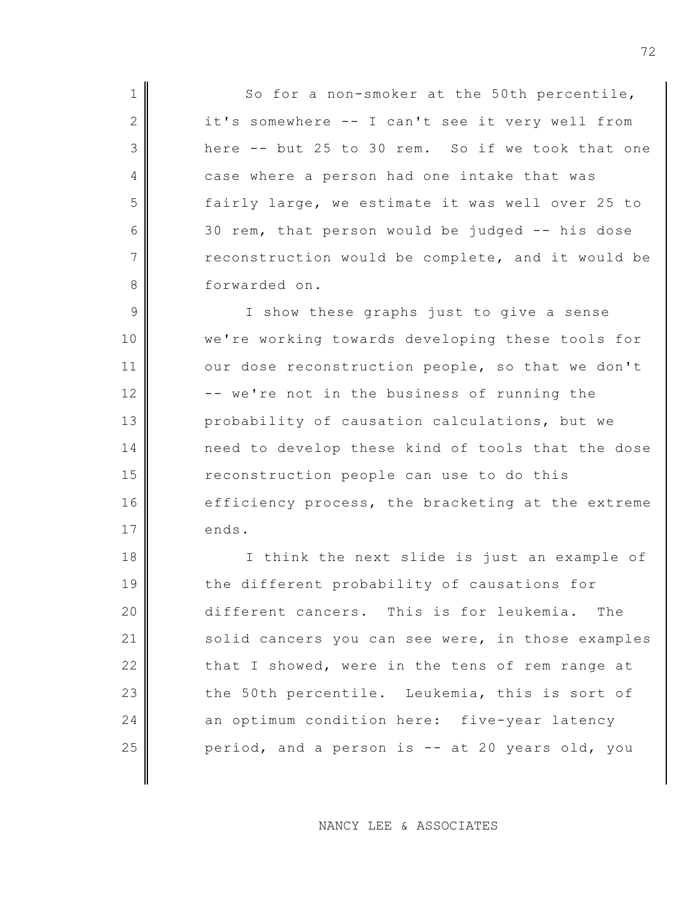So for a non-smoker at the 50th percentile, it's somewhere -- I can't see it very well from here -- but 25 to 30 rem. So if we took that one case where a person had one intake that was fairly large, we estimate it was well over 25 to 30 rem, that person would be judged -- his dose reconstruction would be complete, and it would be forwarded on.

I show these graphs just to give a sense we're working towards developing these tools for our dose reconstruction people, so that we don't -- we're not in the business of running the probability of causation calculations, but we need to develop these kind of tools that the dose reconstruction people can use to do this efficiency process, the bracketing at the extreme ends.

I think the next slide is just an example of the different probability of causations for different cancers. This is for leukemia. The solid cancers you can see were, in those examples that I showed, were in the tens of rem range at the 50th percentile. Leukemia, this is sort of an optimum condition here: five-year latency period, and a person is -- at 20 years old, you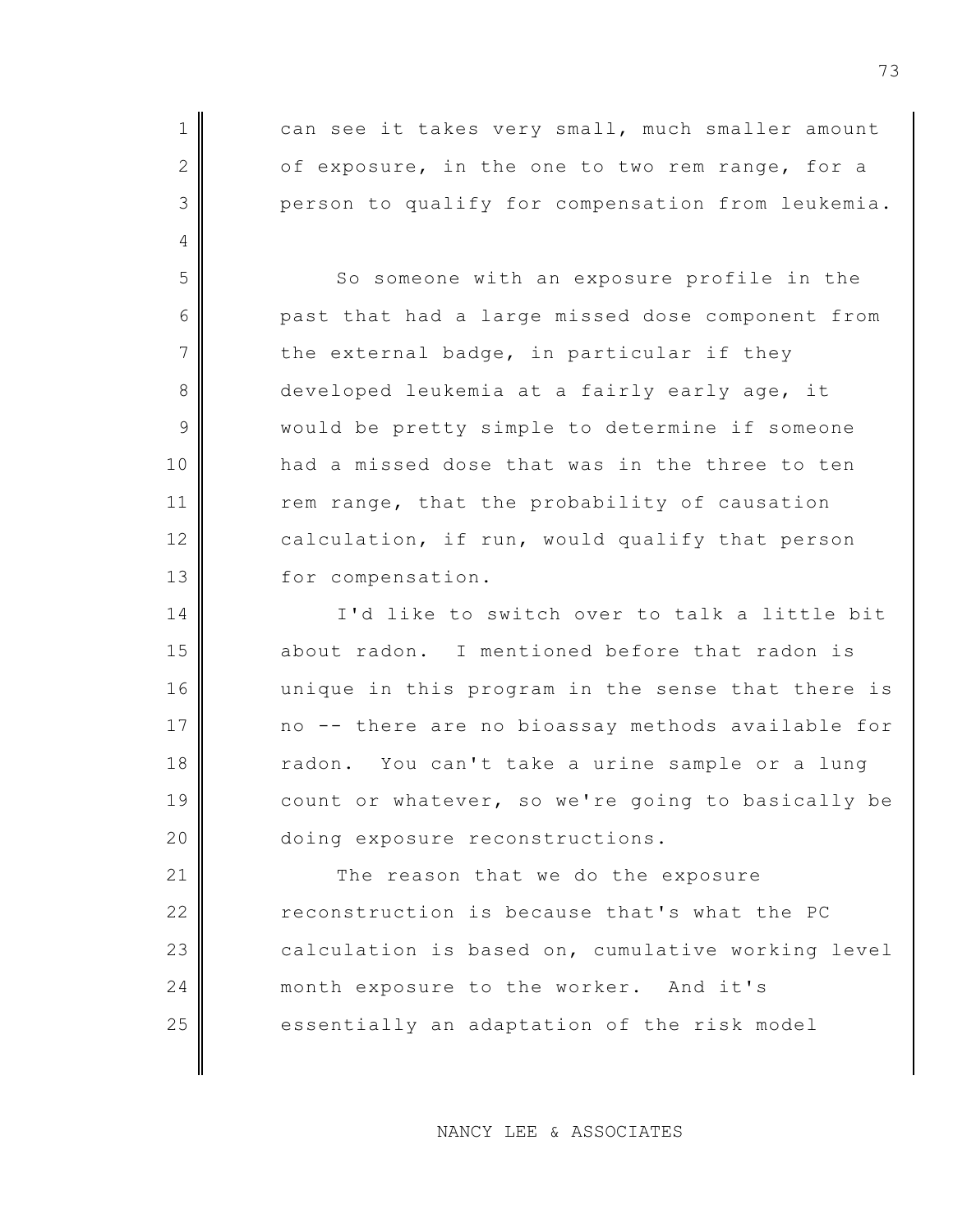can see it takes very small, much smaller amount of exposure, in the one to two rem range, for a person to qualify for compensation from leukemia.

So someone with an exposure profile in the past that had a large missed dose component from the external badge, in particular if they developed leukemia at a fairly early age, it would be pretty simple to determine if someone had a missed dose that was in the three to ten rem range, that the probability of causation calculation, if run, would qualify that person for compensation.

I'd like to switch over to talk a little bit about radon. I mentioned before that radon is unique in this program in the sense that there is no -- there are no bioassay methods available for radon. You can't take a urine sample or a lung count or whatever, so we're going to basically be doing exposure reconstructions.

The reason that we do the exposure reconstruction is because that's what the PC calculation is based on, cumulative working level month exposure to the worker. And it's essentially an adaptation of the risk model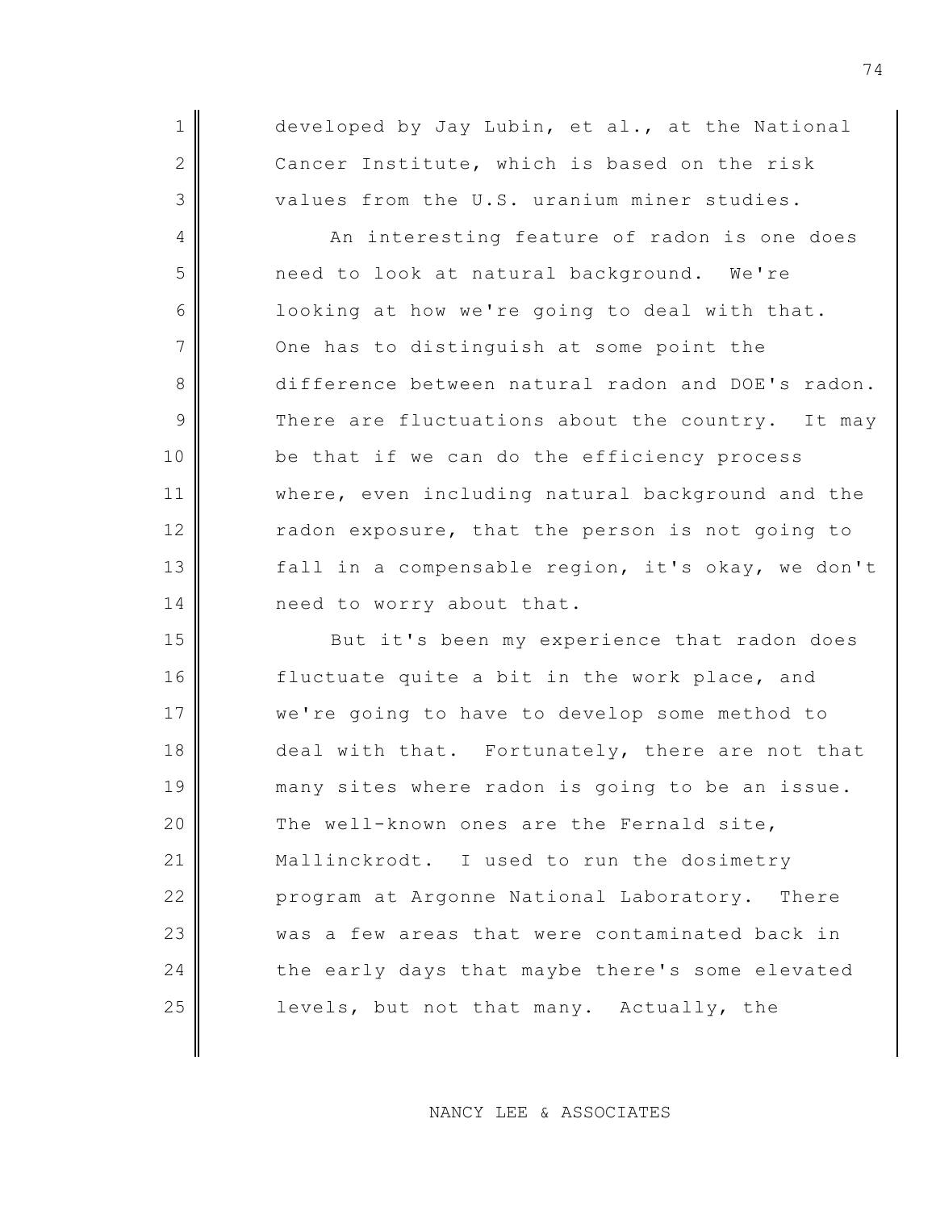developed by Jay Lubin, et al., at the National Cancer Institute, which is based on the risk values from the U.S. uranium miner studies.

An interesting feature of radon is one does need to look at natural background. We're looking at how we're going to deal with that. One has to distinguish at some point the difference between natural radon and DOE's radon. There are fluctuations about the country. It may be that if we can do the efficiency process where, even including natural background and the radon exposure, that the person is not going to fall in a compensable region, it's okay, we don't need to worry about that.

But it's been my experience that radon does fluctuate quite a bit in the work place, and we're going to have to develop some method to deal with that. Fortunately, there are not that many sites where radon is going to be an issue. The well-known ones are the Fernald site, Mallinckrodt. I used to run the dosimetry program at Argonne National Laboratory. There was a few areas that were contaminated back in the early days that maybe there's some elevated levels, but not that many. Actually, the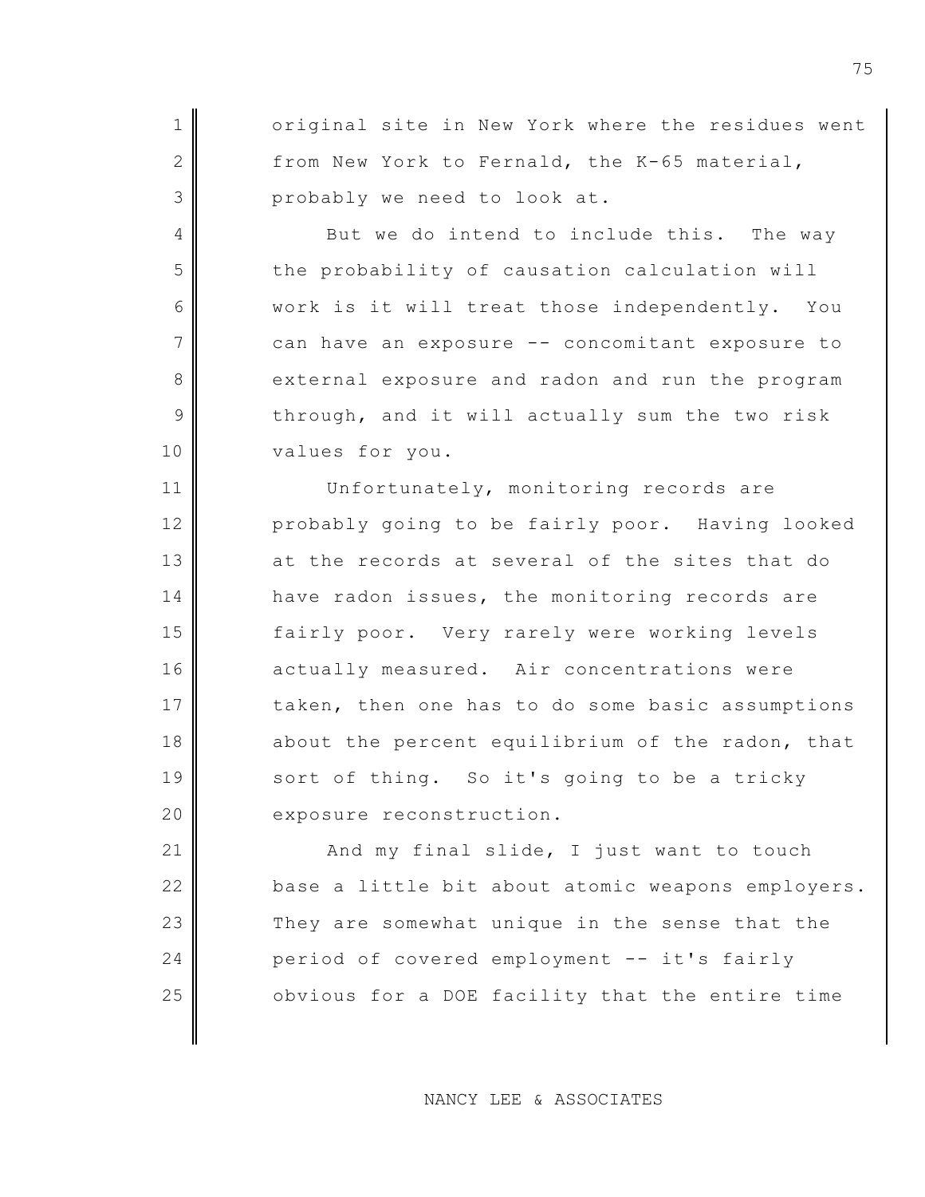original site in New York where the residues went from New York to Fernald, the K-65 material, probably we need to look at.

But we do intend to include this. The way the probability of causation calculation will work is it will treat those independently. You can have an exposure -- concomitant exposure to external exposure and radon and run the program through, and it will actually sum the two risk values for you.

Unfortunately, monitoring records are probably going to be fairly poor. Having looked at the records at several of the sites that do have radon issues, the monitoring records are fairly poor. Very rarely were working levels actually measured. Air concentrations were taken, then one has to do some basic assumptions about the percent equilibrium of the radon, that sort of thing. So it's going to be a tricky exposure reconstruction.

And my final slide, I just want to touch base a little bit about atomic weapons employers. They are somewhat unique in the sense that the period of covered employment -- it's fairly obvious for a DOE facility that the entire time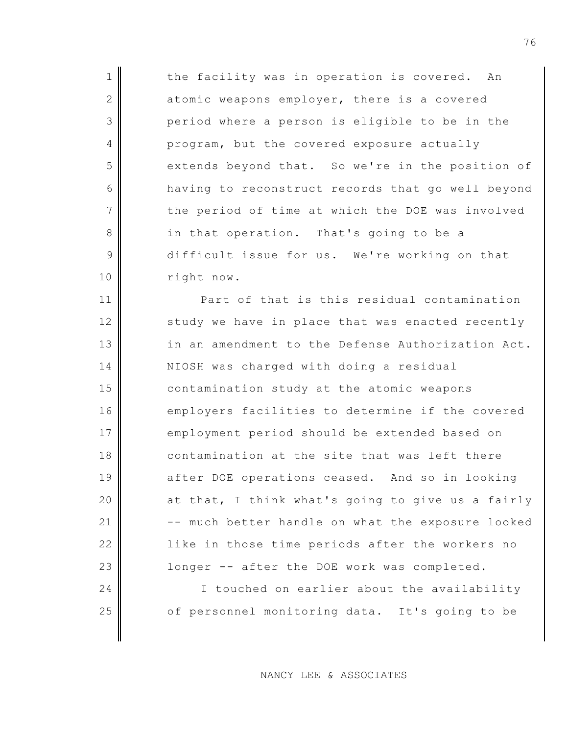the facility was in operation is covered. An atomic weapons employer, there is a covered period where a person is eligible to be in the program, but the covered exposure actually extends beyond that. So we're in the position of having to reconstruct records that go well beyond the period of time at which the DOE was involved in that operation. That's going to be a difficult issue for us. We're working on that right now.

Part of that is this residual contamination study we have in place that was enacted recently in an amendment to the Defense Authorization Act. NIOSH was charged with doing a residual contamination study at the atomic weapons employers facilities to determine if the covered employment period should be extended based on contamination at the site that was left there after DOE operations ceased. And so in looking at that, I think what's going to give us a fairly -- much better handle on what the exposure looked like in those time periods after the workers no longer -- after the DOE work was completed.

I touched on earlier about the availability of personnel monitoring data. It's going to be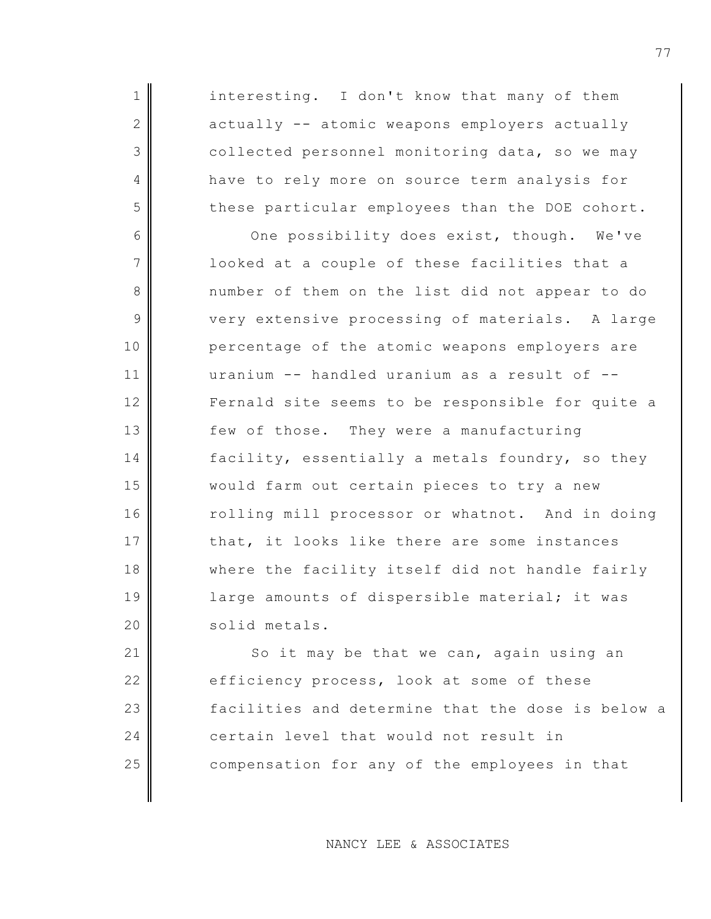interesting. I don't know that many of them actually -- atomic weapons employers actually collected personnel monitoring data, so we may have to rely more on source term analysis for these particular employees than the DOE cohort.

One possibility does exist, though. We've looked at a couple of these facilities that a number of them on the list did not appear to do very extensive processing of materials. A large percentage of the atomic weapons employers are uranium -- handled uranium as a result of -- Fernald site seems to be responsible for quite a few of those. They were a manufacturing facility, essentially a metals foundry, so they would farm out certain pieces to try a new rolling mill processor or whatnot. And in doing that, it looks like there are some instances where the facility itself did not handle fairly large amounts of dispersible material; it was solid metals.

So it may be that we can, again using an efficiency process, look at some of these facilities and determine that the dose is below a certain level that would not result in compensation for any of the employees in that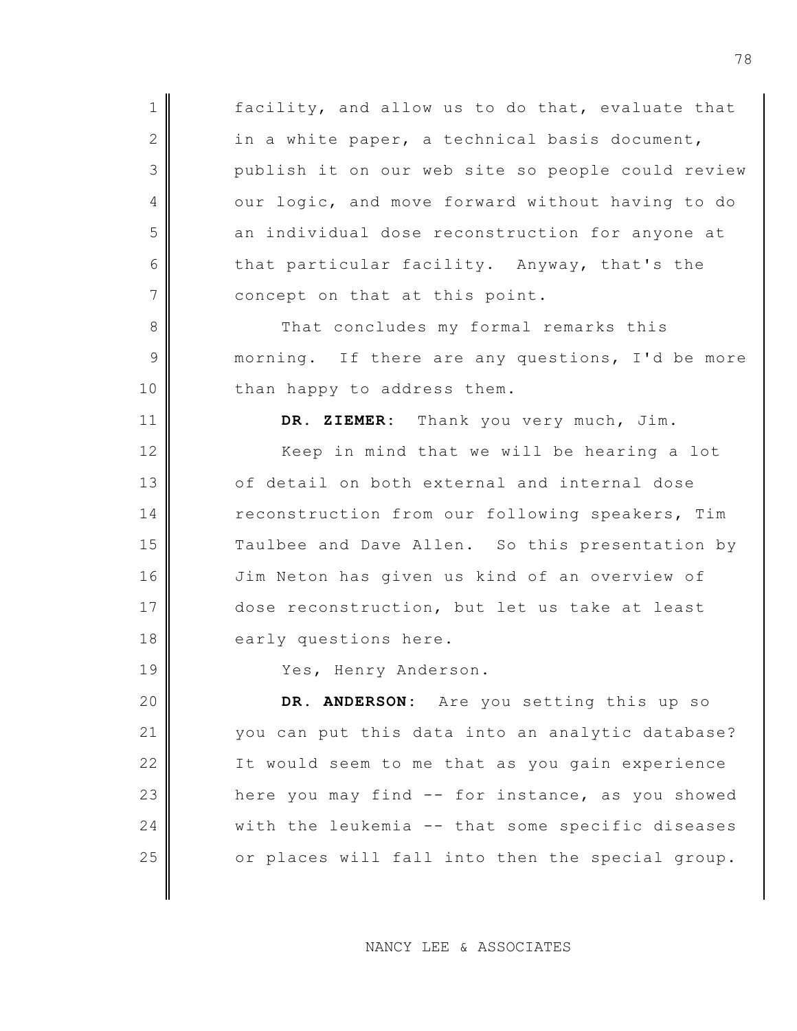facility, and allow us to do that, evaluate that in a white paper, a technical basis document, publish it on our web site so people could review our logic, and move forward without having to do an individual dose reconstruction for anyone at that particular facility. Anyway, that's the concept on that at this point.

That concludes my formal remarks this morning. If there are any questions, I'd be more than happy to address them.

**DR. ZIEMER:** Thank you very much, Jim.

Keep in mind that we will be hearing a lot of detail on both external and internal dose reconstruction from our following speakers, Tim Taulbee and Dave Allen. So this presentation by Jim Neton has given us kind of an overview of dose reconstruction, but let us take at least early questions here.

Yes, Henry Anderson.

**DR. ANDERSON:** Are you setting this up so you can put this data into an analytic database? It would seem to me that as you gain experience here you may find -- for instance, as you showed with the leukemia -- that some specific diseases or places will fall into then the special group.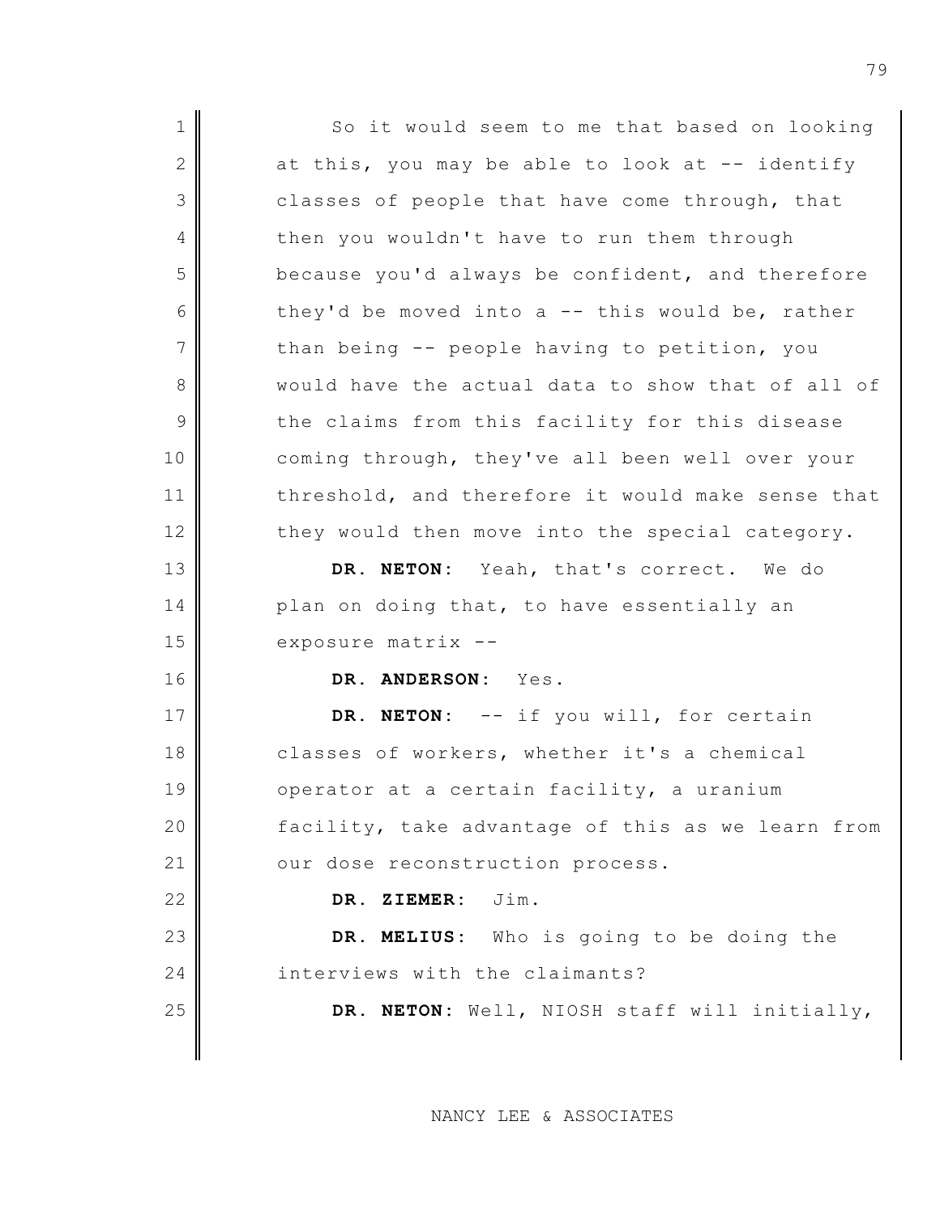So it would seem to me that based on looking at this, you may be able to look at -- identify classes of people that have come through, that then you wouldn't have to run them through because you'd always be confident, and therefore they'd be moved into a -- this would be, rather than being -- people having to petition, you would have the actual data to show that of all of the claims from this facility for this disease coming through, they've all been well over your threshold, and therefore it would make sense that they would then move into the special category.

**DR. NETON:** Yeah, that's correct. We do plan on doing that, to have essentially an exposure matrix --

**DR. ANDERSON:** Yes.

**DR. NETON:** -- if you will, for certain classes of workers, whether it's a chemical operator at a certain facility, a uranium facility, take advantage of this as we learn from our dose reconstruction process.

**DR. ZIEMER:** Jim.

**DR. MELIUS:** Who is going to be doing the interviews with the claimants?

**DR. NETON:** Well, NIOSH staff will initially,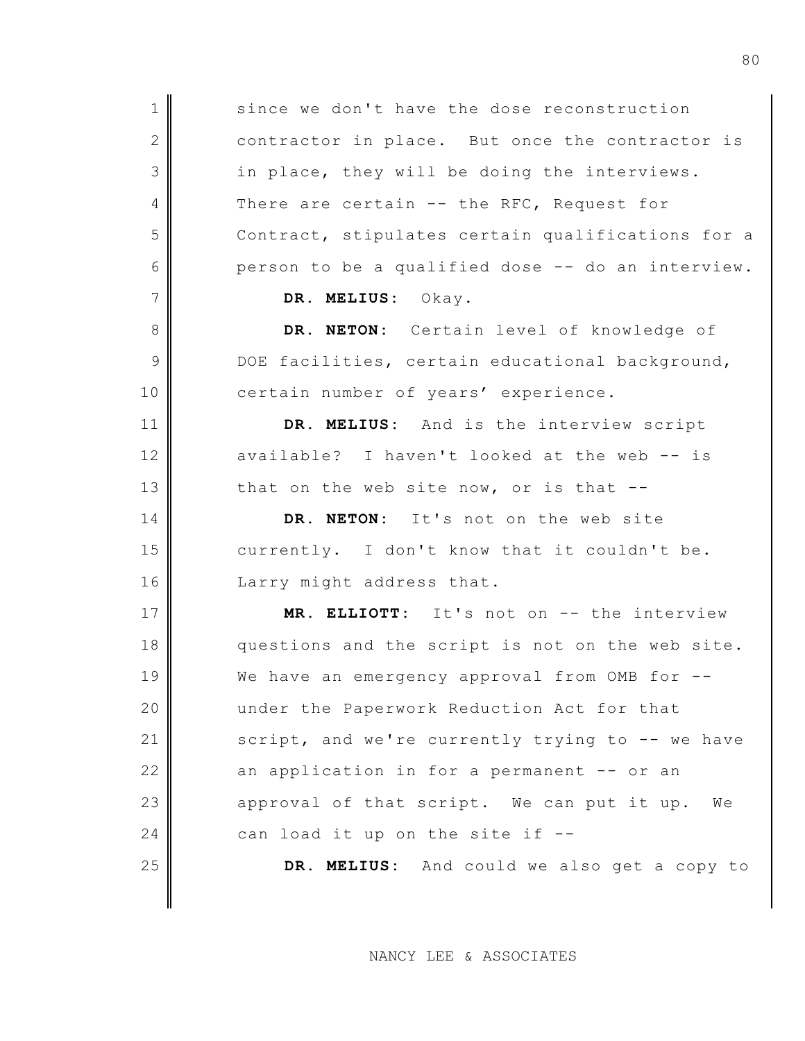since we don't have the dose reconstruction contractor in place. But once the contractor is in place, they will be doing the interviews. There are certain -- the RFC, Request for Contract, stipulates certain qualifications for a person to be a qualified dose -- do an interview.

**DR. MELIUS:** Okay.

**DR. NETON:** Certain level of knowledge of DOE facilities, certain educational background, certain number of years' experience.

**DR. MELIUS:** And is the interview script available? I haven't looked at the web -- is that on the web site now, or is that --

**DR. NETON:** It's not on the web site currently. I don't know that it couldn't be. Larry might address that.

**MR. ELLIOTT:** It's not on -- the interview questions and the script is not on the web site. We have an emergency approval from OMB for -- under the Paperwork Reduction Act for that script, and we're currently trying to -- we have an application in for a permanent -- or an approval of that script. We can put it up. We can load it up on the site if --

**DR. MELIUS:** And could we also get a copy to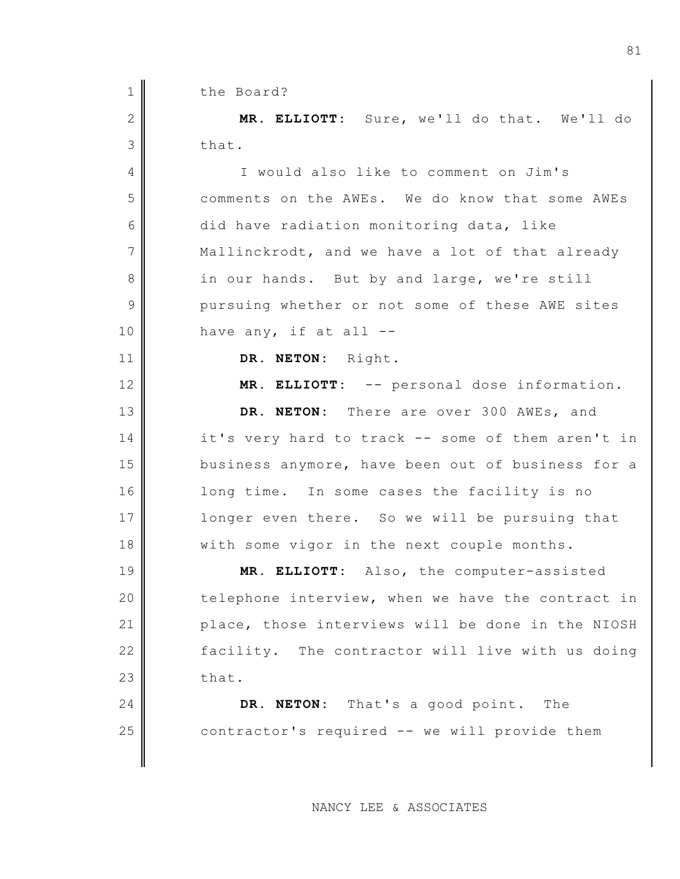the Board?

**MR. ELLIOTT:** Sure, we'll do that. We'll do that.

I would also like to comment on Jim's comments on the AWEs. We do know that some AWEs did have radiation monitoring data, like Mallinckrodt, and we have a lot of that already in our hands. But by and large, we're still pursuing whether or not some of these AWE sites have any, if at all --

**DR. NETON:** Right.

**MR. ELLIOTT:** -- personal dose information.

**DR. NETON:** There are over 300 AWEs, and it's very hard to track -- some of them aren't in business anymore, have been out of business for a long time. In some cases the facility is no longer even there. So we will be pursuing that with some vigor in the next couple months.

**MR. ELLIOTT:** Also, the computer-assisted telephone interview, when we have the contract in place, those interviews will be done in the NIOSH facility. The contractor will live with us doing that.

**DR. NETON:** That's a good point. The contractor's required -- we will provide them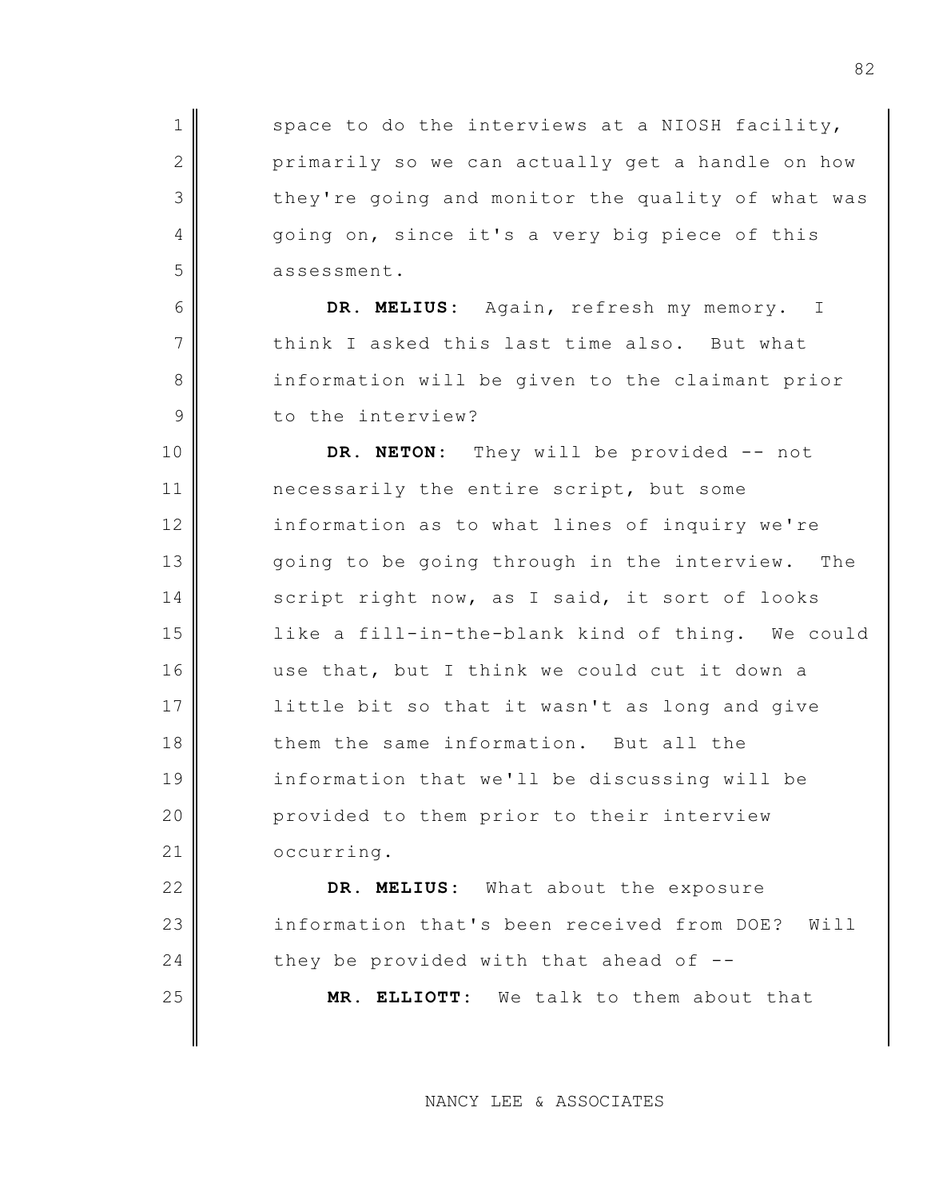space to do the interviews at a NIOSH facility, primarily so we can actually get a handle on how they're going and monitor the quality of what was going on, since it's a very big piece of this assessment.

**DR. MELIUS:** Again, refresh my memory. I think I asked this last time also. But what information will be given to the claimant prior to the interview?

**DR. NETON:** They will be provided -- not necessarily the entire script, but some information as to what lines of inquiry we're going to be going through in the interview. The script right now, as I said, it sort of looks like a fill-in-the-blank kind of thing. We could use that, but I think we could cut it down a little bit so that it wasn't as long and give them the same information. But all the information that we'll be discussing will be provided to them prior to their interview occurring.

**DR. MELIUS:** What about the exposure information that's been received from DOE? Will they be provided with that ahead of --

**MR. ELLIOTT:** We talk to them about that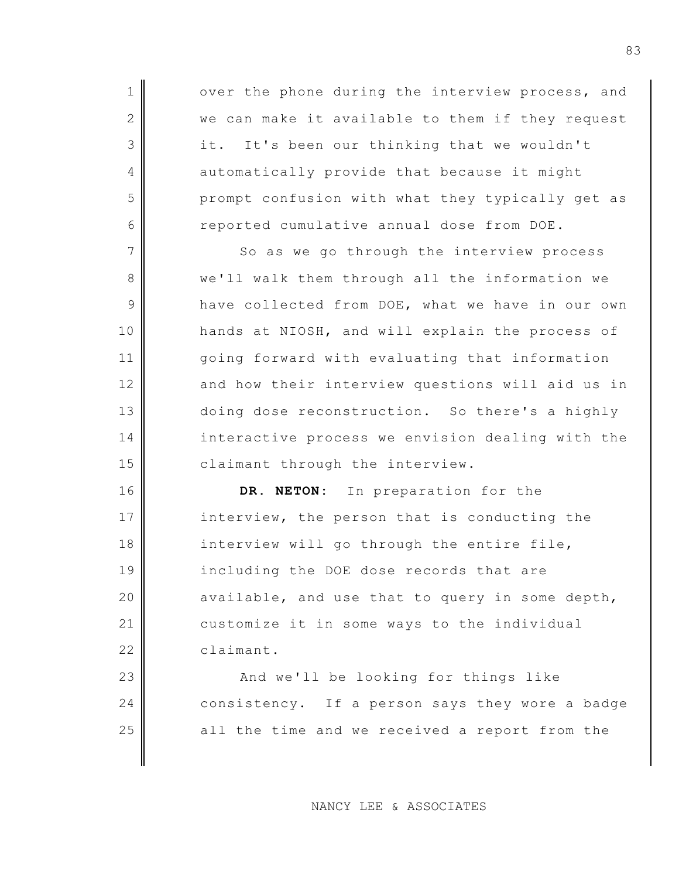over the phone during the interview process, and we can make it available to them if they request it. It's been our thinking that we wouldn't automatically provide that because it might prompt confusion with what they typically get as reported cumulative annual dose from DOE.

So as we go through the interview process we'll walk them through all the information we have collected from DOE, what we have in our own hands at NIOSH, and will explain the process of going forward with evaluating that information and how their interview questions will aid us in doing dose reconstruction. So there's a highly interactive process we envision dealing with the claimant through the interview.

**DR. NETON:** In preparation for the interview, the person that is conducting the interview will go through the entire file, including the DOE dose records that are available, and use that to query in some depth, customize it in some ways to the individual claimant.

And we'll be looking for things like consistency. If a person says they wore a badge all the time and we received a report from the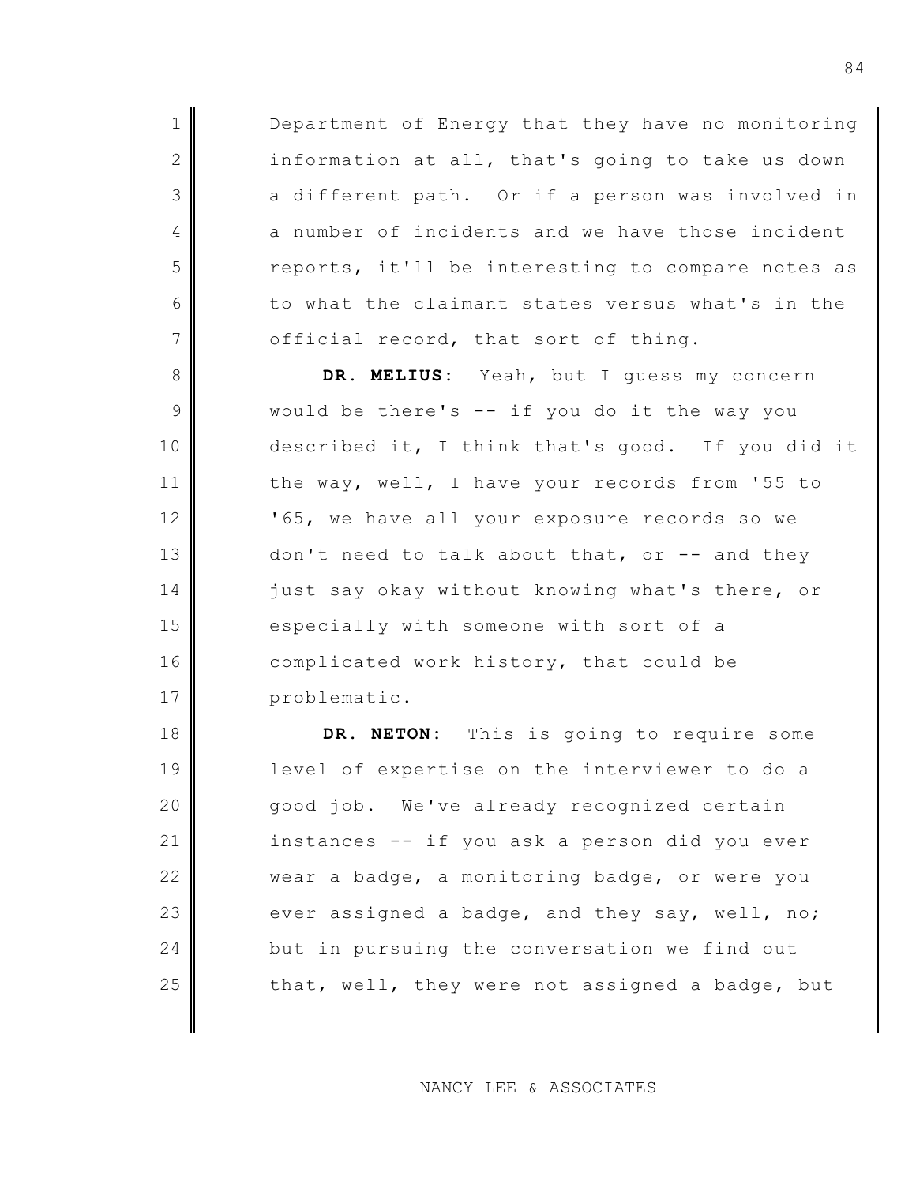Department of Energy that they have no monitoring information at all, that's going to take us down a different path. Or if a person was involved in a number of incidents and we have those incident reports, it'll be interesting to compare notes as to what the claimant states versus what's in the official record, that sort of thing.

**DR. MELIUS:** Yeah, but I guess my concern would be there's -- if you do it the way you described it, I think that's good. If you did it the way, well, I have your records from '55 to '65, we have all your exposure records so we don't need to talk about that, or -- and they just say okay without knowing what's there, or especially with someone with sort of a complicated work history, that could be problematic.

**DR. NETON:** This is going to require some level of expertise on the interviewer to do a good job. We've already recognized certain instances -- if you ask a person did you ever wear a badge, a monitoring badge, or were you ever assigned a badge, and they say, well, no; but in pursuing the conversation we find out that, well, they were not assigned a badge, but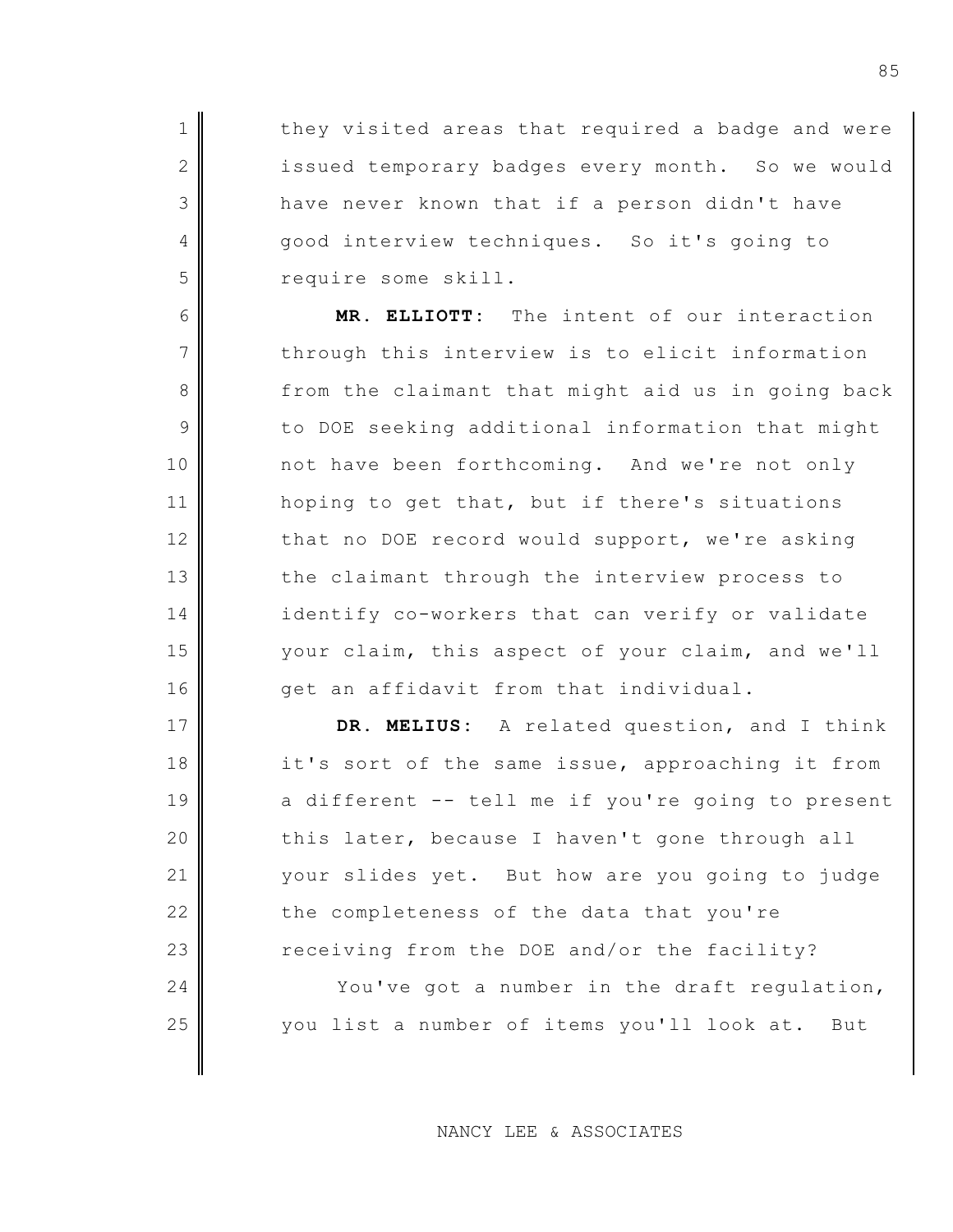they visited areas that required a badge and were issued temporary badges every month. So we would have never known that if a person didn't have good interview techniques. So it's going to require some skill.

**MR. ELLIOTT:** The intent of our interaction through this interview is to elicit information from the claimant that might aid us in going back to DOE seeking additional information that might not have been forthcoming. And we're not only hoping to get that, but if there's situations that no DOE record would support, we're asking the claimant through the interview process to identify co-workers that can verify or validate your claim, this aspect of your claim, and we'll get an affidavit from that individual.

**DR. MELIUS:** A related question, and I think it's sort of the same issue, approaching it from a different -- tell me if you're going to present this later, because I haven't gone through all your slides yet. But how are you going to judge the completeness of the data that you're receiving from the DOE and/or the facility?

You've got a number in the draft regulation, you list a number of items you'll look at. But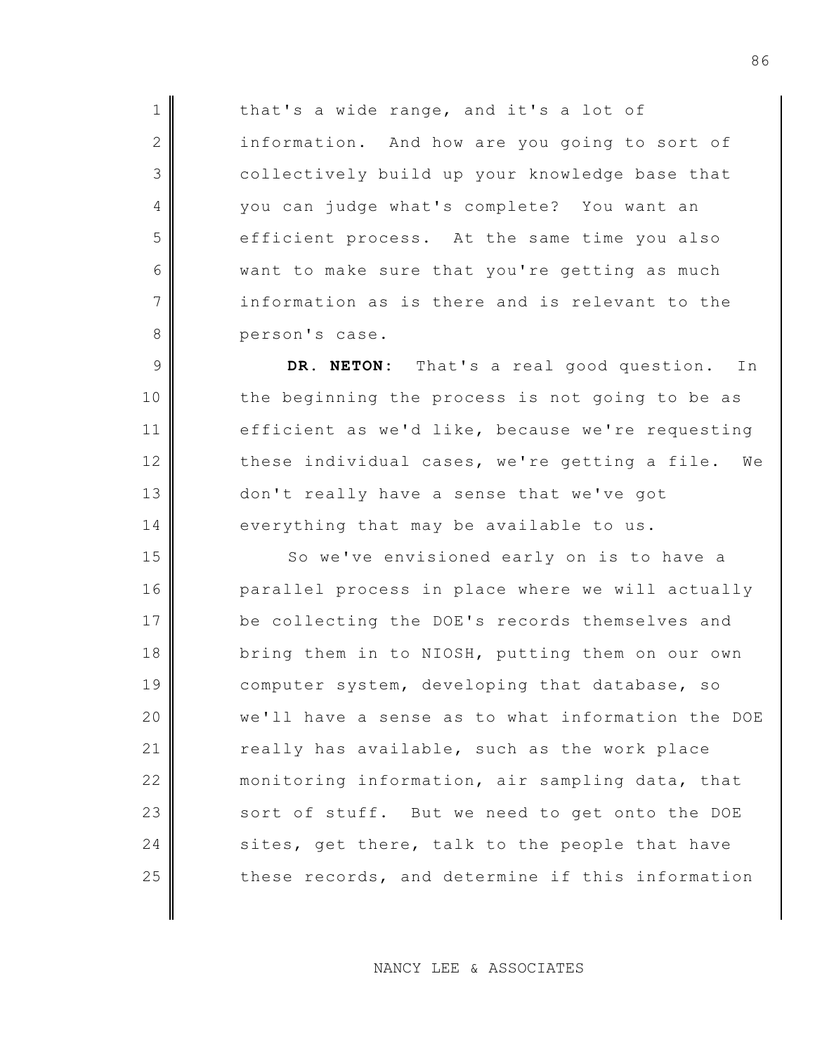that's a wide range, and it's a lot of information. And how are you going to sort of collectively build up your knowledge base that you can judge what's complete? You want an efficient process. At the same time you also want to make sure that you're getting as much information as is there and is relevant to the person's case.

**DR. NETON:** That's a real good question. In the beginning the process is not going to be as efficient as we'd like, because we're requesting these individual cases, we're getting a file. We don't really have a sense that we've got everything that may be available to us.

So we've envisioned early on is to have a parallel process in place where we will actually be collecting the DOE's records themselves and bring them in to NIOSH, putting them on our own computer system, developing that database, so we'll have a sense as to what information the DOE really has available, such as the work place monitoring information, air sampling data, that sort of stuff. But we need to get onto the DOE sites, get there, talk to the people that have these records, and determine if this information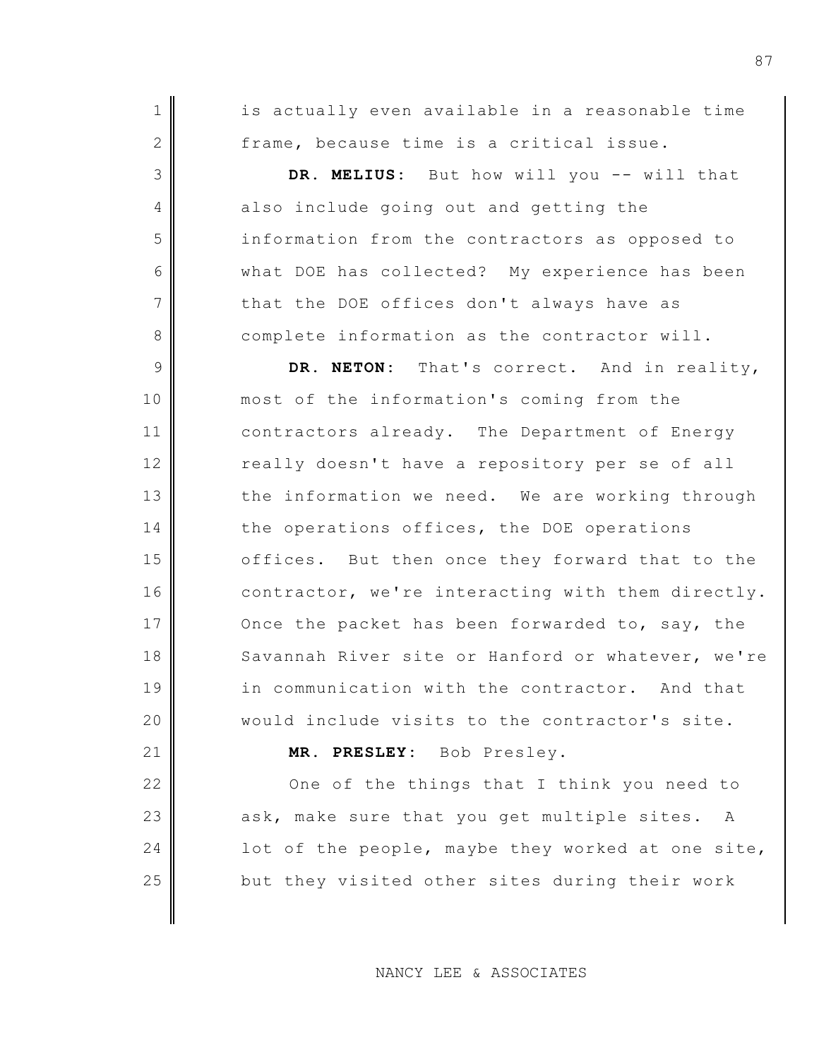is actually even available in a reasonable time frame, because time is a critical issue.

**DR. MELIUS:** But how will you -- will that also include going out and getting the information from the contractors as opposed to what DOE has collected? My experience has been that the DOE offices don't always have as complete information as the contractor will.

**DR. NETON:** That's correct. And in reality, most of the information's coming from the contractors already. The Department of Energy really doesn't have a repository per se of all the information we need. We are working through the operations offices, the DOE operations offices. But then once they forward that to the contractor, we're interacting with them directly. Once the packet has been forwarded to, say, the Savannah River site or Hanford or whatever, we're in communication with the contractor. And that would include visits to the contractor's site.

**MR. PRESLEY:** Bob Presley.

One of the things that I think you need to ask, make sure that you get multiple sites. A lot of the people, maybe they worked at one site, but they visited other sites during their work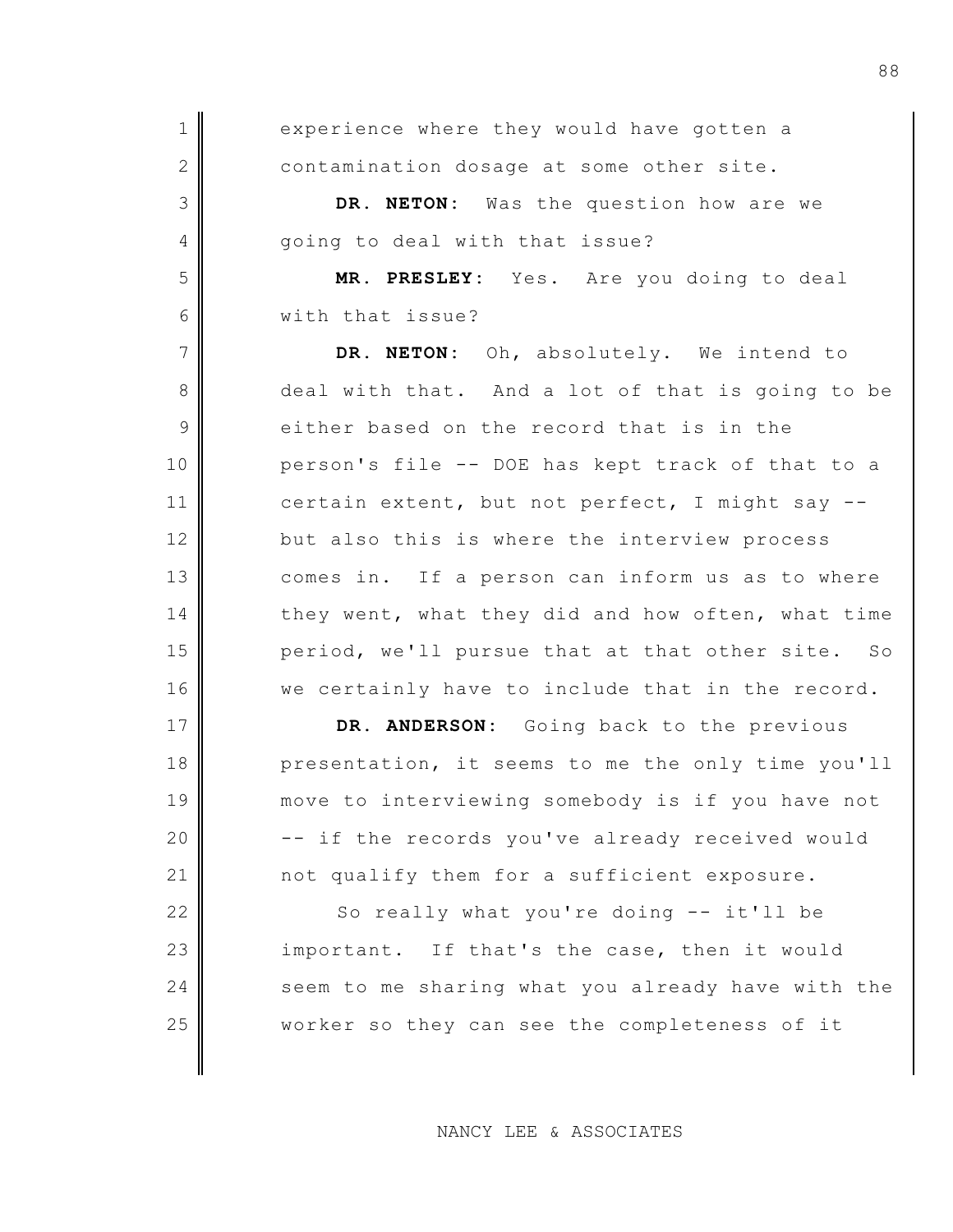experience where they would have gotten a contamination dosage at some other site.

**DR. NETON:** Was the question how are we going to deal with that issue?

**MR. PRESLEY:** Yes. Are you doing to deal with that issue?

**DR. NETON:** Oh, absolutely. We intend to deal with that. And a lot of that is going to be either based on the record that is in the person's file -- DOE has kept track of that to a certain extent, but not perfect, I might say -- but also this is where the interview process comes in. If a person can inform us as to where they went, what they did and how often, what time period, we'll pursue that at that other site. So we certainly have to include that in the record.

**DR. ANDERSON:** Going back to the previous presentation, it seems to me the only time you'll move to interviewing somebody is if you have not -- if the records you've already received would not qualify them for a sufficient exposure.

So really what you're doing -- it'll be important. If that's the case, then it would seem to me sharing what you already have with the worker so they can see the completeness of it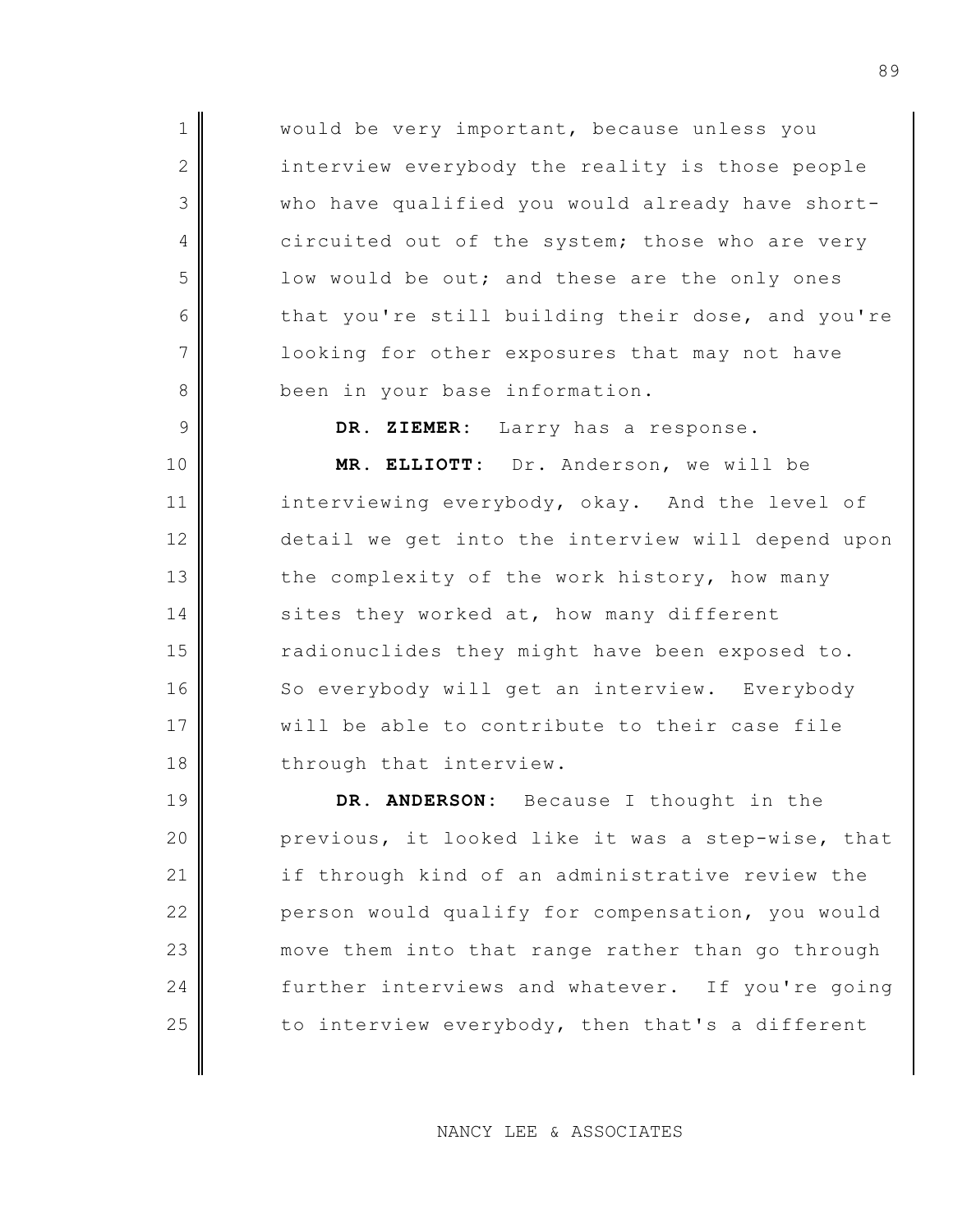would be very important, because unless you interview everybody the reality is those people who have qualified you would already have short-circuited out of the system; those who are very low would be out; and these are the only ones that you're still building their dose, and you're looking for other exposures that may not have been in your base information.

**DR. ZIEMER:** Larry has a response.

**MR. ELLIOTT:** Dr. Anderson, we will be interviewing everybody, okay. And the level of detail we get into the interview will depend upon the complexity of the work history, how many sites they worked at, how many different radionuclides they might have been exposed to. So everybody will get an interview. Everybody will be able to contribute to their case file through that interview.

**DR. ANDERSON:** Because I thought in the previous, it looked like it was a step-wise, that if through kind of an administrative review the person would qualify for compensation, you would move them into that range rather than go through further interviews and whatever. If you're going to interview everybody, then that's a different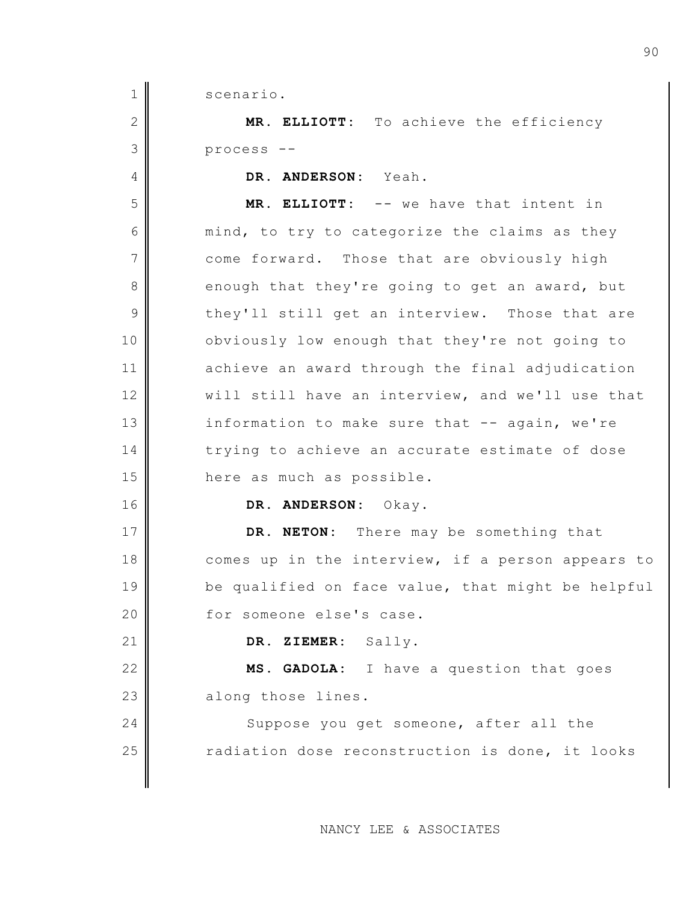scenario.

**MR. ELLIOTT:** To achieve the efficiency process --

**DR. ANDERSON:** Yeah.

**MR. ELLIOTT:** -- we have that intent in mind, to try to categorize the claims as they come forward. Those that are obviously high enough that they're going to get an award, but they'll still get an interview. Those that are obviously low enough that they're not going to achieve an award through the final adjudication will still have an interview, and we'll use that information to make sure that -- again, we're trying to achieve an accurate estimate of dose here as much as possible.

**DR. ANDERSON:** Okay.

**DR. NETON:** There may be something that comes up in the interview, if a person appears to be qualified on face value, that might be helpful for someone else's case.

**DR. ZIEMER:** Sally.

**MS. GADOLA:** I have a question that goes along those lines.

Suppose you get someone, after all the radiation dose reconstruction is done, it looks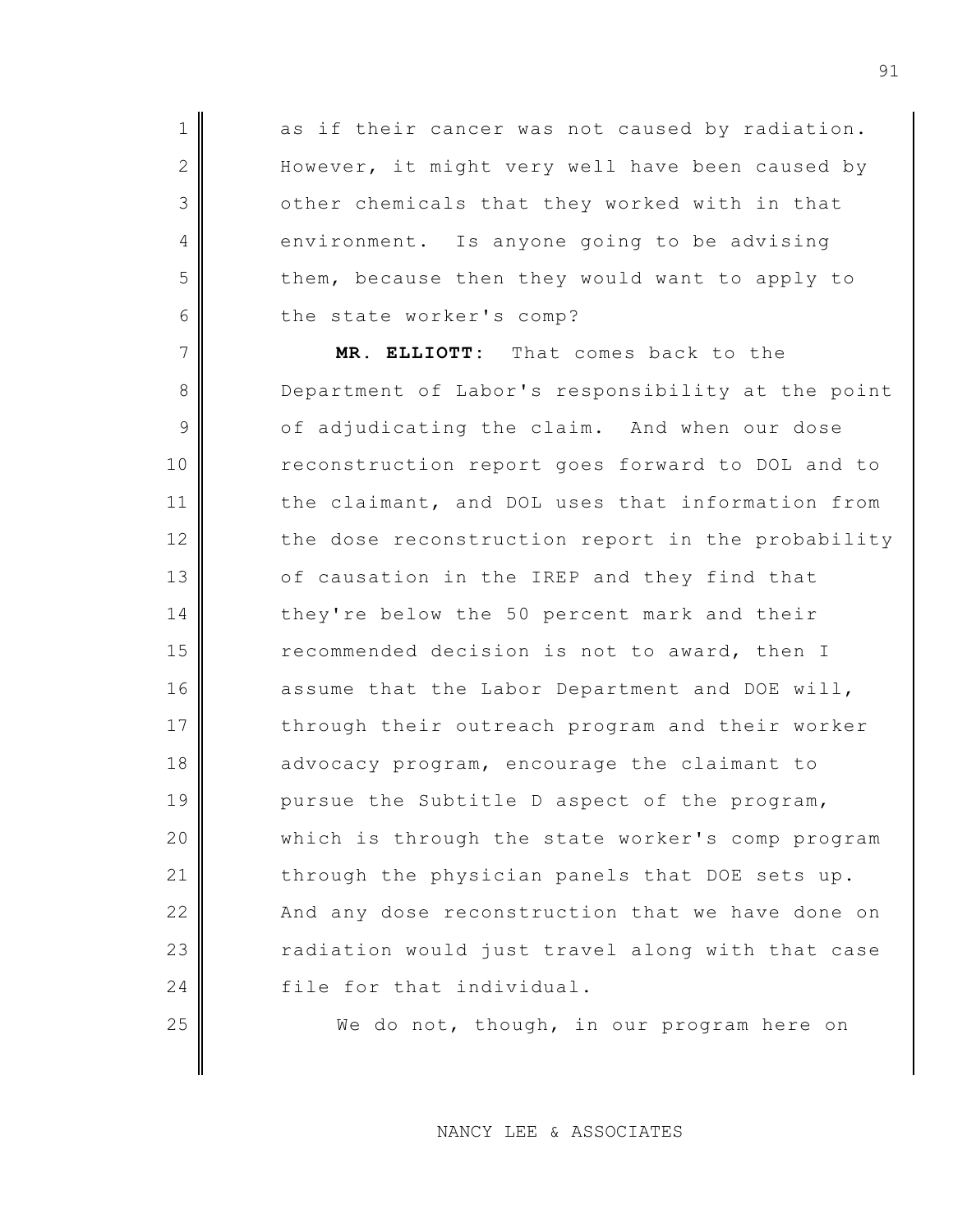as if their cancer was not caused by radiation. However, it might very well have been caused by other chemicals that they worked with in that environment. Is anyone going to be advising them, because then they would want to apply to the state worker's comp?

**MR. ELLIOTT:** That comes back to the Department of Labor's responsibility at the point of adjudicating the claim. And when our dose reconstruction report goes forward to DOL and to the claimant, and DOL uses that information from the dose reconstruction report in the probability of causation in the IREP and they find that they're below the 50 percent mark and their recommended decision is not to award, then I assume that the Labor Department and DOE will, through their outreach program and their worker advocacy program, encourage the claimant to pursue the Subtitle D aspect of the program, which is through the state worker's comp program through the physician panels that DOE sets up. And any dose reconstruction that we have done on radiation would just travel along with that case file for that individual.

We do not, though, in our program here on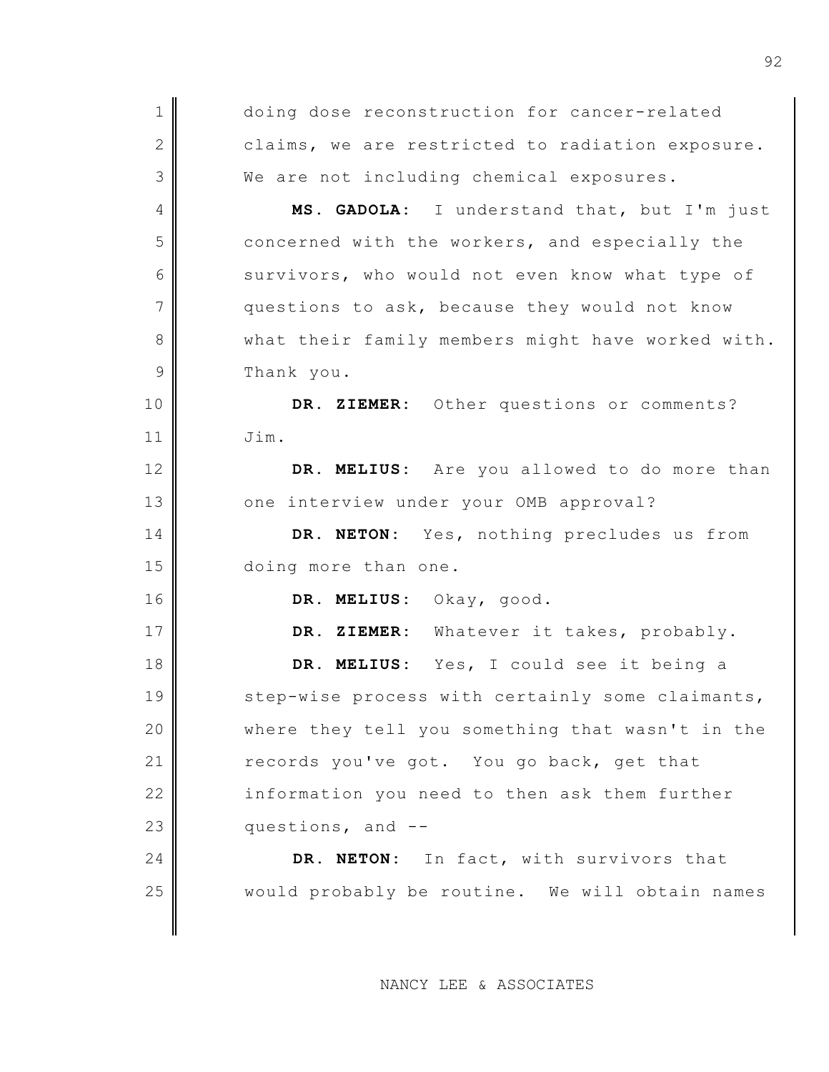doing dose reconstruction for cancer-related claims, we are restricted to radiation exposure. We are not including chemical exposures.

**MS. GADOLA:** I understand that, but I'm just concerned with the workers, and especially the survivors, who would not even know what type of questions to ask, because they would not know what their family members might have worked with. Thank you.

**DR. ZIEMER:** Other questions or comments? Jim.

**DR. MELIUS:** Are you allowed to do more than one interview under your OMB approval?

**DR. NETON:** Yes, nothing precludes us from doing more than one.

**DR. MELIUS:** Okay, good.

**DR. ZIEMER:** Whatever it takes, probably.

**DR. MELIUS:** Yes, I could see it being a step-wise process with certainly some claimants, where they tell you something that wasn't in the records you've got. You go back, get that information you need to then ask them further questions, and --

**DR. NETON:** In fact, with survivors that would probably be routine. We will obtain names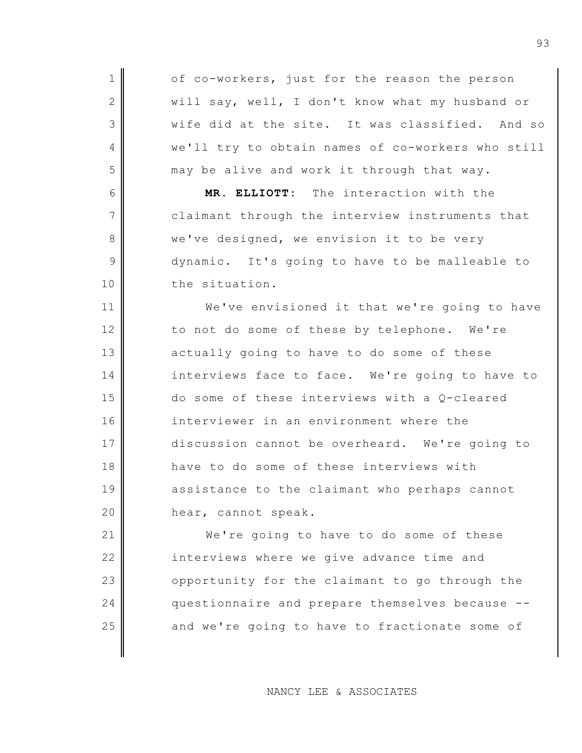of co-workers, just for the reason the person will say, well, I don't know what my husband or wife did at the site. It was classified. And so we'll try to obtain names of co-workers who still may be alive and work it through that way.

**MR. ELLIOTT:** The interaction with the claimant through the interview instruments that we've designed, we envision it to be very dynamic. It's going to have to be malleable to the situation.

We've envisioned it that we're going to have to not do some of these by telephone. We're actually going to have to do some of these interviews face to face. We're going to have to do some of these interviews with a Q-cleared interviewer in an environment where the discussion cannot be overheard. We're going to have to do some of these interviews with assistance to the claimant who perhaps cannot hear, cannot speak.

We're going to have to do some of these interviews where we give advance time and opportunity for the claimant to go through the questionnaire and prepare themselves because -- and we're going to have to fractionate some of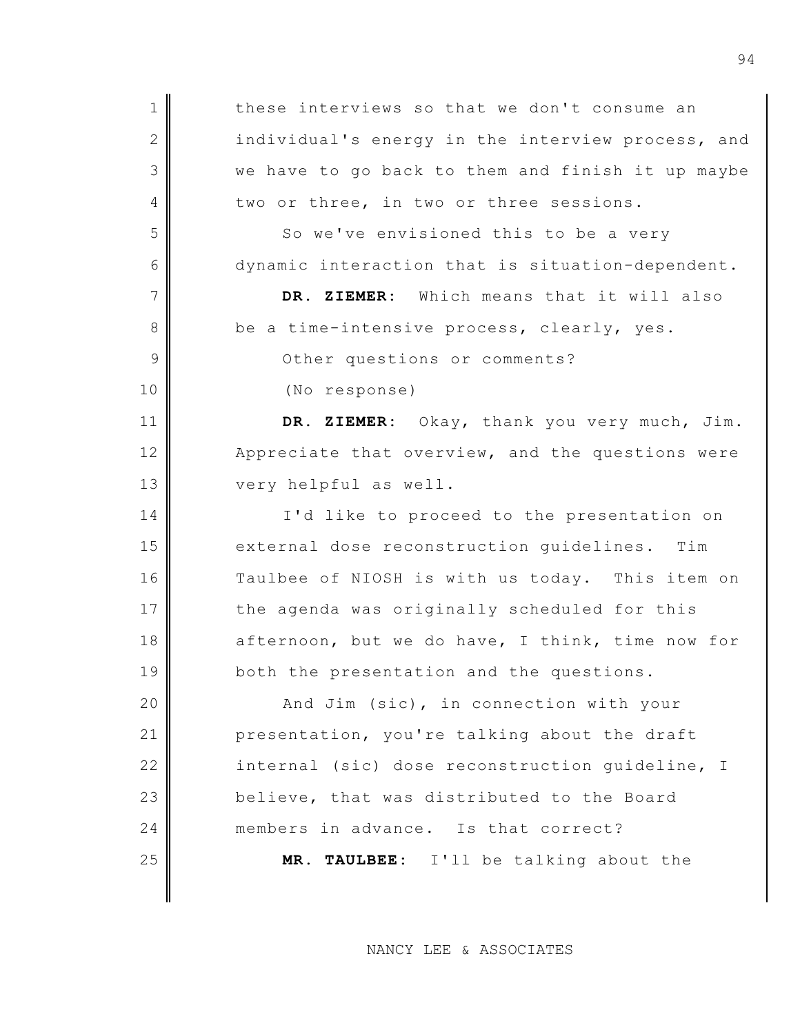these interviews so that we don't consume an individual's energy in the interview process, and we have to go back to them and finish it up maybe two or three, in two or three sessions.

So we've envisioned this to be a very dynamic interaction that is situation-dependent.

**DR. ZIEMER**: Which means that it will also be a time-intensive process, clearly, yes.

Other questions or comments?

(No response)

**DR. ZIEMER**: Okay, thank you very much, Jim. Appreciate that overview, and the questions were very helpful as well.

I'd like to proceed to the presentation on external dose reconstruction guidelines. Tim Taulbee of NIOSH is with us today. This item on the agenda was originally scheduled for this afternoon, but we do have, I think, time now for both the presentation and the questions.

And Jim (sic), in connection with your presentation, you're talking about the draft internal (sic) dose reconstruction guideline, I believe, that was distributed to the Board members in advance. Is that correct?

**MR. TAULBEE**: I'll be talking about the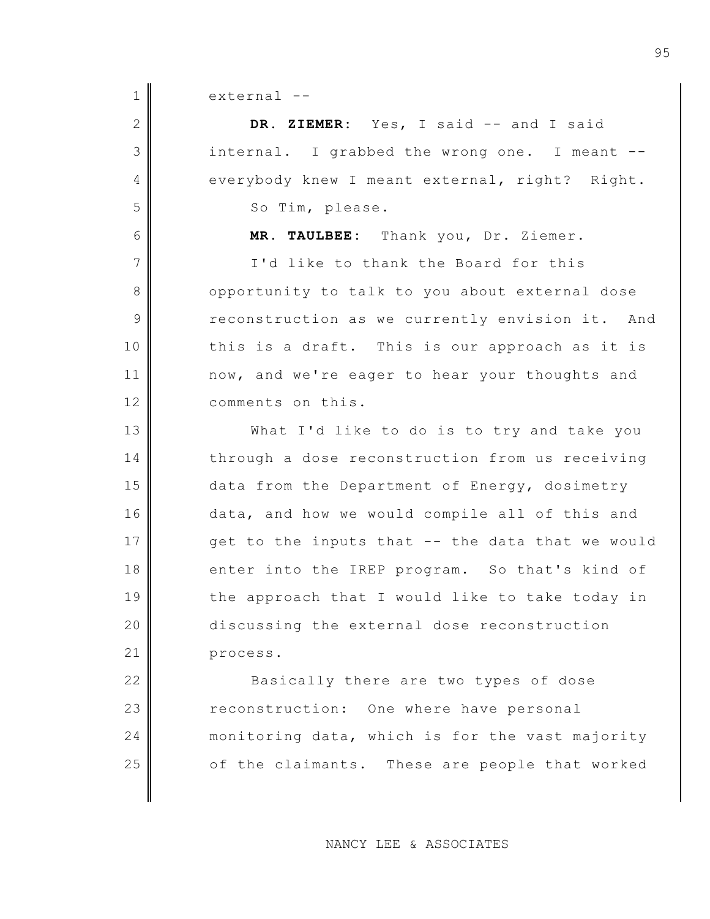external --

**DR. ZIEMER:** Yes, I said -- and I said internal. I grabbed the wrong one. I meant -- everybody knew I meant external, right? Right. So Tim, please.

**MR. TAULBEE:** Thank you, Dr. Ziemer.

I'd like to thank the Board for this opportunity to talk to you about external dose reconstruction as we currently envision it. And this is a draft. This is our approach as it is now, and we're eager to hear your thoughts and comments on this.

What I'd like to do is to try and take you through a dose reconstruction from us receiving data from the Department of Energy, dosimetry data, and how we would compile all of this and get to the inputs that -- the data that we would enter into the IREP program. So that's kind of the approach that I would like to take today in discussing the external dose reconstruction process.

Basically there are two types of dose reconstruction: One where have personal monitoring data, which is for the vast majority of the claimants. These are people that worked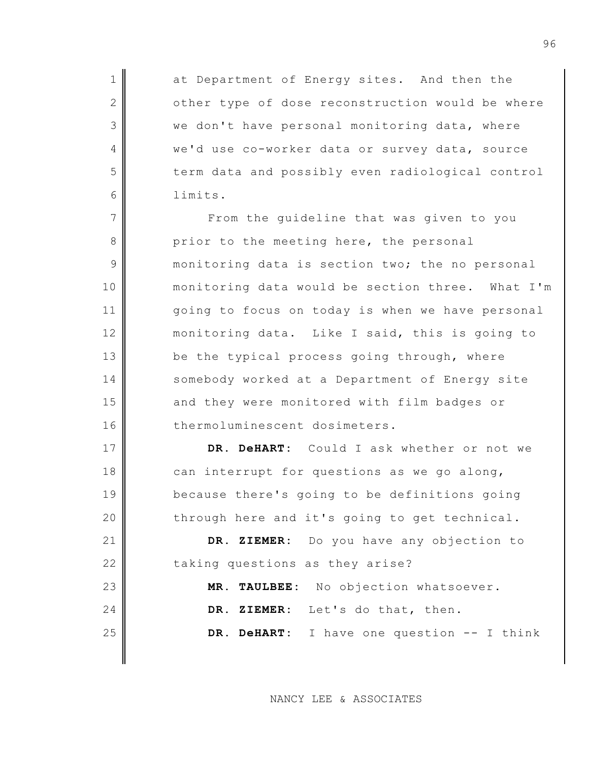at Department of Energy sites. And then the other type of dose reconstruction would be where we don't have personal monitoring data, where we'd use co-worker data or survey data, source term data and possibly even radiological control limits.

From the guideline that was given to you prior to the meeting here, the personal monitoring data is section two; the no personal monitoring data would be section three. What I'm going to focus on today is when we have personal monitoring data. Like I said, this is going to be the typical process going through, where somebody worked at a Department of Energy site and they were monitored with film badges or thermoluminescent dosimeters.

**DR. DeHART**: Could I ask whether or not we can interrupt for questions as we go along, because there's going to be definitions going through here and it's going to get technical.

**DR. ZIEMER**: Do you have any objection to taking questions as they arise?

**MR. TAULBEE**: No objection whatsoever.

**DR. ZIEMER**: Let's do that, then.

**DR. DeHART**: I have one question -- I think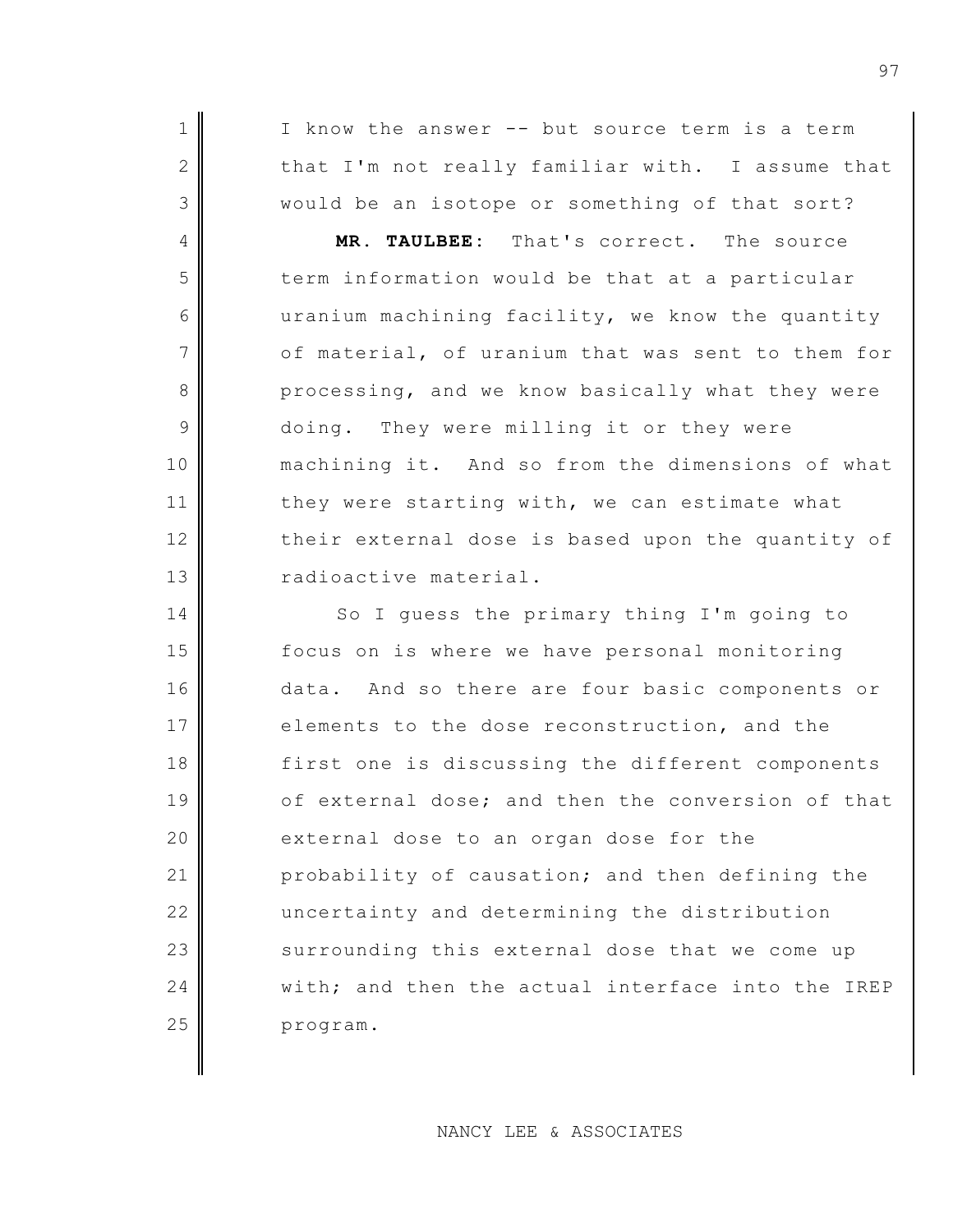I know the answer -- but source term is a term that I'm not really familiar with. I assume that would be an isotope or something of that sort?

**MR. TAULBEE:** That's correct. The source term information would be that at a particular uranium machining facility, we know the quantity of material, of uranium that was sent to them for processing, and we know basically what they were doing. They were milling it or they were machining it. And so from the dimensions of what they were starting with, we can estimate what their external dose is based upon the quantity of radioactive material.

So I guess the primary thing I'm going to focus on is where we have personal monitoring data. And so there are four basic components or elements to the dose reconstruction, and the first one is discussing the different components of external dose; and then the conversion of that external dose to an organ dose for the probability of causation; and then defining the uncertainty and determining the distribution surrounding this external dose that we come up with; and then the actual interface into the IREP program.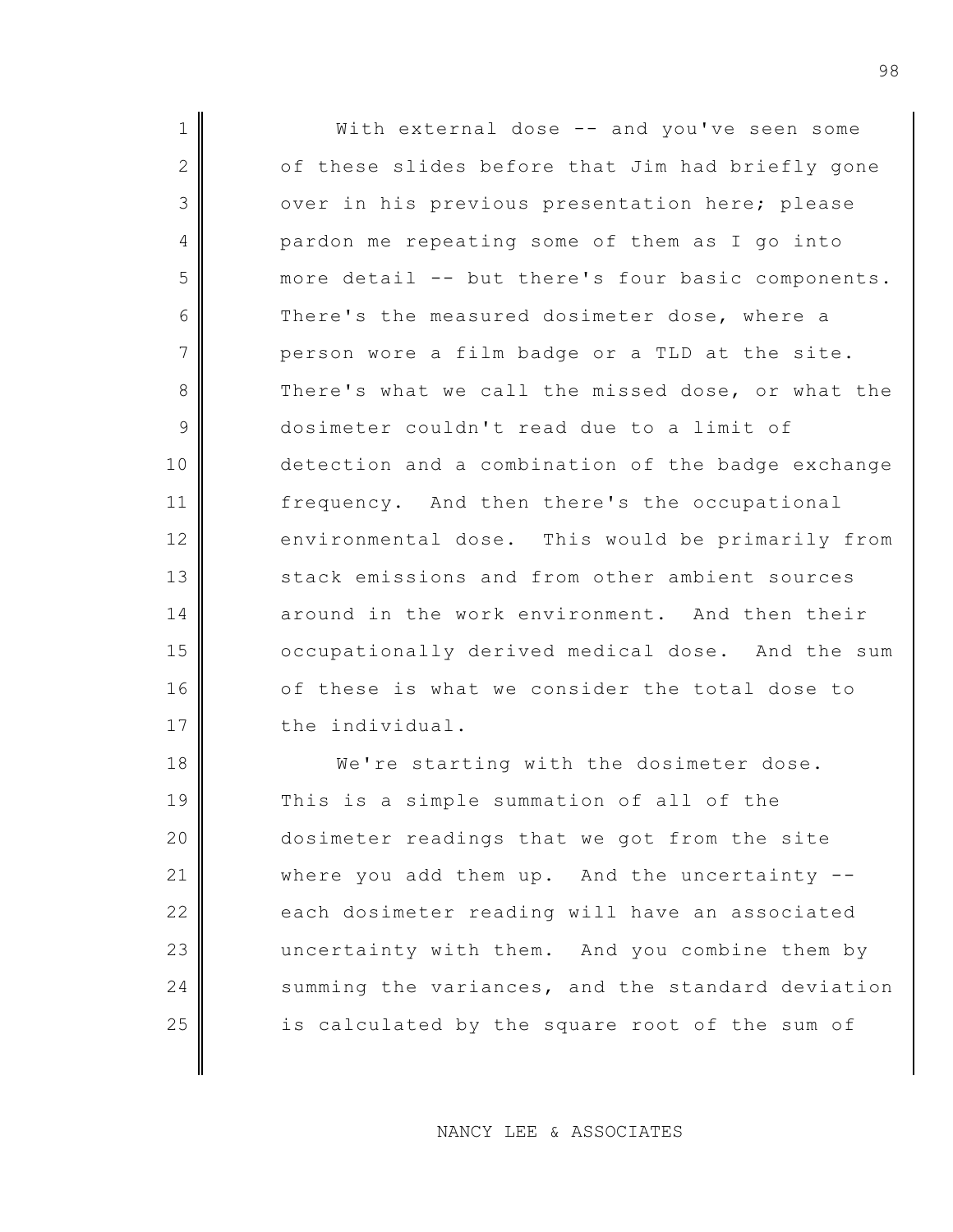With external dose -- and you've seen some of these slides before that Jim had briefly gone over in his previous presentation here; please pardon me repeating some of them as I go into more detail -- but there's four basic components. There's the measured dosimeter dose, where a person wore a film badge or a TLD at the site. There's what we call the missed dose, or what the dosimeter couldn't read due to a limit of detection and a combination of the badge exchange frequency. And then there's the occupational environmental dose. This would be primarily from stack emissions and from other ambient sources around in the work environment. And then their occupationally derived medical dose. And the sum of these is what we consider the total dose to the individual.

We're starting with the dosimeter dose. This is a simple summation of all of the dosimeter readings that we got from the site where you add them up. And the uncertainty -- each dosimeter reading will have an associated uncertainty with them. And you combine them by summing the variances, and the standard deviation is calculated by the square root of the sum of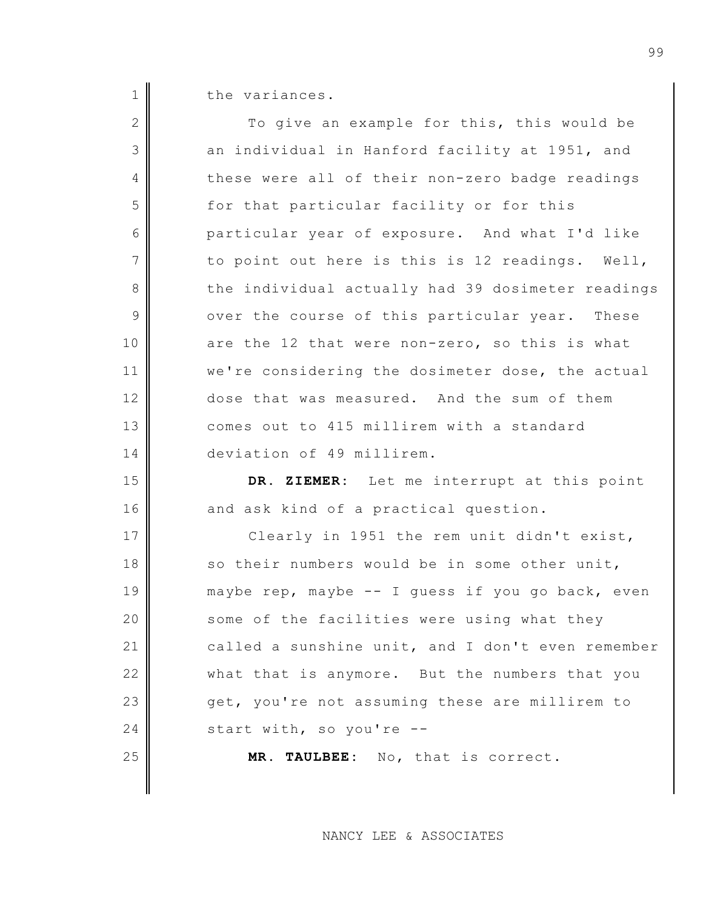the variances.

To give an example for this, this would be an individual in Hanford facility at 1951, and these were all of their non-zero badge readings for that particular facility or for this particular year of exposure. And what I'd like to point out here is this is 12 readings. Well, the individual actually had 39 dosimeter readings over the course of this particular year. These are the 12 that were non-zero, so this is what we're considering the dosimeter dose, the actual dose that was measured. And the sum of them comes out to 415 millirem with a standard deviation of 49 millirem.

**DR. ZIEMER:** Let me interrupt at this point and ask kind of a practical question.

Clearly in 1951 the rem unit didn't exist, so their numbers would be in some other unit, maybe rep, maybe -- I guess if you go back, even some of the facilities were using what they called a sunshine unit, and I don't even remember what that is anymore. But the numbers that you get, you're not assuming these are millirem to start with, so you're --

**MR. TAULBEE:** No, that is correct.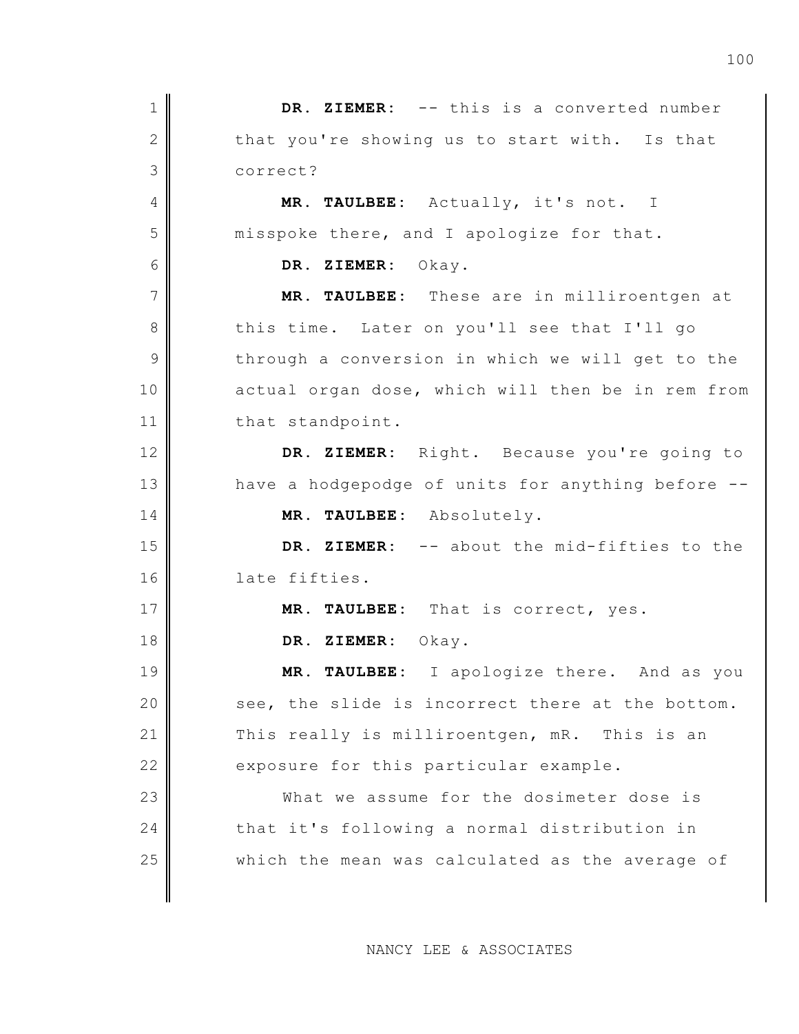**DR. ZIEMER:** -- this is a converted number that you're showing us to start with. Is that correct?

**MR. TAULBEE:** Actually, it's not. I misspoke there, and I apologize for that.

**DR. ZIEMER:** Okay.

**MR. TAULBEE:** These are in milliroentgen at this time. Later on you'll see that I'll go through a conversion in which we will get to the actual organ dose, which will then be in rem from that standpoint.

**DR. ZIEMER:** Right. Because you're going to have a hodgepodge of units for anything before --

**MR. TAULBEE:** Absolutely.

**DR. ZIEMER:** -- about the mid-fifties to the late fifties.

**MR. TAULBEE:** That is correct, yes.

**DR. ZIEMER:** Okay.

**MR. TAULBEE:** I apologize there. And as you see, the slide is incorrect there at the bottom. This really is milliroentgen, mR. This is an exposure for this particular example.

What we assume for the dosimeter dose is that it's following a normal distribution in which the mean was calculated as the average of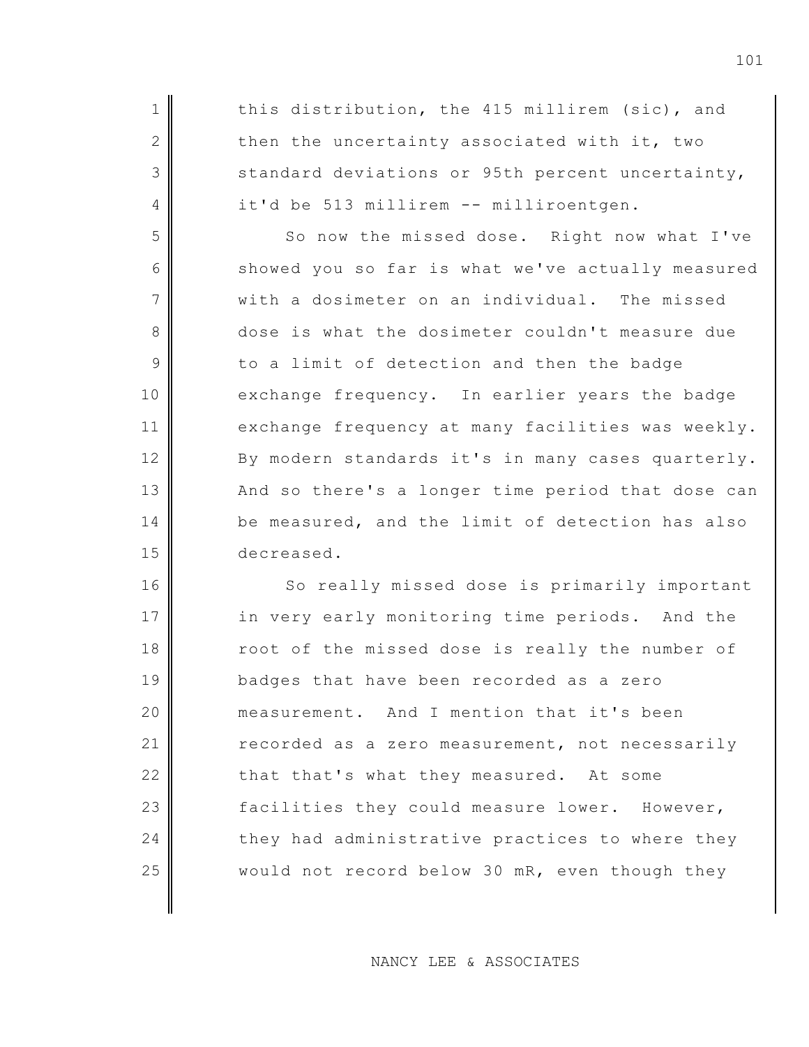this distribution, the 415 millirem (sic), and then the uncertainty associated with it, two standard deviations or 95th percent uncertainty, it'd be 513 millirem -- milliroentgen.

So now the missed dose. Right now what I've showed you so far is what we've actually measured with a dosimeter on an individual. The missed dose is what the dosimeter couldn't measure due to a limit of detection and then the badge exchange frequency. In earlier years the badge exchange frequency at many facilities was weekly. By modern standards it's in many cases quarterly. And so there's a longer time period that dose can be measured, and the limit of detection has also decreased.

So really missed dose is primarily important in very early monitoring time periods. And the root of the missed dose is really the number of badges that have been recorded as a zero measurement. And I mention that it's been recorded as a zero measurement, not necessarily that that's what they measured. At some facilities they could measure lower. However, they had administrative practices to where they would not record below 30 mR, even though they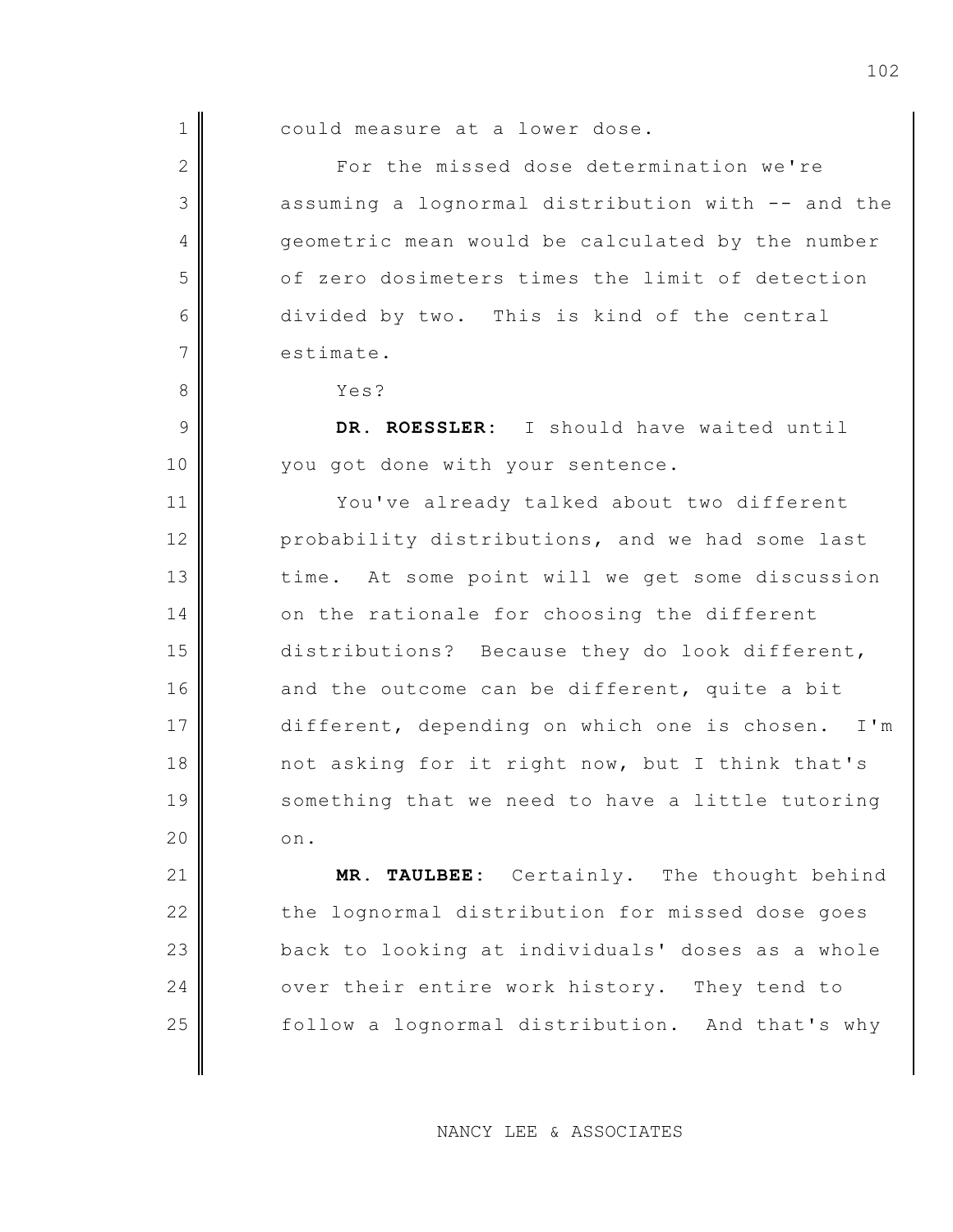could measure at a lower dose.

For the missed dose determination we're assuming a lognormal distribution with -- and the geometric mean would be calculated by the number of zero dosimeters times the limit of detection divided by two. This is kind of the central estimate.

Yes?

**DR. ROESSLER:** I should have waited until you got done with your sentence.

You've already talked about two different probability distributions, and we had some last time. At some point will we get some discussion on the rationale for choosing the different distributions? Because they do look different, and the outcome can be different, quite a bit different, depending on which one is chosen. I'm not asking for it right now, but I think that's something that we need to have a little tutoring on.

**MR. TAULBEE:** Certainly. The thought behind the lognormal distribution for missed dose goes back to looking at individuals' doses as a whole over their entire work history. They tend to follow a lognormal distribution. And that's why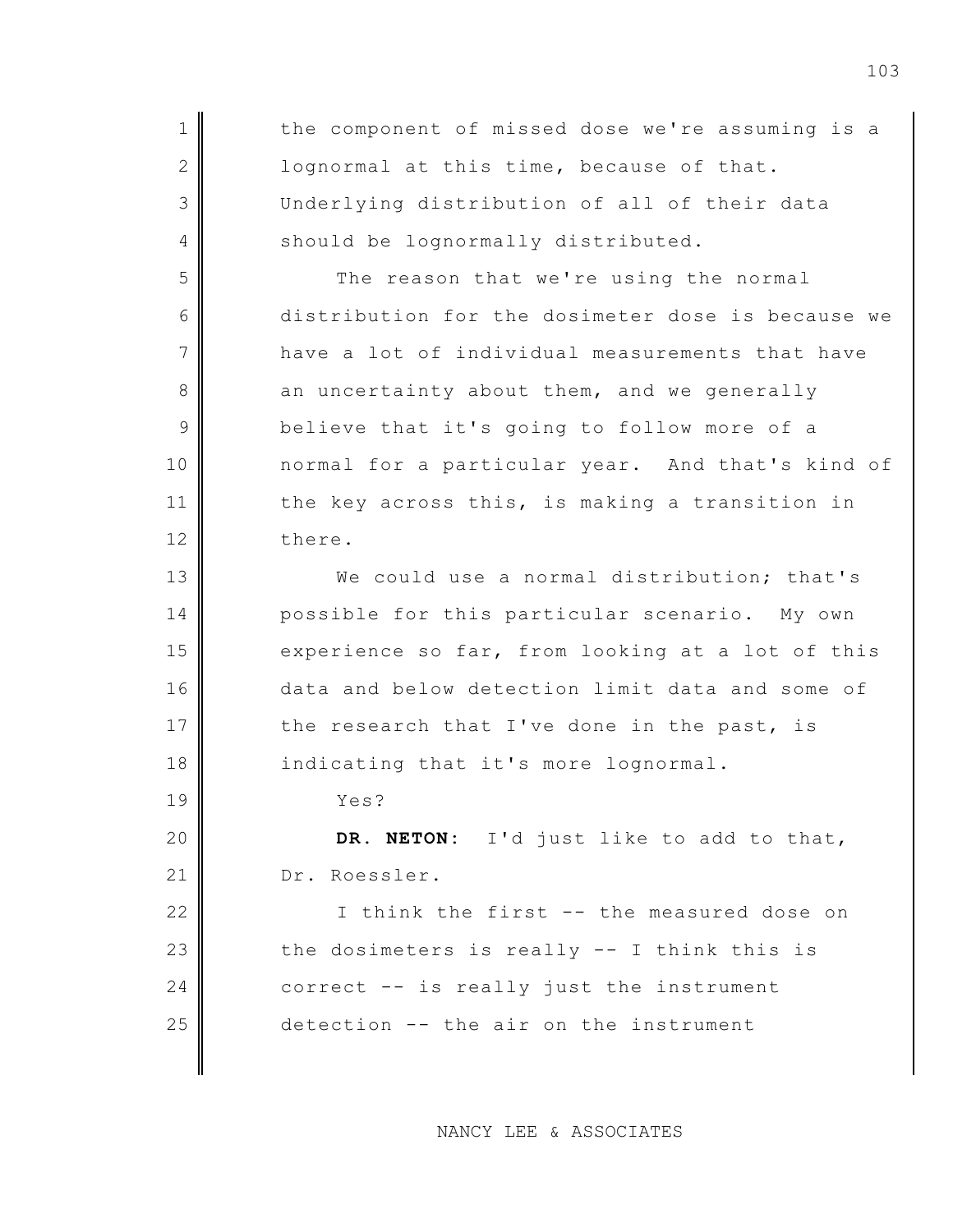the component of missed dose we're assuming is a lognormal at this time, because of that. Underlying distribution of all of their data should be lognormally distributed.

The reason that we're using the normal distribution for the dosimeter dose is because we have a lot of individual measurements that have an uncertainty about them, and we generally believe that it's going to follow more of a normal for a particular year. And that's kind of the key across this, is making a transition in there.

We could use a normal distribution; that's possible for this particular scenario. My own experience so far, from looking at a lot of this data and below detection limit data and some of the research that I've done in the past, is indicating that it's more lognormal.

Yes?

**DR. NETON:** I'd just like to add to that, Dr. Roessler.

I think the first -- the measured dose on the dosimeters is really -- I think this is correct -- is really just the instrument detection -- the air on the instrument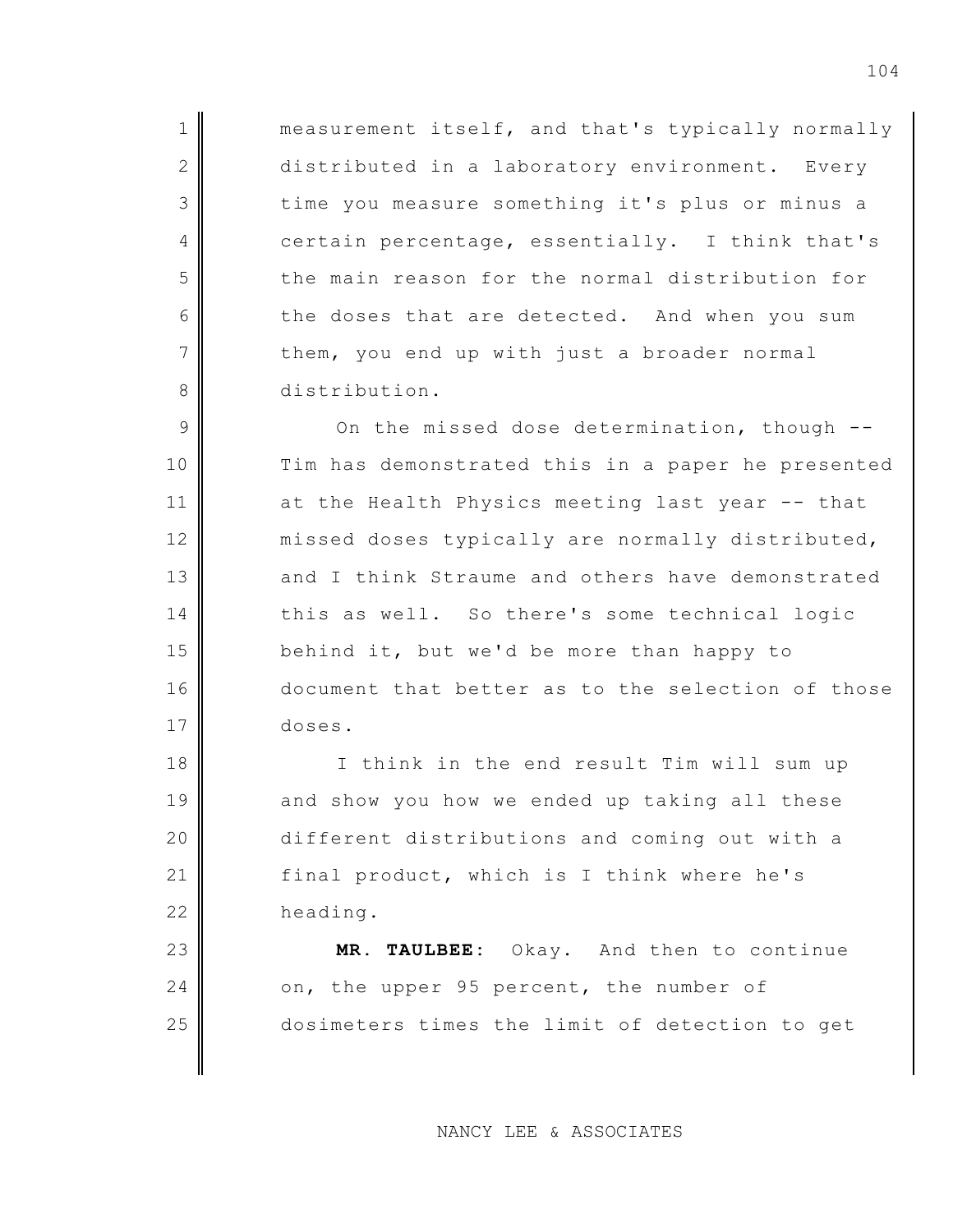measurement itself, and that's typically normally distributed in a laboratory environment. Every time you measure something it's plus or minus a certain percentage, essentially. I think that's the main reason for the normal distribution for the doses that are detected. And when you sum them, you end up with just a broader normal distribution.

On the missed dose determination, though -- Tim has demonstrated this in a paper he presented at the Health Physics meeting last year -- that missed doses typically are normally distributed, and I think Straume and others have demonstrated this as well. So there's some technical logic behind it, but we'd be more than happy to document that better as to the selection of those doses.

I think in the end result Tim will sum up and show you how we ended up taking all these different distributions and coming out with a final product, which is I think where he's heading.

**MR. TAULBEE:** Okay. And then to continue on, the upper 95 percent, the number of dosimeters times the limit of detection to get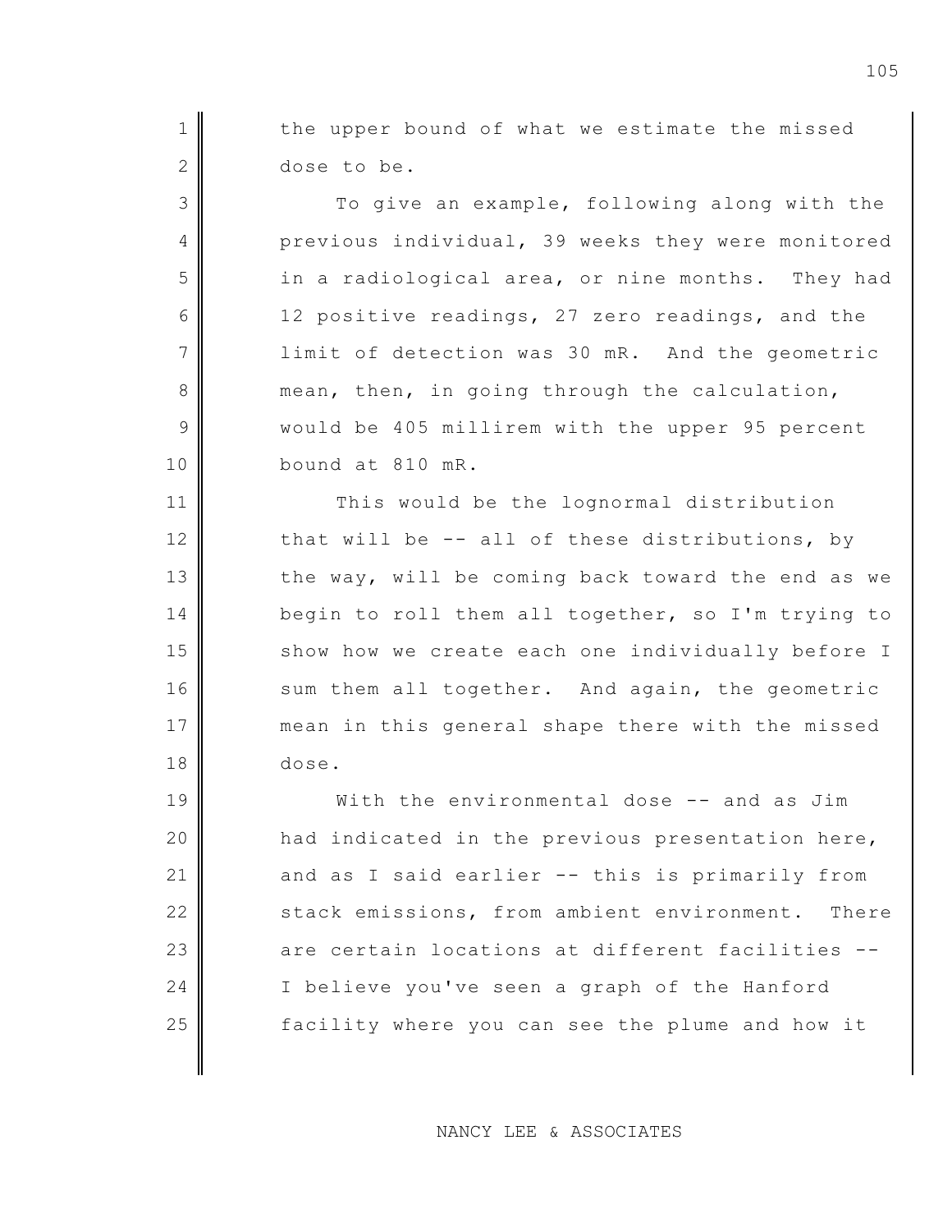the upper bound of what we estimate the missed dose to be.

To give an example, following along with the previous individual, 39 weeks they were monitored in a radiological area, or nine months. They had 12 positive readings, 27 zero readings, and the limit of detection was 30 mR. And the geometric mean, then, in going through the calculation, would be 405 millirem with the upper 95 percent bound at 810 mR.

This would be the lognormal distribution that will be -- all of these distributions, by the way, will be coming back toward the end as we begin to roll them all together, so I'm trying to show how we create each one individually before I sum them all together. And again, the geometric mean in this general shape there with the missed dose.

With the environmental dose -- and as Jim had indicated in the previous presentation here, and as I said earlier -- this is primarily from stack emissions, from ambient environment. There are certain locations at different facilities -- I believe you've seen a graph of the Hanford facility where you can see the plume and how it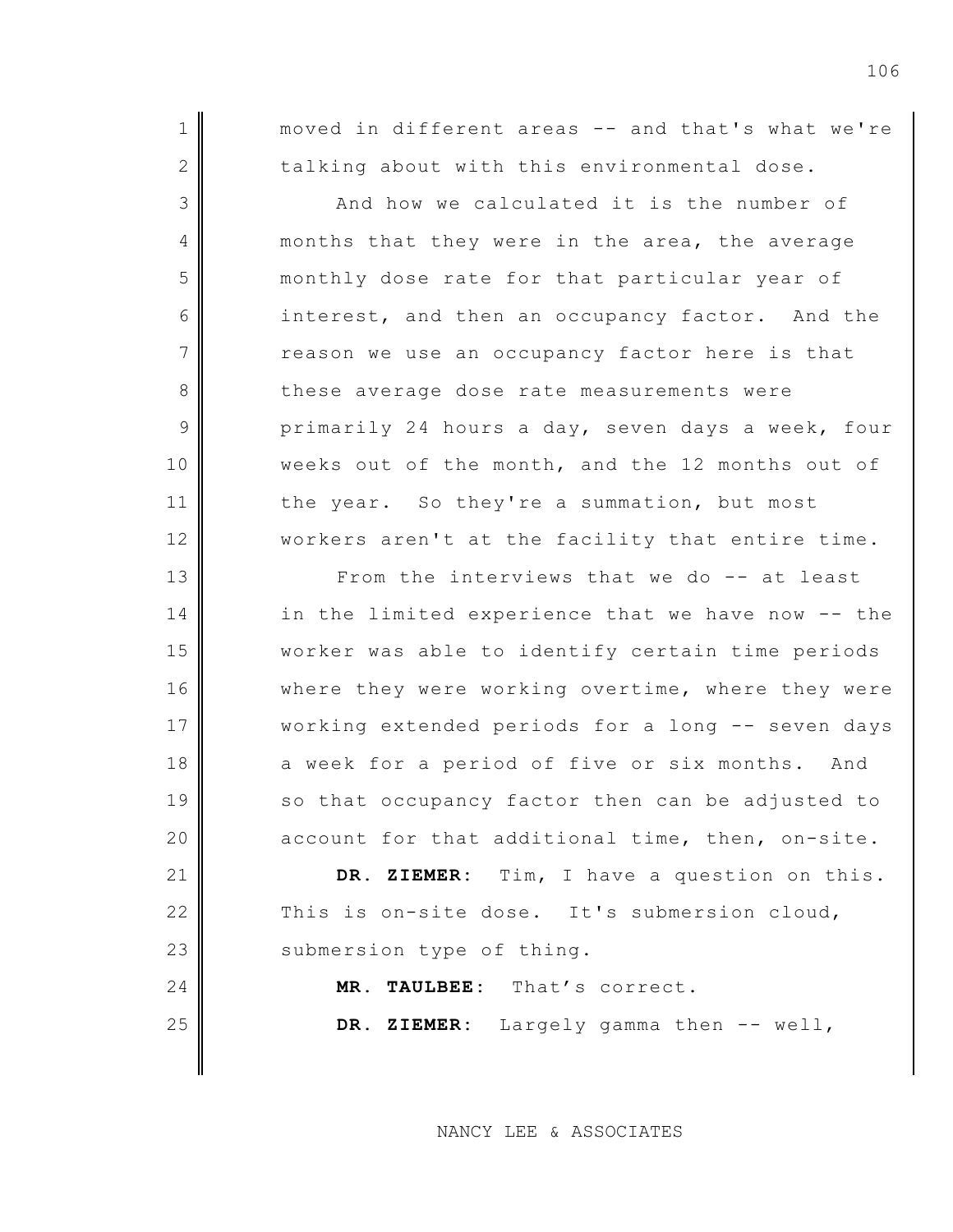moved in different areas -- and that's what we're talking about with this environmental dose.

And how we calculated it is the number of months that they were in the area, the average monthly dose rate for that particular year of interest, and then an occupancy factor. And the reason we use an occupancy factor here is that these average dose rate measurements were primarily 24 hours a day, seven days a week, four weeks out of the month, and the 12 months out of the year. So they're a summation, but most workers aren't at the facility that entire time.

From the interviews that we do -- at least in the limited experience that we have now -- the worker was able to identify certain time periods where they were working overtime, where they were working extended periods for a long -- seven days a week for a period of five or six months. And so that occupancy factor then can be adjusted to account for that additional time, then, on-site.

**DR. ZIEMER**: Tim, I have a question on this. This is on-site dose. It's submersion cloud, submersion type of thing.

**MR. TAULBEE**: That's correct.

**DR. ZIEMER**: Largely gamma then -- well,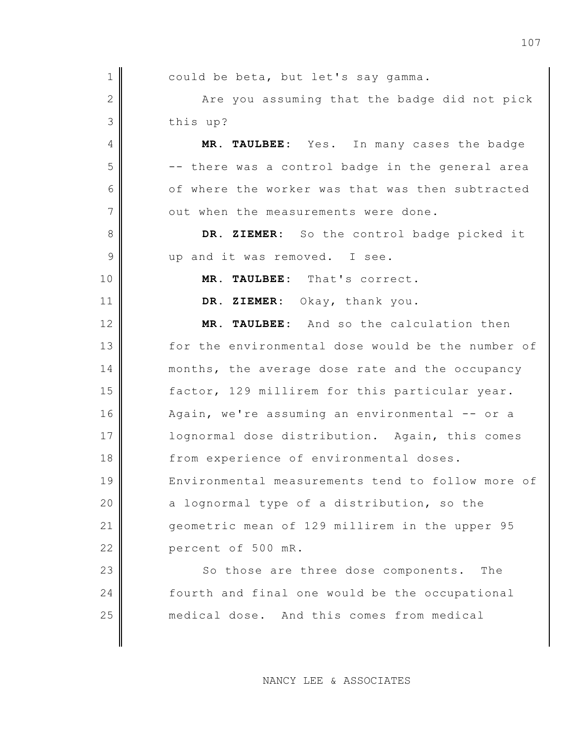could be beta, but let's say gamma.

Are you assuming that the badge did not pick this up?

**MR. TAULBEE:** Yes. In many cases the badge -- there was a control badge in the general area of where the worker was that was then subtracted out when the measurements were done.

**DR. ZIEMER:** So the control badge picked it up and it was removed. I see.

**MR. TAULBEE:** That's correct.

**DR. ZIEMER:** Okay, thank you.

**MR. TAULBEE:** And so the calculation then for the environmental dose would be the number of months, the average dose rate and the occupancy factor, 129 millirem for this particular year. Again, we're assuming an environmental -- or a lognormal dose distribution. Again, this comes from experience of environmental doses. Environmental measurements tend to follow more of a lognormal type of a distribution, so the geometric mean of 129 millirem in the upper 95 percent of 500 mR.

So those are three dose components. The fourth and final one would be the occupational medical dose. And this comes from medical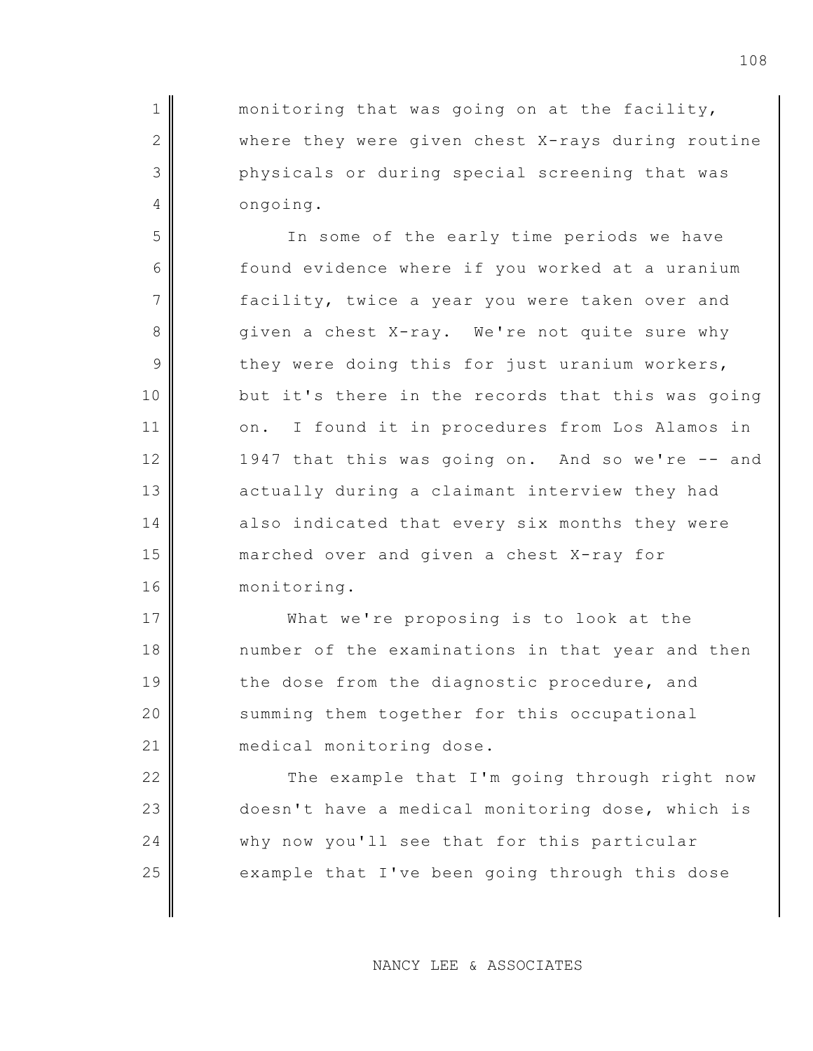monitoring that was going on at the facility, where they were given chest X-rays during routine physicals or during special screening that was ongoing.

In some of the early time periods we have found evidence where if you worked at a uranium facility, twice a year you were taken over and given a chest X-ray. We're not quite sure why they were doing this for just uranium workers, but it's there in the records that this was going on. I found it in procedures from Los Alamos in 1947 that this was going on. And so we're -- and actually during a claimant interview they had also indicated that every six months they were marched over and given a chest X-ray for monitoring.

What we're proposing is to look at the number of the examinations in that year and then the dose from the diagnostic procedure, and summing them together for this occupational medical monitoring dose.

The example that I'm going through right now doesn't have a medical monitoring dose, which is why now you'll see that for this particular example that I've been going through this dose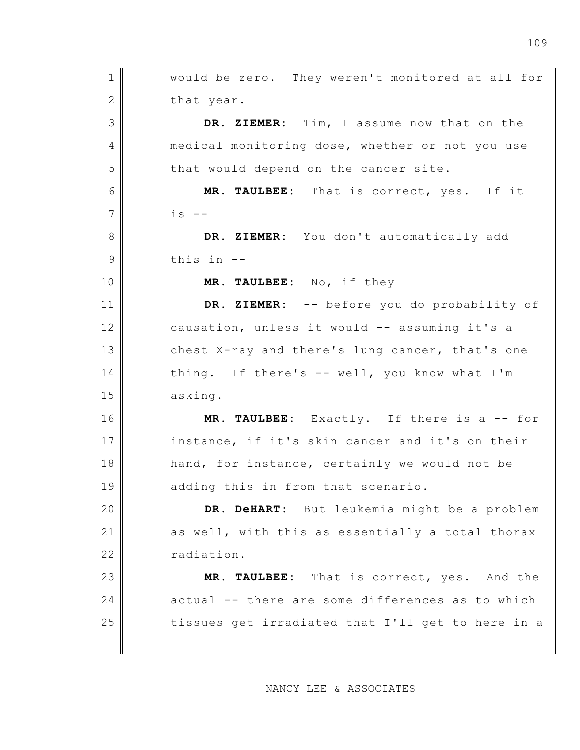would be zero. They weren't monitored at all for that year.

**DR. ZIEMER:** Tim, I assume now that on the medical monitoring dose, whether or not you use that would depend on the cancer site.

**MR. TAULBEE:** That is correct, yes. If it is --

**DR. ZIEMER:** You don't automatically add this in --

**MR. TAULBEE:** No, if they –

**DR. ZIEMER:** -- before you do probability of causation, unless it would -- assuming it's a chest X-ray and there's lung cancer, that's one thing. If there's -- well, you know what I'm asking.

**MR. TAULBEE:** Exactly. If there is a -- for instance, if it's skin cancer and it's on their hand, for instance, certainly we would not be adding this in from that scenario.

**DR. DeHART:** But leukemia might be a problem as well, with this as essentially a total thorax radiation.

**MR. TAULBEE:** That is correct, yes. And the actual -- there are some differences as to which tissues get irradiated that I'll get to here in a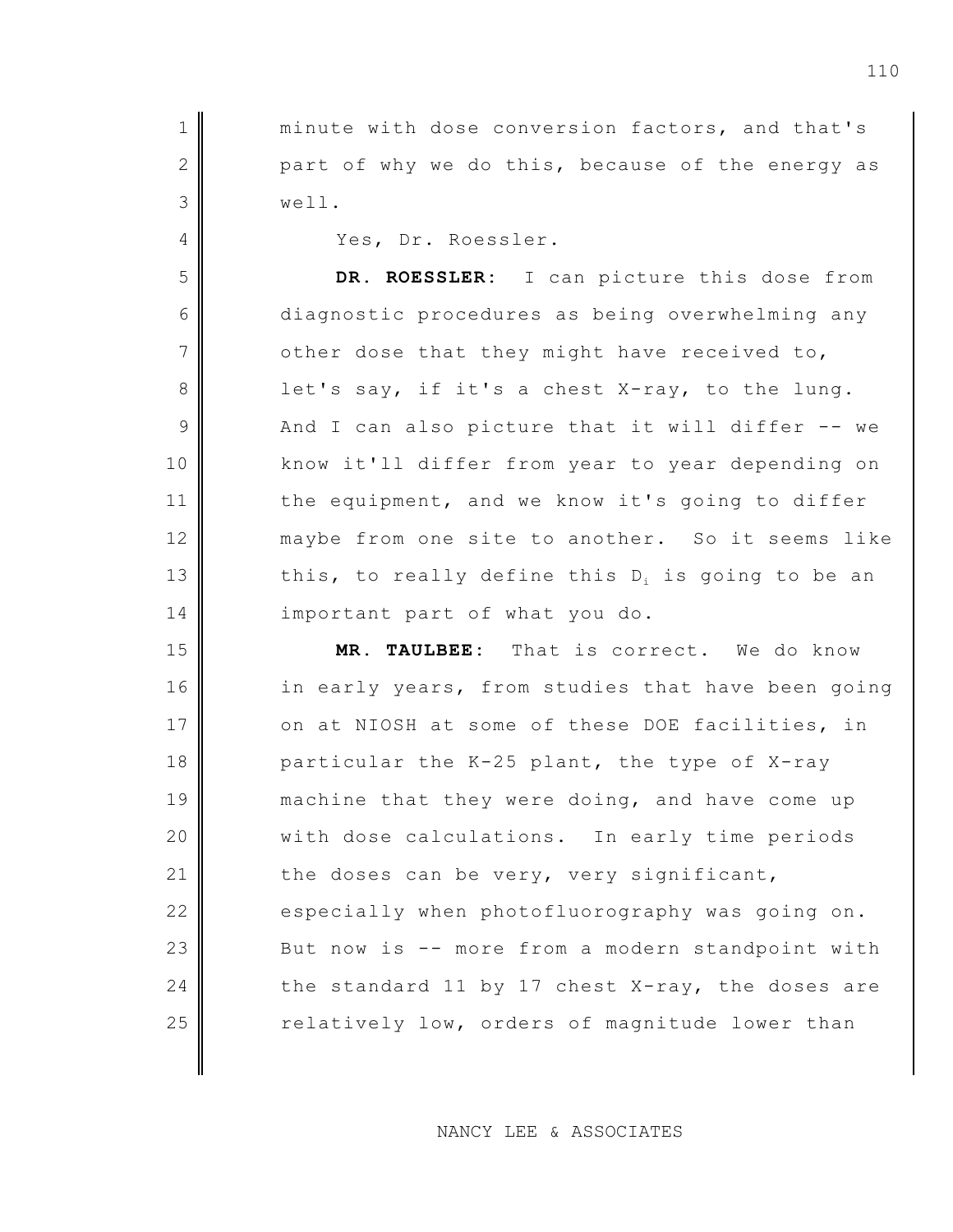minute with dose conversion factors, and that's part of why we do this, because of the energy as well.

Yes, Dr. Roessler.

**DR. ROESSLER:** I can picture this dose from diagnostic procedures as being overwhelming any other dose that they might have received to, let's say, if it's a chest X-ray, to the lung. And I can also picture that it will differ -- we know it'll differ from year to year depending on the equipment, and we know it's going to differ maybe from one site to another. So it seems like this, to really define this $D_i$ is going to be an important part of what you do.

**MR. TAULBEE:** That is correct. We do know in early years, from studies that have been going on at NIOSH at some of these DOE facilities, in particular the K-25 plant, the type of X-ray machine that they were doing, and have come up with dose calculations. In early time periods the doses can be very, very significant, especially when photofluorography was going on. But now is -- more from a modern standpoint with the standard 11 by 17 chest X-ray, the doses are relatively low, orders of magnitude lower than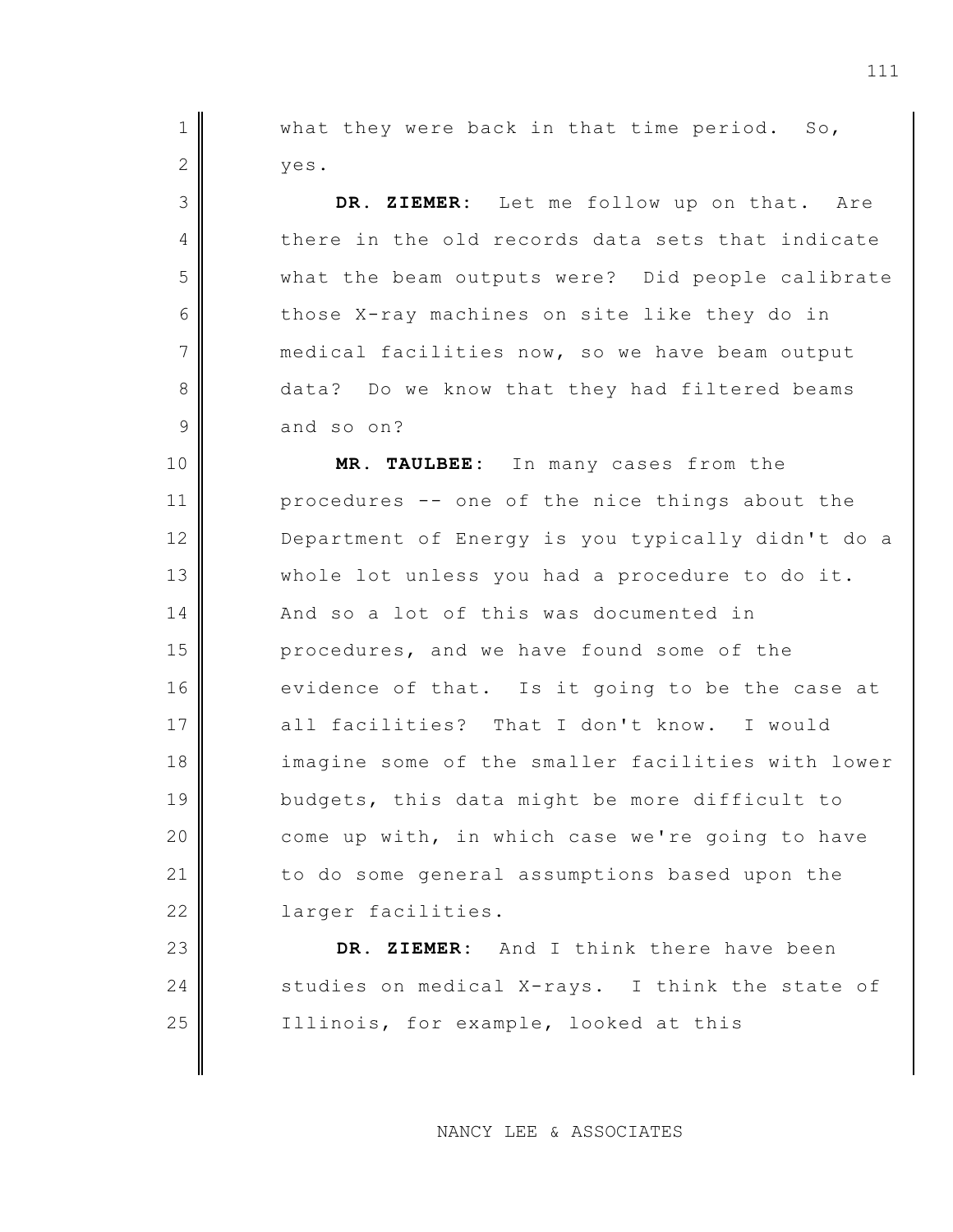what they were back in that time period. So, yes.

**DR. ZIEMER**: Let me follow up on that. Are there in the old records data sets that indicate what the beam outputs were? Did people calibrate those X-ray machines on site like they do in medical facilities now, so we have beam output data? Do we know that they had filtered beams and so on?

**MR. TAULBEE**: In many cases from the procedures -- one of the nice things about the Department of Energy is you typically didn't do a whole lot unless you had a procedure to do it. And so a lot of this was documented in procedures, and we have found some of the evidence of that. Is it going to be the case at all facilities? That I don't know. I would imagine some of the smaller facilities with lower budgets, this data might be more difficult to come up with, in which case we're going to have to do some general assumptions based upon the larger facilities.

**DR. ZIEMER**: And I think there have been studies on medical X-rays. I think the state of Illinois, for example, looked at this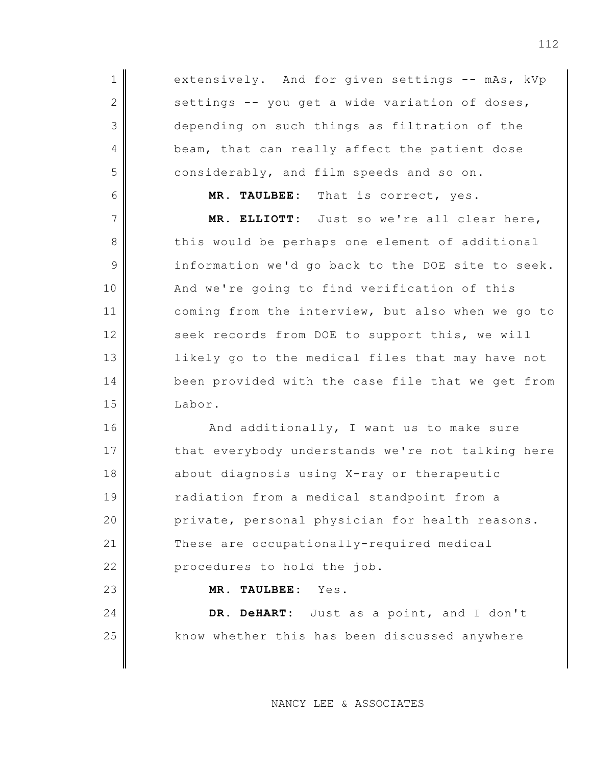extensively. And for given settings -- mAs, kVp settings -- you get a wide variation of doses, depending on such things as filtration of the beam, that can really affect the patient dose considerably, and film speeds and so on.

**MR. TAULBEE:** That is correct, yes.

**MR. ELLIOTT:** Just so we're all clear here, this would be perhaps one element of additional information we'd go back to the DOE site to seek. And we're going to find verification of this coming from the interview, but also when we go to seek records from DOE to support this, we will likely go to the medical files that may have not been provided with the case file that we get from Labor.

And additionally, I want us to make sure that everybody understands we're not talking here about diagnosis using X-ray or therapeutic radiation from a medical standpoint from a private, personal physician for health reasons. These are occupationally-required medical procedures to hold the job.

**MR. TAULBEE:** Yes.

**DR. DeHART:** Just as a point, and I don't know whether this has been discussed anywhere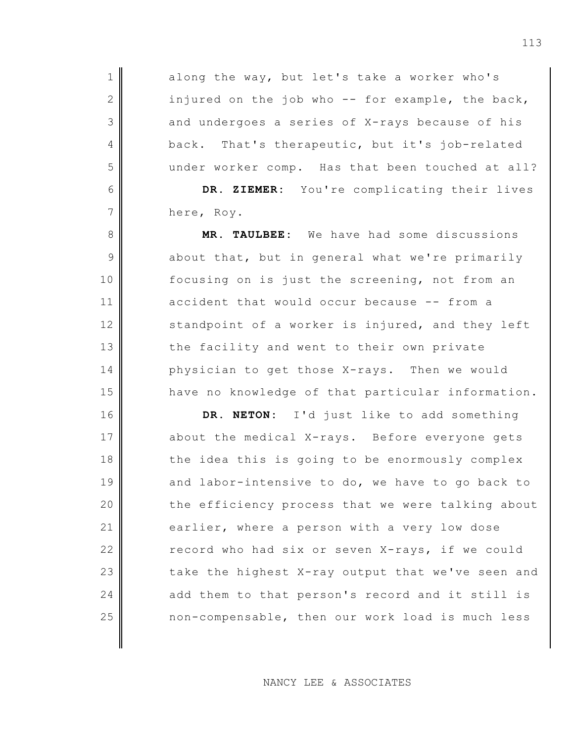along the way, but let's take a worker who's injured on the job who -- for example, the back, and undergoes a series of X-rays because of his back. That's therapeutic, but it's job-related under worker comp. Has that been touched at all?

**DR. ZIEMER:** You're complicating their lives here, Roy.

**MR. TAULBEE:** We have had some discussions about that, but in general what we're primarily focusing on is just the screening, not from an accident that would occur because -- from a standpoint of a worker is injured, and they left the facility and went to their own private physician to get those X-rays. Then we would have no knowledge of that particular information.

**DR. NETON:** I'd just like to add something about the medical X-rays. Before everyone gets the idea this is going to be enormously complex and labor-intensive to do, we have to go back to the efficiency process that we were talking about earlier, where a person with a very low dose record who had six or seven X-rays, if we could take the highest X-ray output that we've seen and add them to that person's record and it still is non-compensable, then our work load is much less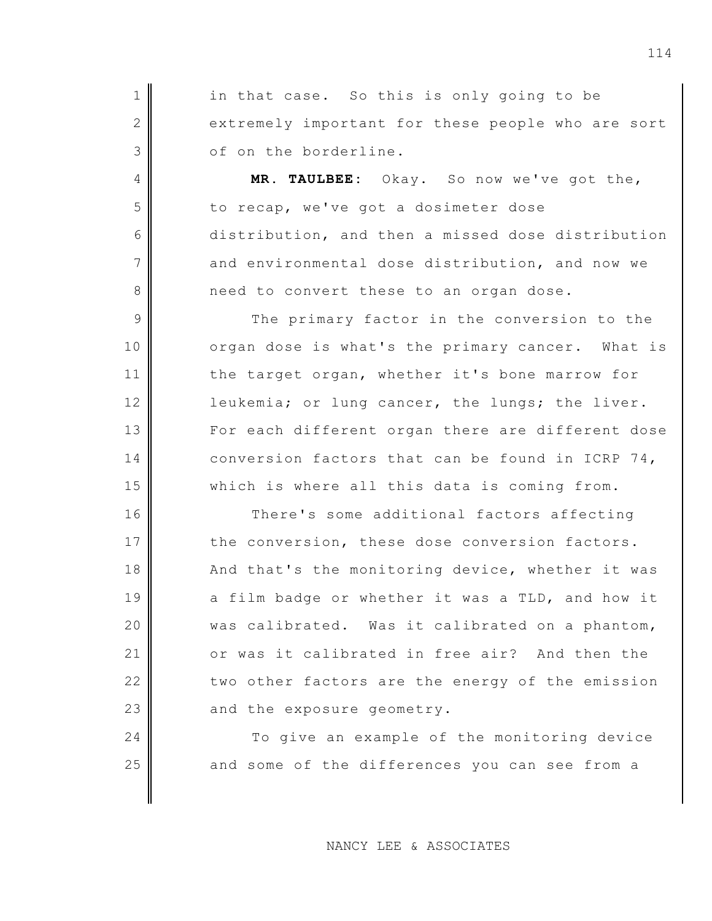in that case. So this is only going to be extremely important for these people who are sort of on the borderline.

**MR. TAULBEE:** Okay. So now we've got the, to recap, we've got a dosimeter dose distribution, and then a missed dose distribution and environmental dose distribution, and now we need to convert these to an organ dose.

The primary factor in the conversion to the organ dose is what's the primary cancer. What is the target organ, whether it's bone marrow for leukemia; or lung cancer, the lungs; the liver. For each different organ there are different dose conversion factors that can be found in ICRP 74, which is where all this data is coming from.

There's some additional factors affecting the conversion, these dose conversion factors. And that's the monitoring device, whether it was a film badge or whether it was a TLD, and how it was calibrated. Was it calibrated on a phantom, or was it calibrated in free air? And then the two other factors are the energy of the emission and the exposure geometry.

To give an example of the monitoring device and some of the differences you can see from a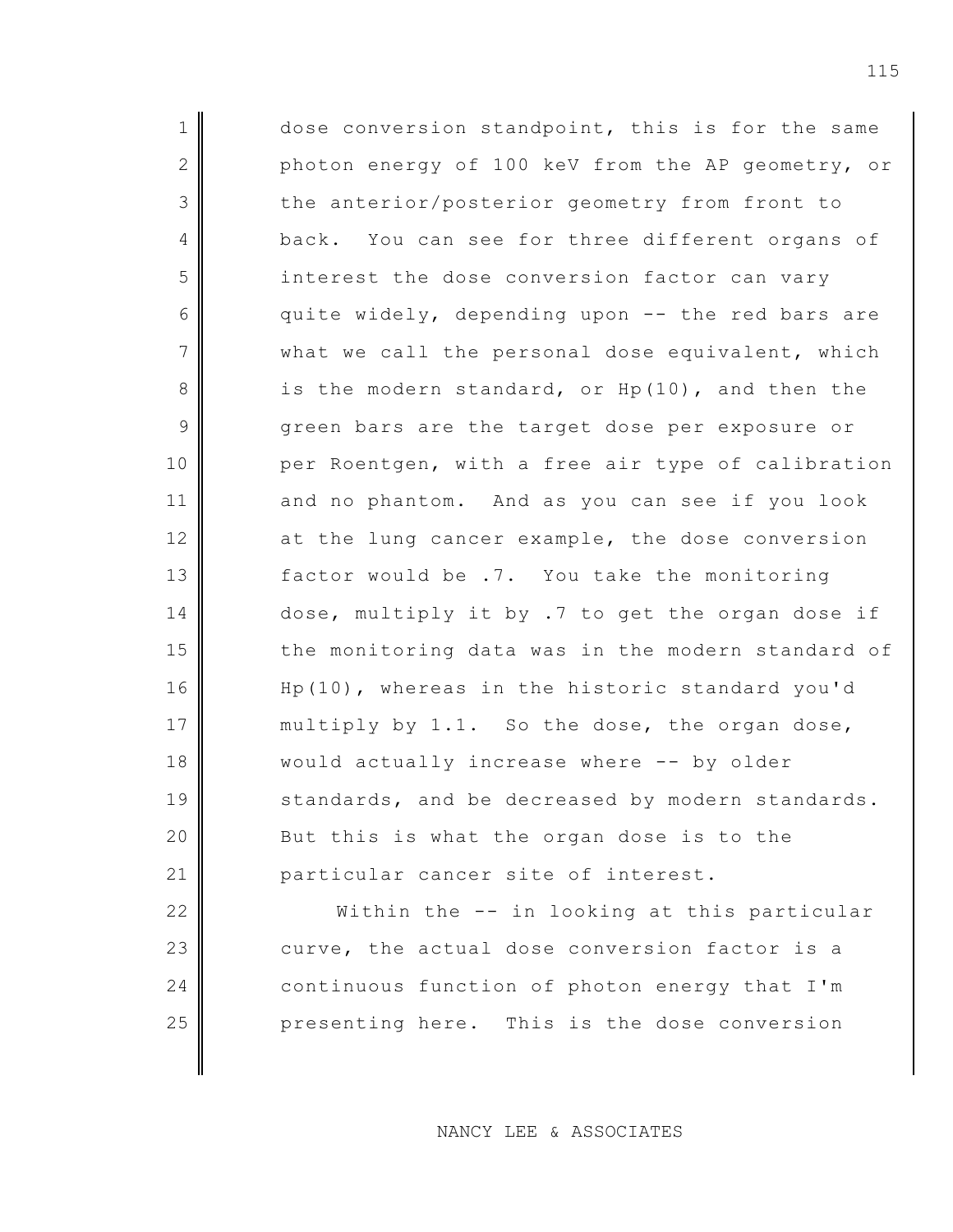dose conversion standpoint, this is for the same photon energy of 100 keV from the AP geometry, or the anterior/posterior geometry from front to back. You can see for three different organs of interest the dose conversion factor can vary quite widely, depending upon -- the red bars are what we call the personal dose equivalent, which is the modern standard, or Hp(10), and then the green bars are the target dose per exposure or per Roentgen, with a free air type of calibration and no phantom. And as you can see if you look at the lung cancer example, the dose conversion factor would be .7. You take the monitoring dose, multiply it by .7 to get the organ dose if the monitoring data was in the modern standard of Hp(10), whereas in the historic standard you'd multiply by 1.1. So the dose, the organ dose, would actually increase where -- by older standards, and be decreased by modern standards. But this is what the organ dose is to the particular cancer site of interest.

Within the -- in looking at this particular curve, the actual dose conversion factor is a continuous function of photon energy that I'm presenting here. This is the dose conversion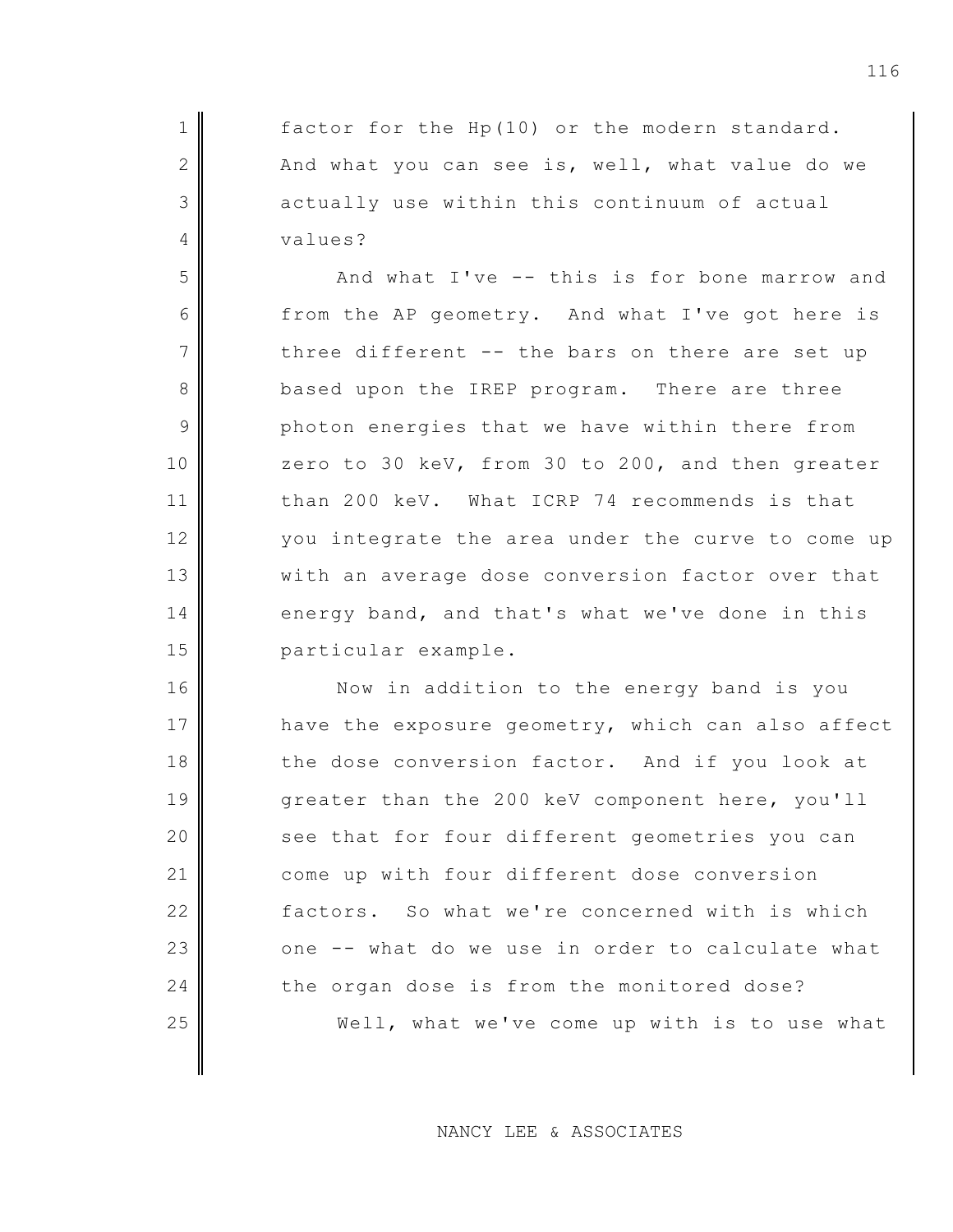factor for the Hp(10) or the modern standard. And what you can see is, well, what value do we actually use within this continuum of actual values?

And what I've -- this is for bone marrow and from the AP geometry. And what I've got here is three different -- the bars on there are set up based upon the IREP program. There are three photon energies that we have within there from zero to 30 keV, from 30 to 200, and then greater than 200 keV. What ICRP 74 recommends is that you integrate the area under the curve to come up with an average dose conversion factor over that energy band, and that's what we've done in this particular example.

Now in addition to the energy band is you have the exposure geometry, which can also affect the dose conversion factor. And if you look at greater than the 200 keV component here, you'll see that for four different geometries you can come up with four different dose conversion factors. So what we're concerned with is which one -- what do we use in order to calculate what the organ dose is from the monitored dose?

Well, what we've come up with is to use what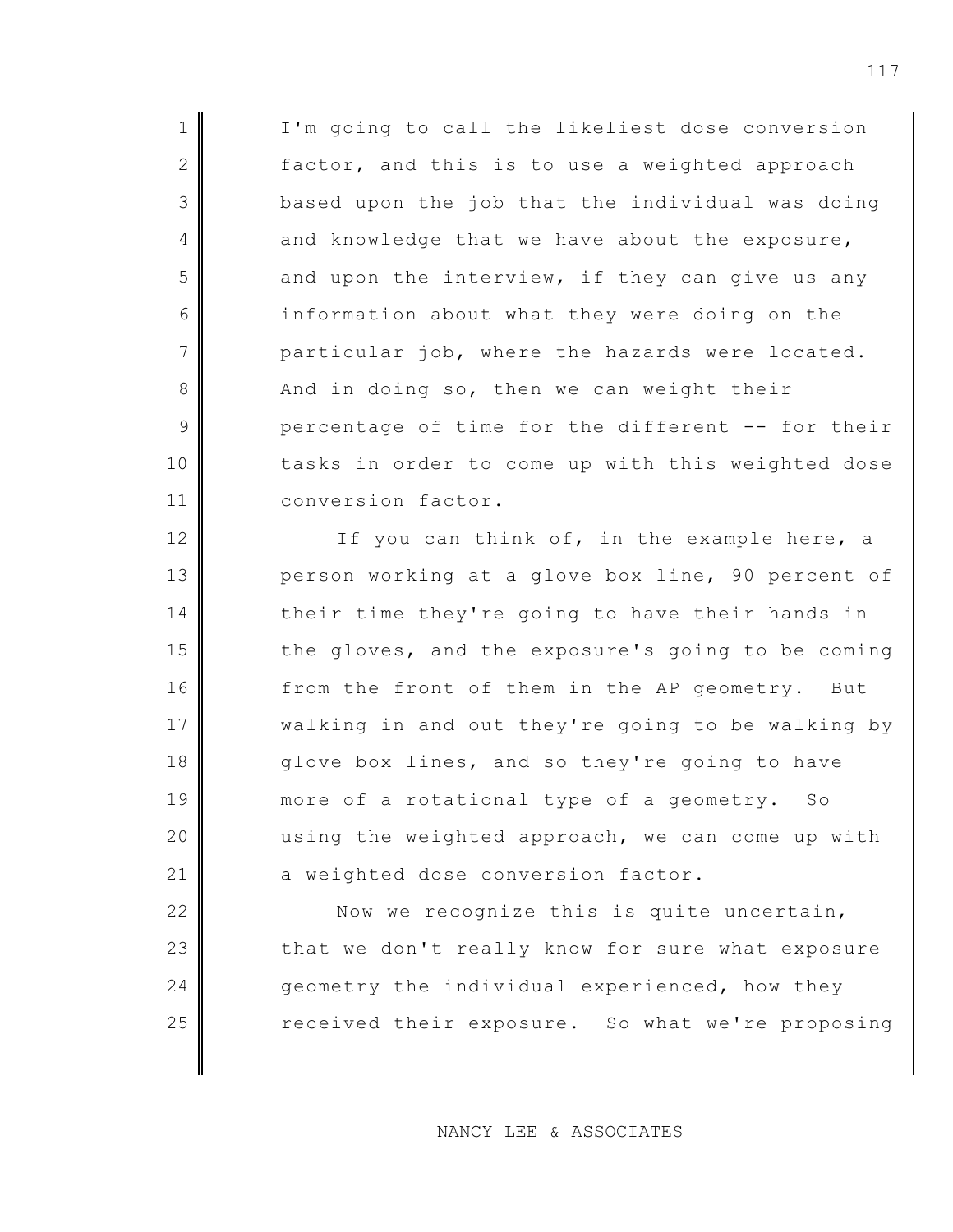I'm going to call the likeliest dose conversion factor, and this is to use a weighted approach based upon the job that the individual was doing and knowledge that we have about the exposure, and upon the interview, if they can give us any information about what they were doing on the particular job, where the hazards were located. And in doing so, then we can weight their percentage of time for the different -- for their tasks in order to come up with this weighted dose conversion factor.

If you can think of, in the example here, a person working at a glove box line, 90 percent of their time they're going to have their hands in the gloves, and the exposure's going to be coming from the front of them in the AP geometry. But walking in and out they're going to be walking by glove box lines, and so they're going to have more of a rotational type of a geometry. So using the weighted approach, we can come up with a weighted dose conversion factor.

Now we recognize this is quite uncertain, that we don't really know for sure what exposure geometry the individual experienced, how they received their exposure. So what we're proposing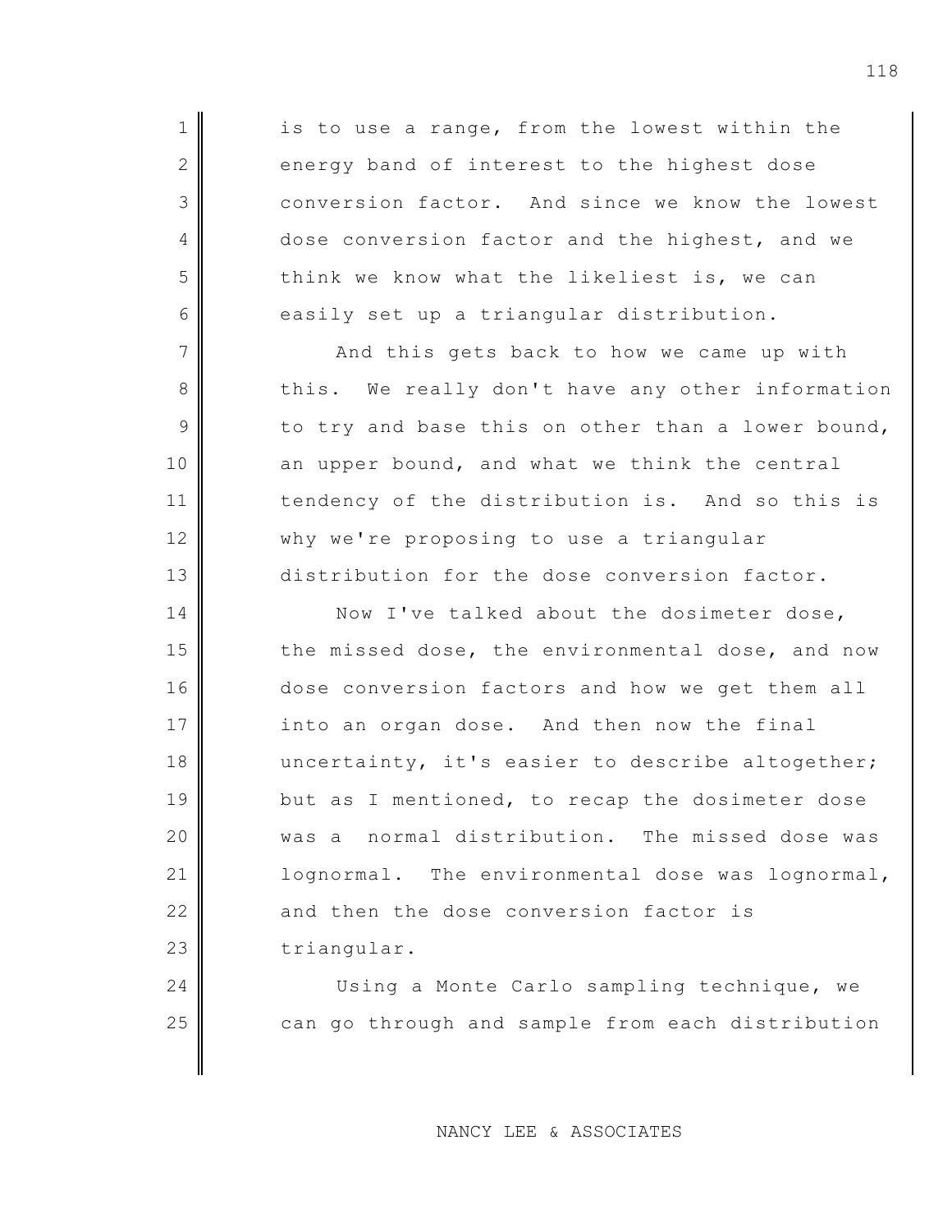is to use a range, from the lowest within the energy band of interest to the highest dose conversion factor. And since we know the lowest dose conversion factor and the highest, and we think we know what the likeliest is, we can easily set up a triangular distribution.

And this gets back to how we came up with this. We really don't have any other information to try and base this on other than a lower bound, an upper bound, and what we think the central tendency of the distribution is. And so this is why we're proposing to use a triangular distribution for the dose conversion factor.

Now I've talked about the dosimeter dose, the missed dose, the environmental dose, and now dose conversion factors and how we get them all into an organ dose. And then now the final uncertainty, it's easier to describe altogether; but as I mentioned, to recap the dosimeter dose was a normal distribution. The missed dose was lognormal. The environmental dose was lognormal, and then the dose conversion factor is triangular.

Using a Monte Carlo sampling technique, we can go through and sample from each distribution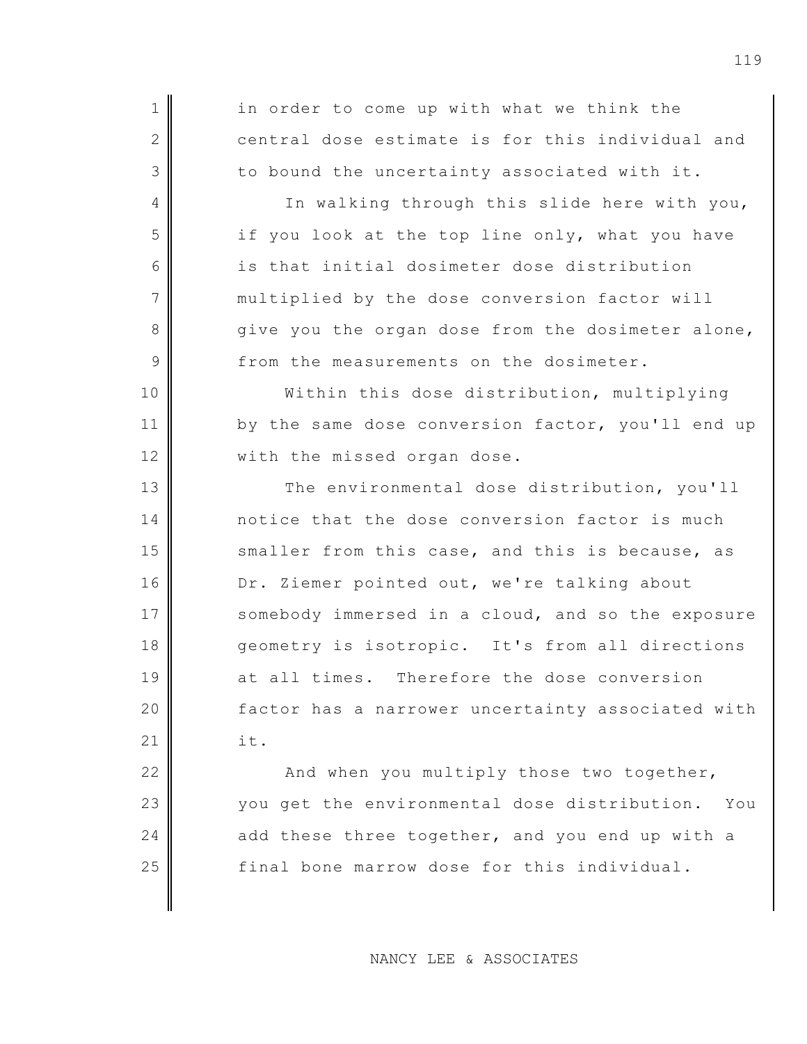in order to come up with what we think the central dose estimate is for this individual and to bound the uncertainty associated with it.

In walking through this slide here with you, if you look at the top line only, what you have is that initial dosimeter dose distribution multiplied by the dose conversion factor will give you the organ dose from the dosimeter alone, from the measurements on the dosimeter.

Within this dose distribution, multiplying by the same dose conversion factor, you'll end up with the missed organ dose.

The environmental dose distribution, you'll notice that the dose conversion factor is much smaller from this case, and this is because, as Dr. Ziemer pointed out, we're talking about somebody immersed in a cloud, and so the exposure geometry is isotropic. It's from all directions at all times. Therefore the dose conversion factor has a narrower uncertainty associated with it.

And when you multiply those two together, you get the environmental dose distribution. You add these three together, and you end up with a final bone marrow dose for this individual.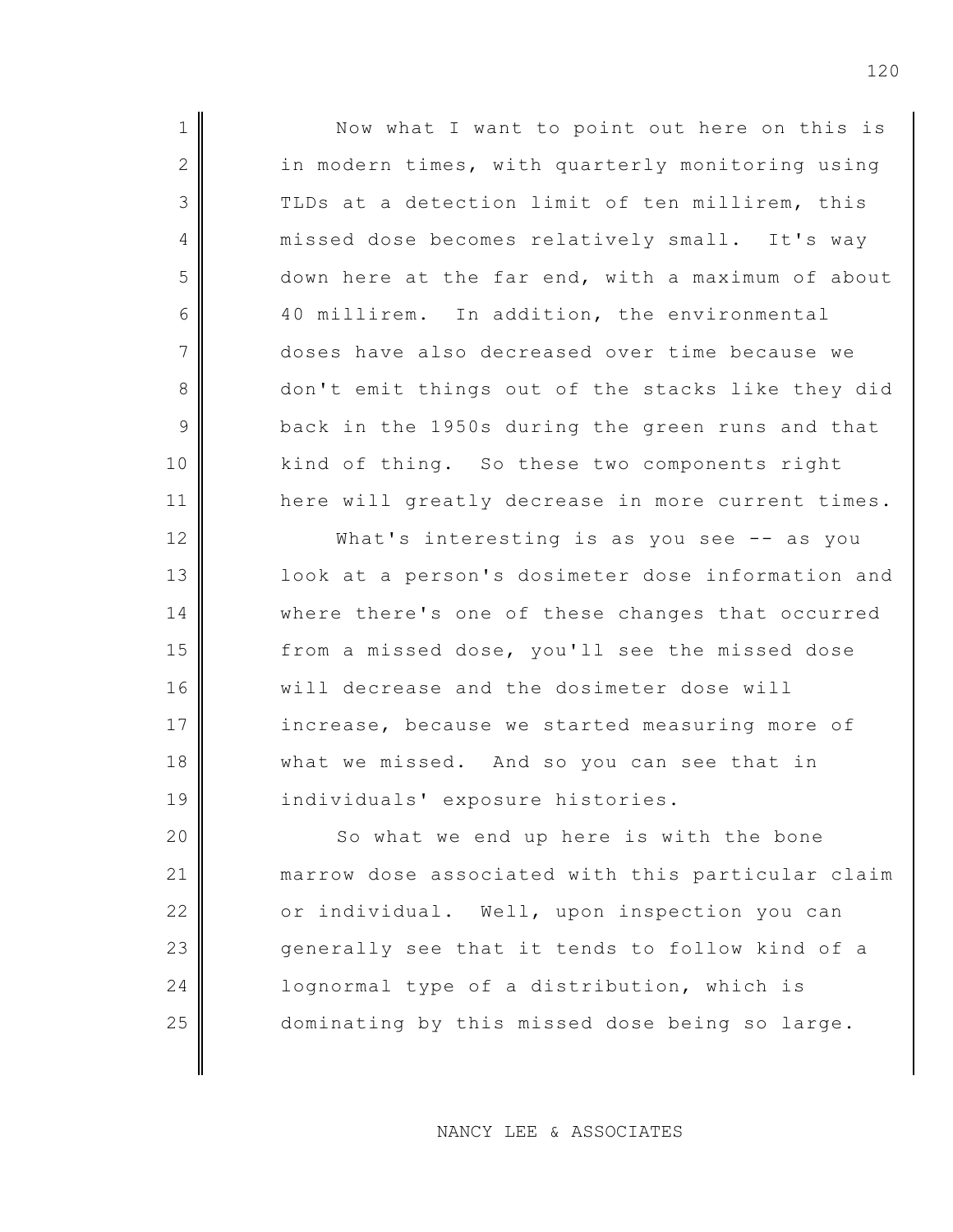Now what I want to point out here on this is in modern times, with quarterly monitoring using TLDs at a detection limit of ten millirem, this missed dose becomes relatively small. It's way down here at the far end, with a maximum of about 40 millirem. In addition, the environmental doses have also decreased over time because we don't emit things out of the stacks like they did back in the 1950s during the green runs and that kind of thing. So these two components right here will greatly decrease in more current times.

What's interesting is as you see -- as you look at a person's dosimeter dose information and where there's one of these changes that occurred from a missed dose, you'll see the missed dose will decrease and the dosimeter dose will increase, because we started measuring more of what we missed. And so you can see that in individuals' exposure histories.

So what we end up here is with the bone marrow dose associated with this particular claim or individual. Well, upon inspection you can generally see that it tends to follow kind of a lognormal type of a distribution, which is dominating by this missed dose being so large.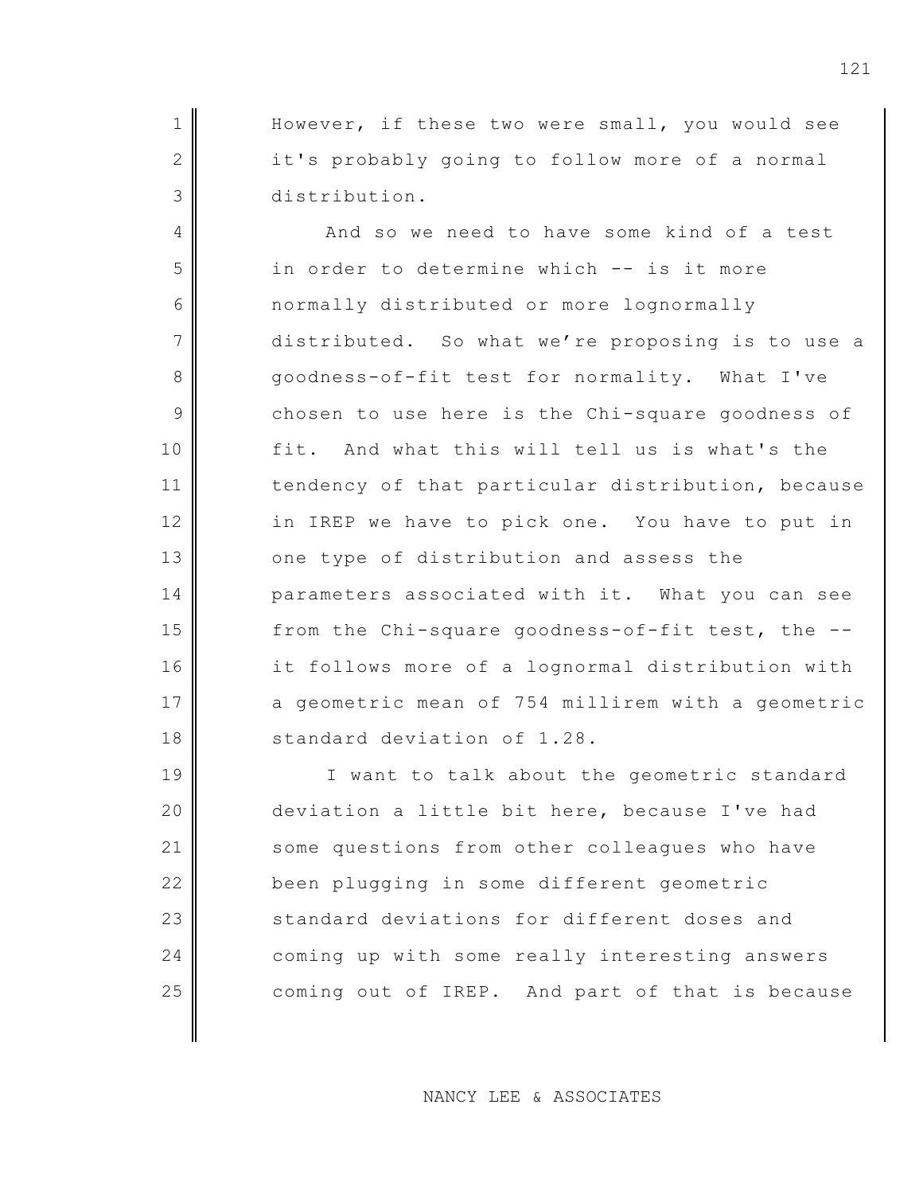However, if these two were small, you would see it's probably going to follow more of a normal distribution.

And so we need to have some kind of a test in order to determine which -- is it more normally distributed or more lognormally distributed. So what we're proposing is to use a goodness-of-fit test for normality. What I've chosen to use here is the Chi-square goodness of fit. And what this will tell us is what's the tendency of that particular distribution, because in IREP we have to pick one. You have to put in one type of distribution and assess the parameters associated with it. What you can see from the Chi-square goodness-of-fit test, the -- it follows more of a lognormal distribution with a geometric mean of 754 millirem with a geometric standard deviation of 1.28.

I want to talk about the geometric standard deviation a little bit here, because I've had some questions from other colleagues who have been plugging in some different geometric standard deviations for different doses and coming up with some really interesting answers coming out of IREP. And part of that is because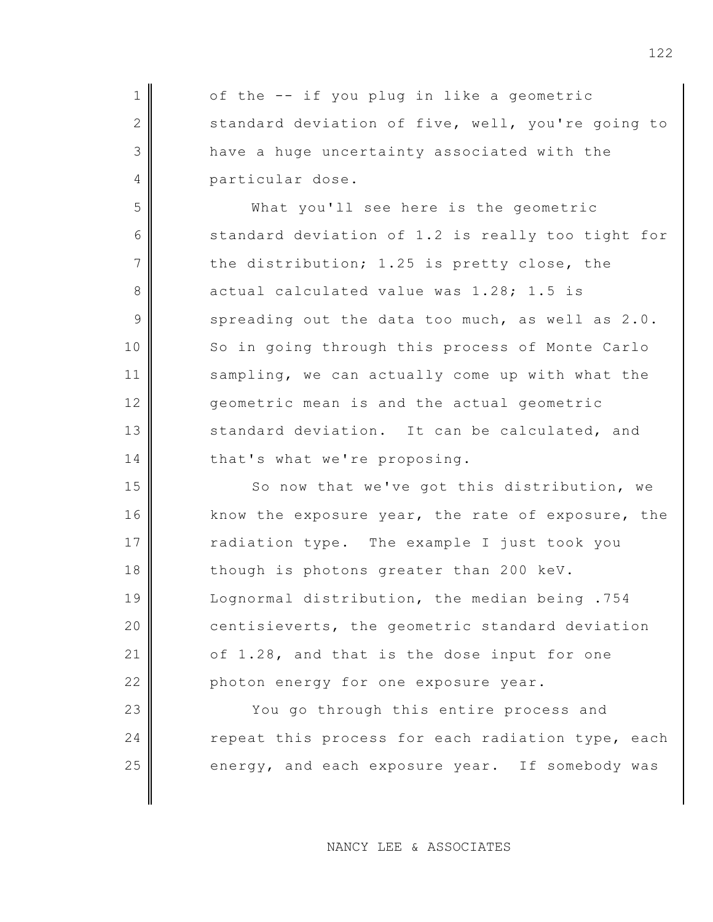of the -- if you plug in like a geometric standard deviation of five, well, you're going to have a huge uncertainty associated with the particular dose.

What you'll see here is the geometric standard deviation of 1.2 is really too tight for the distribution; 1.25 is pretty close, the actual calculated value was 1.28; 1.5 is spreading out the data too much, as well as 2.0. So in going through this process of Monte Carlo sampling, we can actually come up with what the geometric mean is and the actual geometric standard deviation. It can be calculated, and that's what we're proposing.

So now that we've got this distribution, we know the exposure year, the rate of exposure, the radiation type. The example I just took you though is photons greater than 200 keV. Lognormal distribution, the median being .754 centisieverts, the geometric standard deviation of 1.28, and that is the dose input for one photon energy for one exposure year.

You go through this entire process and repeat this process for each radiation type, each energy, and each exposure year. If somebody was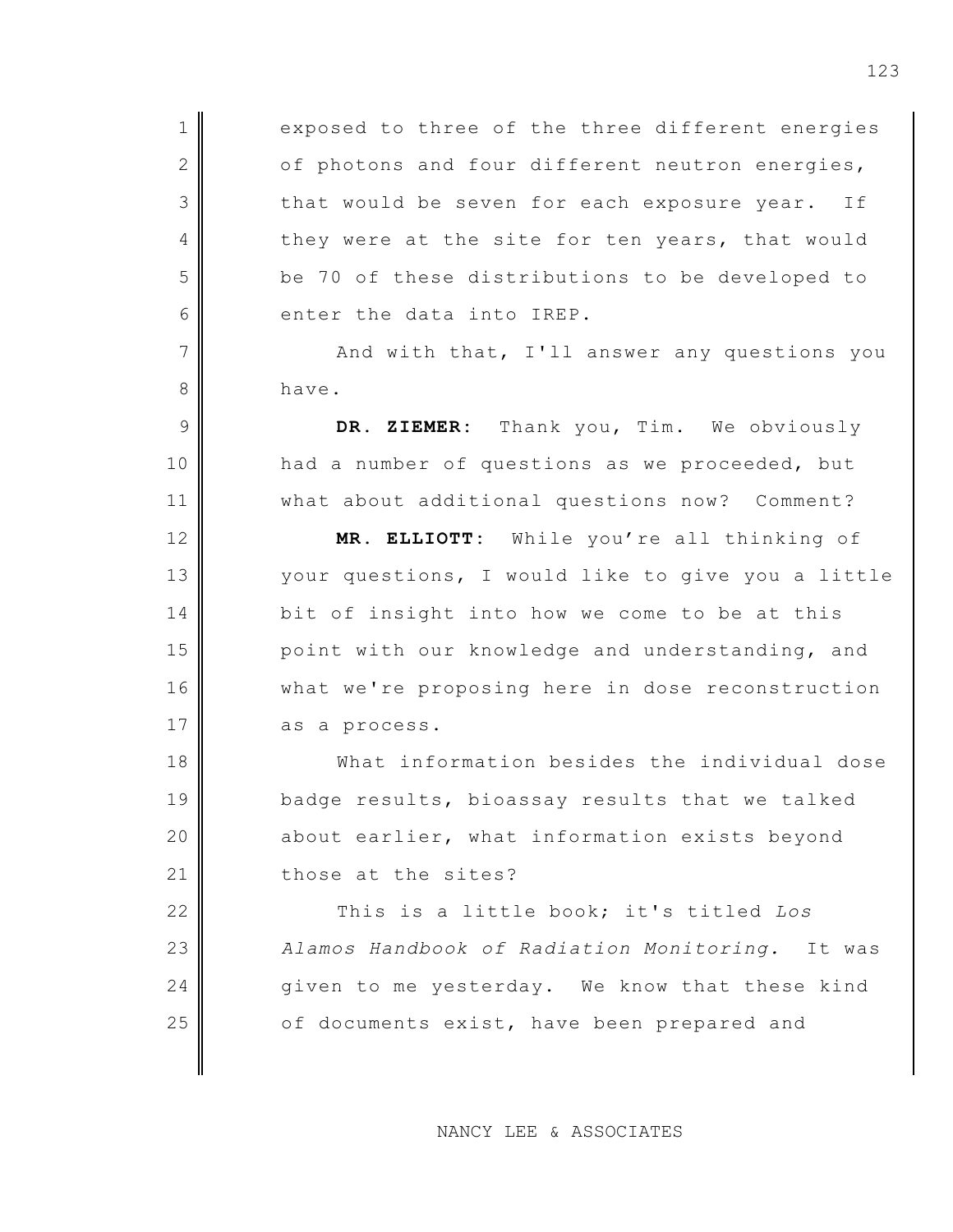exposed to three of the three different energies of photons and four different neutron energies, that would be seven for each exposure year. If they were at the site for ten years, that would be 70 of these distributions to be developed to enter the data into IREP.

And with that, I'll answer any questions you have.

**DR. ZIEMER:** Thank you, Tim. We obviously had a number of questions as we proceeded, but what about additional questions now? Comment?

**MR. ELLIOTT:** While you're all thinking of your questions, I would like to give you a little bit of insight into how we come to be at this point with our knowledge and understanding, and what we're proposing here in dose reconstruction as a process.

What information besides the individual dose badge results, bioassay results that we talked about earlier, what information exists beyond those at the sites?

This is a little book; it's titled *Los Alamos Handbook of Radiation Monitoring.* It was given to me yesterday. We know that these kind of documents exist, have been prepared and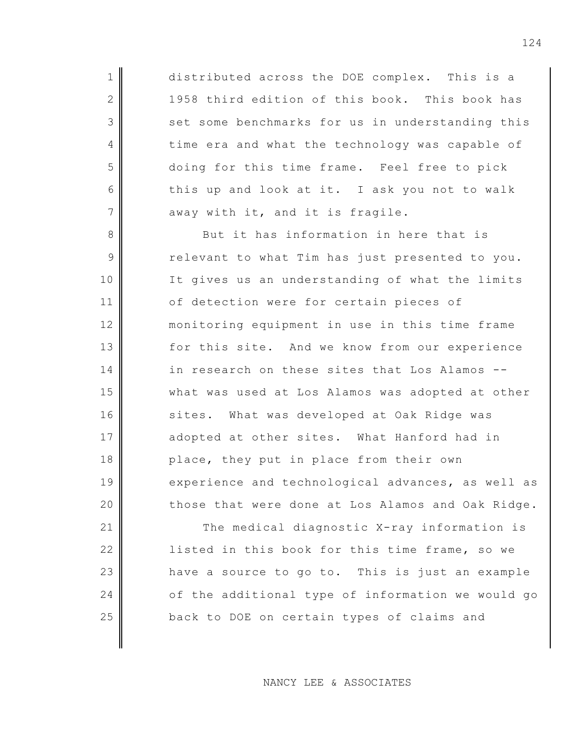distributed across the DOE complex. This is a 1958 third edition of this book. This book has set some benchmarks for us in understanding this time era and what the technology was capable of doing for this time frame. Feel free to pick this up and look at it. I ask you not to walk away with it, and it is fragile.

But it has information in here that is relevant to what Tim has just presented to you. It gives us an understanding of what the limits of detection were for certain pieces of monitoring equipment in use in this time frame for this site. And we know from our experience in research on these sites that Los Alamos -- what was used at Los Alamos was adopted at other sites. What was developed at Oak Ridge was adopted at other sites. What Hanford had in place, they put in place from their own experience and technological advances, as well as those that were done at Los Alamos and Oak Ridge.

The medical diagnostic X-ray information is listed in this book for this time frame, so we have a source to go to. This is just an example of the additional type of information we would go back to DOE on certain types of claims and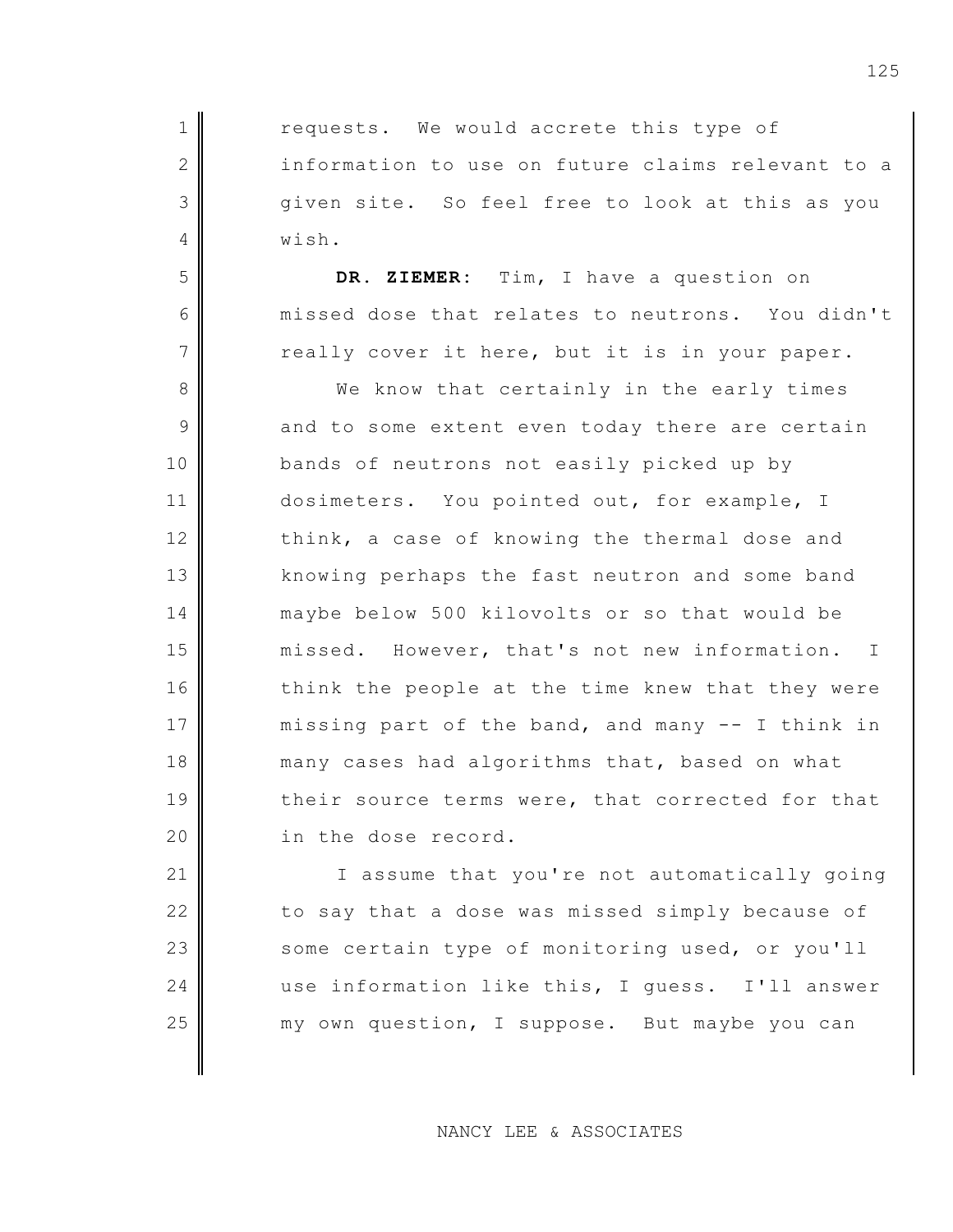requests. We would accrete this type of information to use on future claims relevant to a given site. So feel free to look at this as you wish.

**DR. ZIEMER:** Tim, I have a question on missed dose that relates to neutrons. You didn't really cover it here, but it is in your paper.

We know that certainly in the early times and to some extent even today there are certain bands of neutrons not easily picked up by dosimeters. You pointed out, for example, I think, a case of knowing the thermal dose and knowing perhaps the fast neutron and some band maybe below 500 kilovolts or so that would be missed. However, that's not new information. I think the people at the time knew that they were missing part of the band, and many -- I think in many cases had algorithms that, based on what their source terms were, that corrected for that in the dose record.

I assume that you're not automatically going to say that a dose was missed simply because of some certain type of monitoring used, or you'll use information like this, I guess. I'll answer my own question, I suppose. But maybe you can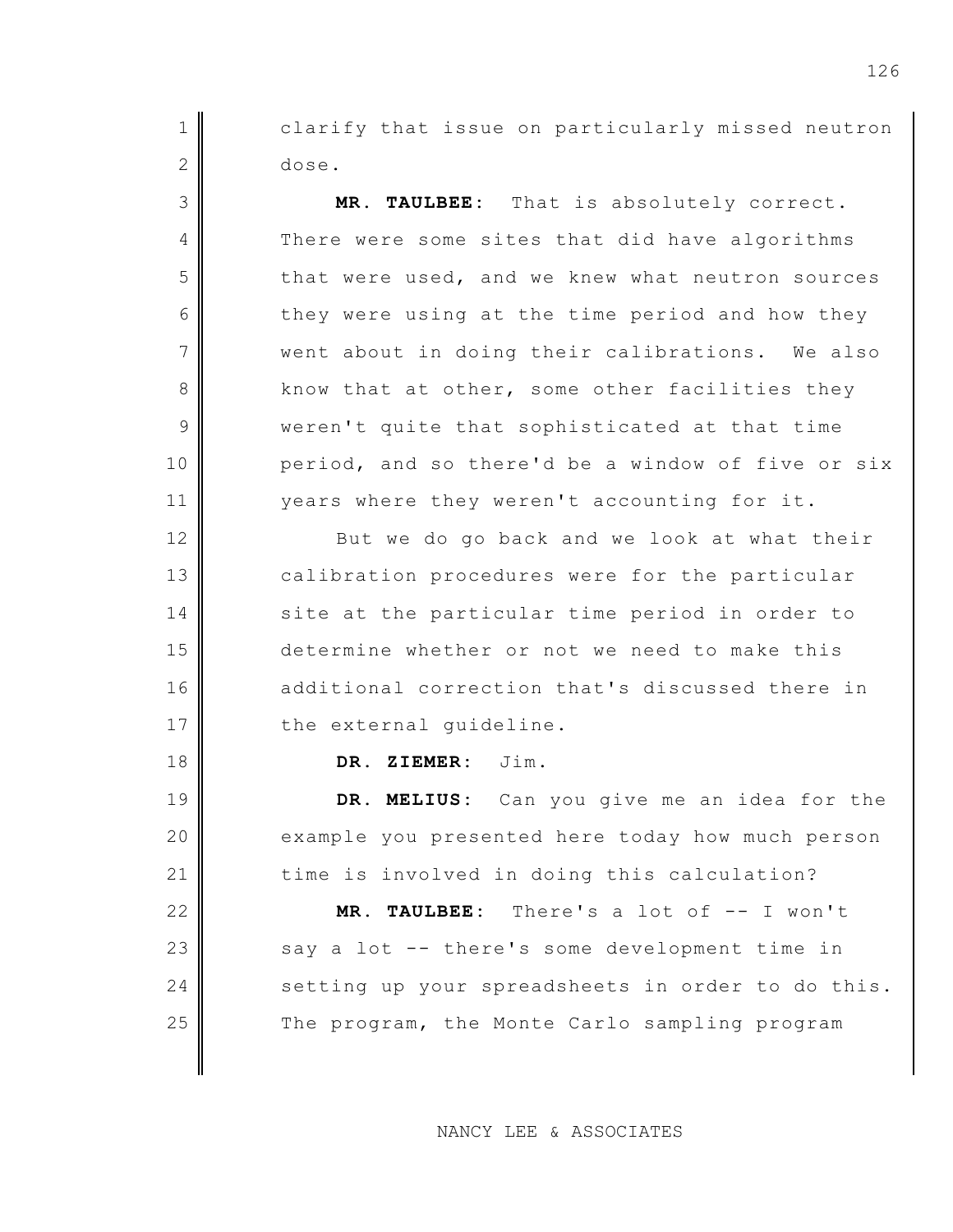clarify that issue on particularly missed neutron dose.

**MR. TAULBEE**: That is absolutely correct. There were some sites that did have algorithms that were used, and we knew what neutron sources they were using at the time period and how they went about in doing their calibrations. We also know that at other, some other facilities they weren't quite that sophisticated at that time period, and so there'd be a window of five or six years where they weren't accounting for it.

But we do go back and we look at what their calibration procedures were for the particular site at the particular time period in order to determine whether or not we need to make this additional correction that's discussed there in the external guideline.

**DR. ZIEMER**: Jim.

**DR. MELIUS**: Can you give me an idea for the example you presented here today how much person time is involved in doing this calculation?

**MR. TAULBEE**: There's a lot of -- I won't say a lot -- there's some development time in setting up your spreadsheets in order to do this. The program, the Monte Carlo sampling program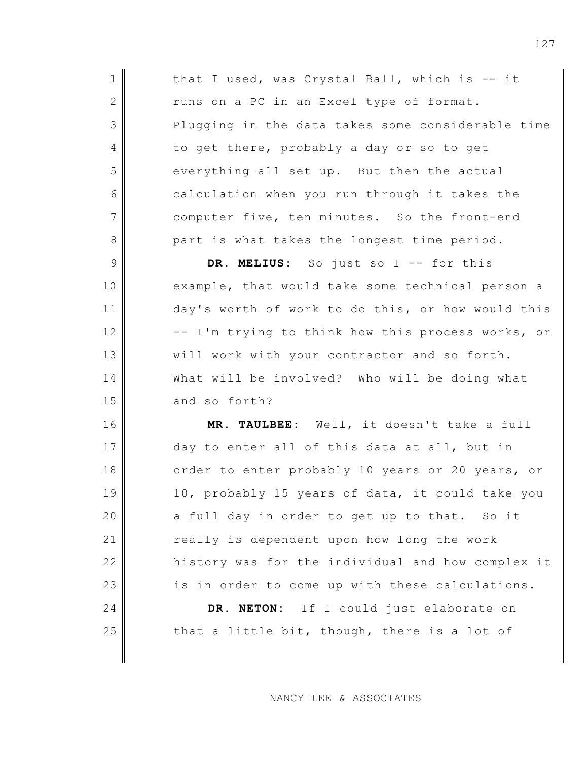that I used, was Crystal Ball, which is -- it runs on a PC in an Excel type of format. Plugging in the data takes some considerable time to get there, probably a day or so to get everything all set up. But then the actual calculation when you run through it takes the computer five, ten minutes. So the front-end part is what takes the longest time period.

**DR. MELIUS:** So just so I -- for this example, that would take some technical person a day's worth of work to do this, or how would this -- I'm trying to think how this process works, or will work with your contractor and so forth. What will be involved? Who will be doing what and so forth?

**MR. TAULBEE:** Well, it doesn't take a full day to enter all of this data at all, but in order to enter probably 10 years or 20 years, or 10, probably 15 years of data, it could take you a full day in order to get up to that. So it really is dependent upon how long the work history was for the individual and how complex it is in order to come up with these calculations.

**DR. NETON:** If I could just elaborate on that a little bit, though, there is a lot of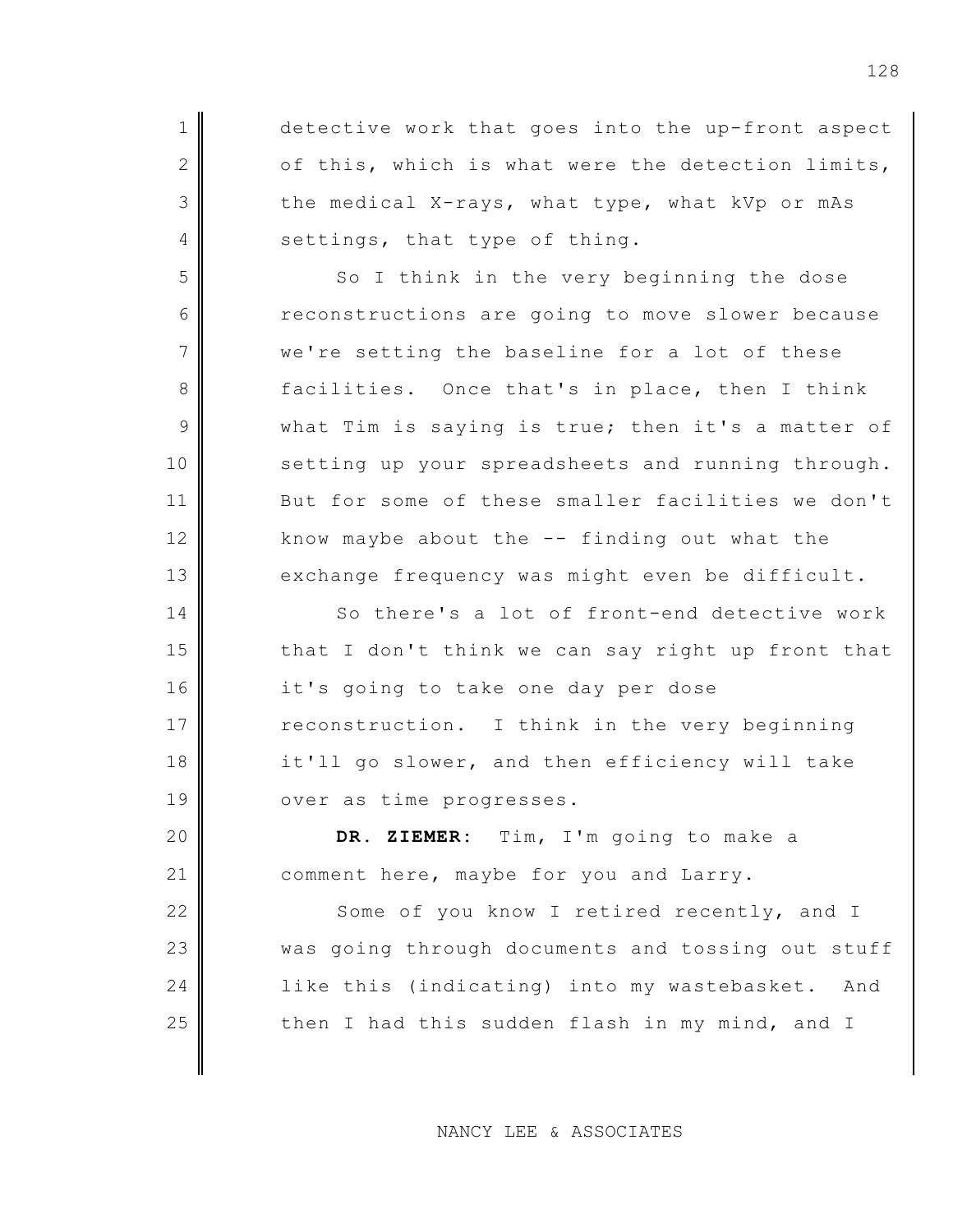detective work that goes into the up-front aspect of this, which is what were the detection limits, the medical X-rays, what type, what kVp or mAs settings, that type of thing.

So I think in the very beginning the dose reconstructions are going to move slower because we're setting the baseline for a lot of these facilities. Once that's in place, then I think what Tim is saying is true; then it's a matter of setting up your spreadsheets and running through. But for some of these smaller facilities we don't know maybe about the -- finding out what the exchange frequency was might even be difficult.

So there's a lot of front-end detective work that I don't think we can say right up front that it's going to take one day per dose reconstruction. I think in the very beginning it'll go slower, and then efficiency will take over as time progresses.

**DR. ZIEMER:** Tim, I'm going to make a comment here, maybe for you and Larry.

Some of you know I retired recently, and I was going through documents and tossing out stuff like this (indicating) into my wastebasket. And then I had this sudden flash in my mind, and I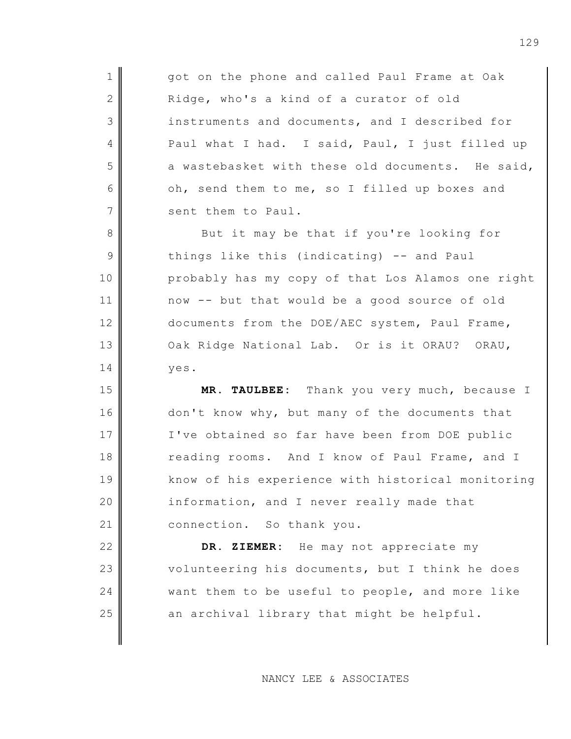got on the phone and called Paul Frame at Oak Ridge, who's a kind of a curator of old instruments and documents, and I described for Paul what I had. I said, Paul, I just filled up a wastebasket with these old documents. He said, oh, send them to me, so I filled up boxes and sent them to Paul.

But it may be that if you're looking for things like this (indicating) -- and Paul probably has my copy of that Los Alamos one right now -- but that would be a good source of old documents from the DOE/AEC system, Paul Frame, Oak Ridge National Lab. Or is it ORAU? ORAU, yes.

**MR. TAULBEE**: Thank you very much, because I don't know why, but many of the documents that I've obtained so far have been from DOE public reading rooms. And I know of Paul Frame, and I know of his experience with historical monitoring information, and I never really made that connection. So thank you.

**DR. ZIEMER**: He may not appreciate my volunteering his documents, but I think he does want them to be useful to people, and more like an archival library that might be helpful.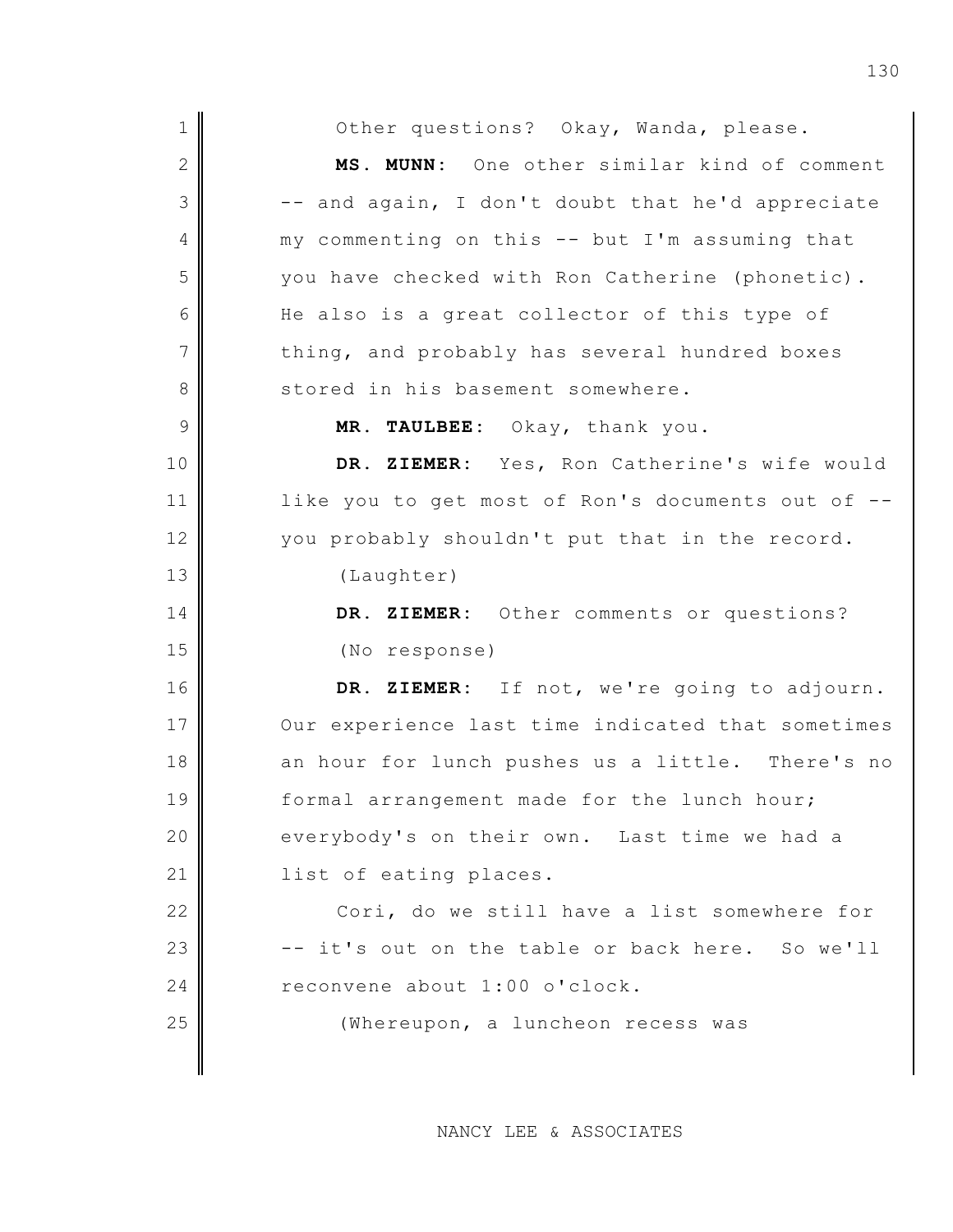Other questions? Okay, Wanda, please.

**MS. MUNN**: One other similar kind of comment -- and again, I don't doubt that he'd appreciate my commenting on this -- but I'm assuming that you have checked with Ron Catherine (phonetic). He also is a great collector of this type of thing, and probably has several hundred boxes stored in his basement somewhere.

**MR. TAULBEE**: Okay, thank you.

**DR. ZIEMER**: Yes, Ron Catherine's wife would like you to get most of Ron's documents out of -- you probably shouldn't put that in the record.

(Laughter)

**DR. ZIEMER**: Other comments or questions?

(No response)

**DR. ZIEMER**: If not, we're going to adjourn. Our experience last time indicated that sometimes an hour for lunch pushes us a little. There's no formal arrangement made for the lunch hour; everybody's on their own. Last time we had a list of eating places.

Cori, do we still have a list somewhere for -- it's out on the table or back here. So we'll reconvene about 1:00 o'clock.

(Whereupon, a luncheon recess was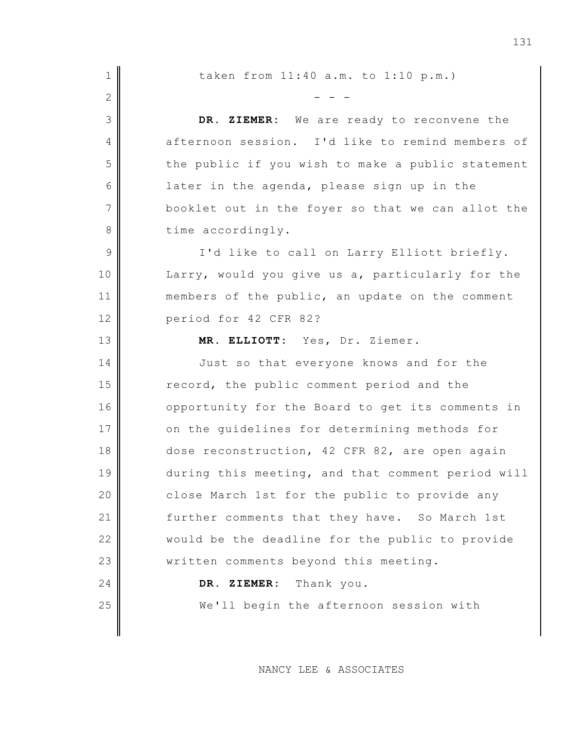taken from 11:40 a.m. to 1:10 p.m.)

\- - -

**DR. ZIEMER:** We are ready to reconvene the afternoon session. I'd like to remind members of the public if you wish to make a public statement later in the agenda, please sign up in the booklet out in the foyer so that we can allot the time accordingly.

I'd like to call on Larry Elliott briefly. Larry, would you give us a, particularly for the members of the public, an update on the comment period for 42 CFR 82?

**MR. ELLIOTT:** Yes, Dr. Ziemer.

Just so that everyone knows and for the record, the public comment period and the opportunity for the Board to get its comments in on the guidelines for determining methods for dose reconstruction, 42 CFR 82, are open again during this meeting, and that comment period will close March 1st for the public to provide any further comments that they have. So March 1st would be the deadline for the public to provide written comments beyond this meeting.

**DR. ZIEMER:** Thank you.

We'll begin the afternoon session with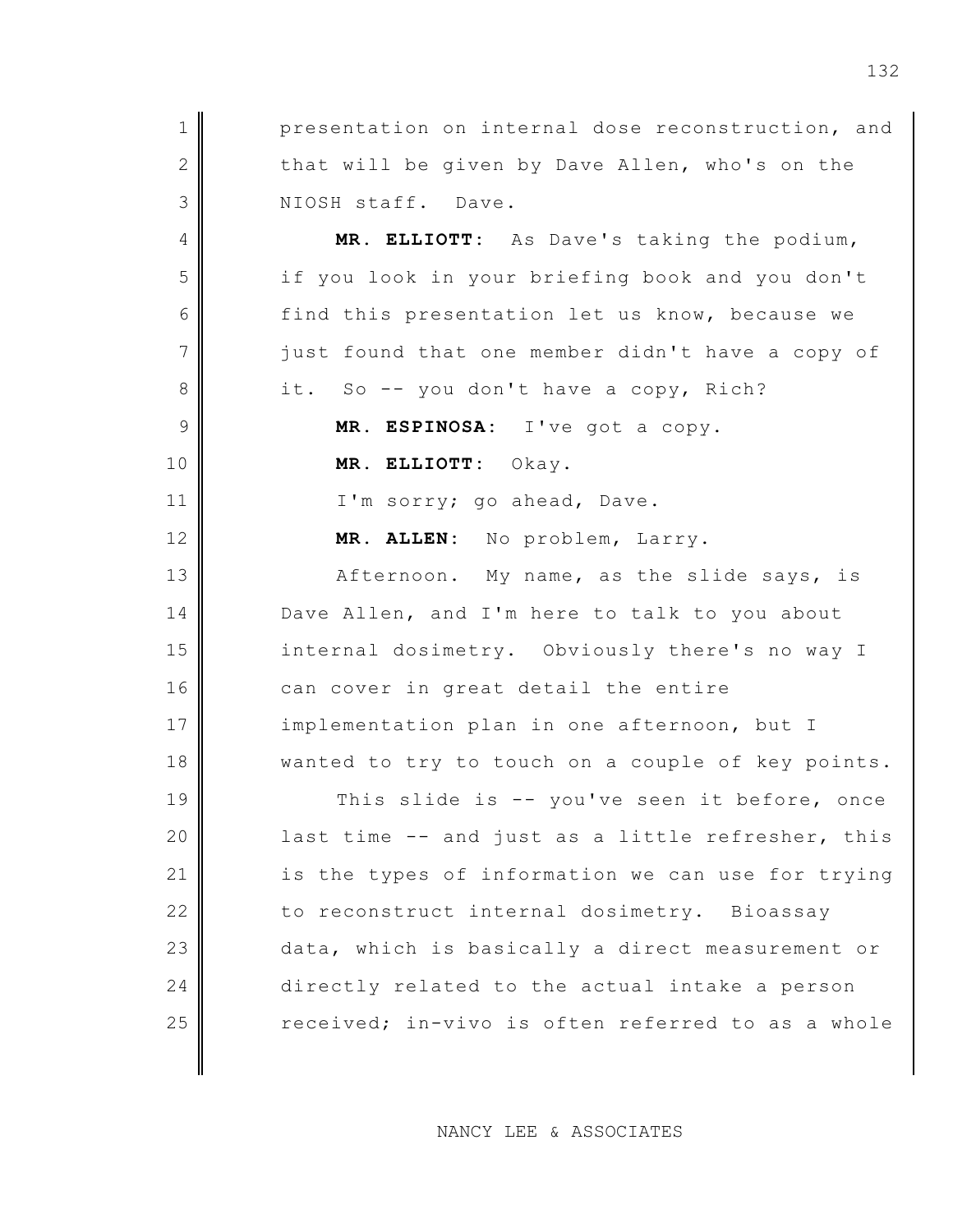presentation on internal dose reconstruction, and that will be given by Dave Allen, who's on the NIOSH staff. Dave.

**MR. ELLIOTT:** As Dave's taking the podium, if you look in your briefing book and you don't find this presentation let us know, because we just found that one member didn't have a copy of it. So -- you don't have a copy, Rich?

**MR. ESPINOSA:** I've got a copy.

**MR. ELLIOTT:** Okay.

I'm sorry; go ahead, Dave.

**MR. ALLEN:** No problem, Larry.

Afternoon. My name, as the slide says, is Dave Allen, and I'm here to talk to you about internal dosimetry. Obviously there's no way I can cover in great detail the entire implementation plan in one afternoon, but I wanted to try to touch on a couple of key points.

This slide is -- you've seen it before, once last time -- and just as a little refresher, this is the types of information we can use for trying to reconstruct internal dosimetry. Bioassay data, which is basically a direct measurement or directly related to the actual intake a person received; in-vivo is often referred to as a whole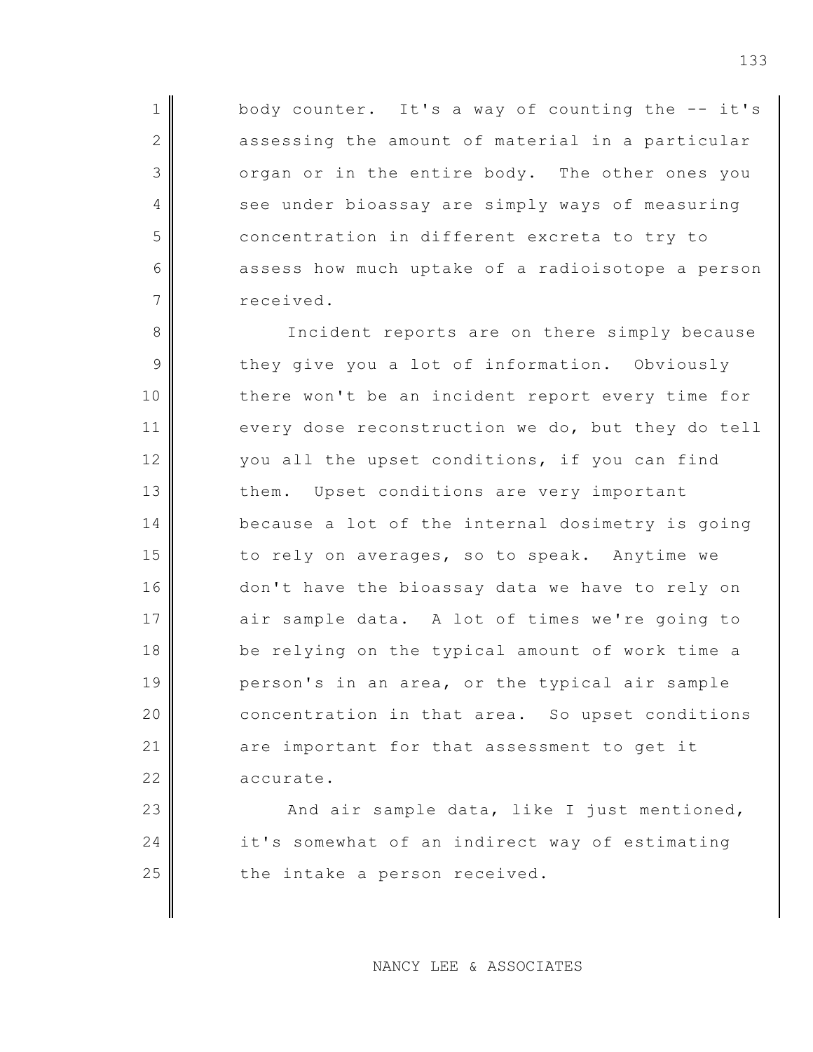body counter. It's a way of counting the -- it's assessing the amount of material in a particular organ or in the entire body. The other ones you see under bioassay are simply ways of measuring concentration in different excreta to try to assess how much uptake of a radioisotope a person received.

Incident reports are on there simply because they give you a lot of information. Obviously there won't be an incident report every time for every dose reconstruction we do, but they do tell you all the upset conditions, if you can find them. Upset conditions are very important because a lot of the internal dosimetry is going to rely on averages, so to speak. Anytime we don't have the bioassay data we have to rely on air sample data. A lot of times we're going to be relying on the typical amount of work time a person's in an area, or the typical air sample concentration in that area. So upset conditions are important for that assessment to get it accurate.

And air sample data, like I just mentioned, it's somewhat of an indirect way of estimating the intake a person received.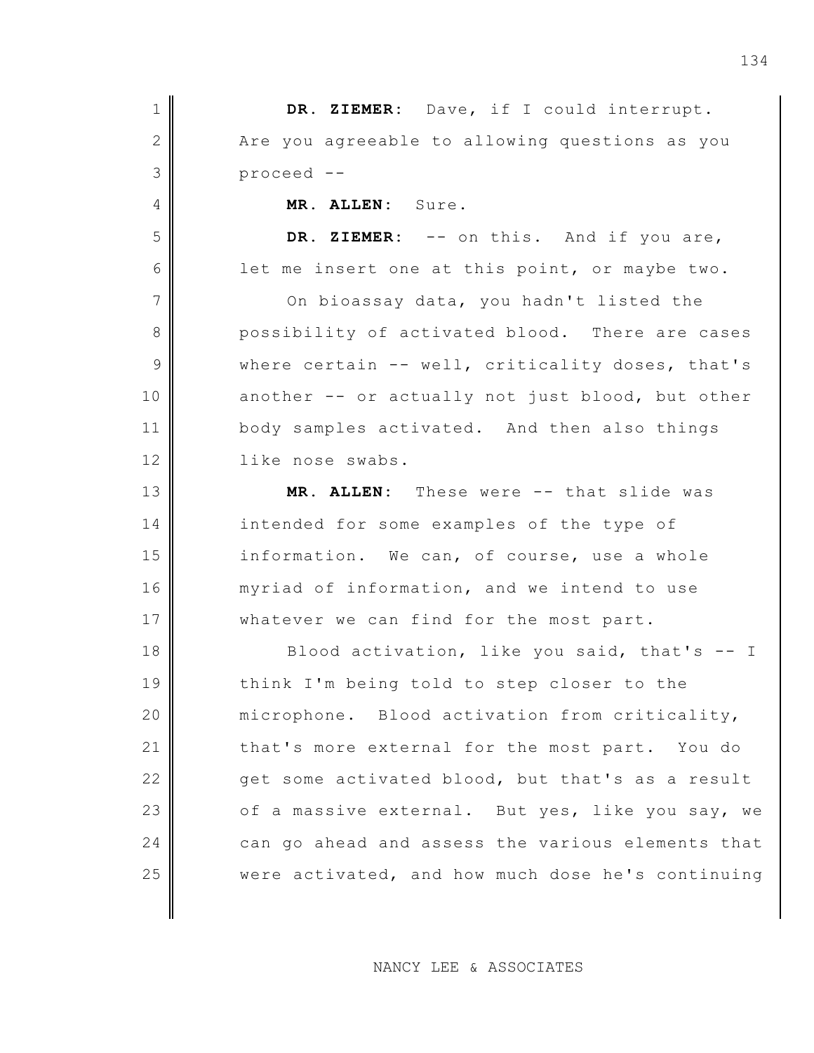**DR. ZIEMER:** Dave, if I could interrupt. Are you agreeable to allowing questions as you proceed --

**MR. ALLEN:** Sure.

**DR. ZIEMER:** -- on this. And if you are, let me insert one at this point, or maybe two.

On bioassay data, you hadn't listed the possibility of activated blood. There are cases where certain -- well, criticality doses, that's another -- or actually not just blood, but other body samples activated. And then also things like nose swabs.

**MR. ALLEN:** These were -- that slide was intended for some examples of the type of information. We can, of course, use a whole myriad of information, and we intend to use whatever we can find for the most part.

Blood activation, like you said, that's -- I think I'm being told to step closer to the microphone. Blood activation from criticality, that's more external for the most part. You do get some activated blood, but that's as a result of a massive external. But yes, like you say, we can go ahead and assess the various elements that were activated, and how much dose he's continuing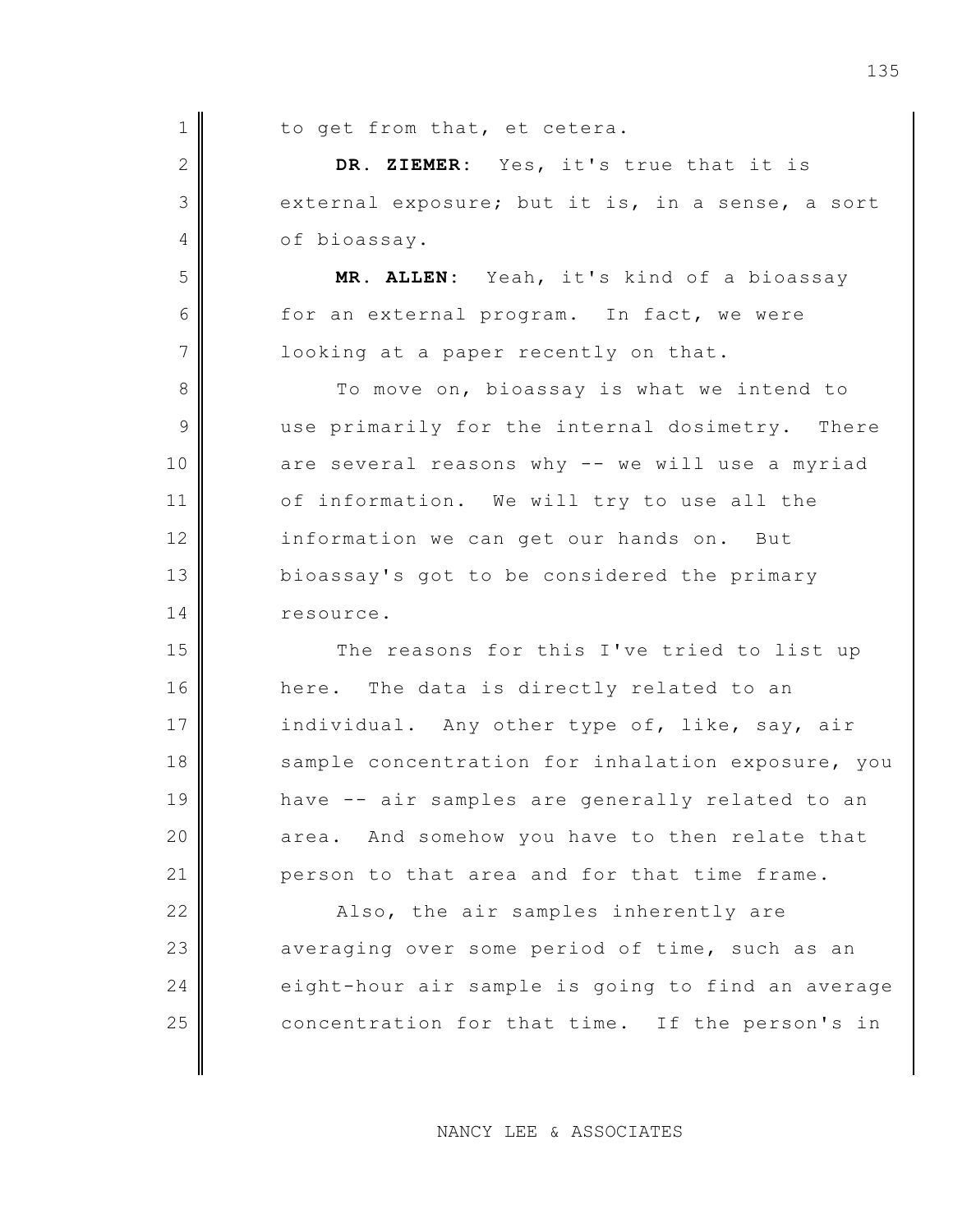to get from that, et cetera.

**DR. ZIEMER**: Yes, it's true that it is external exposure; but it is, in a sense, a sort of bioassay.

**MR. ALLEN**: Yeah, it's kind of a bioassay for an external program. In fact, we were looking at a paper recently on that.

To move on, bioassay is what we intend to use primarily for the internal dosimetry. There are several reasons why -- we will use a myriad of information. We will try to use all the information we can get our hands on. But bioassay's got to be considered the primary resource.

The reasons for this I've tried to list up here. The data is directly related to an individual. Any other type of, like, say, air sample concentration for inhalation exposure, you have -- air samples are generally related to an area. And somehow you have to then relate that person to that area and for that time frame.

Also, the air samples inherently are averaging over some period of time, such as an eight-hour air sample is going to find an average concentration for that time. If the person's in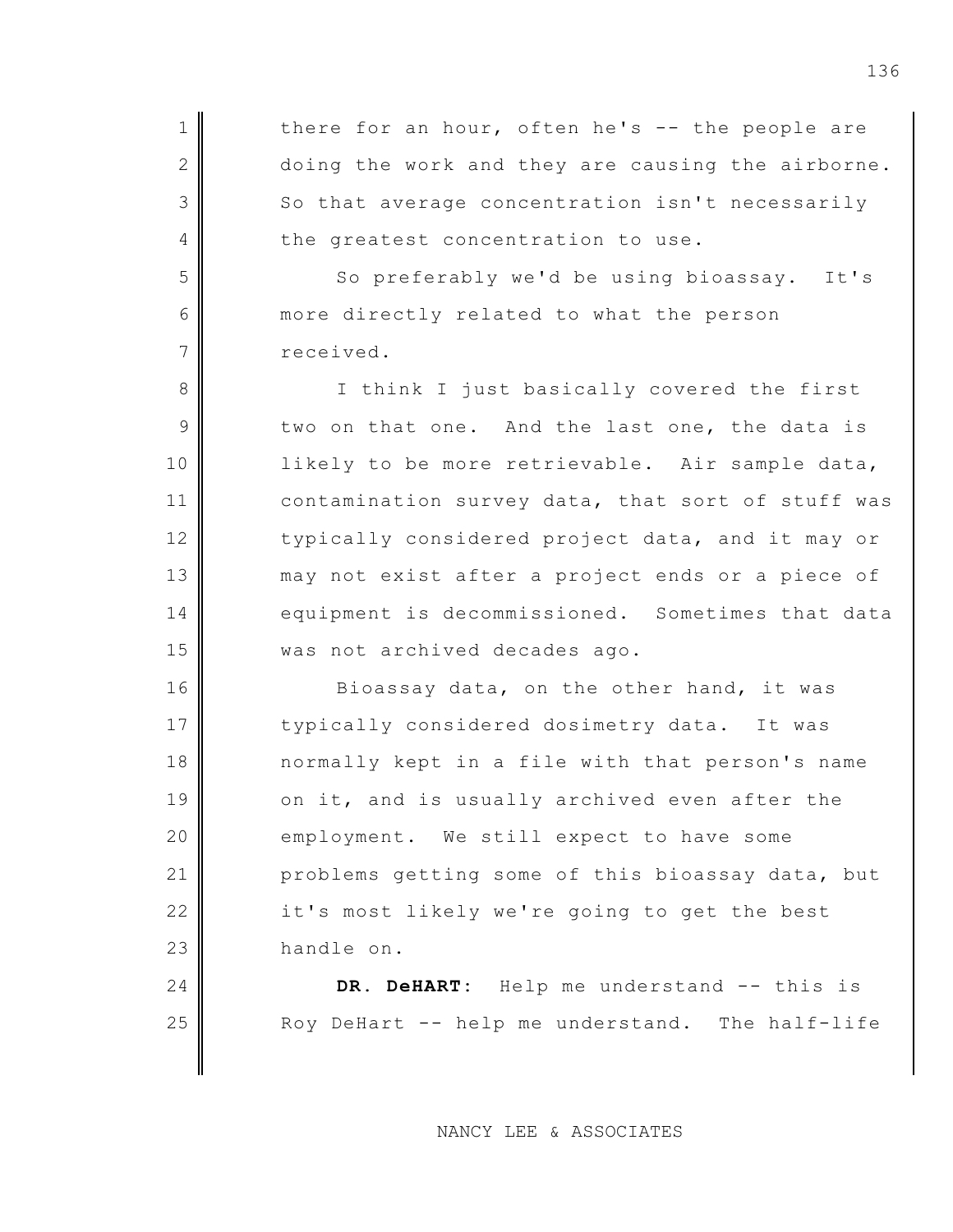there for an hour, often he's -- the people are doing the work and they are causing the airborne. So that average concentration isn't necessarily the greatest concentration to use.

So preferably we'd be using bioassay. It's more directly related to what the person received.

I think I just basically covered the first two on that one. And the last one, the data is likely to be more retrievable. Air sample data, contamination survey data, that sort of stuff was typically considered project data, and it may or may not exist after a project ends or a piece of equipment is decommissioned. Sometimes that data was not archived decades ago.

Bioassay data, on the other hand, it was typically considered dosimetry data. It was normally kept in a file with that person's name on it, and is usually archived even after the employment. We still expect to have some problems getting some of this bioassay data, but it's most likely we're going to get the best handle on.

**DR. DeHART**: Help me understand -- this is Roy DeHart -- help me understand. The half-life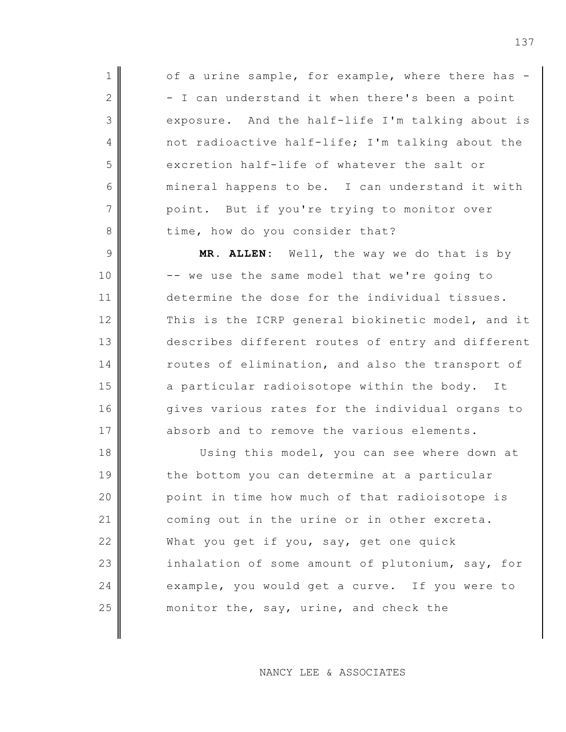of a urine sample, for example, where there has -- I can understand it when there's been a point exposure. And the half-life I'm talking about is not radioactive half-life; I'm talking about the excretion half-life of whatever the salt or mineral happens to be. I can understand it with point. But if you're trying to monitor over time, how do you consider that?

**MR. ALLEN**: Well, the way we do that is by -- we use the same model that we're going to determine the dose for the individual tissues. This is the ICRP general biokinetic model, and it describes different routes of entry and different routes of elimination, and also the transport of a particular radioisotope within the body. It gives various rates for the individual organs to absorb and to remove the various elements.

Using this model, you can see where down at the bottom you can determine at a particular point in time how much of that radioisotope is coming out in the urine or in other excreta. What you get if you, say, get one quick inhalation of some amount of plutonium, say, for example, you would get a curve. If you were to monitor the, say, urine, and check the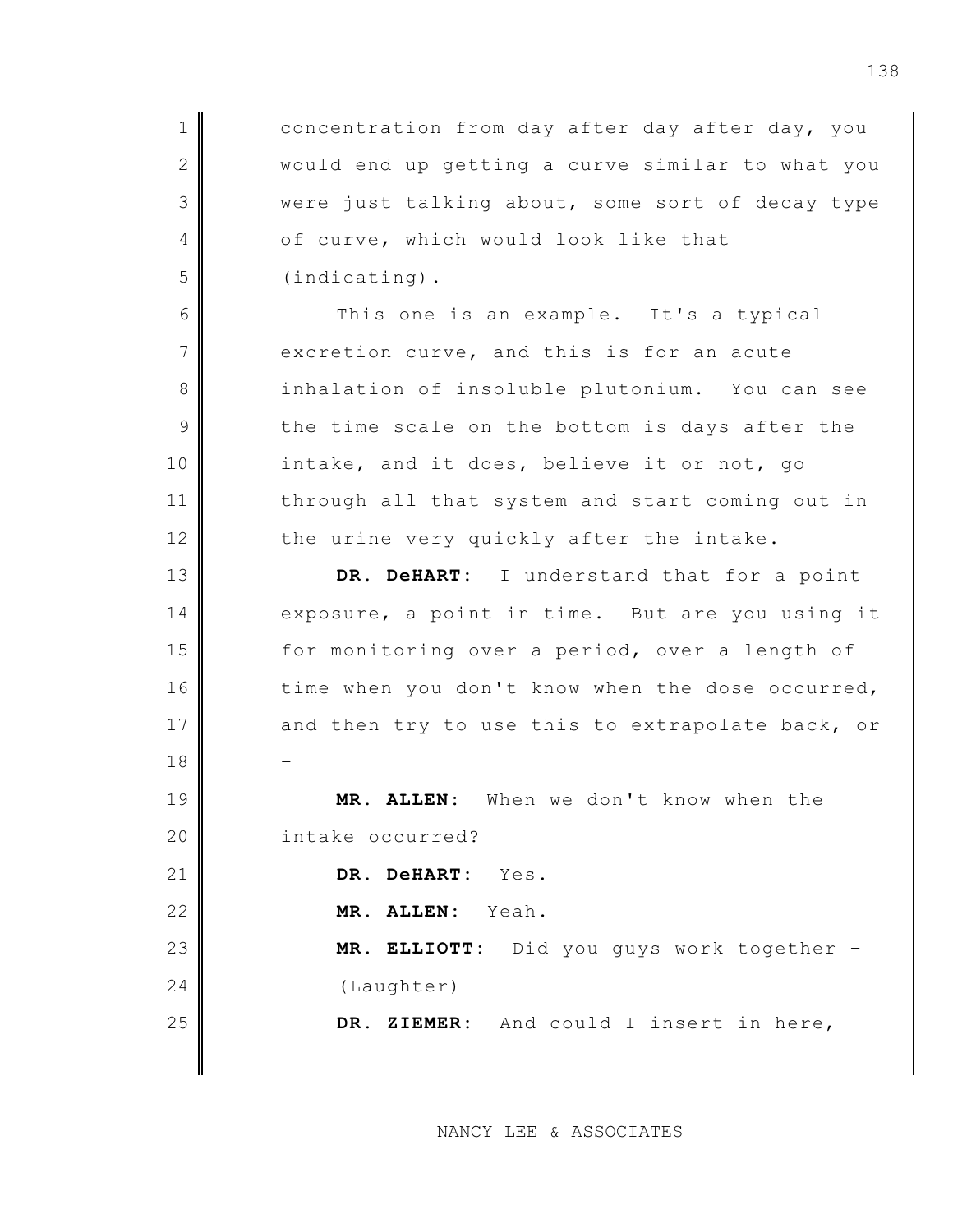concentration from day after day after day, you would end up getting a curve similar to what you were just talking about, some sort of decay type of curve, which would look like that (indicating).

This one is an example. It's a typical excretion curve, and this is for an acute inhalation of insoluble plutonium. You can see the time scale on the bottom is days after the intake, and it does, believe it or not, go through all that system and start coming out in the urine very quickly after the intake.

**DR. DeHART:** I understand that for a point exposure, a point in time. But are you using it for monitoring over a period, over a length of time when you don't know when the dose occurred, and then try to use this to extrapolate back, or –

**MR. ALLEN:** When we don't know when the intake occurred?

**DR. DeHART:** Yes.

**MR. ALLEN:** Yeah.

**MR. ELLIOTT:** Did you guys work together –

(Laughter)

**DR. ZIEMER:** And could I insert in here,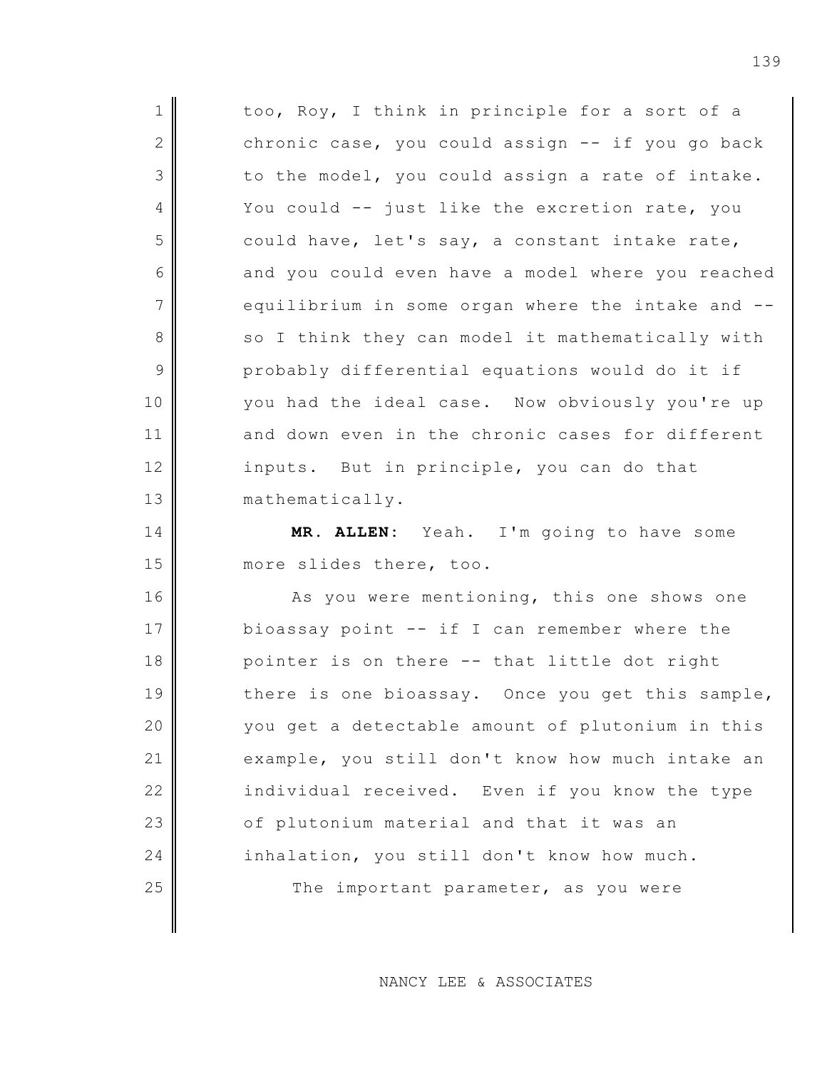too, Roy, I think in principle for a sort of a chronic case, you could assign -- if you go back to the model, you could assign a rate of intake. You could -- just like the excretion rate, you could have, let's say, a constant intake rate, and you could even have a model where you reached equilibrium in some organ where the intake and -- so I think they can model it mathematically with probably differential equations would do it if you had the ideal case. Now obviously you're up and down even in the chronic cases for different inputs. But in principle, you can do that mathematically.

**MR. ALLEN**: Yeah. I'm going to have some more slides there, too.

As you were mentioning, this one shows one bioassay point -- if I can remember where the pointer is on there -- that little dot right there is one bioassay. Once you get this sample, you get a detectable amount of plutonium in this example, you still don't know how much intake an individual received. Even if you know the type of plutonium material and that it was an inhalation, you still don't know how much.

The important parameter, as you were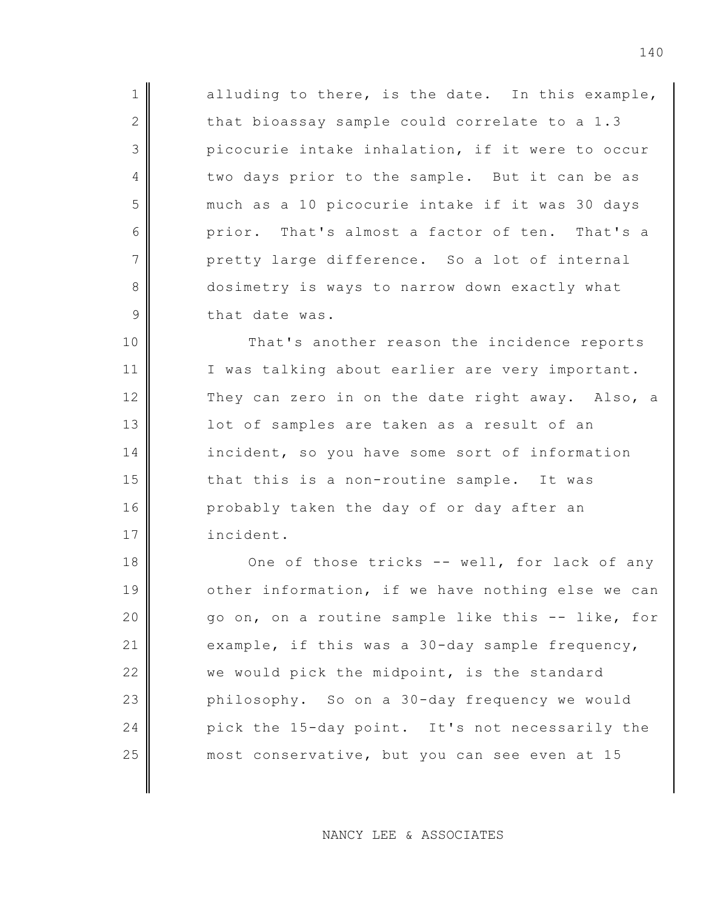alluding to there, is the date. In this example, that bioassay sample could correlate to a 1.3 picocurie intake inhalation, if it were to occur two days prior to the sample. But it can be as much as a 10 picocurie intake if it was 30 days prior. That's almost a factor of ten. That's a pretty large difference. So a lot of internal dosimetry is ways to narrow down exactly what that date was.

That's another reason the incidence reports I was talking about earlier are very important. They can zero in on the date right away. Also, a lot of samples are taken as a result of an incident, so you have some sort of information that this is a non-routine sample. It was probably taken the day of or day after an incident.

One of those tricks -- well, for lack of any other information, if we have nothing else we can go on, on a routine sample like this -- like, for example, if this was a 30-day sample frequency, we would pick the midpoint, is the standard philosophy. So on a 30-day frequency we would pick the 15-day point. It's not necessarily the most conservative, but you can see even at 15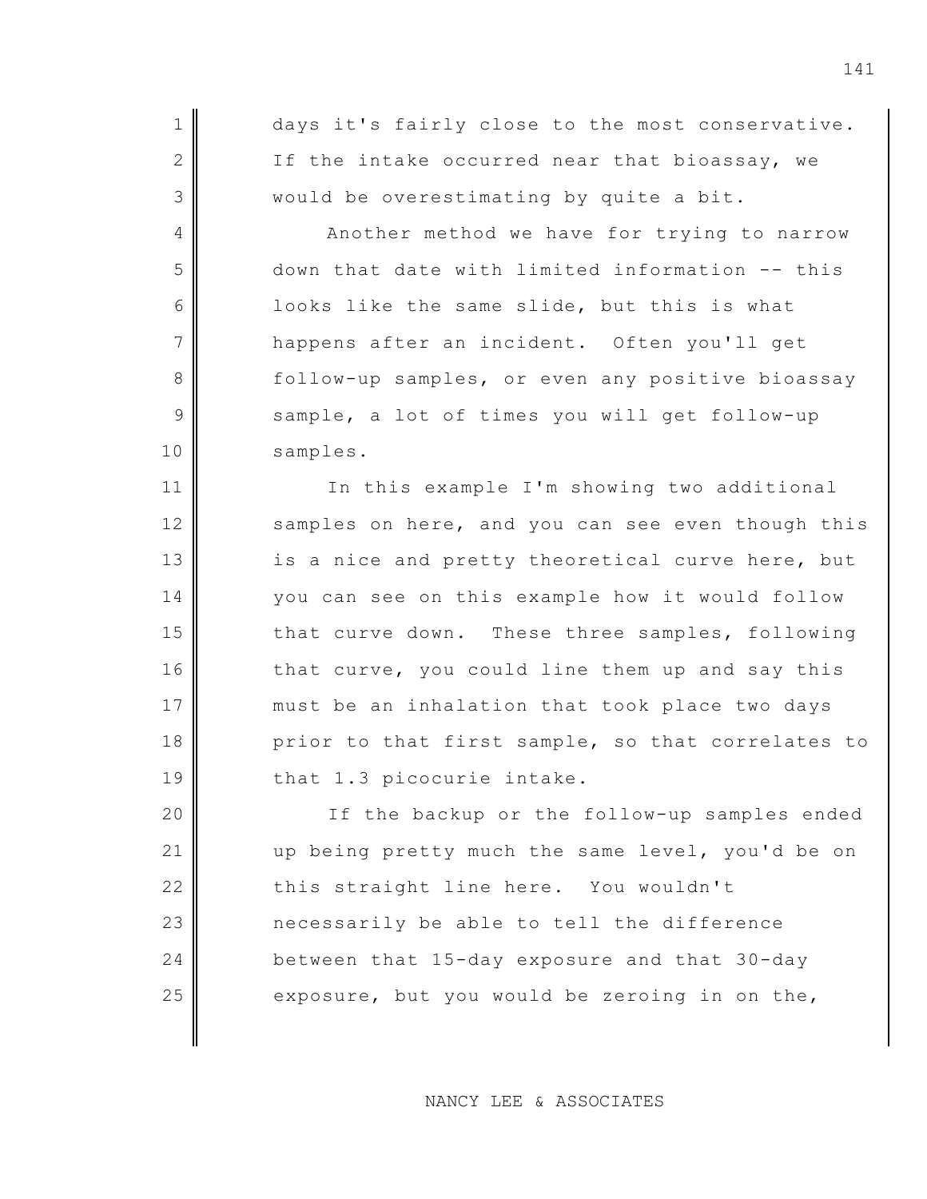days it's fairly close to the most conservative. If the intake occurred near that bioassay, we would be overestimating by quite a bit.

Another method we have for trying to narrow down that date with limited information -- this looks like the same slide, but this is what happens after an incident. Often you'll get follow-up samples, or even any positive bioassay sample, a lot of times you will get follow-up samples.

In this example I'm showing two additional samples on here, and you can see even though this is a nice and pretty theoretical curve here, but you can see on this example how it would follow that curve down. These three samples, following that curve, you could line them up and say this must be an inhalation that took place two days prior to that first sample, so that correlates to that 1.3 picocurie intake.

If the backup or the follow-up samples ended up being pretty much the same level, you'd be on this straight line here. You wouldn't necessarily be able to tell the difference between that 15-day exposure and that 30-day exposure, but you would be zeroing in on the,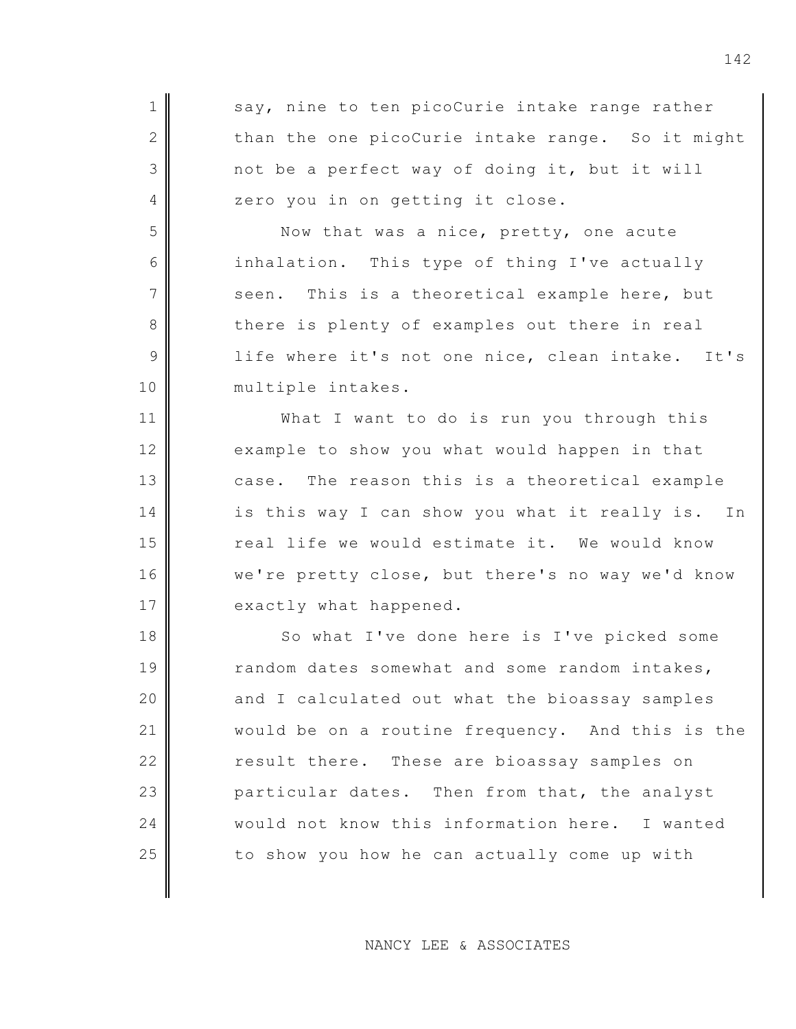say, nine to ten picoCurie intake range rather than the one picoCurie intake range. So it might not be a perfect way of doing it, but it will zero you in on getting it close.

Now that was a nice, pretty, one acute inhalation. This type of thing I've actually seen. This is a theoretical example here, but there is plenty of examples out there in real life where it's not one nice, clean intake. It's multiple intakes.

What I want to do is run you through this example to show you what would happen in that case. The reason this is a theoretical example is this way I can show you what it really is. In real life we would estimate it. We would know we're pretty close, but there's no way we'd know exactly what happened.

So what I've done here is I've picked some random dates somewhat and some random intakes, and I calculated out what the bioassay samples would be on a routine frequency. And this is the result there. These are bioassay samples on particular dates. Then from that, the analyst would not know this information here. I wanted to show you how he can actually come up with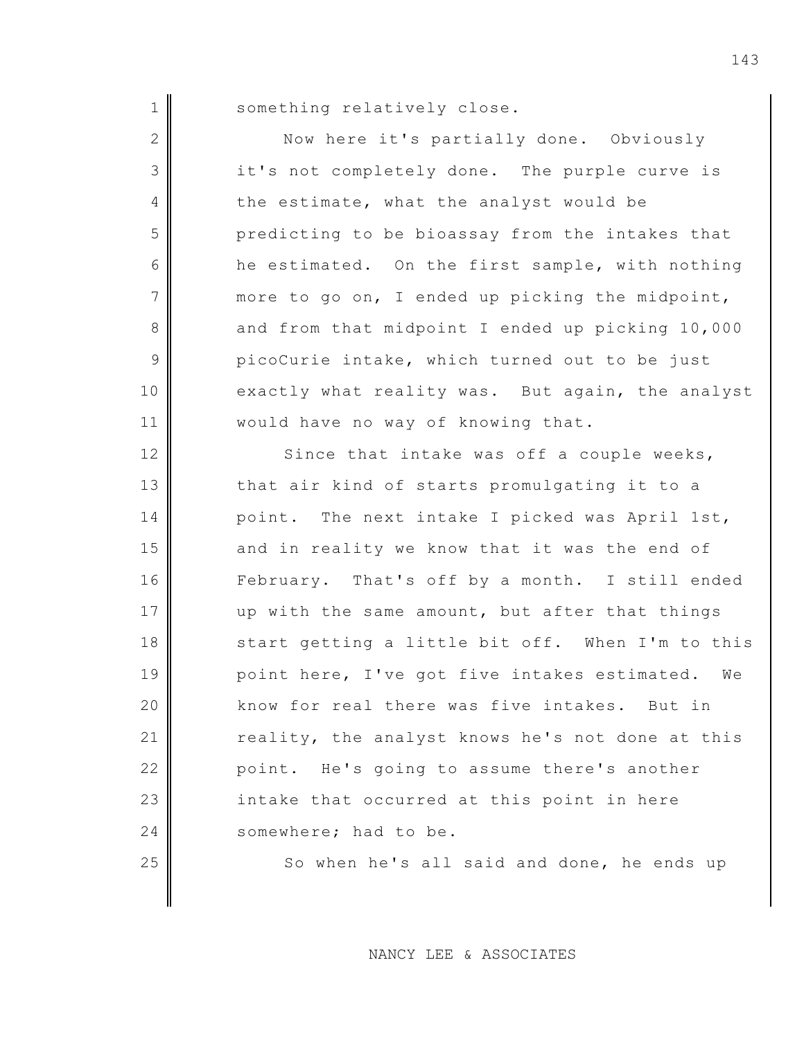something relatively close.

Now here it's partially done. Obviously it's not completely done. The purple curve is the estimate, what the analyst would be predicting to be bioassay from the intakes that he estimated. On the first sample, with nothing more to go on, I ended up picking the midpoint, and from that midpoint I ended up picking 10,000 picoCurie intake, which turned out to be just exactly what reality was. But again, the analyst would have no way of knowing that.

Since that intake was off a couple weeks, that air kind of starts promulgating it to a point. The next intake I picked was April 1st, and in reality we know that it was the end of February. That's off by a month. I still ended up with the same amount, but after that things start getting a little bit off. When I'm to this point here, I've got five intakes estimated. We know for real there was five intakes. But in reality, the analyst knows he's not done at this point. He's going to assume there's another intake that occurred at this point in here somewhere; had to be.

So when he's all said and done, he ends up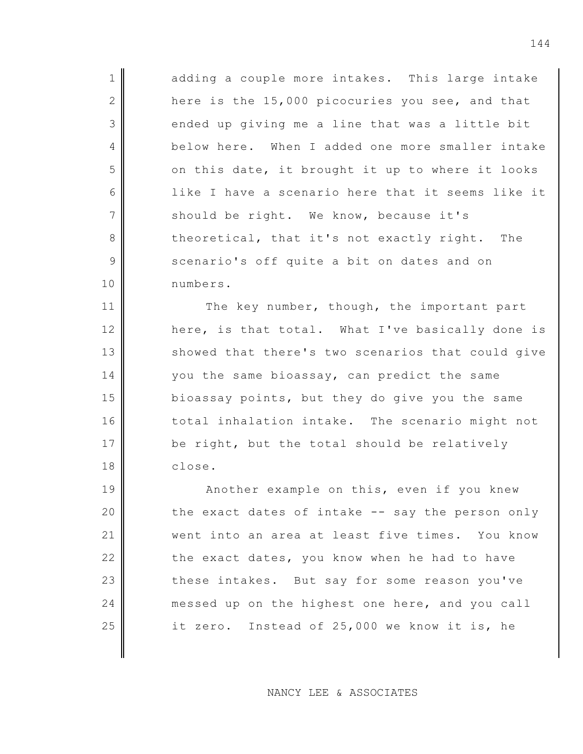adding a couple more intakes. This large intake here is the 15,000 picocuries you see, and that ended up giving me a line that was a little bit below here. When I added one more smaller intake on this date, it brought it up to where it looks like I have a scenario here that it seems like it should be right. We know, because it's theoretical, that it's not exactly right. The scenario's off quite a bit on dates and on numbers.

The key number, though, the important part here, is that total. What I've basically done is showed that there's two scenarios that could give you the same bioassay, can predict the same bioassay points, but they do give you the same total inhalation intake. The scenario might not be right, but the total should be relatively close.

Another example on this, even if you knew the exact dates of intake -- say the person only went into an area at least five times. You know the exact dates, you know when he had to have these intakes. But say for some reason you've messed up on the highest one here, and you call it zero. Instead of 25,000 we know it is, he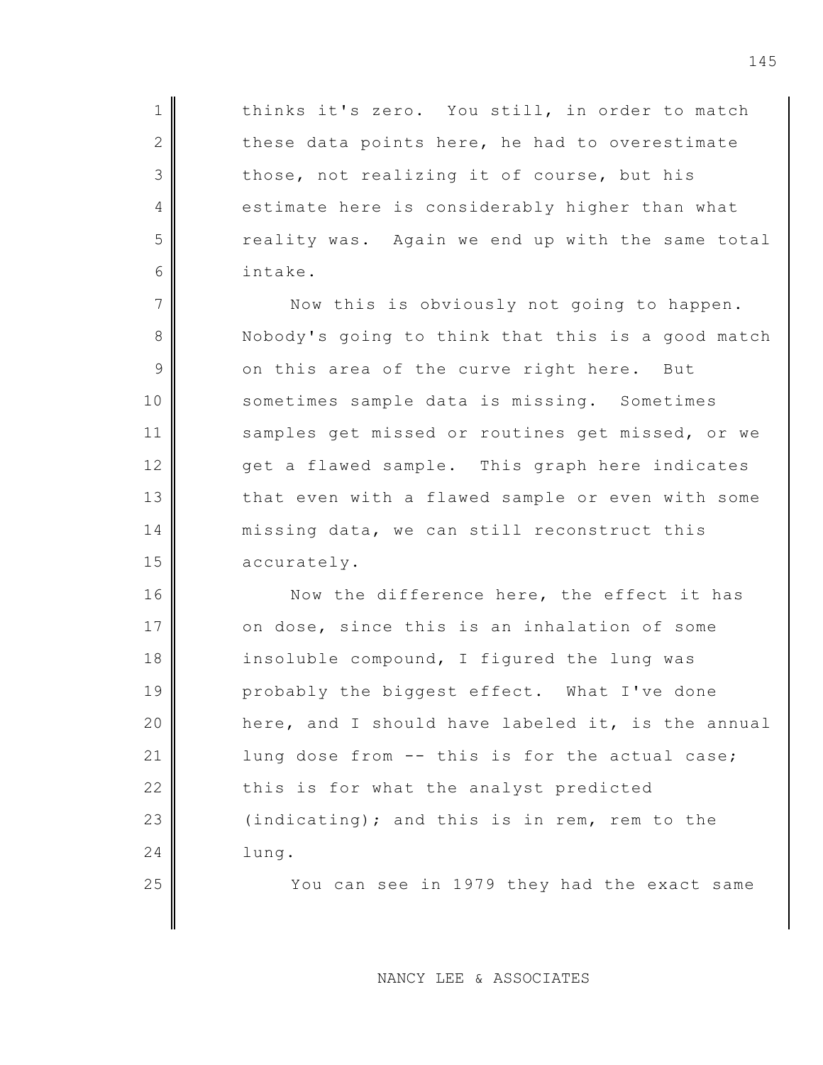thinks it's zero. You still, in order to match these data points here, he had to overestimate those, not realizing it of course, but his estimate here is considerably higher than what reality was. Again we end up with the same total intake.

Now this is obviously not going to happen. Nobody's going to think that this is a good match on this area of the curve right here. But sometimes sample data is missing. Sometimes samples get missed or routines get missed, or we get a flawed sample. This graph here indicates that even with a flawed sample or even with some missing data, we can still reconstruct this accurately.

Now the difference here, the effect it has on dose, since this is an inhalation of some insoluble compound, I figured the lung was probably the biggest effect. What I've done here, and I should have labeled it, is the annual lung dose from -- this is for the actual case; this is for what the analyst predicted (indicating); and this is in rem, rem to the lung.

You can see in 1979 they had the exact same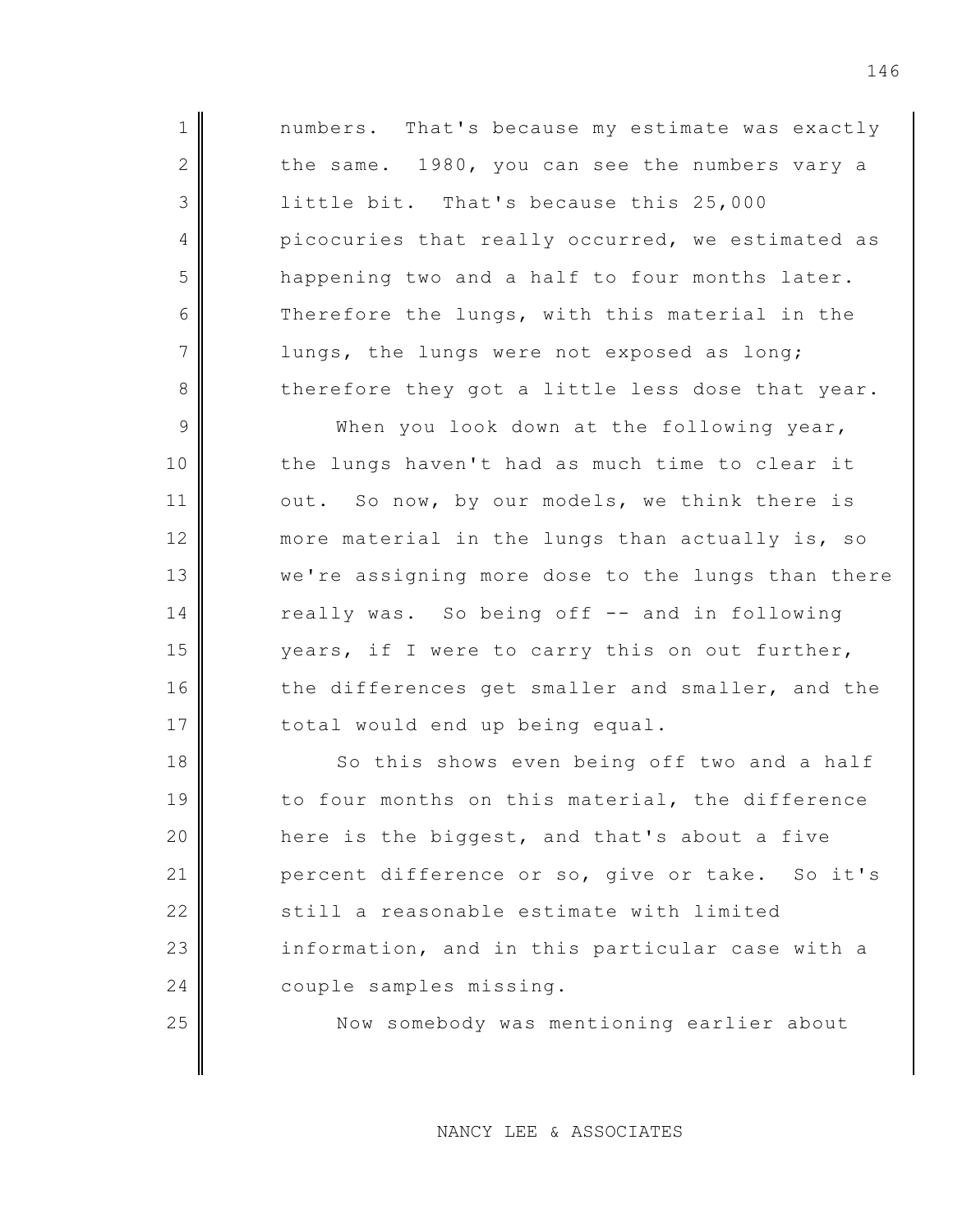numbers. That's because my estimate was exactly the same. 1980, you can see the numbers vary a little bit. That's because this 25,000 picocuries that really occurred, we estimated as happening two and a half to four months later. Therefore the lungs, with this material in the lungs, the lungs were not exposed as long; therefore they got a little less dose that year.

When you look down at the following year, the lungs haven't had as much time to clear it out. So now, by our models, we think there is more material in the lungs than actually is, so we're assigning more dose to the lungs than there really was. So being off -- and in following years, if I were to carry this on out further, the differences get smaller and smaller, and the total would end up being equal.

So this shows even being off two and a half to four months on this material, the difference here is the biggest, and that's about a five percent difference or so, give or take. So it's still a reasonable estimate with limited information, and in this particular case with a couple samples missing.

Now somebody was mentioning earlier about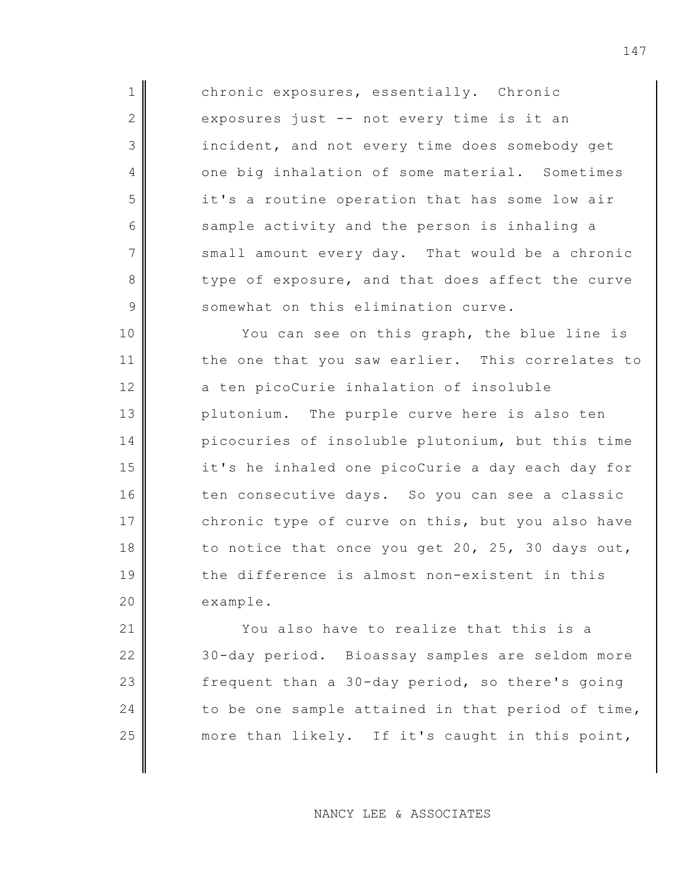chronic exposures, essentially. Chronic exposures just -- not every time is it an incident, and not every time does somebody get one big inhalation of some material. Sometimes it's a routine operation that has some low air sample activity and the person is inhaling a small amount every day. That would be a chronic type of exposure, and that does affect the curve somewhat on this elimination curve.

You can see on this graph, the blue line is the one that you saw earlier. This correlates to a ten picoCurie inhalation of insoluble plutonium. The purple curve here is also ten picocuries of insoluble plutonium, but this time it's he inhaled one picoCurie a day each day for ten consecutive days. So you can see a classic chronic type of curve on this, but you also have to notice that once you get 20, 25, 30 days out, the difference is almost non-existent in this example.

You also have to realize that this is a 30-day period. Bioassay samples are seldom more frequent than a 30-day period, so there's going to be one sample attained in that period of time, more than likely. If it's caught in this point,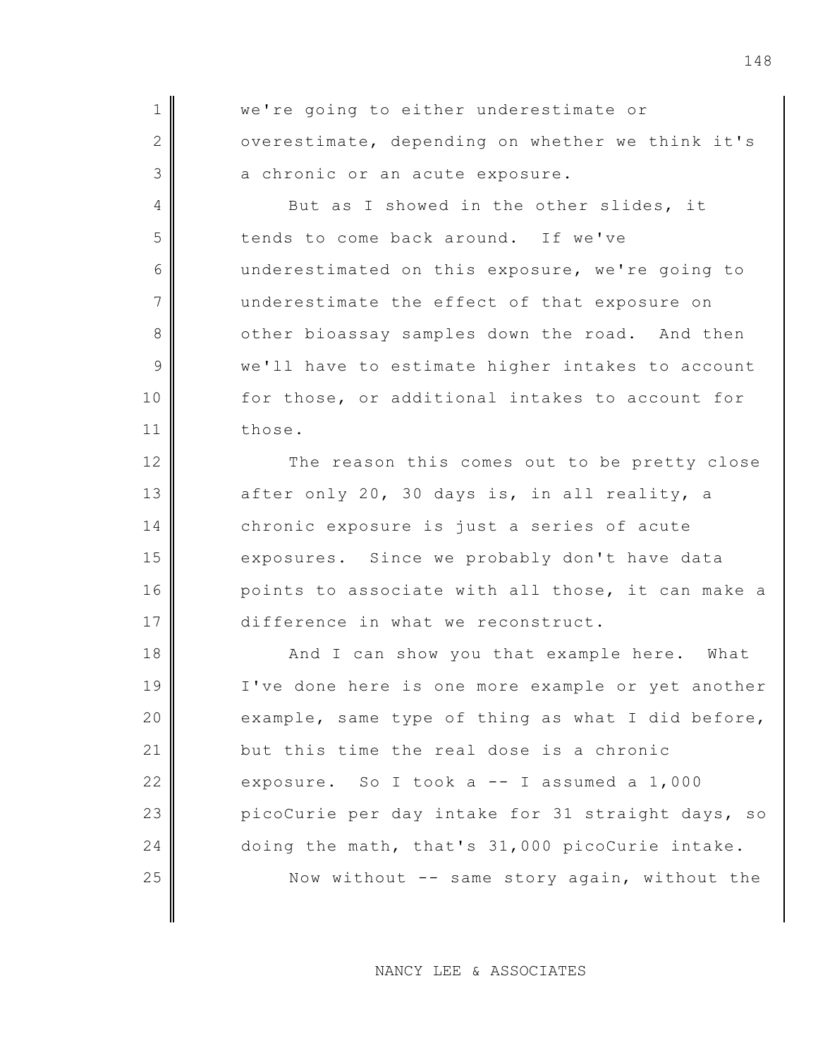we're going to either underestimate or overestimate, depending on whether we think it's a chronic or an acute exposure.

But as I showed in the other slides, it tends to come back around. If we've underestimated on this exposure, we're going to underestimate the effect of that exposure on other bioassay samples down the road. And then we'll have to estimate higher intakes to account for those, or additional intakes to account for those.

The reason this comes out to be pretty close after only 20, 30 days is, in all reality, a chronic exposure is just a series of acute exposures. Since we probably don't have data points to associate with all those, it can make a difference in what we reconstruct.

And I can show you that example here. What I've done here is one more example or yet another example, same type of thing as what I did before, but this time the real dose is a chronic exposure. So I took a -- I assumed a 1,000 picoCurie per day intake for 31 straight days, so doing the math, that's 31,000 picoCurie intake.

Now without -- same story again, without the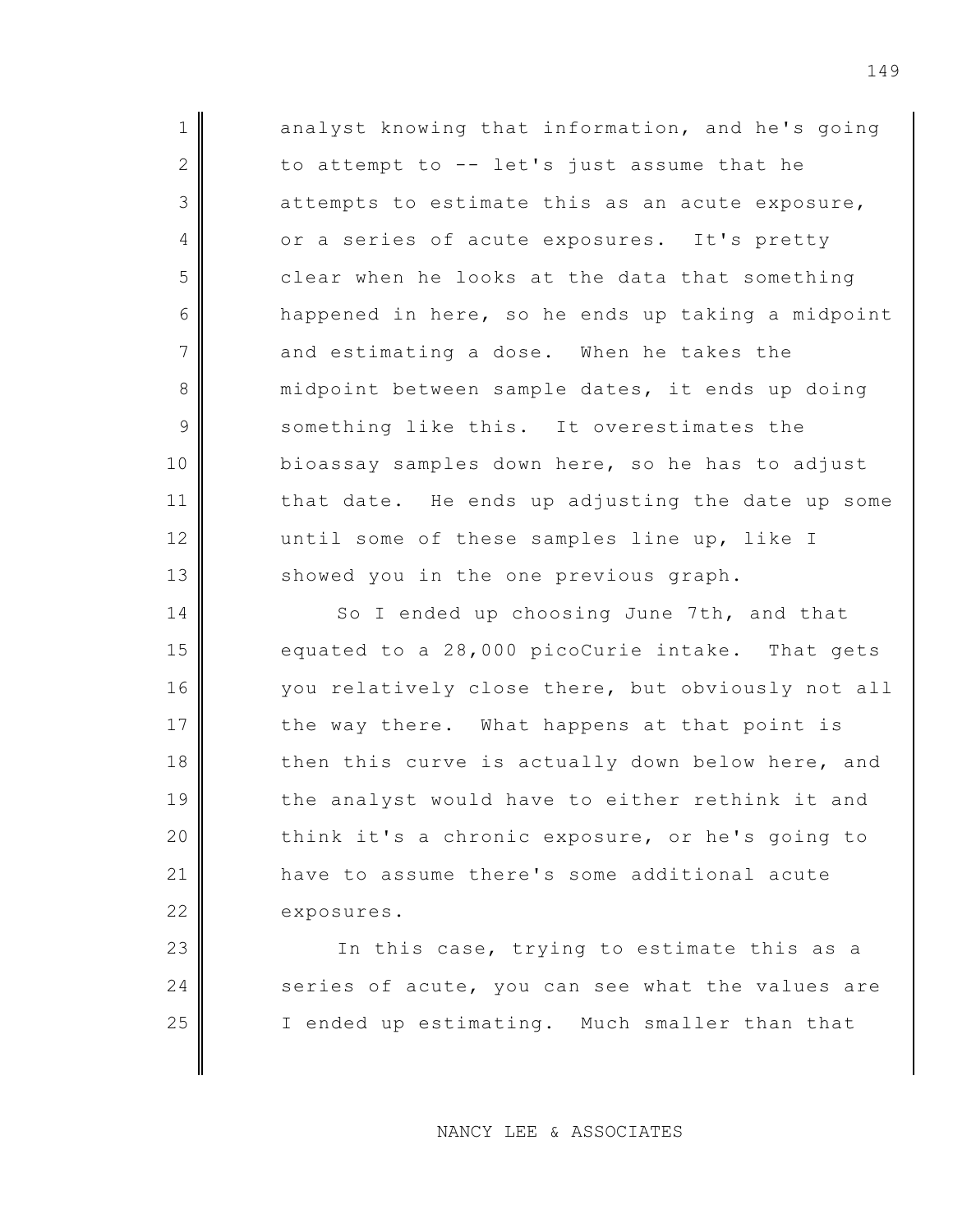analyst knowing that information, and he's going to attempt to -- let's just assume that he attempts to estimate this as an acute exposure, or a series of acute exposures. It's pretty clear when he looks at the data that something happened in here, so he ends up taking a midpoint and estimating a dose. When he takes the midpoint between sample dates, it ends up doing something like this. It overestimates the bioassay samples down here, so he has to adjust that date. He ends up adjusting the date up some until some of these samples line up, like I showed you in the one previous graph.

So I ended up choosing June 7th, and that equated to a 28,000 picoCurie intake. That gets you relatively close there, but obviously not all the way there. What happens at that point is then this curve is actually down below here, and the analyst would have to either rethink it and think it's a chronic exposure, or he's going to have to assume there's some additional acute exposures.

In this case, trying to estimate this as a series of acute, you can see what the values are I ended up estimating. Much smaller than that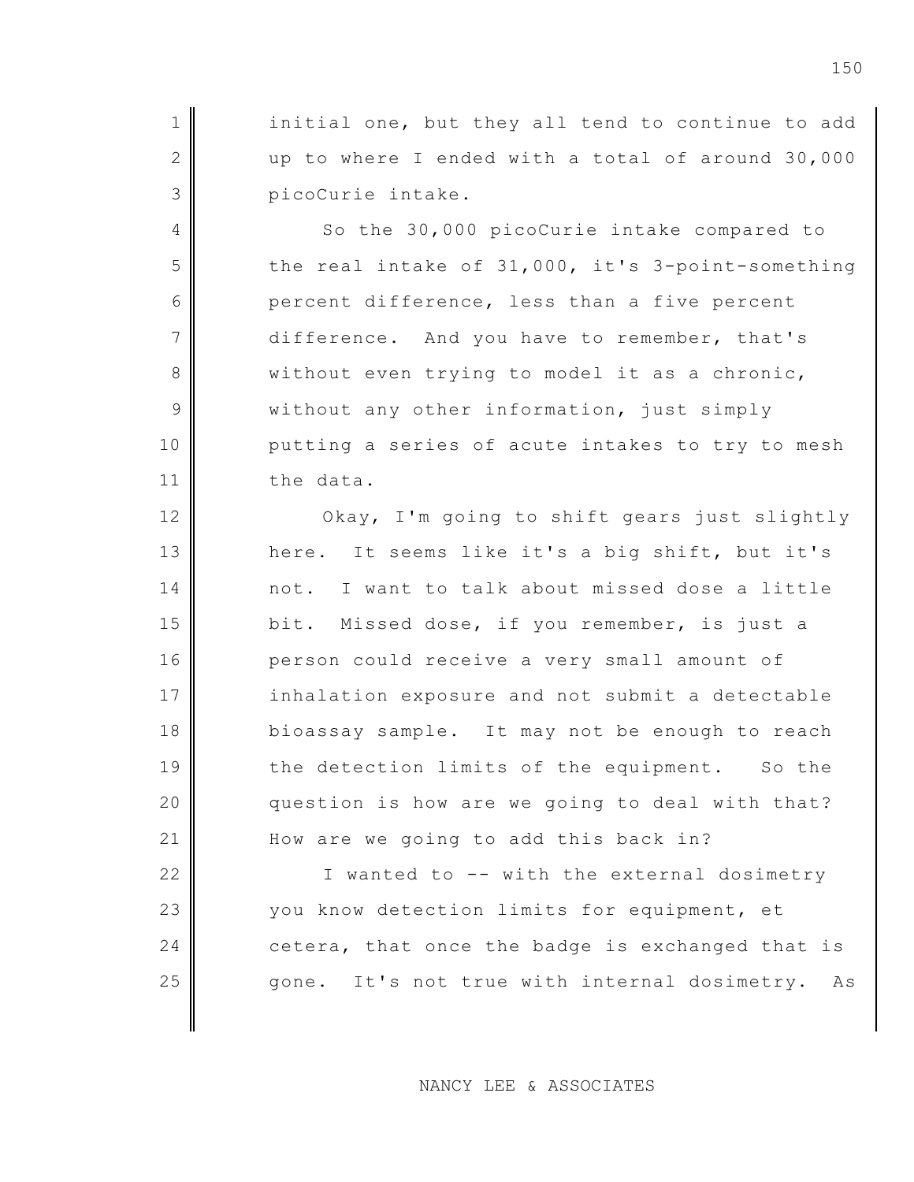initial one, but they all tend to continue to add up to where I ended with a total of around 30,000 picoCurie intake.

So the 30,000 picoCurie intake compared to the real intake of 31,000, it's 3-point-something percent difference, less than a five percent difference. And you have to remember, that's without even trying to model it as a chronic, without any other information, just simply putting a series of acute intakes to try to mesh the data.

Okay, I'm going to shift gears just slightly here. It seems like it's a big shift, but it's not. I want to talk about missed dose a little bit. Missed dose, if you remember, is just a person could receive a very small amount of inhalation exposure and not submit a detectable bioassay sample. It may not be enough to reach the detection limits of the equipment. So the question is how are we going to deal with that? How are we going to add this back in?

I wanted to -- with the external dosimetry you know detection limits for equipment, et cetera, that once the badge is exchanged that is gone. It's not true with internal dosimetry. As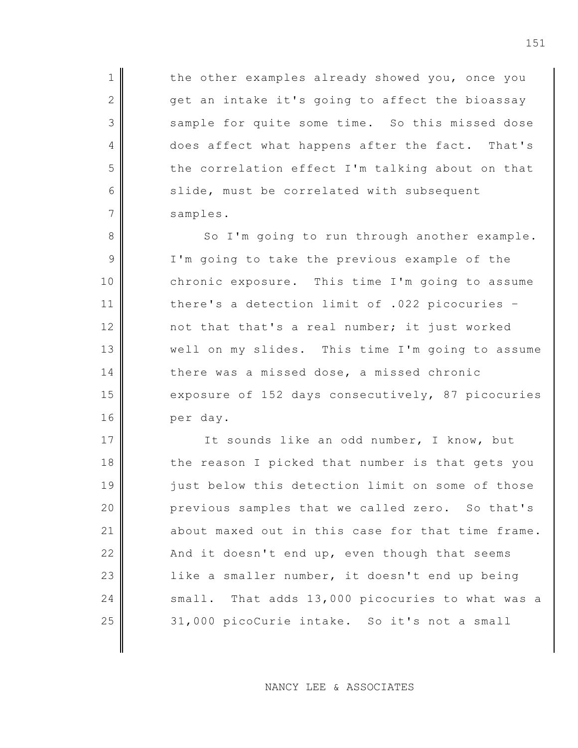the other examples already showed you, once you get an intake it's going to affect the bioassay sample for quite some time. So this missed dose does affect what happens after the fact. That's the correlation effect I'm talking about on that slide, must be correlated with subsequent samples.

So I'm going to run through another example. I'm going to take the previous example of the chronic exposure. This time I'm going to assume there's a detection limit of .022 picocuries - not that that's a real number; it just worked well on my slides. This time I'm going to assume there was a missed dose, a missed chronic exposure of 152 days consecutively, 87 picocuries per day.

It sounds like an odd number, I know, but the reason I picked that number is that gets you just below this detection limit on some of those previous samples that we called zero. So that's about maxed out in this case for that time frame. And it doesn't end up, even though that seems like a smaller number, it doesn't end up being small. That adds 13,000 picocuries to what was a 31,000 picoCurie intake. So it's not a small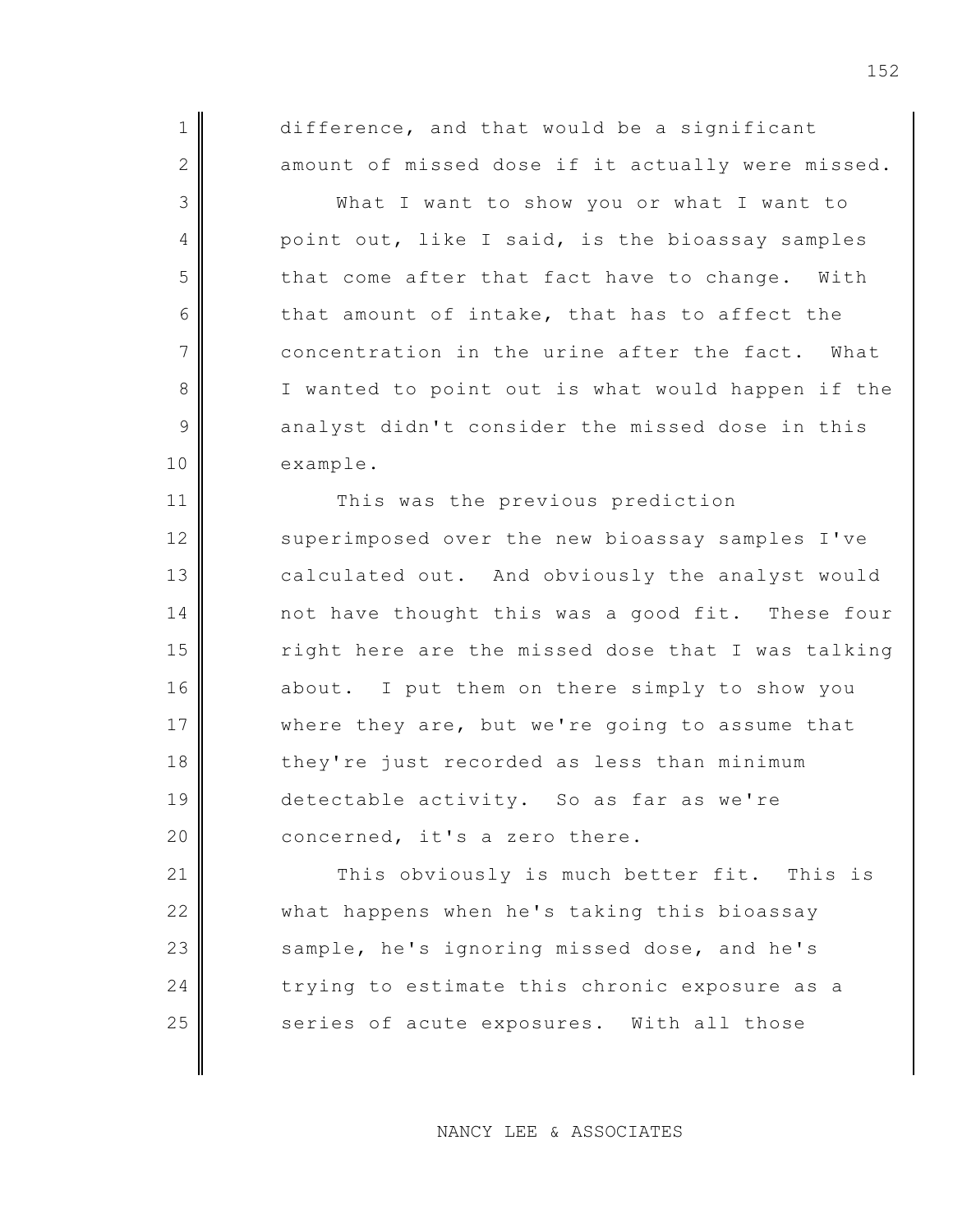difference, and that would be a significant amount of missed dose if it actually were missed.

What I want to show you or what I want to point out, like I said, is the bioassay samples that come after that fact have to change. With that amount of intake, that has to affect the concentration in the urine after the fact. What I wanted to point out is what would happen if the analyst didn't consider the missed dose in this example.

This was the previous prediction superimposed over the new bioassay samples I've calculated out. And obviously the analyst would not have thought this was a good fit. These four right here are the missed dose that I was talking about. I put them on there simply to show you where they are, but we're going to assume that they're just recorded as less than minimum detectable activity. So as far as we're concerned, it's a zero there.

This obviously is much better fit. This is what happens when he's taking this bioassay sample, he's ignoring missed dose, and he's trying to estimate this chronic exposure as a series of acute exposures. With all those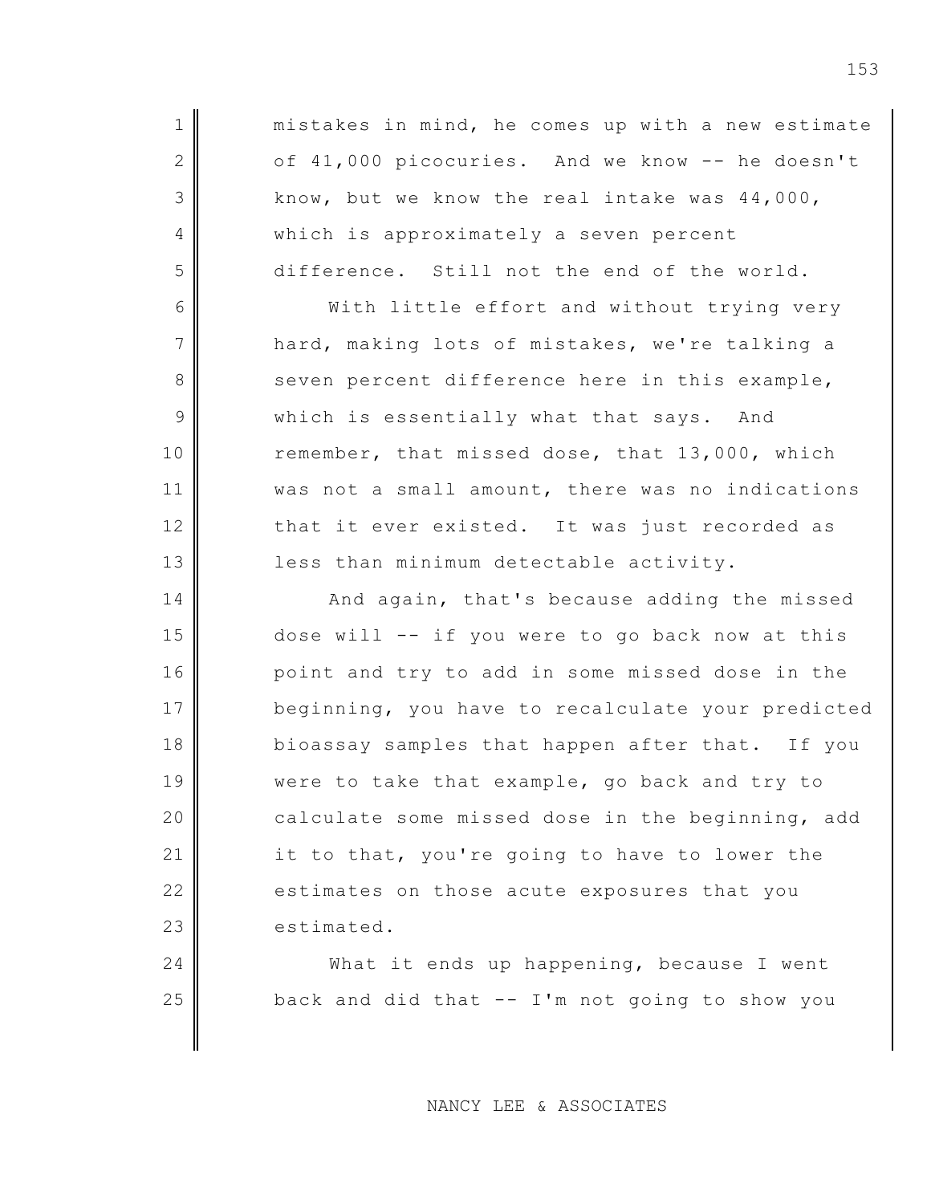mistakes in mind, he comes up with a new estimate of 41,000 picocuries. And we know -- he doesn't know, but we know the real intake was 44,000, which is approximately a seven percent difference. Still not the end of the world.

With little effort and without trying very hard, making lots of mistakes, we're talking a seven percent difference here in this example, which is essentially what that says. And remember, that missed dose, that 13,000, which was not a small amount, there was no indications that it ever existed. It was just recorded as less than minimum detectable activity.

And again, that's because adding the missed dose will -- if you were to go back now at this point and try to add in some missed dose in the beginning, you have to recalculate your predicted bioassay samples that happen after that. If you were to take that example, go back and try to calculate some missed dose in the beginning, add it to that, you're going to have to lower the estimates on those acute exposures that you estimated.

What it ends up happening, because I went back and did that -- I'm not going to show you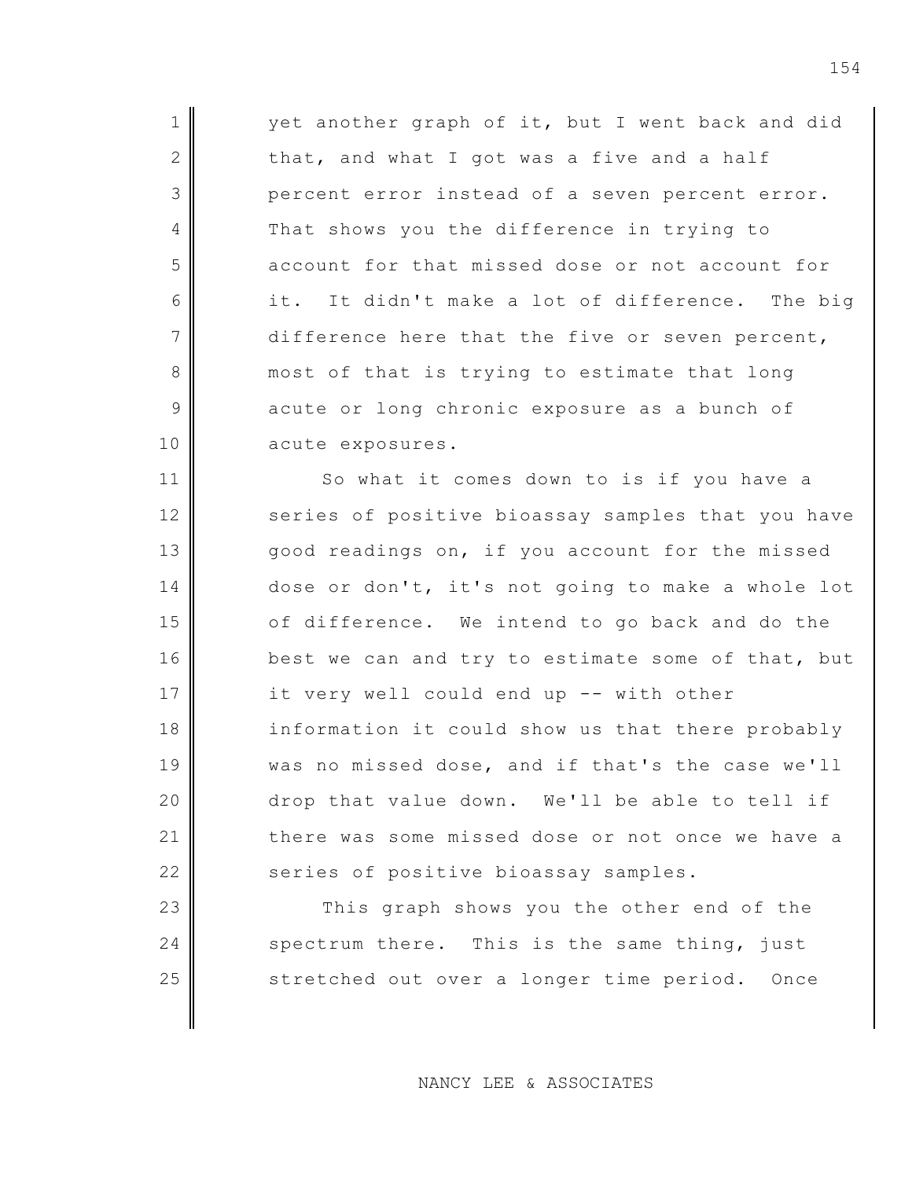yet another graph of it, but I went back and did that, and what I got was a five and a half percent error instead of a seven percent error. That shows you the difference in trying to account for that missed dose or not account for it. It didn't make a lot of difference. The big difference here that the five or seven percent, most of that is trying to estimate that long acute or long chronic exposure as a bunch of acute exposures.

So what it comes down to is if you have a series of positive bioassay samples that you have good readings on, if you account for the missed dose or don't, it's not going to make a whole lot of difference. We intend to go back and do the best we can and try to estimate some of that, but it very well could end up -- with other information it could show us that there probably was no missed dose, and if that's the case we'll drop that value down. We'll be able to tell if there was some missed dose or not once we have a series of positive bioassay samples.

This graph shows you the other end of the spectrum there. This is the same thing, just stretched out over a longer time period. Once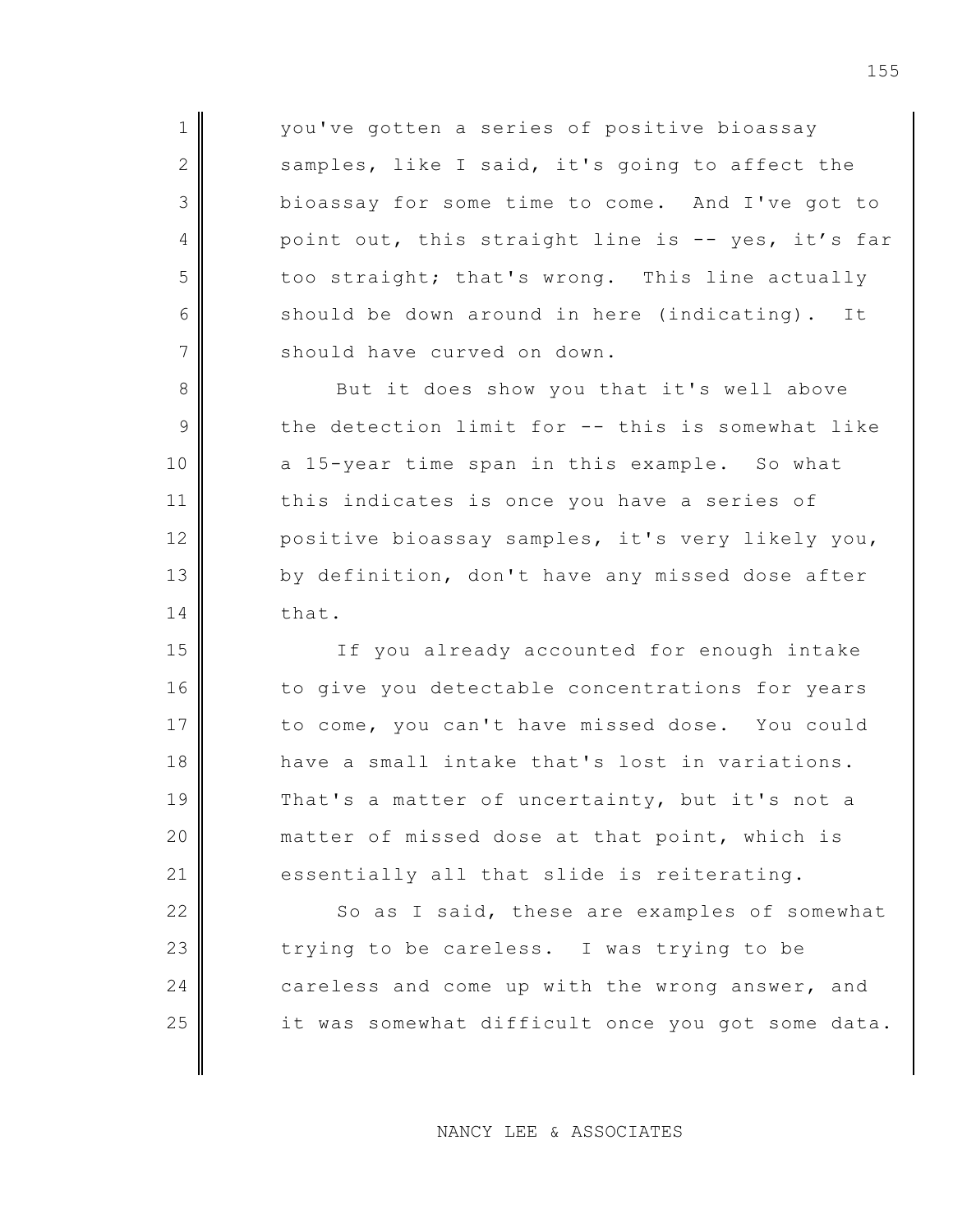you've gotten a series of positive bioassay samples, like I said, it's going to affect the bioassay for some time to come. And I've got to point out, this straight line is -- yes, it's far too straight; that's wrong. This line actually should be down around in here (indicating). It should have curved on down.

But it does show you that it's well above the detection limit for -- this is somewhat like a 15-year time span in this example. So what this indicates is once you have a series of positive bioassay samples, it's very likely you, by definition, don't have any missed dose after that.

If you already accounted for enough intake to give you detectable concentrations for years to come, you can't have missed dose. You could have a small intake that's lost in variations. That's a matter of uncertainty, but it's not a matter of missed dose at that point, which is essentially all that slide is reiterating.

So as I said, these are examples of somewhat trying to be careless. I was trying to be careless and come up with the wrong answer, and it was somewhat difficult once you got some data.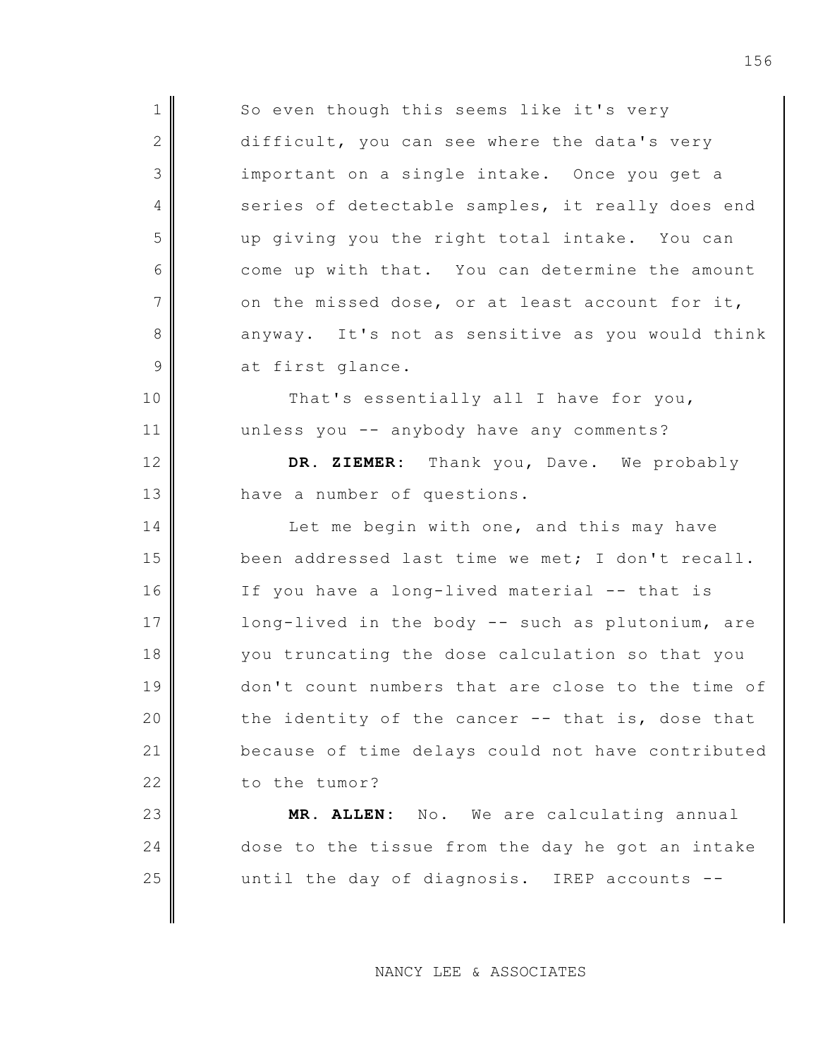So even though this seems like it's very difficult, you can see where the data's very important on a single intake. Once you get a series of detectable samples, it really does end up giving you the right total intake. You can come up with that. You can determine the amount on the missed dose, or at least account for it, anyway. It's not as sensitive as you would think at first glance.

That's essentially all I have for you, unless you -- anybody have any comments?

**DR. ZIEMER:** Thank you, Dave. We probably have a number of questions.

Let me begin with one, and this may have been addressed last time we met; I don't recall. If you have a long-lived material -- that is long-lived in the body -- such as plutonium, are you truncating the dose calculation so that you don't count numbers that are close to the time of the identity of the cancer -- that is, dose that because of time delays could not have contributed to the tumor?

**MR. ALLEN:** No. We are calculating annual dose to the tissue from the day he got an intake until the day of diagnosis. IREP accounts --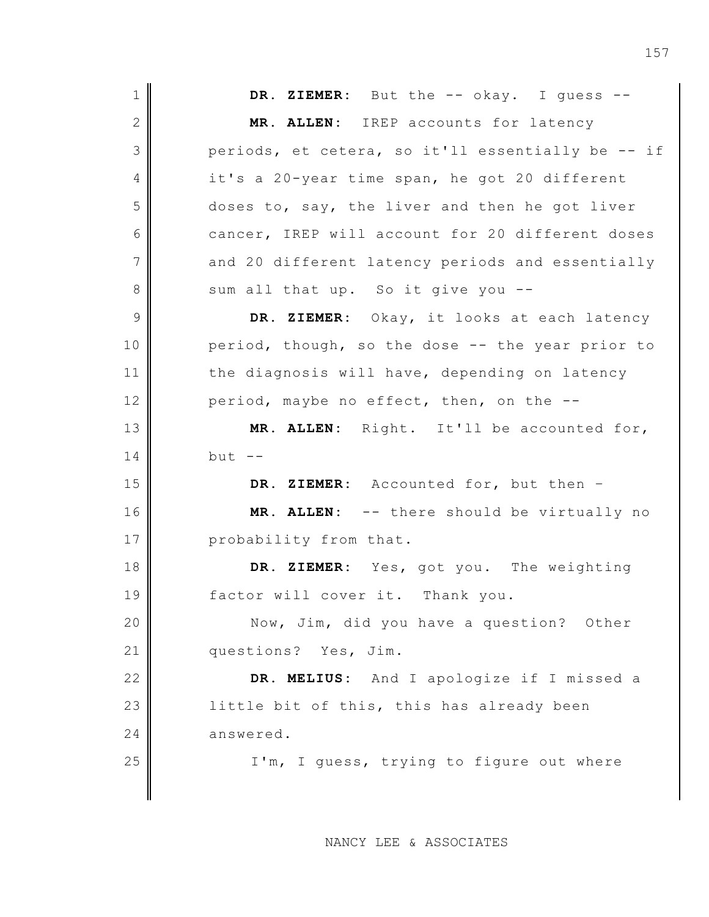**DR. ZIEMER**: But the -- okay. I guess --

**MR. ALLEN**: IREP accounts for latency periods, et cetera, so it'll essentially be -- if it's a 20-year time span, he got 20 different doses to, say, the liver and then he got liver cancer, IREP will account for 20 different doses and 20 different latency periods and essentially sum all that up. So it give you --

**DR. ZIEMER**: Okay, it looks at each latency period, though, so the dose -- the year prior to the diagnosis will have, depending on latency period, maybe no effect, then, on the --

**MR. ALLEN**: Right. It'll be accounted for, but --

**DR. ZIEMER**: Accounted for, but then –

**MR. ALLEN**: -- there should be virtually no probability from that.

**DR. ZIEMER**: Yes, got you. The weighting factor will cover it. Thank you.

Now, Jim, did you have a question? Other questions? Yes, Jim.

**DR. MELIUS**: And I apologize if I missed a little bit of this, this has already been answered.

I'm, I guess, trying to figure out where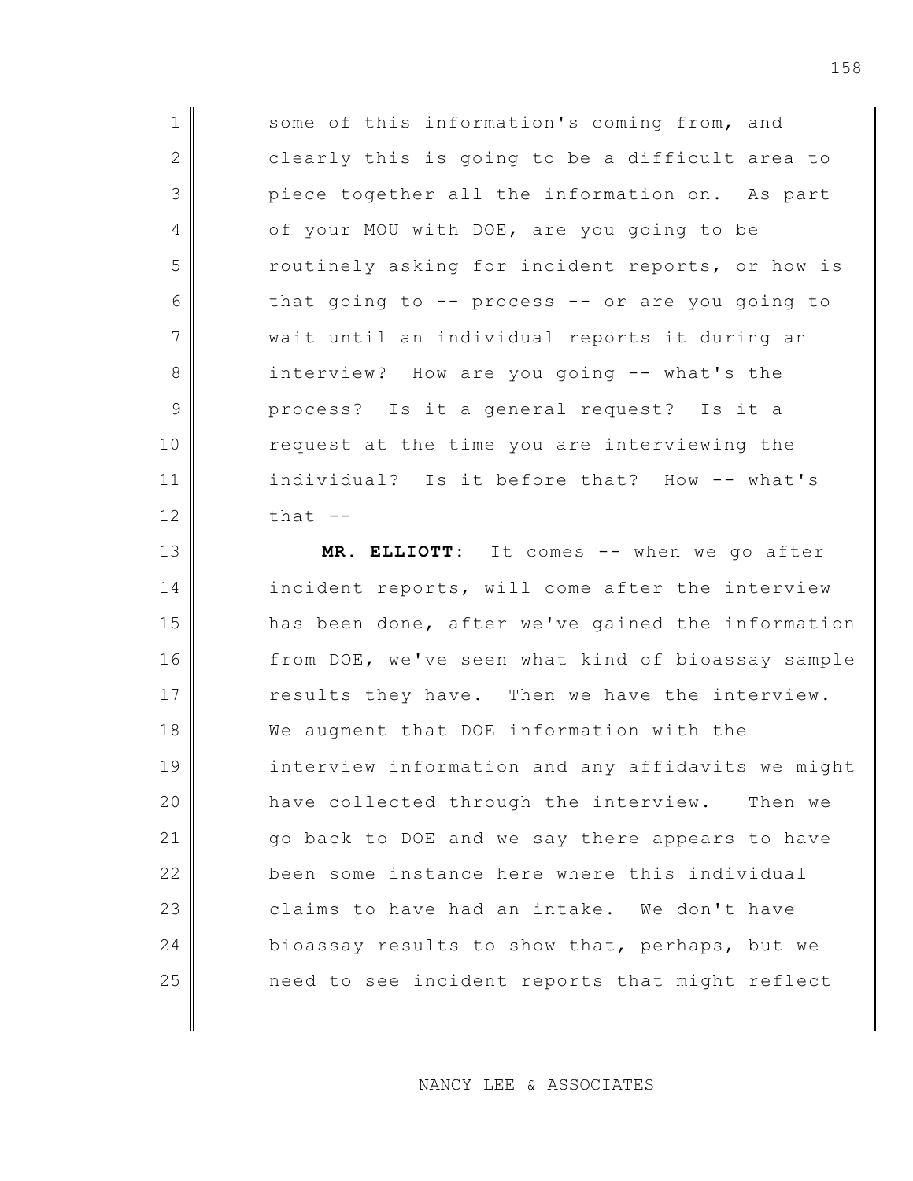some of this information's coming from, and clearly this is going to be a difficult area to piece together all the information on. As part of your MOU with DOE, are you going to be routinely asking for incident reports, or how is that going to -- process -- or are you going to wait until an individual reports it during an interview? How are you going -- what's the process? Is it a general request? Is it a request at the time you are interviewing the individual? Is it before that? How -- what's that --

**MR. ELLIOTT:** It comes -- when we go after incident reports, will come after the interview has been done, after we've gained the information from DOE, we've seen what kind of bioassay sample results they have. Then we have the interview. We augment that DOE information with the interview information and any affidavits we might have collected through the interview. Then we go back to DOE and we say there appears to have been some instance here where this individual claims to have had an intake. We don't have bioassay results to show that, perhaps, but we need to see incident reports that might reflect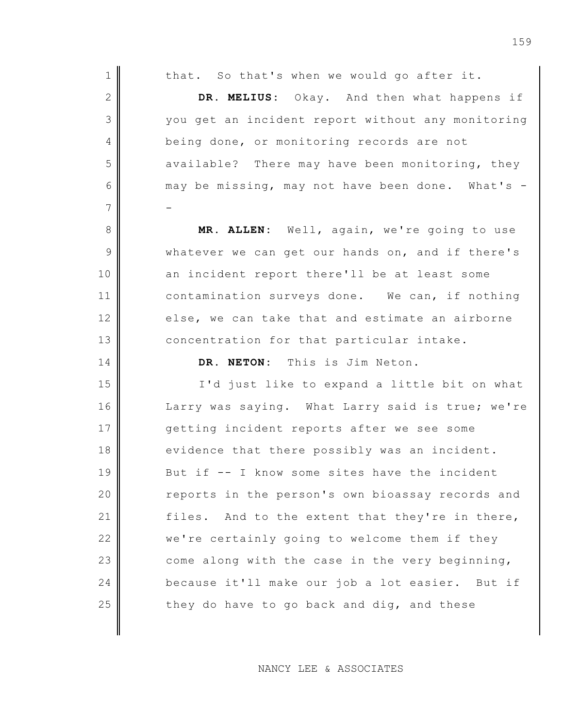that. So that's when we would go after it.

**DR. MELIUS:** Okay. And then what happens if you get an incident report without any monitoring being done, or monitoring records are not available? There may have been monitoring, they may be missing, may not have been done. What's --

**MR. ALLEN:** Well, again, we're going to use whatever we can get our hands on, and if there's an incident report there'll be at least some contamination surveys done. We can, if nothing else, we can take that and estimate an airborne concentration for that particular intake.

**DR. NETON:** This is Jim Neton.

I'd just like to expand a little bit on what Larry was saying. What Larry said is true; we're getting incident reports after we see some evidence that there possibly was an incident. But if -- I know some sites have the incident reports in the person's own bioassay records and files. And to the extent that they're in there, we're certainly going to welcome them if they come along with the case in the very beginning, because it'll make our job a lot easier. But if they do have to go back and dig, and these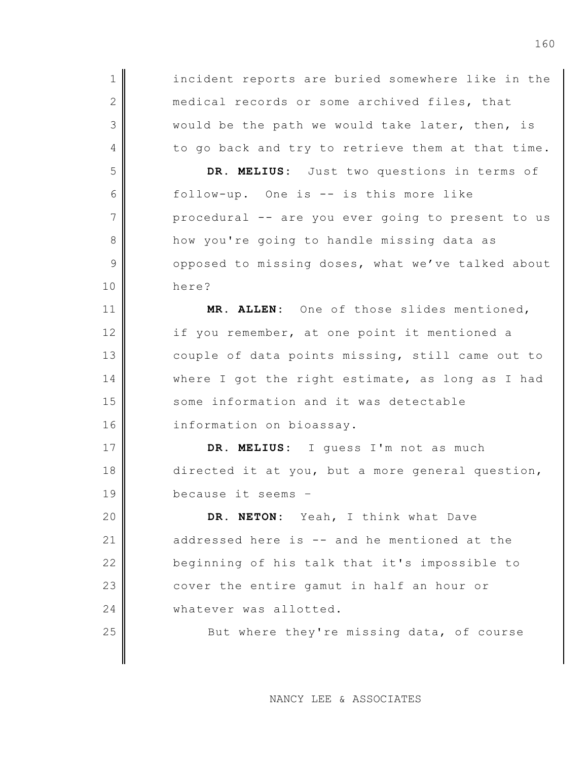incident reports are buried somewhere like in the medical records or some archived files, that would be the path we would take later, then, is to go back and try to retrieve them at that time.

**DR. MELIUS:** Just two questions in terms of follow-up. One is -- is this more like procedural -- are you ever going to present to us how you're going to handle missing data as opposed to missing doses, what we've talked about here?

**MR. ALLEN:** One of those slides mentioned, if you remember, at one point it mentioned a couple of data points missing, still came out to where I got the right estimate, as long as I had some information and it was detectable information on bioassay.

**DR. MELIUS:** I guess I'm not as much directed it at you, but a more general question, because it seems –

**DR. NETON:** Yeah, I think what Dave addressed here is -- and he mentioned at the beginning of his talk that it's impossible to cover the entire gamut in half an hour or whatever was allotted.

But where they're missing data, of course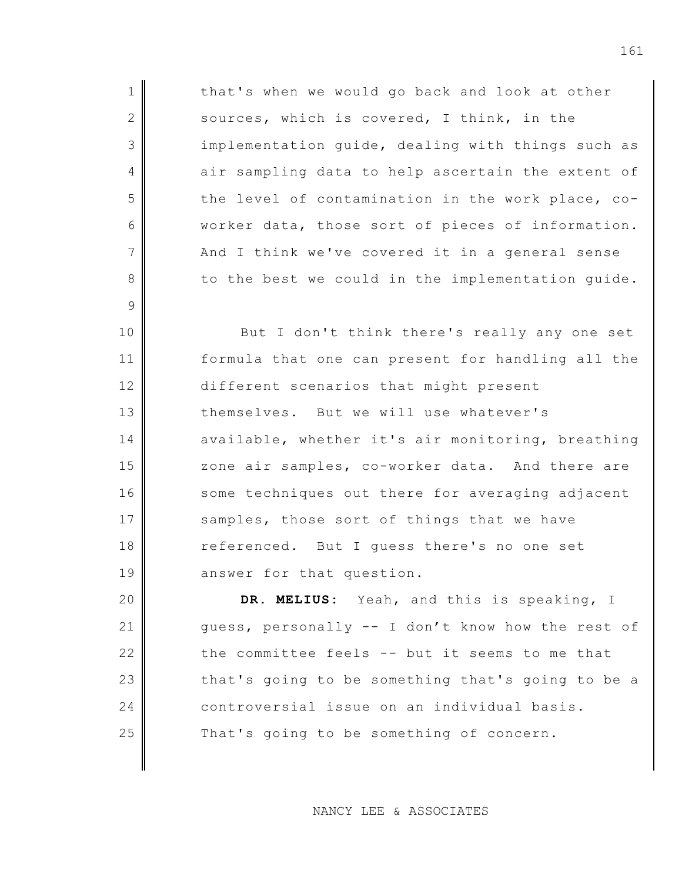that's when we would go back and look at other sources, which is covered, I think, in the implementation guide, dealing with things such as air sampling data to help ascertain the extent of the level of contamination in the work place, co-worker data, those sort of pieces of information. And I think we've covered it in a general sense to the best we could in the implementation guide.

But I don't think there's really any one set formula that one can present for handling all the different scenarios that might present themselves. But we will use whatever's available, whether it's air monitoring, breathing zone air samples, co-worker data. And there are some techniques out there for averaging adjacent samples, those sort of things that we have referenced. But I guess there's no one set answer for that question.

**DR. MELIUS:** Yeah, and this is speaking, I guess, personally -- I don't know how the rest of the committee feels -- but it seems to me that that's going to be something that's going to be a controversial issue on an individual basis. That's going to be something of concern.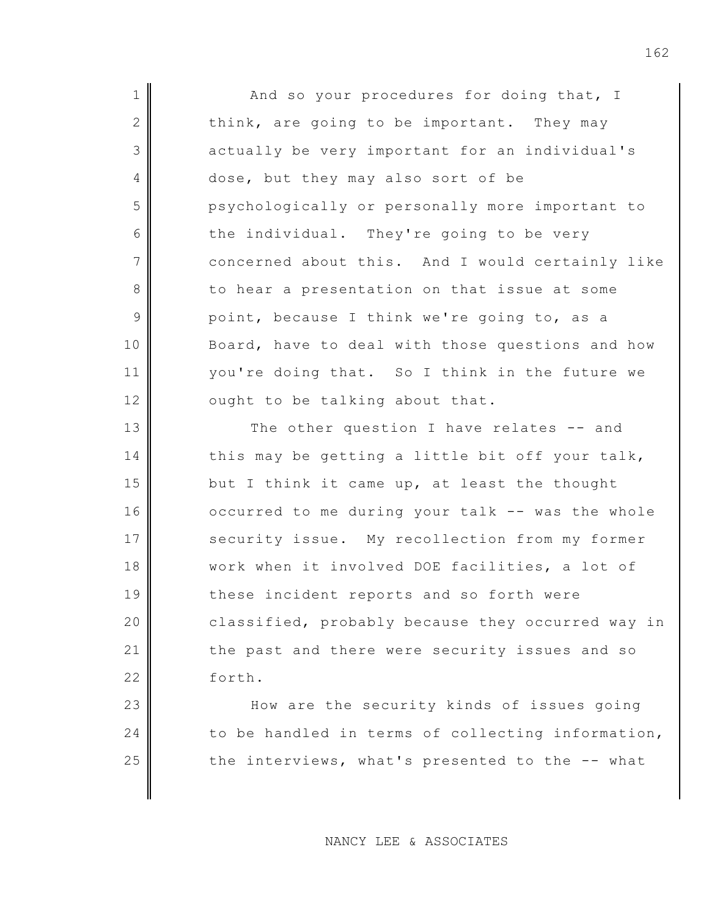And so your procedures for doing that, I think, are going to be important. They may actually be very important for an individual's dose, but they may also sort of be psychologically or personally more important to the individual. They're going to be very concerned about this. And I would certainly like to hear a presentation on that issue at some point, because I think we're going to, as a Board, have to deal with those questions and how you're doing that. So I think in the future we ought to be talking about that.

The other question I have relates -- and this may be getting a little bit off your talk, but I think it came up, at least the thought occurred to me during your talk -- was the whole security issue. My recollection from my former work when it involved DOE facilities, a lot of these incident reports and so forth were classified, probably because they occurred way in the past and there were security issues and so forth.

How are the security kinds of issues going to be handled in terms of collecting information, the interviews, what's presented to the -- what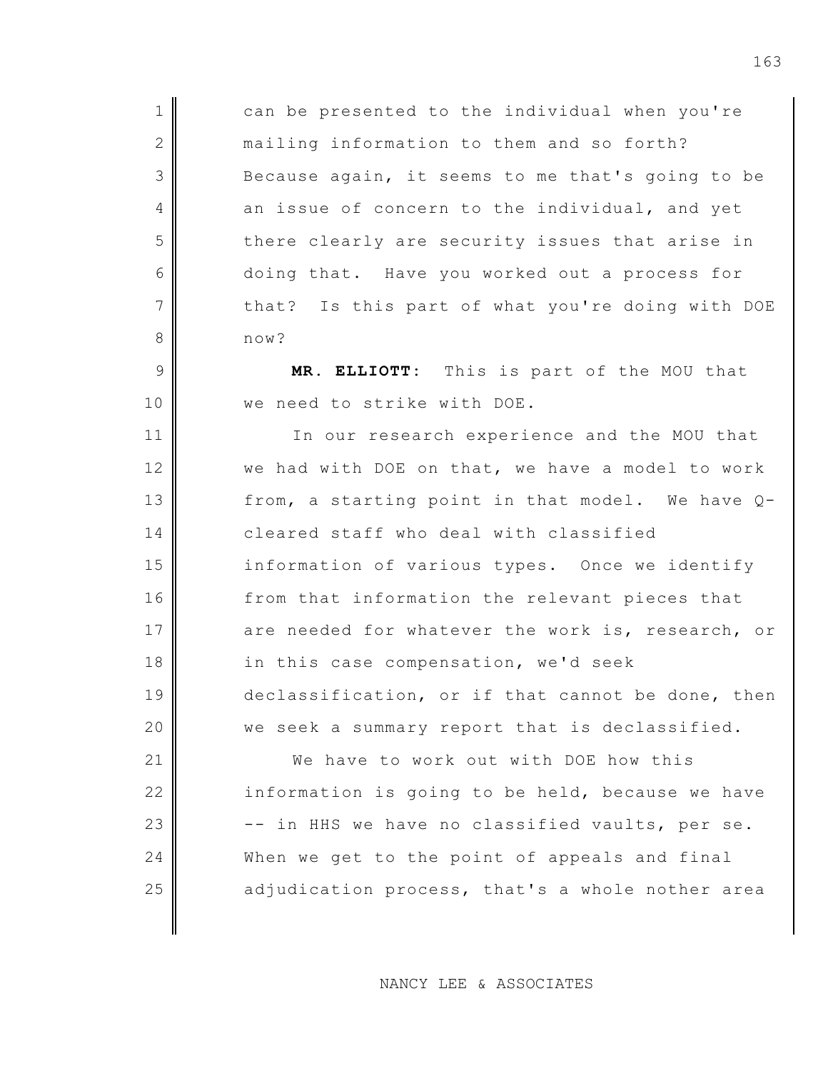can be presented to the individual when you're mailing information to them and so forth? Because again, it seems to me that's going to be an issue of concern to the individual, and yet there clearly are security issues that arise in doing that. Have you worked out a process for that? Is this part of what you're doing with DOE now?

**MR. ELLIOTT:** This is part of the MOU that we need to strike with DOE.

In our research experience and the MOU that we had with DOE on that, we have a model to work from, a starting point in that model. We have Q-cleared staff who deal with classified information of various types. Once we identify from that information the relevant pieces that are needed for whatever the work is, research, or in this case compensation, we'd seek declassification, or if that cannot be done, then we seek a summary report that is declassified.

We have to work out with DOE how this information is going to be held, because we have -- in HHS we have no classified vaults, per se. When we get to the point of appeals and final adjudication process, that's a whole nother area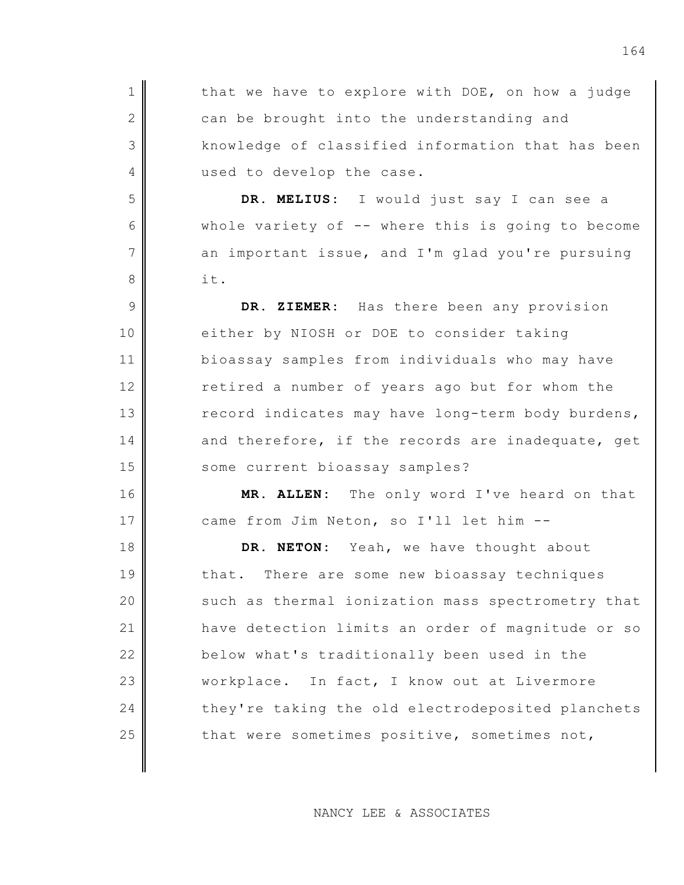that we have to explore with DOE, on how a judge can be brought into the understanding and knowledge of classified information that has been used to develop the case.

**DR. MELIUS:** I would just say I can see a whole variety of -- where this is going to become an important issue, and I'm glad you're pursuing it.

**DR. ZIEMER:** Has there been any provision either by NIOSH or DOE to consider taking bioassay samples from individuals who may have retired a number of years ago but for whom the record indicates may have long-term body burdens, and therefore, if the records are inadequate, get some current bioassay samples?

**MR. ALLEN:** The only word I've heard on that came from Jim Neton, so I'll let him --

**DR. NETON:** Yeah, we have thought about that. There are some new bioassay techniques such as thermal ionization mass spectrometry that have detection limits an order of magnitude or so below what's traditionally been used in the workplace. In fact, I know out at Livermore they're taking the old electrodeposited planchets that were sometimes positive, sometimes not,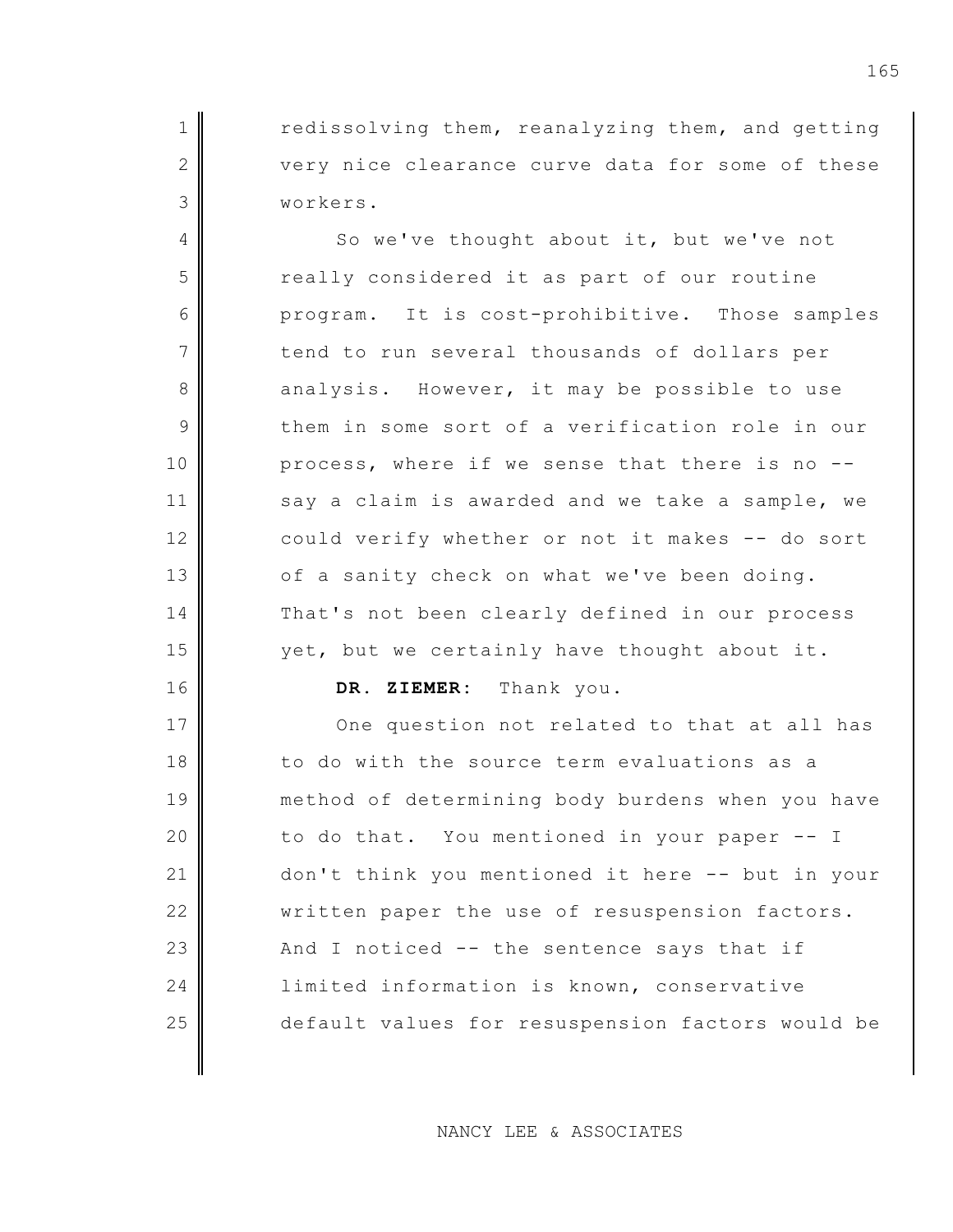redissolving them, reanalyzing them, and getting very nice clearance curve data for some of these workers.

So we've thought about it, but we've not really considered it as part of our routine program. It is cost-prohibitive. Those samples tend to run several thousands of dollars per analysis. However, it may be possible to use them in some sort of a verification role in our process, where if we sense that there is no -- say a claim is awarded and we take a sample, we could verify whether or not it makes -- do sort of a sanity check on what we've been doing. That's not been clearly defined in our process yet, but we certainly have thought about it.

**DR. ZIEMER:** Thank you.

One question not related to that at all has to do with the source term evaluations as a method of determining body burdens when you have to do that. You mentioned in your paper -- I don't think you mentioned it here -- but in your written paper the use of resuspension factors. And I noticed -- the sentence says that if limited information is known, conservative default values for resuspension factors would be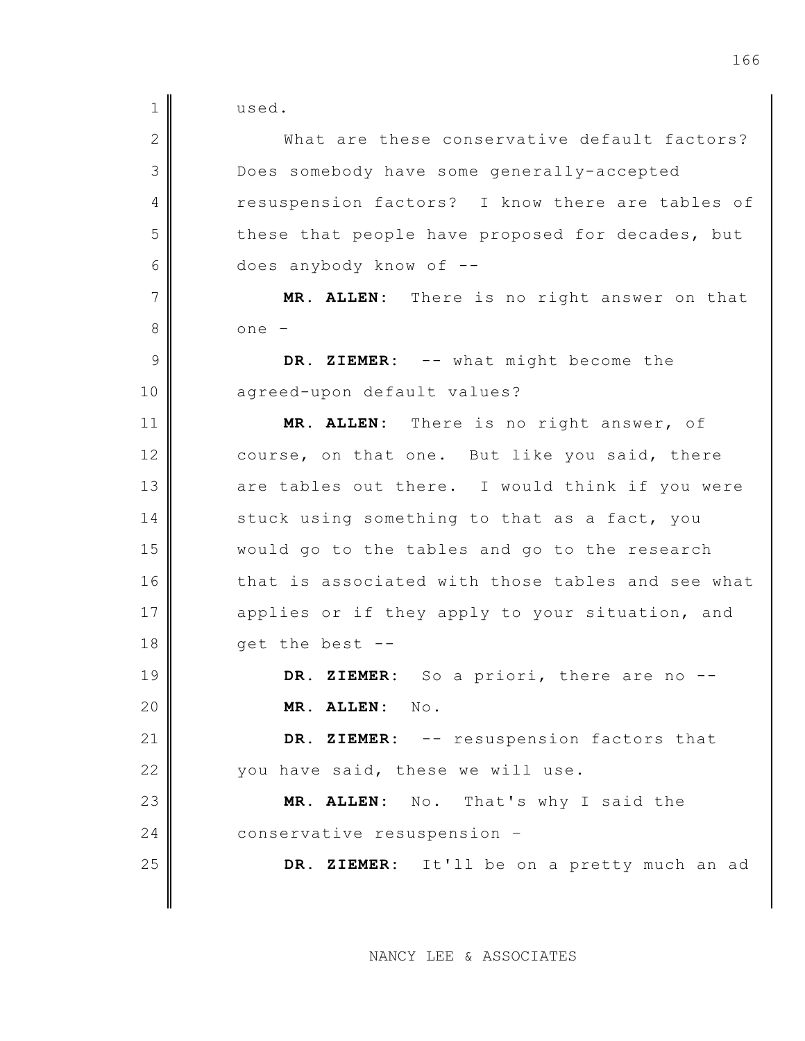used.

What are these conservative default factors? Does somebody have some generally-accepted resuspension factors? I know there are tables of these that people have proposed for decades, but does anybody know of --

**MR. ALLEN:** There is no right answer on that one –

**DR. ZIEMER:** -- what might become the agreed-upon default values?

**MR. ALLEN:** There is no right answer, of course, on that one. But like you said, there are tables out there. I would think if you were stuck using something to that as a fact, you would go to the tables and go to the research that is associated with those tables and see what applies or if they apply to your situation, and get the best --

**DR. ZIEMER:** So a priori, there are no --

**MR. ALLEN:** No.

**DR. ZIEMER:** -- resuspension factors that you have said, these we will use.

**MR. ALLEN:** No. That's why I said the conservative resuspension –

**DR. ZIEMER:** It'll be on a pretty much an ad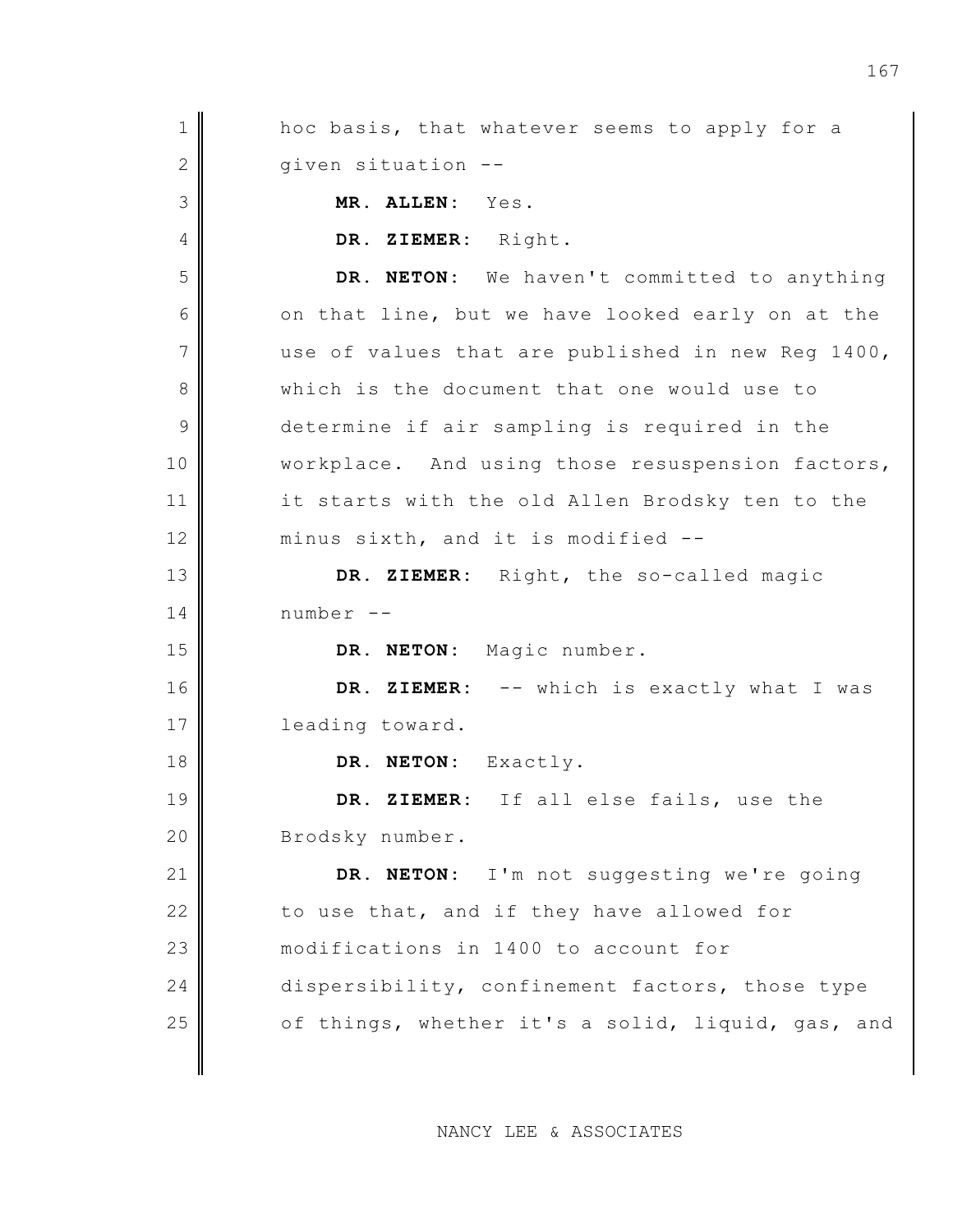hoc basis, that whatever seems to apply for a given situation --

**MR. ALLEN:** Yes.

**DR. ZIEMER:** Right.

**DR. NETON:** We haven't committed to anything on that line, but we have looked early on at the use of values that are published in new Reg 1400, which is the document that one would use to determine if air sampling is required in the workplace. And using those resuspension factors, it starts with the old Allen Brodsky ten to the minus sixth, and it is modified --

**DR. ZIEMER:** Right, the so-called magic number --

**DR. NETON:** Magic number.

**DR. ZIEMER:** -- which is exactly what I was leading toward.

**DR. NETON:** Exactly.

**DR. ZIEMER:** If all else fails, use the Brodsky number.

**DR. NETON:** I'm not suggesting we're going to use that, and if they have allowed for modifications in 1400 to account for dispersibility, confinement factors, those type of things, whether it's a solid, liquid, gas, and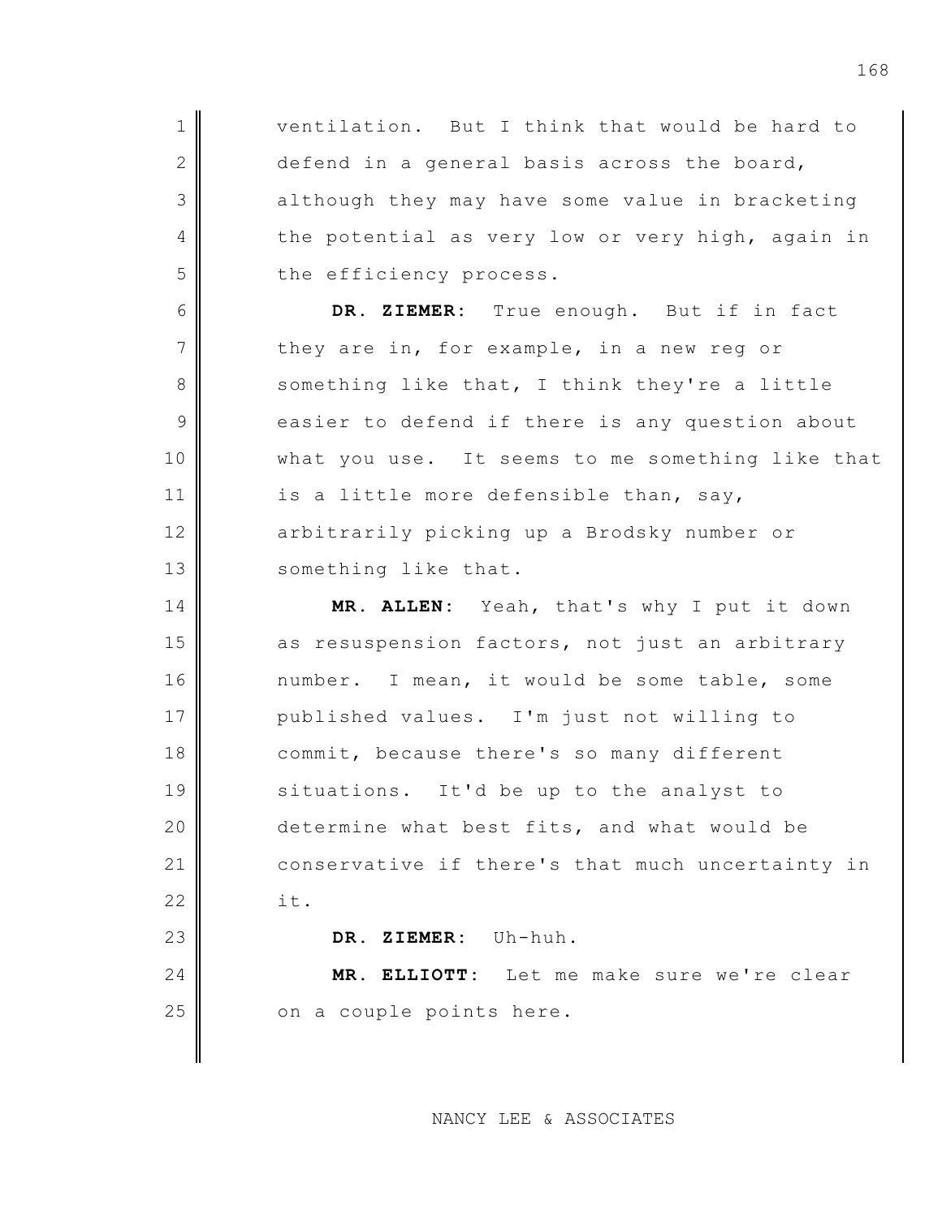ventilation. But I think that would be hard to defend in a general basis across the board, although they may have some value in bracketing the potential as very low or very high, again in the efficiency process.

**DR. ZIEMER**: True enough. But if in fact they are in, for example, in a new reg or something like that, I think they're a little easier to defend if there is any question about what you use. It seems to me something like that is a little more defensible than, say, arbitrarily picking up a Brodsky number or something like that.

**MR. ALLEN**: Yeah, that's why I put it down as resuspension factors, not just an arbitrary number. I mean, it would be some table, some published values. I'm just not willing to commit, because there's so many different situations. It'd be up to the analyst to determine what best fits, and what would be conservative if there's that much uncertainty in it.

**DR. ZIEMER**: Uh-huh.

**MR. ELLIOTT**: Let me make sure we're clear on a couple points here.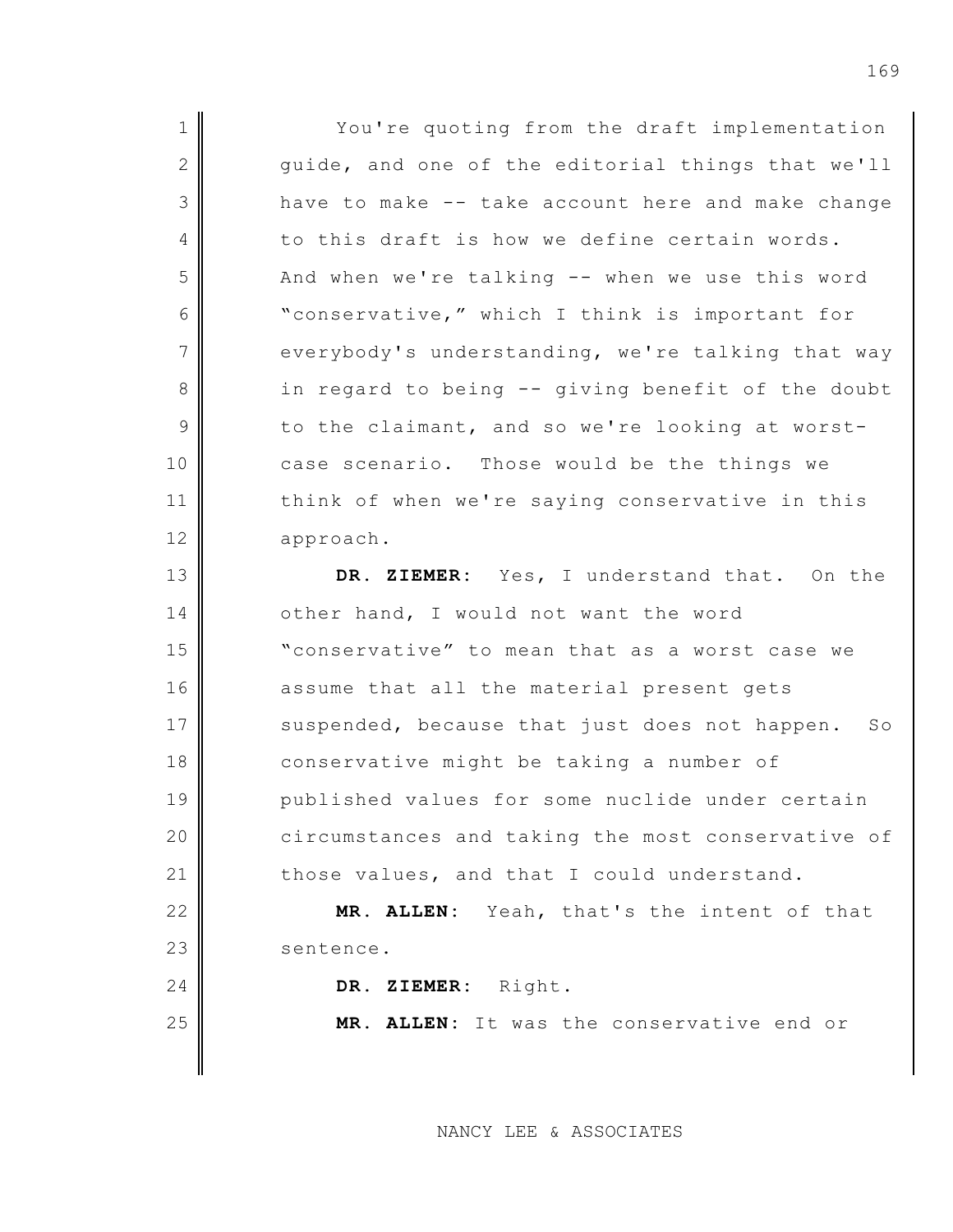You're quoting from the draft implementation guide, and one of the editorial things that we'll have to make -- take account here and make change to this draft is how we define certain words. And when we're talking -- when we use this word "conservative," which I think is important for everybody's understanding, we're talking that way in regard to being -- giving benefit of the doubt to the claimant, and so we're looking at worst-case scenario. Those would be the things we think of when we're saying conservative in this approach.

**DR. ZIEMER:** Yes, I understand that. On the other hand, I would not want the word "conservative" to mean that as a worst case we assume that all the material present gets suspended, because that just does not happen. So conservative might be taking a number of published values for some nuclide under certain circumstances and taking the most conservative of those values, and that I could understand.

**MR. ALLEN:** Yeah, that's the intent of that sentence.

**DR. ZIEMER:** Right.

**MR. ALLEN:** It was the conservative end or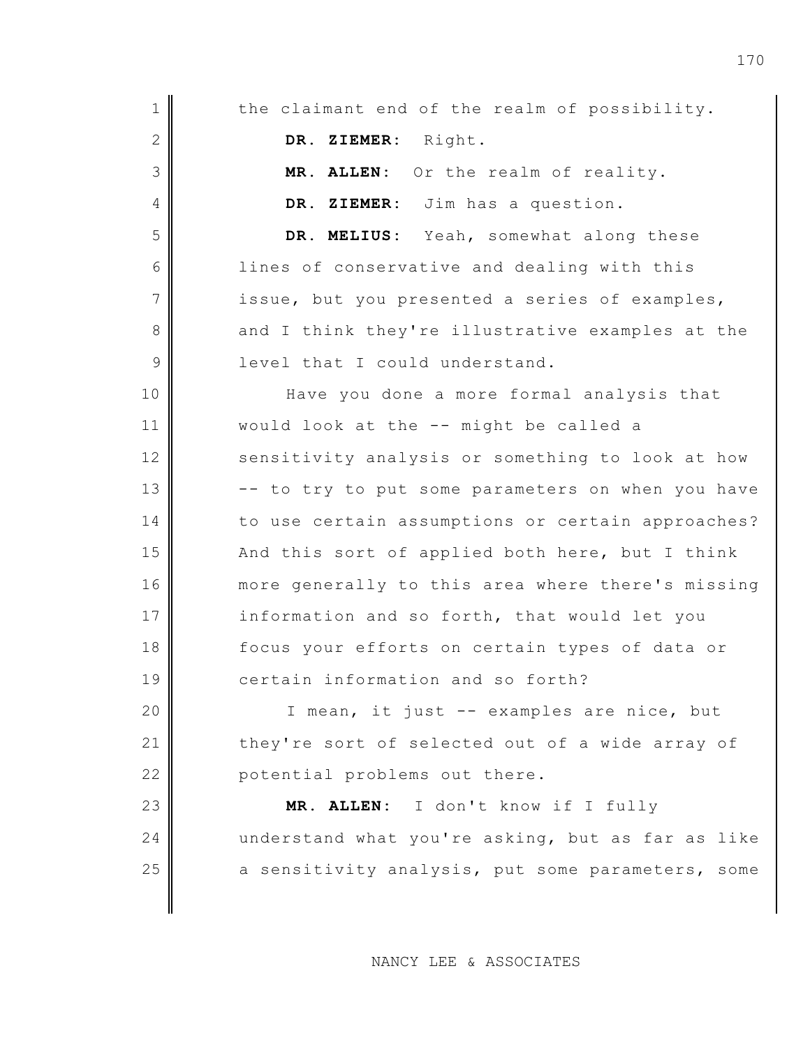the claimant end of the realm of possibility.

**DR. ZIEMER:** Right.

**MR. ALLEN:** Or the realm of reality.

**DR. ZIEMER:** Jim has a question.

**DR. MELIUS:** Yeah, somewhat along these lines of conservative and dealing with this issue, but you presented a series of examples, and I think they're illustrative examples at the level that I could understand.

Have you done a more formal analysis that would look at the -- might be called a sensitivity analysis or something to look at how -- to try to put some parameters on when you have to use certain assumptions or certain approaches? And this sort of applied both here, but I think more generally to this area where there's missing information and so forth, that would let you focus your efforts on certain types of data or certain information and so forth?

I mean, it just -- examples are nice, but they're sort of selected out of a wide array of potential problems out there.

**MR. ALLEN:** I don't know if I fully understand what you're asking, but as far as like a sensitivity analysis, put some parameters, some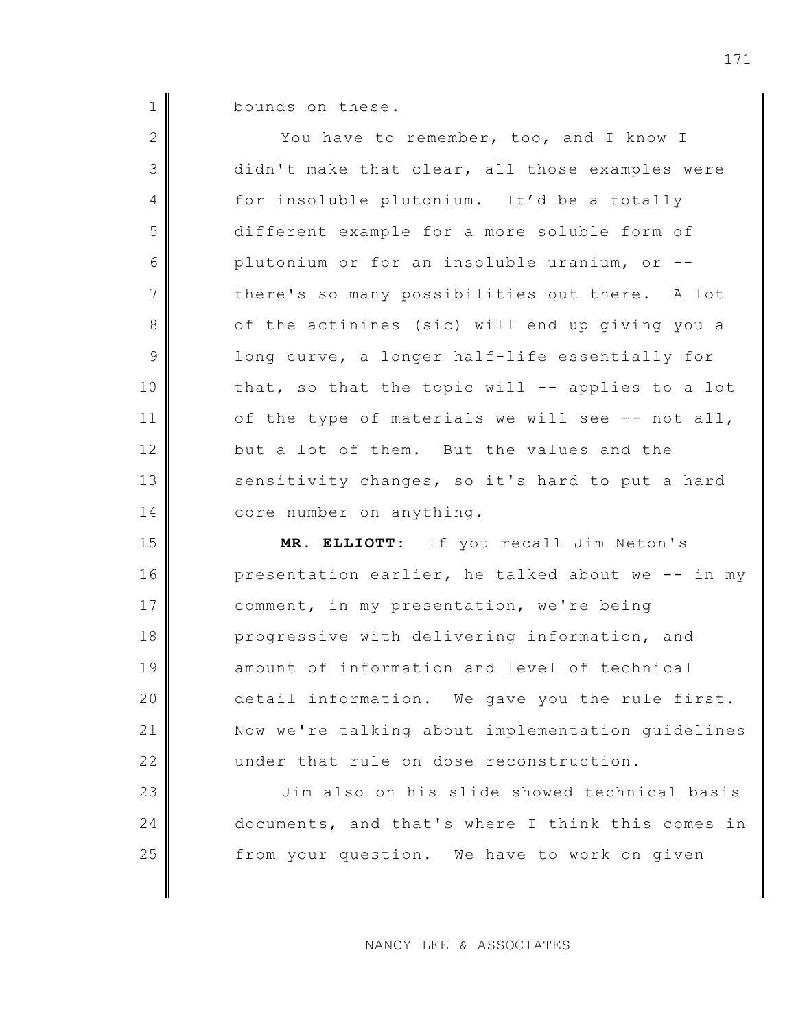bounds on these.

You have to remember, too, and I know I didn't make that clear, all those examples were for insoluble plutonium. It'd be a totally different example for a more soluble form of plutonium or for an insoluble uranium, or -- there's so many possibilities out there. A lot of the actinines (sic) will end up giving you a long curve, a longer half-life essentially for that, so that the topic will -- applies to a lot of the type of materials we will see -- not all, but a lot of them. But the values and the sensitivity changes, so it's hard to put a hard core number on anything.

**MR. ELLIOTT:** If you recall Jim Neton's presentation earlier, he talked about we -- in my comment, in my presentation, we're being progressive with delivering information, and amount of information and level of technical detail information. We gave you the rule first. Now we're talking about implementation guidelines under that rule on dose reconstruction.

Jim also on his slide showed technical basis documents, and that's where I think this comes in from your question. We have to work on given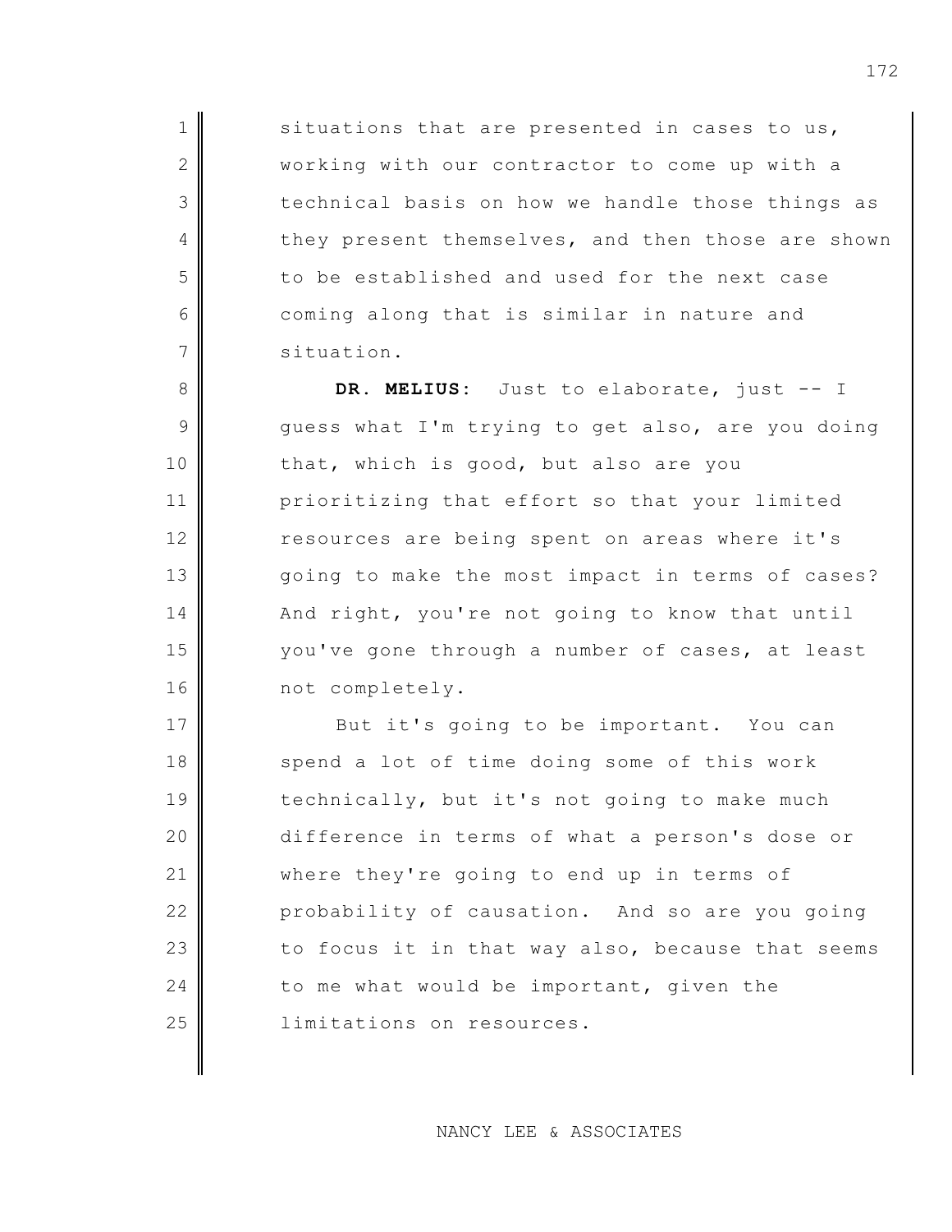situations that are presented in cases to us, working with our contractor to come up with a technical basis on how we handle those things as they present themselves, and then those are shown to be established and used for the next case coming along that is similar in nature and situation.

**DR. MELIUS:** Just to elaborate, just -- I guess what I'm trying to get also, are you doing that, which is good, but also are you prioritizing that effort so that your limited resources are being spent on areas where it's going to make the most impact in terms of cases? And right, you're not going to know that until you've gone through a number of cases, at least not completely.

But it's going to be important. You can spend a lot of time doing some of this work technically, but it's not going to make much difference in terms of what a person's dose or where they're going to end up in terms of probability of causation. And so are you going to focus it in that way also, because that seems to me what would be important, given the limitations on resources.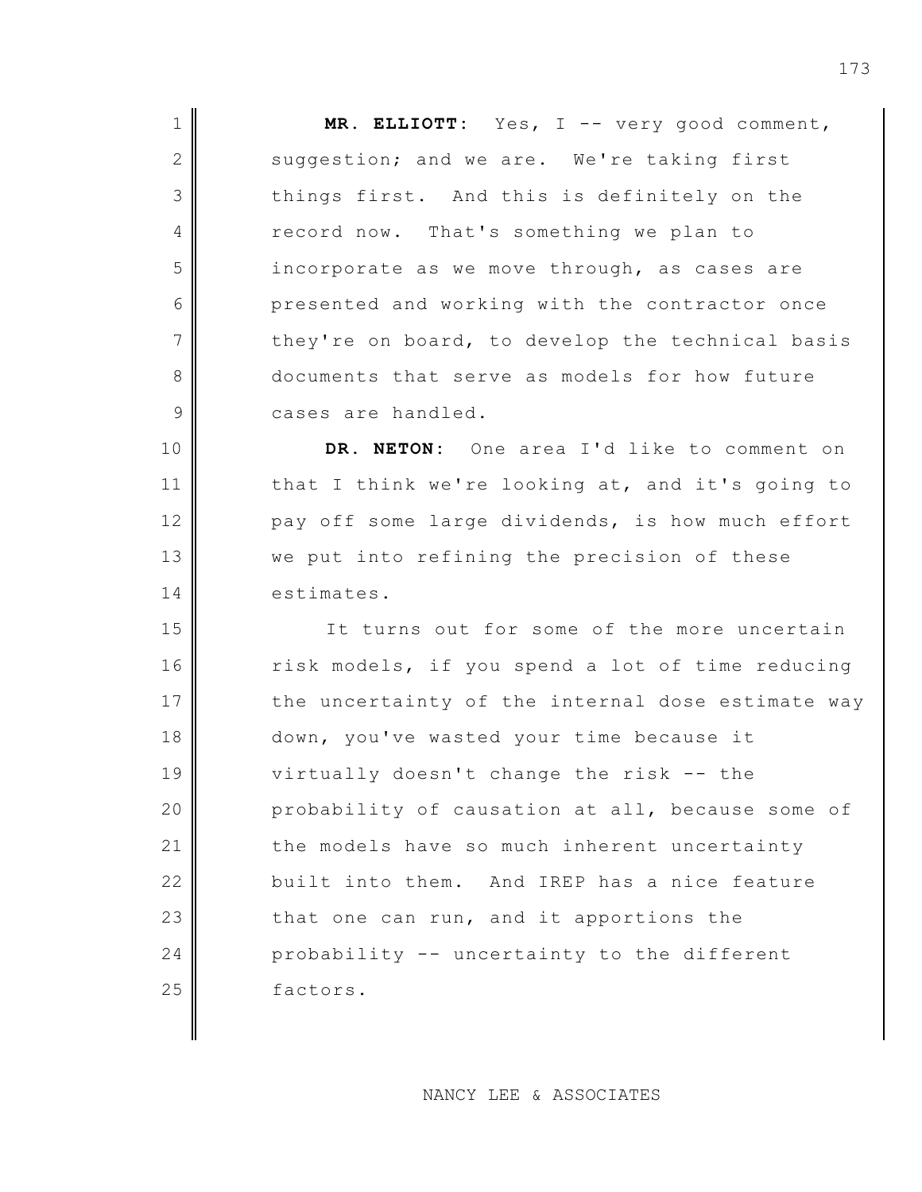**MR. ELLIOTT:** Yes, I -- very good comment, suggestion; and we are. We're taking first things first. And this is definitely on the record now. That's something we plan to incorporate as we move through, as cases are presented and working with the contractor once they're on board, to develop the technical basis documents that serve as models for how future cases are handled.

**DR. NETON:** One area I'd like to comment on that I think we're looking at, and it's going to pay off some large dividends, is how much effort we put into refining the precision of these estimates.

It turns out for some of the more uncertain risk models, if you spend a lot of time reducing the uncertainty of the internal dose estimate way down, you've wasted your time because it virtually doesn't change the risk -- the probability of causation at all, because some of the models have so much inherent uncertainty built into them. And IREP has a nice feature that one can run, and it apportions the probability -- uncertainty to the different factors.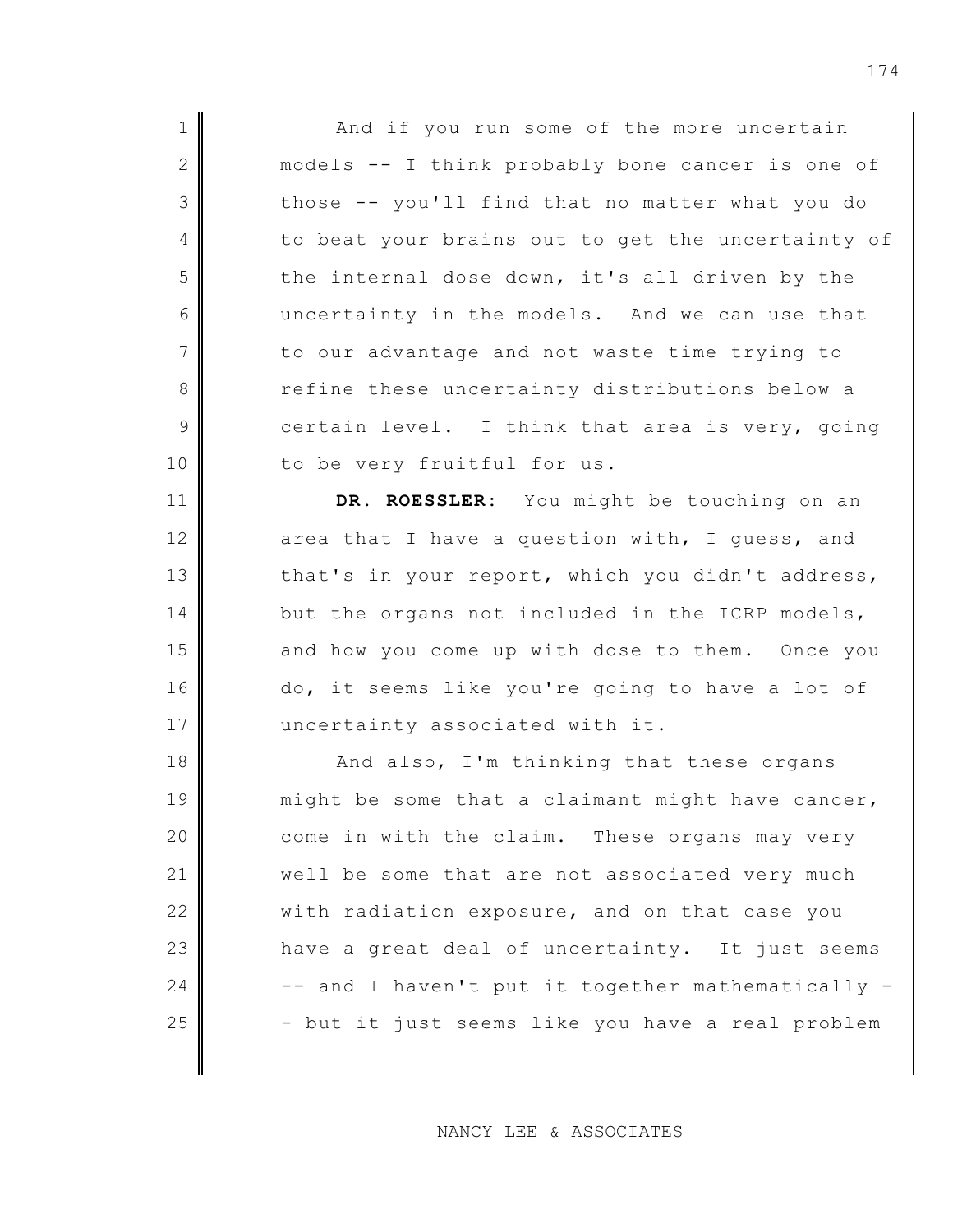And if you run some of the more uncertain models -- I think probably bone cancer is one of those -- you'll find that no matter what you do to beat your brains out to get the uncertainty of the internal dose down, it's all driven by the uncertainty in the models. And we can use that to our advantage and not waste time trying to refine these uncertainty distributions below a certain level. I think that area is very, going to be very fruitful for us.

**DR. ROESSLER:** You might be touching on an area that I have a question with, I guess, and that's in your report, which you didn't address, but the organs not included in the ICRP models, and how you come up with dose to them. Once you do, it seems like you're going to have a lot of uncertainty associated with it.

And also, I'm thinking that these organs might be some that a claimant might have cancer, come in with the claim. These organs may very well be some that are not associated very much with radiation exposure, and on that case you have a great deal of uncertainty. It just seems -- and I haven't put it together mathematically -- but it just seems like you have a real problem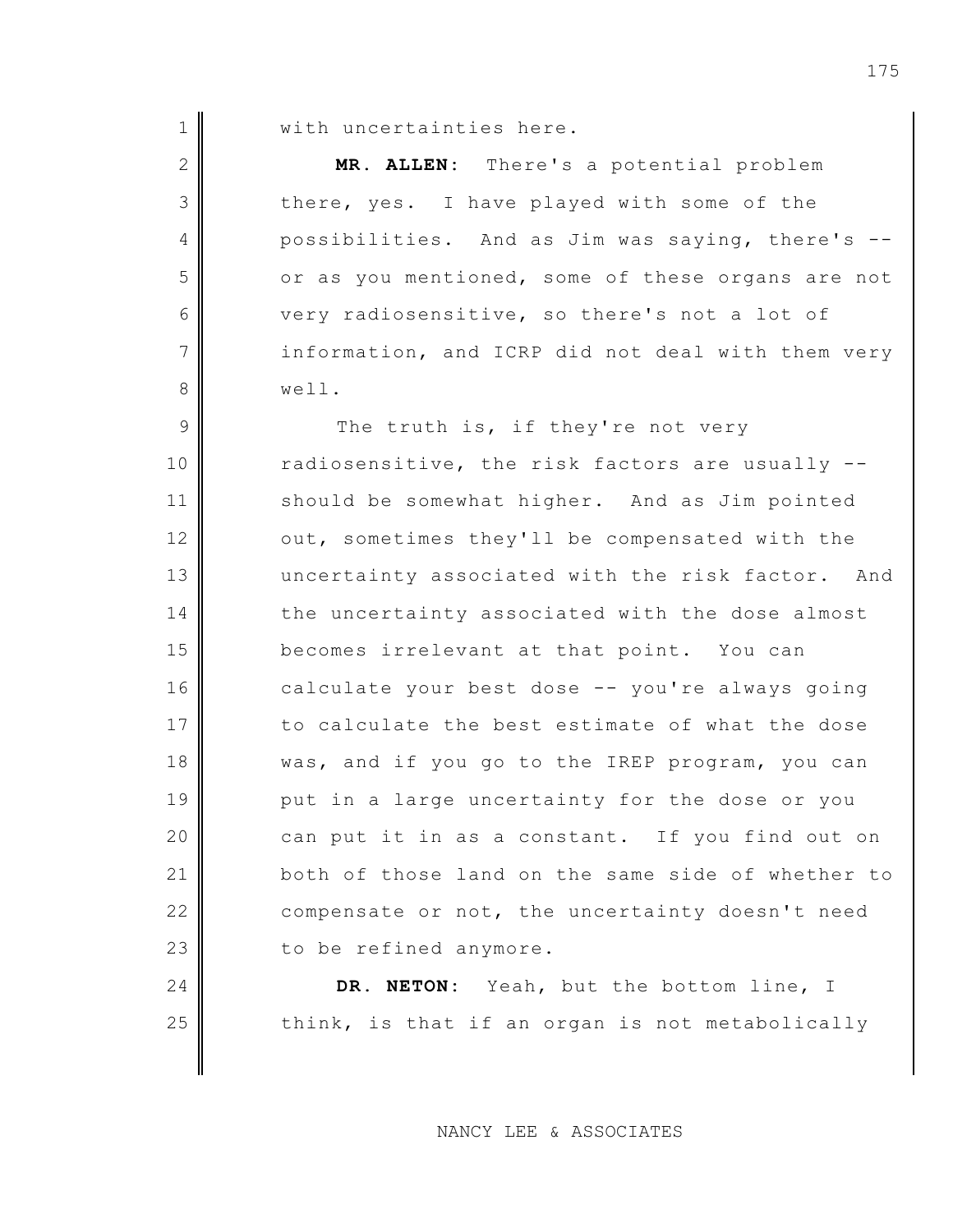with uncertainties here.

**MR. ALLEN**: There's a potential problem there, yes. I have played with some of the possibilities. And as Jim was saying, there's -- or as you mentioned, some of these organs are not very radiosensitive, so there's not a lot of information, and ICRP did not deal with them very well.

The truth is, if they're not very radiosensitive, the risk factors are usually -- should be somewhat higher. And as Jim pointed out, sometimes they'll be compensated with the uncertainty associated with the risk factor. And the uncertainty associated with the dose almost becomes irrelevant at that point. You can calculate your best dose -- you're always going to calculate the best estimate of what the dose was, and if you go to the IREP program, you can put in a large uncertainty for the dose or you can put it in as a constant. If you find out on both of those land on the same side of whether to compensate or not, the uncertainty doesn't need to be refined anymore.

**DR. NETON**: Yeah, but the bottom line, I think, is that if an organ is not metabolically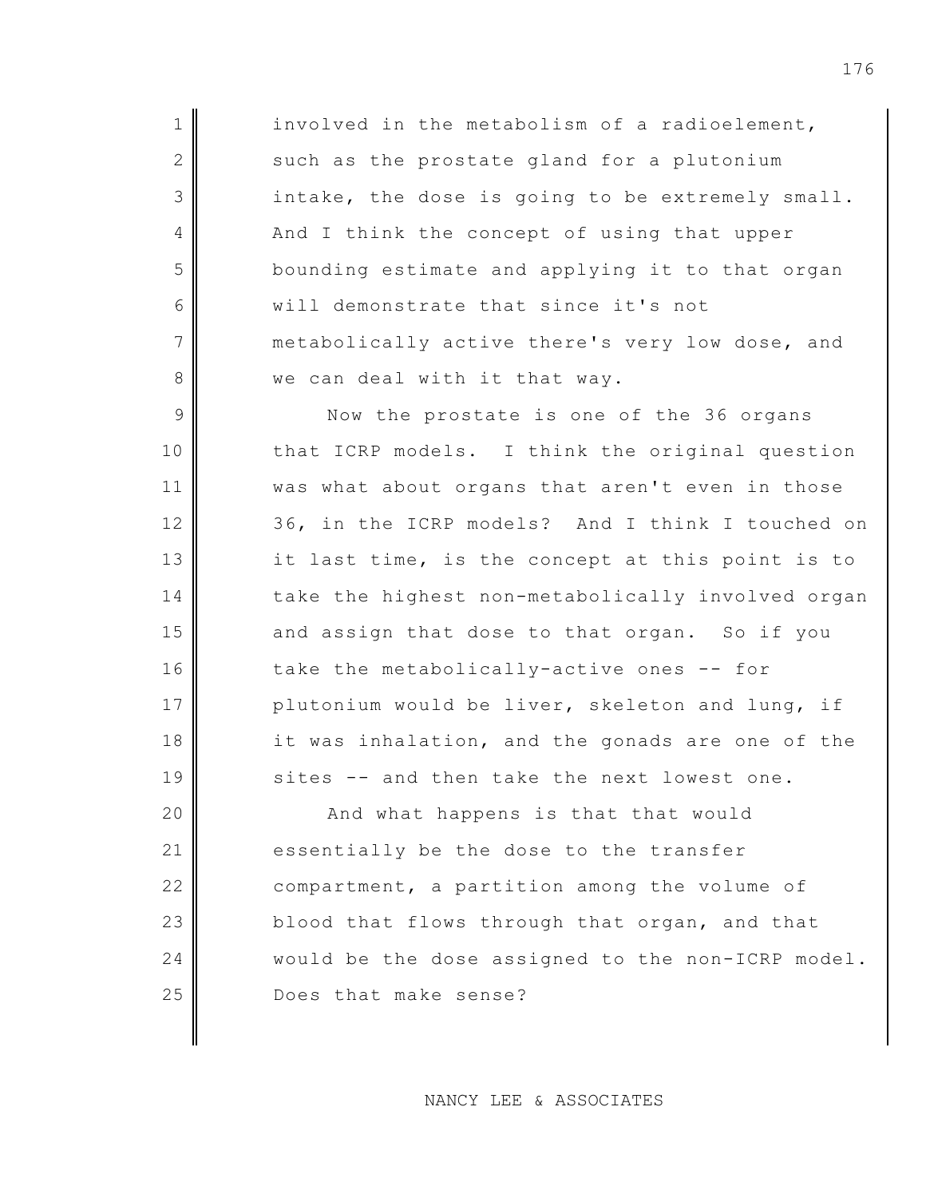involved in the metabolism of a radioelement, such as the prostate gland for a plutonium intake, the dose is going to be extremely small. And I think the concept of using that upper bounding estimate and applying it to that organ will demonstrate that since it's not metabolically active there's very low dose, and we can deal with it that way.

Now the prostate is one of the 36 organs that ICRP models. I think the original question was what about organs that aren't even in those 36, in the ICRP models? And I think I touched on it last time, is the concept at this point is to take the highest non-metabolically involved organ and assign that dose to that organ. So if you take the metabolically-active ones -- for plutonium would be liver, skeleton and lung, if it was inhalation, and the gonads are one of the sites -- and then take the next lowest one.

And what happens is that that would essentially be the dose to the transfer compartment, a partition among the volume of blood that flows through that organ, and that would be the dose assigned to the non-ICRP model. Does that make sense?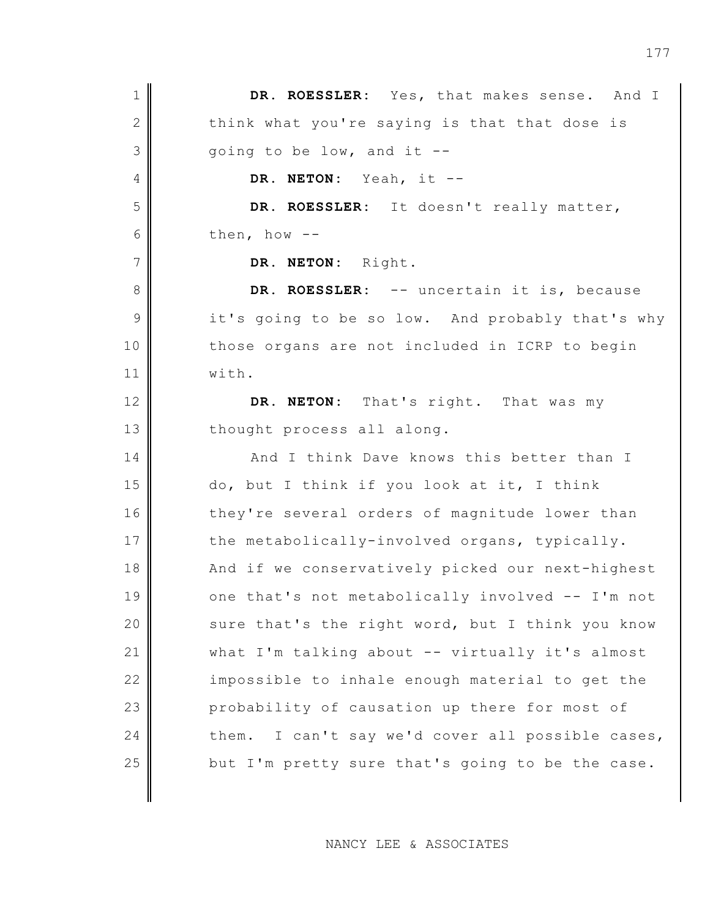**DR. ROESSLER:** Yes, that makes sense. And I think what you're saying is that that dose is going to be low, and it --

**DR. NETON:** Yeah, it --

**DR. ROESSLER:** It doesn't really matter, then, how --

**DR. NETON:** Right.

**DR. ROESSLER:** -- uncertain it is, because it's going to be so low. And probably that's why those organs are not included in ICRP to begin with.

**DR. NETON:** That's right. That was my thought process all along.

And I think Dave knows this better than I do, but I think if you look at it, I think they're several orders of magnitude lower than the metabolically-involved organs, typically. And if we conservatively picked our next-highest one that's not metabolically involved -- I'm not sure that's the right word, but I think you know what I'm talking about -- virtually it's almost impossible to inhale enough material to get the probability of causation up there for most of them. I can't say we'd cover all possible cases, but I'm pretty sure that's going to be the case.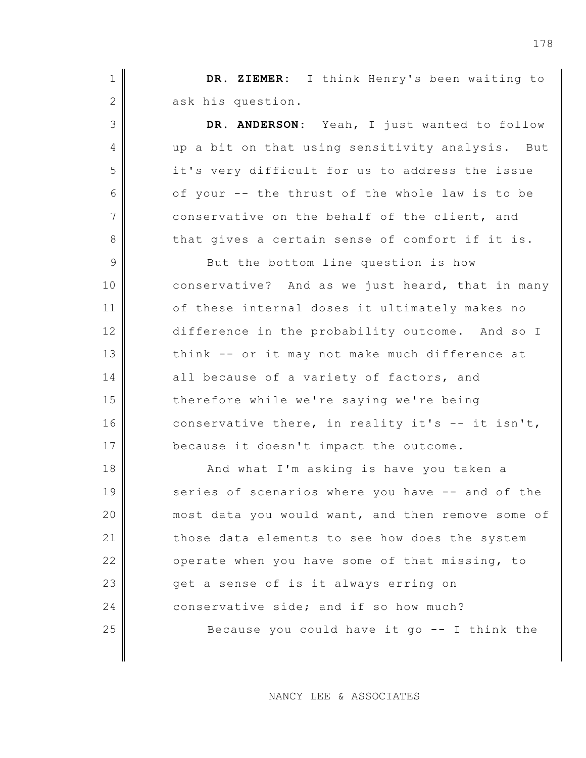**DR. ZIEMER:** I think Henry's been waiting to ask his question.

**DR. ANDERSON:** Yeah, I just wanted to follow up a bit on that using sensitivity analysis. But it's very difficult for us to address the issue of your -- the thrust of the whole law is to be conservative on the behalf of the client, and that gives a certain sense of comfort if it is.

But the bottom line question is how conservative? And as we just heard, that in many of these internal doses it ultimately makes no difference in the probability outcome. And so I think -- or it may not make much difference at all because of a variety of factors, and therefore while we're saying we're being conservative there, in reality it's -- it isn't, because it doesn't impact the outcome.

And what I'm asking is have you taken a series of scenarios where you have -- and of the most data you would want, and then remove some of those data elements to see how does the system operate when you have some of that missing, to get a sense of is it always erring on conservative side; and if so how much?

Because you could have it go -- I think the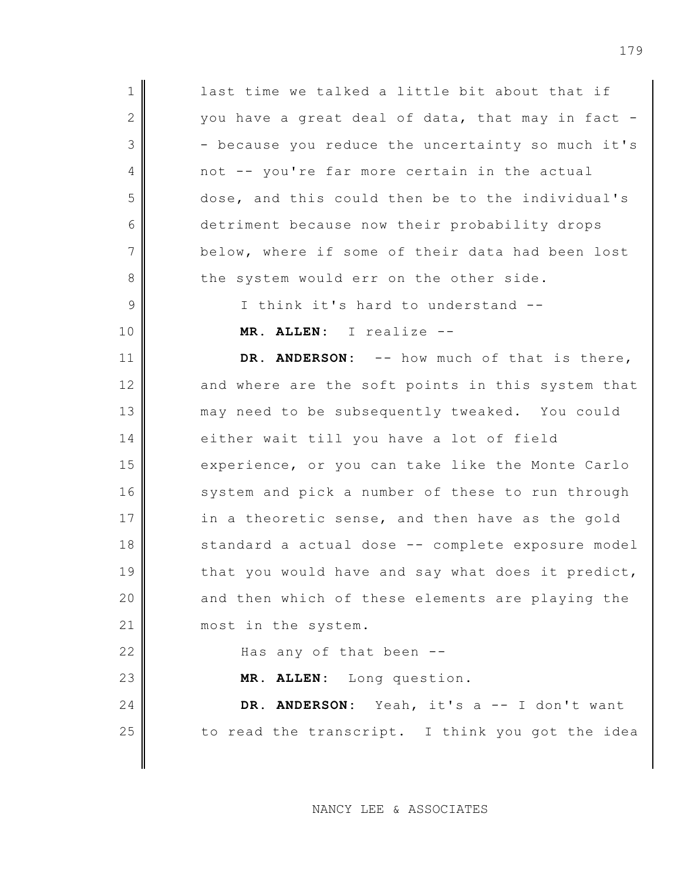last time we talked a little bit about that if you have a great deal of data, that may in fact -- because you reduce the uncertainty so much it's not -- you're far more certain in the actual dose, and this could then be to the individual's detriment because now their probability drops below, where if some of their data had been lost the system would err on the other side.

I think it's hard to understand --

**MR. ALLEN:** I realize --

**DR. ANDERSON:** -- how much of that is there, and where are the soft points in this system that may need to be subsequently tweaked. You could either wait till you have a lot of field experience, or you can take like the Monte Carlo system and pick a number of these to run through in a theoretic sense, and then have as the gold standard a actual dose -- complete exposure model that you would have and say what does it predict, and then which of these elements are playing the most in the system.

Has any of that been --

**MR. ALLEN:** Long question.

**DR. ANDERSON:** Yeah, it's a -- I don't want to read the transcript. I think you got the idea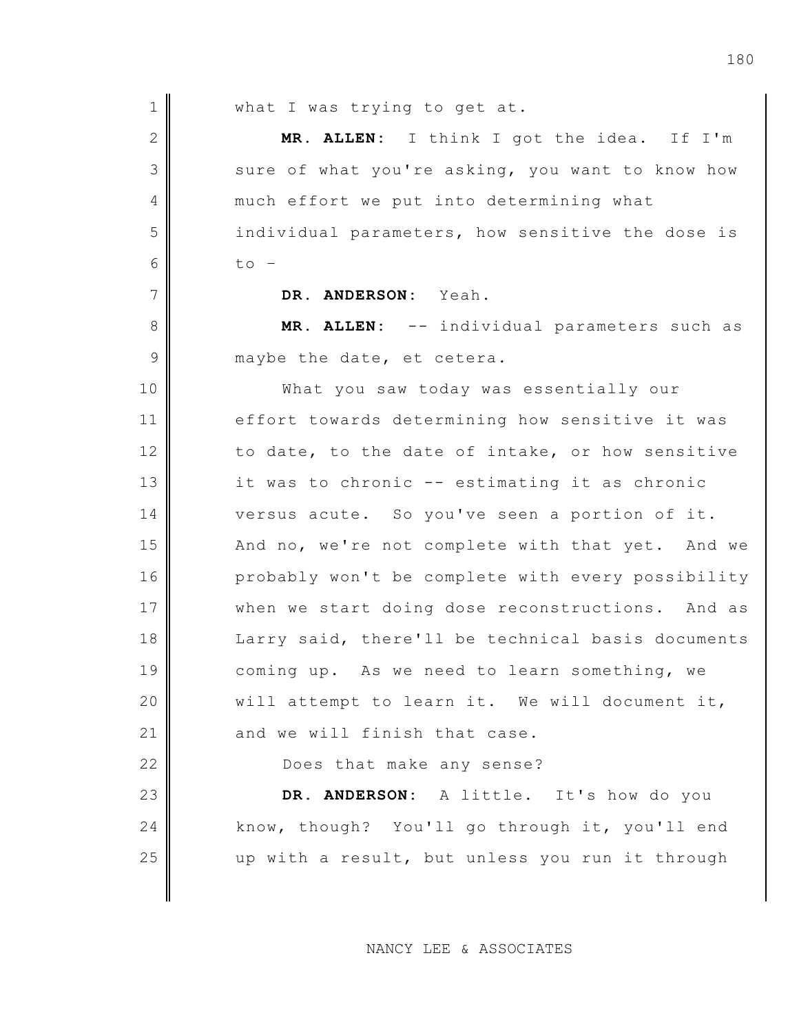what I was trying to get at.

**MR. ALLEN**: I think I got the idea. If I'm sure of what you're asking, you want to know how much effort we put into determining what individual parameters, how sensitive the dose is to –

**DR. ANDERSON**: Yeah.

**MR. ALLEN**: -- individual parameters such as maybe the date, et cetera.

What you saw today was essentially our effort towards determining how sensitive it was to date, to the date of intake, or how sensitive it was to chronic -- estimating it as chronic versus acute. So you've seen a portion of it. And no, we're not complete with that yet. And we probably won't be complete with every possibility when we start doing dose reconstructions. And as Larry said, there'll be technical basis documents coming up. As we need to learn something, we will attempt to learn it. We will document it, and we will finish that case.

Does that make any sense?

**DR. ANDERSON**: A little. It's how do you know, though? You'll go through it, you'll end up with a result, but unless you run it through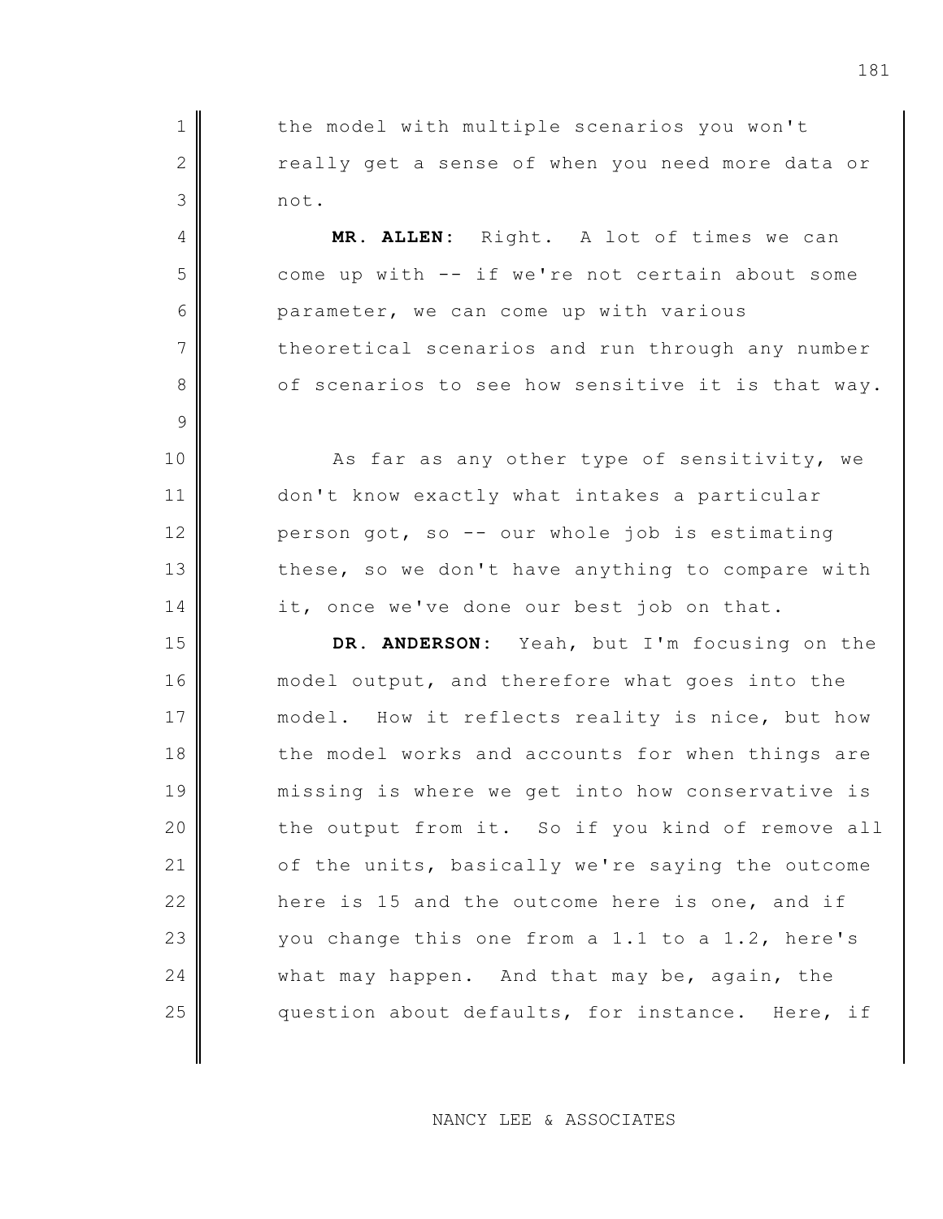the model with multiple scenarios you won't really get a sense of when you need more data or not.

**MR. ALLEN:** Right. A lot of times we can come up with -- if we're not certain about some parameter, we can come up with various theoretical scenarios and run through any number of scenarios to see how sensitive it is that way.

As far as any other type of sensitivity, we don't know exactly what intakes a particular person got, so -- our whole job is estimating these, so we don't have anything to compare with it, once we've done our best job on that.

**DR. ANDERSON:** Yeah, but I'm focusing on the model output, and therefore what goes into the model. How it reflects reality is nice, but how the model works and accounts for when things are missing is where we get into how conservative is the output from it. So if you kind of remove all of the units, basically we're saying the outcome here is 15 and the outcome here is one, and if you change this one from a 1.1 to a 1.2, here's what may happen. And that may be, again, the question about defaults, for instance. Here, if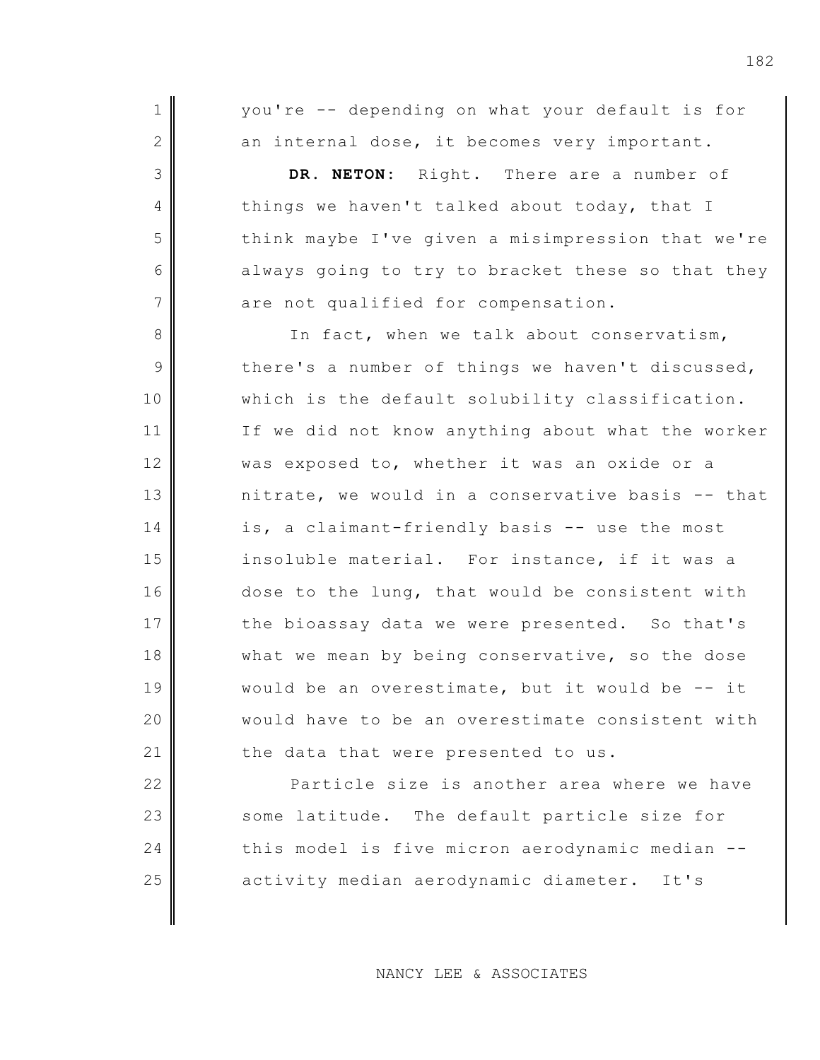you're -- depending on what your default is for an internal dose, it becomes very important.

**DR. NETON:** Right. There are a number of things we haven't talked about today, that I think maybe I've given a misimpression that we're always going to try to bracket these so that they are not qualified for compensation.

In fact, when we talk about conservatism, there's a number of things we haven't discussed, which is the default solubility classification. If we did not know anything about what the worker was exposed to, whether it was an oxide or a nitrate, we would in a conservative basis -- that is, a claimant-friendly basis -- use the most insoluble material. For instance, if it was a dose to the lung, that would be consistent with the bioassay data we were presented. So that's what we mean by being conservative, so the dose would be an overestimate, but it would be -- it would have to be an overestimate consistent with the data that were presented to us.

Particle size is another area where we have some latitude. The default particle size for this model is five micron aerodynamic median -- activity median aerodynamic diameter. It's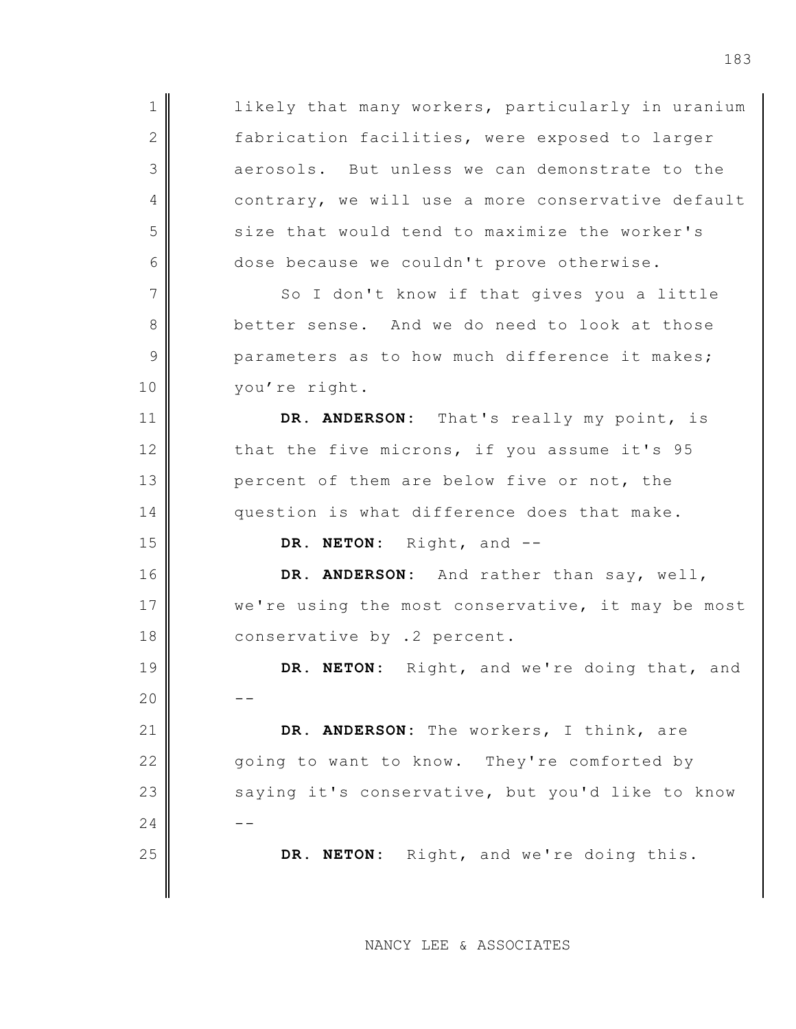likely that many workers, particularly in uranium fabrication facilities, were exposed to larger aerosols. But unless we can demonstrate to the contrary, we will use a more conservative default size that would tend to maximize the worker's dose because we couldn't prove otherwise.

So I don't know if that gives you a little better sense. And we do need to look at those parameters as to how much difference it makes; you're right.

**DR. ANDERSON:** That's really my point, is that the five microns, if you assume it's 95 percent of them are below five or not, the question is what difference does that make.

**DR. NETON:** Right, and --

**DR. ANDERSON:** And rather than say, well, we're using the most conservative, it may be most conservative by .2 percent.

**DR. NETON:** Right, and we're doing that, and --

**DR. ANDERSON:** The workers, I think, are going to want to know. They're comforted by saying it's conservative, but you'd like to know --

**DR. NETON:** Right, and we're doing this.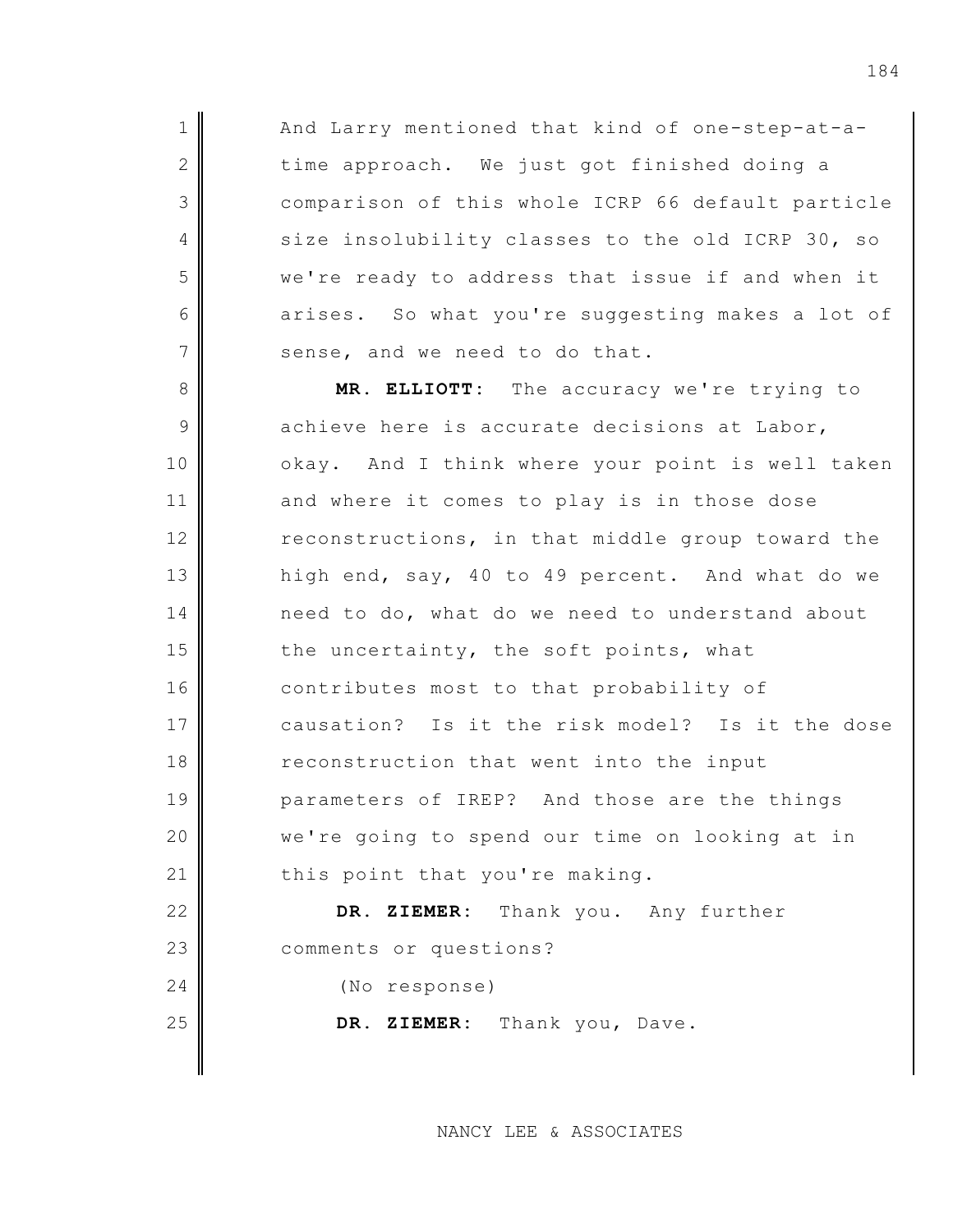And Larry mentioned that kind of one-step-at-a-time approach. We just got finished doing a comparison of this whole ICRP 66 default particle size insolubility classes to the old ICRP 30, so we're ready to address that issue if and when it arises. So what you're suggesting makes a lot of sense, and we need to do that.

**MR. ELLIOTT:** The accuracy we're trying to achieve here is accurate decisions at Labor, okay. And I think where your point is well taken and where it comes to play is in those dose reconstructions, in that middle group toward the high end, say, 40 to 49 percent. And what do we need to do, what do we need to understand about the uncertainty, the soft points, what contributes most to that probability of causation? Is it the risk model? Is it the dose reconstruction that went into the input parameters of IREP? And those are the things we're going to spend our time on looking at in this point that you're making.

**DR. ZIEMER:** Thank you. Any further comments or questions?

(No response)

**DR. ZIEMER:** Thank you, Dave.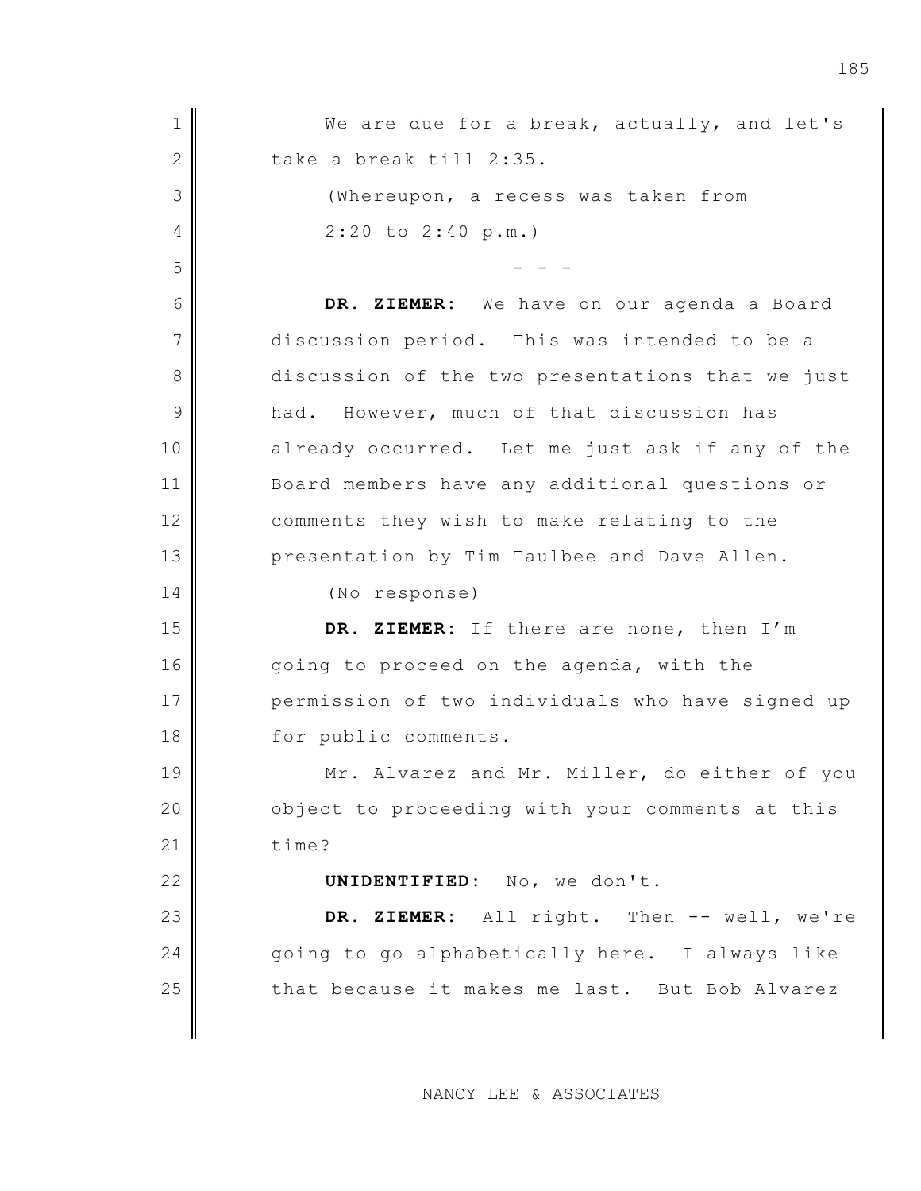We are due for a break, actually, and let's take a break till 2:35.

(Whereupon, a recess was taken from 2:20 to 2:40 p.m.)

- - -

**DR. ZIEMER**: We have on our agenda a Board discussion period. This was intended to be a discussion of the two presentations that we just had. However, much of that discussion has already occurred. Let me just ask if any of the Board members have any additional questions or comments they wish to make relating to the presentation by Tim Taulbee and Dave Allen.

(No response)

**DR. ZIEMER**: If there are none, then I'm going to proceed on the agenda, with the permission of two individuals who have signed up for public comments.

Mr. Alvarez and Mr. Miller, do either of you object to proceeding with your comments at this time?

**UNIDENTIFIED**: No, we don't.

**DR. ZIEMER**: All right. Then -- well, we're going to go alphabetically here. I always like that because it makes me last. But Bob Alvarez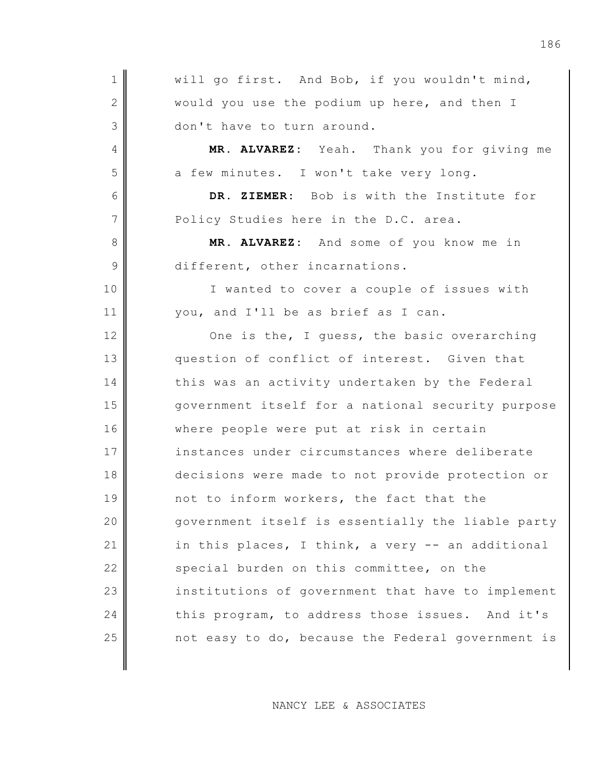will go first. And Bob, if you wouldn't mind, would you use the podium up here, and then I don't have to turn around.

**MR. ALVAREZ:** Yeah. Thank you for giving me a few minutes. I won't take very long.

**DR. ZIEMER:** Bob is with the Institute for Policy Studies here in the D.C. area.

**MR. ALVAREZ:** And some of you know me in different, other incarnations.

I wanted to cover a couple of issues with you, and I'll be as brief as I can.

One is the, I guess, the basic overarching question of conflict of interest. Given that this was an activity undertaken by the Federal government itself for a national security purpose where people were put at risk in certain instances under circumstances where deliberate decisions were made to not provide protection or not to inform workers, the fact that the government itself is essentially the liable party in this places, I think, a very -- an additional special burden on this committee, on the institutions of government that have to implement this program, to address those issues. And it's not easy to do, because the Federal government is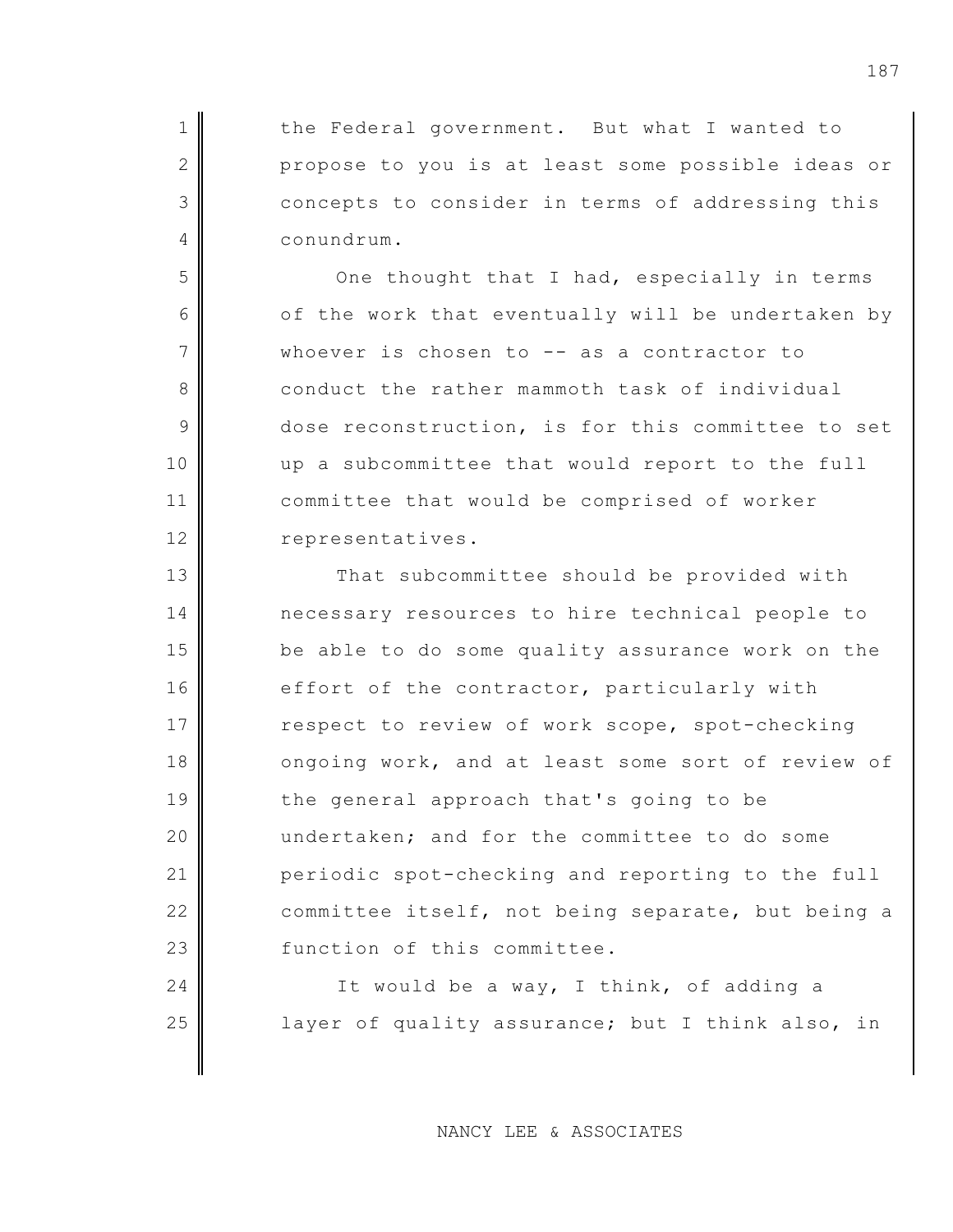the Federal government. But what I wanted to propose to you is at least some possible ideas or concepts to consider in terms of addressing this conundrum.

One thought that I had, especially in terms of the work that eventually will be undertaken by whoever is chosen to -- as a contractor to conduct the rather mammoth task of individual dose reconstruction, is for this committee to set up a subcommittee that would report to the full committee that would be comprised of worker representatives.

That subcommittee should be provided with necessary resources to hire technical people to be able to do some quality assurance work on the effort of the contractor, particularly with respect to review of work scope, spot-checking ongoing work, and at least some sort of review of the general approach that's going to be undertaken; and for the committee to do some periodic spot-checking and reporting to the full committee itself, not being separate, but being a function of this committee.

It would be a way, I think, of adding a layer of quality assurance; but I think also, in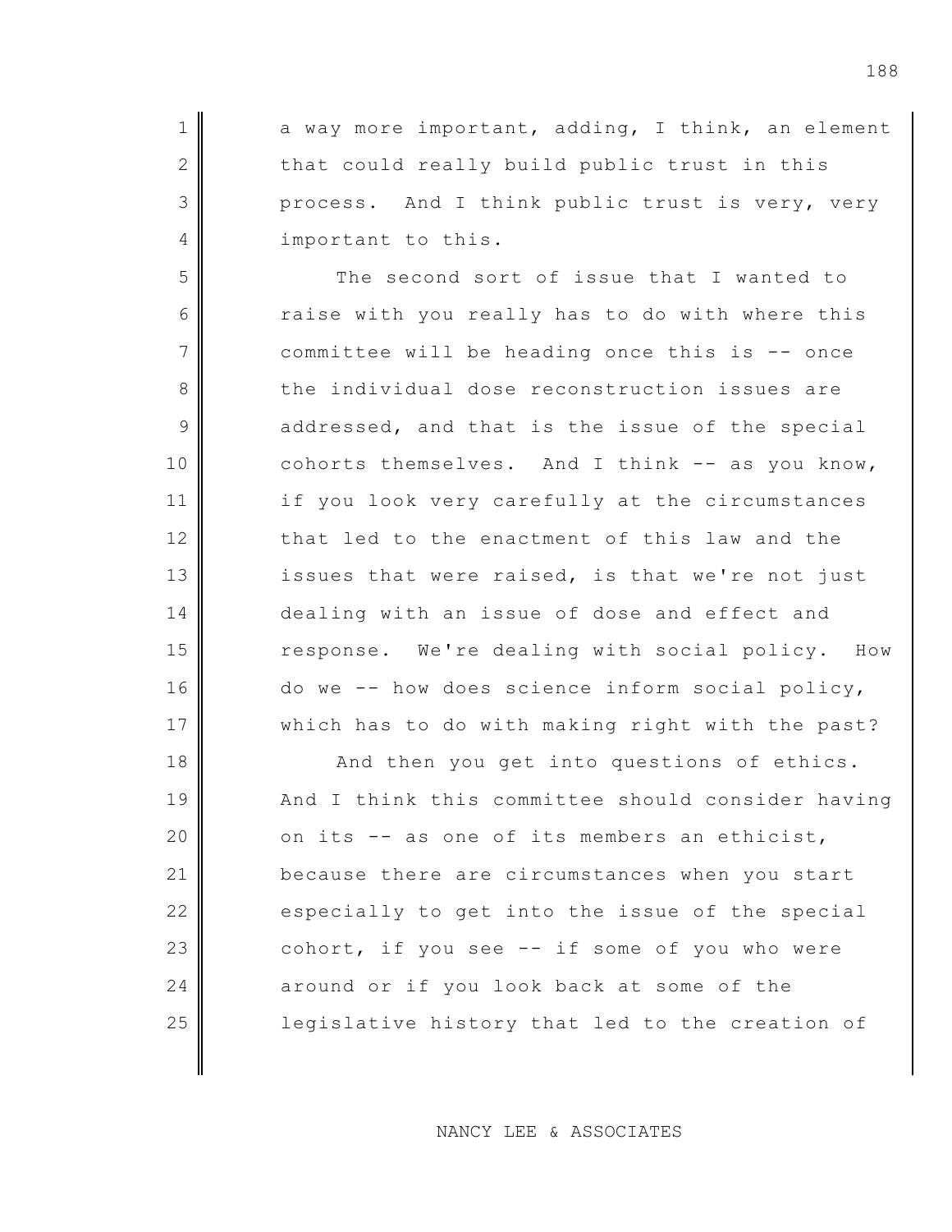a way more important, adding, I think, an element that could really build public trust in this process. And I think public trust is very, very important to this.

The second sort of issue that I wanted to raise with you really has to do with where this committee will be heading once this is -- once the individual dose reconstruction issues are addressed, and that is the issue of the special cohorts themselves. And I think -- as you know, if you look very carefully at the circumstances that led to the enactment of this law and the issues that were raised, is that we're not just dealing with an issue of dose and effect and response. We're dealing with social policy. How do we -- how does science inform social policy, which has to do with making right with the past?

And then you get into questions of ethics. And I think this committee should consider having on its -- as one of its members an ethicist, because there are circumstances when you start especially to get into the issue of the special cohort, if you see -- if some of you who were around or if you look back at some of the legislative history that led to the creation of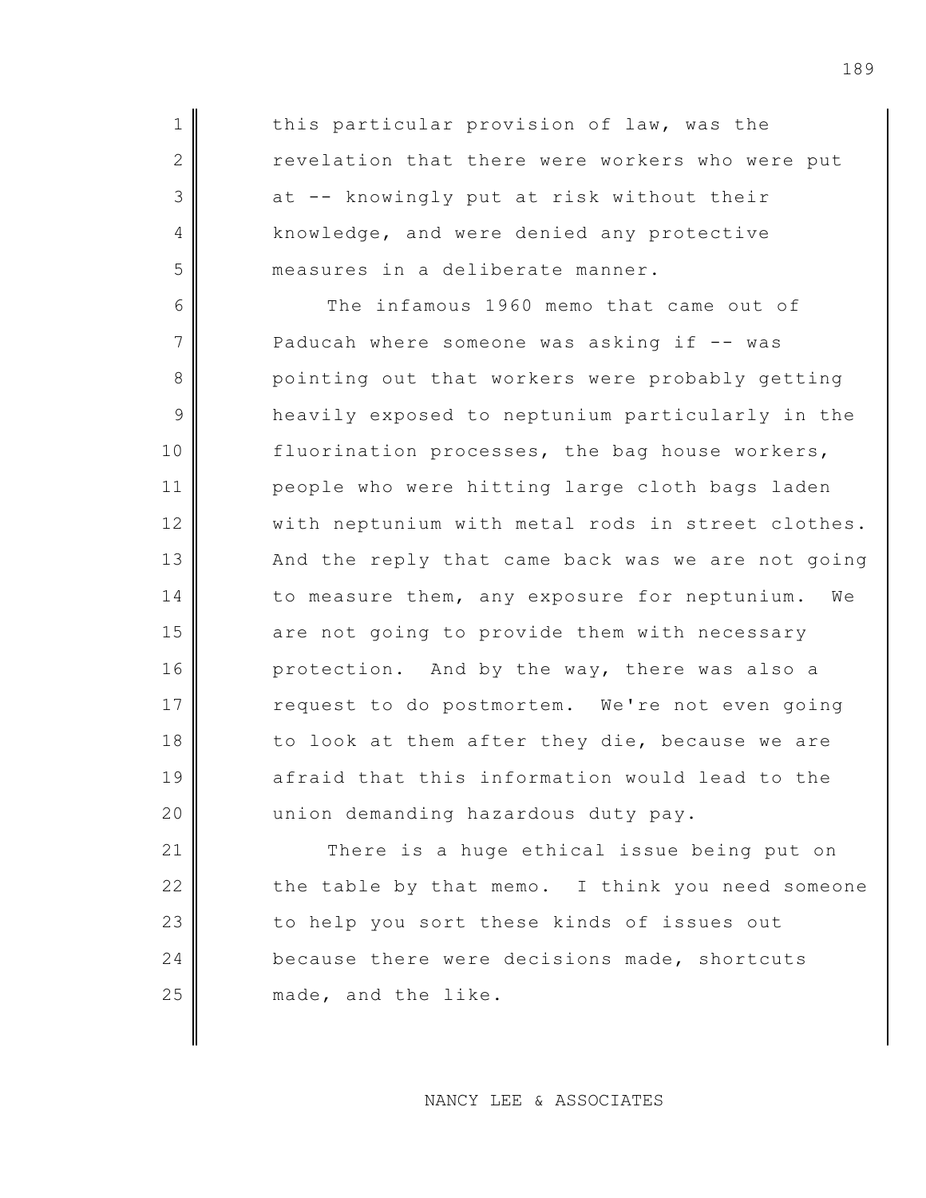this particular provision of law, was the revelation that there were workers who were put at -- knowingly put at risk without their knowledge, and were denied any protective measures in a deliberate manner.

The infamous 1960 memo that came out of Paducah where someone was asking if -- was pointing out that workers were probably getting heavily exposed to neptunium particularly in the fluorination processes, the bag house workers, people who were hitting large cloth bags laden with neptunium with metal rods in street clothes. And the reply that came back was we are not going to measure them, any exposure for neptunium. We are not going to provide them with necessary protection. And by the way, there was also a request to do postmortem. We're not even going to look at them after they die, because we are afraid that this information would lead to the union demanding hazardous duty pay.

There is a huge ethical issue being put on the table by that memo. I think you need someone to help you sort these kinds of issues out because there were decisions made, shortcuts made, and the like.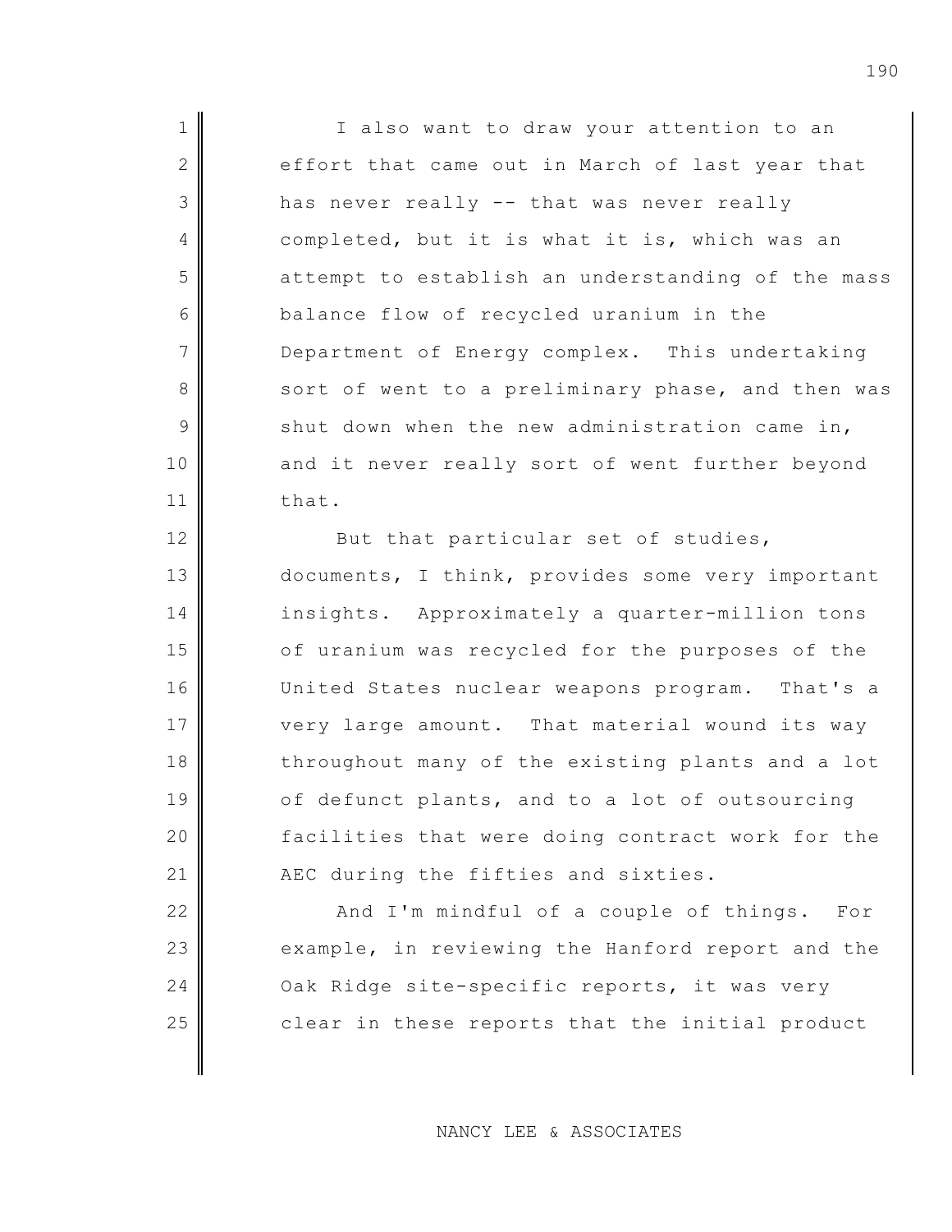I also want to draw your attention to an effort that came out in March of last year that has never really -- that was never really completed, but it is what it is, which was an attempt to establish an understanding of the mass balance flow of recycled uranium in the Department of Energy complex. This undertaking sort of went to a preliminary phase, and then was shut down when the new administration came in, and it never really sort of went further beyond that.

But that particular set of studies, documents, I think, provides some very important insights. Approximately a quarter-million tons of uranium was recycled for the purposes of the United States nuclear weapons program. That's a very large amount. That material wound its way throughout many of the existing plants and a lot of defunct plants, and to a lot of outsourcing facilities that were doing contract work for the AEC during the fifties and sixties.

And I'm mindful of a couple of things. For example, in reviewing the Hanford report and the Oak Ridge site-specific reports, it was very clear in these reports that the initial product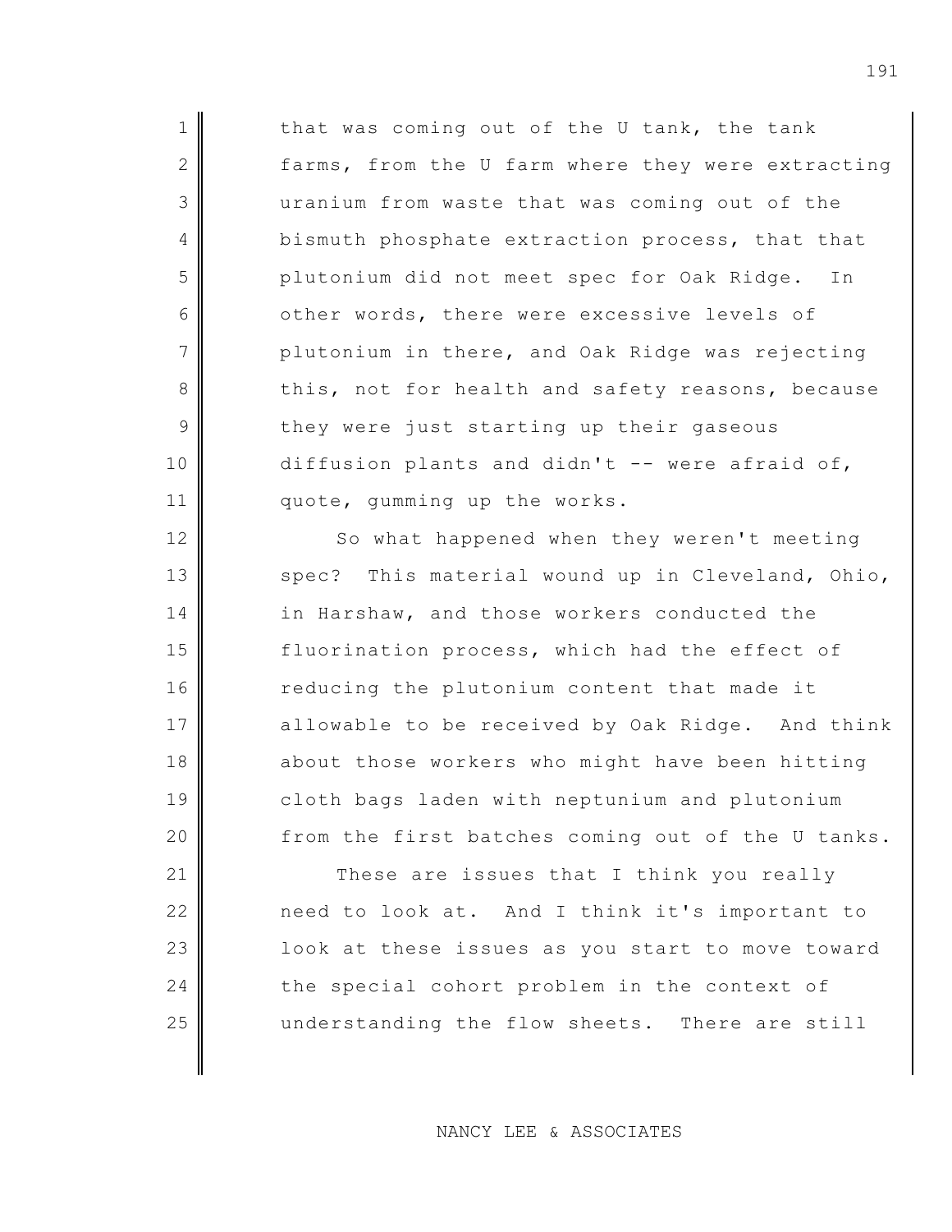that was coming out of the U tank, the tank farms, from the U farm where they were extracting uranium from waste that was coming out of the bismuth phosphate extraction process, that that plutonium did not meet spec for Oak Ridge. In other words, there were excessive levels of plutonium in there, and Oak Ridge was rejecting this, not for health and safety reasons, because they were just starting up their gaseous diffusion plants and didn't -- were afraid of, quote, gumming up the works.

So what happened when they weren't meeting spec? This material wound up in Cleveland, Ohio, in Harshaw, and those workers conducted the fluorination process, which had the effect of reducing the plutonium content that made it allowable to be received by Oak Ridge. And think about those workers who might have been hitting cloth bags laden with neptunium and plutonium from the first batches coming out of the U tanks.

These are issues that I think you really need to look at. And I think it's important to look at these issues as you start to move toward the special cohort problem in the context of understanding the flow sheets. There are still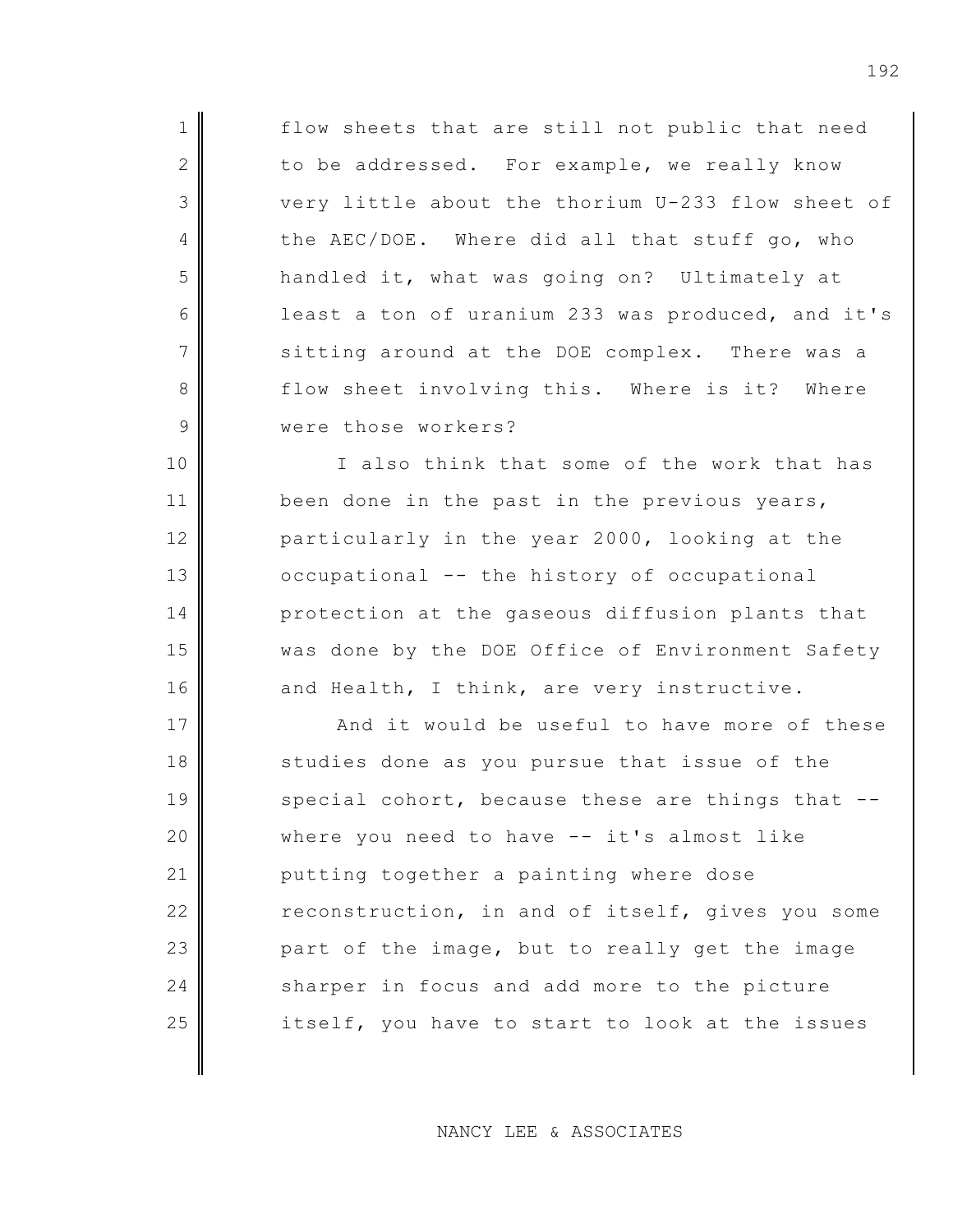flow sheets that are still not public that need to be addressed. For example, we really know very little about the thorium U-233 flow sheet of the AEC/DOE. Where did all that stuff go, who handled it, what was going on? Ultimately at least a ton of uranium 233 was produced, and it's sitting around at the DOE complex. There was a flow sheet involving this. Where is it? Where were those workers?

I also think that some of the work that has been done in the past in the previous years, particularly in the year 2000, looking at the occupational -- the history of occupational protection at the gaseous diffusion plants that was done by the DOE Office of Environment Safety and Health, I think, are very instructive.

And it would be useful to have more of these studies done as you pursue that issue of the special cohort, because these are things that -- where you need to have -- it's almost like putting together a painting where dose reconstruction, in and of itself, gives you some part of the image, but to really get the image sharper in focus and add more to the picture itself, you have to start to look at the issues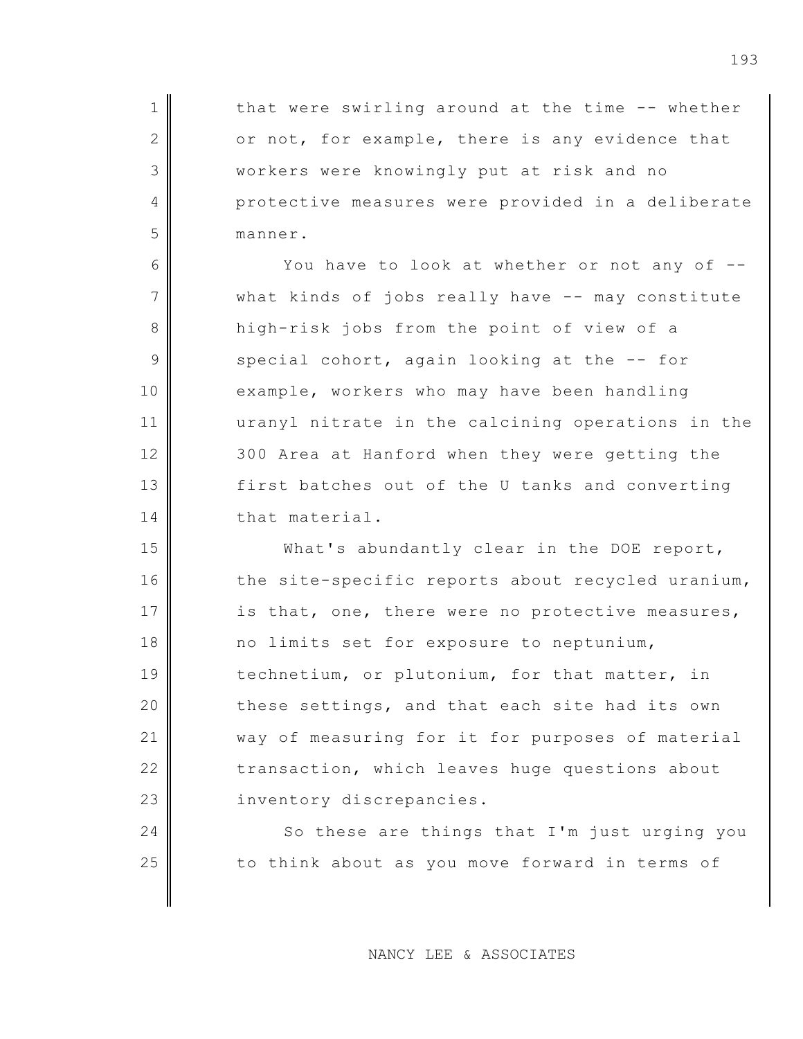that were swirling around at the time -- whether or not, for example, there is any evidence that workers were knowingly put at risk and no protective measures were provided in a deliberate manner.

You have to look at whether or not any of -- what kinds of jobs really have -- may constitute high-risk jobs from the point of view of a special cohort, again looking at the -- for example, workers who may have been handling uranyl nitrate in the calcining operations in the 300 Area at Hanford when they were getting the first batches out of the U tanks and converting that material.

What's abundantly clear in the DOE report, the site-specific reports about recycled uranium, is that, one, there were no protective measures, no limits set for exposure to neptunium, technetium, or plutonium, for that matter, in these settings, and that each site had its own way of measuring for it for purposes of material transaction, which leaves huge questions about inventory discrepancies.

So these are things that I'm just urging you to think about as you move forward in terms of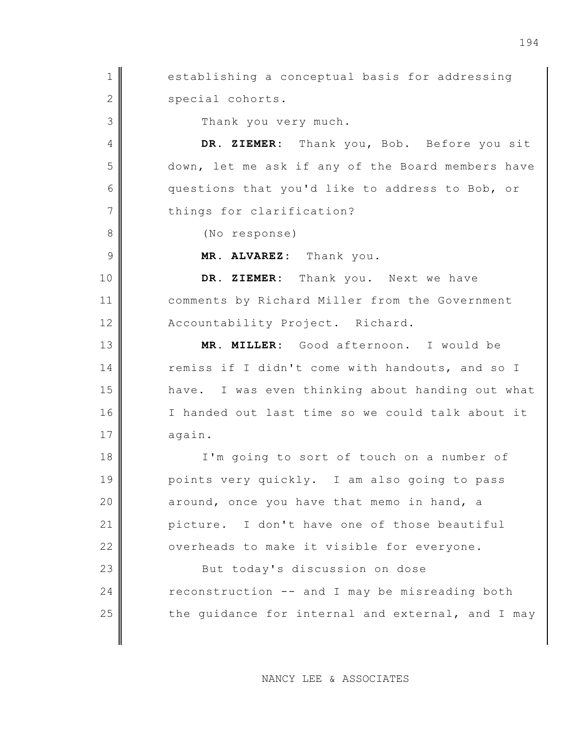establishing a conceptual basis for addressing special cohorts.

Thank you very much.

**DR. ZIEMER:** Thank you, Bob. Before you sit down, let me ask if any of the Board members have questions that you'd like to address to Bob, or things for clarification?

(No response)

**MR. ALVAREZ:** Thank you.

**DR. ZIEMER:** Thank you. Next we have comments by Richard Miller from the Government Accountability Project. Richard.

**MR. MILLER:** Good afternoon. I would be remiss if I didn't come with handouts, and so I have. I was even thinking about handing out what I handed out last time so we could talk about it again.

I'm going to sort of touch on a number of points very quickly. I am also going to pass around, once you have that memo in hand, a picture. I don't have one of those beautiful overheads to make it visible for everyone.

But today's discussion on dose reconstruction -- and I may be misreading both the guidance for internal and external, and I may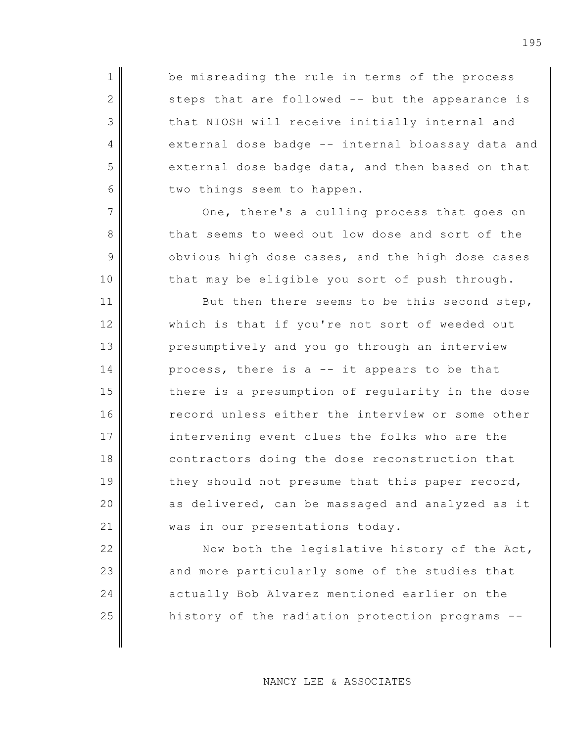be misreading the rule in terms of the process steps that are followed -- but the appearance is that NIOSH will receive initially internal and external dose badge -- internal bioassay data and external dose badge data, and then based on that two things seem to happen.

One, there's a culling process that goes on that seems to weed out low dose and sort of the obvious high dose cases, and the high dose cases that may be eligible you sort of push through.

But then there seems to be this second step, which is that if you're not sort of weeded out presumptively and you go through an interview process, there is a -- it appears to be that there is a presumption of regularity in the dose record unless either the interview or some other intervening event clues the folks who are the contractors doing the dose reconstruction that they should not presume that this paper record, as delivered, can be massaged and analyzed as it was in our presentations today.

Now both the legislative history of the Act, and more particularly some of the studies that actually Bob Alvarez mentioned earlier on the history of the radiation protection programs --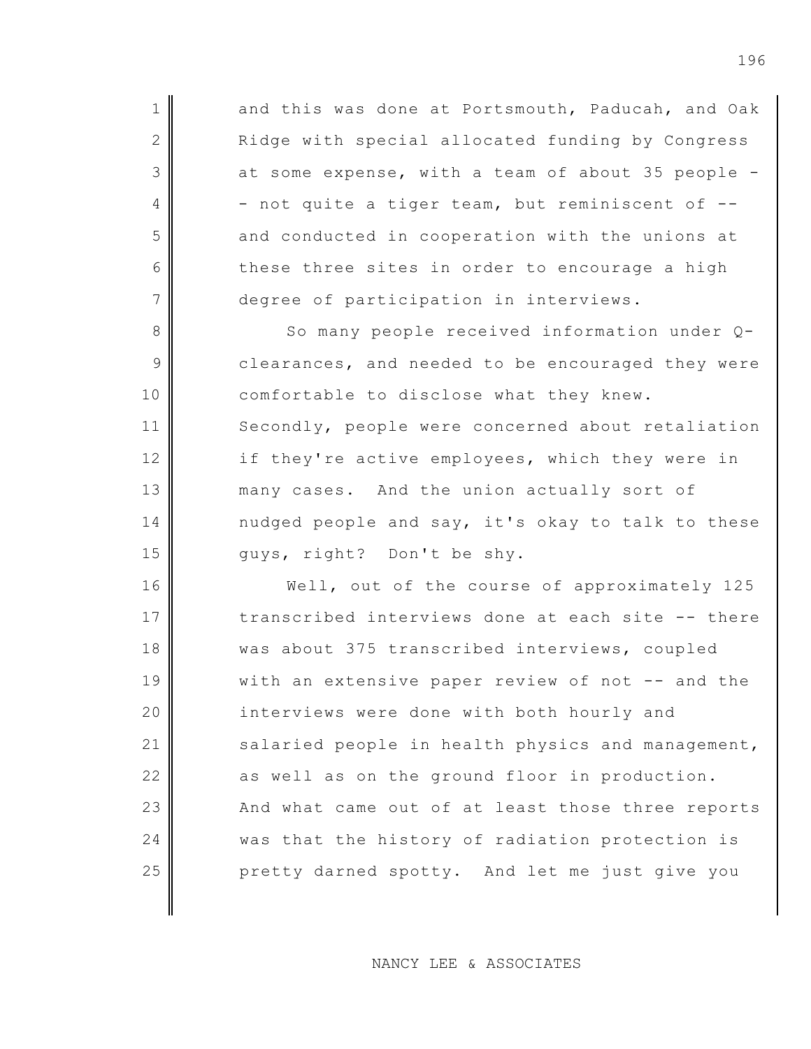and this was done at Portsmouth, Paducah, and Oak Ridge with special allocated funding by Congress at some expense, with a team of about 35 people -- not quite a tiger team, but reminiscent of -- and conducted in cooperation with the unions at these three sites in order to encourage a high degree of participation in interviews.

So many people received information under Q-clearances, and needed to be encouraged they were comfortable to disclose what they knew. Secondly, people were concerned about retaliation if they're active employees, which they were in many cases. And the union actually sort of nudged people and say, it's okay to talk to these guys, right? Don't be shy.

Well, out of the course of approximately 125 transcribed interviews done at each site -- there was about 375 transcribed interviews, coupled with an extensive paper review of not -- and the interviews were done with both hourly and salaried people in health physics and management, as well as on the ground floor in production. And what came out of at least those three reports was that the history of radiation protection is pretty darned spotty. And let me just give you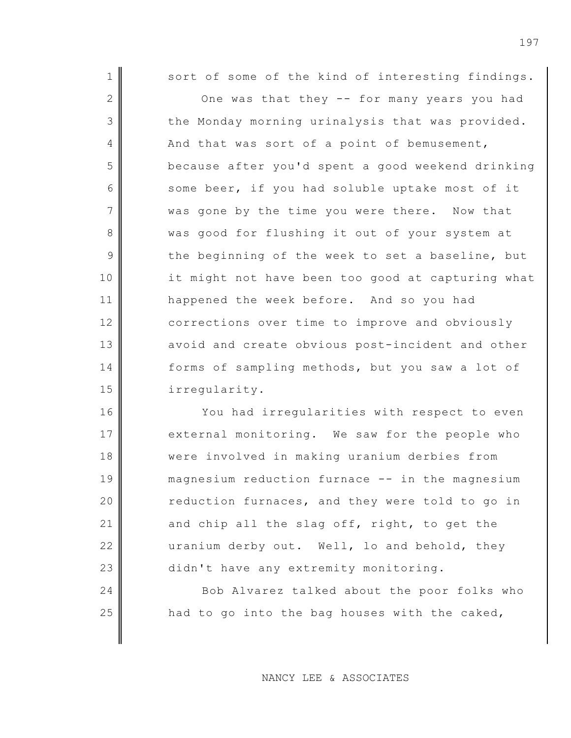sort of some of the kind of interesting findings.

One was that they -- for many years you had the Monday morning urinalysis that was provided. And that was sort of a point of bemusement, because after you'd spent a good weekend drinking some beer, if you had soluble uptake most of it was gone by the time you were there. Now that was good for flushing it out of your system at the beginning of the week to set a baseline, but it might not have been too good at capturing what happened the week before. And so you had corrections over time to improve and obviously avoid and create obvious post-incident and other forms of sampling methods, but you saw a lot of irregularity.

You had irregularities with respect to even external monitoring. We saw for the people who were involved in making uranium derbies from magnesium reduction furnace -- in the magnesium reduction furnaces, and they were told to go in and chip all the slag off, right, to get the uranium derby out. Well, lo and behold, they didn't have any extremity monitoring.

Bob Alvarez talked about the poor folks who had to go into the bag houses with the caked,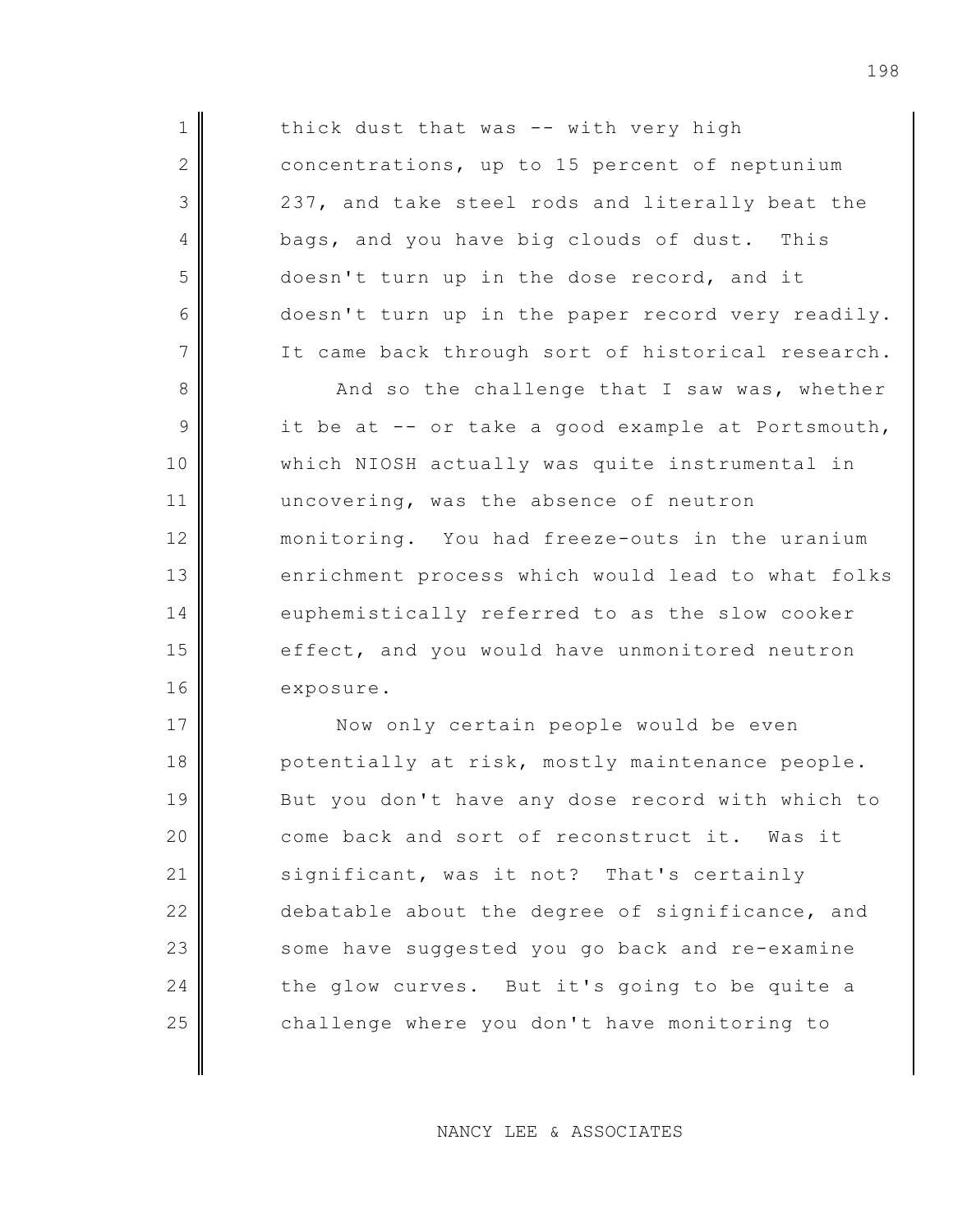thick dust that was -- with very high concentrations, up to 15 percent of neptunium 237, and take steel rods and literally beat the bags, and you have big clouds of dust. This doesn't turn up in the dose record, and it doesn't turn up in the paper record very readily. It came back through sort of historical research.

And so the challenge that I saw was, whether it be at -- or take a good example at Portsmouth, which NIOSH actually was quite instrumental in uncovering, was the absence of neutron monitoring. You had freeze-outs in the uranium enrichment process which would lead to what folks euphemistically referred to as the slow cooker effect, and you would have unmonitored neutron exposure.

Now only certain people would be even potentially at risk, mostly maintenance people. But you don't have any dose record with which to come back and sort of reconstruct it. Was it significant, was it not? That's certainly debatable about the degree of significance, and some have suggested you go back and re-examine the glow curves. But it's going to be quite a challenge where you don't have monitoring to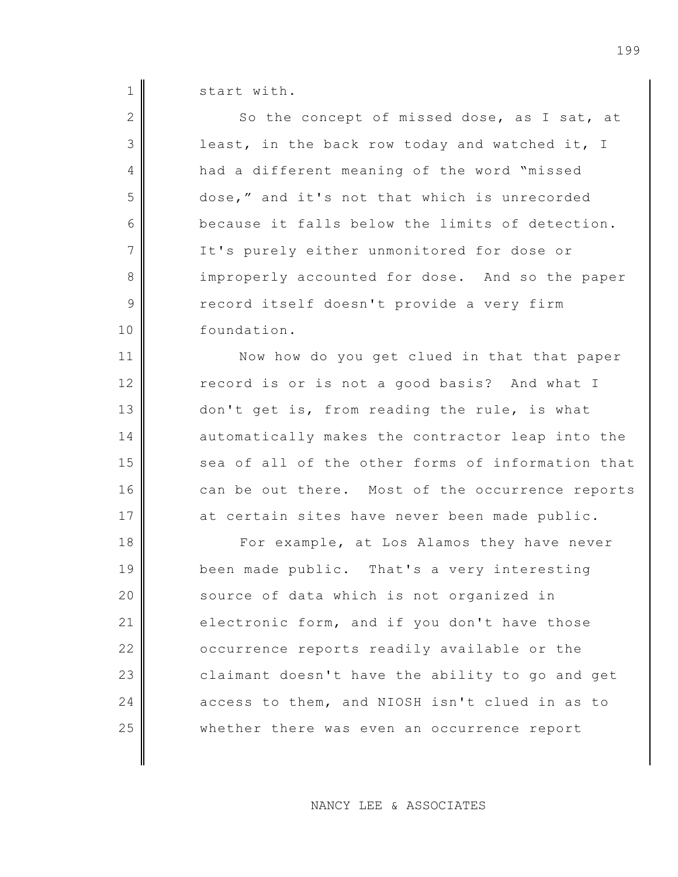start with.

So the concept of missed dose, as I sat, at least, in the back row today and watched it, I had a different meaning of the word "missed dose," and it's not that which is unrecorded because it falls below the limits of detection. It's purely either unmonitored for dose or improperly accounted for dose. And so the paper record itself doesn't provide a very firm foundation.

Now how do you get clued in that that paper record is or is not a good basis? And what I don't get is, from reading the rule, is what automatically makes the contractor leap into the sea of all of the other forms of information that can be out there. Most of the occurrence reports at certain sites have never been made public.

For example, at Los Alamos they have never been made public. That's a very interesting source of data which is not organized in electronic form, and if you don't have those occurrence reports readily available or the claimant doesn't have the ability to go and get access to them, and NIOSH isn't clued in as to whether there was even an occurrence report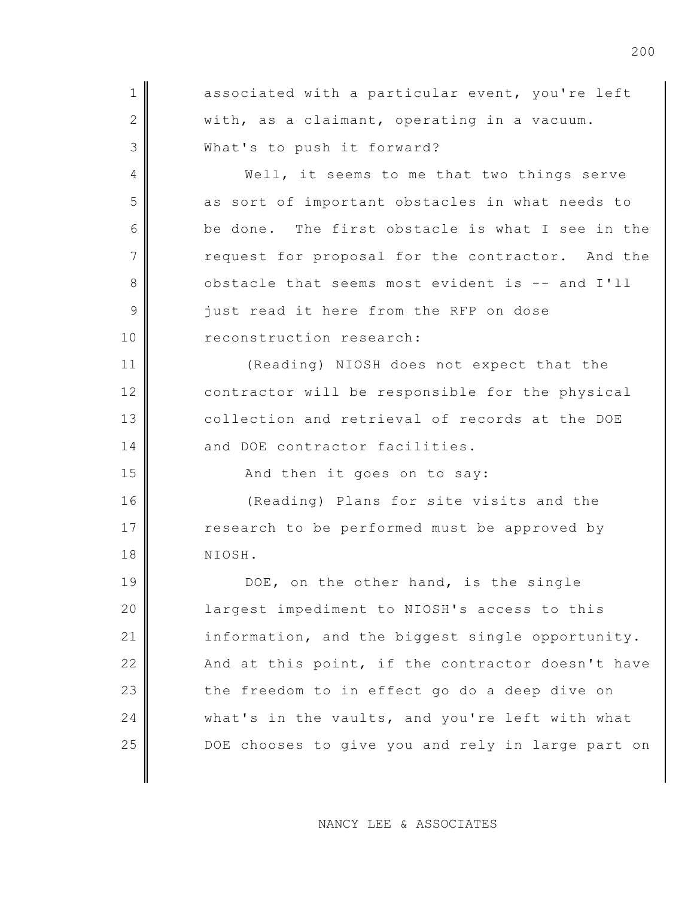associated with a particular event, you're left with, as a claimant, operating in a vacuum. What's to push it forward?

Well, it seems to me that two things serve as sort of important obstacles in what needs to be done. The first obstacle is what I see in the request for proposal for the contractor. And the obstacle that seems most evident is -- and I'll just read it here from the RFP on dose reconstruction research:

(Reading) NIOSH does not expect that the contractor will be responsible for the physical collection and retrieval of records at the DOE and DOE contractor facilities.

And then it goes on to say:

(Reading) Plans for site visits and the research to be performed must be approved by NIOSH.

DOE, on the other hand, is the single largest impediment to NIOSH's access to this information, and the biggest single opportunity. And at this point, if the contractor doesn't have the freedom to in effect go do a deep dive on what's in the vaults, and you're left with what DOE chooses to give you and rely in large part on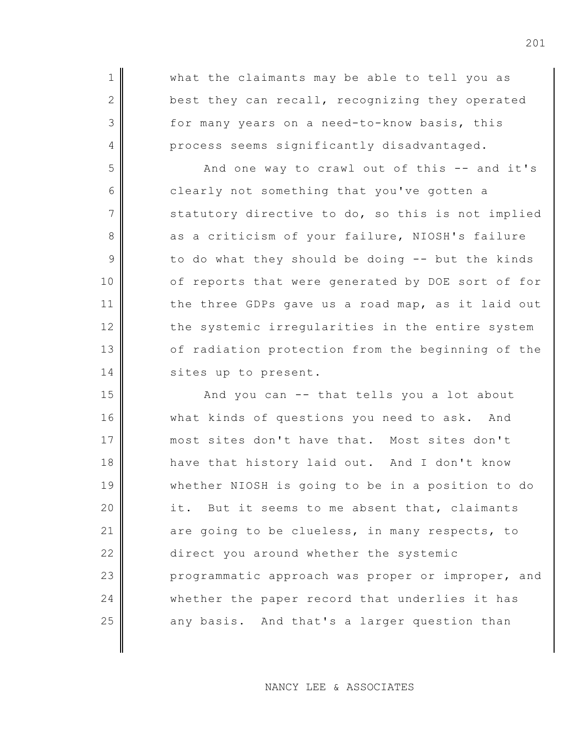what the claimants may be able to tell you as best they can recall, recognizing they operated for many years on a need-to-know basis, this process seems significantly disadvantaged.

And one way to crawl out of this -- and it's clearly not something that you've gotten a statutory directive to do, so this is not implied as a criticism of your failure, NIOSH's failure to do what they should be doing -- but the kinds of reports that were generated by DOE sort of for the three GDPs gave us a road map, as it laid out the systemic irregularities in the entire system of radiation protection from the beginning of the sites up to present.

And you can -- that tells you a lot about what kinds of questions you need to ask. And most sites don't have that. Most sites don't have that history laid out. And I don't know whether NIOSH is going to be in a position to do it. But it seems to me absent that, claimants are going to be clueless, in many respects, to direct you around whether the systemic programmatic approach was proper or improper, and whether the paper record that underlies it has any basis. And that's a larger question than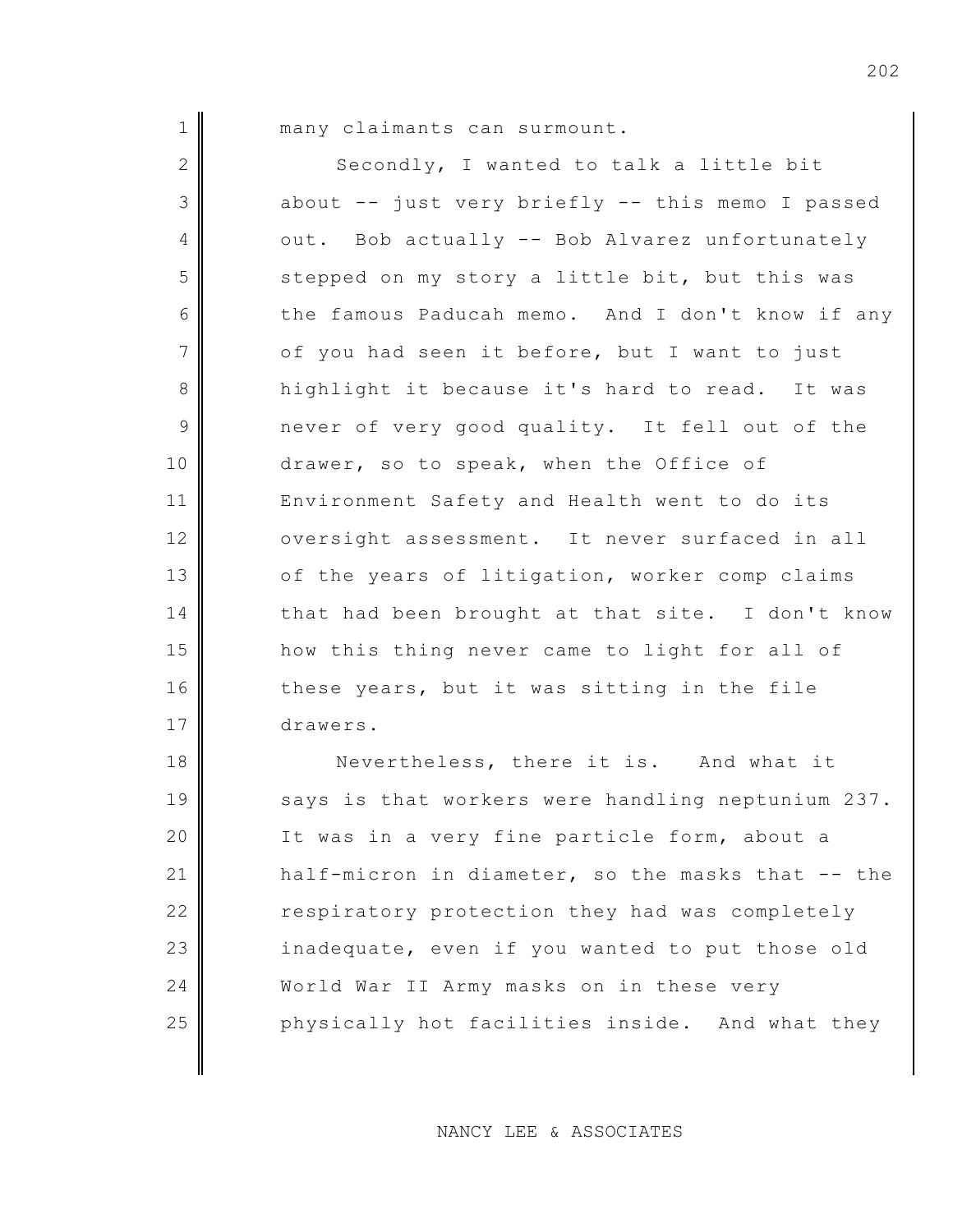many claimants can surmount.

Secondly, I wanted to talk a little bit about -- just very briefly -- this memo I passed out. Bob actually -- Bob Alvarez unfortunately stepped on my story a little bit, but this was the famous Paducah memo. And I don't know if any of you had seen it before, but I want to just highlight it because it's hard to read. It was never of very good quality. It fell out of the drawer, so to speak, when the Office of Environment Safety and Health went to do its oversight assessment. It never surfaced in all of the years of litigation, worker comp claims that had been brought at that site. I don't know how this thing never came to light for all of these years, but it was sitting in the file drawers.

Nevertheless, there it is. And what it says is that workers were handling neptunium 237. It was in a very fine particle form, about a half-micron in diameter, so the masks that -- the respiratory protection they had was completely inadequate, even if you wanted to put those old World War II Army masks on in these very physically hot facilities inside. And what they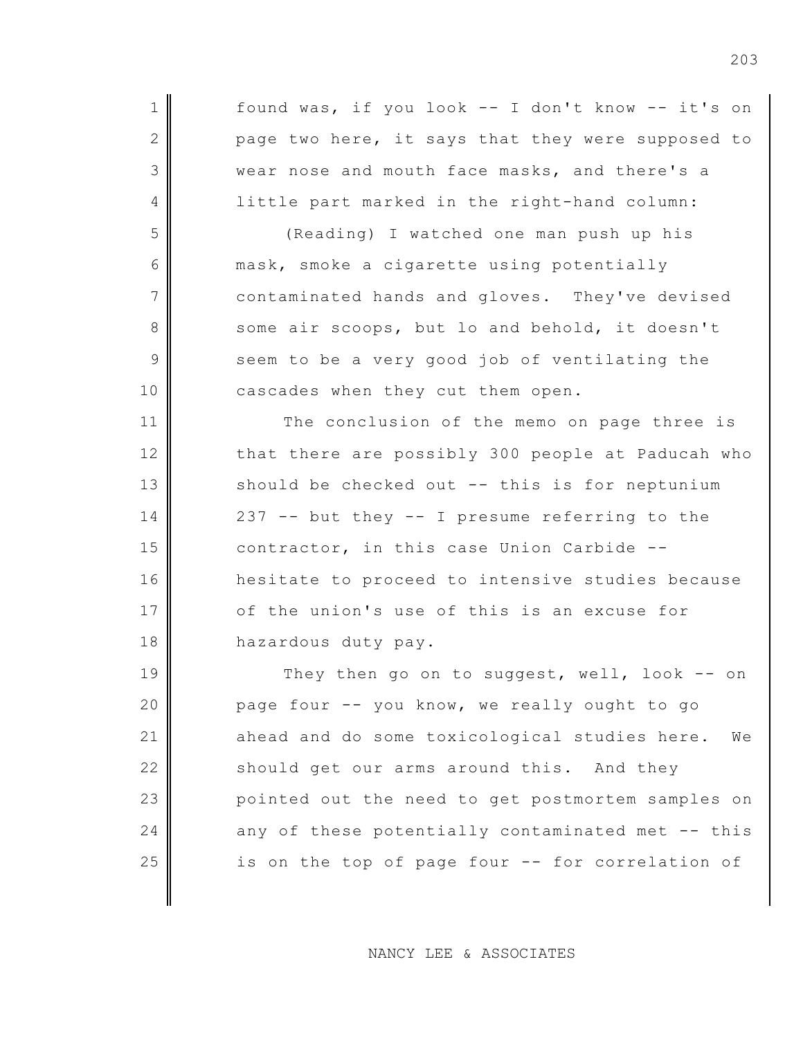found was, if you look -- I don't know -- it's on page two here, it says that they were supposed to wear nose and mouth face masks, and there's a little part marked in the right-hand column:

(Reading) I watched one man push up his mask, smoke a cigarette using potentially contaminated hands and gloves. They've devised some air scoops, but lo and behold, it doesn't seem to be a very good job of ventilating the cascades when they cut them open.

The conclusion of the memo on page three is that there are possibly 300 people at Paducah who should be checked out -- this is for neptunium 237 -- but they -- I presume referring to the contractor, in this case Union Carbide -- hesitate to proceed to intensive studies because of the union's use of this is an excuse for hazardous duty pay.

They then go on to suggest, well, look -- on page four -- you know, we really ought to go ahead and do some toxicological studies here. We should get our arms around this. And they pointed out the need to get postmortem samples on any of these potentially contaminated met -- this is on the top of page four -- for correlation of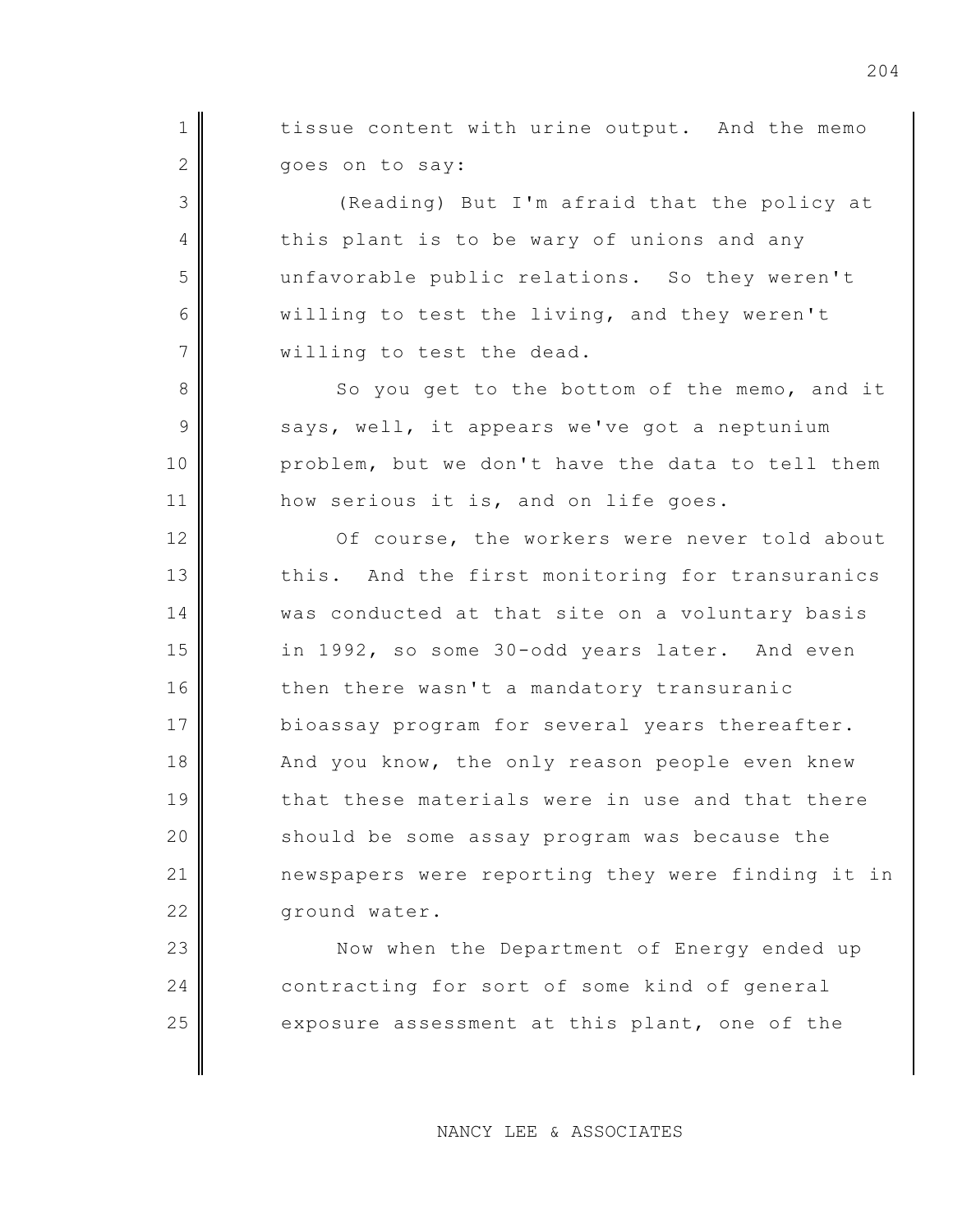tissue content with urine output. And the memo goes on to say:

(Reading) But I'm afraid that the policy at this plant is to be wary of unions and any unfavorable public relations. So they weren't willing to test the living, and they weren't willing to test the dead.

So you get to the bottom of the memo, and it says, well, it appears we've got a neptunium problem, but we don't have the data to tell them how serious it is, and on life goes.

Of course, the workers were never told about this. And the first monitoring for transuranics was conducted at that site on a voluntary basis in 1992, so some 30-odd years later. And even then there wasn't a mandatory transuranic bioassay program for several years thereafter. And you know, the only reason people even knew that these materials were in use and that there should be some assay program was because the newspapers were reporting they were finding it in ground water.

Now when the Department of Energy ended up contracting for sort of some kind of general exposure assessment at this plant, one of the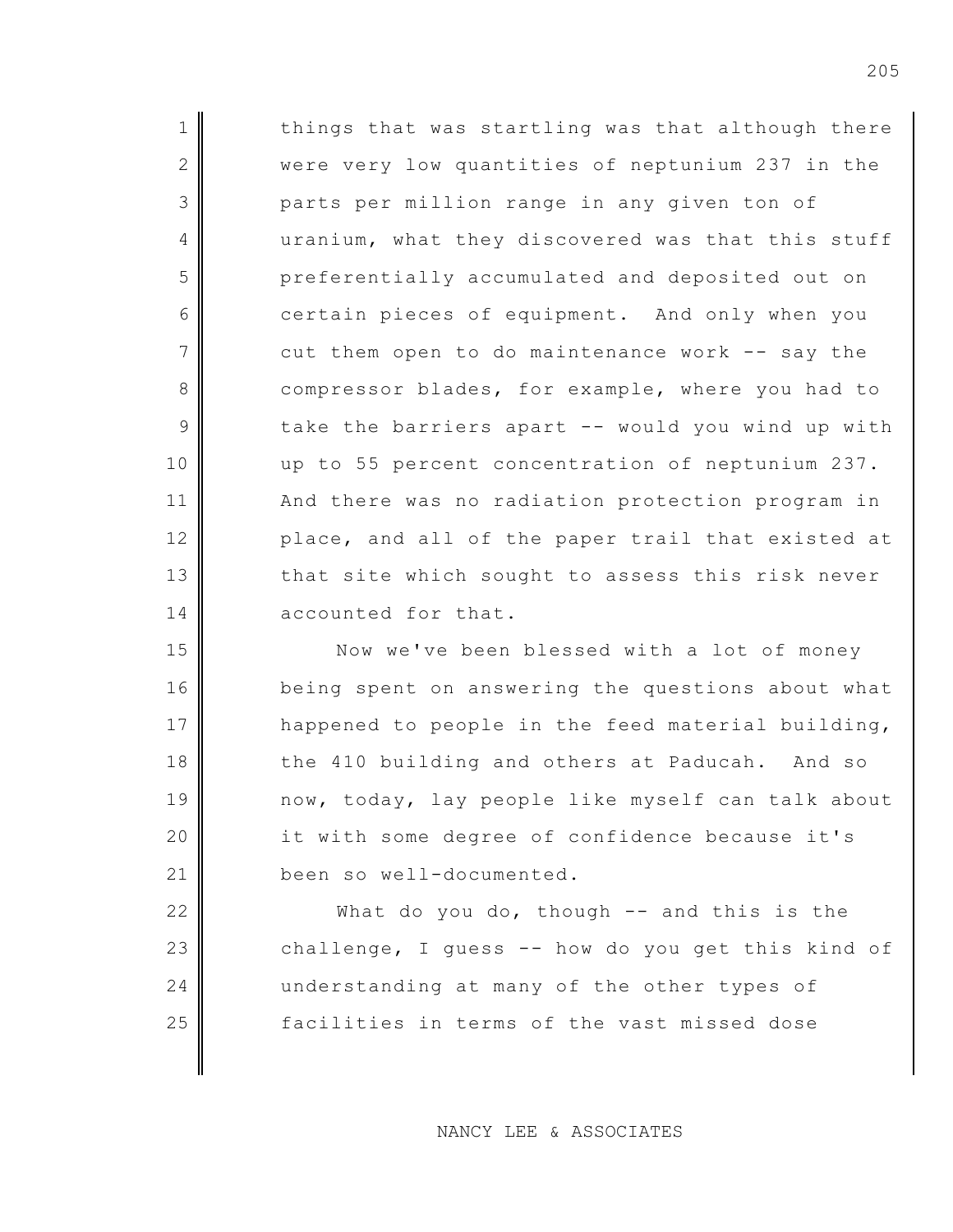things that was startling was that although there were very low quantities of neptunium 237 in the parts per million range in any given ton of uranium, what they discovered was that this stuff preferentially accumulated and deposited out on certain pieces of equipment. And only when you cut them open to do maintenance work -- say the compressor blades, for example, where you had to take the barriers apart -- would you wind up with up to 55 percent concentration of neptunium 237. And there was no radiation protection program in place, and all of the paper trail that existed at that site which sought to assess this risk never accounted for that.

Now we've been blessed with a lot of money being spent on answering the questions about what happened to people in the feed material building, the 410 building and others at Paducah. And so now, today, lay people like myself can talk about it with some degree of confidence because it's been so well-documented.

What do you do, though -- and this is the challenge, I guess -- how do you get this kind of understanding at many of the other types of facilities in terms of the vast missed dose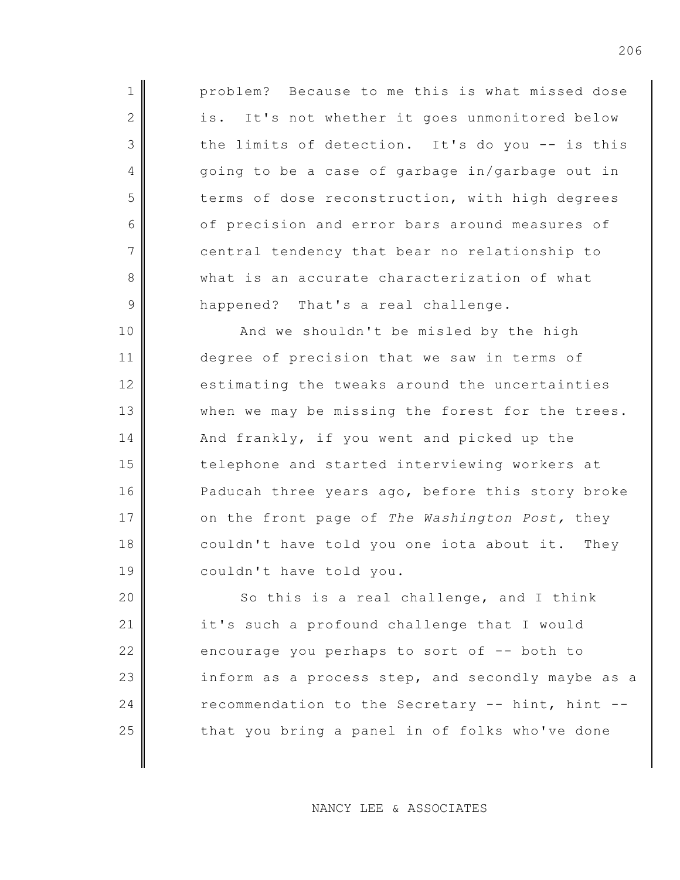problem? Because to me this is what missed dose is. It's not whether it goes unmonitored below the limits of detection. It's do you -- is this going to be a case of garbage in/garbage out in terms of dose reconstruction, with high degrees of precision and error bars around measures of central tendency that bear no relationship to what is an accurate characterization of what happened? That's a real challenge.

And we shouldn't be misled by the high degree of precision that we saw in terms of estimating the tweaks around the uncertainties when we may be missing the forest for the trees. And frankly, if you went and picked up the telephone and started interviewing workers at Paducah three years ago, before this story broke on the front page of *The Washington Post,* they couldn't have told you one iota about it. They couldn't have told you.

So this is a real challenge, and I think it's such a profound challenge that I would encourage you perhaps to sort of -- both to inform as a process step, and secondly maybe as a recommendation to the Secretary -- hint, hint -- that you bring a panel in of folks who've done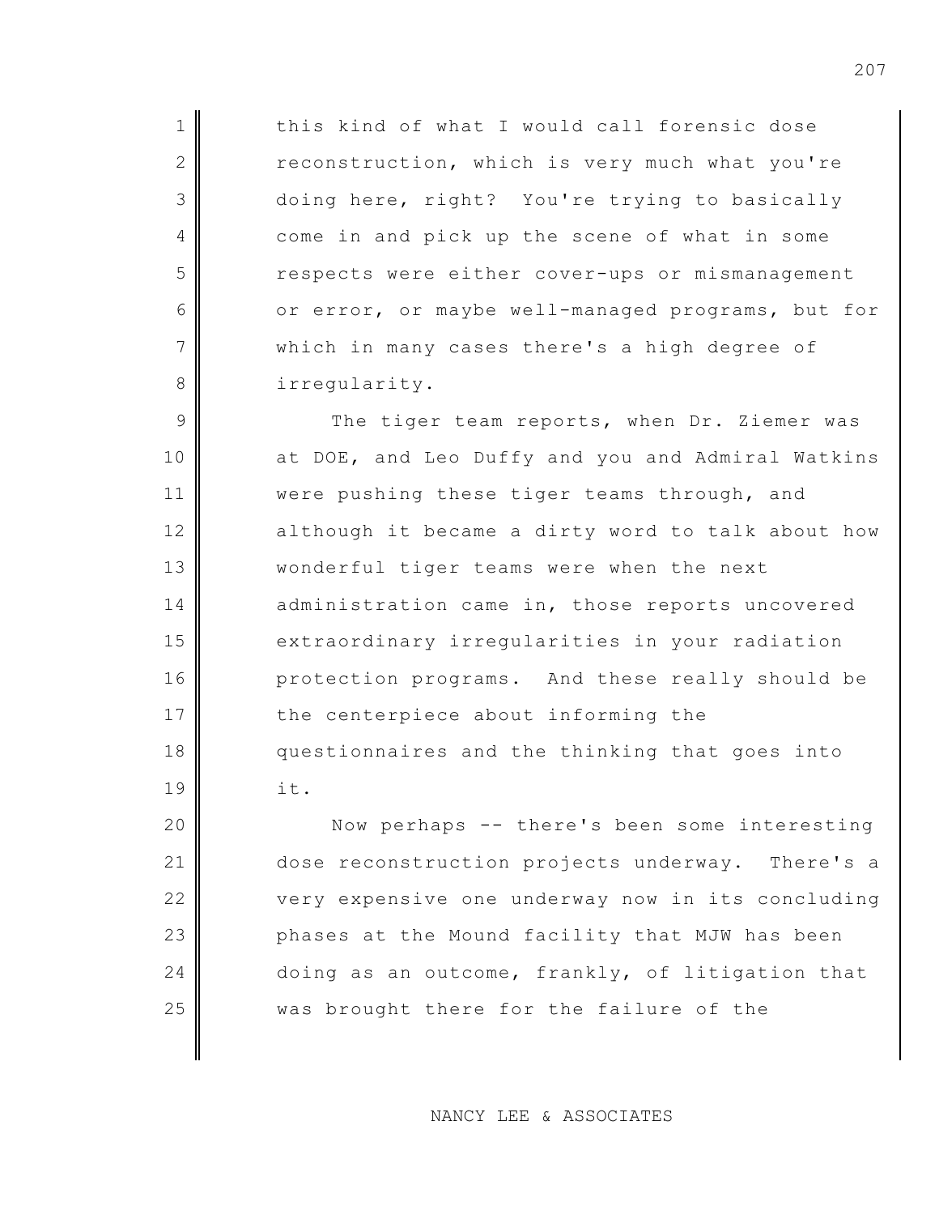this kind of what I would call forensic dose reconstruction, which is very much what you're doing here, right? You're trying to basically come in and pick up the scene of what in some respects were either cover-ups or mismanagement or error, or maybe well-managed programs, but for which in many cases there's a high degree of irregularity.

The tiger team reports, when Dr. Ziemer was at DOE, and Leo Duffy and you and Admiral Watkins were pushing these tiger teams through, and although it became a dirty word to talk about how wonderful tiger teams were when the next administration came in, those reports uncovered extraordinary irregularities in your radiation protection programs. And these really should be the centerpiece about informing the questionnaires and the thinking that goes into it.

Now perhaps -- there's been some interesting dose reconstruction projects underway. There's a very expensive one underway now in its concluding phases at the Mound facility that MJW has been doing as an outcome, frankly, of litigation that was brought there for the failure of the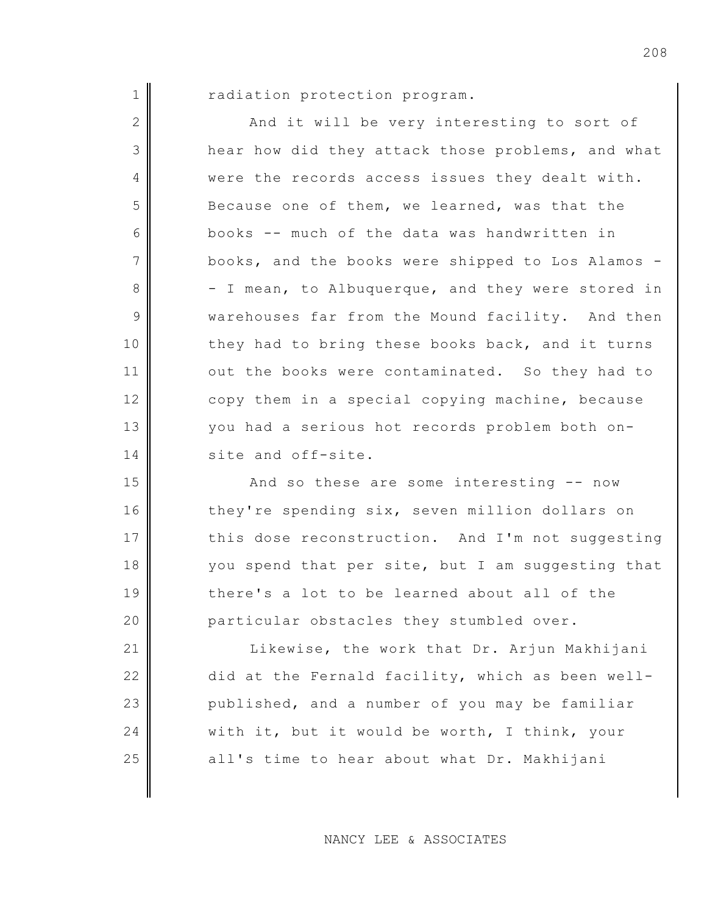radiation protection program.

And it will be very interesting to sort of hear how did they attack those problems, and what were the records access issues they dealt with. Because one of them, we learned, was that the books -- much of the data was handwritten in books, and the books were shipped to Los Alamos -- I mean, to Albuquerque, and they were stored in warehouses far from the Mound facility. And then they had to bring these books back, and it turns out the books were contaminated. So they had to copy them in a special copying machine, because you had a serious hot records problem both on-site and off-site.

And so these are some interesting -- now they're spending six, seven million dollars on this dose reconstruction. And I'm not suggesting you spend that per site, but I am suggesting that there's a lot to be learned about all of the particular obstacles they stumbled over.

Likewise, the work that Dr. Arjun Makhijani did at the Fernald facility, which as been well-published, and a number of you may be familiar with it, but it would be worth, I think, your all's time to hear about what Dr. Makhijani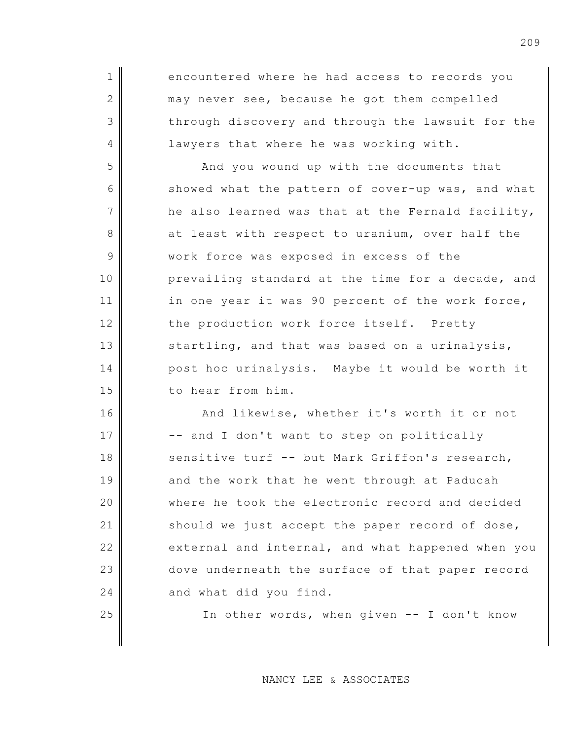encountered where he had access to records you may never see, because he got them compelled through discovery and through the lawsuit for the lawyers that where he was working with.

And you wound up with the documents that showed what the pattern of cover-up was, and what he also learned was that at the Fernald facility, at least with respect to uranium, over half the work force was exposed in excess of the prevailing standard at the time for a decade, and in one year it was 90 percent of the work force, the production work force itself. Pretty startling, and that was based on a urinalysis, post hoc urinalysis. Maybe it would be worth it to hear from him.

And likewise, whether it's worth it or not -- and I don't want to step on politically sensitive turf -- but Mark Griffon's research, and the work that he went through at Paducah where he took the electronic record and decided should we just accept the paper record of dose, external and internal, and what happened when you dove underneath the surface of that paper record and what did you find.

In other words, when given -- I don't know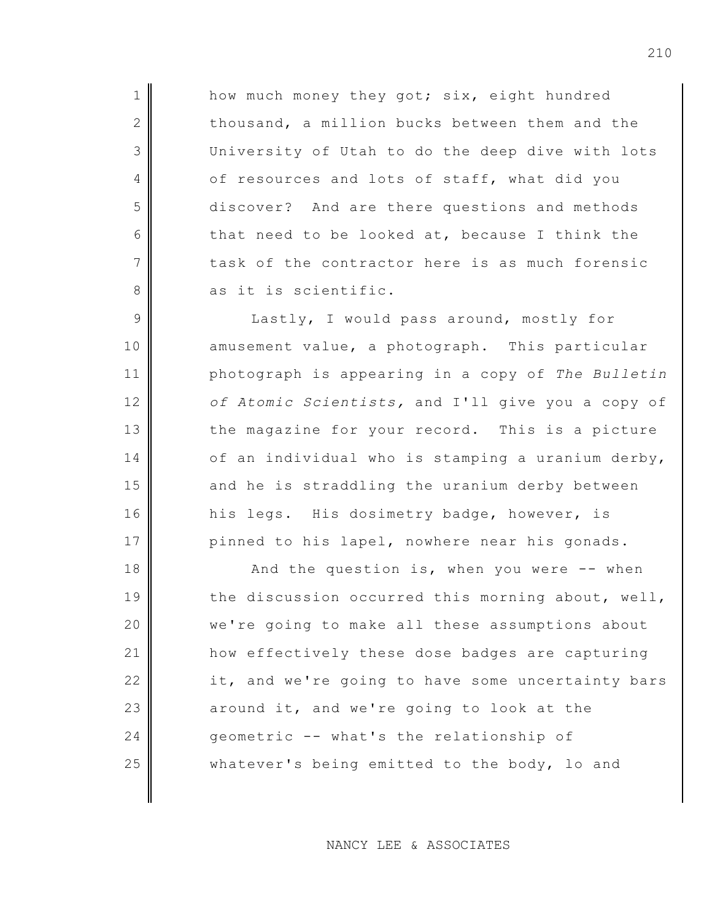how much money they got; six, eight hundred thousand, a million bucks between them and the University of Utah to do the deep dive with lots of resources and lots of staff, what did you discover? And are there questions and methods that need to be looked at, because I think the task of the contractor here is as much forensic as it is scientific.

Lastly, I would pass around, mostly for amusement value, a photograph. This particular photograph is appearing in a copy of *The Bulletin of Atomic Scientists,* and I'll give you a copy of the magazine for your record. This is a picture of an individual who is stamping a uranium derby, and he is straddling the uranium derby between his legs. His dosimetry badge, however, is pinned to his lapel, nowhere near his gonads.

And the question is, when you were -- when the discussion occurred this morning about, well, we're going to make all these assumptions about how effectively these dose badges are capturing it, and we're going to have some uncertainty bars around it, and we're going to look at the geometric -- what's the relationship of whatever's being emitted to the body, lo and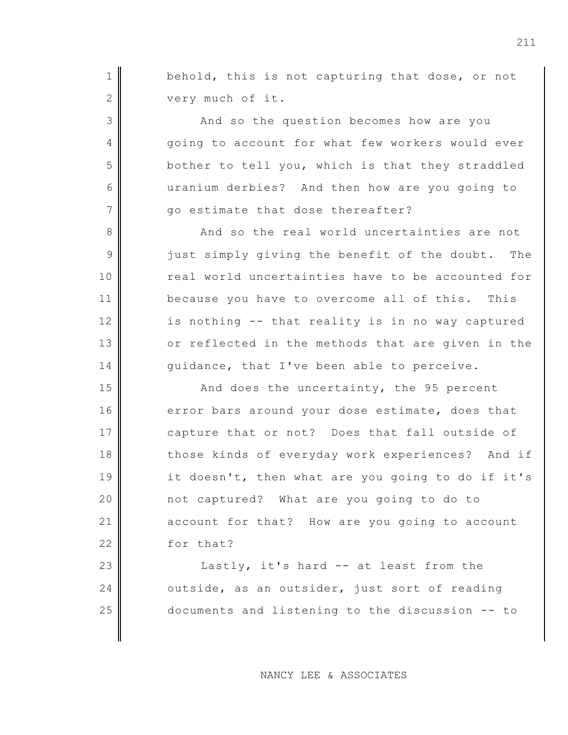behold, this is not capturing that dose, or not very much of it.

And so the question becomes how are you going to account for what few workers would ever bother to tell you, which is that they straddled uranium derbies? And then how are you going to go estimate that dose thereafter?

And so the real world uncertainties are not just simply giving the benefit of the doubt. The real world uncertainties have to be accounted for because you have to overcome all of this. This is nothing -- that reality is in no way captured or reflected in the methods that are given in the guidance, that I've been able to perceive.

And does the uncertainty, the 95 percent error bars around your dose estimate, does that capture that or not? Does that fall outside of those kinds of everyday work experiences? And if it doesn't, then what are you going to do if it's not captured? What are you going to do to account for that? How are you going to account for that?

Lastly, it's hard -- at least from the outside, as an outsider, just sort of reading documents and listening to the discussion -- to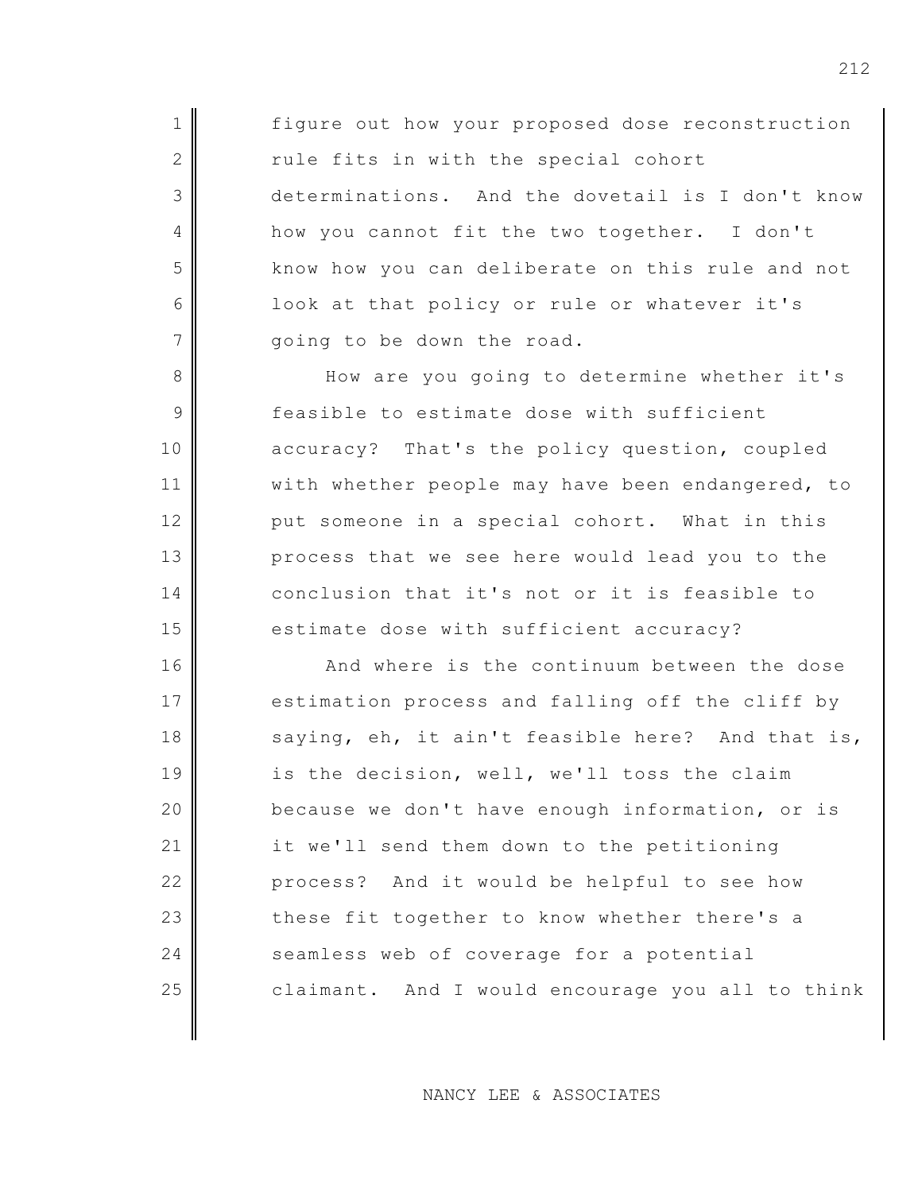figure out how your proposed dose reconstruction rule fits in with the special cohort determinations. And the dovetail is I don't know how you cannot fit the two together. I don't know how you can deliberate on this rule and not look at that policy or rule or whatever it's going to be down the road.

How are you going to determine whether it's feasible to estimate dose with sufficient accuracy? That's the policy question, coupled with whether people may have been endangered, to put someone in a special cohort. What in this process that we see here would lead you to the conclusion that it's not or it is feasible to estimate dose with sufficient accuracy?

And where is the continuum between the dose estimation process and falling off the cliff by saying, eh, it ain't feasible here? And that is, is the decision, well, we'll toss the claim because we don't have enough information, or is it we'll send them down to the petitioning process? And it would be helpful to see how these fit together to know whether there's a seamless web of coverage for a potential claimant. And I would encourage you all to think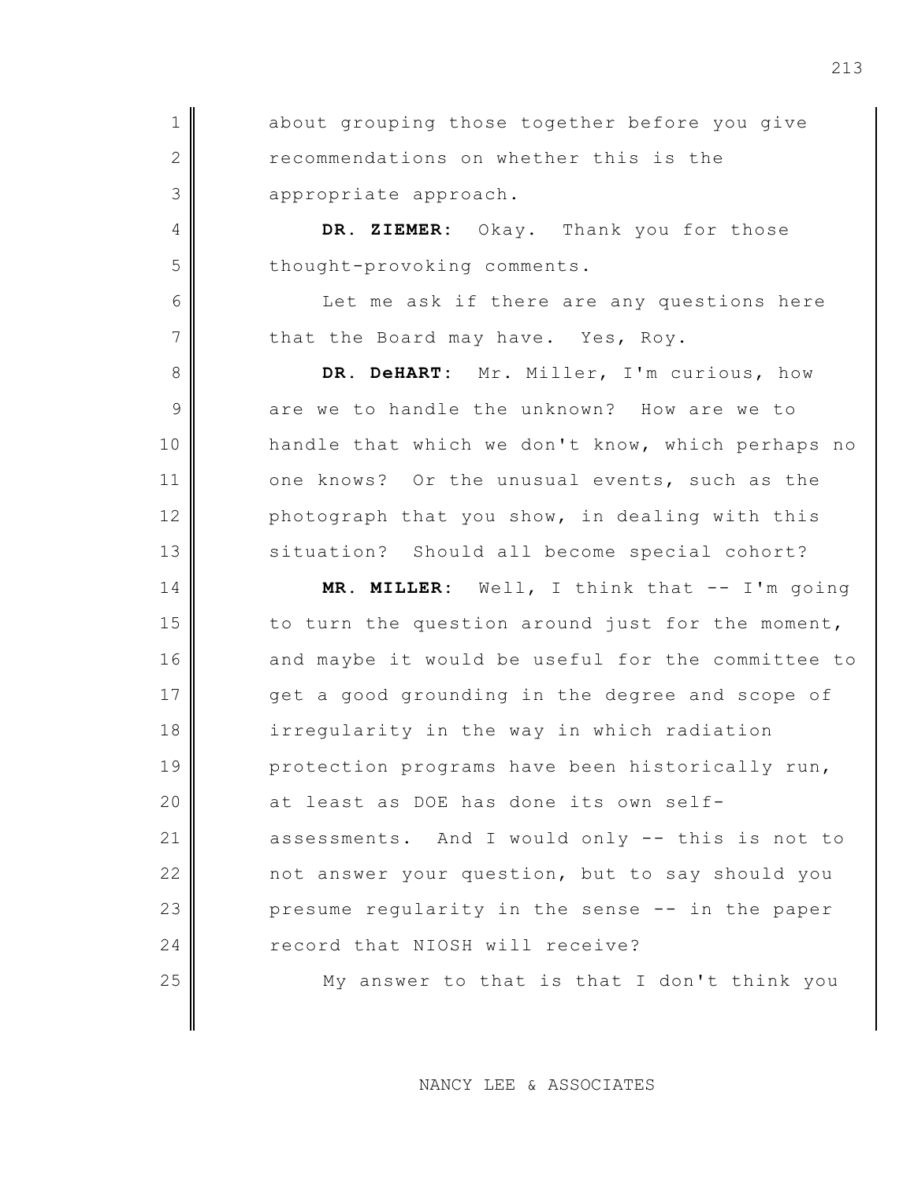about grouping those together before you give recommendations on whether this is the appropriate approach.

**DR. ZIEMER**: Okay. Thank you for those thought-provoking comments.

Let me ask if there are any questions here that the Board may have. Yes, Roy.

**DR. DeHART**: Mr. Miller, I'm curious, how are we to handle the unknown? How are we to handle that which we don't know, which perhaps no one knows? Or the unusual events, such as the photograph that you show, in dealing with this situation? Should all become special cohort?

**MR. MILLER**: Well, I think that -- I'm going to turn the question around just for the moment, and maybe it would be useful for the committee to get a good grounding in the degree and scope of irregularity in the way in which radiation protection programs have been historically run, at least as DOE has done its own self-assessments. And I would only -- this is not to not answer your question, but to say should you presume regularity in the sense -- in the paper record that NIOSH will receive?

My answer to that is that I don't think you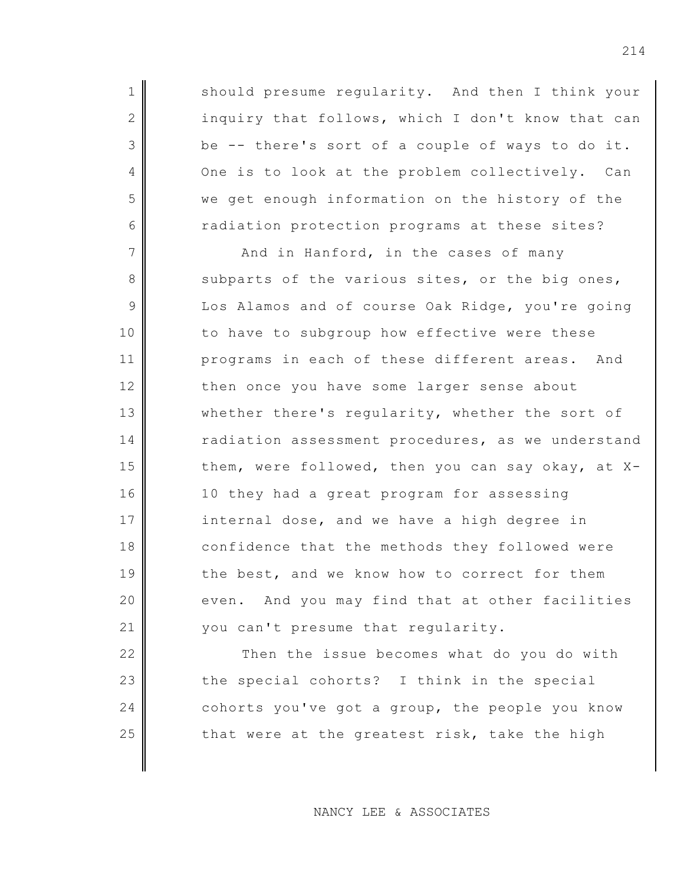should presume regularity. And then I think your inquiry that follows, which I don't know that can be -- there's sort of a couple of ways to do it. One is to look at the problem collectively. Can we get enough information on the history of the radiation protection programs at these sites?

And in Hanford, in the cases of many subparts of the various sites, or the big ones, Los Alamos and of course Oak Ridge, you're going to have to subgroup how effective were these programs in each of these different areas. And then once you have some larger sense about whether there's regularity, whether the sort of radiation assessment procedures, as we understand them, were followed, then you can say okay, at X-10 they had a great program for assessing internal dose, and we have a high degree in confidence that the methods they followed were the best, and we know how to correct for them even. And you may find that at other facilities you can't presume that regularity.

Then the issue becomes what do you do with the special cohorts? I think in the special cohorts you've got a group, the people you know that were at the greatest risk, take the high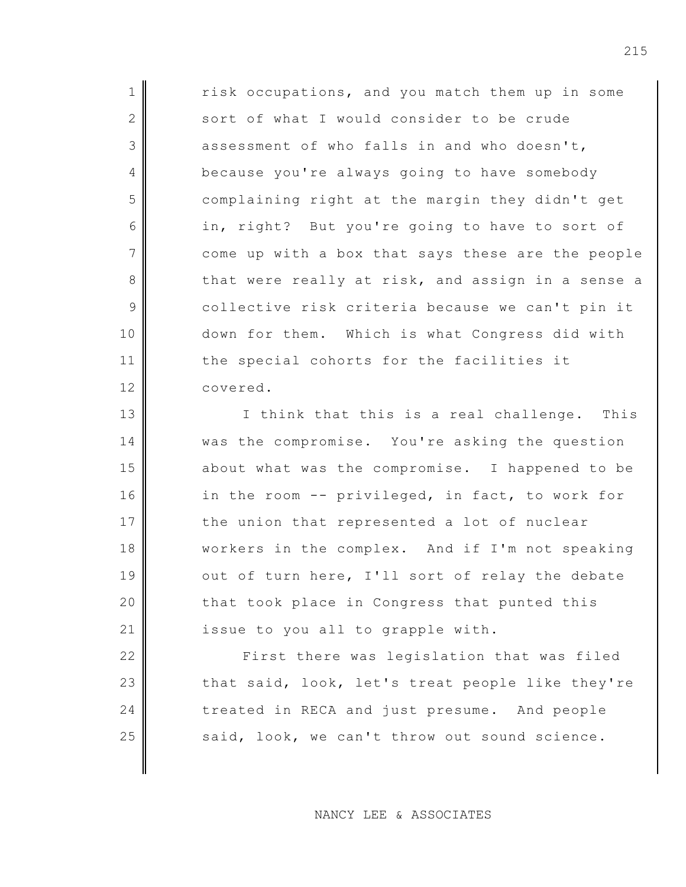risk occupations, and you match them up in some sort of what I would consider to be crude assessment of who falls in and who doesn't, because you're always going to have somebody complaining right at the margin they didn't get in, right? But you're going to have to sort of come up with a box that says these are the people that were really at risk, and assign in a sense a collective risk criteria because we can't pin it down for them. Which is what Congress did with the special cohorts for the facilities it covered.

I think that this is a real challenge. This was the compromise. You're asking the question about what was the compromise. I happened to be in the room -- privileged, in fact, to work for the union that represented a lot of nuclear workers in the complex. And if I'm not speaking out of turn here, I'll sort of relay the debate that took place in Congress that punted this issue to you all to grapple with.

First there was legislation that was filed that said, look, let's treat people like they're treated in RECA and just presume. And people said, look, we can't throw out sound science.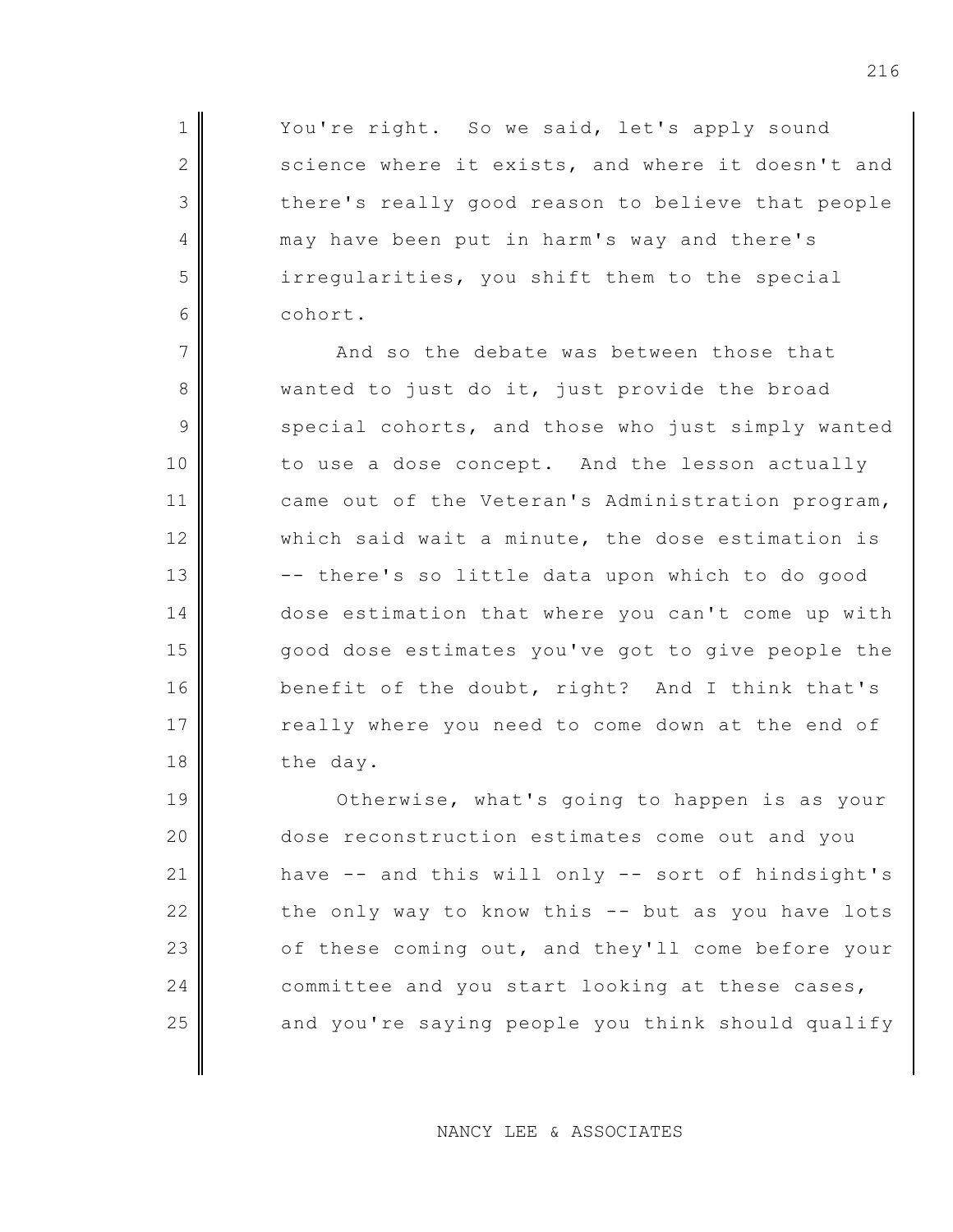You're right. So we said, let's apply sound science where it exists, and where it doesn't and there's really good reason to believe that people may have been put in harm's way and there's irregularities, you shift them to the special cohort.

And so the debate was between those that wanted to just do it, just provide the broad special cohorts, and those who just simply wanted to use a dose concept. And the lesson actually came out of the Veteran's Administration program, which said wait a minute, the dose estimation is -- there's so little data upon which to do good dose estimation that where you can't come up with good dose estimates you've got to give people the benefit of the doubt, right? And I think that's really where you need to come down at the end of the day.

Otherwise, what's going to happen is as your dose reconstruction estimates come out and you have -- and this will only -- sort of hindsight's the only way to know this -- but as you have lots of these coming out, and they'll come before your committee and you start looking at these cases, and you're saying people you think should qualify

NANCY LEE & ASSOCIATES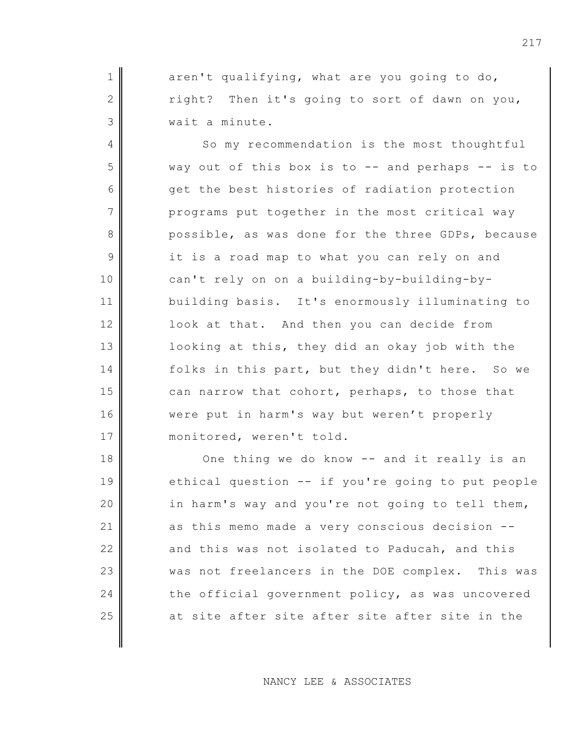aren't qualifying, what are you going to do, right? Then it's going to sort of dawn on you, wait a minute.

So my recommendation is the most thoughtful way out of this box is to -- and perhaps -- is to get the best histories of radiation protection programs put together in the most critical way possible, as was done for the three GDPs, because it is a road map to what you can rely on and can't rely on on a building-by-building-by-building basis. It's enormously illuminating to look at that. And then you can decide from looking at this, they did an okay job with the folks in this part, but they didn't here. So we can narrow that cohort, perhaps, to those that were put in harm's way but weren't properly monitored, weren't told.

One thing we do know -- and it really is an ethical question -- if you're going to put people in harm's way and you're not going to tell them, as this memo made a very conscious decision -- and this was not isolated to Paducah, and this was not freelancers in the DOE complex. This was the official government policy, as was uncovered at site after site after site after site in the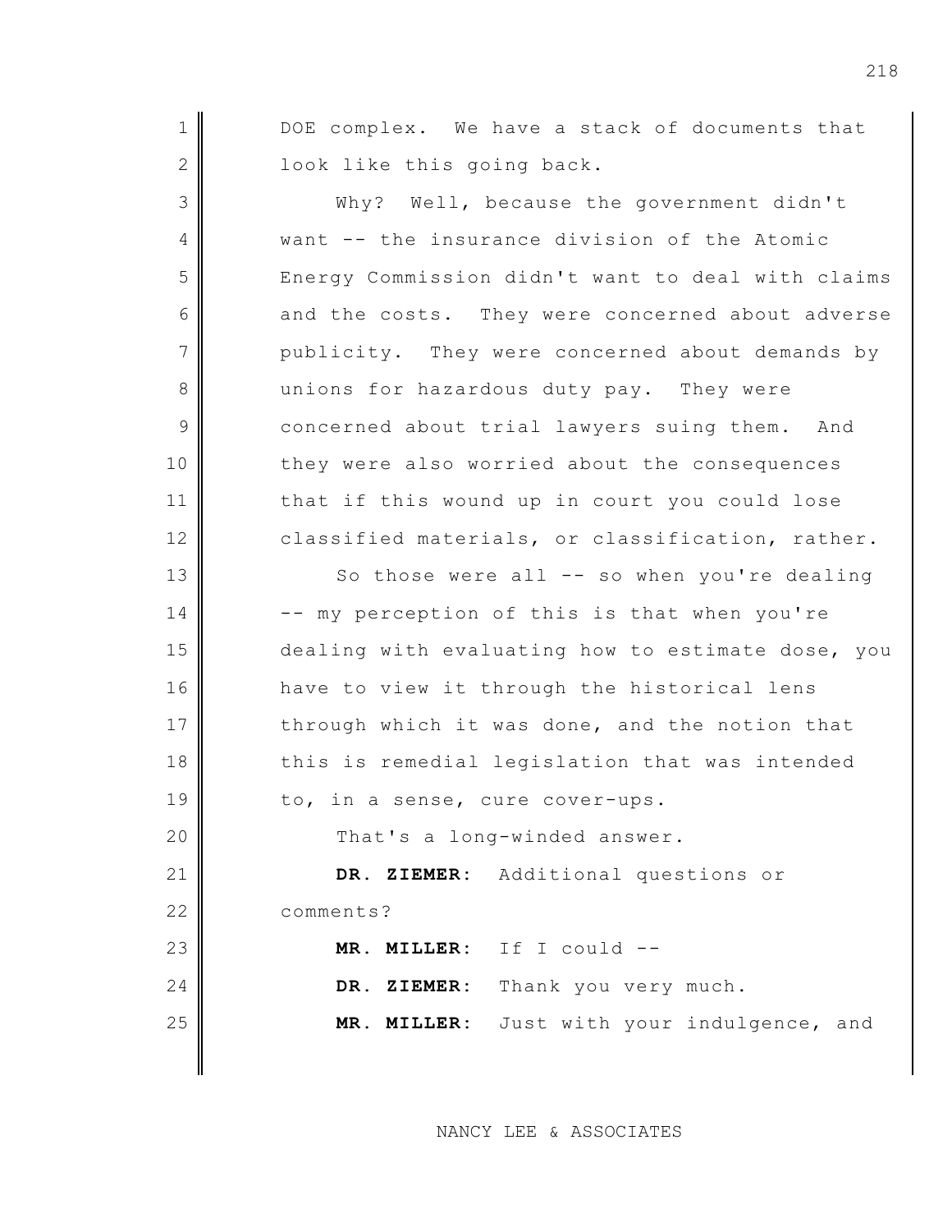DOE complex. We have a stack of documents that look like this going back.

Why? Well, because the government didn't want -- the insurance division of the Atomic Energy Commission didn't want to deal with claims and the costs. They were concerned about adverse publicity. They were concerned about demands by unions for hazardous duty pay. They were concerned about trial lawyers suing them. And they were also worried about the consequences that if this wound up in court you could lose classified materials, or classification, rather.

So those were all -- so when you're dealing -- my perception of this is that when you're dealing with evaluating how to estimate dose, you have to view it through the historical lens through which it was done, and the notion that this is remedial legislation that was intended to, in a sense, cure cover-ups.

That's a long-winded answer.

**DR. ZIEMER:** Additional questions or comments?

**MR. MILLER:** If I could --

**DR. ZIEMER:** Thank you very much.

**MR. MILLER:** Just with your indulgence, and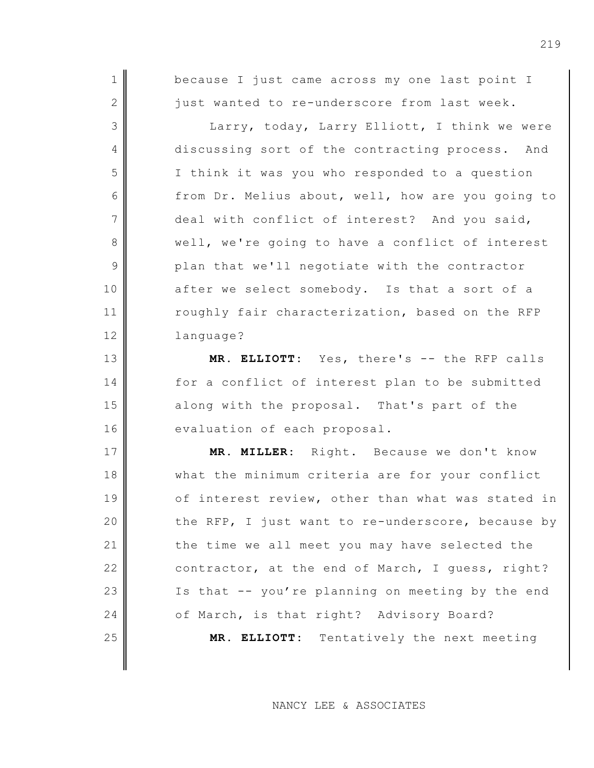because I just came across my one last point I just wanted to re-underscore from last week.

Larry, today, Larry Elliott, I think we were discussing sort of the contracting process. And I think it was you who responded to a question from Dr. Melius about, well, how are you going to deal with conflict of interest? And you said, well, we're going to have a conflict of interest plan that we'll negotiate with the contractor after we select somebody. Is that a sort of a roughly fair characterization, based on the RFP language?

**MR. ELLIOTT**: Yes, there's -- the RFP calls for a conflict of interest plan to be submitted along with the proposal. That's part of the evaluation of each proposal.

**MR. MILLER**: Right. Because we don't know what the minimum criteria are for your conflict of interest review, other than what was stated in the RFP, I just want to re-underscore, because by the time we all meet you may have selected the contractor, at the end of March, I guess, right? Is that -- you're planning on meeting by the end of March, is that right? Advisory Board?

**MR. ELLIOTT**: Tentatively the next meeting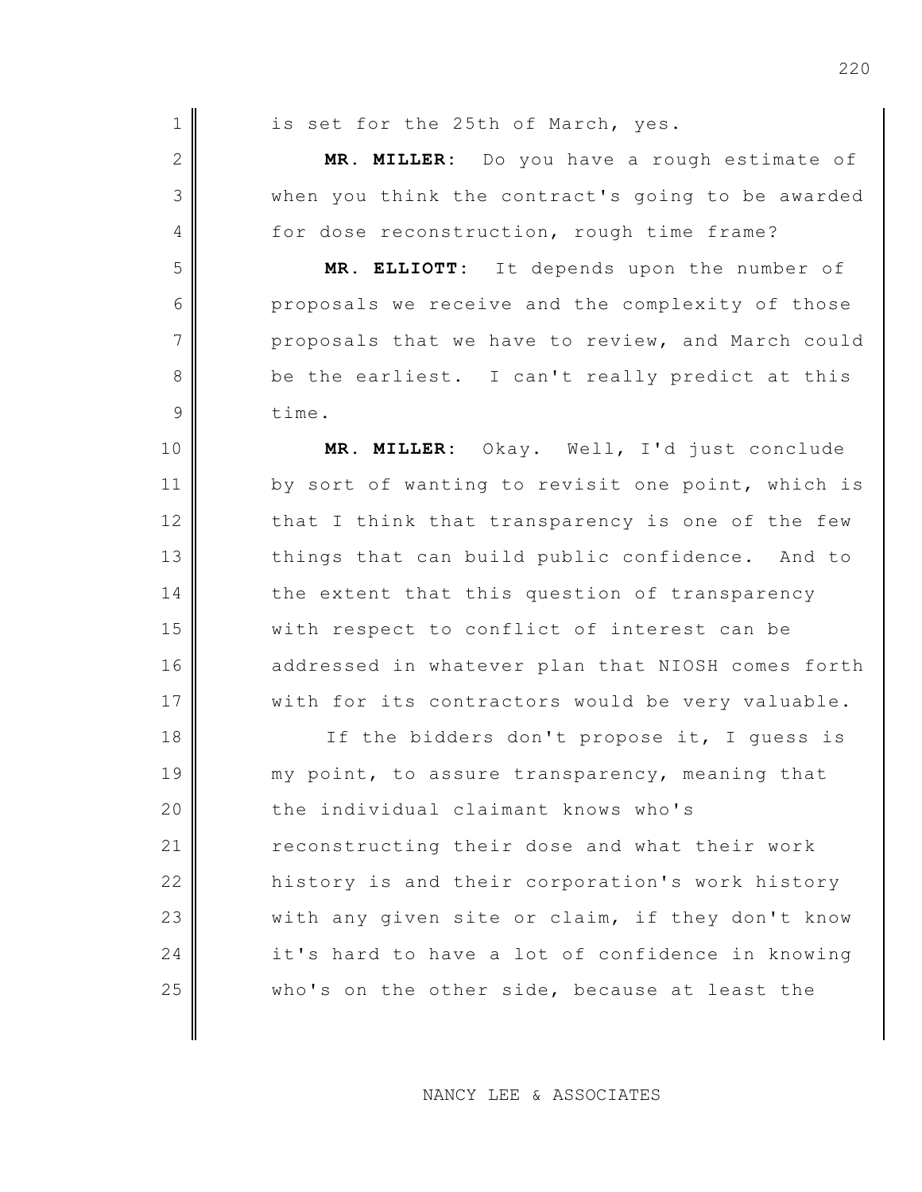is set for the 25th of March, yes.

**MR. MILLER:** Do you have a rough estimate of when you think the contract's going to be awarded for dose reconstruction, rough time frame?

**MR. ELLIOTT:** It depends upon the number of proposals we receive and the complexity of those proposals that we have to review, and March could be the earliest. I can't really predict at this time.

**MR. MILLER:** Okay. Well, I'd just conclude by sort of wanting to revisit one point, which is that I think that transparency is one of the few things that can build public confidence. And to the extent that this question of transparency with respect to conflict of interest can be addressed in whatever plan that NIOSH comes forth with for its contractors would be very valuable.

If the bidders don't propose it, I guess is my point, to assure transparency, meaning that the individual claimant knows who's reconstructing their dose and what their work history is and their corporation's work history with any given site or claim, if they don't know it's hard to have a lot of confidence in knowing who's on the other side, because at least the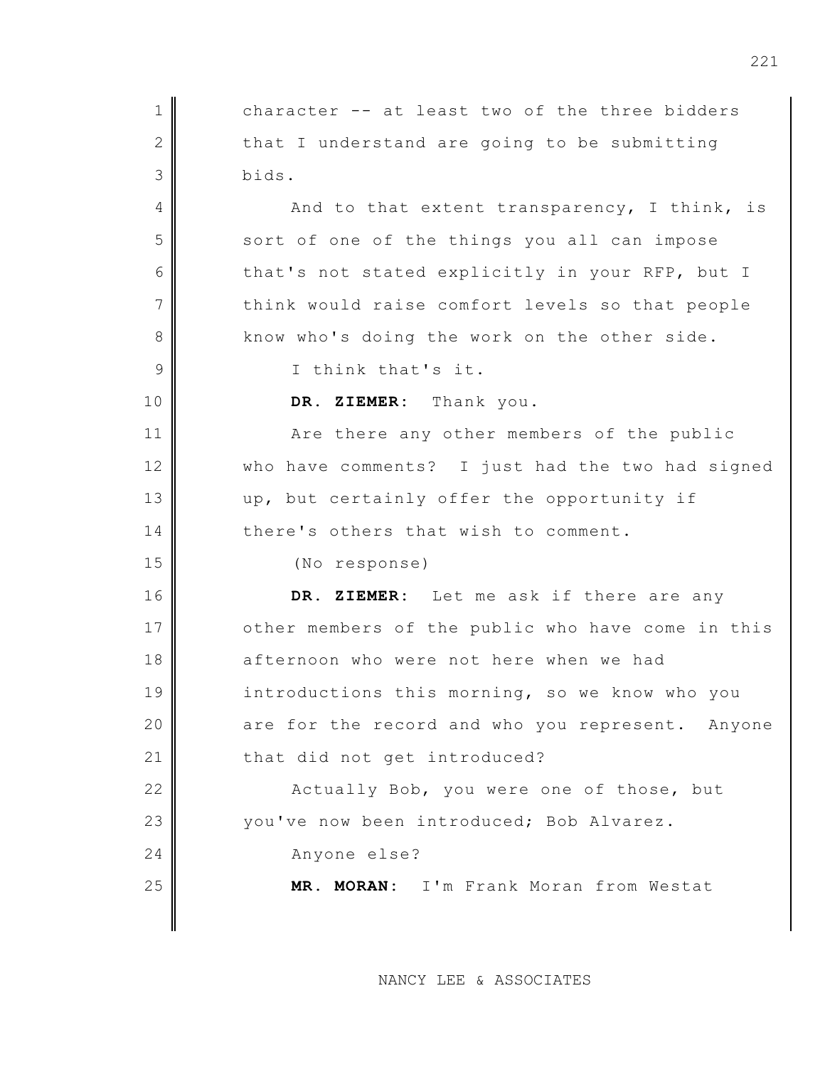character -- at least two of the three bidders that I understand are going to be submitting bids.

And to that extent transparency, I think, is sort of one of the things you all can impose that's not stated explicitly in your RFP, but I think would raise comfort levels so that people know who's doing the work on the other side.

I think that's it.

**DR. ZIEMER:** Thank you.

Are there any other members of the public who have comments? I just had the two had signed up, but certainly offer the opportunity if there's others that wish to comment.

(No response)

**DR. ZIEMER:** Let me ask if there are any other members of the public who have come in this afternoon who were not here when we had introductions this morning, so we know who you are for the record and who you represent. Anyone that did not get introduced?

Actually Bob, you were one of those, but you've now been introduced; Bob Alvarez.

Anyone else?

**MR. MORAN:** I'm Frank Moran from Westat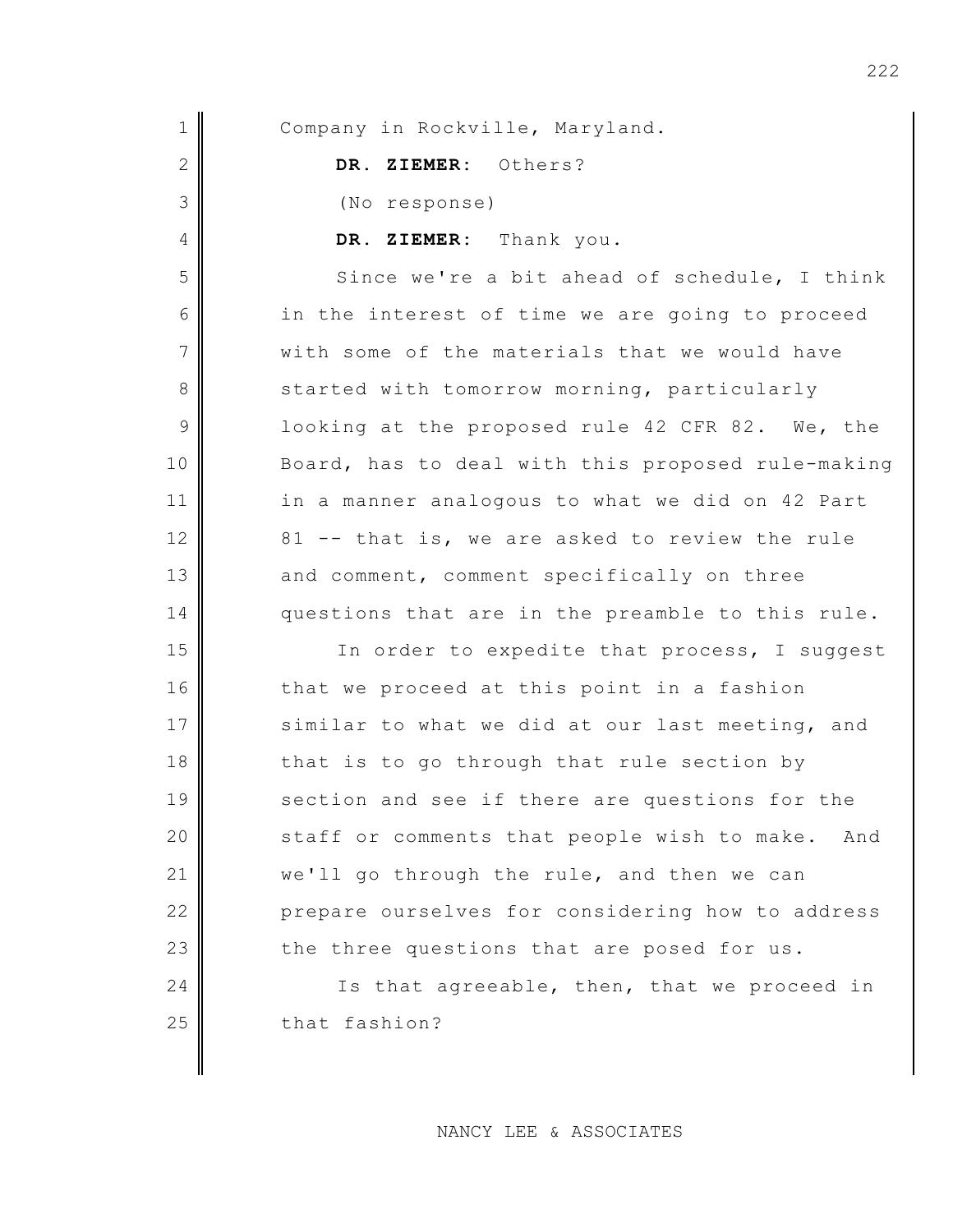Company in Rockville, Maryland.

**DR. ZIEMER:** Others?

(No response)

**DR. ZIEMER:** Thank you.

Since we're a bit ahead of schedule, I think in the interest of time we are going to proceed with some of the materials that we would have started with tomorrow morning, particularly looking at the proposed rule 42 CFR 82. We, the Board, has to deal with this proposed rule-making in a manner analogous to what we did on 42 Part 81 -- that is, we are asked to review the rule and comment, comment specifically on three questions that are in the preamble to this rule.

In order to expedite that process, I suggest that we proceed at this point in a fashion similar to what we did at our last meeting, and that is to go through that rule section by section and see if there are questions for the staff or comments that people wish to make. And we'll go through the rule, and then we can prepare ourselves for considering how to address the three questions that are posed for us.

Is that agreeable, then, that we proceed in that fashion?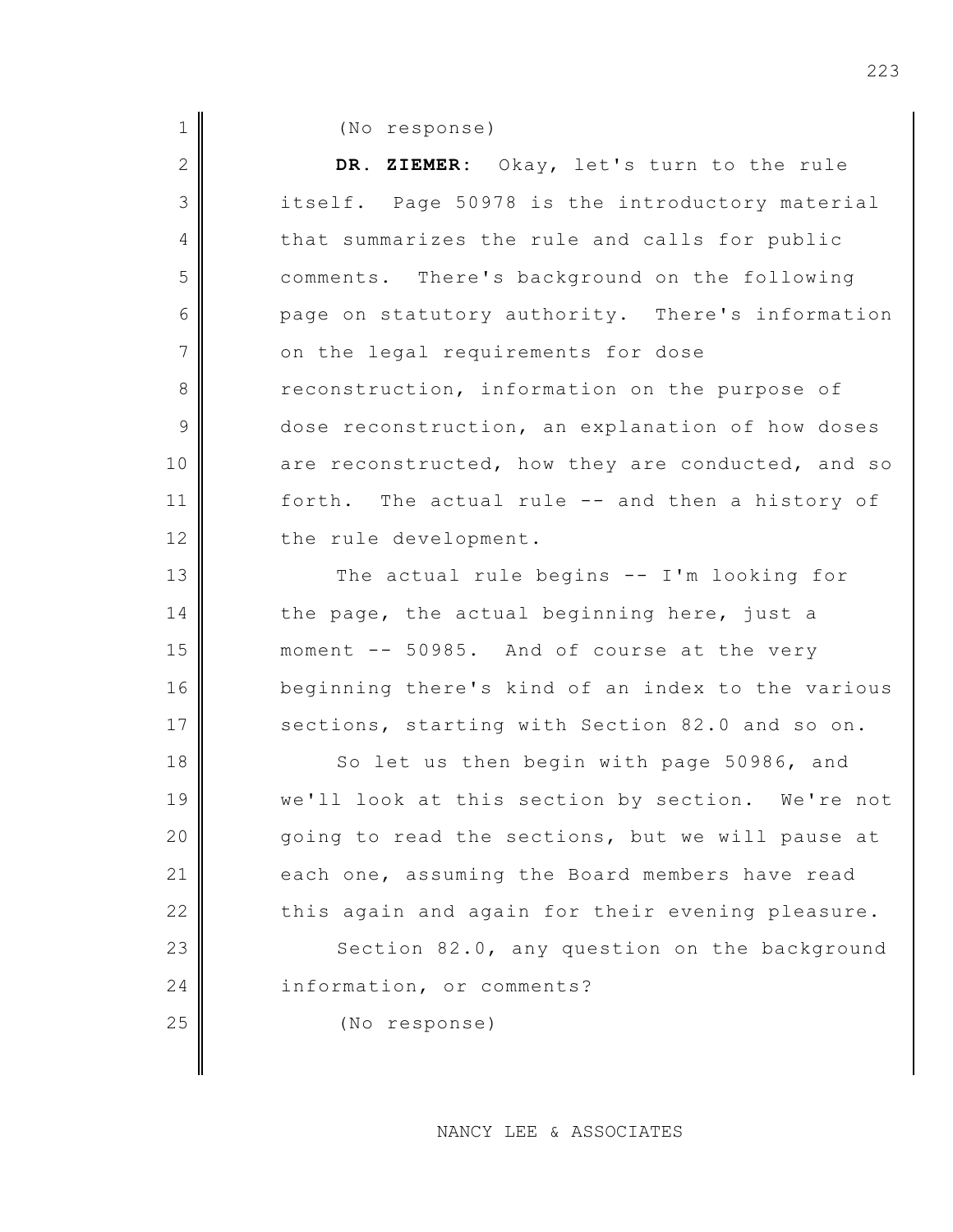(No response)

**DR. ZIEMER:** Okay, let's turn to the rule itself. Page 50978 is the introductory material that summarizes the rule and calls for public comments. There's background on the following page on statutory authority. There's information on the legal requirements for dose reconstruction, information on the purpose of dose reconstruction, an explanation of how doses are reconstructed, how they are conducted, and so forth. The actual rule -- and then a history of the rule development.

The actual rule begins -- I'm looking for the page, the actual beginning here, just a moment -- 50985. And of course at the very beginning there's kind of an index to the various sections, starting with Section 82.0 and so on.

So let us then begin with page 50986, and we'll look at this section by section. We're not going to read the sections, but we will pause at each one, assuming the Board members have read this again and again for their evening pleasure.

Section 82.0, any question on the background information, or comments?

(No response)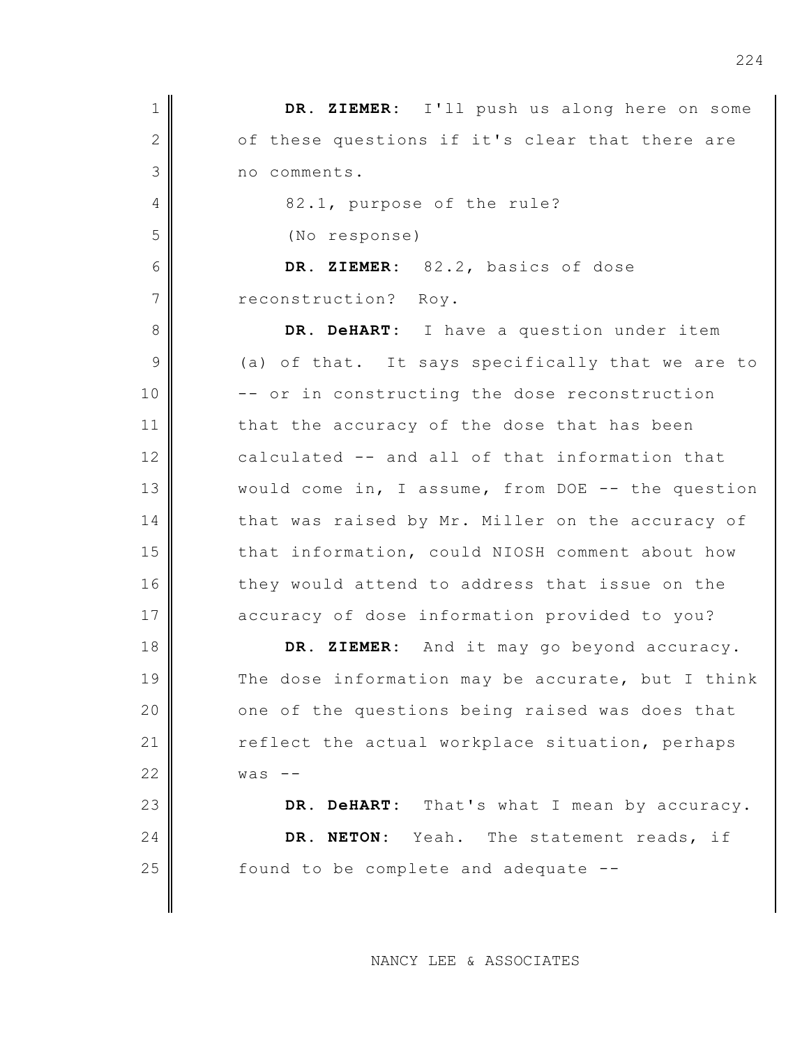**DR. ZIEMER:** I'll push us along here on some of these questions if it's clear that there are no comments.

82.1, purpose of the rule?

(No response)

**DR. ZIEMER:** 82.2, basics of dose reconstruction? Roy.

**DR. DeHART:** I have a question under item (a) of that. It says specifically that we are to -- or in constructing the dose reconstruction that the accuracy of the dose that has been calculated -- and all of that information that would come in, I assume, from DOE -- the question that was raised by Mr. Miller on the accuracy of that information, could NIOSH comment about how they would attend to address that issue on the accuracy of dose information provided to you?

**DR. ZIEMER:** And it may go beyond accuracy. The dose information may be accurate, but I think one of the questions being raised was does that reflect the actual workplace situation, perhaps was --

**DR. DeHART:** That's what I mean by accuracy.

**DR. NETON:** Yeah. The statement reads, if found to be complete and adequate --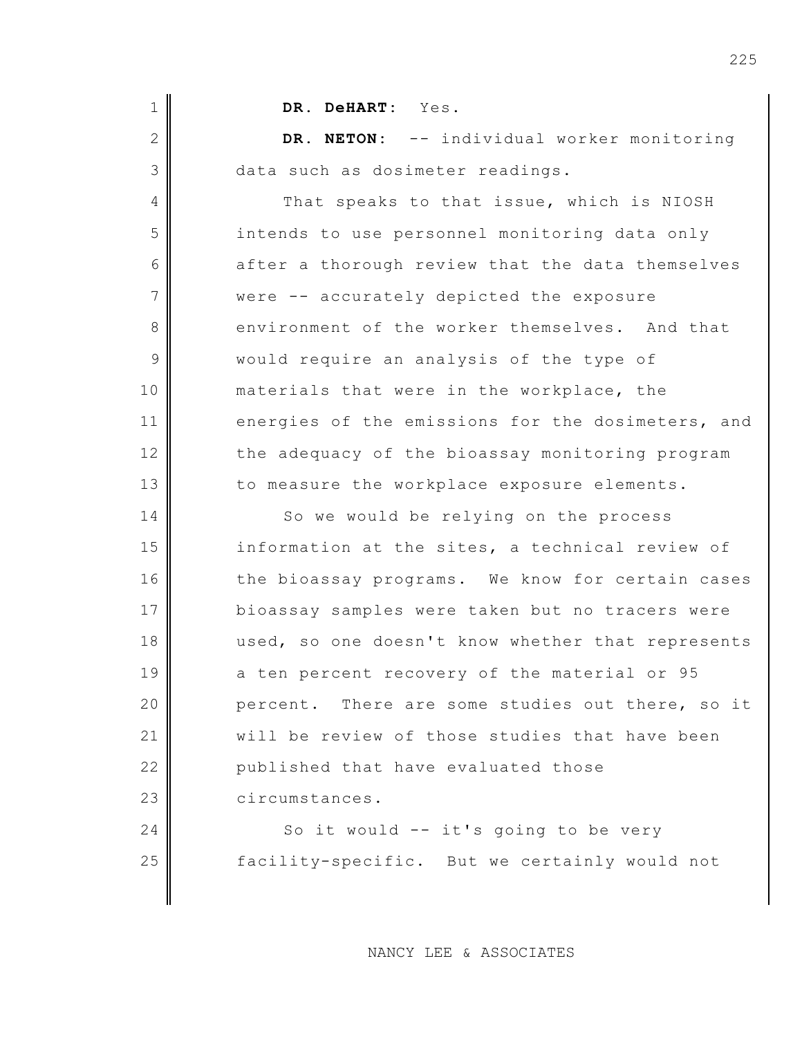**DR. DeHART:** Yes.

**DR. NETON:** -- individual worker monitoring data such as dosimeter readings.

That speaks to that issue, which is NIOSH intends to use personnel monitoring data only after a thorough review that the data themselves were -- accurately depicted the exposure environment of the worker themselves. And that would require an analysis of the type of materials that were in the workplace, the energies of the emissions for the dosimeters, and the adequacy of the bioassay monitoring program to measure the workplace exposure elements.

So we would be relying on the process information at the sites, a technical review of the bioassay programs. We know for certain cases bioassay samples were taken but no tracers were used, so one doesn't know whether that represents a ten percent recovery of the material or 95 percent. There are some studies out there, so it will be review of those studies that have been published that have evaluated those circumstances.

So it would -- it's going to be very facility-specific. But we certainly would not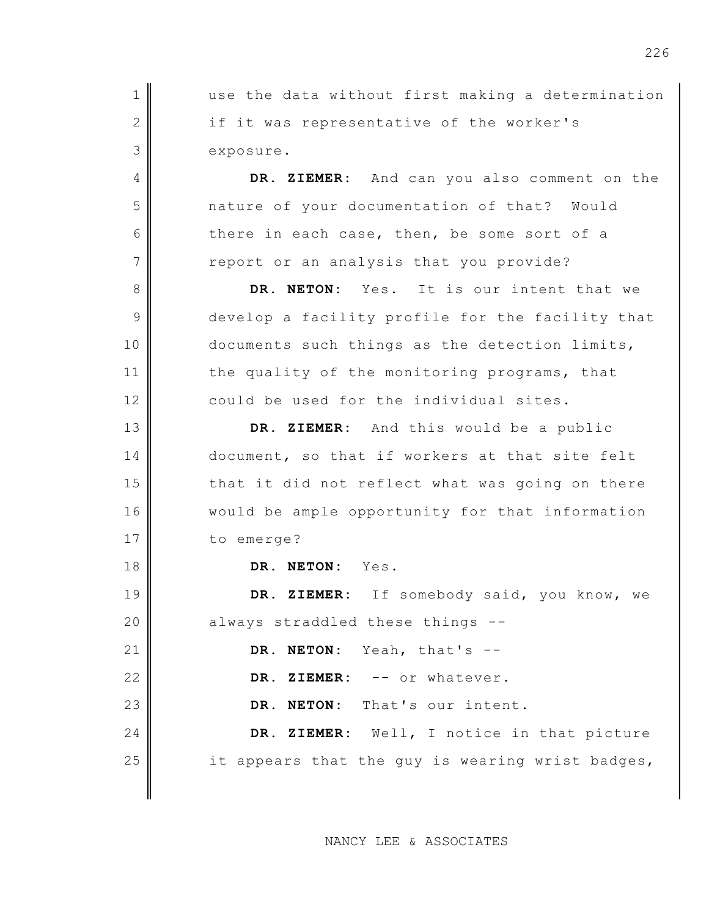use the data without first making a determination if it was representative of the worker's exposure.

**DR. ZIEMER:** And can you also comment on the nature of your documentation of that? Would there in each case, then, be some sort of a report or an analysis that you provide?

**DR. NETON:** Yes. It is our intent that we develop a facility profile for the facility that documents such things as the detection limits, the quality of the monitoring programs, that could be used for the individual sites.

**DR. ZIEMER:** And this would be a public document, so that if workers at that site felt that it did not reflect what was going on there would be ample opportunity for that information to emerge?

**DR. NETON:** Yes.

**DR. ZIEMER:** If somebody said, you know, we always straddled these things --

**DR. NETON:** Yeah, that's --

**DR. ZIEMER:** -- or whatever.

**DR. NETON:** That's our intent.

**DR. ZIEMER:** Well, I notice in that picture it appears that the guy is wearing wrist badges,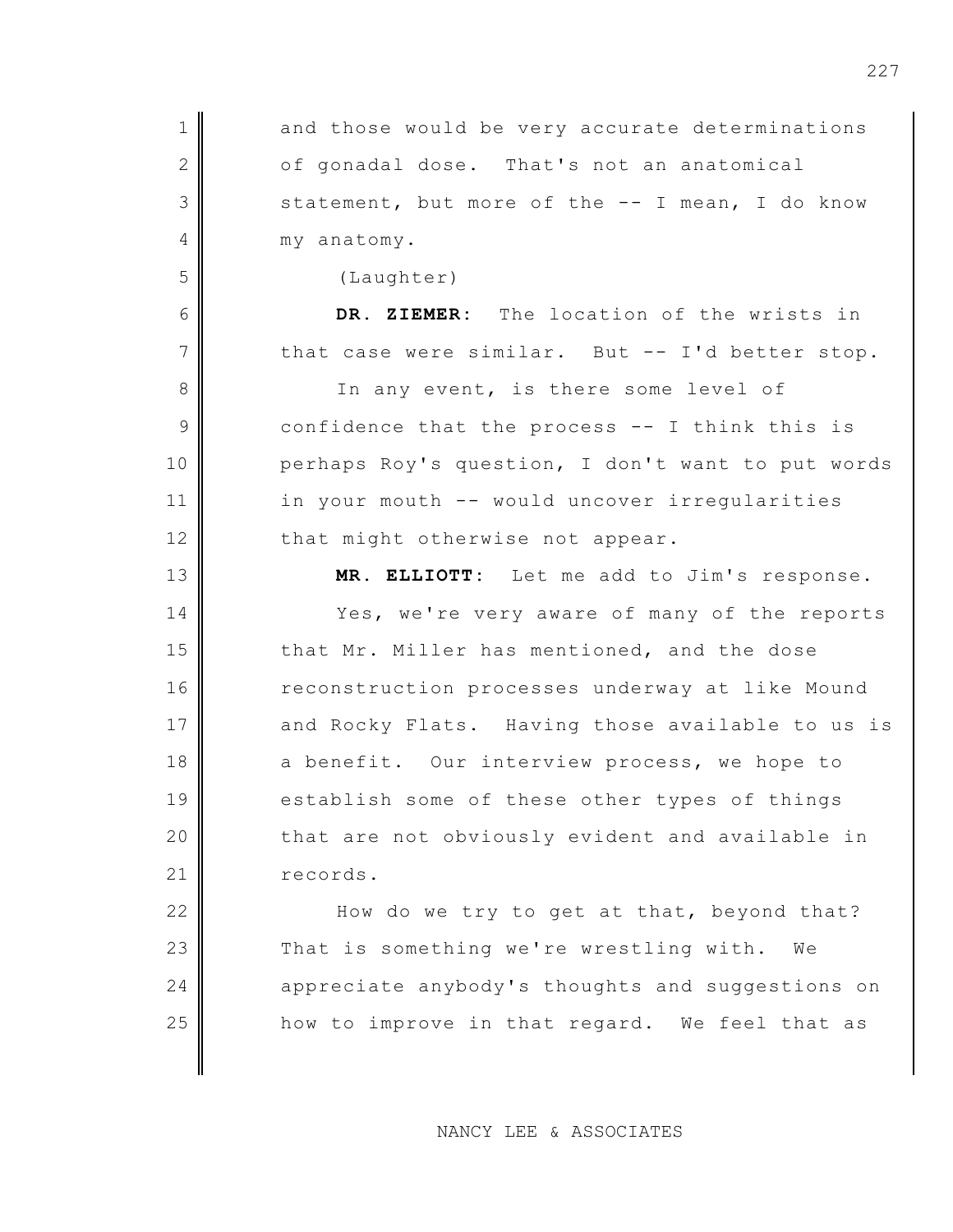and those would be very accurate determinations of gonadal dose. That's not an anatomical statement, but more of the -- I mean, I do know my anatomy.

(Laughter)

**DR. ZIEMER:** The location of the wrists in that case were similar. But -- I'd better stop.

In any event, is there some level of confidence that the process -- I think this is perhaps Roy's question, I don't want to put words in your mouth -- would uncover irregularities that might otherwise not appear.

**MR. ELLIOTT:** Let me add to Jim's response.

Yes, we're very aware of many of the reports that Mr. Miller has mentioned, and the dose reconstruction processes underway at like Mound and Rocky Flats. Having those available to us is a benefit. Our interview process, we hope to establish some of these other types of things that are not obviously evident and available in records.

How do we try to get at that, beyond that? That is something we're wrestling with. We appreciate anybody's thoughts and suggestions on how to improve in that regard. We feel that as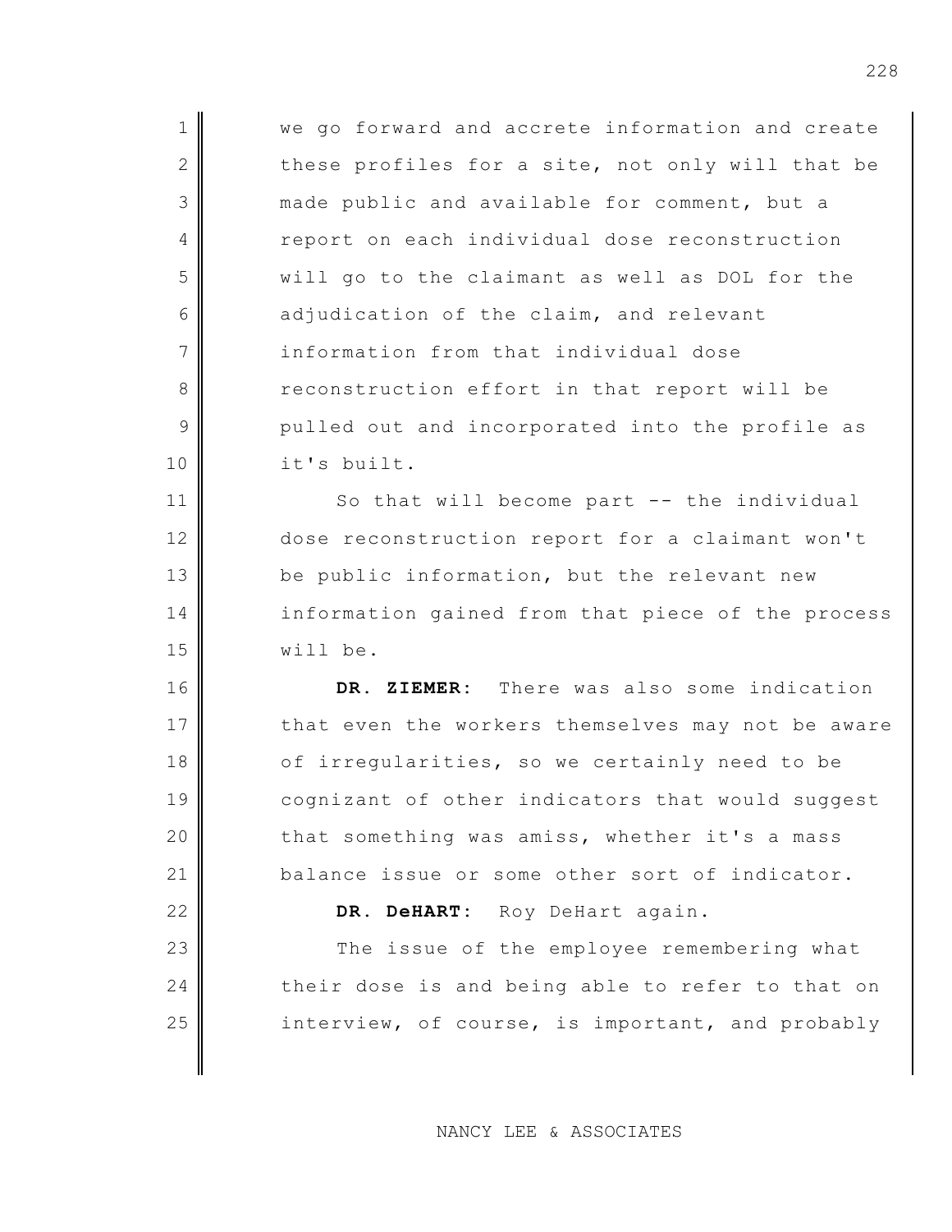we go forward and accrete information and create these profiles for a site, not only will that be made public and available for comment, but a report on each individual dose reconstruction will go to the claimant as well as DOL for the adjudication of the claim, and relevant information from that individual dose reconstruction effort in that report will be pulled out and incorporated into the profile as it's built.

So that will become part -- the individual dose reconstruction report for a claimant won't be public information, but the relevant new information gained from that piece of the process will be.

**DR. ZIEMER:** There was also some indication that even the workers themselves may not be aware of irregularities, so we certainly need to be cognizant of other indicators that would suggest that something was amiss, whether it's a mass balance issue or some other sort of indicator.

**DR. DeHART:** Roy DeHart again.

The issue of the employee remembering what their dose is and being able to refer to that on interview, of course, is important, and probably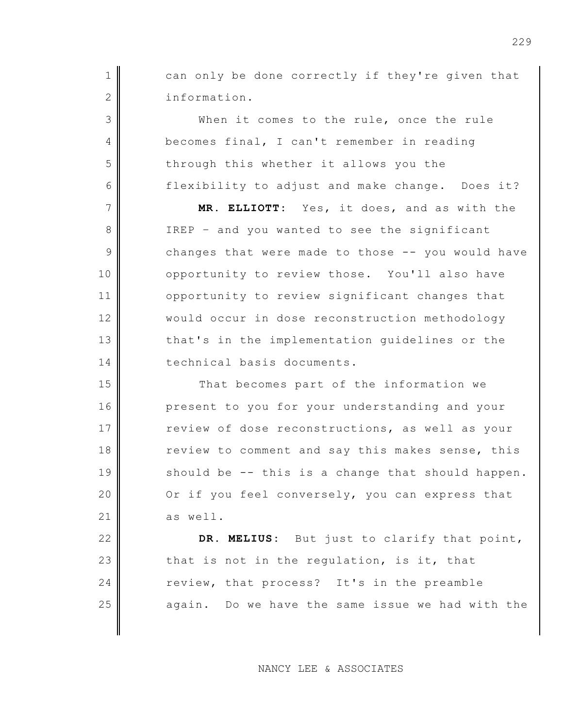can only be done correctly if they're given that information.

When it comes to the rule, once the rule becomes final, I can't remember in reading through this whether it allows you the flexibility to adjust and make change. Does it?

**MR. ELLIOTT:** Yes, it does, and as with the IREP – and you wanted to see the significant changes that were made to those -- you would have opportunity to review those. You'll also have opportunity to review significant changes that would occur in dose reconstruction methodology that's in the implementation guidelines or the technical basis documents.

That becomes part of the information we present to you for your understanding and your review of dose reconstructions, as well as your review to comment and say this makes sense, this should be -- this is a change that should happen. Or if you feel conversely, you can express that as well.

**DR. MELIUS:** But just to clarify that point, that is not in the regulation, is it, that review, that process? It's in the preamble again. Do we have the same issue we had with the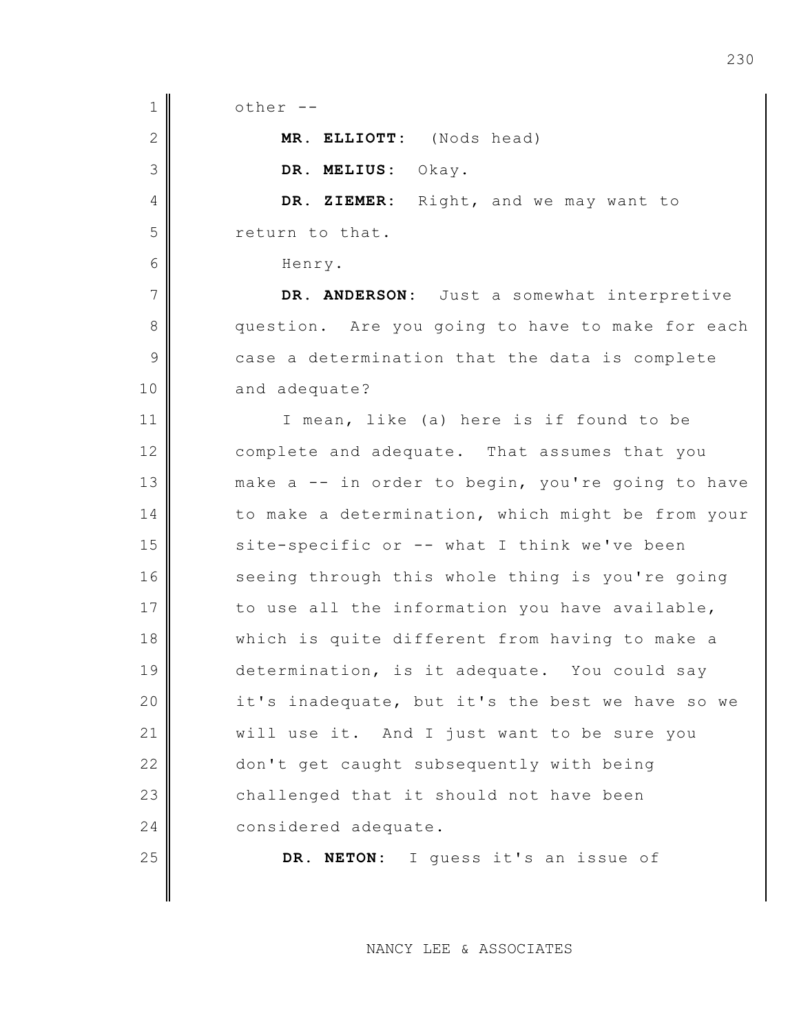other --

**MR. ELLIOTT:** (Nods head)

**DR. MELIUS:** Okay.

**DR. ZIEMER:** Right, and we may want to return to that.

Henry.

**DR. ANDERSON:** Just a somewhat interpretive question. Are you going to have to make for each case a determination that the data is complete and adequate?

I mean, like (a) here is if found to be complete and adequate. That assumes that you make a -- in order to begin, you're going to have to make a determination, which might be from your site-specific or -- what I think we've been seeing through this whole thing is you're going to use all the information you have available, which is quite different from having to make a determination, is it adequate. You could say it's inadequate, but it's the best we have so we will use it. And I just want to be sure you don't get caught subsequently with being challenged that it should not have been considered adequate.

**DR. NETON:** I guess it's an issue of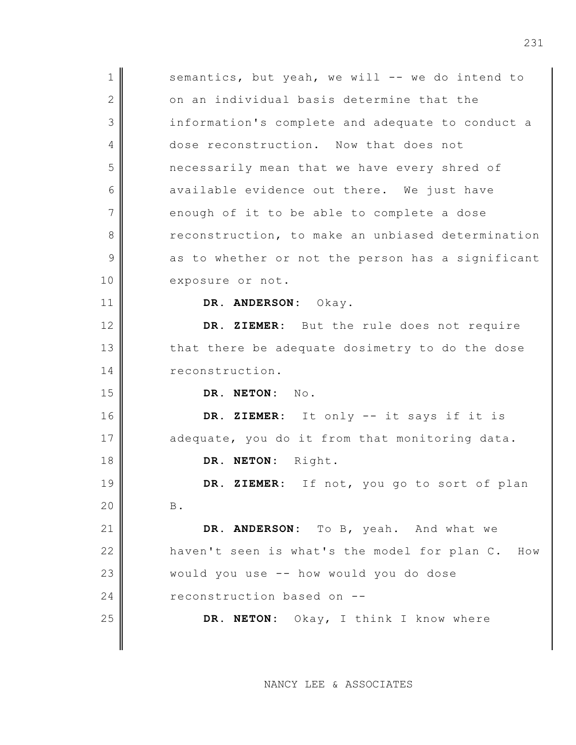semantics, but yeah, we will -- we do intend to on an individual basis determine that the information's complete and adequate to conduct a dose reconstruction. Now that does not necessarily mean that we have every shred of available evidence out there. We just have enough of it to be able to complete a dose reconstruction, to make an unbiased determination as to whether or not the person has a significant exposure or not.

**DR. ANDERSON:** Okay.

**DR. ZIEMER:** But the rule does not require that there be adequate dosimetry to do the dose reconstruction.

**DR. NETON:** No.

**DR. ZIEMER:** It only -- it says if it is adequate, you do it from that monitoring data.

**DR. NETON:** Right.

**DR. ZIEMER:** If not, you go to sort of plan B.

**DR. ANDERSON:** To B, yeah. And what we haven't seen is what's the model for plan C. How would you use -- how would you do dose reconstruction based on --

**DR. NETON:** Okay, I think I know where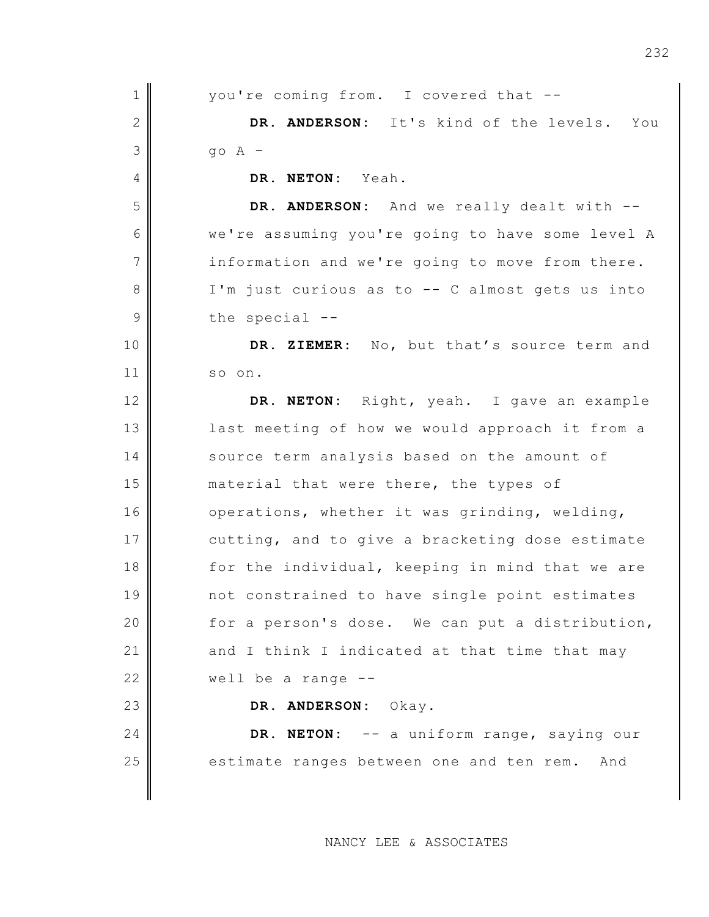you're coming from. I covered that --

**DR. ANDERSON:** It's kind of the levels. You go A –

**DR. NETON:** Yeah.

**DR. ANDERSON:** And we really dealt with -- we're assuming you're going to have some level A information and we're going to move from there. I'm just curious as to -- C almost gets us into the special --

**DR. ZIEMER:** No, but that's source term and so on.

**DR. NETON:** Right, yeah. I gave an example last meeting of how we would approach it from a source term analysis based on the amount of material that were there, the types of operations, whether it was grinding, welding, cutting, and to give a bracketing dose estimate for the individual, keeping in mind that we are not constrained to have single point estimates for a person's dose. We can put a distribution, and I think I indicated at that time that may well be a range --

**DR. ANDERSON:** Okay.

**DR. NETON:** -- a uniform range, saying our estimate ranges between one and ten rem. And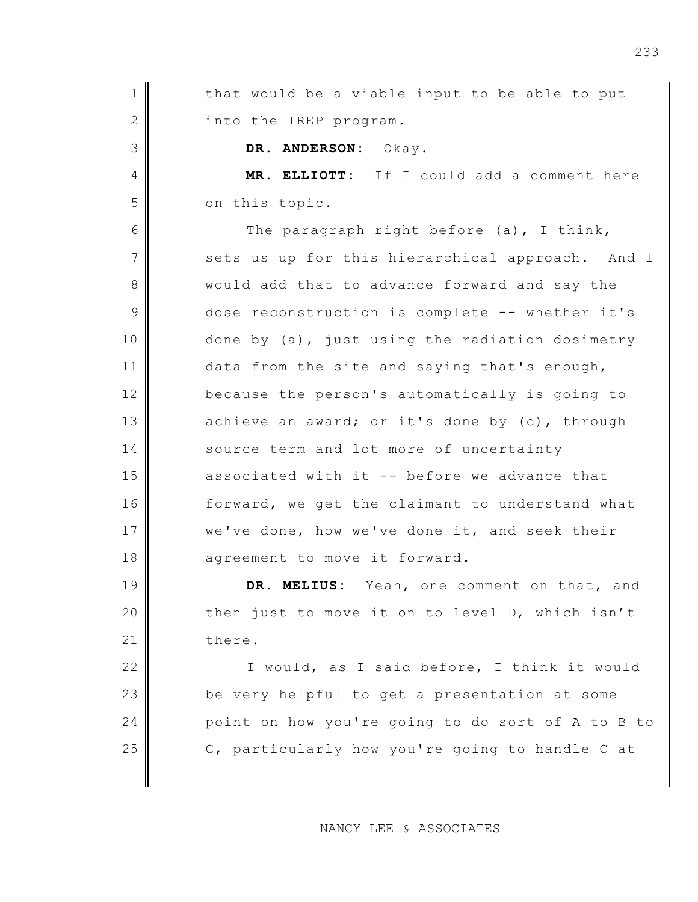that would be a viable input to be able to put into the IREP program.

**DR. ANDERSON:** Okay.

**MR. ELLIOTT:** If I could add a comment here on this topic.

The paragraph right before (a), I think, sets us up for this hierarchical approach. And I would add that to advance forward and say the dose reconstruction is complete -- whether it's done by (a), just using the radiation dosimetry data from the site and saying that's enough, because the person's automatically is going to achieve an award; or it's done by (c), through source term and lot more of uncertainty associated with it -- before we advance that forward, we get the claimant to understand what we've done, how we've done it, and seek their agreement to move it forward.

**DR. MELIUS:** Yeah, one comment on that, and then just to move it on to level D, which isn't there.

I would, as I said before, I think it would be very helpful to get a presentation at some point on how you're going to do sort of A to B to C, particularly how you're going to handle C at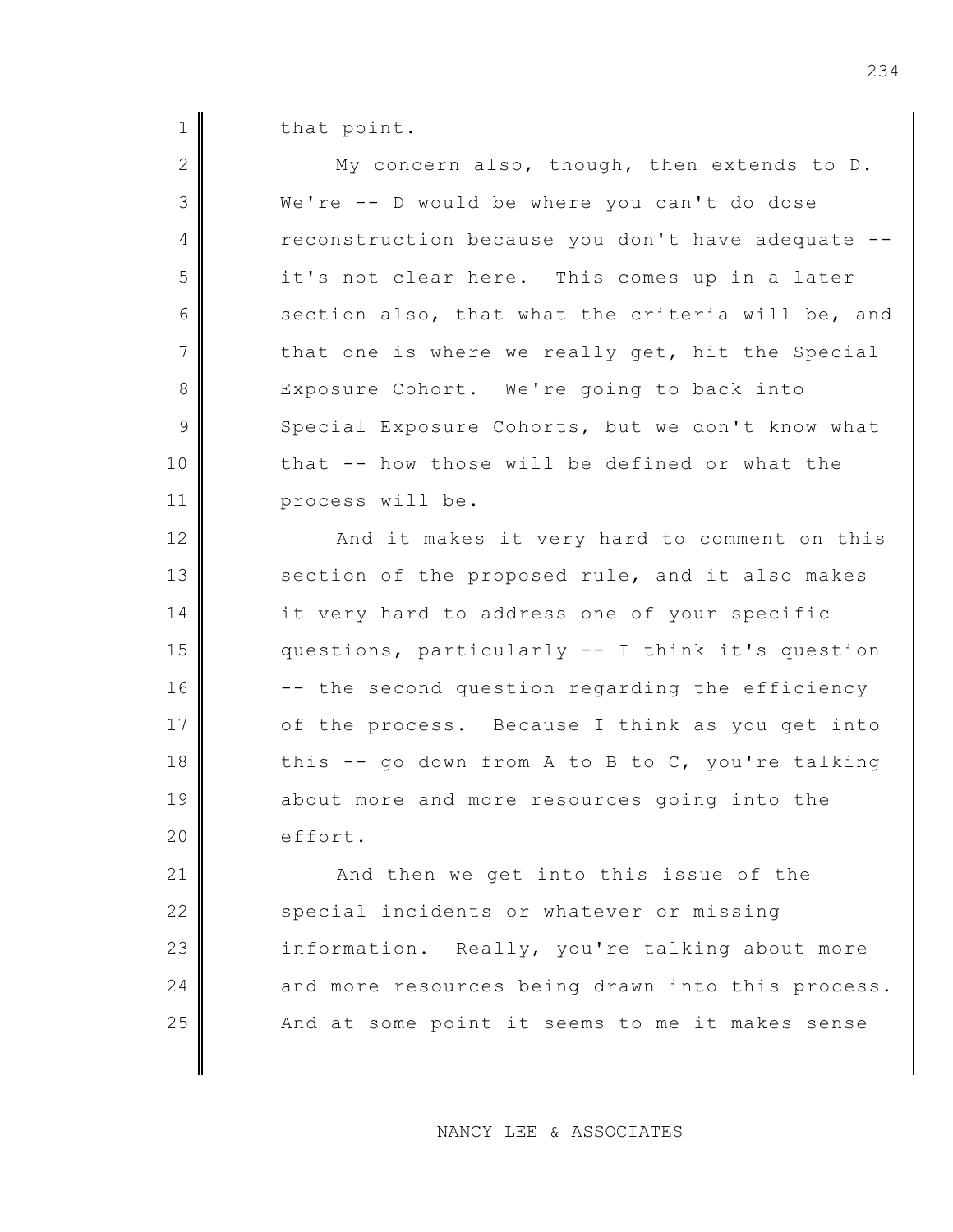that point.

My concern also, though, then extends to D. We're -- D would be where you can't do dose reconstruction because you don't have adequate -- it's not clear here. This comes up in a later section also, that what the criteria will be, and that one is where we really get, hit the Special Exposure Cohort. We're going to back into Special Exposure Cohorts, but we don't know what that -- how those will be defined or what the process will be.

And it makes it very hard to comment on this section of the proposed rule, and it also makes it very hard to address one of your specific questions, particularly -- I think it's question -- the second question regarding the efficiency of the process. Because I think as you get into this -- go down from A to B to C, you're talking about more and more resources going into the effort.

And then we get into this issue of the special incidents or whatever or missing information. Really, you're talking about more and more resources being drawn into this process. And at some point it seems to me it makes sense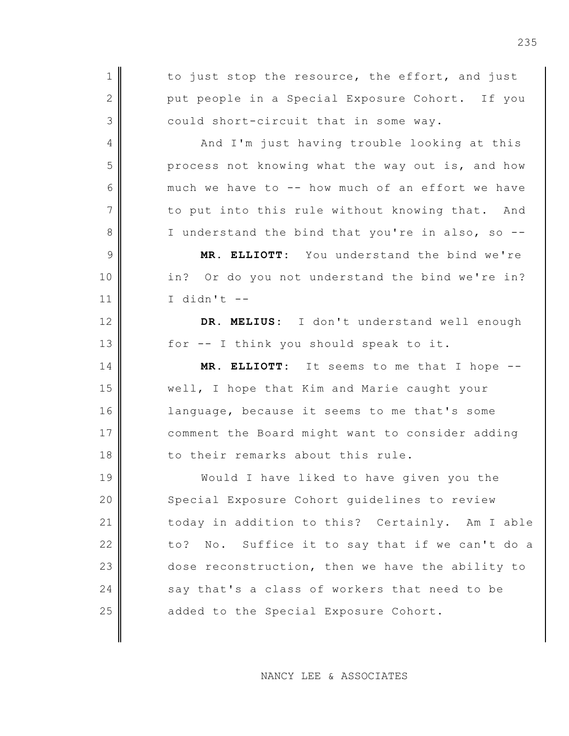to just stop the resource, the effort, and just put people in a Special Exposure Cohort. If you could short-circuit that in some way.

And I'm just having trouble looking at this process not knowing what the way out is, and how much we have to -- how much of an effort we have to put into this rule without knowing that. And I understand the bind that you're in also, so --

**MR. ELLIOTT:** You understand the bind we're in? Or do you not understand the bind we're in? I didn't --

**DR. MELIUS:** I don't understand well enough for -- I think you should speak to it.

**MR. ELLIOTT:** It seems to me that I hope -- well, I hope that Kim and Marie caught your language, because it seems to me that's some comment the Board might want to consider adding to their remarks about this rule.

Would I have liked to have given you the Special Exposure Cohort guidelines to review today in addition to this? Certainly. Am I able to? No. Suffice it to say that if we can't do a dose reconstruction, then we have the ability to say that's a class of workers that need to be added to the Special Exposure Cohort.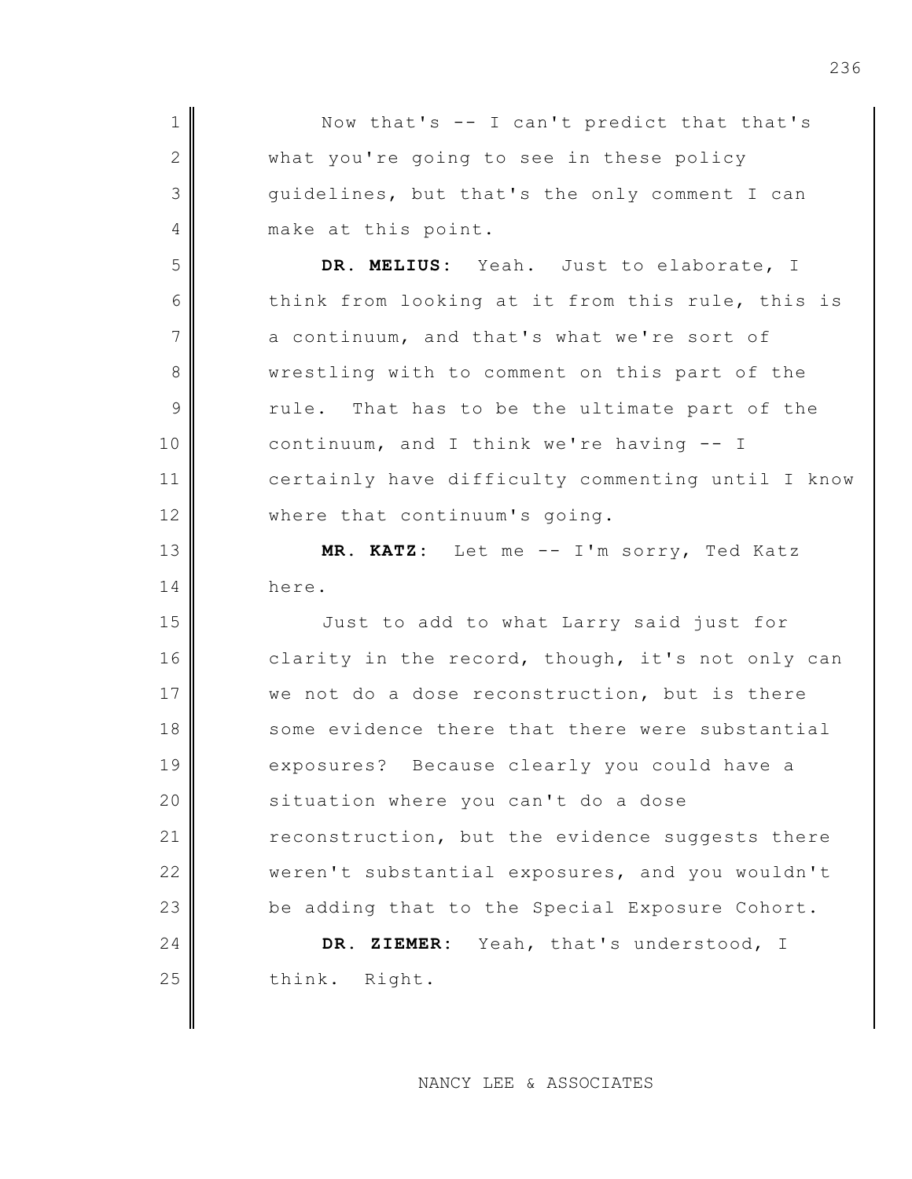Now that's -- I can't predict that that's what you're going to see in these policy guidelines, but that's the only comment I can make at this point.

**DR. MELIUS**: Yeah. Just to elaborate, I think from looking at it from this rule, this is a continuum, and that's what we're sort of wrestling with to comment on this part of the rule. That has to be the ultimate part of the continuum, and I think we're having -- I certainly have difficulty commenting until I know where that continuum's going.

**MR. KATZ**: Let me -- I'm sorry, Ted Katz here.

Just to add to what Larry said just for clarity in the record, though, it's not only can we not do a dose reconstruction, but is there some evidence there that there were substantial exposures? Because clearly you could have a situation where you can't do a dose reconstruction, but the evidence suggests there weren't substantial exposures, and you wouldn't be adding that to the Special Exposure Cohort.

**DR. ZIEMER**: Yeah, that's understood, I think. Right.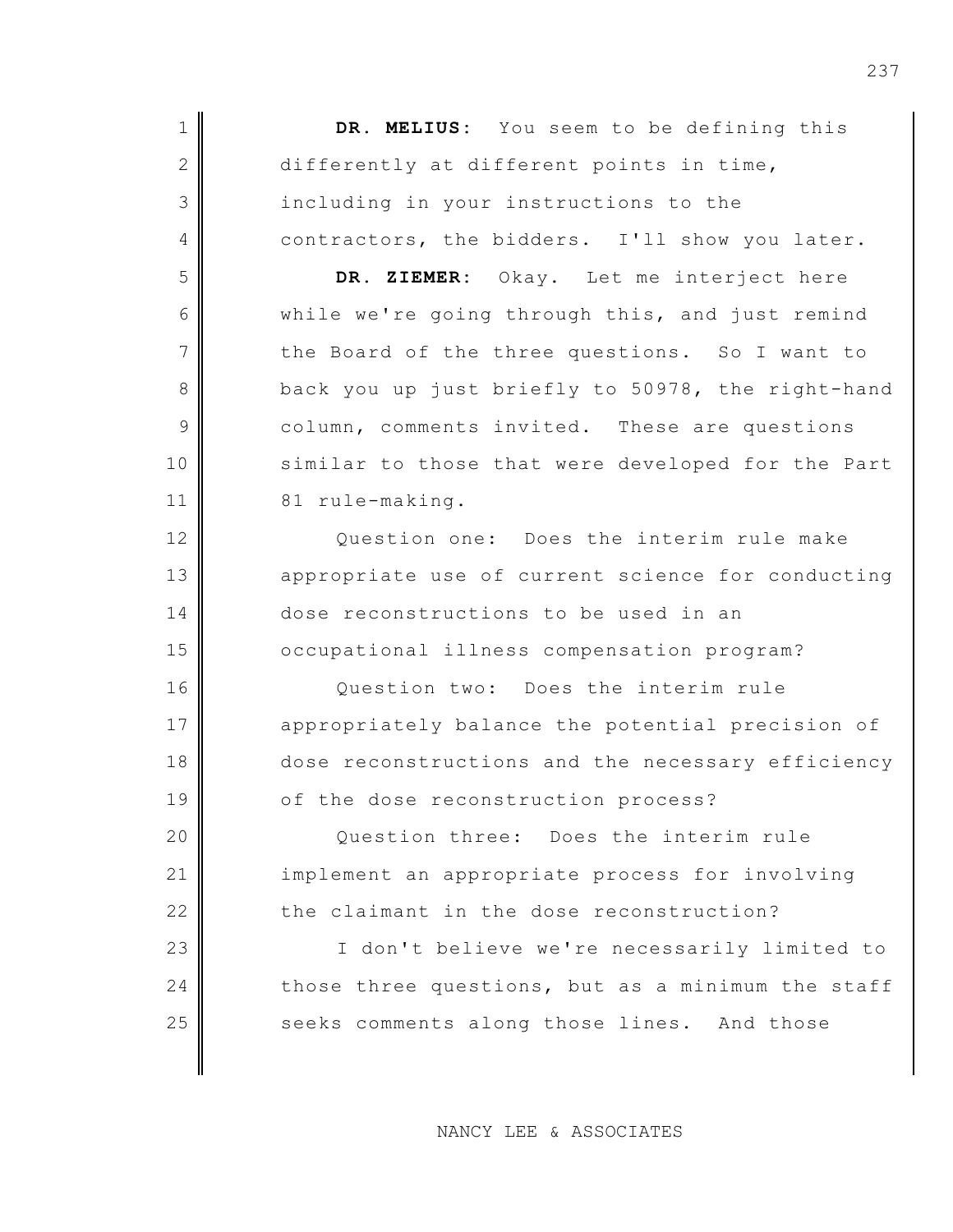**DR. MELIUS:** You seem to be defining this differently at different points in time, including in your instructions to the contractors, the bidders. I'll show you later.

**DR. ZIEMER:** Okay. Let me interject here while we're going through this, and just remind the Board of the three questions. So I want to back you up just briefly to 50978, the right-hand column, comments invited. These are questions similar to those that were developed for the Part 81 rule-making.

Question one: Does the interim rule make appropriate use of current science for conducting dose reconstructions to be used in an occupational illness compensation program?

Question two: Does the interim rule appropriately balance the potential precision of dose reconstructions and the necessary efficiency of the dose reconstruction process?

Question three: Does the interim rule implement an appropriate process for involving the claimant in the dose reconstruction?

I don't believe we're necessarily limited to those three questions, but as a minimum the staff seeks comments along those lines. And those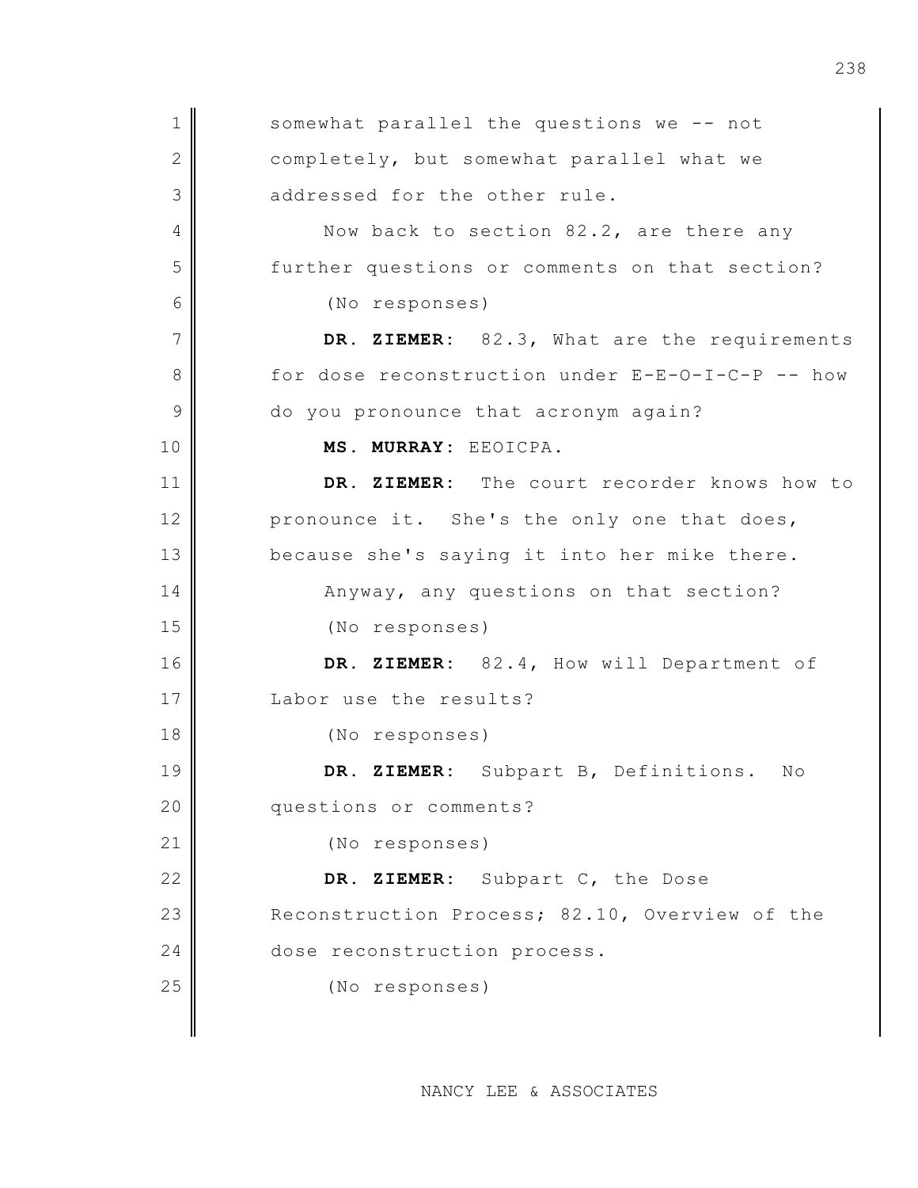somewhat parallel the questions we -- not completely, but somewhat parallel what we addressed for the other rule.

Now back to section 82.2, are there any further questions or comments on that section?

(No responses)

**DR. ZIEMER:** 82.3, What are the requirements for dose reconstruction under E-E-O-I-C-P -- how do you pronounce that acronym again?

**MS. MURRAY:** EEOICPA.

**DR. ZIEMER:** The court recorder knows how to pronounce it. She's the only one that does, because she's saying it into her mike there.

Anyway, any questions on that section?

(No responses)

**DR. ZIEMER:** 82.4, How will Department of Labor use the results?

(No responses)

**DR. ZIEMER:** Subpart B, Definitions. No questions or comments?

(No responses)

**DR. ZIEMER:** Subpart C, the Dose Reconstruction Process; 82.10, Overview of the dose reconstruction process.

(No responses)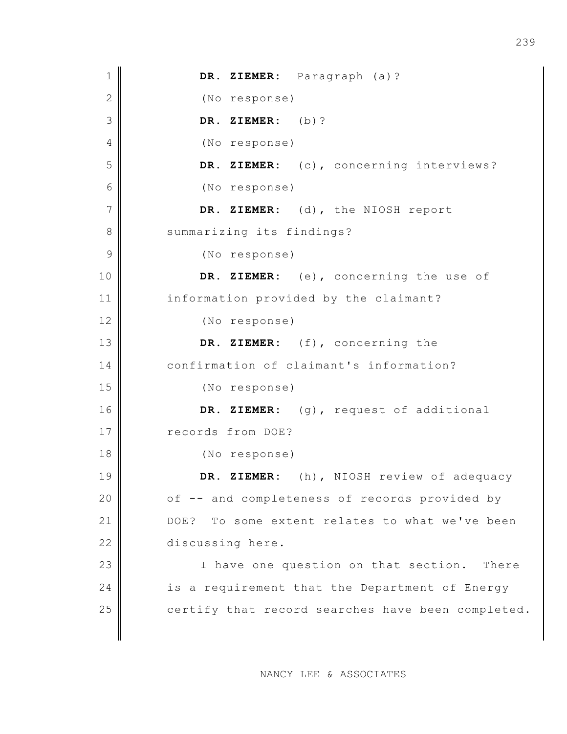**DR. ZIEMER:** Paragraph (a)?

(No response)

**DR. ZIEMER:** (b)?

(No response)

**DR. ZIEMER:** (c), concerning interviews?

(No response)

**DR. ZIEMER:** (d), the NIOSH report summarizing its findings?

(No response)

**DR. ZIEMER:** (e), concerning the use of information provided by the claimant?

(No response)

**DR. ZIEMER:** (f), concerning the confirmation of claimant's information?

(No response)

**DR. ZIEMER:** (g), request of additional records from DOE?

(No response)

**DR. ZIEMER:** (h), NIOSH review of adequacy of -- and completeness of records provided by DOE? To some extent relates to what we've been discussing here.

I have one question on that section. There is a requirement that the Department of Energy certify that record searches have been completed.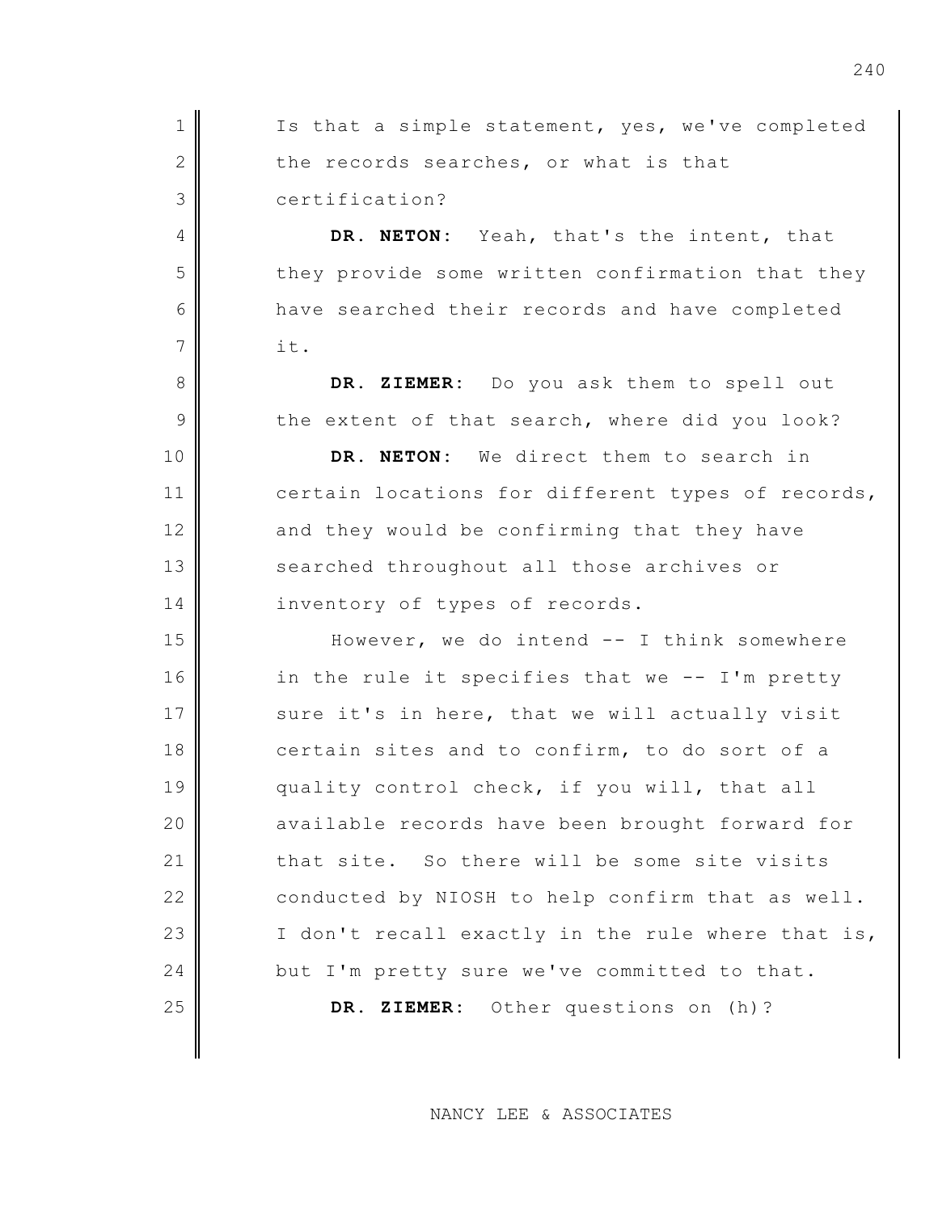Is that a simple statement, yes, we've completed the records searches, or what is that certification?

**DR. NETON:** Yeah, that's the intent, that they provide some written confirmation that they have searched their records and have completed it.

**DR. ZIEMER:** Do you ask them to spell out the extent of that search, where did you look?

**DR. NETON:** We direct them to search in certain locations for different types of records, and they would be confirming that they have searched throughout all those archives or inventory of types of records.

However, we do intend -- I think somewhere in the rule it specifies that we -- I'm pretty sure it's in here, that we will actually visit certain sites and to confirm, to do sort of a quality control check, if you will, that all available records have been brought forward for that site. So there will be some site visits conducted by NIOSH to help confirm that as well. I don't recall exactly in the rule where that is, but I'm pretty sure we've committed to that.

**DR. ZIEMER:** Other questions on (h)?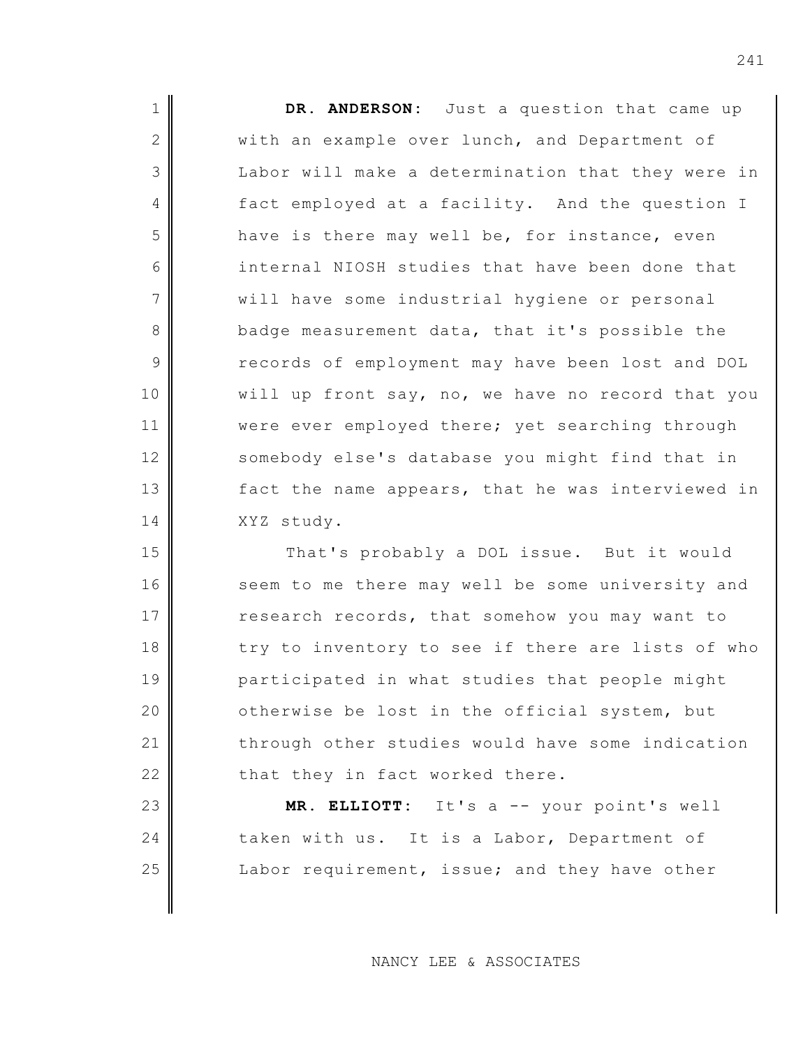**DR. ANDERSON:** Just a question that came up with an example over lunch, and Department of Labor will make a determination that they were in fact employed at a facility. And the question I have is there may well be, for instance, even internal NIOSH studies that have been done that will have some industrial hygiene or personal badge measurement data, that it's possible the records of employment may have been lost and DOL will up front say, no, we have no record that you were ever employed there; yet searching through somebody else's database you might find that in fact the name appears, that he was interviewed in XYZ study.

That's probably a DOL issue. But it would seem to me there may well be some university and research records, that somehow you may want to try to inventory to see if there are lists of who participated in what studies that people might otherwise be lost in the official system, but through other studies would have some indication that they in fact worked there.

**MR. ELLIOTT:** It's a -- your point's well taken with us. It is a Labor, Department of Labor requirement, issue; and they have other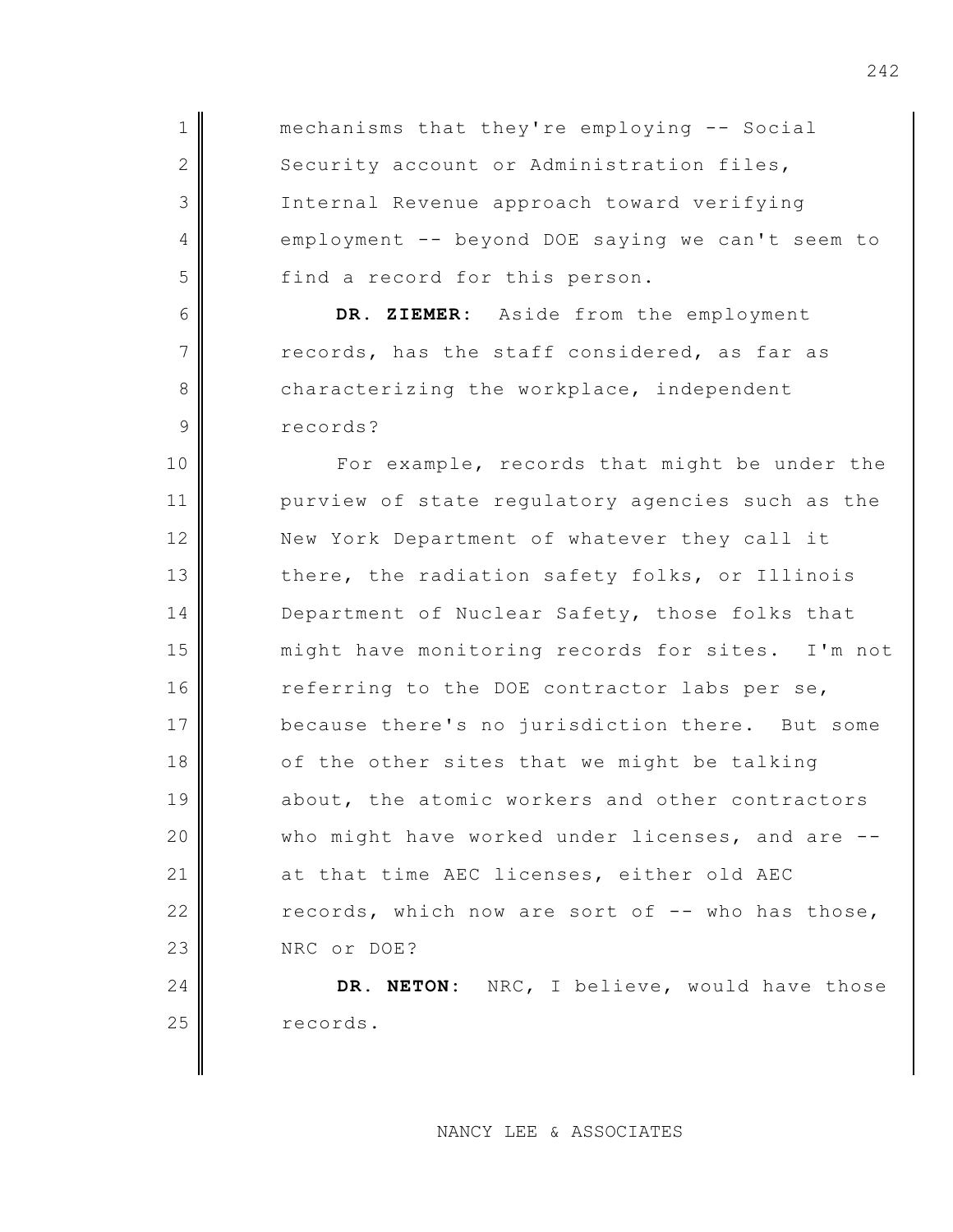mechanisms that they're employing -- Social Security account or Administration files, Internal Revenue approach toward verifying employment -- beyond DOE saying we can't seem to find a record for this person.

**DR. ZIEMER:** Aside from the employment records, has the staff considered, as far as characterizing the workplace, independent records?

For example, records that might be under the purview of state regulatory agencies such as the New York Department of whatever they call it there, the radiation safety folks, or Illinois Department of Nuclear Safety, those folks that might have monitoring records for sites. I'm not referring to the DOE contractor labs per se, because there's no jurisdiction there. But some of the other sites that we might be talking about, the atomic workers and other contractors who might have worked under licenses, and are -- at that time AEC licenses, either old AEC records, which now are sort of -- who has those, NRC or DOE?

**DR. NETON:** NRC, I believe, would have those records.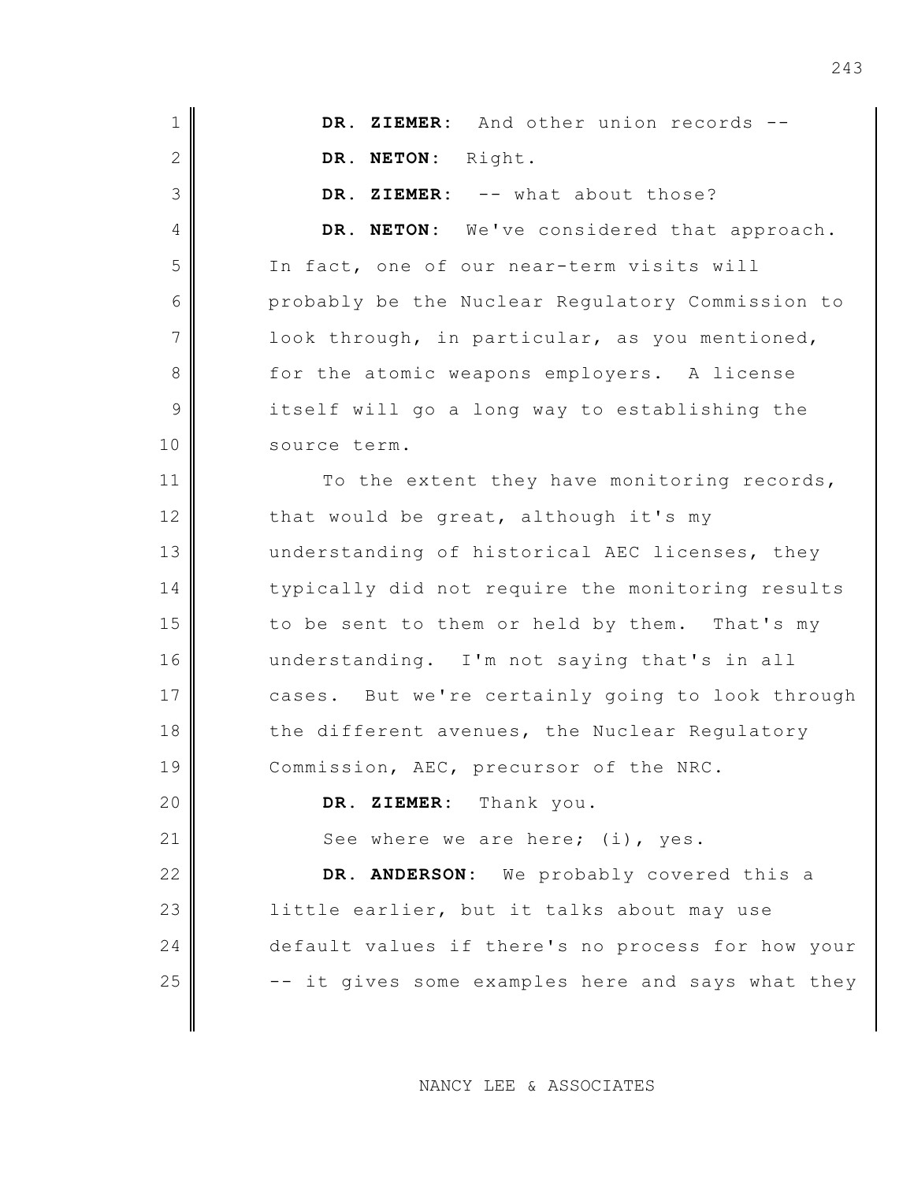**DR. ZIEMER:** And other union records --

**DR. NETON:** Right.

**DR. ZIEMER:** -- what about those?

**DR. NETON:** We've considered that approach. In fact, one of our near-term visits will probably be the Nuclear Regulatory Commission to look through, in particular, as you mentioned, for the atomic weapons employers. A license itself will go a long way to establishing the source term.

To the extent they have monitoring records, that would be great, although it's my understanding of historical AEC licenses, they typically did not require the monitoring results to be sent to them or held by them. That's my understanding. I'm not saying that's in all cases. But we're certainly going to look through the different avenues, the Nuclear Regulatory Commission, AEC, precursor of the NRC.

**DR. ZIEMER:** Thank you.

See where we are here; (i), yes.

**DR. ANDERSON:** We probably covered this a little earlier, but it talks about may use default values if there's no process for how your -- it gives some examples here and says what they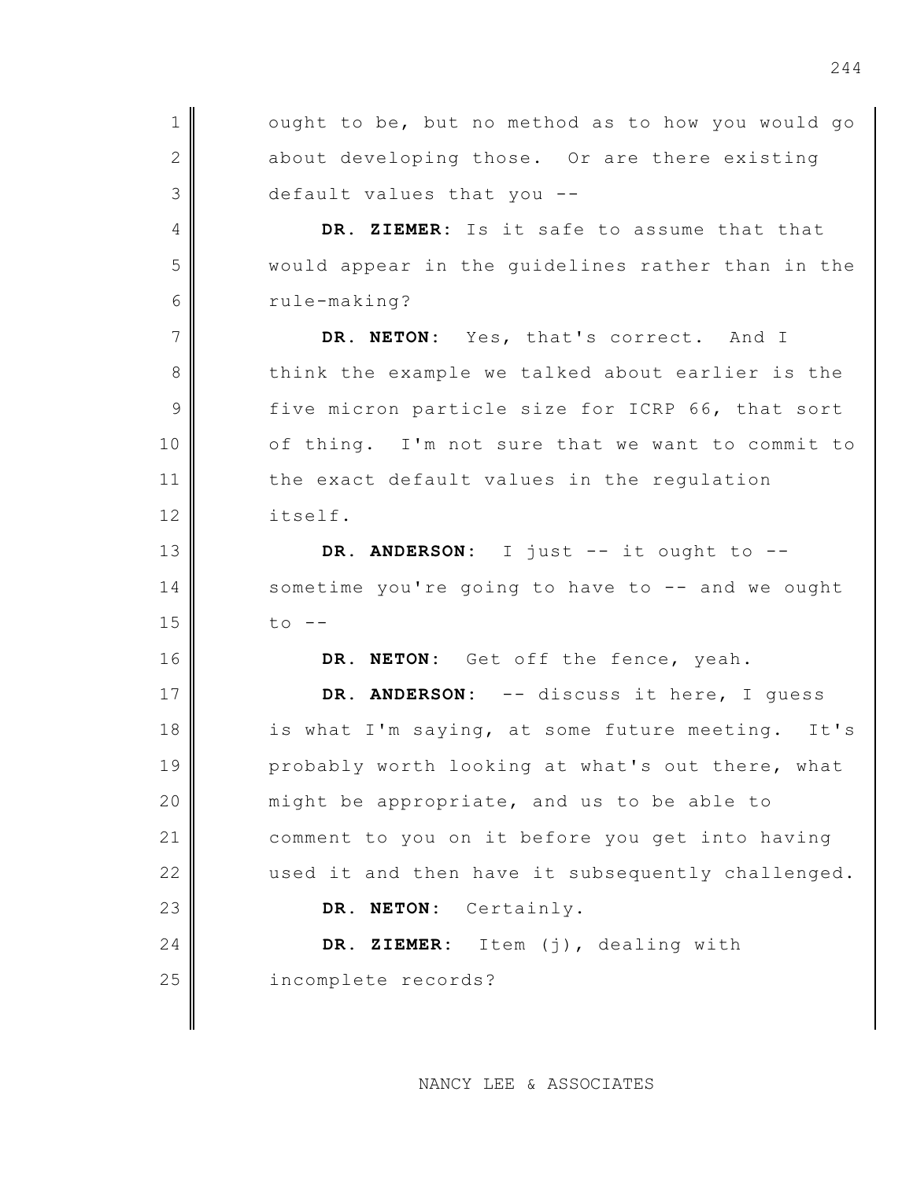ought to be, but no method as to how you would go about developing those. Or are there existing default values that you --

**DR. ZIEMER:** Is it safe to assume that that would appear in the guidelines rather than in the rule-making?

**DR. NETON:** Yes, that's correct. And I think the example we talked about earlier is the five micron particle size for ICRP 66, that sort of thing. I'm not sure that we want to commit to the exact default values in the regulation itself.

**DR. ANDERSON:** I just -- it ought to -- sometime you're going to have to -- and we ought to --

**DR. NETON:** Get off the fence, yeah.

**DR. ANDERSON:** -- discuss it here, I guess is what I'm saying, at some future meeting. It's probably worth looking at what's out there, what might be appropriate, and us to be able to comment to you on it before you get into having used it and then have it subsequently challenged.

**DR. NETON:** Certainly.

**DR. ZIEMER:** Item (j), dealing with incomplete records?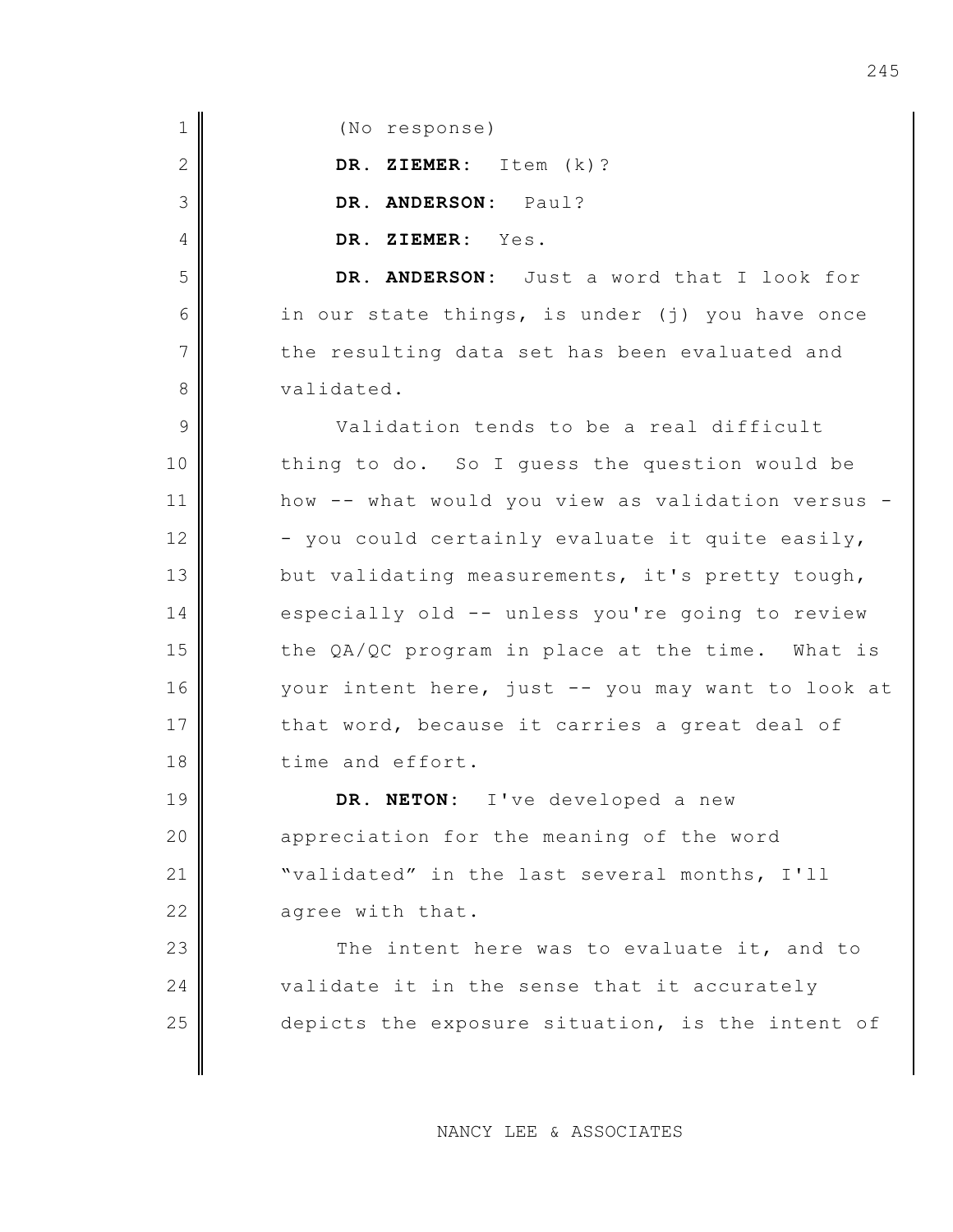(No response)

**DR. ZIEMER:** Item (k)?

**DR. ANDERSON:** Paul?

**DR. ZIEMER:** Yes.

**DR. ANDERSON:** Just a word that I look for in our state things, is under (j) you have once the resulting data set has been evaluated and validated.

Validation tends to be a real difficult thing to do. So I guess the question would be how -- what would you view as validation versus -- you could certainly evaluate it quite easily, but validating measurements, it's pretty tough, especially old -- unless you're going to review the QA/QC program in place at the time. What is your intent here, just -- you may want to look at that word, because it carries a great deal of time and effort.

**DR. NETON:** I've developed a new appreciation for the meaning of the word "validated" in the last several months, I'll agree with that.

The intent here was to evaluate it, and to validate it in the sense that it accurately depicts the exposure situation, is the intent of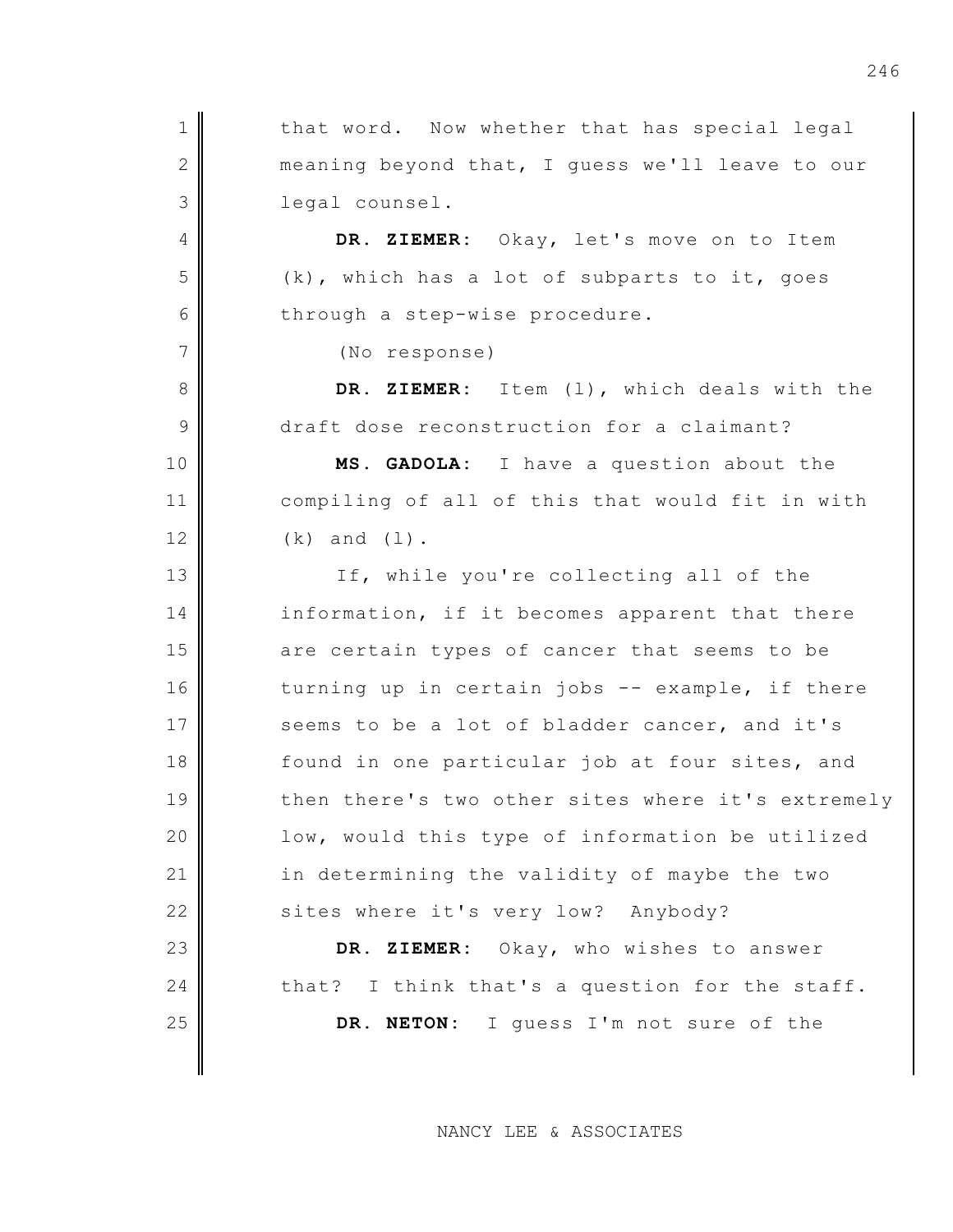that word. Now whether that has special legal meaning beyond that, I guess we'll leave to our legal counsel.

**DR. ZIEMER:** Okay, let's move on to Item (k), which has a lot of subparts to it, goes through a step-wise procedure.

(No response)

**DR. ZIEMER:** Item (l), which deals with the draft dose reconstruction for a claimant?

**MS. GADOLA:** I have a question about the compiling of all of this that would fit in with (k) and (l).

If, while you're collecting all of the information, if it becomes apparent that there are certain types of cancer that seems to be turning up in certain jobs -- example, if there seems to be a lot of bladder cancer, and it's found in one particular job at four sites, and then there's two other sites where it's extremely low, would this type of information be utilized in determining the validity of maybe the two sites where it's very low? Anybody?

**DR. ZIEMER:** Okay, who wishes to answer that? I think that's a question for the staff.

**DR. NETON:** I guess I'm not sure of the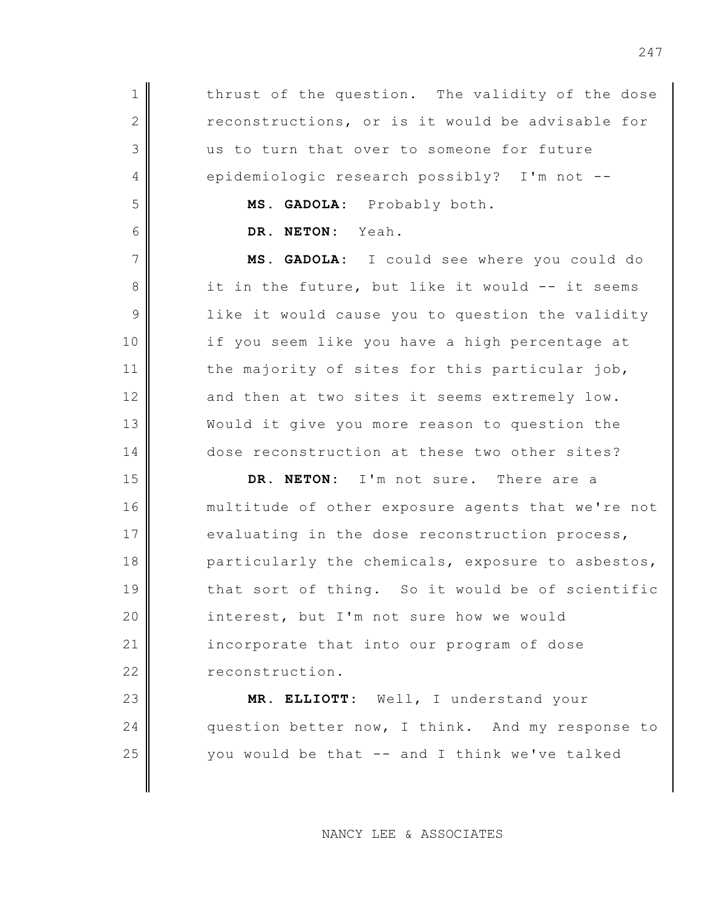thrust of the question. The validity of the dose reconstructions, or is it would be advisable for us to turn that over to someone for future epidemiologic research possibly? I'm not --

**MS. GADOLA:** Probably both.

**DR. NETON:** Yeah.

**MS. GADOLA:** I could see where you could do it in the future, but like it would -- it seems like it would cause you to question the validity if you seem like you have a high percentage at the majority of sites for this particular job, and then at two sites it seems extremely low. Would it give you more reason to question the dose reconstruction at these two other sites?

**DR. NETON:** I'm not sure. There are a multitude of other exposure agents that we're not evaluating in the dose reconstruction process, particularly the chemicals, exposure to asbestos, that sort of thing. So it would be of scientific interest, but I'm not sure how we would incorporate that into our program of dose reconstruction.

**MR. ELLIOTT:** Well, I understand your question better now, I think. And my response to you would be that -- and I think we've talked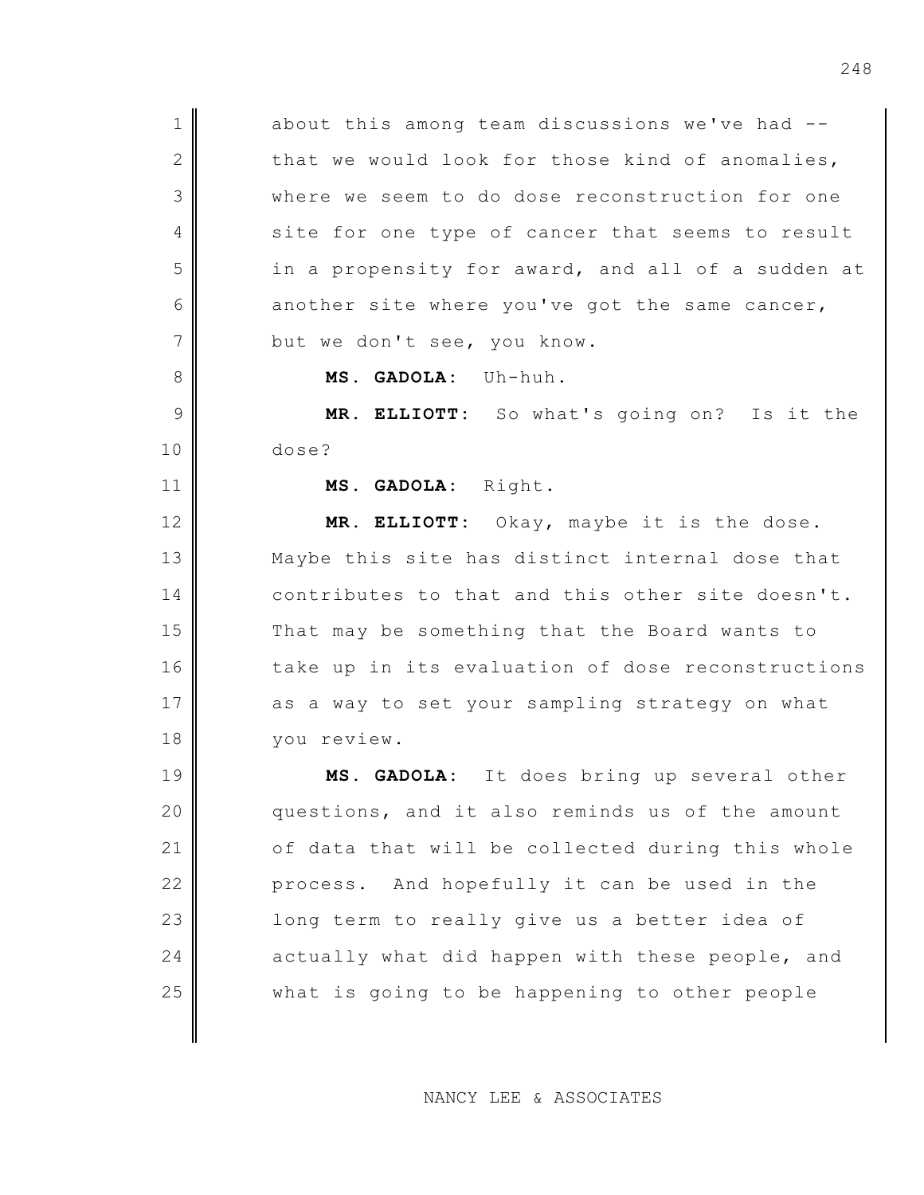about this among team discussions we've had -- that we would look for those kind of anomalies, where we seem to do dose reconstruction for one site for one type of cancer that seems to result in a propensity for award, and all of a sudden at another site where you've got the same cancer, but we don't see, you know.

**MS. GADOLA:** Uh-huh.

**MR. ELLIOTT:** So what's going on? Is it the dose?

**MS. GADOLA:** Right.

**MR. ELLIOTT:** Okay, maybe it is the dose. Maybe this site has distinct internal dose that contributes to that and this other site doesn't. That may be something that the Board wants to take up in its evaluation of dose reconstructions as a way to set your sampling strategy on what you review.

**MS. GADOLA:** It does bring up several other questions, and it also reminds us of the amount of data that will be collected during this whole process. And hopefully it can be used in the long term to really give us a better idea of actually what did happen with these people, and what is going to be happening to other people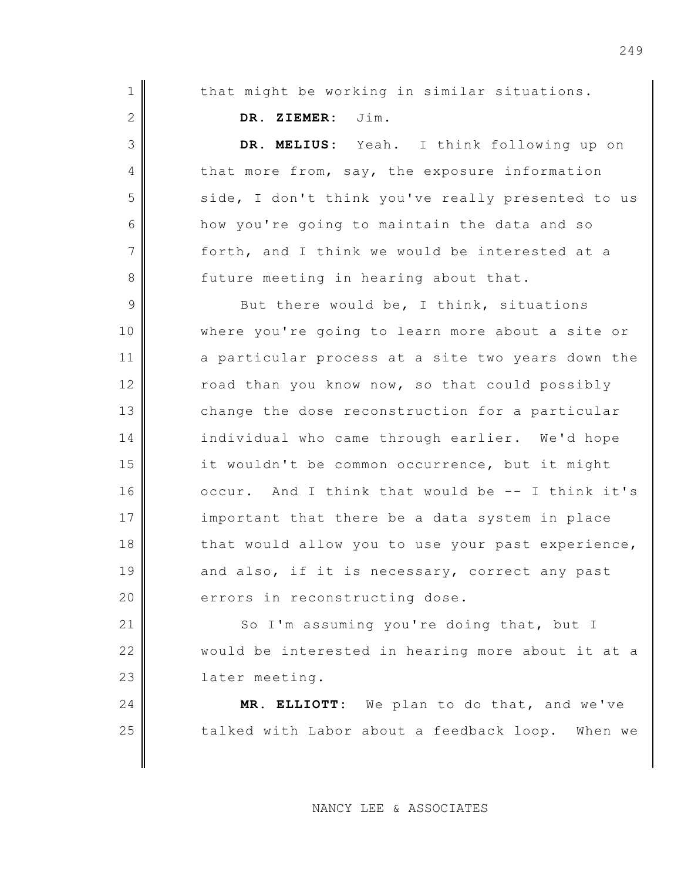that might be working in similar situations.

**DR. ZIEMER:** Jim.

**DR. MELIUS:** Yeah. I think following up on that more from, say, the exposure information side, I don't think you've really presented to us how you're going to maintain the data and so forth, and I think we would be interested at a future meeting in hearing about that.

But there would be, I think, situations where you're going to learn more about a site or a particular process at a site two years down the road than you know now, so that could possibly change the dose reconstruction for a particular individual who came through earlier. We'd hope it wouldn't be common occurrence, but it might occur. And I think that would be -- I think it's important that there be a data system in place that would allow you to use your past experience, and also, if it is necessary, correct any past errors in reconstructing dose.

So I'm assuming you're doing that, but I would be interested in hearing more about it at a later meeting.

**MR. ELLIOTT:** We plan to do that, and we've talked with Labor about a feedback loop. When we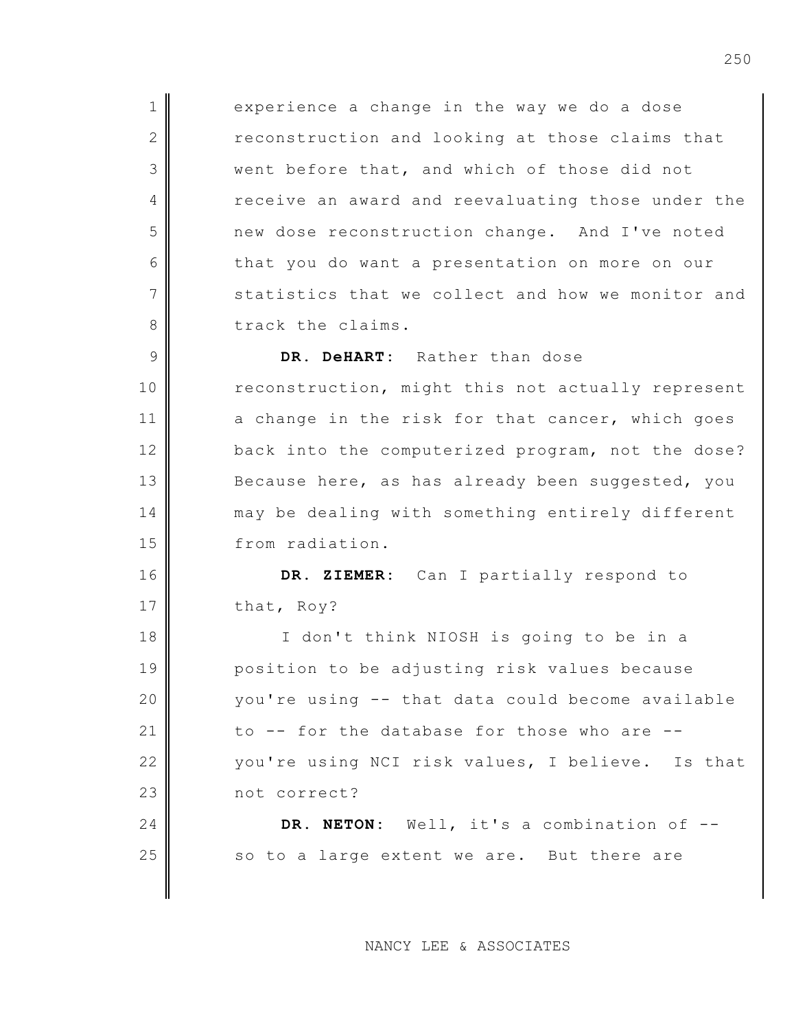experience a change in the way we do a dose reconstruction and looking at those claims that went before that, and which of those did not receive an award and reevaluating those under the new dose reconstruction change. And I've noted that you do want a presentation on more on our statistics that we collect and how we monitor and track the claims.

**DR. DeHART:** Rather than dose reconstruction, might this not actually represent a change in the risk for that cancer, which goes back into the computerized program, not the dose? Because here, as has already been suggested, you may be dealing with something entirely different from radiation.

**DR. ZIEMER:** Can I partially respond to that, Roy?

I don't think NIOSH is going to be in a position to be adjusting risk values because you're using -- that data could become available to -- for the database for those who are -- you're using NCI risk values, I believe. Is that not correct?

**DR. NETON:** Well, it's a combination of -- so to a large extent we are. But there are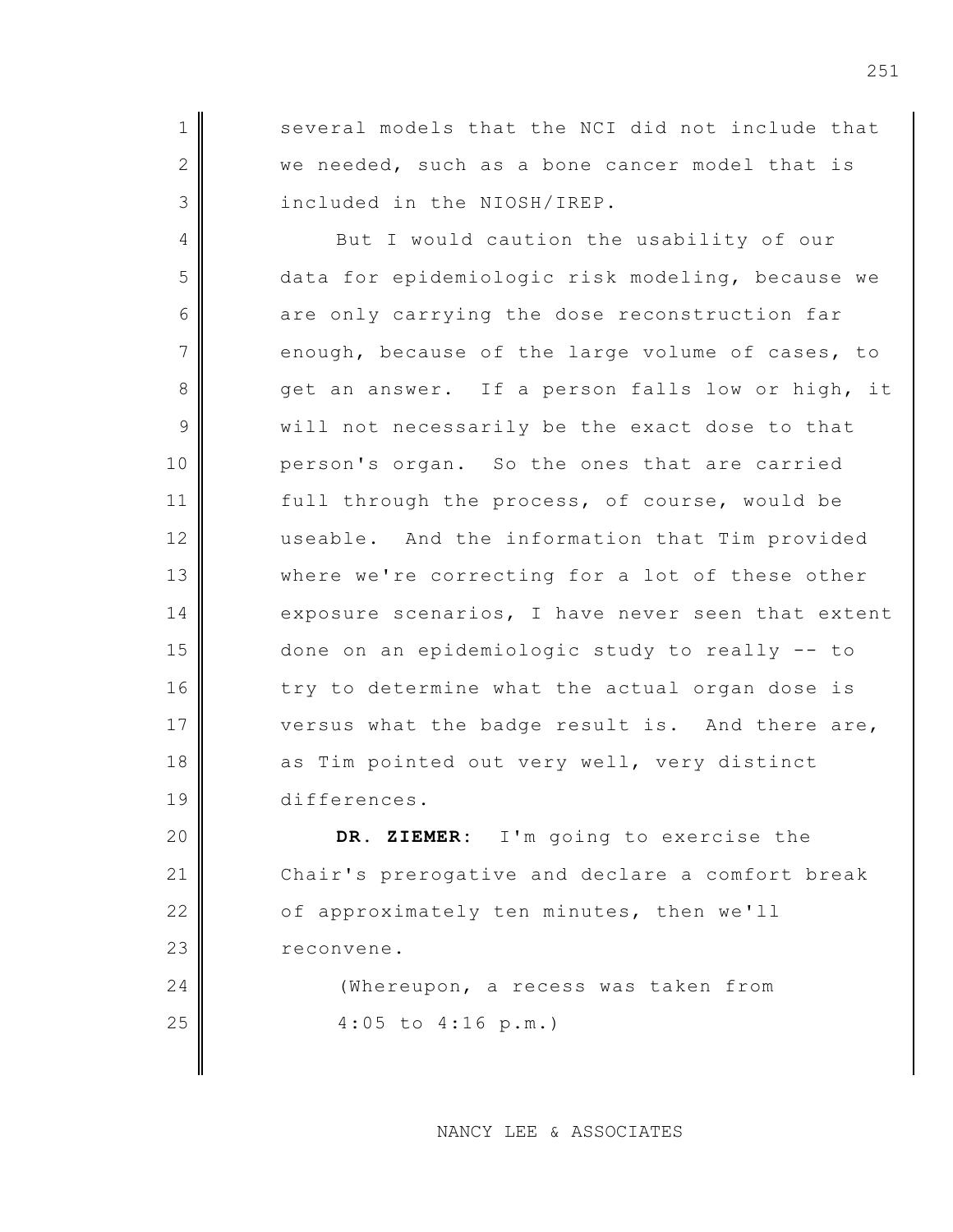several models that the NCI did not include that we needed, such as a bone cancer model that is included in the NIOSH/IREP.

But I would caution the usability of our data for epidemiologic risk modeling, because we are only carrying the dose reconstruction far enough, because of the large volume of cases, to get an answer. If a person falls low or high, it will not necessarily be the exact dose to that person's organ. So the ones that are carried full through the process, of course, would be useable. And the information that Tim provided where we're correcting for a lot of these other exposure scenarios, I have never seen that extent done on an epidemiologic study to really -- to try to determine what the actual organ dose is versus what the badge result is. And there are, as Tim pointed out very well, very distinct differences.

**DR. ZIEMER:** I'm going to exercise the Chair's prerogative and declare a comfort break of approximately ten minutes, then we'll reconvene.

(Whereupon, a recess was taken from 4:05 to 4:16 p.m.)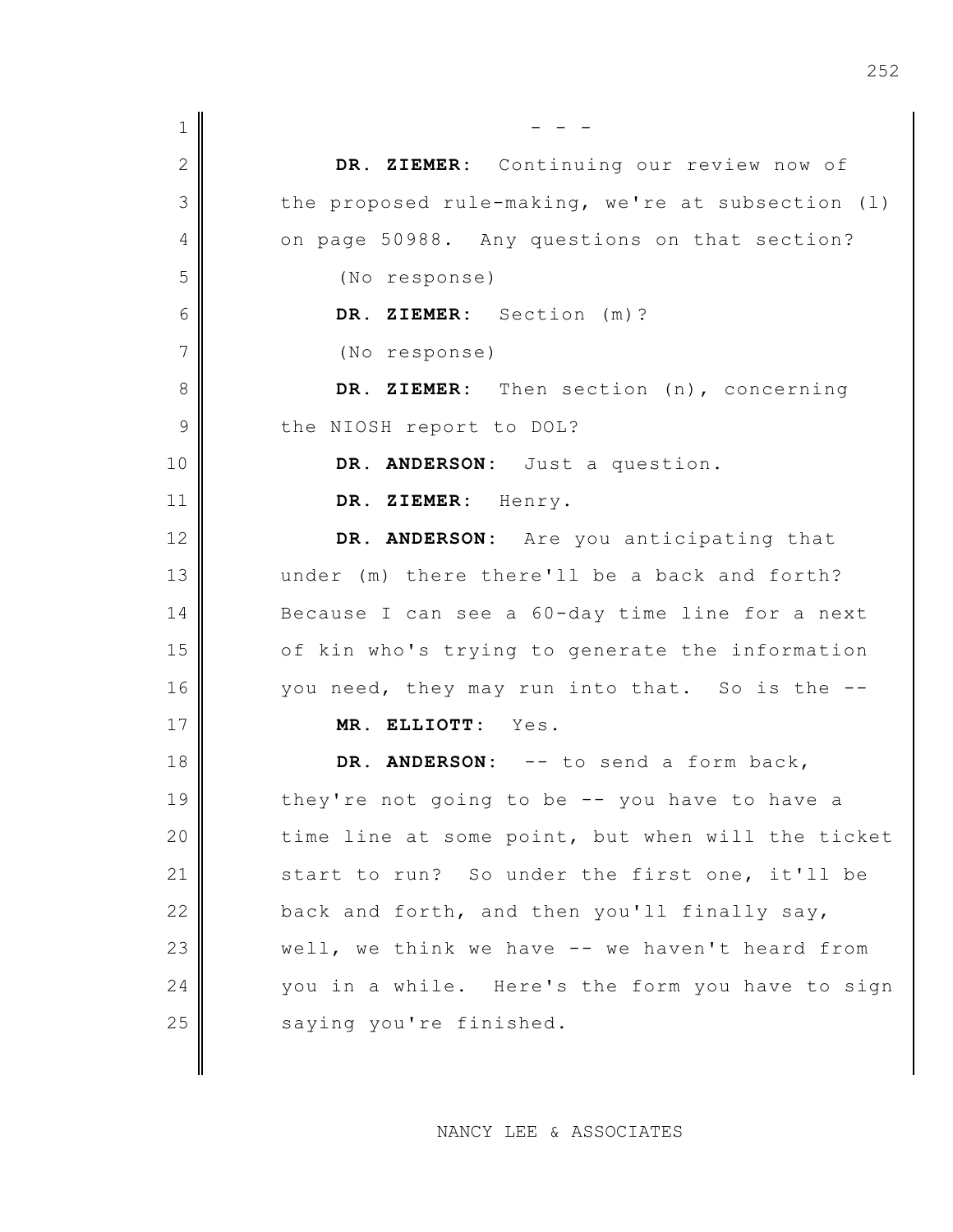\- - -

**DR. ZIEMER:** Continuing our review now of the proposed rule-making, we're at subsection (l) on page 50988. Any questions on that section?

(No response)

**DR. ZIEMER:** Section (m)?

(No response)

**DR. ZIEMER:** Then section (n), concerning the NIOSH report to DOL?

**DR. ANDERSON:** Just a question.

**DR. ZIEMER:** Henry.

**DR. ANDERSON:** Are you anticipating that under (m) there there'll be a back and forth? Because I can see a 60-day time line for a next of kin who's trying to generate the information you need, they may run into that. So is the --

**MR. ELLIOTT:** Yes.

**DR. ANDERSON:** -- to send a form back, they're not going to be -- you have to have a time line at some point, but when will the ticket start to run? So under the first one, it'll be back and forth, and then you'll finally say, well, we think we have -- we haven't heard from you in a while. Here's the form you have to sign saying you're finished.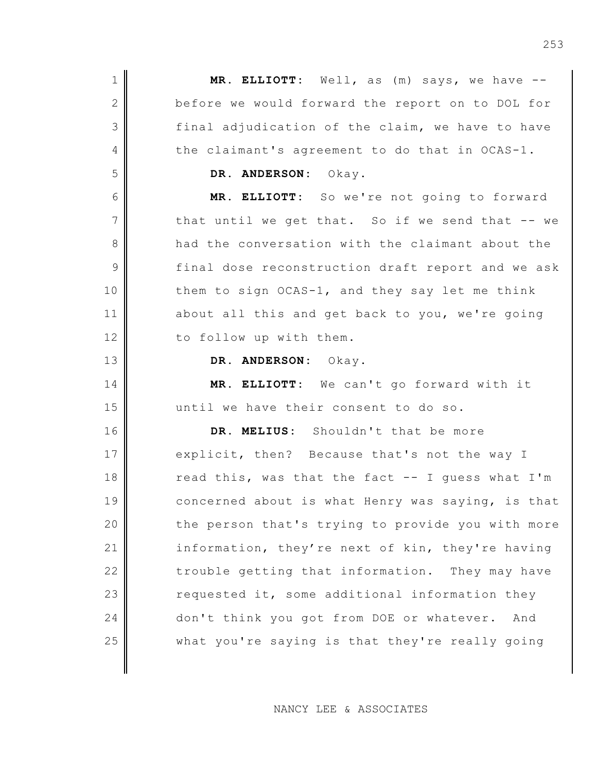**MR. ELLIOTT:** Well, as (m) says, we have -- before we would forward the report on to DOL for final adjudication of the claim, we have to have the claimant's agreement to do that in OCAS-1.

**DR. ANDERSON:** Okay.

**MR. ELLIOTT:** So we're not going to forward that until we get that. So if we send that -- we had the conversation with the claimant about the final dose reconstruction draft report and we ask them to sign OCAS-1, and they say let me think about all this and get back to you, we're going to follow up with them.

**DR. ANDERSON:** Okay.

**MR. ELLIOTT:** We can't go forward with it until we have their consent to do so.

**DR. MELIUS:** Shouldn't that be more explicit, then? Because that's not the way I read this, was that the fact -- I guess what I'm concerned about is what Henry was saying, is that the person that's trying to provide you with more information, they're next of kin, they're having trouble getting that information. They may have requested it, some additional information they don't think you got from DOE or whatever. And what you're saying is that they're really going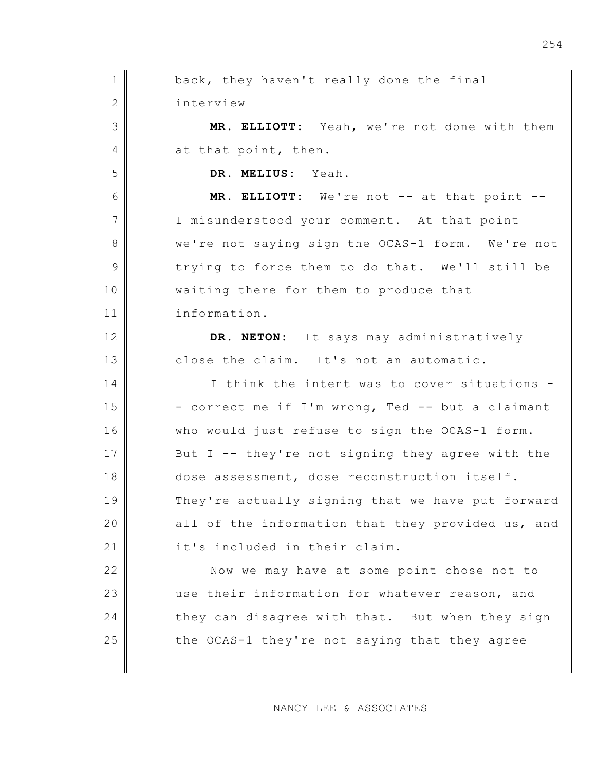back, they haven't really done the final interview –

**MR. ELLIOTT:** Yeah, we're not done with them at that point, then.

**DR. MELIUS:** Yeah.

**MR. ELLIOTT:** We're not -- at that point -- I misunderstood your comment. At that point we're not saying sign the OCAS-1 form. We're not trying to force them to do that. We'll still be waiting there for them to produce that information.

**DR. NETON:** It says may administratively close the claim. It's not an automatic.

I think the intent was to cover situations -- correct me if I'm wrong, Ted -- but a claimant who would just refuse to sign the OCAS-1 form. But I -- they're not signing they agree with the dose assessment, dose reconstruction itself. They're actually signing that we have put forward all of the information that they provided us, and it's included in their claim.

Now we may have at some point chose not to use their information for whatever reason, and they can disagree with that. But when they sign the OCAS-1 they're not saying that they agree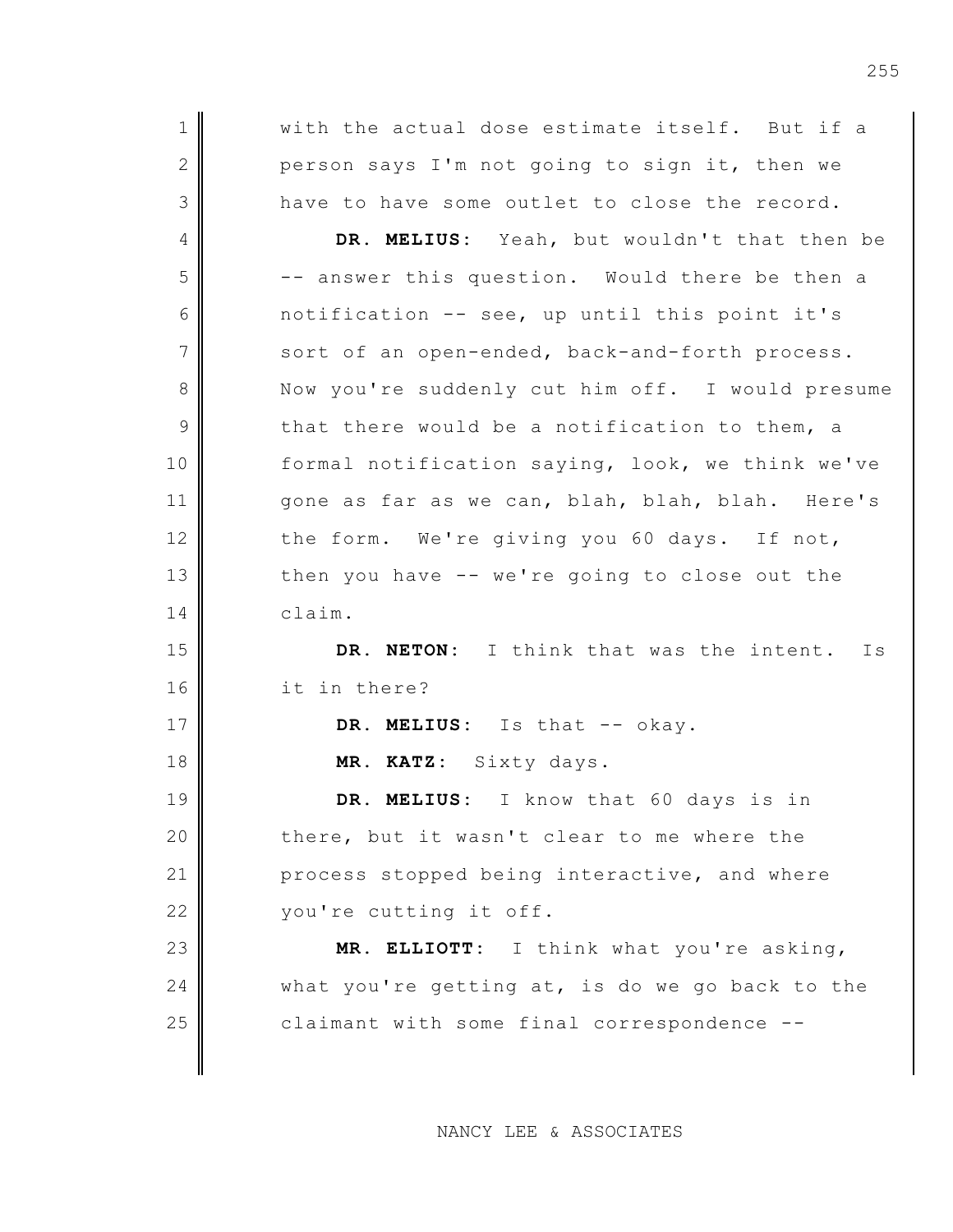with the actual dose estimate itself. But if a person says I'm not going to sign it, then we have to have some outlet to close the record.

**DR. MELIUS**: Yeah, but wouldn't that then be -- answer this question. Would there be then a notification -- see, up until this point it's sort of an open-ended, back-and-forth process. Now you're suddenly cut him off. I would presume that there would be a notification to them, a formal notification saying, look, we think we've gone as far as we can, blah, blah, blah. Here's the form. We're giving you 60 days. If not, then you have -- we're going to close out the claim.

**DR. NETON**: I think that was the intent. Is it in there?

**DR. MELIUS**: Is that -- okay.

**MR. KATZ**: Sixty days.

**DR. MELIUS**: I know that 60 days is in there, but it wasn't clear to me where the process stopped being interactive, and where you're cutting it off.

**MR. ELLIOTT**: I think what you're asking, what you're getting at, is do we go back to the claimant with some final correspondence --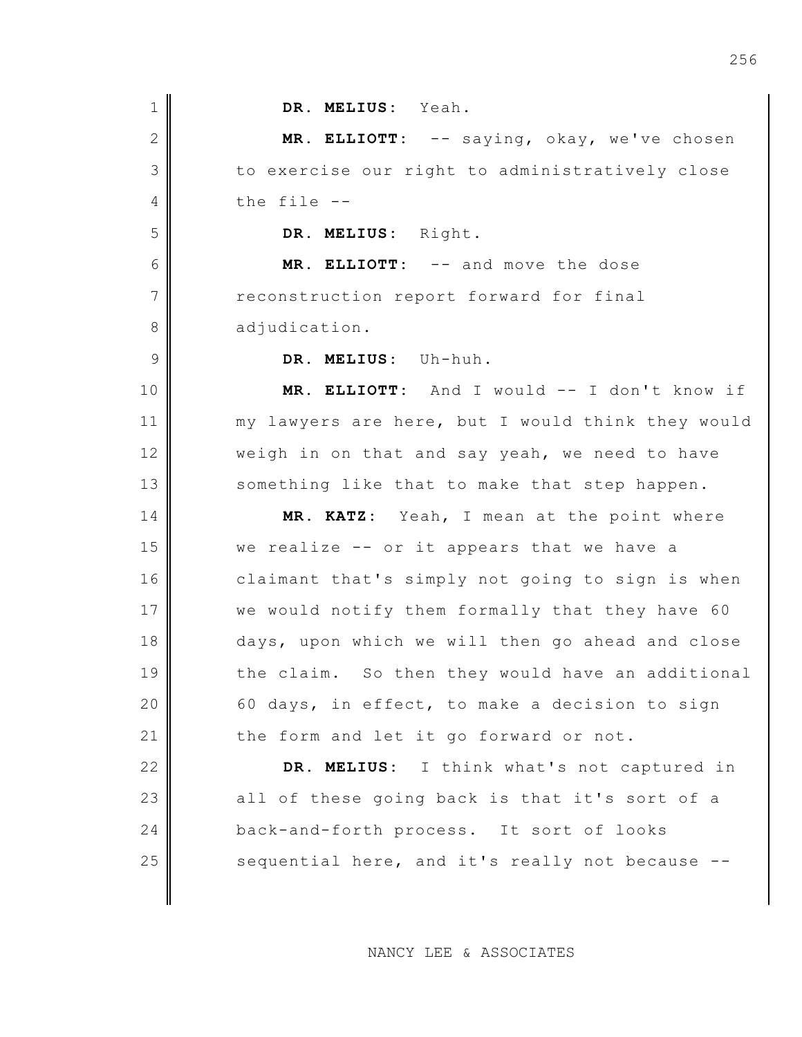**DR. MELIUS**: Yeah.

**MR. ELLIOTT**: -- saying, okay, we've chosen to exercise our right to administratively close the file --

**DR. MELIUS**: Right.

**MR. ELLIOTT**: -- and move the dose reconstruction report forward for final adjudication.

**DR. MELIUS**: Uh-huh.

**MR. ELLIOTT**: And I would -- I don't know if my lawyers are here, but I would think they would weigh in on that and say yeah, we need to have something like that to make that step happen.

**MR. KATZ**: Yeah, I mean at the point where we realize -- or it appears that we have a claimant that's simply not going to sign is when we would notify them formally that they have 60 days, upon which we will then go ahead and close the claim. So then they would have an additional 60 days, in effect, to make a decision to sign the form and let it go forward or not.

**DR. MELIUS**: I think what's not captured in all of these going back is that it's sort of a back-and-forth process. It sort of looks sequential here, and it's really not because --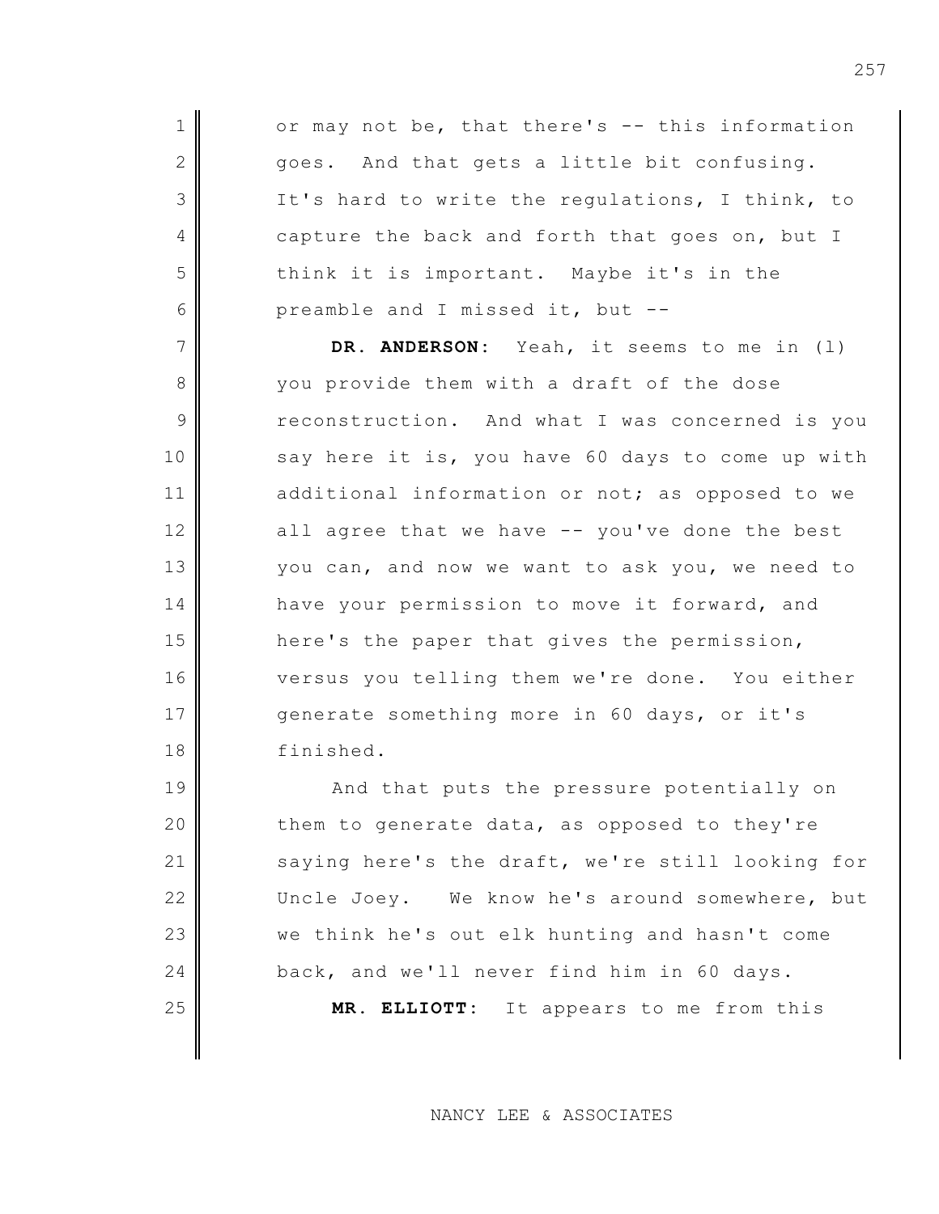or may not be, that there's -- this information goes. And that gets a little bit confusing. It's hard to write the regulations, I think, to capture the back and forth that goes on, but I think it is important. Maybe it's in the preamble and I missed it, but --

**DR. ANDERSON:** Yeah, it seems to me in (l) you provide them with a draft of the dose reconstruction. And what I was concerned is you say here it is, you have 60 days to come up with additional information or not; as opposed to we all agree that we have -- you've done the best you can, and now we want to ask you, we need to have your permission to move it forward, and here's the paper that gives the permission, versus you telling them we're done. You either generate something more in 60 days, or it's finished.

And that puts the pressure potentially on them to generate data, as opposed to they're saying here's the draft, we're still looking for Uncle Joey. We know he's around somewhere, but we think he's out elk hunting and hasn't come back, and we'll never find him in 60 days.

**MR. ELLIOTT:** It appears to me from this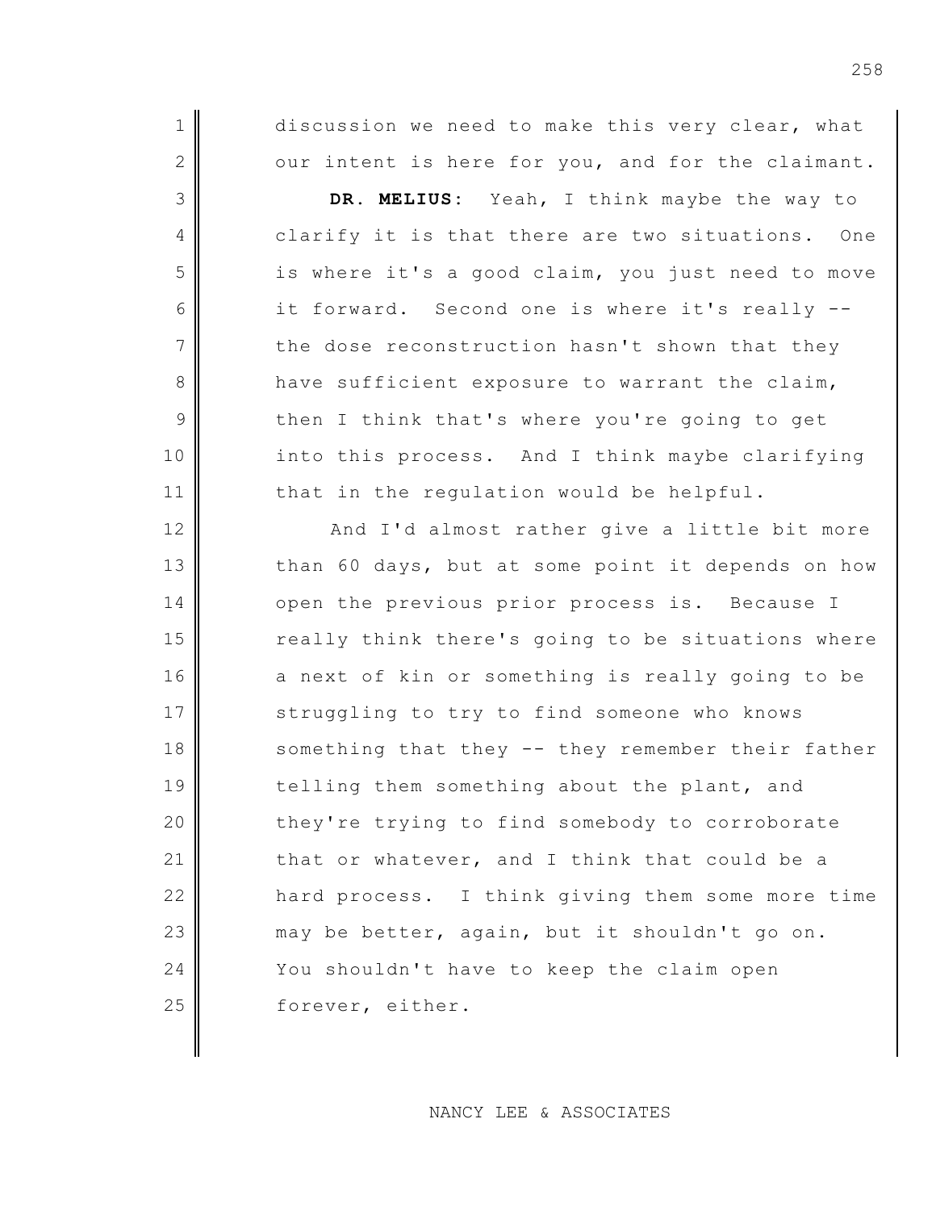discussion we need to make this very clear, what our intent is here for you, and for the claimant.

**DR. MELIUS:** Yeah, I think maybe the way to clarify it is that there are two situations. One is where it's a good claim, you just need to move it forward. Second one is where it's really -- the dose reconstruction hasn't shown that they have sufficient exposure to warrant the claim, then I think that's where you're going to get into this process. And I think maybe clarifying that in the regulation would be helpful.

And I'd almost rather give a little bit more than 60 days, but at some point it depends on how open the previous prior process is. Because I really think there's going to be situations where a next of kin or something is really going to be struggling to try to find someone who knows something that they -- they remember their father telling them something about the plant, and they're trying to find somebody to corroborate that or whatever, and I think that could be a hard process. I think giving them some more time may be better, again, but it shouldn't go on. You shouldn't have to keep the claim open forever, either.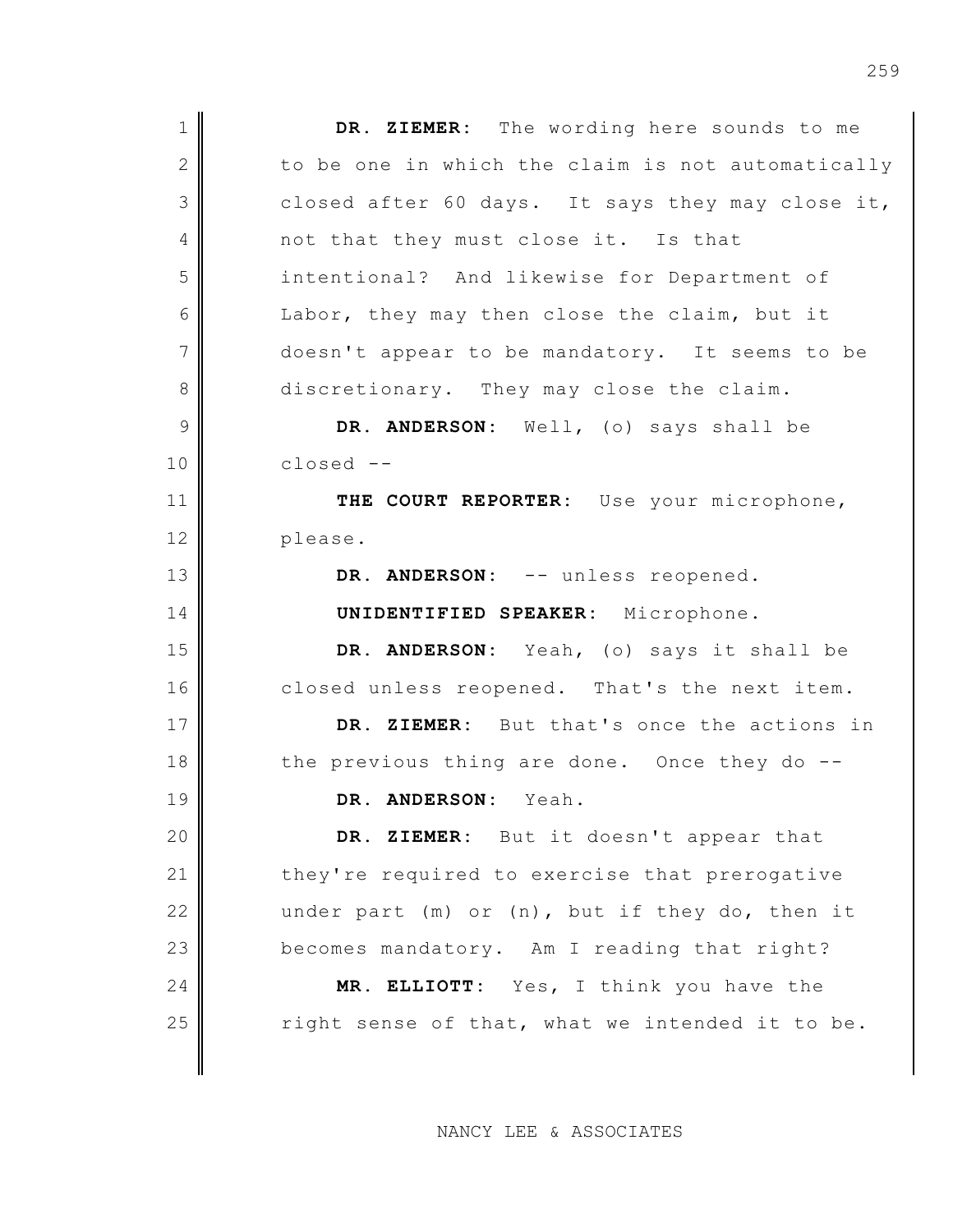**DR. ZIEMER:** The wording here sounds to me to be one in which the claim is not automatically closed after 60 days. It says they may close it, not that they must close it. Is that intentional? And likewise for Department of Labor, they may then close the claim, but it doesn't appear to be mandatory. It seems to be discretionary. They may close the claim.

**DR. ANDERSON:** Well, (o) says shall be closed --

**THE COURT REPORTER:** Use your microphone, please.

**DR. ANDERSON:** -- unless reopened.

**UNIDENTIFIED SPEAKER:** Microphone.

**DR. ANDERSON:** Yeah, (o) says it shall be closed unless reopened. That's the next item.

**DR. ZIEMER:** But that's once the actions in the previous thing are done. Once they do --

**DR. ANDERSON:** Yeah.

**DR. ZIEMER:** But it doesn't appear that they're required to exercise that prerogative under part (m) or (n), but if they do, then it becomes mandatory. Am I reading that right?

**MR. ELLIOTT:** Yes, I think you have the right sense of that, what we intended it to be.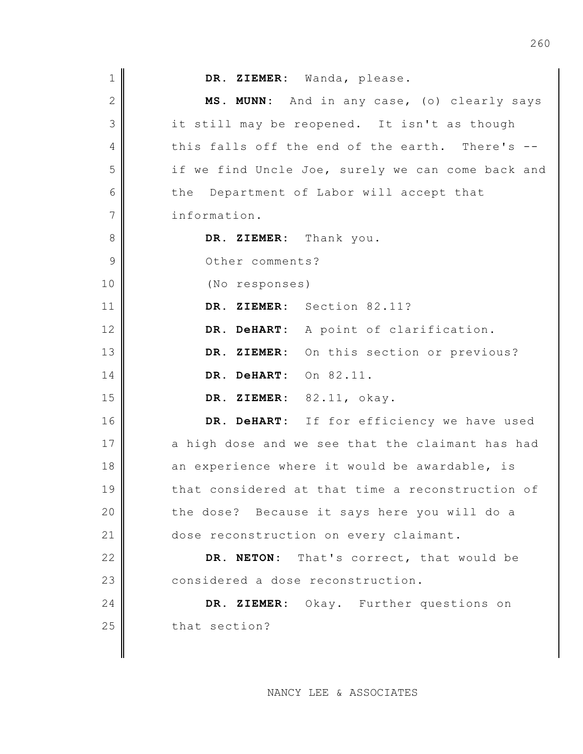**DR. ZIEMER:** Wanda, please.

**MS. MUNN:** And in any case, (o) clearly says it still may be reopened. It isn't as though this falls off the end of the earth. There's -- if we find Uncle Joe, surely we can come back and the Department of Labor will accept that information.

**DR. ZIEMER:** Thank you.

Other comments?

(No responses)

**DR. ZIEMER:** Section 82.11?

**DR. DeHART:** A point of clarification.

**DR. ZIEMER:** On this section or previous?

**DR. DeHART:** On 82.11.

**DR. ZIEMER:** 82.11, okay.

**DR. DeHART:** If for efficiency we have used a high dose and we see that the claimant has had an experience where it would be awardable, is that considered at that time a reconstruction of the dose? Because it says here you will do a dose reconstruction on every claimant.

**DR. NETON:** That's correct, that would be considered a dose reconstruction.

**DR. ZIEMER:** Okay. Further questions on that section?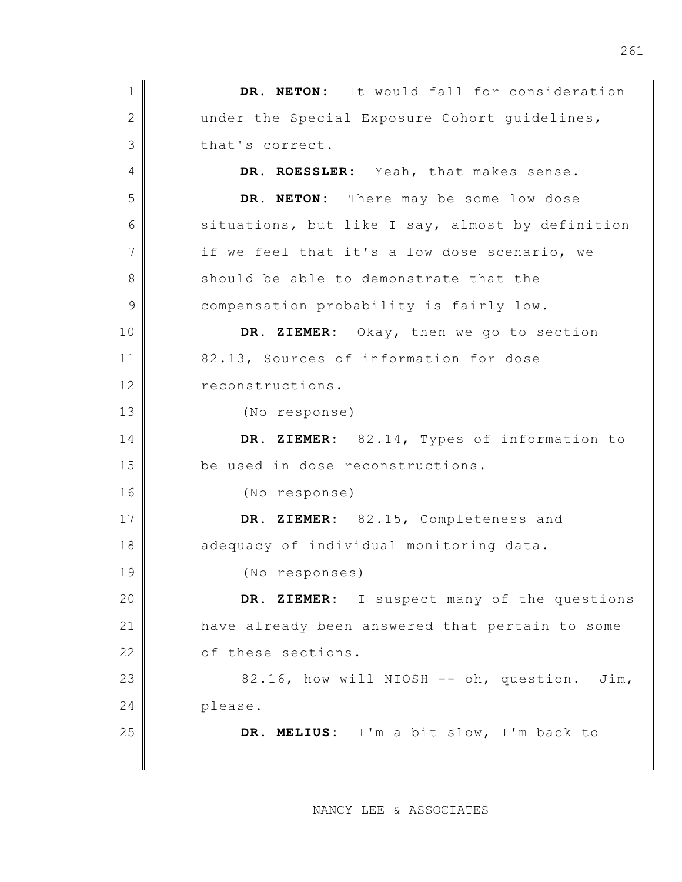**DR. NETON:** It would fall for consideration under the Special Exposure Cohort guidelines, that's correct.

**DR. ROESSLER:** Yeah, that makes sense.

**DR. NETON:** There may be some low dose situations, but like I say, almost by definition if we feel that it's a low dose scenario, we should be able to demonstrate that the compensation probability is fairly low.

**DR. ZIEMER:** Okay, then we go to section 82.13, Sources of information for dose reconstructions.

(No response)

**DR. ZIEMER:** 82.14, Types of information to be used in dose reconstructions.

(No response)

**DR. ZIEMER:** 82.15, Completeness and adequacy of individual monitoring data.

(No responses)

**DR. ZIEMER:** I suspect many of the questions have already been answered that pertain to some of these sections.

82.16, how will NIOSH -- oh, question. Jim, please.

**DR. MELIUS:** I'm a bit slow, I'm back to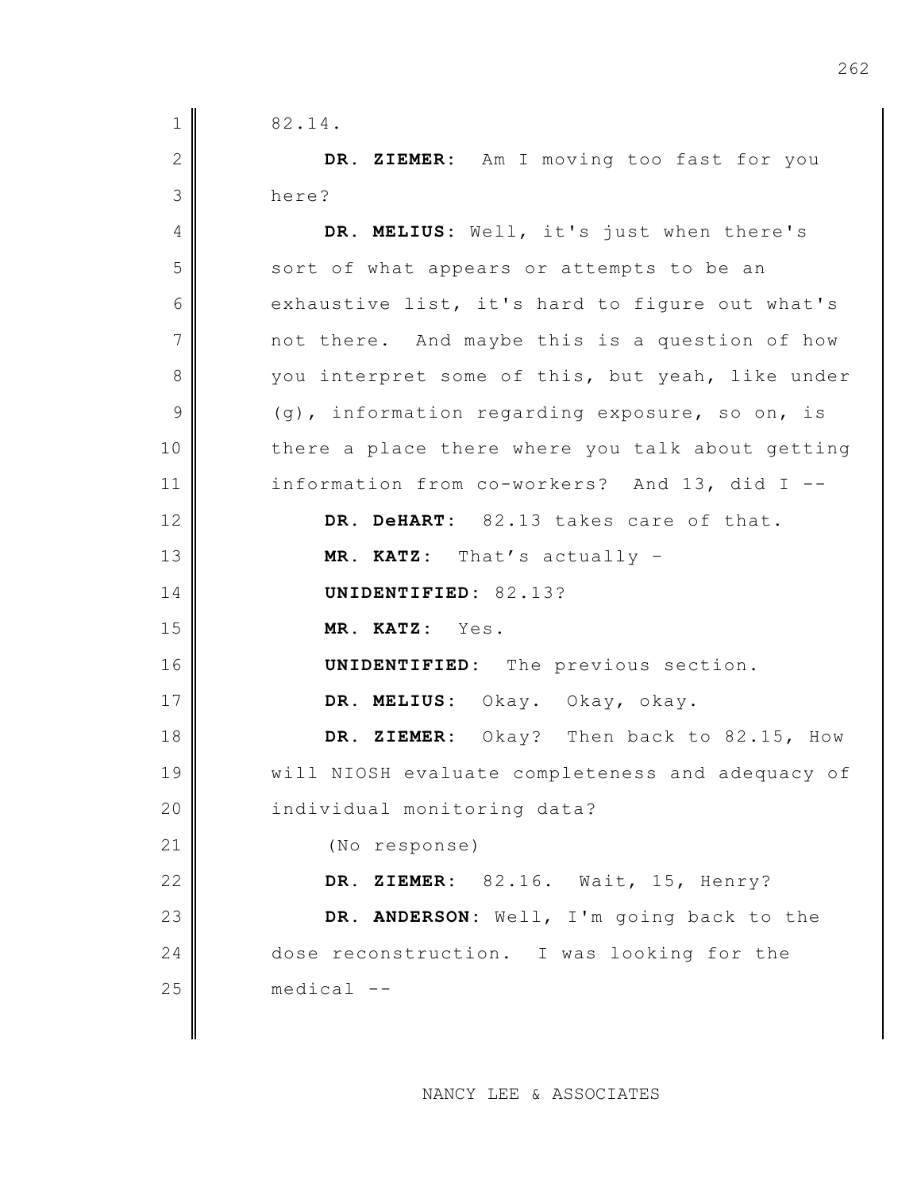82.14.

**DR. ZIEMER**: Am I moving too fast for you here?

**DR. MELIUS**: Well, it's just when there's sort of what appears or attempts to be an exhaustive list, it's hard to figure out what's not there. And maybe this is a question of how you interpret some of this, but yeah, like under (g), information regarding exposure, so on, is there a place there where you talk about getting information from co-workers? And 13, did I --

**DR. DeHART**: 82.13 takes care of that.

**MR. KATZ**: That's actually –

**UNIDENTIFIED**: 82.13?

**MR. KATZ**: Yes.

**UNIDENTIFIED**: The previous section.

**DR. MELIUS**: Okay. Okay, okay.

**DR. ZIEMER**: Okay? Then back to 82.15, How will NIOSH evaluate completeness and adequacy of individual monitoring data?

(No response)

**DR. ZIEMER**: 82.16. Wait, 15, Henry?

**DR. ANDERSON**: Well, I'm going back to the dose reconstruction. I was looking for the medical --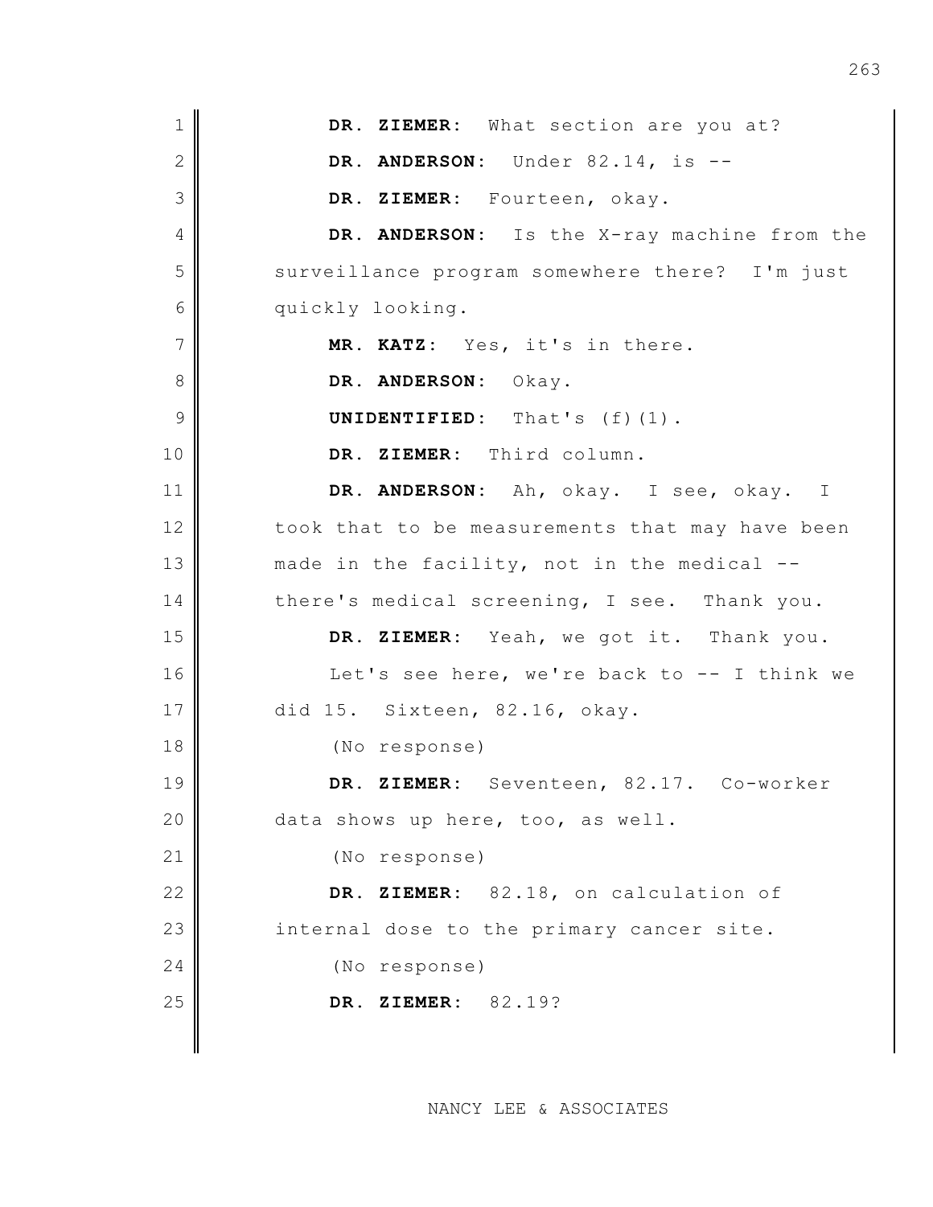**DR. ZIEMER:** What section are you at?

**DR. ANDERSON:** Under 82.14, is --

**DR. ZIEMER:** Fourteen, okay.

**DR. ANDERSON:** Is the X-ray machine from the surveillance program somewhere there? I'm just quickly looking.

**MR. KATZ:** Yes, it's in there.

**DR. ANDERSON:** Okay.

**UNIDENTIFIED:** That's (f)(1).

**DR. ZIEMER:** Third column.

**DR. ANDERSON:** Ah, okay. I see, okay. I took that to be measurements that may have been made in the facility, not in the medical -- there's medical screening, I see. Thank you.

**DR. ZIEMER:** Yeah, we got it. Thank you.

Let's see here, we're back to -- I think we did 15. Sixteen, 82.16, okay.

(No response)

**DR. ZIEMER:** Seventeen, 82.17. Co-worker data shows up here, too, as well.

(No response)

**DR. ZIEMER:** 82.18, on calculation of internal dose to the primary cancer site.

(No response)

**DR. ZIEMER:** 82.19?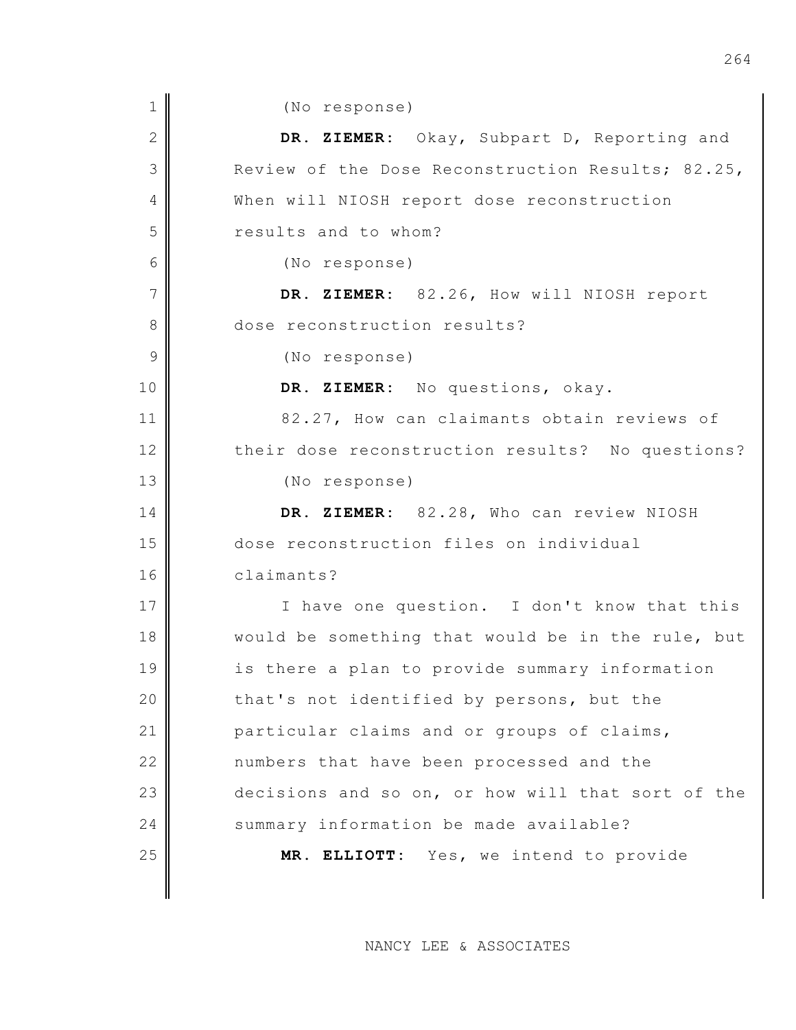(No response)

**DR. ZIEMER:** Okay, Subpart D, Reporting and Review of the Dose Reconstruction Results; 82.25, When will NIOSH report dose reconstruction results and to whom?

(No response)

**DR. ZIEMER:** 82.26, How will NIOSH report dose reconstruction results?

(No response)

**DR. ZIEMER:** No questions, okay.

82.27, How can claimants obtain reviews of their dose reconstruction results? No questions?

(No response)

**DR. ZIEMER:** 82.28, Who can review NIOSH dose reconstruction files on individual claimants?

I have one question. I don't know that this would be something that would be in the rule, but is there a plan to provide summary information that's not identified by persons, but the particular claims and or groups of claims, numbers that have been processed and the decisions and so on, or how will that sort of the summary information be made available?

**MR. ELLIOTT:** Yes, we intend to provide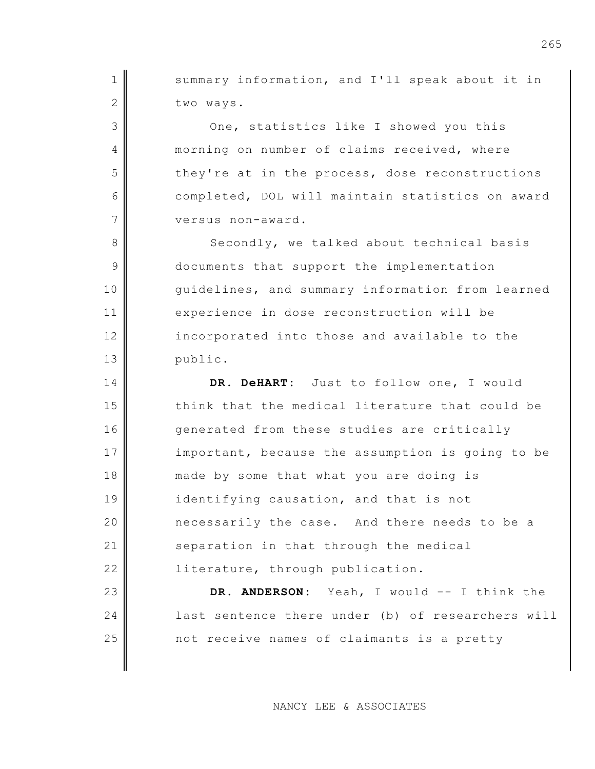summary information, and I'll speak about it in two ways.

One, statistics like I showed you this morning on number of claims received, where they're at in the process, dose reconstructions completed, DOL will maintain statistics on award versus non-award.

Secondly, we talked about technical basis documents that support the implementation guidelines, and summary information from learned experience in dose reconstruction will be incorporated into those and available to the public.

**DR. DeHART:** Just to follow one, I would think that the medical literature that could be generated from these studies are critically important, because the assumption is going to be made by some that what you are doing is identifying causation, and that is not necessarily the case. And there needs to be a separation in that through the medical literature, through publication.

**DR. ANDERSON:** Yeah, I would -- I think the last sentence there under (b) of researchers will not receive names of claimants is a pretty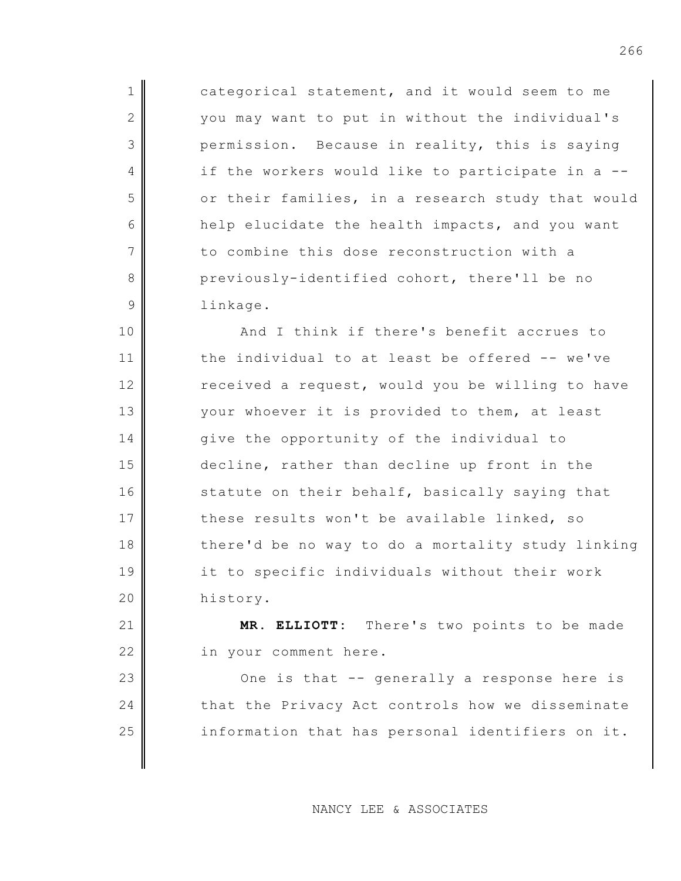categorical statement, and it would seem to me you may want to put in without the individual's permission. Because in reality, this is saying if the workers would like to participate in a -- or their families, in a research study that would help elucidate the health impacts, and you want to combine this dose reconstruction with a previously-identified cohort, there'll be no linkage.

And I think if there's benefit accrues to the individual to at least be offered -- we've received a request, would you be willing to have your whoever it is provided to them, at least give the opportunity of the individual to decline, rather than decline up front in the statute on their behalf, basically saying that these results won't be available linked, so there'd be no way to do a mortality study linking it to specific individuals without their work history.

**MR. ELLIOTT:** There's two points to be made in your comment here.

One is that -- generally a response here is that the Privacy Act controls how we disseminate information that has personal identifiers on it.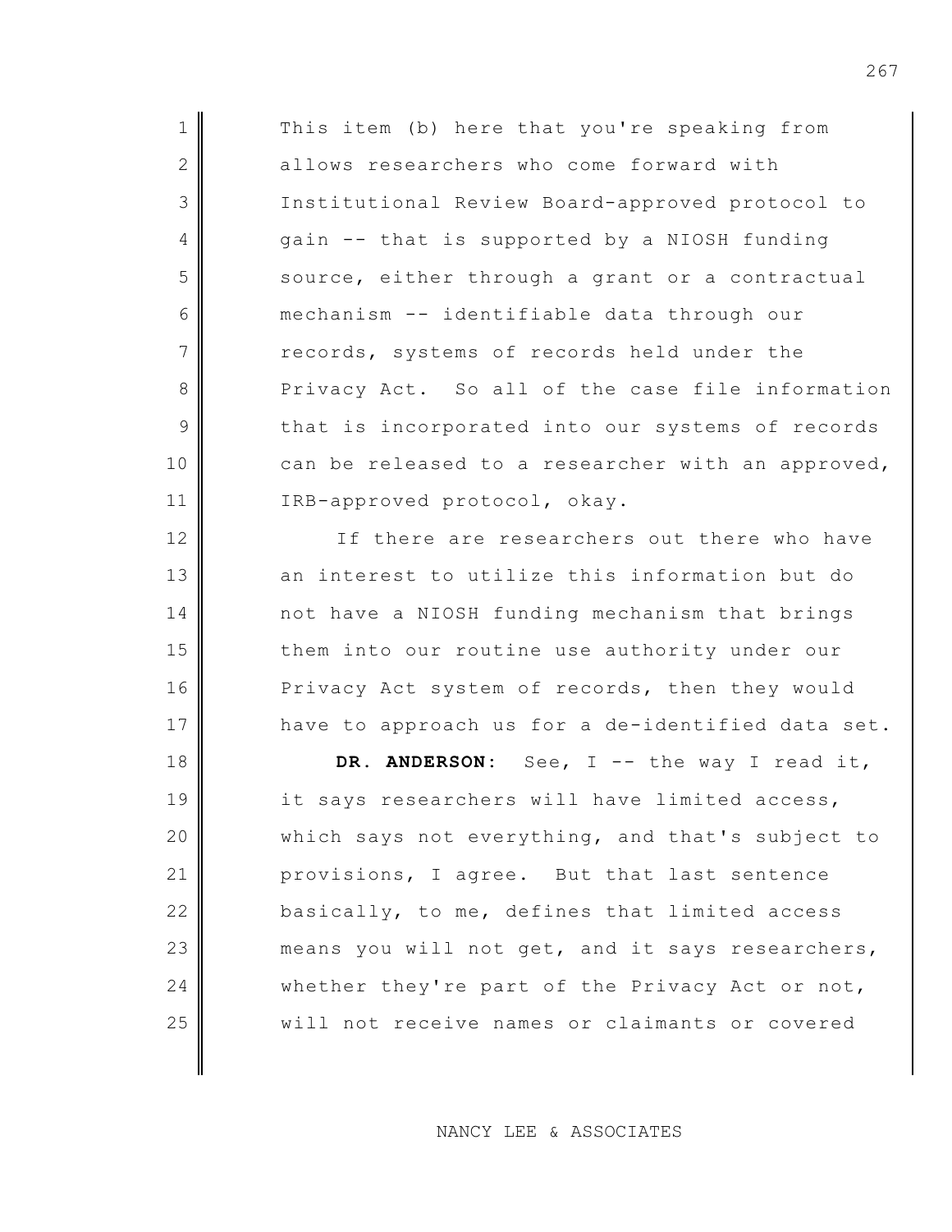This item (b) here that you're speaking from allows researchers who come forward with Institutional Review Board-approved protocol to gain -- that is supported by a NIOSH funding source, either through a grant or a contractual mechanism -- identifiable data through our records, systems of records held under the Privacy Act. So all of the case file information that is incorporated into our systems of records can be released to a researcher with an approved, IRB-approved protocol, okay.

If there are researchers out there who have an interest to utilize this information but do not have a NIOSH funding mechanism that brings them into our routine use authority under our Privacy Act system of records, then they would have to approach us for a de-identified data set.

**DR. ANDERSON:** See, I -- the way I read it, it says researchers will have limited access, which says not everything, and that's subject to provisions, I agree. But that last sentence basically, to me, defines that limited access means you will not get, and it says researchers, whether they're part of the Privacy Act or not, will not receive names or claimants or covered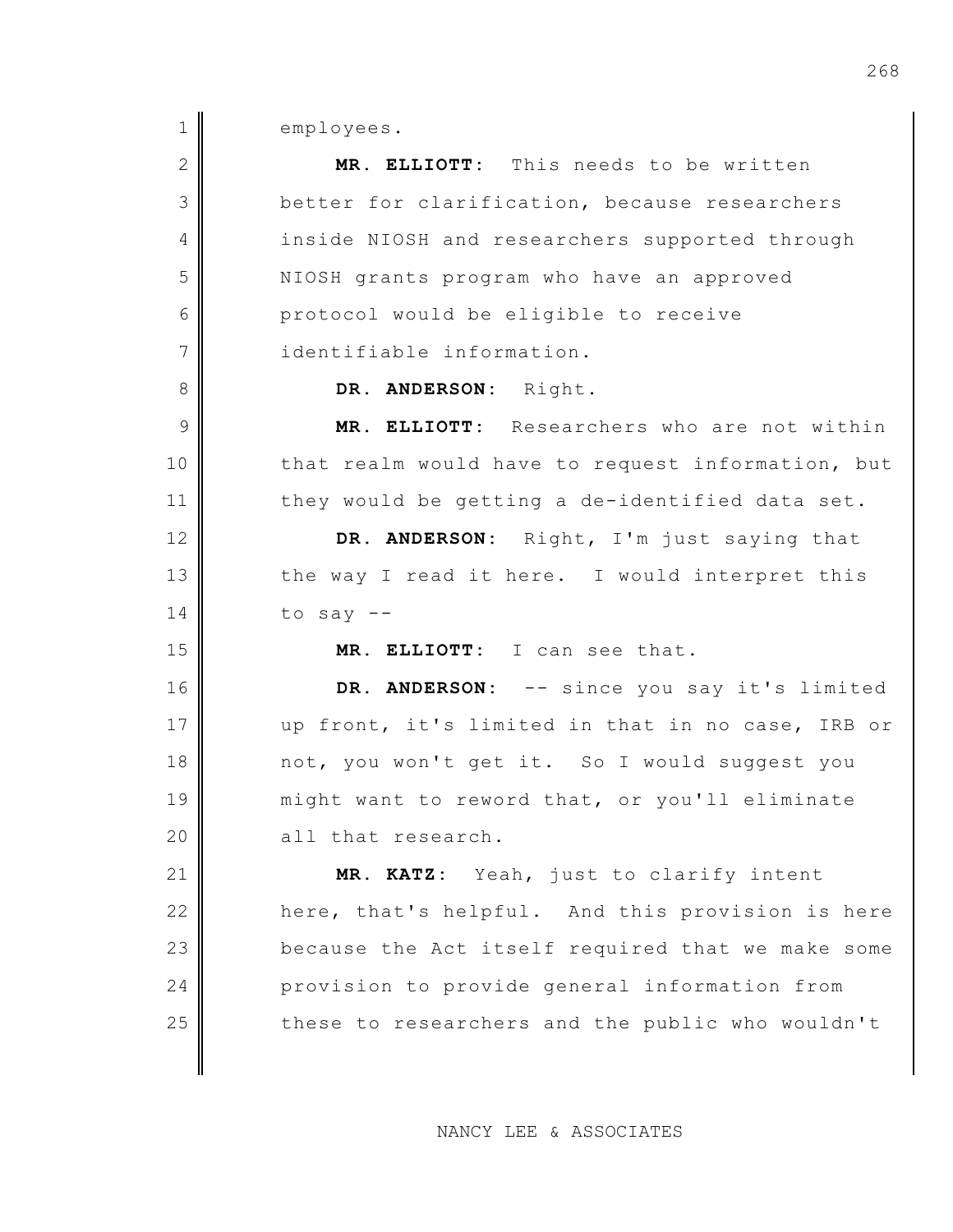employees.

**MR. ELLIOTT:** This needs to be written better for clarification, because researchers inside NIOSH and researchers supported through NIOSH grants program who have an approved protocol would be eligible to receive identifiable information.

**DR. ANDERSON:** Right.

**MR. ELLIOTT:** Researchers who are not within that realm would have to request information, but they would be getting a de-identified data set.

**DR. ANDERSON:** Right, I'm just saying that the way I read it here. I would interpret this to say --

**MR. ELLIOTT:** I can see that.

**DR. ANDERSON:** -- since you say it's limited up front, it's limited in that in no case, IRB or not, you won't get it. So I would suggest you might want to reword that, or you'll eliminate all that research.

**MR. KATZ:** Yeah, just to clarify intent here, that's helpful. And this provision is here because the Act itself required that we make some provision to provide general information from these to researchers and the public who wouldn't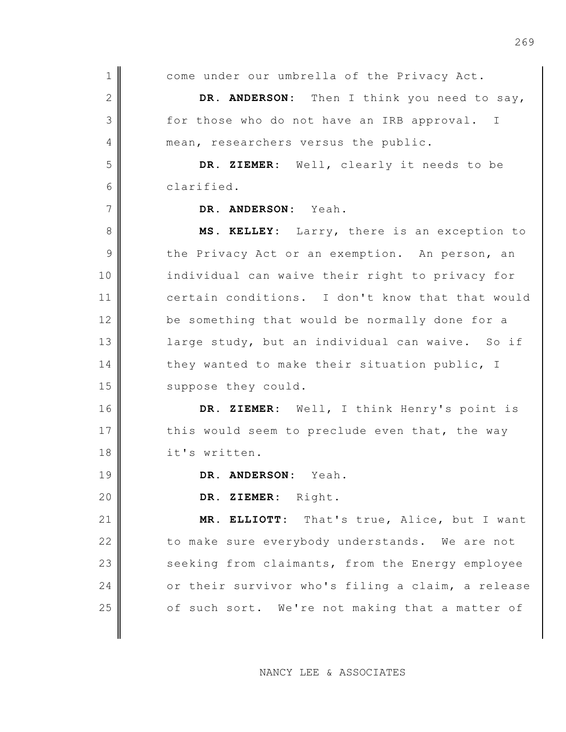come under our umbrella of the Privacy Act.

**DR. ANDERSON:** Then I think you need to say, for those who do not have an IRB approval. I mean, researchers versus the public.

**DR. ZIEMER:** Well, clearly it needs to be clarified.

**DR. ANDERSON:** Yeah.

**MS. KELLEY:** Larry, there is an exception to the Privacy Act or an exemption. An person, an individual can waive their right to privacy for certain conditions. I don't know that that would be something that would be normally done for a large study, but an individual can waive. So if they wanted to make their situation public, I suppose they could.

**DR. ZIEMER:** Well, I think Henry's point is this would seem to preclude even that, the way it's written.

**DR. ANDERSON:** Yeah.

**DR. ZIEMER:** Right.

**MR. ELLIOTT:** That's true, Alice, but I want to make sure everybody understands. We are not seeking from claimants, from the Energy employee or their survivor who's filing a claim, a release of such sort. We're not making that a matter of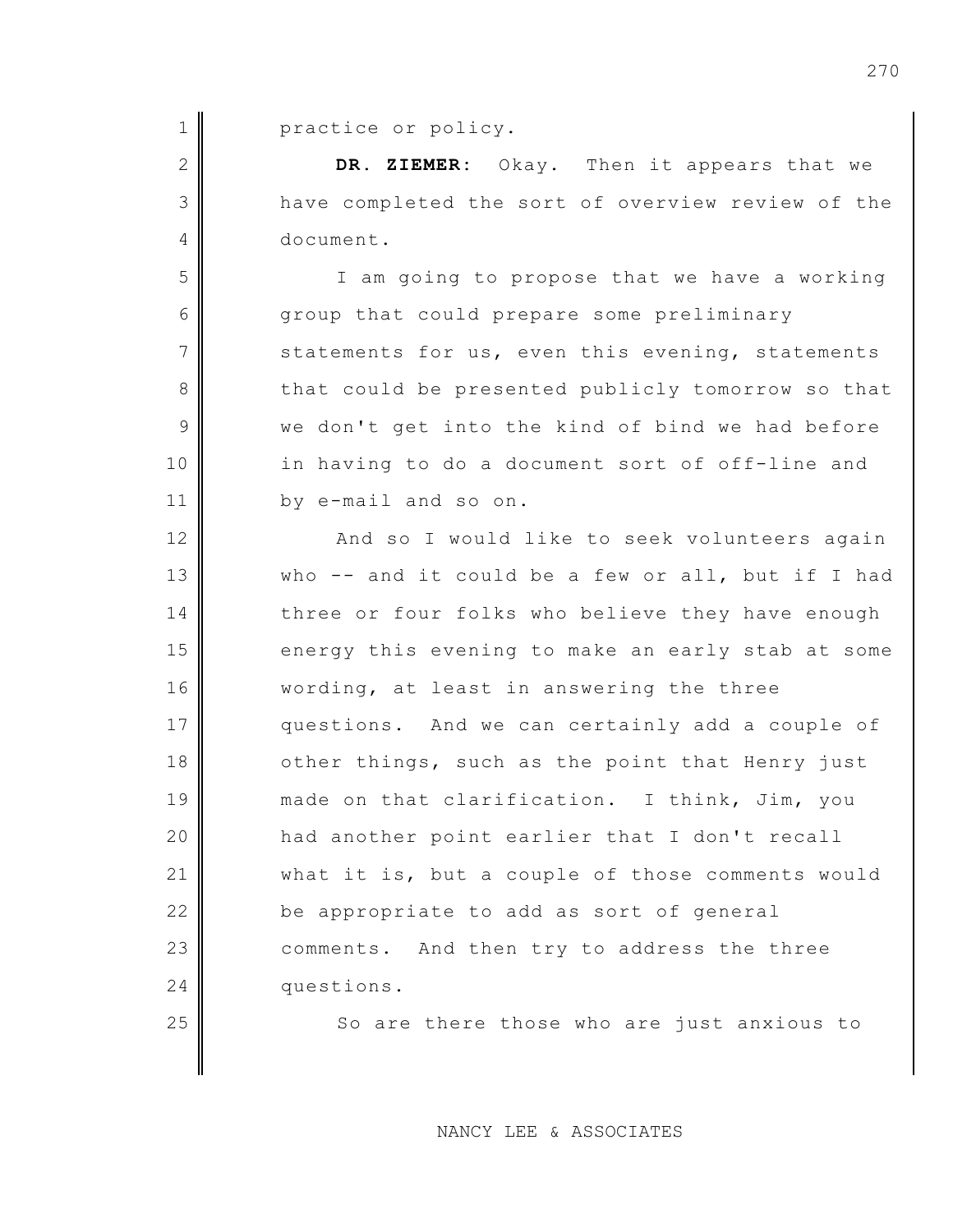practice or policy.

**DR. ZIEMER:** Okay. Then it appears that we have completed the sort of overview review of the document.

I am going to propose that we have a working group that could prepare some preliminary statements for us, even this evening, statements that could be presented publicly tomorrow so that we don't get into the kind of bind we had before in having to do a document sort of off-line and by e-mail and so on.

And so I would like to seek volunteers again who -- and it could be a few or all, but if I had three or four folks who believe they have enough energy this evening to make an early stab at some wording, at least in answering the three questions. And we can certainly add a couple of other things, such as the point that Henry just made on that clarification. I think, Jim, you had another point earlier that I don't recall what it is, but a couple of those comments would be appropriate to add as sort of general comments. And then try to address the three questions.

So are there those who are just anxious to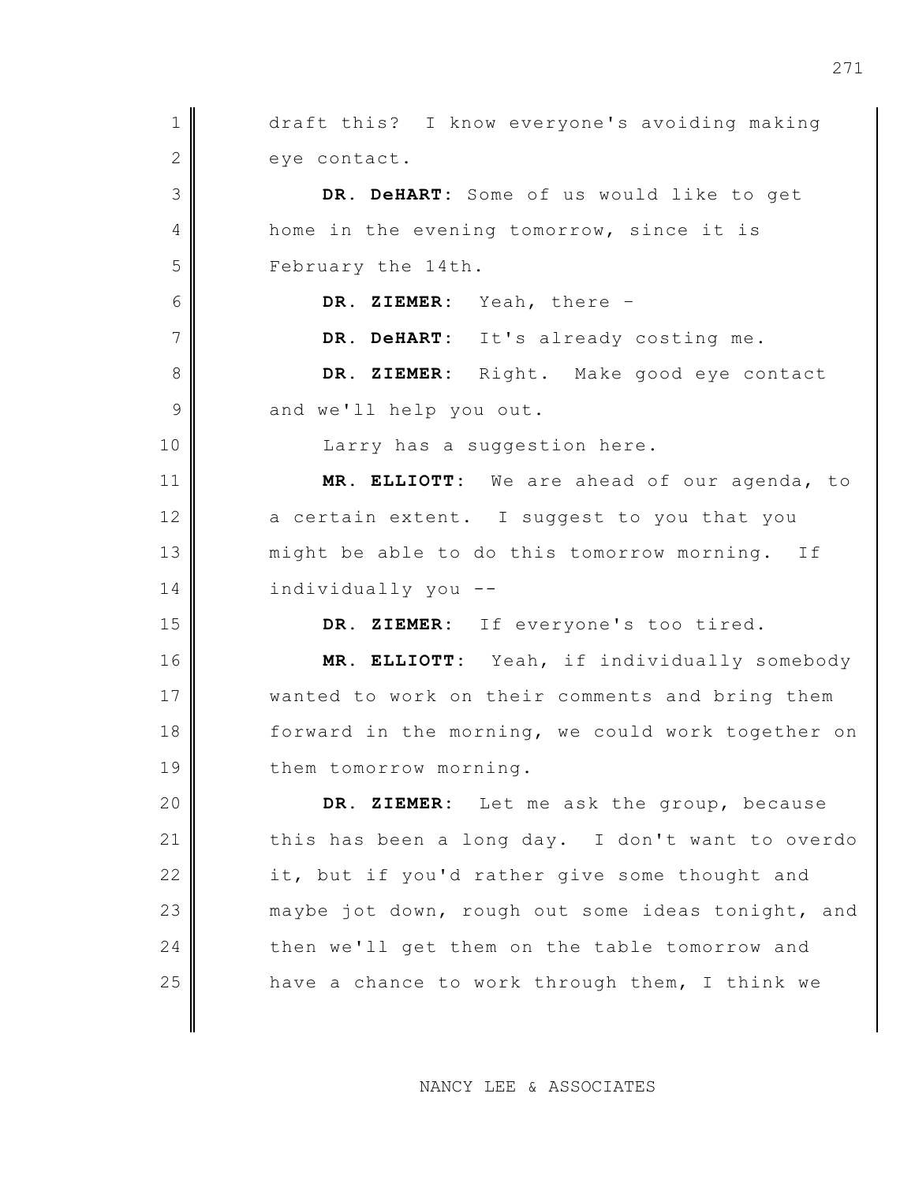draft this? I know everyone's avoiding making eye contact.

**DR. DeHART:** Some of us would like to get home in the evening tomorrow, since it is February the 14th.

**DR. ZIEMER:** Yeah, there –

**DR. DeHART:** It's already costing me.

**DR. ZIEMER:** Right. Make good eye contact and we'll help you out.

Larry has a suggestion here.

**MR. ELLIOTT:** We are ahead of our agenda, to a certain extent. I suggest to you that you might be able to do this tomorrow morning. If individually you --

**DR. ZIEMER:** If everyone's too tired.

**MR. ELLIOTT:** Yeah, if individually somebody wanted to work on their comments and bring them forward in the morning, we could work together on them tomorrow morning.

**DR. ZIEMER:** Let me ask the group, because this has been a long day. I don't want to overdo it, but if you'd rather give some thought and maybe jot down, rough out some ideas tonight, and then we'll get them on the table tomorrow and have a chance to work through them, I think we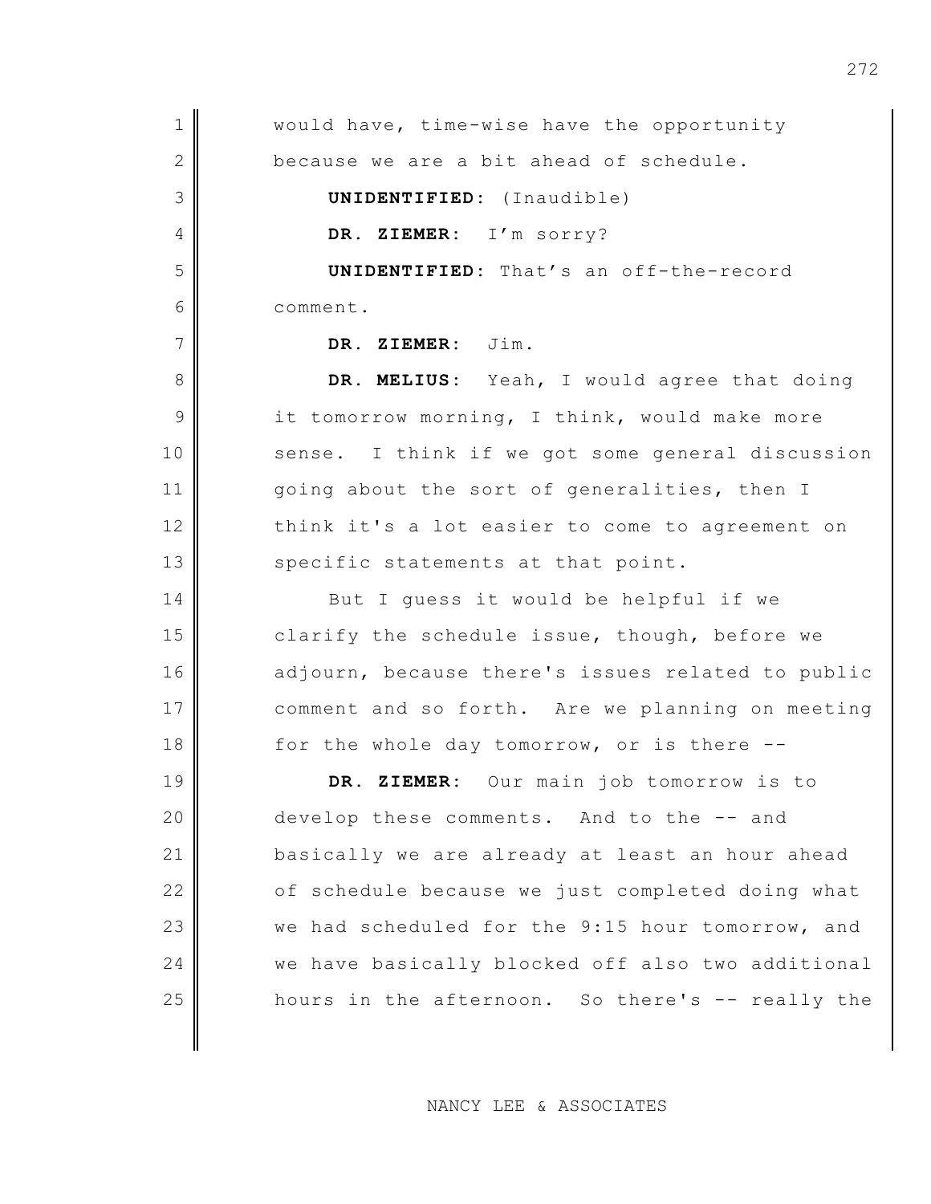would have, time-wise have the opportunity because we are a bit ahead of schedule.

**UNIDENTIFIED**: (Inaudible)

**DR. ZIEMER**: I'm sorry?

**UNIDENTIFIED**: That's an off-the-record comment.

**DR. ZIEMER**: Jim.

**DR. MELIUS**: Yeah, I would agree that doing it tomorrow morning, I think, would make more sense. I think if we got some general discussion going about the sort of generalities, then I think it's a lot easier to come to agreement on specific statements at that point.

But I guess it would be helpful if we clarify the schedule issue, though, before we adjourn, because there's issues related to public comment and so forth. Are we planning on meeting for the whole day tomorrow, or is there --

**DR. ZIEMER**: Our main job tomorrow is to develop these comments. And to the -- and basically we are already at least an hour ahead of schedule because we just completed doing what we had scheduled for the 9:15 hour tomorrow, and we have basically blocked off also two additional hours in the afternoon. So there's -- really the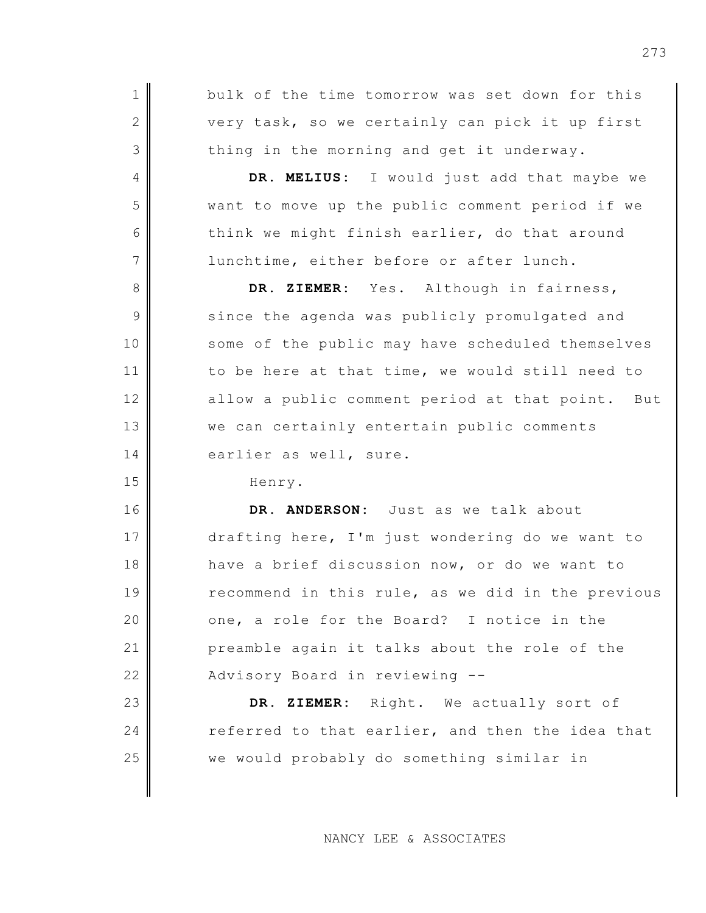bulk of the time tomorrow was set down for this very task, so we certainly can pick it up first thing in the morning and get it underway.

**DR. MELIUS:** I would just add that maybe we want to move up the public comment period if we think we might finish earlier, do that around lunchtime, either before or after lunch.

**DR. ZIEMER:** Yes. Although in fairness, since the agenda was publicly promulgated and some of the public may have scheduled themselves to be here at that time, we would still need to allow a public comment period at that point. But we can certainly entertain public comments earlier as well, sure.

Henry.

**DR. ANDERSON:** Just as we talk about drafting here, I'm just wondering do we want to have a brief discussion now, or do we want to recommend in this rule, as we did in the previous one, a role for the Board? I notice in the preamble again it talks about the role of the Advisory Board in reviewing --

**DR. ZIEMER:** Right. We actually sort of referred to that earlier, and then the idea that we would probably do something similar in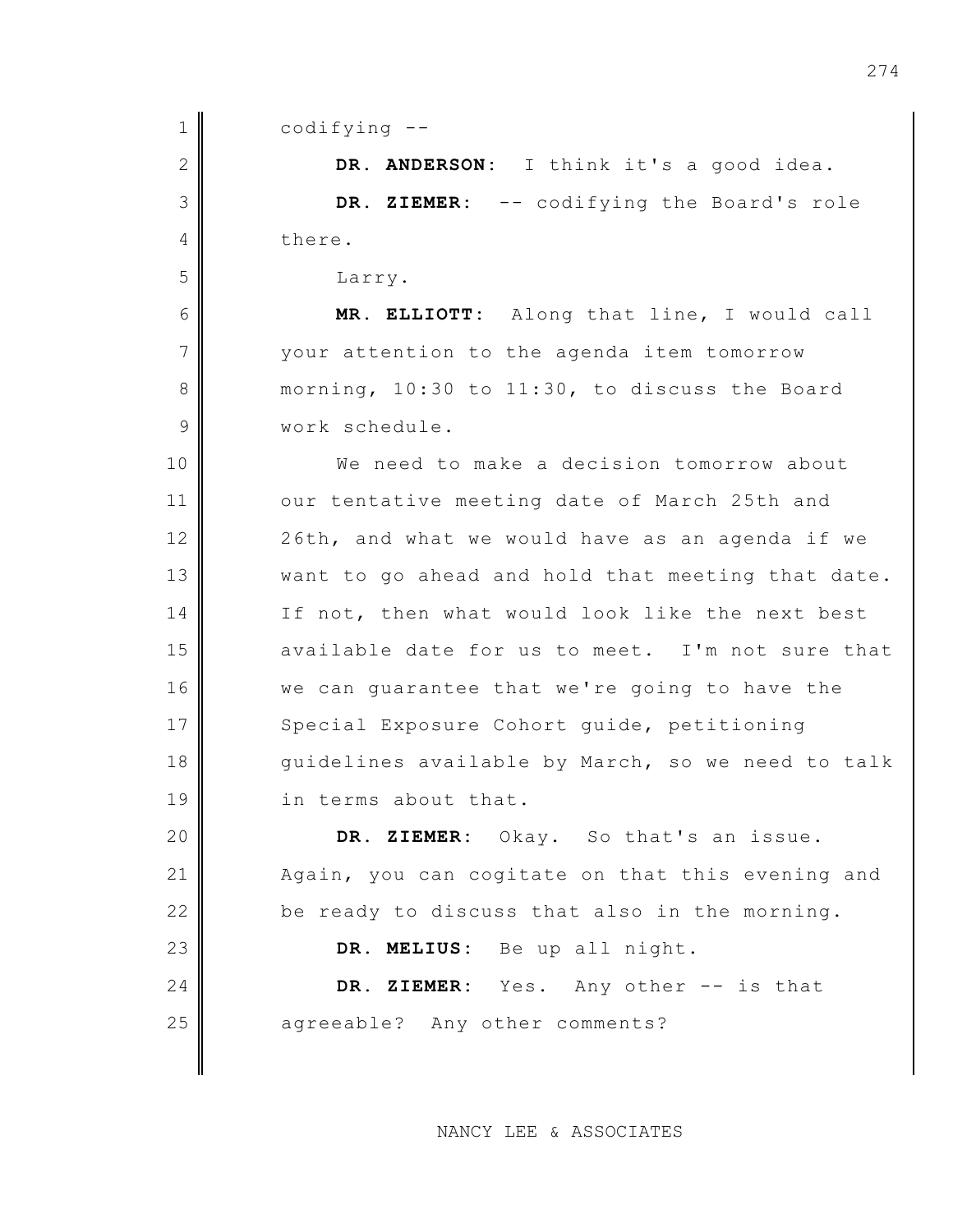codifying --

**DR. ANDERSON:** I think it's a good idea.

**DR. ZIEMER:** -- codifying the Board's role there.

Larry.

**MR. ELLIOTT:** Along that line, I would call your attention to the agenda item tomorrow morning, 10:30 to 11:30, to discuss the Board work schedule.

We need to make a decision tomorrow about our tentative meeting date of March 25th and 26th, and what we would have as an agenda if we want to go ahead and hold that meeting that date. If not, then what would look like the next best available date for us to meet. I'm not sure that we can guarantee that we're going to have the Special Exposure Cohort guide, petitioning guidelines available by March, so we need to talk in terms about that.

**DR. ZIEMER:** Okay. So that's an issue. Again, you can cogitate on that this evening and be ready to discuss that also in the morning.

**DR. MELIUS:** Be up all night.

**DR. ZIEMER:** Yes. Any other -- is that agreeable? Any other comments?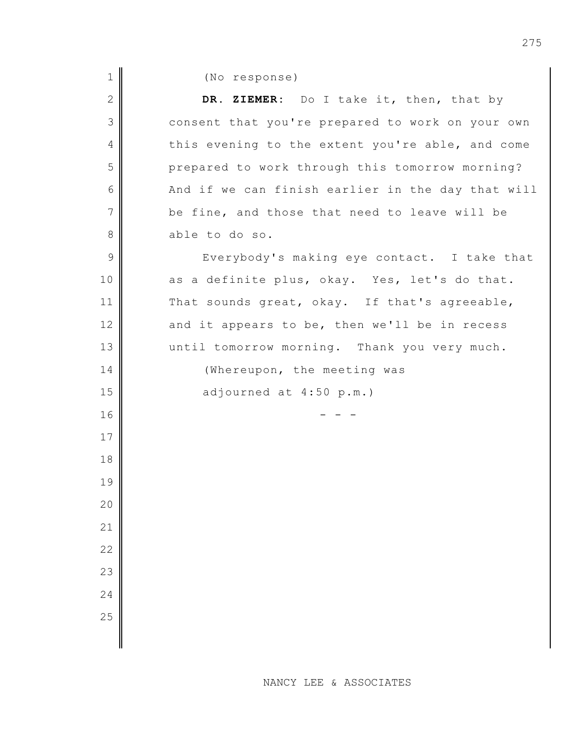(No response)

**DR. ZIEMER:** Do I take it, then, that by consent that you're prepared to work on your own this evening to the extent you're able, and come prepared to work through this tomorrow morning? And if we can finish earlier in the day that will be fine, and those that need to leave will be able to do so.

Everybody's making eye contact. I take that as a definite plus, okay. Yes, let's do that. That sounds great, okay. If that's agreeable, and it appears to be, then we'll be in recess until tomorrow morning. Thank you very much.

(Whereupon, the meeting was adjourned at 4:50 p.m.)

\- - -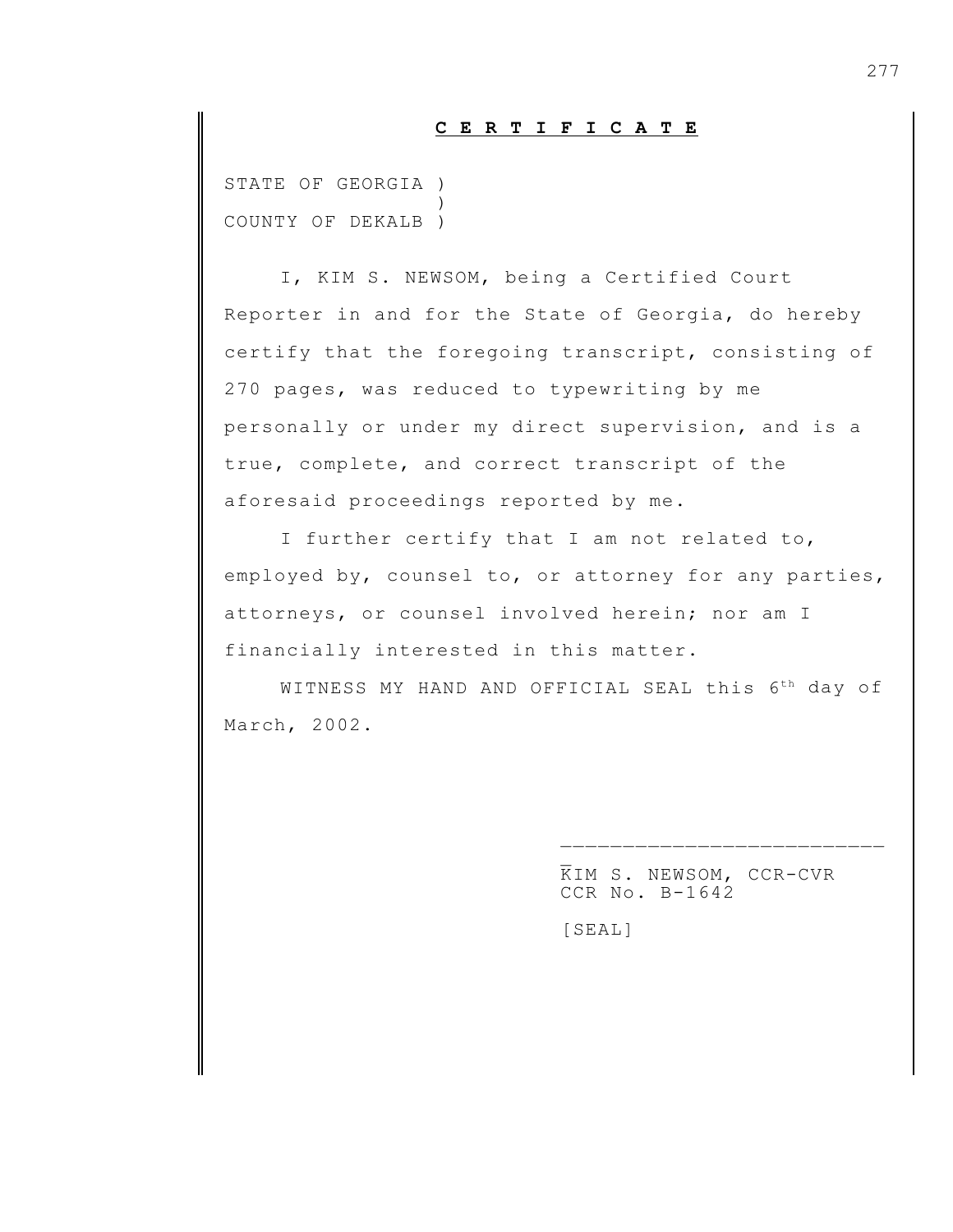# **C E R T I F I C A T E**

STATE OF GEORGIA )
)
COUNTY OF DEKALB )

I, KIM S. NEWSOM, being a Certified Court Reporter in and for the State of Georgia, do hereby certify that the foregoing transcript, consisting of 270 pages, was reduced to typewriting by me personally or under my direct supervision, and is a true, complete, and correct transcript of the aforesaid proceedings reported by me.

I further certify that I am not related to, employed by, counsel to, or attorney for any parties, attorneys, or counsel involved herein; nor am I financially interested in this matter.

WITNESS MY HAND AND OFFICIAL SEAL this 6th day of March, 2002.

\_\_\_\_\_\_\_\_\_\_\_\_\_\_\_\_\_\_\_\_\_\_\_\_\_\_

KIM S. NEWSOM, CCR-CVR
CCR No. B-1642

[SEAL]